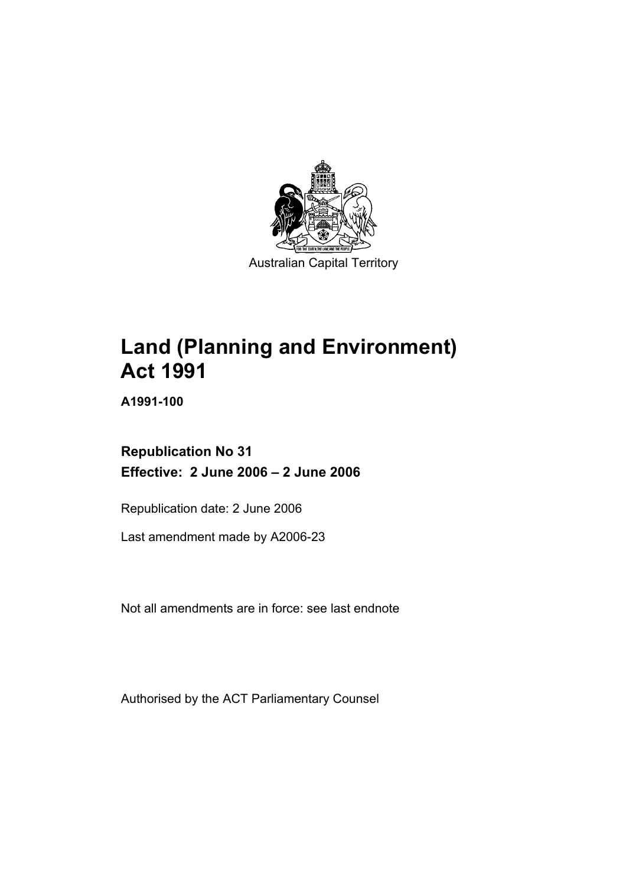Australian Capital Territory

# Land (Planning and Environment) Act 1991

**A1991-100**

**Republication No 31**
**Effective: 2 June 2006 – 2 June 2006**

Republication date: 2 June 2006

Last amendment made by A2006-23

Not all amendments are in force: see last endnote

Authorised by the ACT Parliamentary Counsel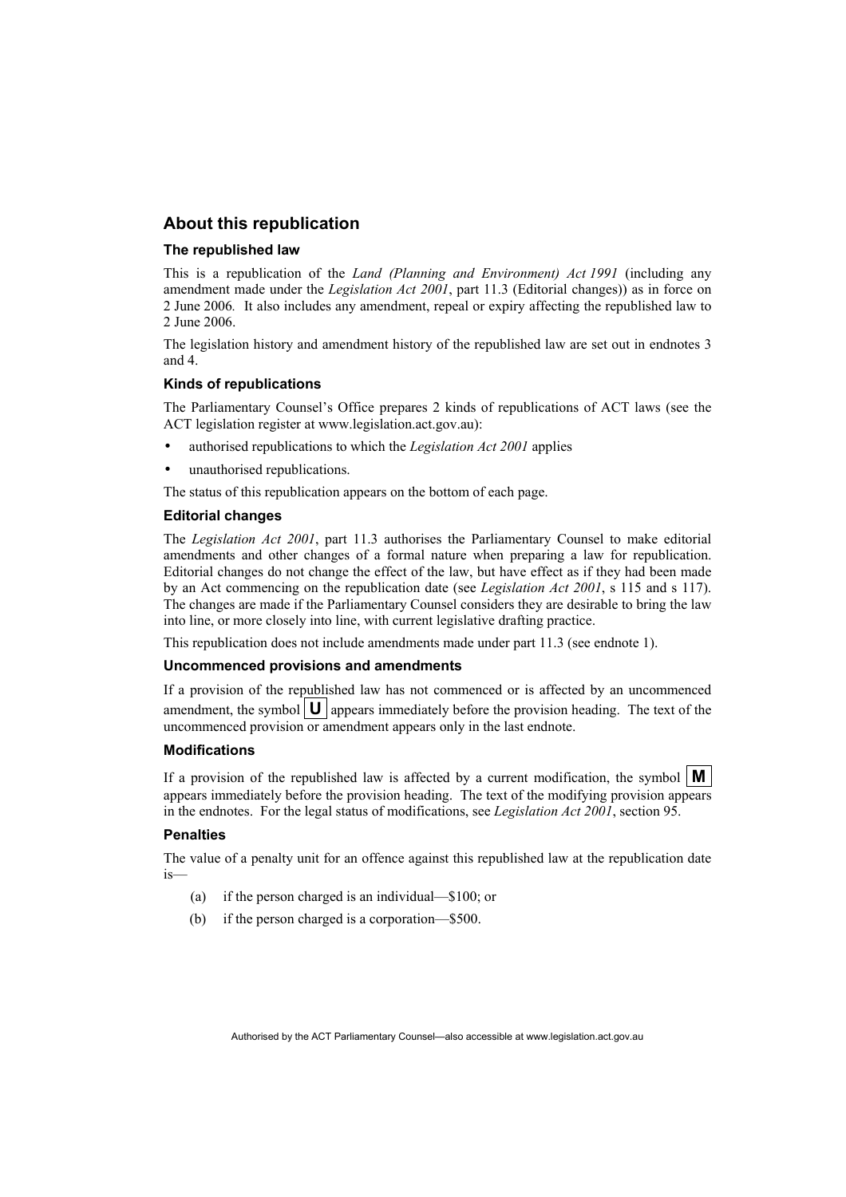## About this republication

### The republished law

This is a republication of the *Land (Planning and Environment) Act 1991* (including any amendment made under the *Legislation Act 2001*, part 11.3 (Editorial changes)) as in force on 2 June 2006*.* It also includes any amendment, repeal or expiry affecting the republished law to 2 June 2006.

The legislation history and amendment history of the republished law are set out in endnotes 3 and 4.

### Kinds of republications

The Parliamentary Counsel's Office prepares 2 kinds of republications of ACT laws (see the ACT legislation register at www.legislation.act.gov.au):

- authorised republications to which the *Legislation Act 2001* applies
- unauthorised republications.

The status of this republication appears on the bottom of each page.

### Editorial changes

The *Legislation Act 2001*, part 11.3 authorises the Parliamentary Counsel to make editorial amendments and other changes of a formal nature when preparing a law for republication. Editorial changes do not change the effect of the law, but have effect as if they had been made by an Act commencing on the republication date (see *Legislation Act 2001*, s 115 and s 117). The changes are made if the Parliamentary Counsel considers they are desirable to bring the law into line, or more closely into line, with current legislative drafting practice.

This republication does not include amendments made under part 11.3 (see endnote 1).

### Uncommenced provisions and amendments

If a provision of the republished law has not commenced or is affected by an uncommenced amendment, the symbol **U** appears immediately before the provision heading. The text of the uncommenced provision or amendment appears only in the last endnote.

### Modifications

If a provision of the republished law is affected by a current modification, the symbol **M** appears immediately before the provision heading. The text of the modifying provision appears in the endnotes. For the legal status of modifications, see *Legislation Act 2001*, section 95.

### Penalties

The value of a penalty unit for an offence against this republished law at the republication date is—

(a) if the person charged is an individual—$100; or

(b) if the person charged is a corporation—$500.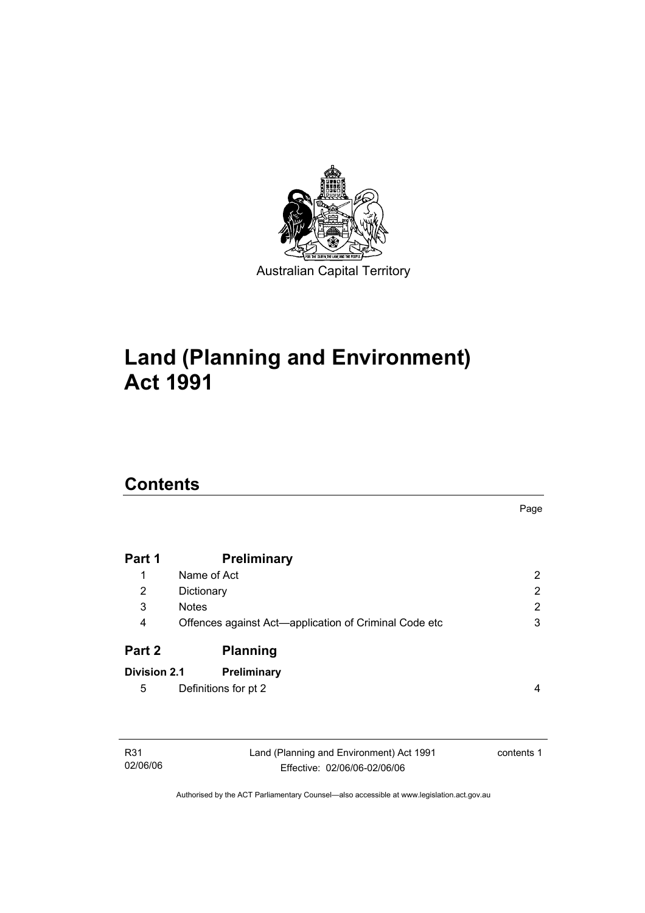Australian Capital Territory

# Land (Planning and Environment) Act 1991

## Contents

| | | Page |
|---|---|---|
| **Part 1** | **Preliminary** | |
| 1 | Name of Act | 2 |
| 2 | Dictionary | 2 |
| 3 | Notes | 2 |
| 4 | Offences against Act—application of Criminal Code etc | 3 |
| **Part 2** | **Planning** | |
| **Division 2.1** | **Preliminary** | |
| 5 | Definitions for pt 2 | 4 |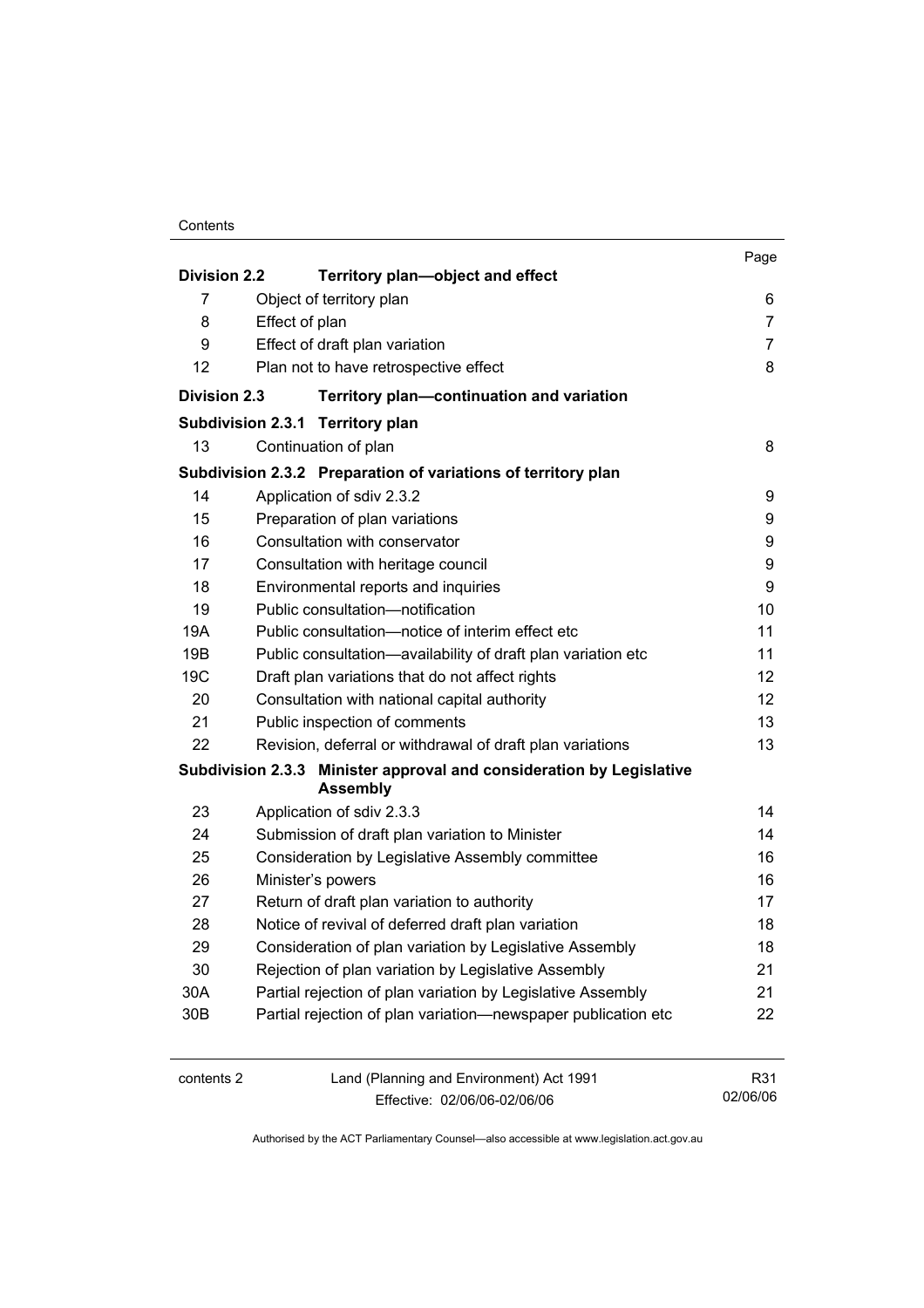| | | Page |
|---|---|---|
| **Division 2.2** | **Territory plan—object and effect** | |
| 7 | Object of territory plan | 6 |
| 8 | Effect of plan | 7 |
| 9 | Effect of draft plan variation | 7 |
| 12 | Plan not to have retrospective effect | 8 |
| **Division 2.3** | **Territory plan—continuation and variation** | |
| **Subdivision 2.3.1** | **Territory plan** | |
| 13 | Continuation of plan | 8 |
| **Subdivision 2.3.2** | **Preparation of variations of territory plan** | |
| 14 | Application of sdiv 2.3.2 | 9 |
| 15 | Preparation of plan variations | 9 |
| 16 | Consultation with conservator | 9 |
| 17 | Consultation with heritage council | 9 |
| 18 | Environmental reports and inquiries | 9 |
| 19 | Public consultation—notification | 10 |
| 19A | Public consultation—notice of interim effect etc | 11 |
| 19B | Public consultation—availability of draft plan variation etc | 11 |
| 19C | Draft plan variations that do not affect rights | 12 |
| 20 | Consultation with national capital authority | 12 |
| 21 | Public inspection of comments | 13 |
| 22 | Revision, deferral or withdrawal of draft plan variations | 13 |
| **Subdivision 2.3.3** | **Minister approval and consideration by Legislative Assembly** | |
| 23 | Application of sdiv 2.3.3 | 14 |
| 24 | Submission of draft plan variation to Minister | 14 |
| 25 | Consideration by Legislative Assembly committee | 16 |
| 26 | Minister's powers | 16 |
| 27 | Return of draft plan variation to authority | 17 |
| 28 | Notice of revival of deferred draft plan variation | 18 |
| 29 | Consideration of plan variation by Legislative Assembly | 18 |
| 30 | Rejection of plan variation by Legislative Assembly | 21 |
| 30A | Partial rejection of plan variation by Legislative Assembly | 21 |
| 30B | Partial rejection of plan variation—newspaper publication etc | 22 |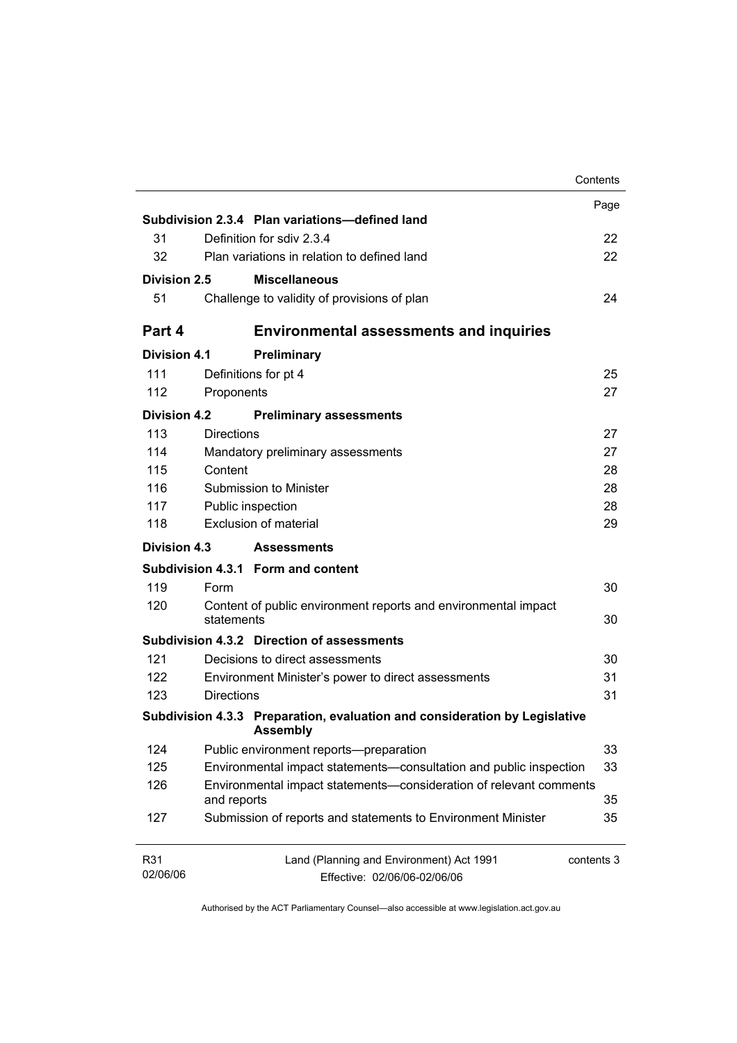| | | Page |
|---|---|---|
| **Subdivision 2.3.4** | **Plan variations—defined land** | |
| 31 | Definition for sdiv 2.3.4 | 22 |
| 32 | Plan variations in relation to defined land | 22 |
| **Division 2.5** | **Miscellaneous** | |
| 51 | Challenge to validity of provisions of plan | 24 |
| **Part 4** | **Environmental assessments and inquiries** | |
| **Division 4.1** | **Preliminary** | |
| 111 | Definitions for pt 4 | 25 |
| 112 | Proponents | 27 |
| **Division 4.2** | **Preliminary assessments** | |
| 113 | Directions | 27 |
| 114 | Mandatory preliminary assessments | 27 |
| 115 | Content | 28 |
| 116 | Submission to Minister | 28 |
| 117 | Public inspection | 28 |
| 118 | Exclusion of material | 29 |
| **Division 4.3** | **Assessments** | |
| **Subdivision 4.3.1** | **Form and content** | |
| 119 | Form | 30 |
| 120 | Content of public environment reports and environmental impact statements | 30 |
| **Subdivision 4.3.2** | **Direction of assessments** | |
| 121 | Decisions to direct assessments | 30 |
| 122 | Environment Minister's power to direct assessments | 31 |
| 123 | Directions | 31 |
| **Subdivision 4.3.3** | **Preparation, evaluation and consideration by Legislative Assembly** | |
| 124 | Public environment reports—preparation | 33 |
| 125 | Environmental impact statements—consultation and public inspection | 33 |
| 126 | Environmental impact statements—consideration of relevant comments and reports | 35 |
| 127 | Submission of reports and statements to Environment Minister | 35 |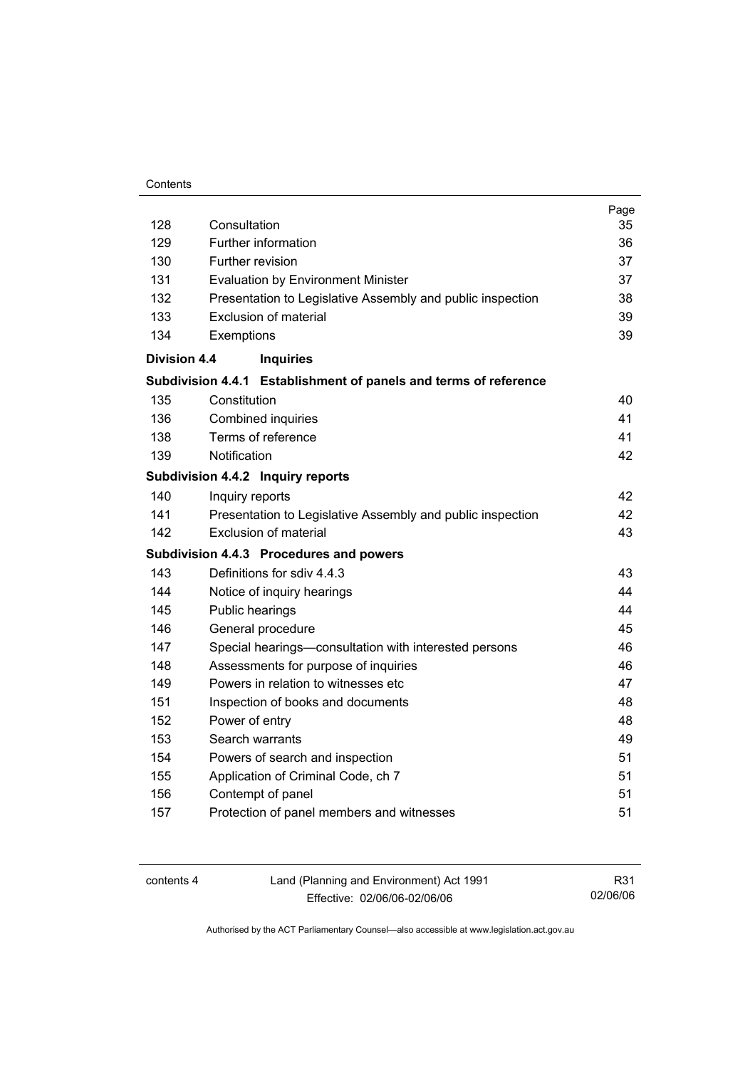| | | Page |
|---|---|---|
| 128 | Consultation | 35 |
| 129 | Further information | 36 |
| 130 | Further revision | 37 |
| 131 | Evaluation by Environment Minister | 37 |
| 132 | Presentation to Legislative Assembly and public inspection | 38 |
| 133 | Exclusion of material | 39 |
| 134 | Exemptions | 39 |
| **Division 4.4** | **Inquiries** | |
| **Subdivision 4.4.1** | **Establishment of panels and terms of reference** | |
| 135 | Constitution | 40 |
| 136 | Combined inquiries | 41 |
| 138 | Terms of reference | 41 |
| 139 | Notification | 42 |
| **Subdivision 4.4.2** | **Inquiry reports** | |
| 140 | Inquiry reports | 42 |
| 141 | Presentation to Legislative Assembly and public inspection | 42 |
| 142 | Exclusion of material | 43 |
| **Subdivision 4.4.3** | **Procedures and powers** | |
| 143 | Definitions for sdiv 4.4.3 | 43 |
| 144 | Notice of inquiry hearings | 44 |
| 145 | Public hearings | 44 |
| 146 | General procedure | 45 |
| 147 | Special hearings—consultation with interested persons | 46 |
| 148 | Assessments for purpose of inquiries | 46 |
| 149 | Powers in relation to witnesses etc | 47 |
| 151 | Inspection of books and documents | 48 |
| 152 | Power of entry | 48 |
| 153 | Search warrants | 49 |
| 154 | Powers of search and inspection | 51 |
| 155 | Application of Criminal Code, ch 7 | 51 |
| 156 | Contempt of panel | 51 |
| 157 | Protection of panel members and witnesses | 51 |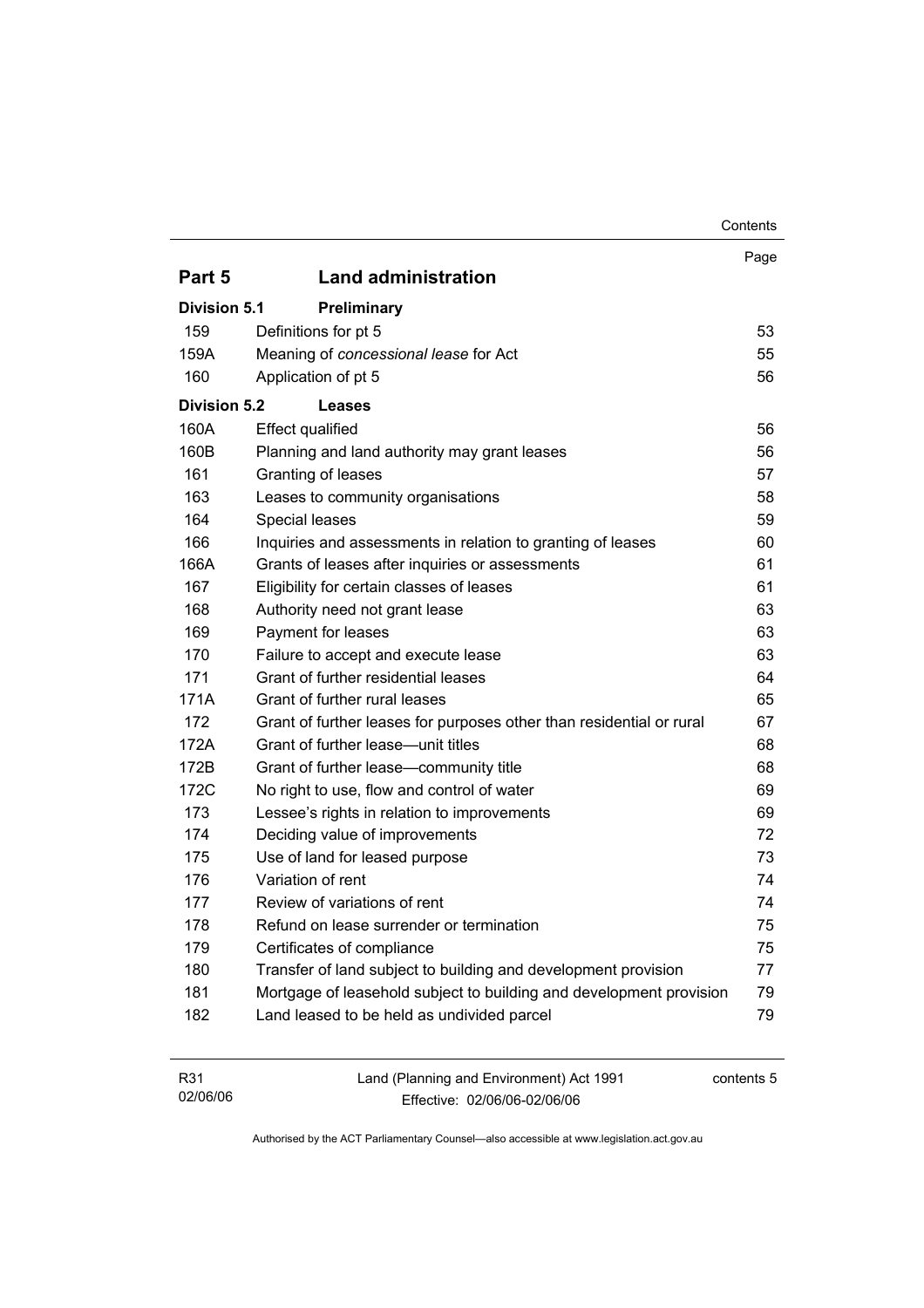| | | Page |
|---|---|---|
| **Part 5** | **Land administration** | |
| **Division 5.1** | **Preliminary** | |
| 159 | Definitions for pt 5 | 53 |
| 159A | Meaning of *concessional lease* for Act | 55 |
| 160 | Application of pt 5 | 56 |
| **Division 5.2** | **Leases** | |
| 160A | Effect qualified | 56 |
| 160B | Planning and land authority may grant leases | 56 |
| 161 | Granting of leases | 57 |
| 163 | Leases to community organisations | 58 |
| 164 | Special leases | 59 |
| 166 | Inquiries and assessments in relation to granting of leases | 60 |
| 166A | Grants of leases after inquiries or assessments | 61 |
| 167 | Eligibility for certain classes of leases | 61 |
| 168 | Authority need not grant lease | 63 |
| 169 | Payment for leases | 63 |
| 170 | Failure to accept and execute lease | 63 |
| 171 | Grant of further residential leases | 64 |
| 171A | Grant of further rural leases | 65 |
| 172 | Grant of further leases for purposes other than residential or rural | 67 |
| 172A | Grant of further lease—unit titles | 68 |
| 172B | Grant of further lease—community title | 68 |
| 172C | No right to use, flow and control of water | 69 |
| 173 | Lessee's rights in relation to improvements | 69 |
| 174 | Deciding value of improvements | 72 |
| 175 | Use of land for leased purpose | 73 |
| 176 | Variation of rent | 74 |
| 177 | Review of variations of rent | 74 |
| 178 | Refund on lease surrender or termination | 75 |
| 179 | Certificates of compliance | 75 |
| 180 | Transfer of land subject to building and development provision | 77 |
| 181 | Mortgage of leasehold subject to building and development provision | 79 |
| 182 | Land leased to be held as undivided parcel | 79 |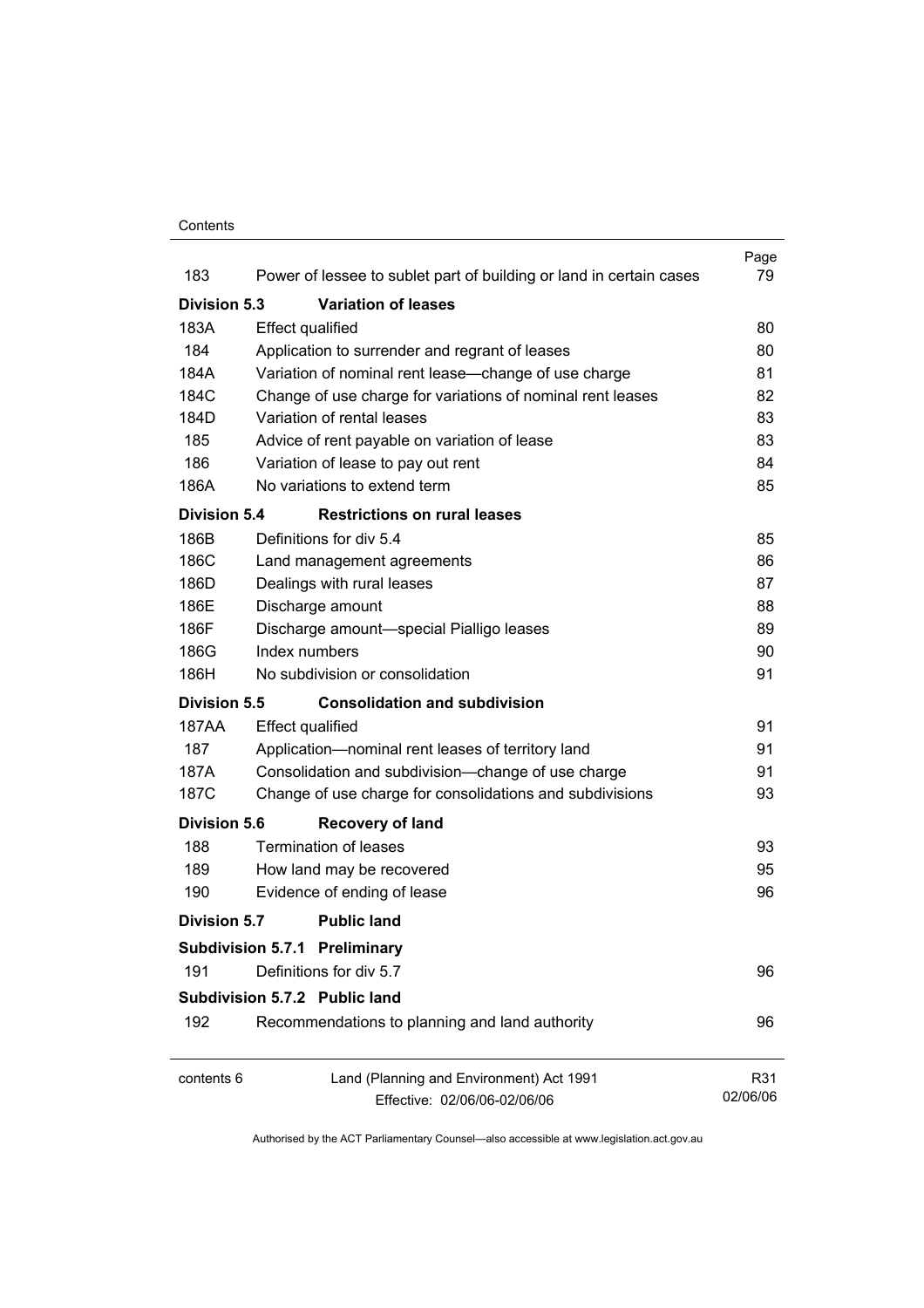| | | Page |
|---|---|---|
| 183 | Power of lessee to sublet part of building or land in certain cases | 79 |
| **Division 5.3** | **Variation of leases** | |
| 183A | Effect qualified | 80 |
| 184 | Application to surrender and regrant of leases | 80 |
| 184A | Variation of nominal rent lease—change of use charge | 81 |
| 184C | Change of use charge for variations of nominal rent leases | 82 |
| 184D | Variation of rental leases | 83 |
| 185 | Advice of rent payable on variation of lease | 83 |
| 186 | Variation of lease to pay out rent | 84 |
| 186A | No variations to extend term | 85 |
| **Division 5.4** | **Restrictions on rural leases** | |
| 186B | Definitions for div 5.4 | 85 |
| 186C | Land management agreements | 86 |
| 186D | Dealings with rural leases | 87 |
| 186E | Discharge amount | 88 |
| 186F | Discharge amount—special Pialligo leases | 89 |
| 186G | Index numbers | 90 |
| 186H | No subdivision or consolidation | 91 |
| **Division 5.5** | **Consolidation and subdivision** | |
| 187AA | Effect qualified | 91 |
| 187 | Application—nominal rent leases of territory land | 91 |
| 187A | Consolidation and subdivision—change of use charge | 91 |
| 187C | Change of use charge for consolidations and subdivisions | 93 |
| **Division 5.6** | **Recovery of land** | |
| 188 | Termination of leases | 93 |
| 189 | How land may be recovered | 95 |
| 190 | Evidence of ending of lease | 96 |
| **Division 5.7** | **Public land** | |
| **Subdivision 5.7.1** | **Preliminary** | |
| 191 | Definitions for div 5.7 | 96 |
| **Subdivision 5.7.2** | **Public land** | |
| 192 | Recommendations to planning and land authority | 96 |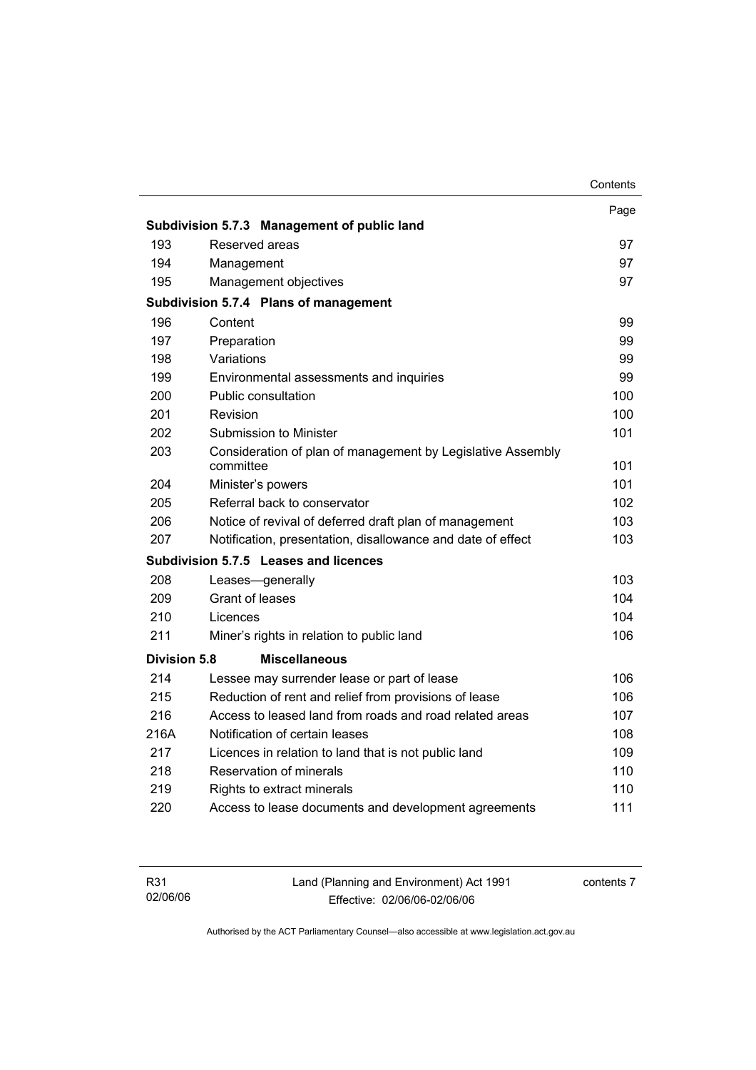| | | Page |
|---|---|---|
| **Subdivision 5.7.3** | **Management of public land** | |
| 193 | Reserved areas | 97 |
| 194 | Management | 97 |
| 195 | Management objectives | 97 |
| **Subdivision 5.7.4** | **Plans of management** | |
| 196 | Content | 99 |
| 197 | Preparation | 99 |
| 198 | Variations | 99 |
| 199 | Environmental assessments and inquiries | 99 |
| 200 | Public consultation | 100 |
| 201 | Revision | 100 |
| 202 | Submission to Minister | 101 |
| 203 | Consideration of plan of management by Legislative Assembly committee | 101 |
| 204 | Minister's powers | 101 |
| 205 | Referral back to conservator | 102 |
| 206 | Notice of revival of deferred draft plan of management | 103 |
| 207 | Notification, presentation, disallowance and date of effect | 103 |
| **Subdivision 5.7.5** | **Leases and licences** | |
| 208 | Leases—generally | 103 |
| 209 | Grant of leases | 104 |
| 210 | Licences | 104 |
| 211 | Miner's rights in relation to public land | 106 |
| **Division 5.8** | **Miscellaneous** | |
| 214 | Lessee may surrender lease or part of lease | 106 |
| 215 | Reduction of rent and relief from provisions of lease | 106 |
| 216 | Access to leased land from roads and road related areas | 107 |
| 216A | Notification of certain leases | 108 |
| 217 | Licences in relation to land that is not public land | 109 |
| 218 | Reservation of minerals | 110 |
| 219 | Rights to extract minerals | 110 |
| 220 | Access to lease documents and development agreements | 111 |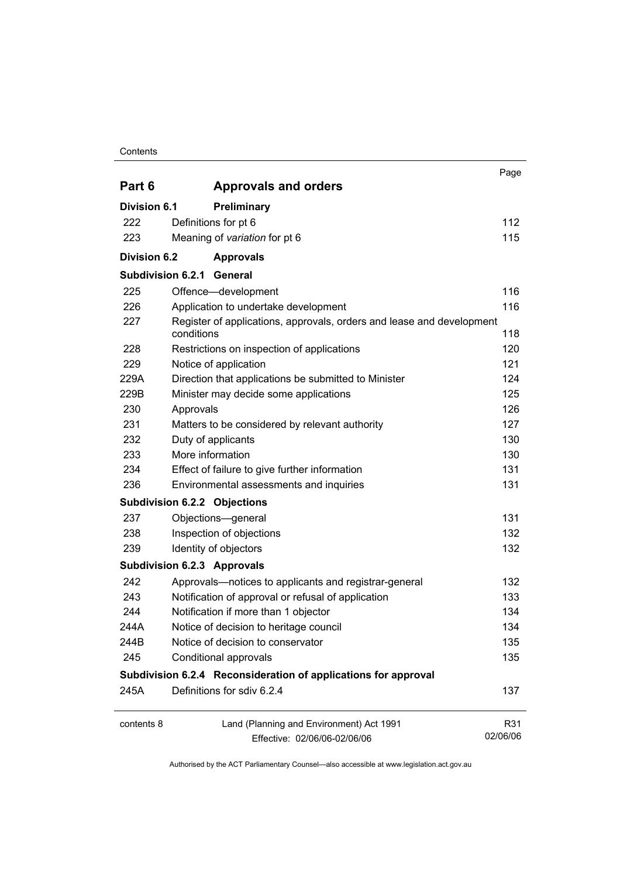| | | Page |
|---|---|---|
| **Part 6** | **Approvals and orders** | |
| **Division 6.1** | **Preliminary** | |
| 222 | Definitions for pt 6 | 112 |
| 223 | Meaning of *variation* for pt 6 | 115 |
| **Division 6.2** | **Approvals** | |
| **Subdivision 6.2.1** | **General** | |
| 225 | Offence—development | 116 |
| 226 | Application to undertake development | 116 |
| 227 | Register of applications, approvals, orders and lease and development conditions | 118 |
| 228 | Restrictions on inspection of applications | 120 |
| 229 | Notice of application | 121 |
| 229A | Direction that applications be submitted to Minister | 124 |
| 229B | Minister may decide some applications | 125 |
| 230 | Approvals | 126 |
| 231 | Matters to be considered by relevant authority | 127 |
| 232 | Duty of applicants | 130 |
| 233 | More information | 130 |
| 234 | Effect of failure to give further information | 131 |
| 236 | Environmental assessments and inquiries | 131 |
| **Subdivision 6.2.2** | **Objections** | |
| 237 | Objections—general | 131 |
| 238 | Inspection of objections | 132 |
| 239 | Identity of objectors | 132 |
| **Subdivision 6.2.3** | **Approvals** | |
| 242 | Approvals—notices to applicants and registrar-general | 132 |
| 243 | Notification of approval or refusal of application | 133 |
| 244 | Notification if more than 1 objector | 134 |
| 244A | Notice of decision to heritage council | 134 |
| 244B | Notice of decision to conservator | 135 |
| 245 | Conditional approvals | 135 |
| **Subdivision 6.2.4** | **Reconsideration of applications for approval** | |
| 245A | Definitions for sdiv 6.2.4 | 137 |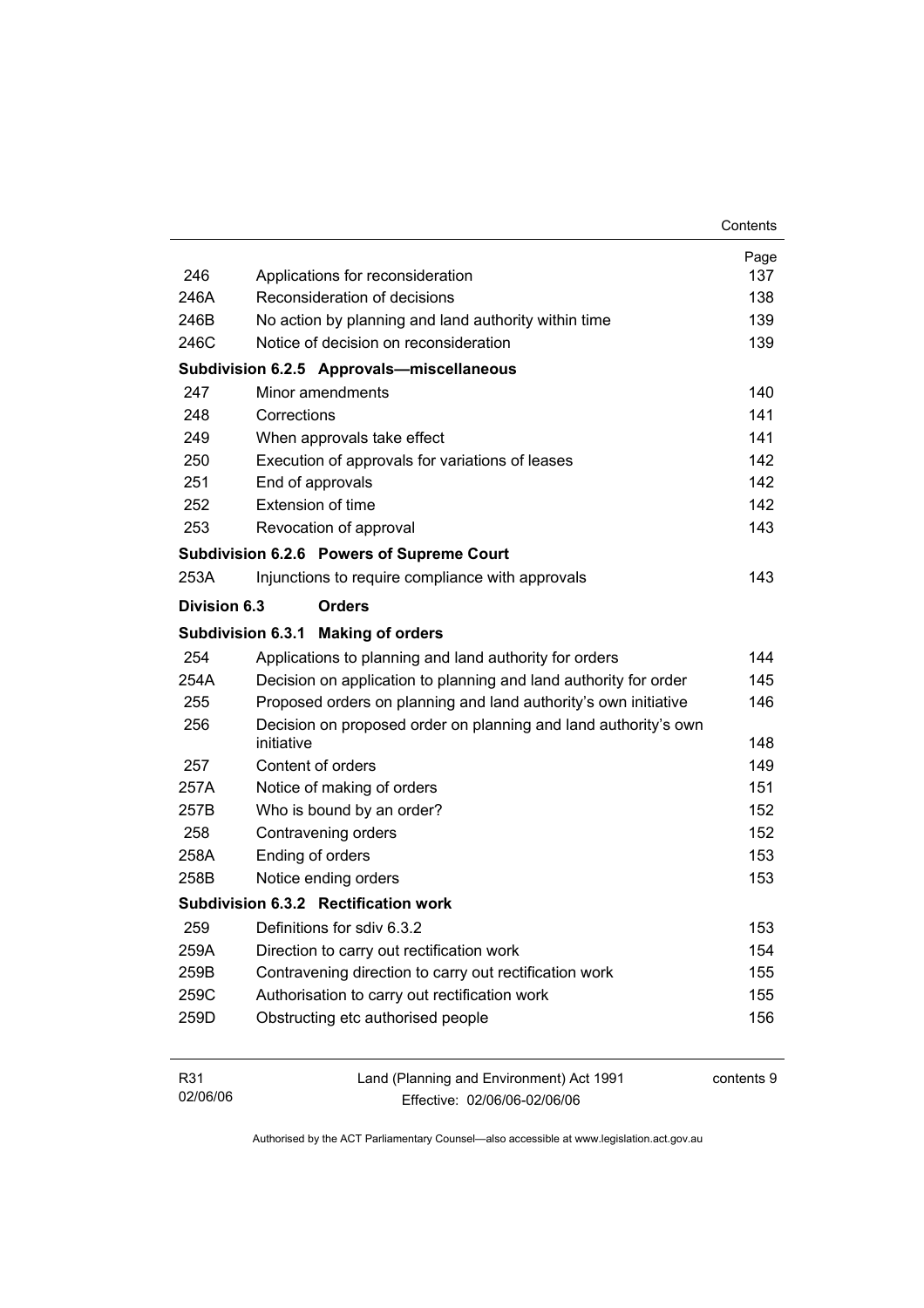| | | Page |
|---|---|---|
| 246 | Applications for reconsideration | 137 |
| 246A | Reconsideration of decisions | 138 |
| 246B | No action by planning and land authority within time | 139 |
| 246C | Notice of decision on reconsideration | 139 |
| **Subdivision 6.2.5** | **Approvals—miscellaneous** | |
| 247 | Minor amendments | 140 |
| 248 | Corrections | 141 |
| 249 | When approvals take effect | 141 |
| 250 | Execution of approvals for variations of leases | 142 |
| 251 | End of approvals | 142 |
| 252 | Extension of time | 142 |
| 253 | Revocation of approval | 143 |
| **Subdivision 6.2.6** | **Powers of Supreme Court** | |
| 253A | Injunctions to require compliance with approvals | 143 |
| **Division 6.3** | **Orders** | |
| **Subdivision 6.3.1** | **Making of orders** | |
| 254 | Applications to planning and land authority for orders | 144 |
| 254A | Decision on application to planning and land authority for order | 145 |
| 255 | Proposed orders on planning and land authority's own initiative | 146 |
| 256 | Decision on proposed order on planning and land authority's own initiative | 148 |
| 257 | Content of orders | 149 |
| 257A | Notice of making of orders | 151 |
| 257B | Who is bound by an order? | 152 |
| 258 | Contravening orders | 152 |
| 258A | Ending of orders | 153 |
| 258B | Notice ending orders | 153 |
| **Subdivision 6.3.2** | **Rectification work** | |
| 259 | Definitions for sdiv 6.3.2 | 153 |
| 259A | Direction to carry out rectification work | 154 |
| 259B | Contravening direction to carry out rectification work | 155 |
| 259C | Authorisation to carry out rectification work | 155 |
| 259D | Obstructing etc authorised people | 156 |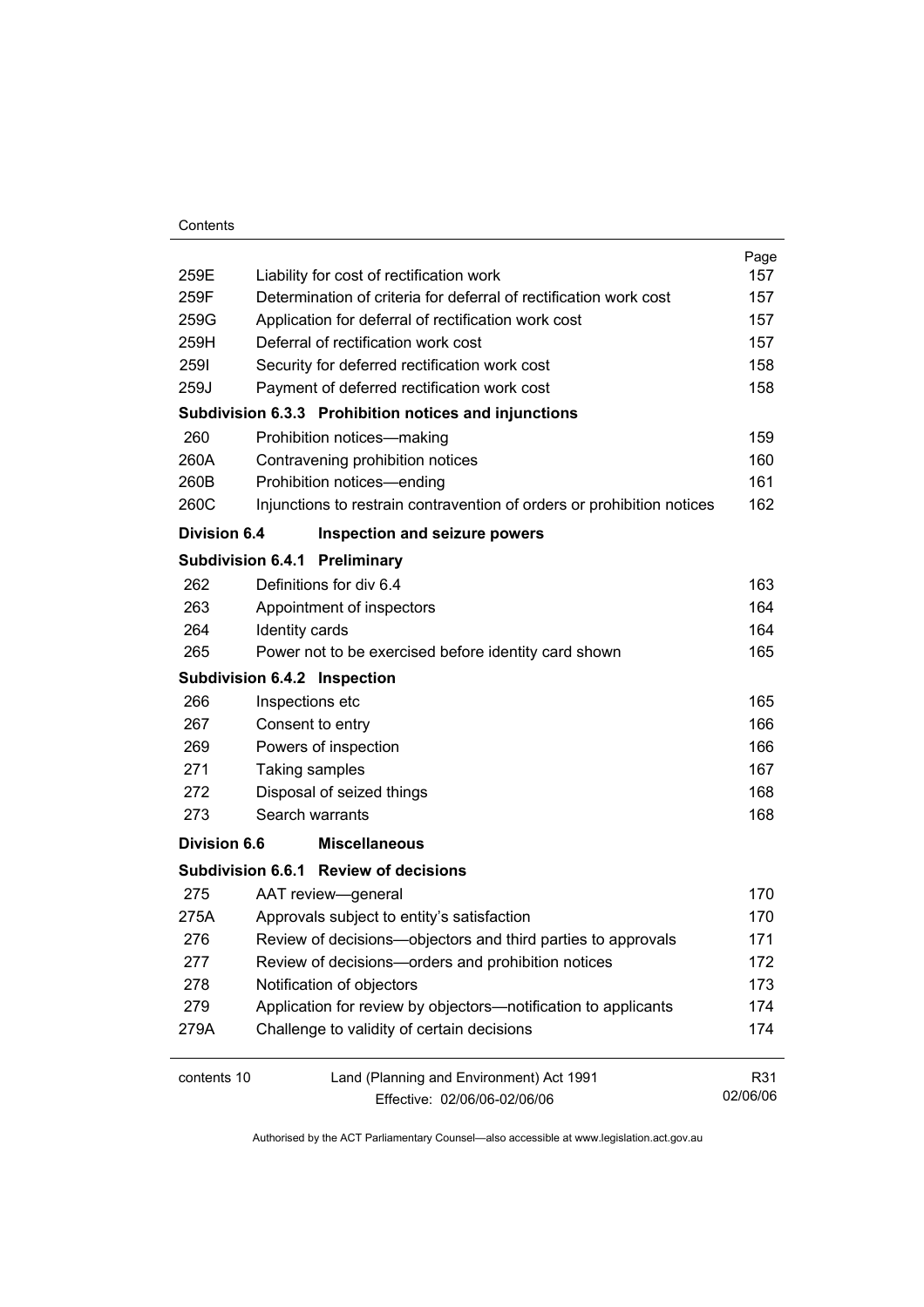| | | Page |
|---|---|---|
| 259E | Liability for cost of rectification work | 157 |
| 259F | Determination of criteria for deferral of rectification work cost | 157 |
| 259G | Application for deferral of rectification work cost | 157 |
| 259H | Deferral of rectification work cost | 157 |
| 259I | Security for deferred rectification work cost | 158 |
| 259J | Payment of deferred rectification work cost | 158 |

**Subdivision 6.3.3 Prohibition notices and injunctions**

| | | |
|---|---|---|
| 260 | Prohibition notices—making | 159 |
| 260A | Contravening prohibition notices | 160 |
| 260B | Prohibition notices—ending | 161 |
| 260C | Injunctions to restrain contravention of orders or prohibition notices | 162 |

**Division 6.4 Inspection and seizure powers**

**Subdivision 6.4.1 Preliminary**

| | | |
|---|---|---|
| 262 | Definitions for div 6.4 | 163 |
| 263 | Appointment of inspectors | 164 |
| 264 | Identity cards | 164 |
| 265 | Power not to be exercised before identity card shown | 165 |

**Subdivision 6.4.2 Inspection**

| | | |
|---|---|---|
| 266 | Inspections etc | 165 |
| 267 | Consent to entry | 166 |
| 269 | Powers of inspection | 166 |
| 271 | Taking samples | 167 |
| 272 | Disposal of seized things | 168 |
| 273 | Search warrants | 168 |

**Division 6.6 Miscellaneous**

**Subdivision 6.6.1 Review of decisions**

| | | |
|---|---|---|
| 275 | AAT review—general | 170 |
| 275A | Approvals subject to entity's satisfaction | 170 |
| 276 | Review of decisions—objectors and third parties to approvals | 171 |
| 277 | Review of decisions—orders and prohibition notices | 172 |
| 278 | Notification of objectors | 173 |
| 279 | Application for review by objectors—notification to applicants | 174 |
| 279A | Challenge to validity of certain decisions | 174 |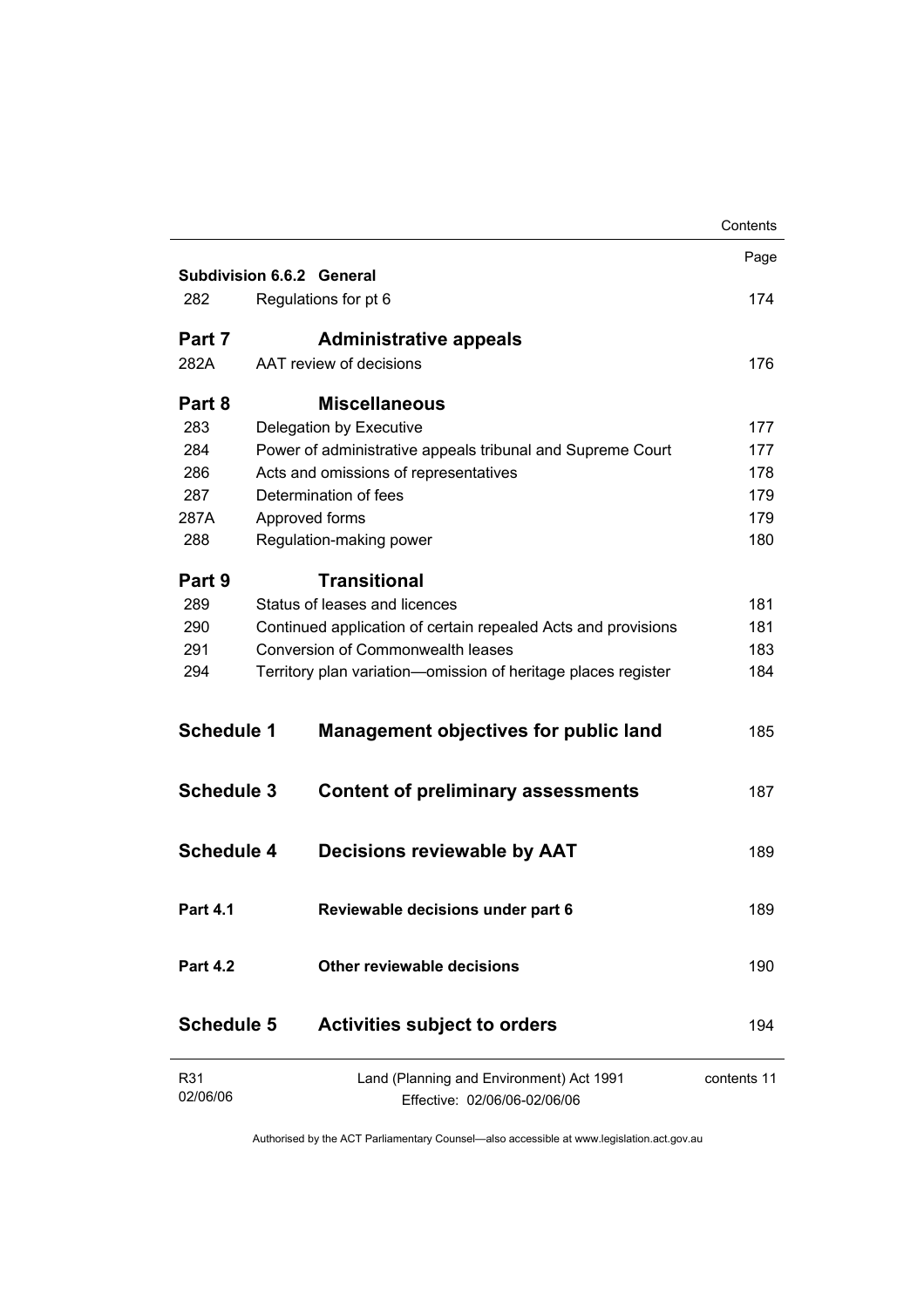| | | Page |
|---|---|---|
| **Subdivision 6.6.2** | **General** | |
| 282 | Regulations for pt 6 | 174 |
| **Part 7** | **Administrative appeals** | |
| 282A | AAT review of decisions | 176 |
| **Part 8** | **Miscellaneous** | |
| 283 | Delegation by Executive | 177 |
| 284 | Power of administrative appeals tribunal and Supreme Court | 177 |
| 286 | Acts and omissions of representatives | 178 |
| 287 | Determination of fees | 179 |
| 287A | Approved forms | 179 |
| 288 | Regulation-making power | 180 |
| **Part 9** | **Transitional** | |
| 289 | Status of leases and licences | 181 |
| 290 | Continued application of certain repealed Acts and provisions | 181 |
| 291 | Conversion of Commonwealth leases | 183 |
| 294 | Territory plan variation—omission of heritage places register | 184 |
| **Schedule 1** | **Management objectives for public land** | 185 |
| **Schedule 3** | **Content of preliminary assessments** | 187 |
| **Schedule 4** | **Decisions reviewable by AAT** | 189 |
| **Part 4.1** | **Reviewable decisions under part 6** | 189 |
| **Part 4.2** | **Other reviewable decisions** | 190 |
| **Schedule 5** | **Activities subject to orders** | 194 |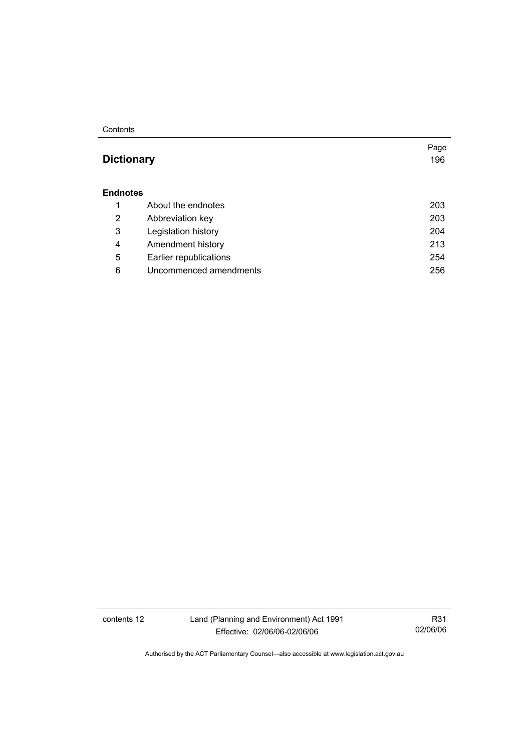| | | Page |
|---|---|---|
| **Dictionary** | | 196 |
| **Endnotes** | | |
| 1 | About the endnotes | 203 |
| 2 | Abbreviation key | 203 |
| 3 | Legislation history | 204 |
| 4 | Amendment history | 213 |
| 5 | Earlier republications | 254 |
| 6 | Uncommenced amendments | 256 |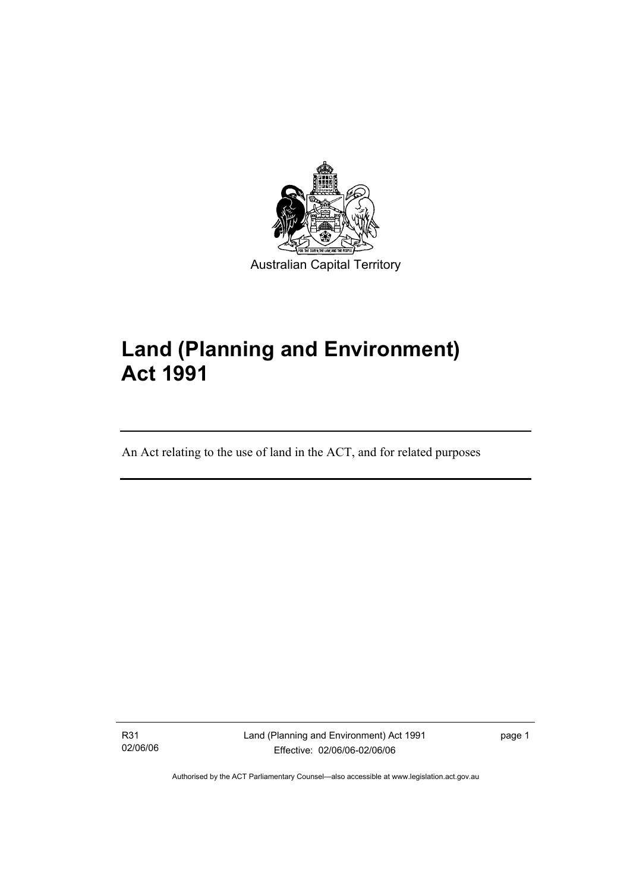Australian Capital Territory

# Land (Planning and Environment) Act 1991

An Act relating to the use of land in the ACT, and for related purposes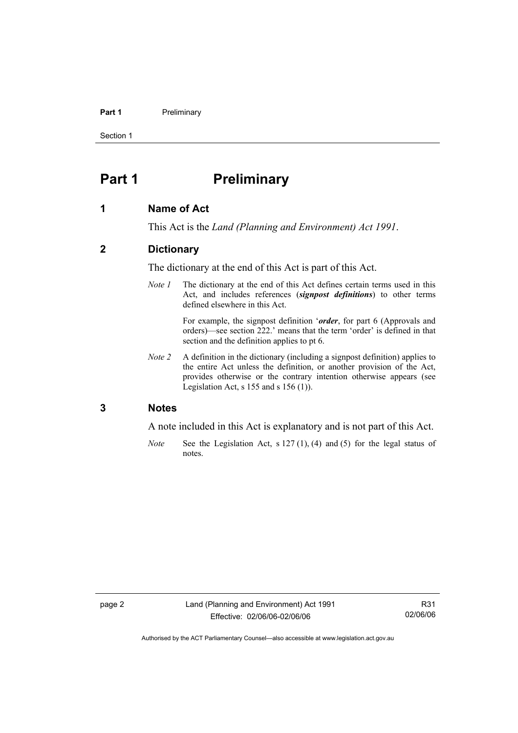# Part 1 Preliminary

## 1 Name of Act

This Act is the *Land (Planning and Environment) Act 1991*.

## 2 Dictionary

The dictionary at the end of this Act is part of this Act.

*Note 1* The dictionary at the end of this Act defines certain terms used in this Act, and includes references (***signpost definitions***) to other terms defined elsewhere in this Act.

For example, the signpost definition '***order***, for part 6 (Approvals and orders)—see section 222.' means that the term 'order' is defined in that section and the definition applies to pt 6.

*Note 2* A definition in the dictionary (including a signpost definition) applies to the entire Act unless the definition, or another provision of the Act, provides otherwise or the contrary intention otherwise appears (see Legislation Act, s 155 and s 156 (1)).

## 3 Notes

A note included in this Act is explanatory and is not part of this Act.

*Note* See the Legislation Act, s 127 (1), (4) and (5) for the legal status of notes.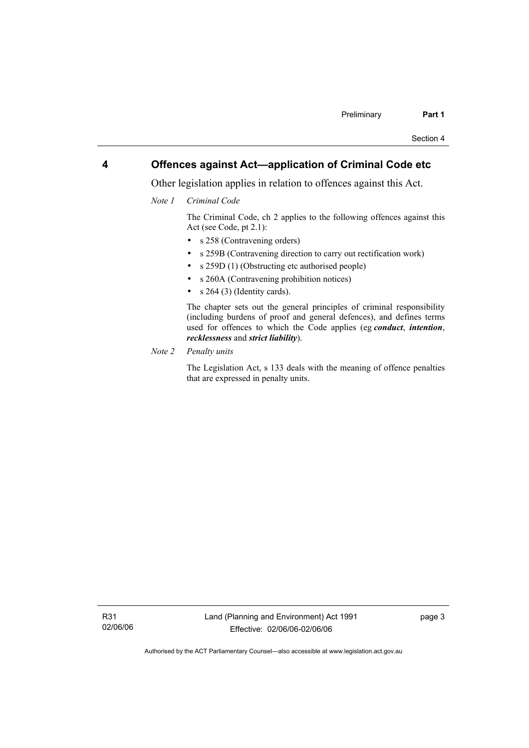## 4 Offences against Act—application of Criminal Code etc

Other legislation applies in relation to offences against this Act.

*Note 1 Criminal Code*

The Criminal Code, ch 2 applies to the following offences against this Act (see Code, pt 2.1):

- s 258 (Contravening orders)
- s 259B (Contravening direction to carry out rectification work)
- s 259D (1) (Obstructing etc authorised people)
- s 260A (Contravening prohibition notices)
- s 264 (3) (Identity cards).

The chapter sets out the general principles of criminal responsibility (including burdens of proof and general defences), and defines terms used for offences to which the Code applies (eg ***conduct***, ***intention***, ***recklessness*** and ***strict liability***).

*Note 2 Penalty units*

The Legislation Act, s 133 deals with the meaning of offence penalties that are expressed in penalty units.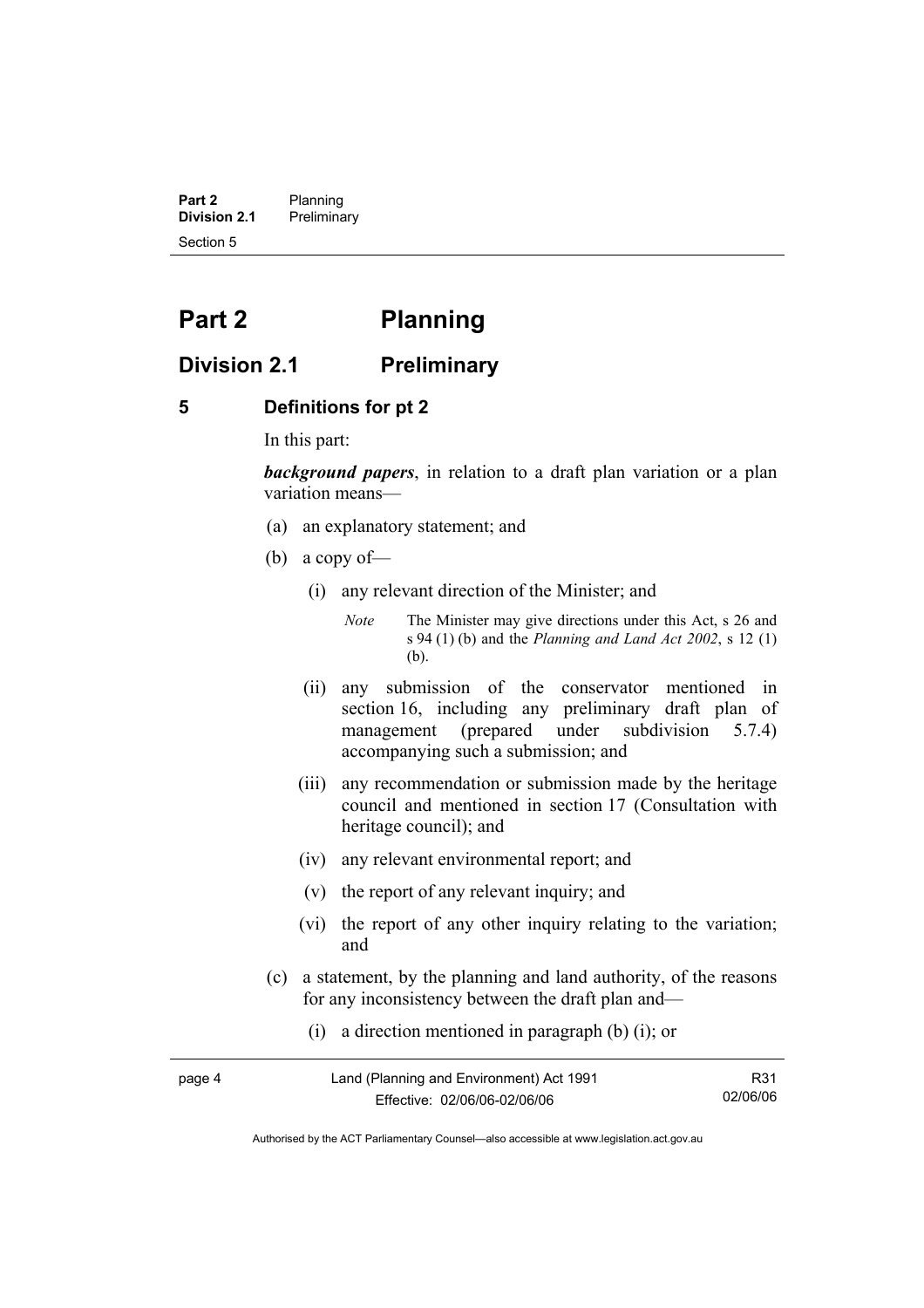# Part 2 Planning

## Division 2.1 Preliminary

### 5 Definitions for pt 2

In this part:

***background papers***, in relation to a draft plan variation or a plan variation means—

(a) an explanatory statement; and

(b) a copy of—

(i) any relevant direction of the Minister; and

*Note* The Minister may give directions under this Act, s 26 and s 94 (1) (b) and the *Planning and Land Act 2002*, s 12 (1) (b).

(ii) any submission of the conservator mentioned in section 16, including any preliminary draft plan of management (prepared under subdivision 5.7.4) accompanying such a submission; and

(iii) any recommendation or submission made by the heritage council and mentioned in section 17 (Consultation with heritage council); and

(iv) any relevant environmental report; and

(v) the report of any relevant inquiry; and

(vi) the report of any other inquiry relating to the variation; and

(c) a statement, by the planning and land authority, of the reasons for any inconsistency between the draft plan and—

(i) a direction mentioned in paragraph (b) (i); or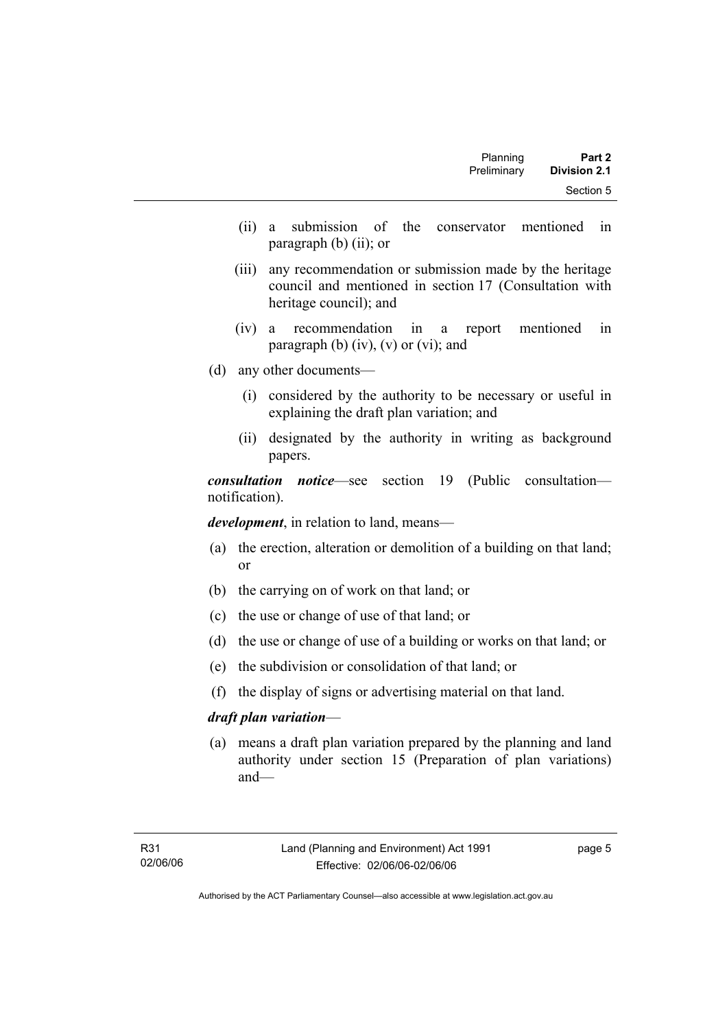(ii) a submission of the conservator mentioned in paragraph (b) (ii); or

(iii) any recommendation or submission made by the heritage council and mentioned in section 17 (Consultation with heritage council); and

(iv) a recommendation in a report mentioned in paragraph (b) (iv), (v) or (vi); and

(d) any other documents—

(i) considered by the authority to be necessary or useful in explaining the draft plan variation; and

(ii) designated by the authority in writing as background papers.

***consultation notice***—see section 19 (Public consultation—notification).

***development***, in relation to land, means—

(a) the erection, alteration or demolition of a building on that land; or

(b) the carrying on of work on that land; or

(c) the use or change of use of that land; or

(d) the use or change of use of a building or works on that land; or

(e) the subdivision or consolidation of that land; or

(f) the display of signs or advertising material on that land.

***draft plan variation***—

(a) means a draft plan variation prepared by the planning and land authority under section 15 (Preparation of plan variations) and—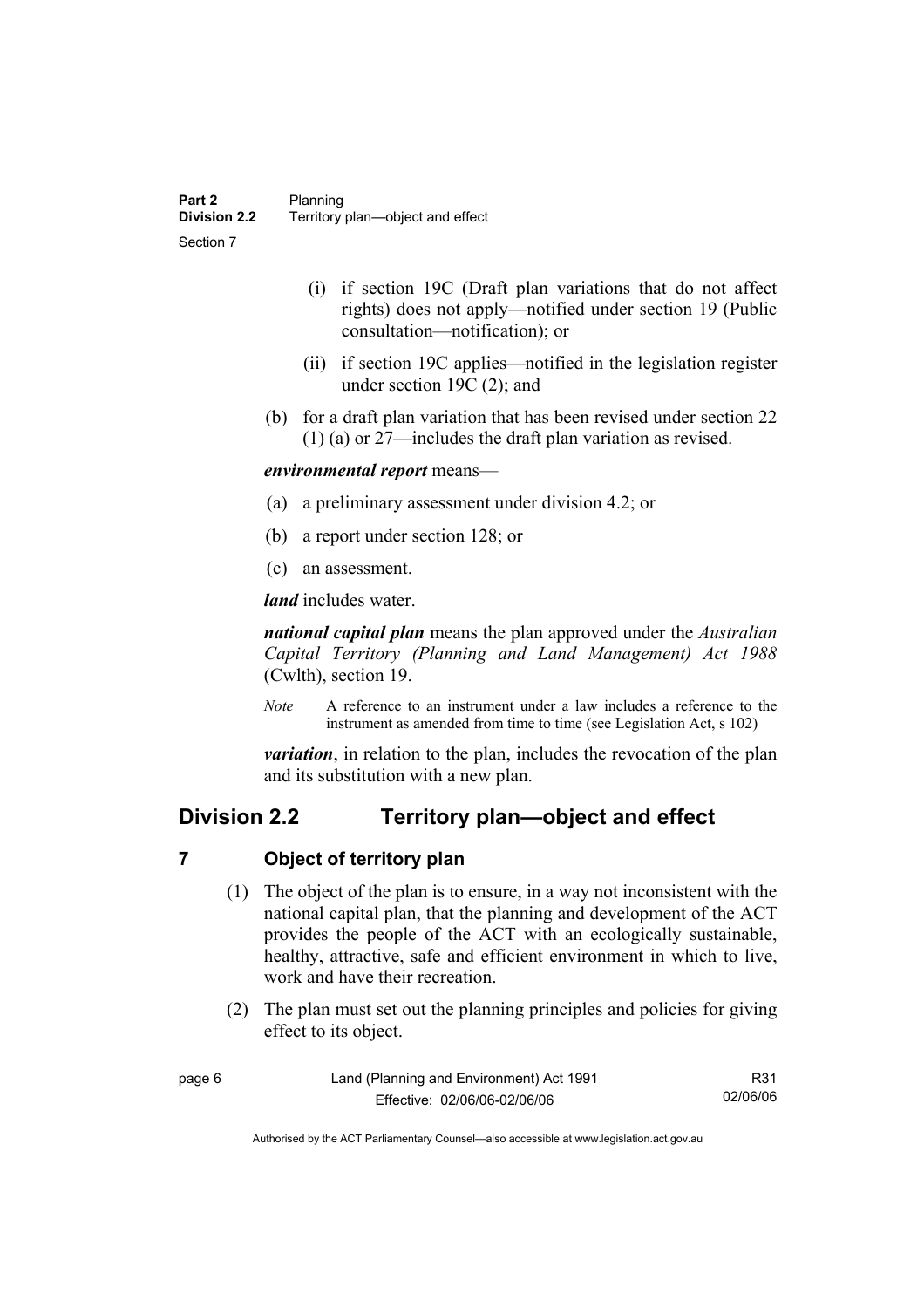(i) if section 19C (Draft plan variations that do not affect rights) does not apply—notified under section 19 (Public consultation—notification); or

(ii) if section 19C applies—notified in the legislation register under section 19C (2); and

(b) for a draft plan variation that has been revised under section 22 (1) (a) or 27—includes the draft plan variation as revised.

***environmental report*** means—

(a) a preliminary assessment under division 4.2; or

(b) a report under section 128; or

(c) an assessment.

***land*** includes water.

***national capital plan*** means the plan approved under the *Australian Capital Territory (Planning and Land Management) Act 1988* (Cwlth), section 19.

*Note* A reference to an instrument under a law includes a reference to the instrument as amended from time to time (see Legislation Act, s 102)

***variation***, in relation to the plan, includes the revocation of the plan and its substitution with a new plan.

## Division 2.2 Territory plan—object and effect

### 7 Object of territory plan

(1) The object of the plan is to ensure, in a way not inconsistent with the national capital plan, that the planning and development of the ACT provides the people of the ACT with an ecologically sustainable, healthy, attractive, safe and efficient environment in which to live, work and have their recreation.

(2) The plan must set out the planning principles and policies for giving effect to its object.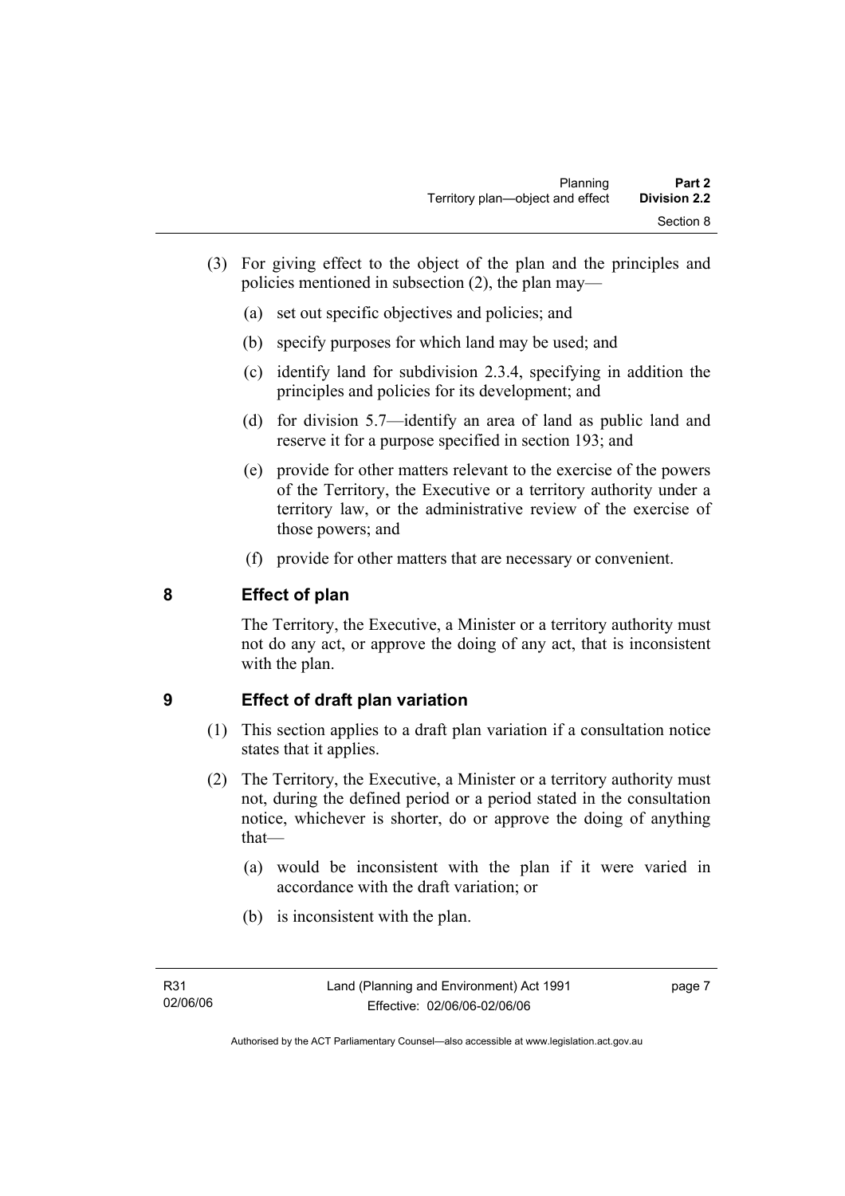(3) For giving effect to the object of the plan and the principles and policies mentioned in subsection (2), the plan may—

(a) set out specific objectives and policies; and

(b) specify purposes for which land may be used; and

(c) identify land for subdivision 2.3.4, specifying in addition the principles and policies for its development; and

(d) for division 5.7—identify an area of land as public land and reserve it for a purpose specified in section 193; and

(e) provide for other matters relevant to the exercise of the powers of the Territory, the Executive or a territory authority under a territory law, or the administrative review of the exercise of those powers; and

(f) provide for other matters that are necessary or convenient.

## 8 Effect of plan

The Territory, the Executive, a Minister or a territory authority must not do any act, or approve the doing of any act, that is inconsistent with the plan.

## 9 Effect of draft plan variation

(1) This section applies to a draft plan variation if a consultation notice states that it applies.

(2) The Territory, the Executive, a Minister or a territory authority must not, during the defined period or a period stated in the consultation notice, whichever is shorter, do or approve the doing of anything that—

(a) would be inconsistent with the plan if it were varied in accordance with the draft variation; or

(b) is inconsistent with the plan.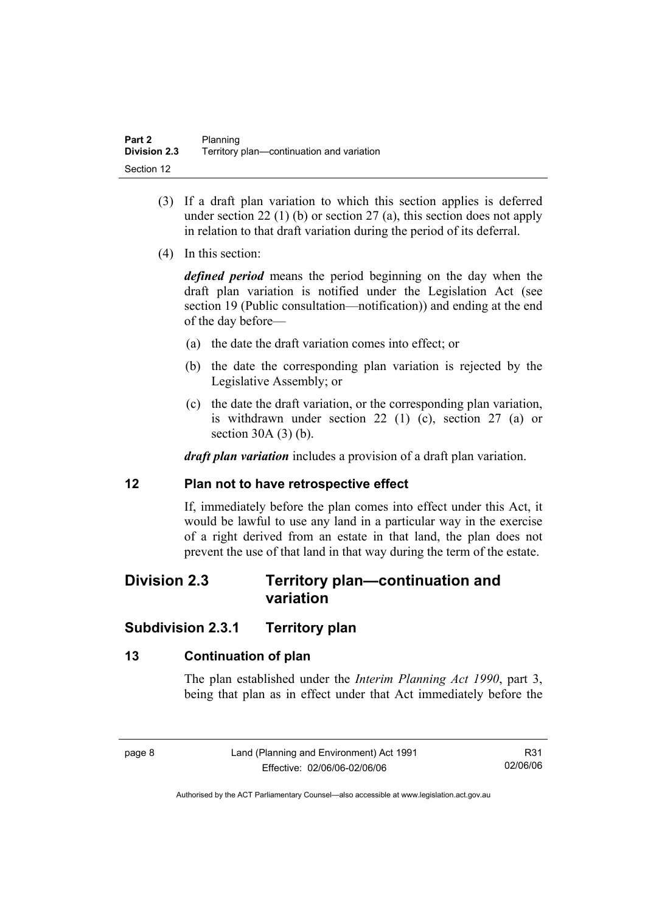(3) If a draft plan variation to which this section applies is deferred under section 22 (1) (b) or section 27 (a), this section does not apply in relation to that draft variation during the period of its deferral.

(4) In this section:

***defined period*** means the period beginning on the day when the draft plan variation is notified under the Legislation Act (see section 19 (Public consultation—notification)) and ending at the end of the day before—

(a) the date the draft variation comes into effect; or

(b) the date the corresponding plan variation is rejected by the Legislative Assembly; or

(c) the date the draft variation, or the corresponding plan variation, is withdrawn under section 22 (1) (c), section 27 (a) or section 30A (3) (b).

***draft plan variation*** includes a provision of a draft plan variation.

### 12 Plan not to have retrospective effect

If, immediately before the plan comes into effect under this Act, it would be lawful to use any land in a particular way in the exercise of a right derived from an estate in that land, the plan does not prevent the use of that land in that way during the term of the estate.

## Division 2.3 Territory plan—continuation and variation

### Subdivision 2.3.1 Territory plan

### 13 Continuation of plan

The plan established under the *Interim Planning Act 1990*, part 3, being that plan as in effect under that Act immediately before the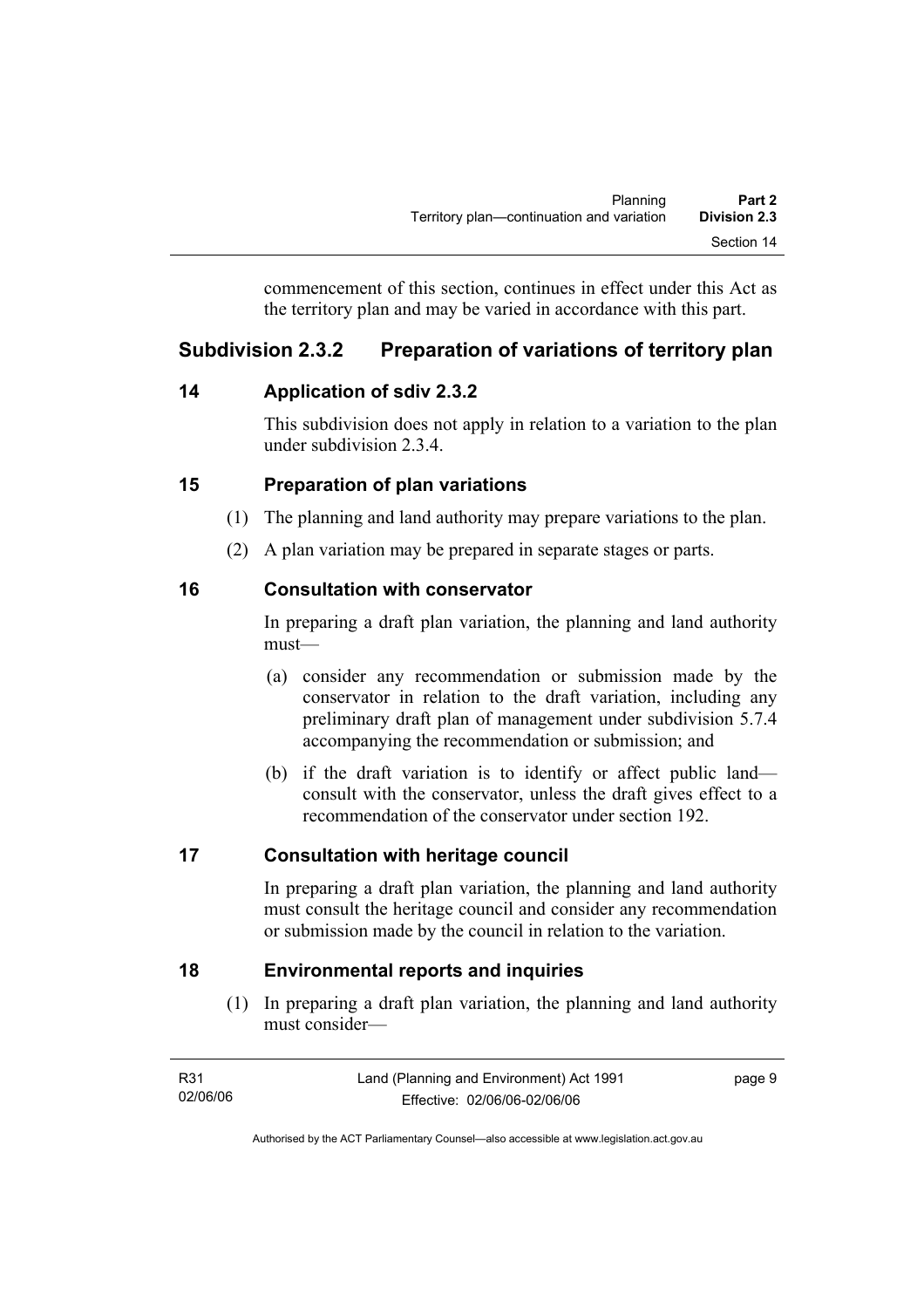commencement of this section, continues in effect under this Act as the territory plan and may be varied in accordance with this part.

## Subdivision 2.3.2 Preparation of variations of territory plan

### 14 Application of sdiv 2.3.2

This subdivision does not apply in relation to a variation to the plan under subdivision 2.3.4.

### 15 Preparation of plan variations

(1) The planning and land authority may prepare variations to the plan.

(2) A plan variation may be prepared in separate stages or parts.

### 16 Consultation with conservator

In preparing a draft plan variation, the planning and land authority must—

(a) consider any recommendation or submission made by the conservator in relation to the draft variation, including any preliminary draft plan of management under subdivision 5.7.4 accompanying the recommendation or submission; and

(b) if the draft variation is to identify or affect public land—consult with the conservator, unless the draft gives effect to a recommendation of the conservator under section 192.

### 17 Consultation with heritage council

In preparing a draft plan variation, the planning and land authority must consult the heritage council and consider any recommendation or submission made by the council in relation to the variation.

### 18 Environmental reports and inquiries

(1) In preparing a draft plan variation, the planning and land authority must consider—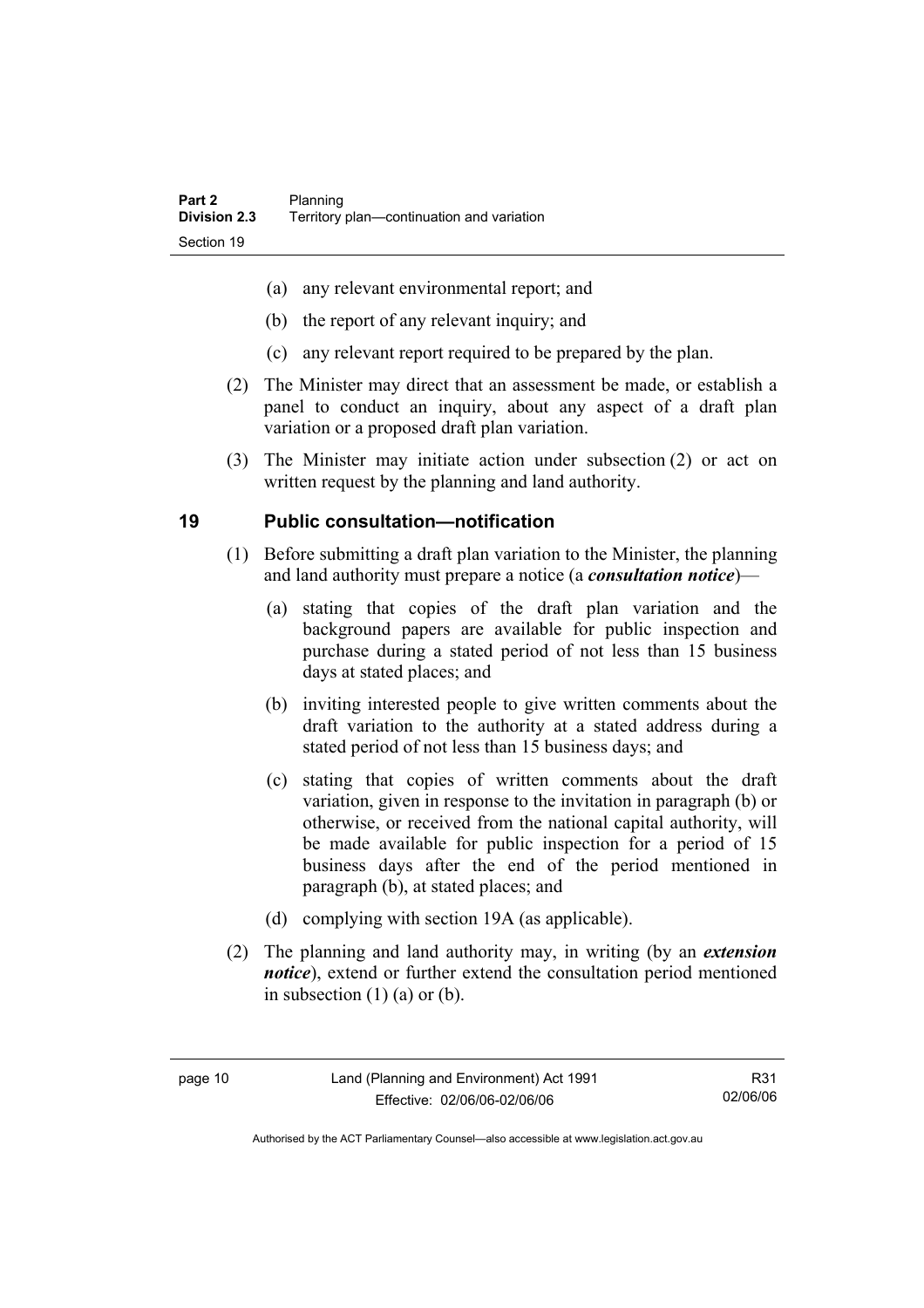(a) any relevant environmental report; and

(b) the report of any relevant inquiry; and

(c) any relevant report required to be prepared by the plan.

(2) The Minister may direct that an assessment be made, or establish a panel to conduct an inquiry, about any aspect of a draft plan variation or a proposed draft plan variation.

(3) The Minister may initiate action under subsection (2) or act on written request by the planning and land authority.

## 19 Public consultation—notification

(1) Before submitting a draft plan variation to the Minister, the planning and land authority must prepare a notice (a ***consultation notice***)—

(a) stating that copies of the draft plan variation and the background papers are available for public inspection and purchase during a stated period of not less than 15 business days at stated places; and

(b) inviting interested people to give written comments about the draft variation to the authority at a stated address during a stated period of not less than 15 business days; and

(c) stating that copies of written comments about the draft variation, given in response to the invitation in paragraph (b) or otherwise, or received from the national capital authority, will be made available for public inspection for a period of 15 business days after the end of the period mentioned in paragraph (b), at stated places; and

(d) complying with section 19A (as applicable).

(2) The planning and land authority may, in writing (by an ***extension notice***), extend or further extend the consultation period mentioned in subsection (1) (a) or (b).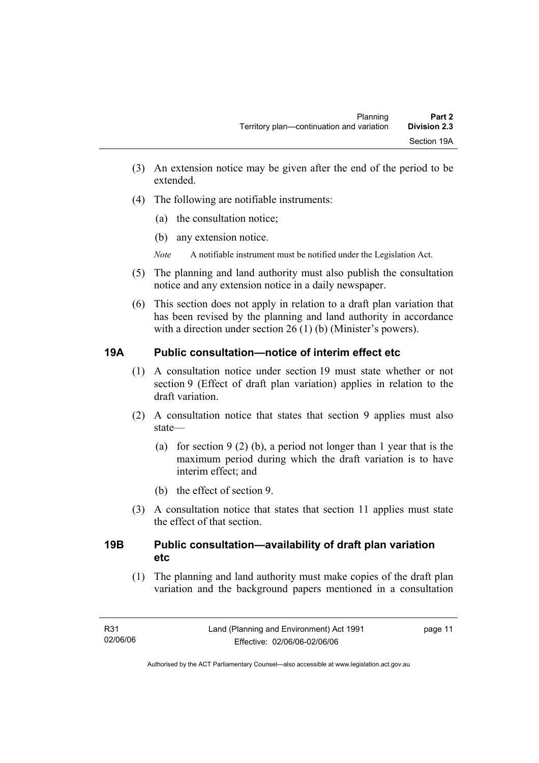(3) An extension notice may be given after the end of the period to be extended.

(4) The following are notifiable instruments:

   (a) the consultation notice;

   (b) any extension notice.

   *Note* A notifiable instrument must be notified under the Legislation Act.

(5) The planning and land authority must also publish the consultation notice and any extension notice in a daily newspaper.

(6) This section does not apply in relation to a draft plan variation that has been revised by the planning and land authority in accordance with a direction under section 26 (1) (b) (Minister's powers).

## 19A Public consultation—notice of interim effect etc

(1) A consultation notice under section 19 must state whether or not section 9 (Effect of draft plan variation) applies in relation to the draft variation.

(2) A consultation notice that states that section 9 applies must also state—

   (a) for section 9 (2) (b), a period not longer than 1 year that is the maximum period during which the draft variation is to have interim effect; and

   (b) the effect of section 9.

(3) A consultation notice that states that section 11 applies must state the effect of that section.

## 19B Public consultation—availability of draft plan variation etc

(1) The planning and land authority must make copies of the draft plan variation and the background papers mentioned in a consultation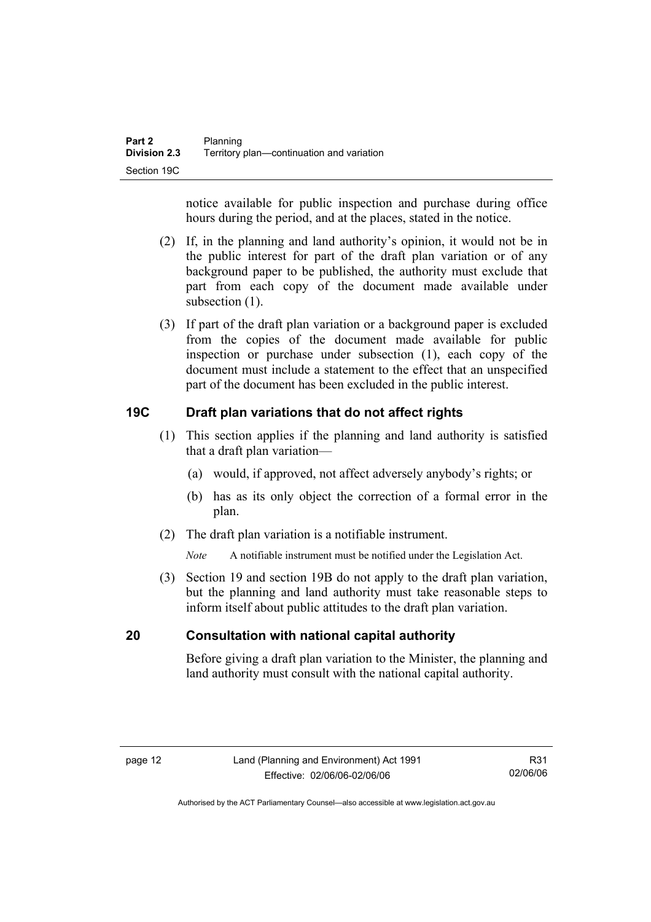notice available for public inspection and purchase during office hours during the period, and at the places, stated in the notice.

(2) If, in the planning and land authority's opinion, it would not be in the public interest for part of the draft plan variation or of any background paper to be published, the authority must exclude that part from each copy of the document made available under subsection (1).

(3) If part of the draft plan variation or a background paper is excluded from the copies of the document made available for public inspection or purchase under subsection (1), each copy of the document must include a statement to the effect that an unspecified part of the document has been excluded in the public interest.

## 19C Draft plan variations that do not affect rights

(1) This section applies if the planning and land authority is satisfied that a draft plan variation—

(a) would, if approved, not affect adversely anybody's rights; or

(b) has as its only object the correction of a formal error in the plan.

(2) The draft plan variation is a notifiable instrument.

*Note* A notifiable instrument must be notified under the Legislation Act.

(3) Section 19 and section 19B do not apply to the draft plan variation, but the planning and land authority must take reasonable steps to inform itself about public attitudes to the draft plan variation.

## 20 Consultation with national capital authority

Before giving a draft plan variation to the Minister, the planning and land authority must consult with the national capital authority.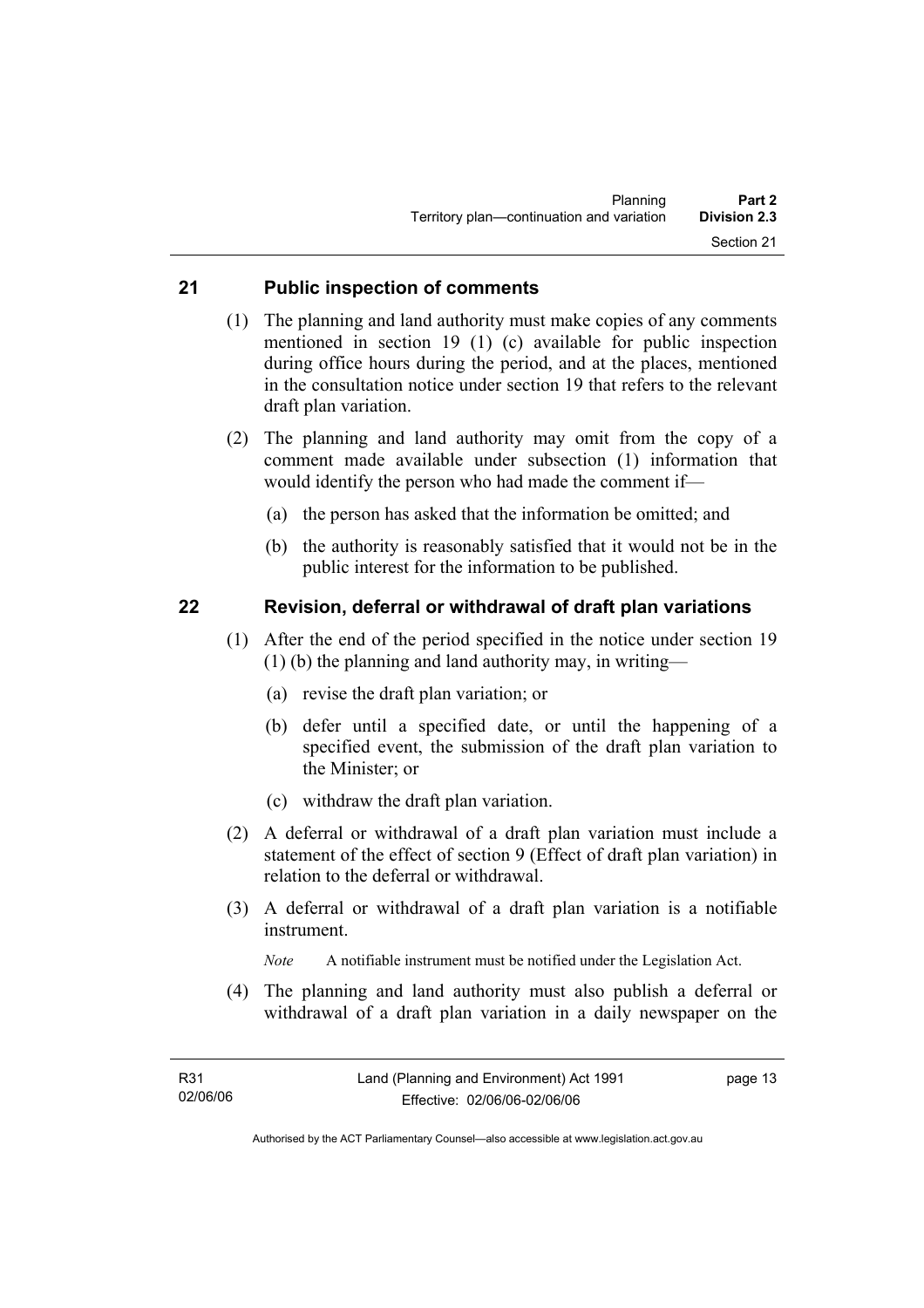## 21 Public inspection of comments

(1) The planning and land authority must make copies of any comments mentioned in section 19 (1) (c) available for public inspection during office hours during the period, and at the places, mentioned in the consultation notice under section 19 that refers to the relevant draft plan variation.

(2) The planning and land authority may omit from the copy of a comment made available under subsection (1) information that would identify the person who had made the comment if—

- (a) the person has asked that the information be omitted; and
- (b) the authority is reasonably satisfied that it would not be in the public interest for the information to be published.

## 22 Revision, deferral or withdrawal of draft plan variations

(1) After the end of the period specified in the notice under section 19 (1) (b) the planning and land authority may, in writing—

- (a) revise the draft plan variation; or
- (b) defer until a specified date, or until the happening of a specified event, the submission of the draft plan variation to the Minister; or
- (c) withdraw the draft plan variation.

(2) A deferral or withdrawal of a draft plan variation must include a statement of the effect of section 9 (Effect of draft plan variation) in relation to the deferral or withdrawal.

(3) A deferral or withdrawal of a draft plan variation is a notifiable instrument.

*Note* A notifiable instrument must be notified under the Legislation Act.

(4) The planning and land authority must also publish a deferral or withdrawal of a draft plan variation in a daily newspaper on the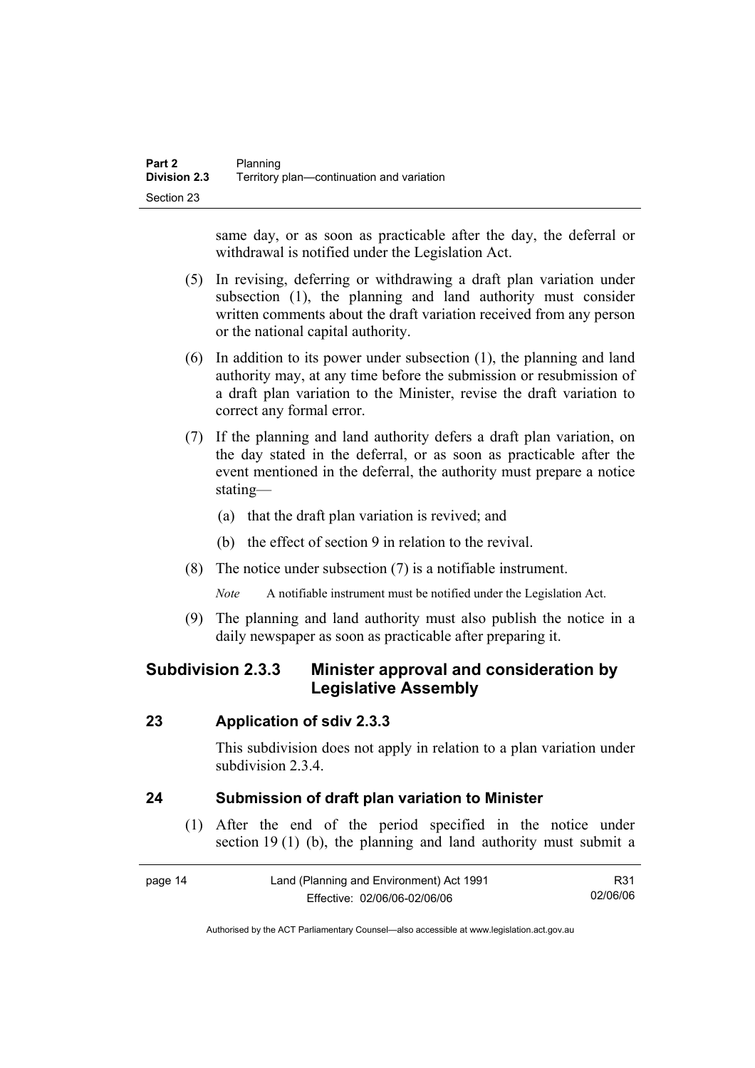same day, or as soon as practicable after the day, the deferral or withdrawal is notified under the Legislation Act.

(5) In revising, deferring or withdrawing a draft plan variation under subsection (1), the planning and land authority must consider written comments about the draft variation received from any person or the national capital authority.

(6) In addition to its power under subsection (1), the planning and land authority may, at any time before the submission or resubmission of a draft plan variation to the Minister, revise the draft variation to correct any formal error.

(7) If the planning and land authority defers a draft plan variation, on the day stated in the deferral, or as soon as practicable after the event mentioned in the deferral, the authority must prepare a notice stating—

(a) that the draft plan variation is revived; and

(b) the effect of section 9 in relation to the revival.

(8) The notice under subsection (7) is a notifiable instrument.

*Note* A notifiable instrument must be notified under the Legislation Act.

(9) The planning and land authority must also publish the notice in a daily newspaper as soon as practicable after preparing it.

## Subdivision 2.3.3 Minister approval and consideration by Legislative Assembly

### 23 Application of sdiv 2.3.3

This subdivision does not apply in relation to a plan variation under subdivision 2.3.4.

### 24 Submission of draft plan variation to Minister

(1) After the end of the period specified in the notice under section 19 (1) (b), the planning and land authority must submit a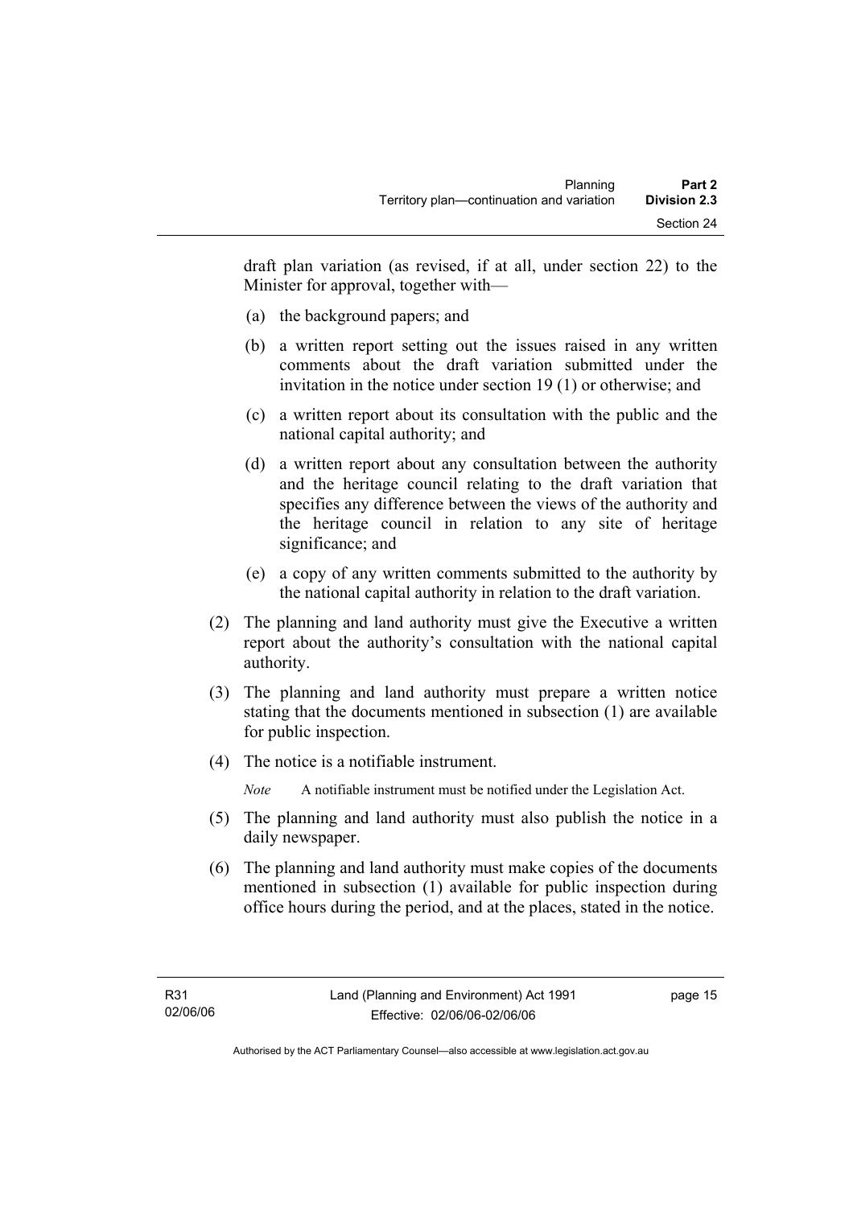draft plan variation (as revised, if at all, under section 22) to the Minister for approval, together with—

(a) the background papers; and

(b) a written report setting out the issues raised in any written comments about the draft variation submitted under the invitation in the notice under section 19 (1) or otherwise; and

(c) a written report about its consultation with the public and the national capital authority; and

(d) a written report about any consultation between the authority and the heritage council relating to the draft variation that specifies any difference between the views of the authority and the heritage council in relation to any site of heritage significance; and

(e) a copy of any written comments submitted to the authority by the national capital authority in relation to the draft variation.

(2) The planning and land authority must give the Executive a written report about the authority's consultation with the national capital authority.

(3) The planning and land authority must prepare a written notice stating that the documents mentioned in subsection (1) are available for public inspection.

(4) The notice is a notifiable instrument.

*Note* A notifiable instrument must be notified under the Legislation Act.

(5) The planning and land authority must also publish the notice in a daily newspaper.

(6) The planning and land authority must make copies of the documents mentioned in subsection (1) available for public inspection during office hours during the period, and at the places, stated in the notice.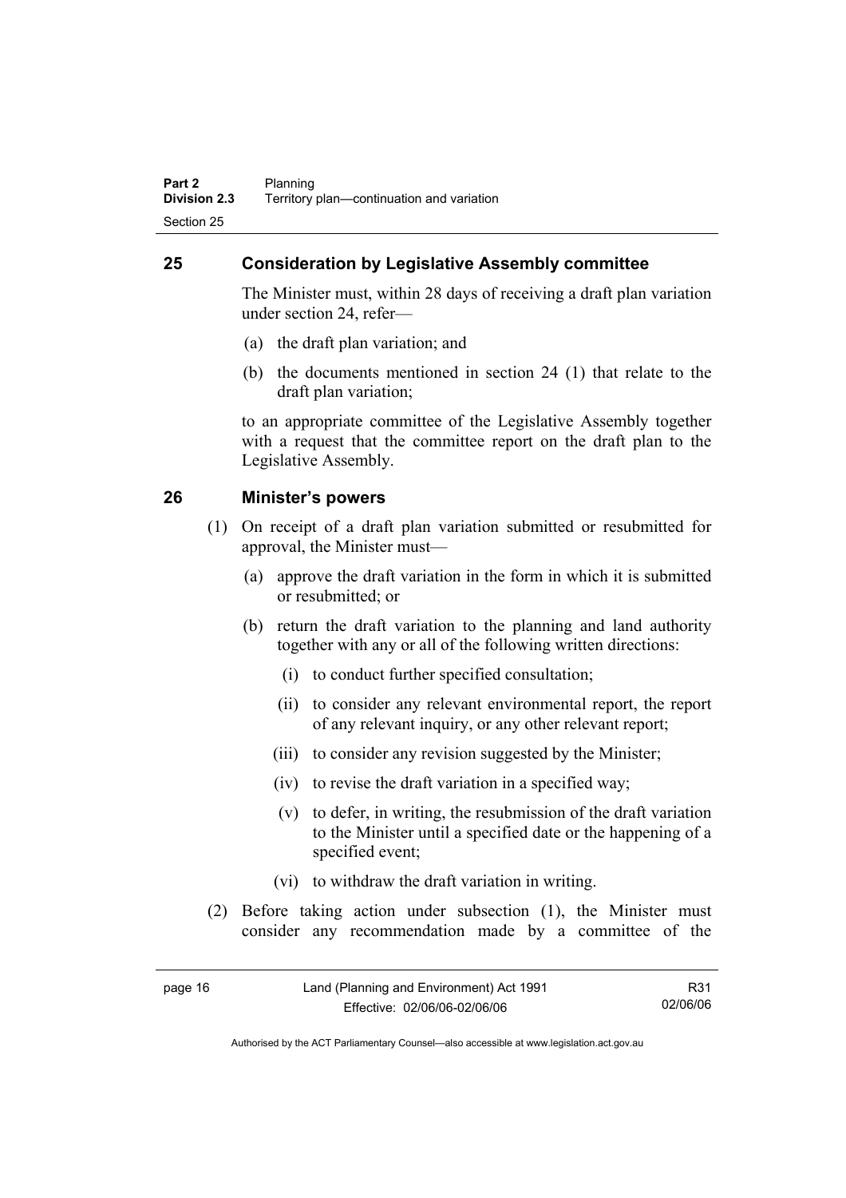## 25 Consideration by Legislative Assembly committee

The Minister must, within 28 days of receiving a draft plan variation under section 24, refer—

(a) the draft plan variation; and

(b) the documents mentioned in section 24 (1) that relate to the draft plan variation;

to an appropriate committee of the Legislative Assembly together with a request that the committee report on the draft plan to the Legislative Assembly.

## 26 Minister's powers

(1) On receipt of a draft plan variation submitted or resubmitted for approval, the Minister must—

(a) approve the draft variation in the form in which it is submitted or resubmitted; or

(b) return the draft variation to the planning and land authority together with any or all of the following written directions:

(i) to conduct further specified consultation;

(ii) to consider any relevant environmental report, the report of any relevant inquiry, or any other relevant report;

(iii) to consider any revision suggested by the Minister;

(iv) to revise the draft variation in a specified way;

(v) to defer, in writing, the resubmission of the draft variation to the Minister until a specified date or the happening of a specified event;

(vi) to withdraw the draft variation in writing.

(2) Before taking action under subsection (1), the Minister must consider any recommendation made by a committee of the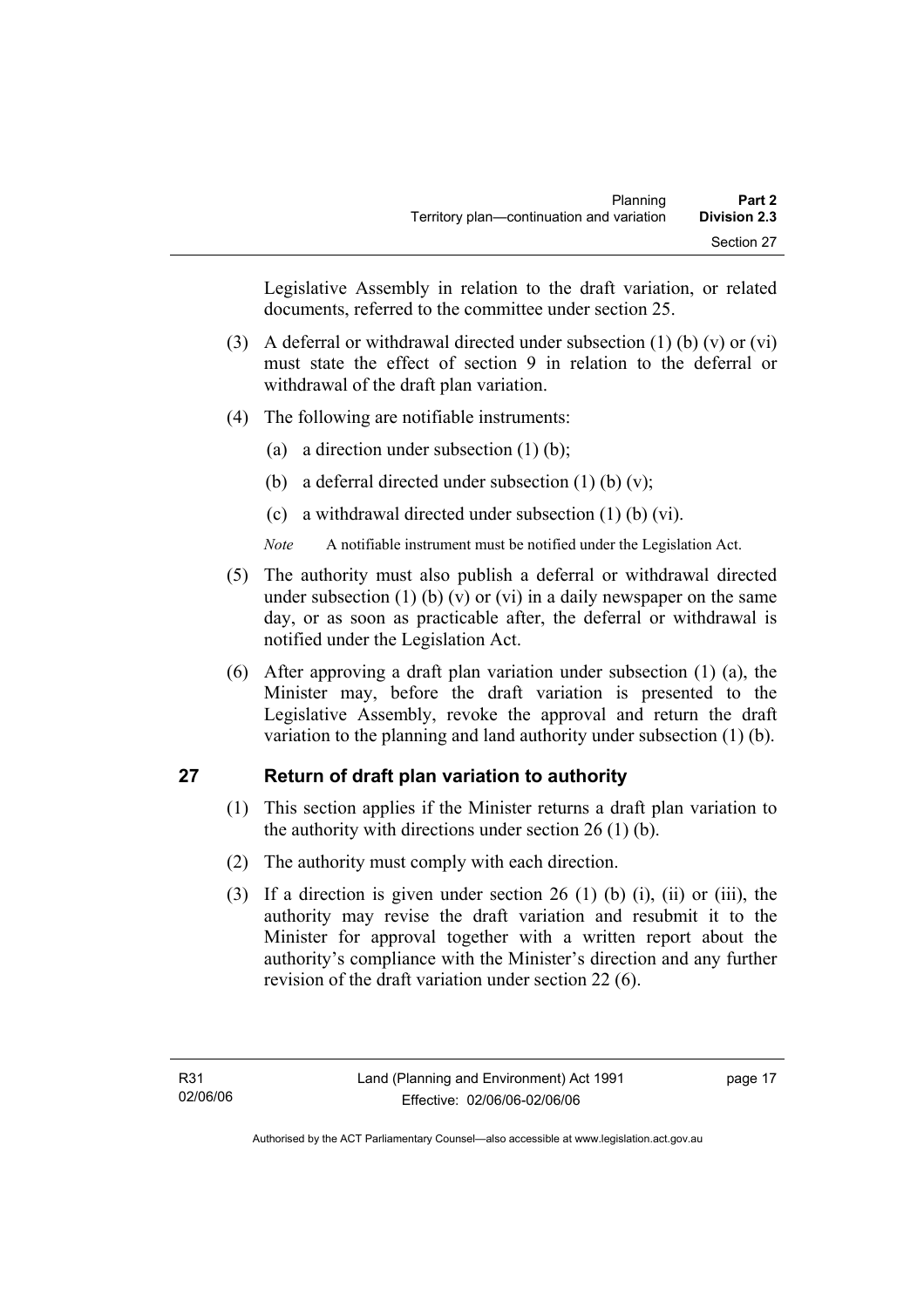Legislative Assembly in relation to the draft variation, or related documents, referred to the committee under section 25.

(3) A deferral or withdrawal directed under subsection (1) (b) (v) or (vi) must state the effect of section 9 in relation to the deferral or withdrawal of the draft plan variation.

(4) The following are notifiable instruments:

  (a) a direction under subsection (1) (b);

  (b) a deferral directed under subsection (1) (b) (v);

  (c) a withdrawal directed under subsection (1) (b) (vi).

*Note* A notifiable instrument must be notified under the Legislation Act.

(5) The authority must also publish a deferral or withdrawal directed under subsection (1) (b) (v) or (vi) in a daily newspaper on the same day, or as soon as practicable after, the deferral or withdrawal is notified under the Legislation Act.

(6) After approving a draft plan variation under subsection (1) (a), the Minister may, before the draft variation is presented to the Legislative Assembly, revoke the approval and return the draft variation to the planning and land authority under subsection (1) (b).

## 27 Return of draft plan variation to authority

(1) This section applies if the Minister returns a draft plan variation to the authority with directions under section 26 (1) (b).

(2) The authority must comply with each direction.

(3) If a direction is given under section 26 (1) (b) (i), (ii) or (iii), the authority may revise the draft variation and resubmit it to the Minister for approval together with a written report about the authority's compliance with the Minister's direction and any further revision of the draft variation under section 22 (6).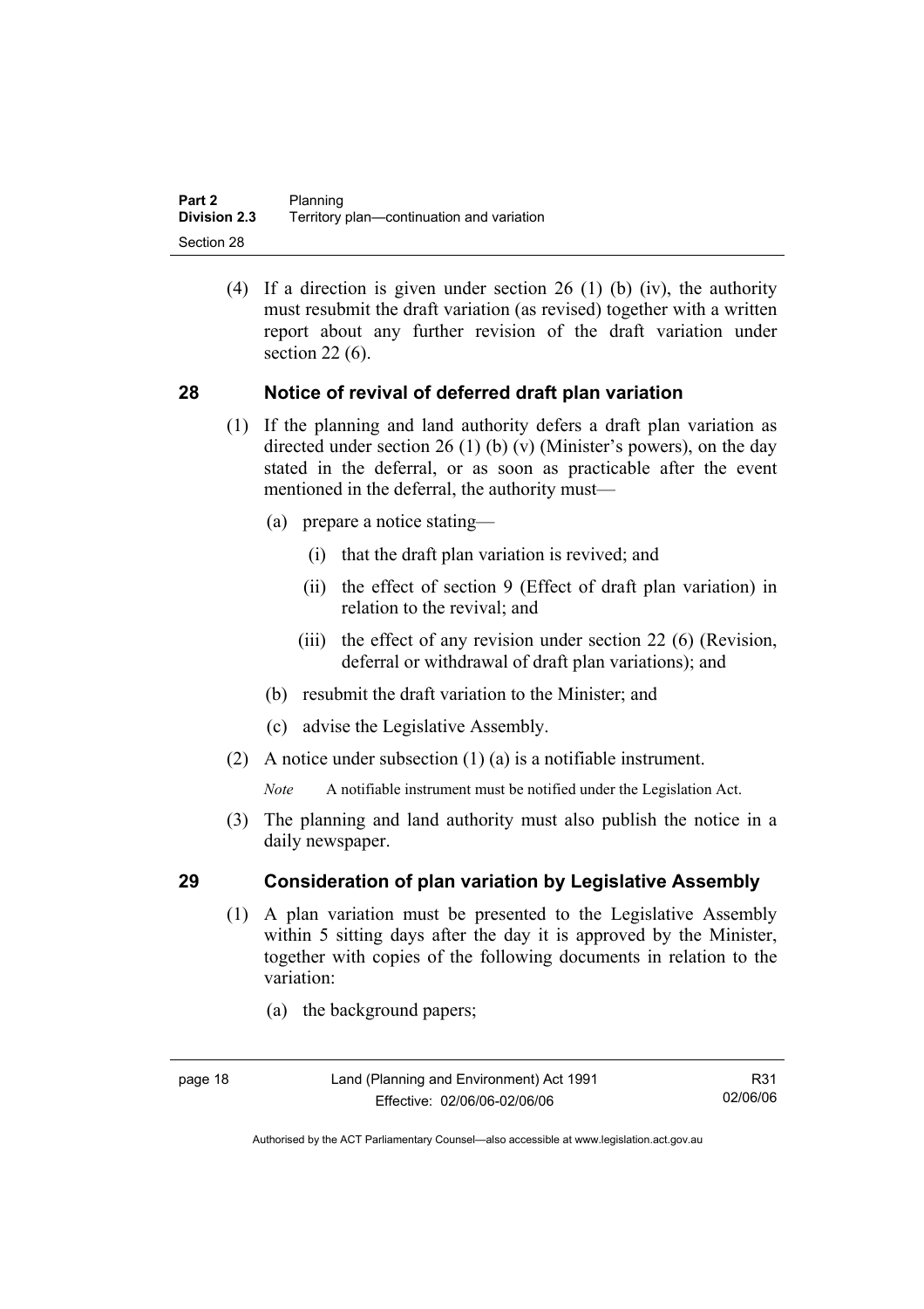(4) If a direction is given under section 26 (1) (b) (iv), the authority must resubmit the draft variation (as revised) together with a written report about any further revision of the draft variation under section 22 (6).

## 28 Notice of revival of deferred draft plan variation

(1) If the planning and land authority defers a draft plan variation as directed under section 26 (1) (b) (v) (Minister's powers), on the day stated in the deferral, or as soon as practicable after the event mentioned in the deferral, the authority must—

   (a) prepare a notice stating—

      (i) that the draft plan variation is revived; and

      (ii) the effect of section 9 (Effect of draft plan variation) in relation to the revival; and

      (iii) the effect of any revision under section 22 (6) (Revision, deferral or withdrawal of draft plan variations); and

   (b) resubmit the draft variation to the Minister; and

   (c) advise the Legislative Assembly.

(2) A notice under subsection (1) (a) is a notifiable instrument.

*Note* A notifiable instrument must be notified under the Legislation Act.

(3) The planning and land authority must also publish the notice in a daily newspaper.

## 29 Consideration of plan variation by Legislative Assembly

(1) A plan variation must be presented to the Legislative Assembly within 5 sitting days after the day it is approved by the Minister, together with copies of the following documents in relation to the variation:

   (a) the background papers;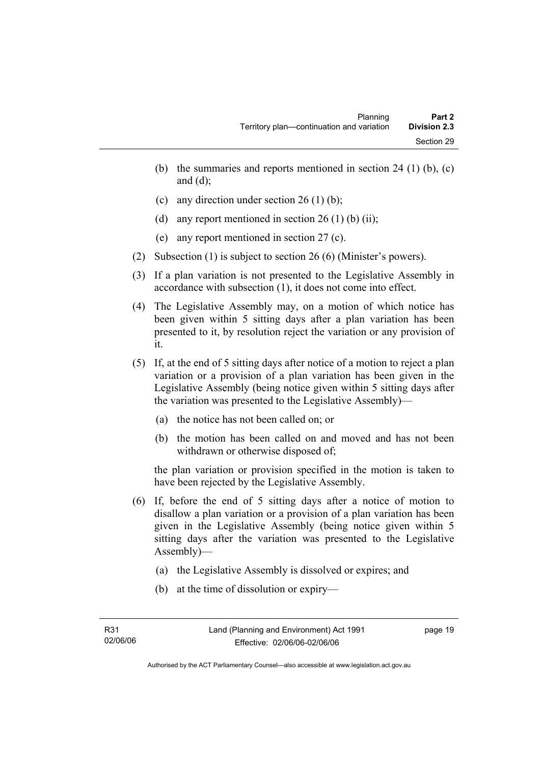(b) the summaries and reports mentioned in section 24 (1) (b), (c) and (d);

(c) any direction under section 26 (1) (b);

(d) any report mentioned in section 26 (1) (b) (ii);

(e) any report mentioned in section 27 (c).

(2) Subsection (1) is subject to section 26 (6) (Minister's powers).

(3) If a plan variation is not presented to the Legislative Assembly in accordance with subsection (1), it does not come into effect.

(4) The Legislative Assembly may, on a motion of which notice has been given within 5 sitting days after a plan variation has been presented to it, by resolution reject the variation or any provision of it.

(5) If, at the end of 5 sitting days after notice of a motion to reject a plan variation or a provision of a plan variation has been given in the Legislative Assembly (being notice given within 5 sitting days after the variation was presented to the Legislative Assembly)—

(a) the notice has not been called on; or

(b) the motion has been called on and moved and has not been withdrawn or otherwise disposed of;

the plan variation or provision specified in the motion is taken to have been rejected by the Legislative Assembly.

(6) If, before the end of 5 sitting days after a notice of motion to disallow a plan variation or a provision of a plan variation has been given in the Legislative Assembly (being notice given within 5 sitting days after the variation was presented to the Legislative Assembly)—

(a) the Legislative Assembly is dissolved or expires; and

(b) at the time of dissolution or expiry—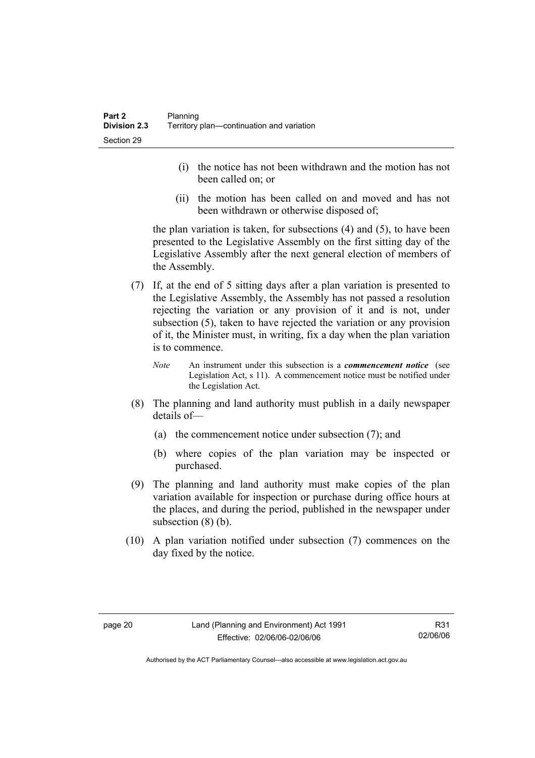(i) the notice has not been withdrawn and the motion has not been called on; or

(ii) the motion has been called on and moved and has not been withdrawn or otherwise disposed of;

the plan variation is taken, for subsections (4) and (5), to have been presented to the Legislative Assembly on the first sitting day of the Legislative Assembly after the next general election of members of the Assembly.

(7) If, at the end of 5 sitting days after a plan variation is presented to the Legislative Assembly, the Assembly has not passed a resolution rejecting the variation or any provision of it and is not, under subsection (5), taken to have rejected the variation or any provision of it, the Minister must, in writing, fix a day when the plan variation is to commence.

*Note* An instrument under this subsection is a ***commencement notice*** (see Legislation Act, s 11). A commencement notice must be notified under the Legislation Act.

(8) The planning and land authority must publish in a daily newspaper details of—

(a) the commencement notice under subsection (7); and

(b) where copies of the plan variation may be inspected or purchased.

(9) The planning and land authority must make copies of the plan variation available for inspection or purchase during office hours at the places, and during the period, published in the newspaper under subsection (8) (b).

(10) A plan variation notified under subsection (7) commences on the day fixed by the notice.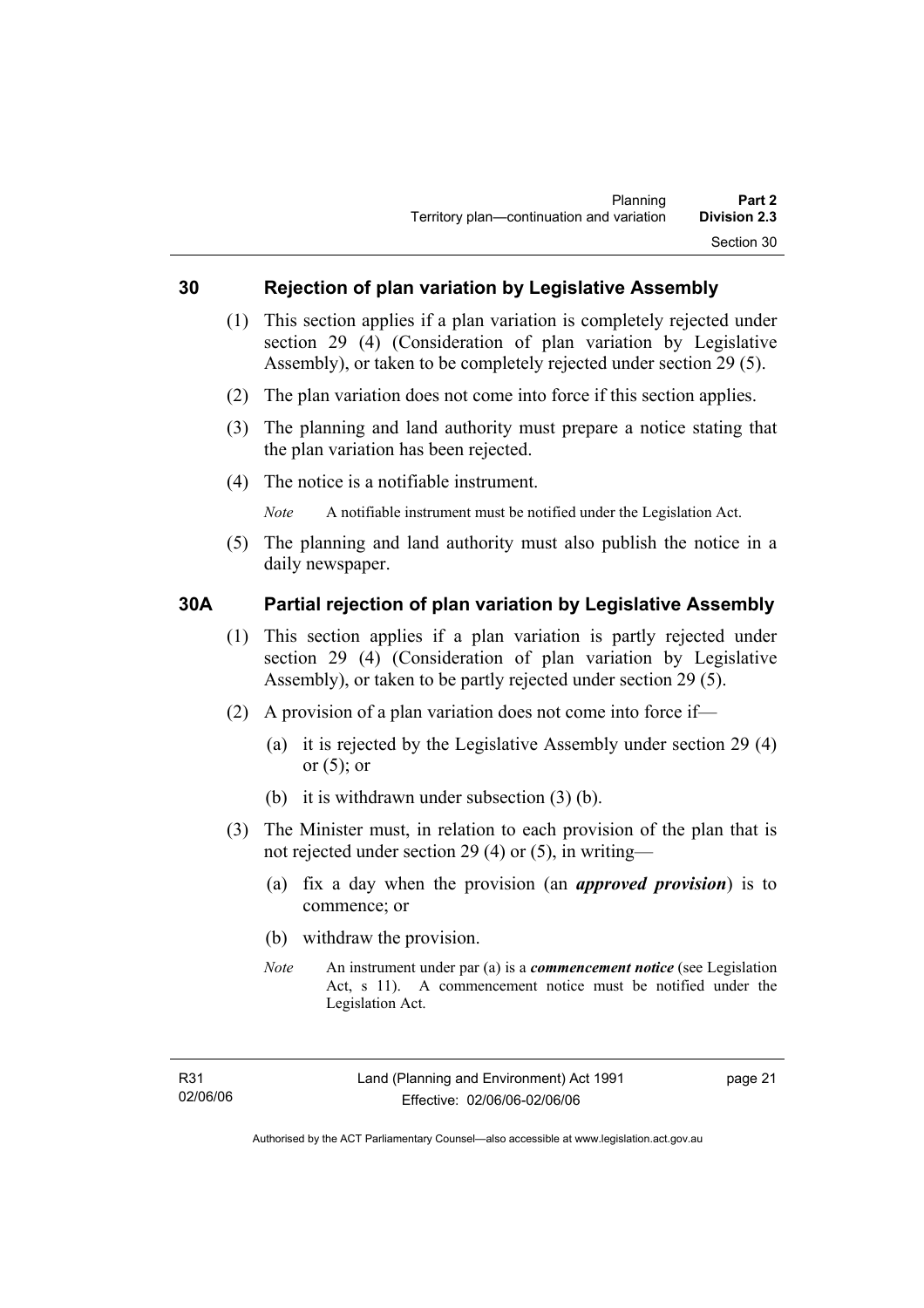## 30 Rejection of plan variation by Legislative Assembly

(1) This section applies if a plan variation is completely rejected under section 29 (4) (Consideration of plan variation by Legislative Assembly), or taken to be completely rejected under section 29 (5).

(2) The plan variation does not come into force if this section applies.

(3) The planning and land authority must prepare a notice stating that the plan variation has been rejected.

(4) The notice is a notifiable instrument.

*Note* A notifiable instrument must be notified under the Legislation Act.

(5) The planning and land authority must also publish the notice in a daily newspaper.

## 30A Partial rejection of plan variation by Legislative Assembly

(1) This section applies if a plan variation is partly rejected under section 29 (4) (Consideration of plan variation by Legislative Assembly), or taken to be partly rejected under section 29 (5).

(2) A provision of a plan variation does not come into force if—

(a) it is rejected by the Legislative Assembly under section 29 (4) or (5); or

(b) it is withdrawn under subsection (3) (b).

(3) The Minister must, in relation to each provision of the plan that is not rejected under section 29 (4) or (5), in writing—

(a) fix a day when the provision (an ***approved provision***) is to commence; or

(b) withdraw the provision.

*Note* An instrument under par (a) is a ***commencement notice*** (see Legislation Act, s 11). A commencement notice must be notified under the Legislation Act.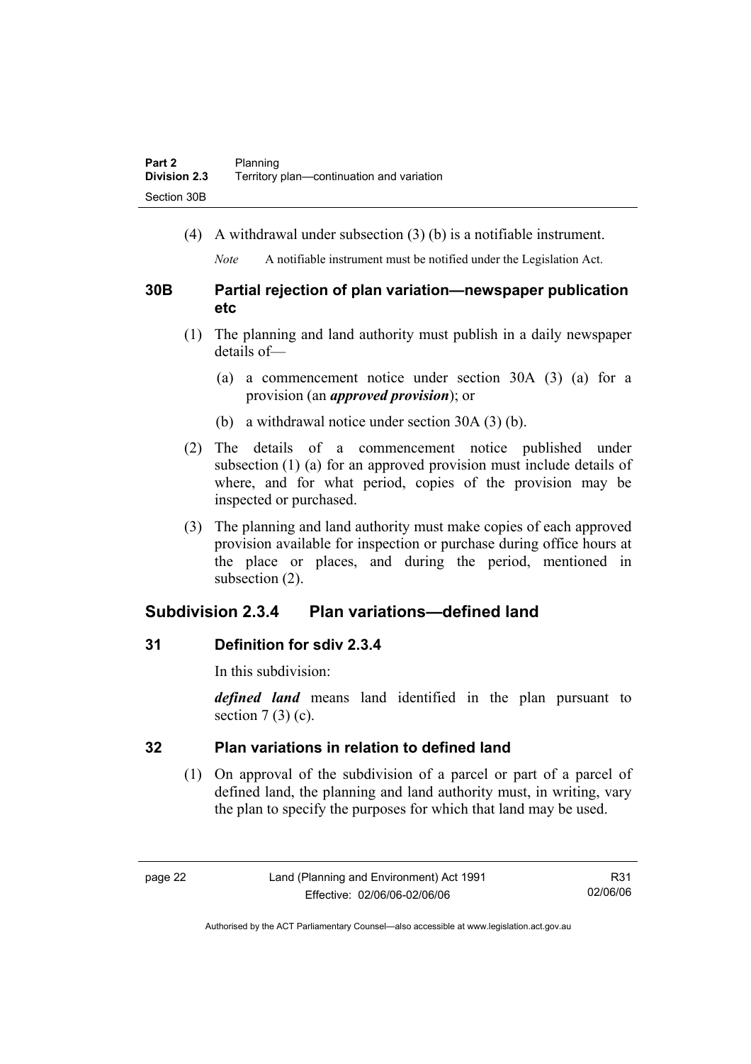(4) A withdrawal under subsection (3) (b) is a notifiable instrument.

*Note* A notifiable instrument must be notified under the Legislation Act.

### 30B Partial rejection of plan variation—newspaper publication etc

(1) The planning and land authority must publish in a daily newspaper details of—

(a) a commencement notice under section 30A (3) (a) for a provision (an ***approved provision***); or

(b) a withdrawal notice under section 30A (3) (b).

(2) The details of a commencement notice published under subsection (1) (a) for an approved provision must include details of where, and for what period, copies of the provision may be inspected or purchased.

(3) The planning and land authority must make copies of each approved provision available for inspection or purchase during office hours at the place or places, and during the period, mentioned in subsection (2).

## Subdivision 2.3.4 Plan variations—defined land

### 31 Definition for sdiv 2.3.4

In this subdivision:

***defined land*** means land identified in the plan pursuant to section 7 (3) (c).

### 32 Plan variations in relation to defined land

(1) On approval of the subdivision of a parcel or part of a parcel of defined land, the planning and land authority must, in writing, vary the plan to specify the purposes for which that land may be used.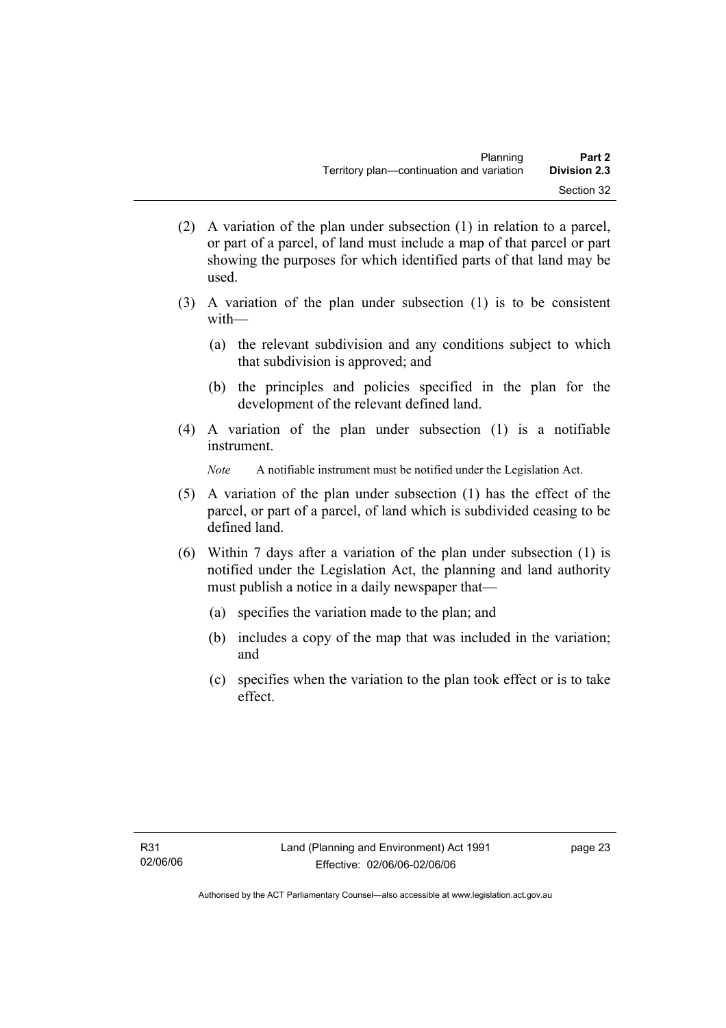(2) A variation of the plan under subsection (1) in relation to a parcel, or part of a parcel, of land must include a map of that parcel or part showing the purposes for which identified parts of that land may be used.

(3) A variation of the plan under subsection (1) is to be consistent with—

(a) the relevant subdivision and any conditions subject to which that subdivision is approved; and

(b) the principles and policies specified in the plan for the development of the relevant defined land.

(4) A variation of the plan under subsection (1) is a notifiable instrument.

*Note* A notifiable instrument must be notified under the Legislation Act.

(5) A variation of the plan under subsection (1) has the effect of the parcel, or part of a parcel, of land which is subdivided ceasing to be defined land.

(6) Within 7 days after a variation of the plan under subsection (1) is notified under the Legislation Act, the planning and land authority must publish a notice in a daily newspaper that—

(a) specifies the variation made to the plan; and

(b) includes a copy of the map that was included in the variation; and

(c) specifies when the variation to the plan took effect or is to take effect.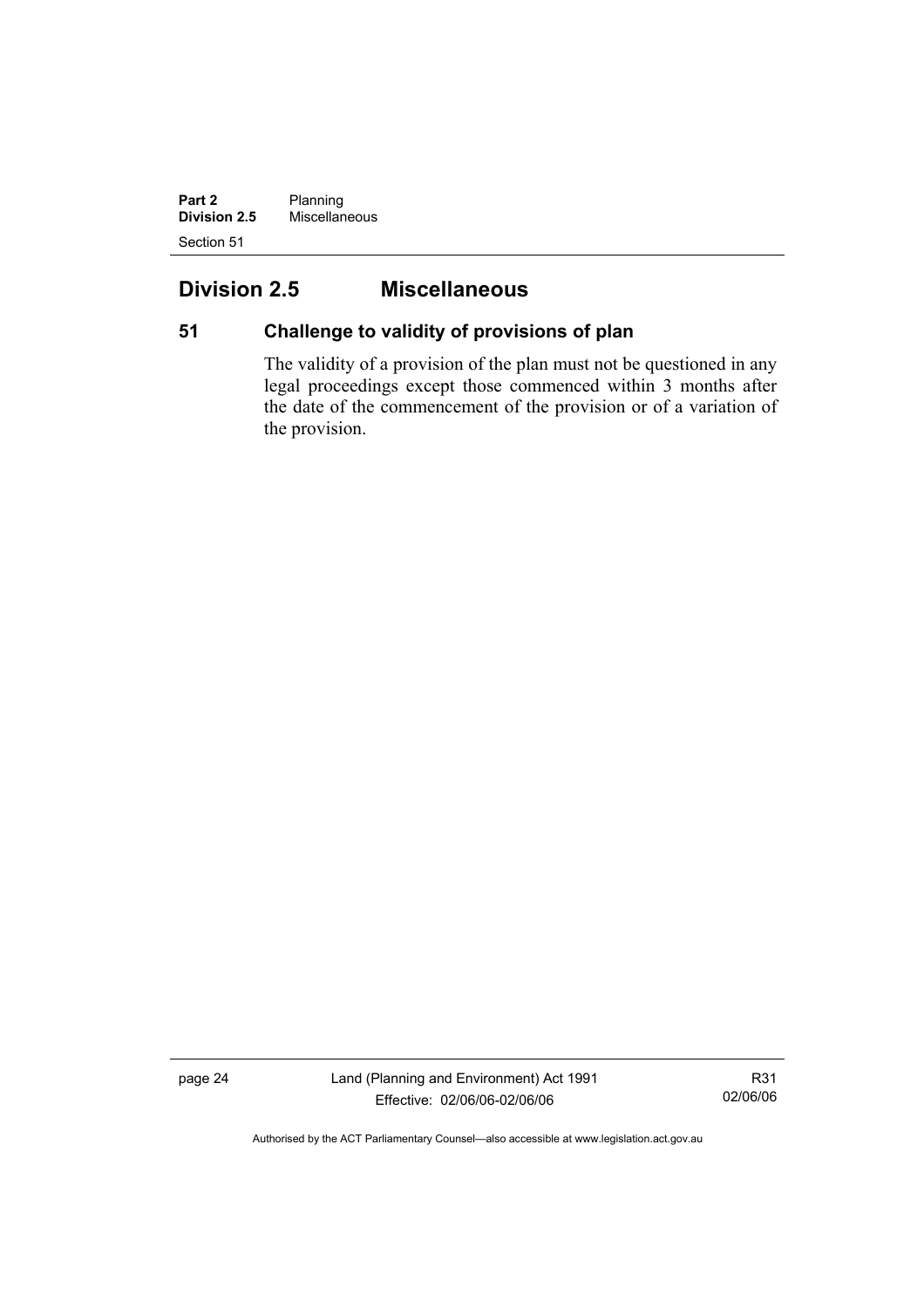## Division 2.5 Miscellaneous

### 51 Challenge to validity of provisions of plan

The validity of a provision of the plan must not be questioned in any legal proceedings except those commenced within 3 months after the date of the commencement of the provision or of a variation of the provision.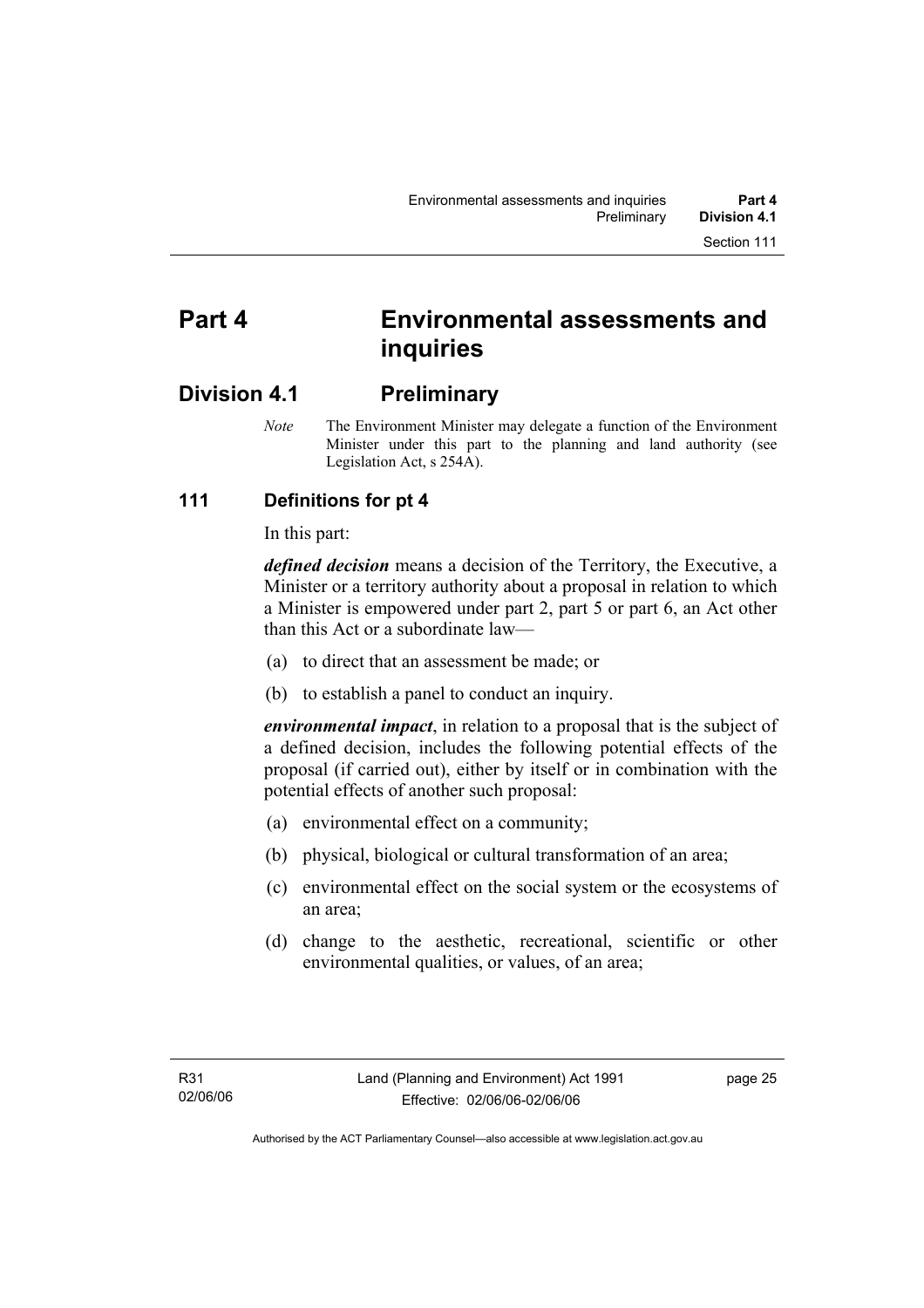# Part 4 Environmental assessments and inquiries

## Division 4.1 Preliminary

*Note* The Environment Minister may delegate a function of the Environment Minister under this part to the planning and land authority (see Legislation Act, s 254A).

### 111 Definitions for pt 4

In this part:

***defined decision*** means a decision of the Territory, the Executive, a Minister or a territory authority about a proposal in relation to which a Minister is empowered under part 2, part 5 or part 6, an Act other than this Act or a subordinate law—

(a) to direct that an assessment be made; or

(b) to establish a panel to conduct an inquiry.

***environmental impact***, in relation to a proposal that is the subject of a defined decision, includes the following potential effects of the proposal (if carried out), either by itself or in combination with the potential effects of another such proposal:

(a) environmental effect on a community;

(b) physical, biological or cultural transformation of an area;

(c) environmental effect on the social system or the ecosystems of an area;

(d) change to the aesthetic, recreational, scientific or other environmental qualities, or values, of an area;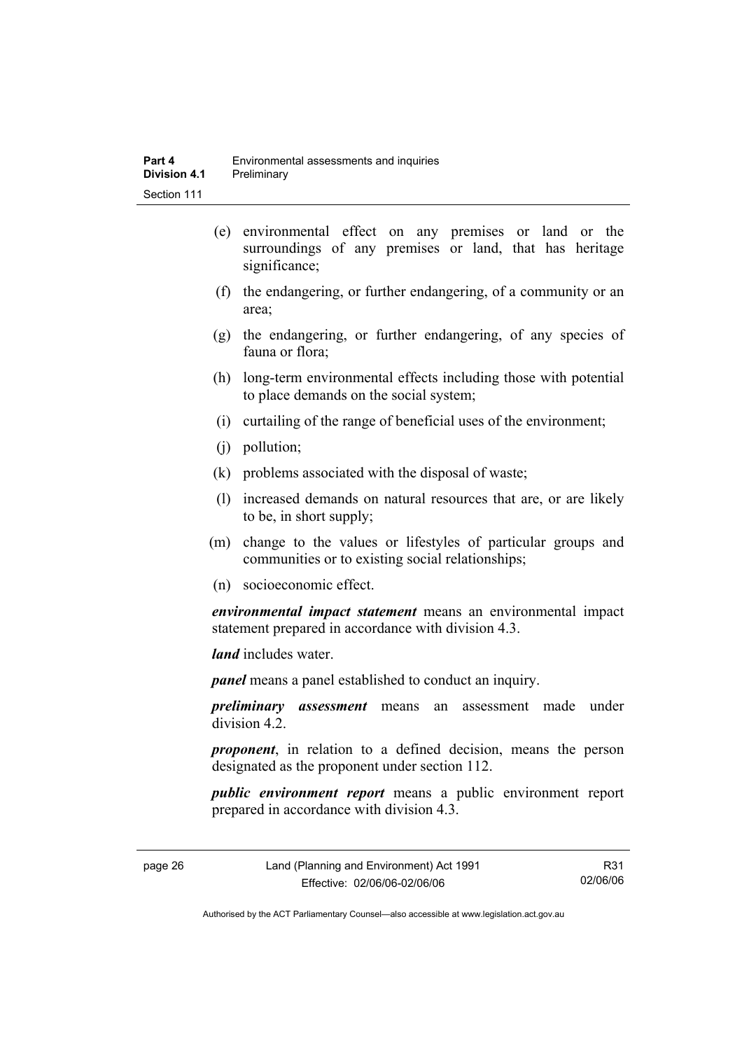(e) environmental effect on any premises or land or the surroundings of any premises or land, that has heritage significance;

(f) the endangering, or further endangering, of a community or an area;

(g) the endangering, or further endangering, of any species of fauna or flora;

(h) long-term environmental effects including those with potential to place demands on the social system;

(i) curtailing of the range of beneficial uses of the environment;

(j) pollution;

(k) problems associated with the disposal of waste;

(l) increased demands on natural resources that are, or are likely to be, in short supply;

(m) change to the values or lifestyles of particular groups and communities or to existing social relationships;

(n) socioeconomic effect.

***environmental impact statement*** means an environmental impact statement prepared in accordance with division 4.3.

***land*** includes water.

***panel*** means a panel established to conduct an inquiry.

***preliminary assessment*** means an assessment made under division 4.2.

***proponent***, in relation to a defined decision, means the person designated as the proponent under section 112.

***public environment report*** means a public environment report prepared in accordance with division 4.3.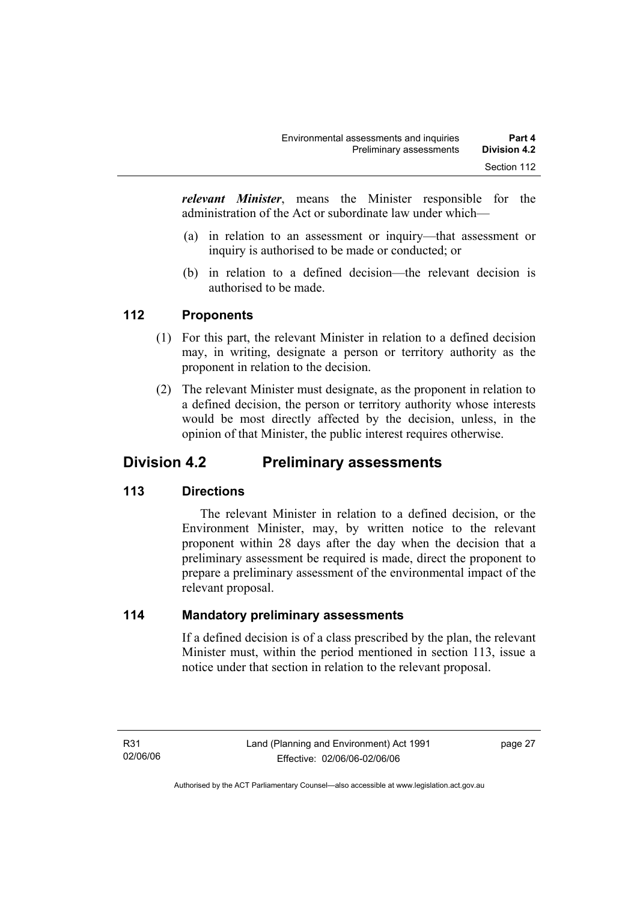***relevant Minister***, means the Minister responsible for the administration of the Act or subordinate law under which—

(a) in relation to an assessment or inquiry—that assessment or inquiry is authorised to be made or conducted; or

(b) in relation to a defined decision—the relevant decision is authorised to be made.

### 112 Proponents

(1) For this part, the relevant Minister in relation to a defined decision may, in writing, designate a person or territory authority as the proponent in relation to the decision.

(2) The relevant Minister must designate, as the proponent in relation to a defined decision, the person or territory authority whose interests would be most directly affected by the decision, unless, in the opinion of that Minister, the public interest requires otherwise.

## Division 4.2 Preliminary assessments

### 113 Directions

The relevant Minister in relation to a defined decision, or the Environment Minister, may, by written notice to the relevant proponent within 28 days after the day when the decision that a preliminary assessment be required is made, direct the proponent to prepare a preliminary assessment of the environmental impact of the relevant proposal.

### 114 Mandatory preliminary assessments

If a defined decision is of a class prescribed by the plan, the relevant Minister must, within the period mentioned in section 113, issue a notice under that section in relation to the relevant proposal.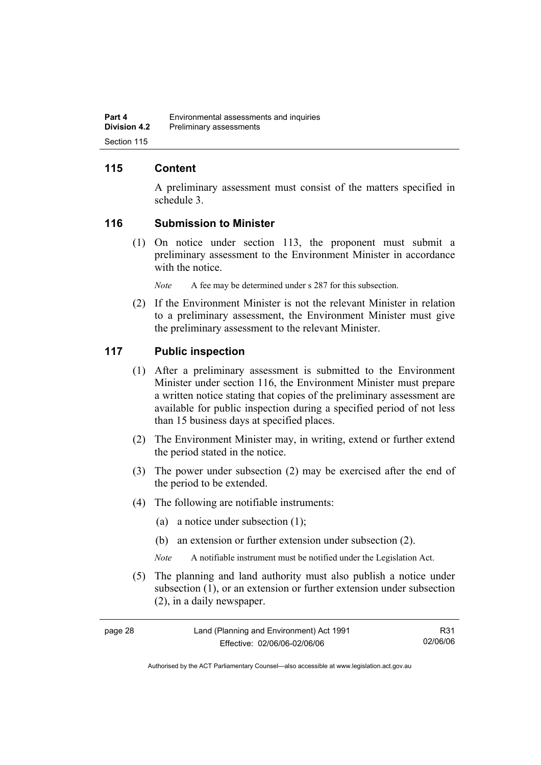## 115 Content

A preliminary assessment must consist of the matters specified in schedule 3.

## 116 Submission to Minister

(1) On notice under section 113, the proponent must submit a preliminary assessment to the Environment Minister in accordance with the notice.

*Note* A fee may be determined under s 287 for this subsection.

(2) If the Environment Minister is not the relevant Minister in relation to a preliminary assessment, the Environment Minister must give the preliminary assessment to the relevant Minister.

## 117 Public inspection

(1) After a preliminary assessment is submitted to the Environment Minister under section 116, the Environment Minister must prepare a written notice stating that copies of the preliminary assessment are available for public inspection during a specified period of not less than 15 business days at specified places.

(2) The Environment Minister may, in writing, extend or further extend the period stated in the notice.

(3) The power under subsection (2) may be exercised after the end of the period to be extended.

(4) The following are notifiable instruments:

(a) a notice under subsection (1);

(b) an extension or further extension under subsection (2).

*Note* A notifiable instrument must be notified under the Legislation Act.

(5) The planning and land authority must also publish a notice under subsection (1), or an extension or further extension under subsection (2), in a daily newspaper.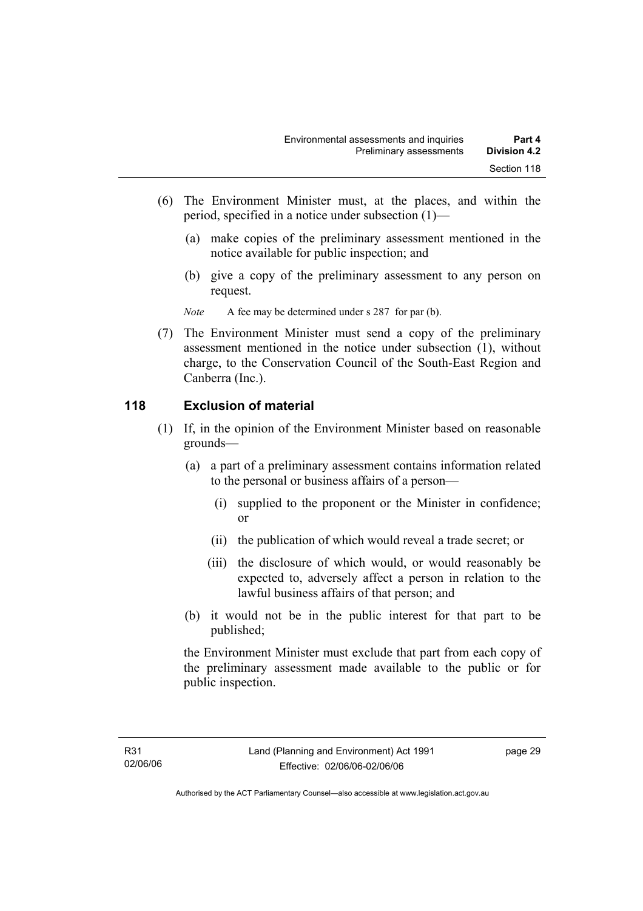(6) The Environment Minister must, at the places, and within the period, specified in a notice under subsection (1)—

(a) make copies of the preliminary assessment mentioned in the notice available for public inspection; and

(b) give a copy of the preliminary assessment to any person on request.

*Note* A fee may be determined under s 287 for par (b).

(7) The Environment Minister must send a copy of the preliminary assessment mentioned in the notice under subsection (1), without charge, to the Conservation Council of the South-East Region and Canberra (Inc.).

## 118 Exclusion of material

(1) If, in the opinion of the Environment Minister based on reasonable grounds—

(a) a part of a preliminary assessment contains information related to the personal or business affairs of a person—

(i) supplied to the proponent or the Minister in confidence; or

(ii) the publication of which would reveal a trade secret; or

(iii) the disclosure of which would, or would reasonably be expected to, adversely affect a person in relation to the lawful business affairs of that person; and

(b) it would not be in the public interest for that part to be published;

the Environment Minister must exclude that part from each copy of the preliminary assessment made available to the public or for public inspection.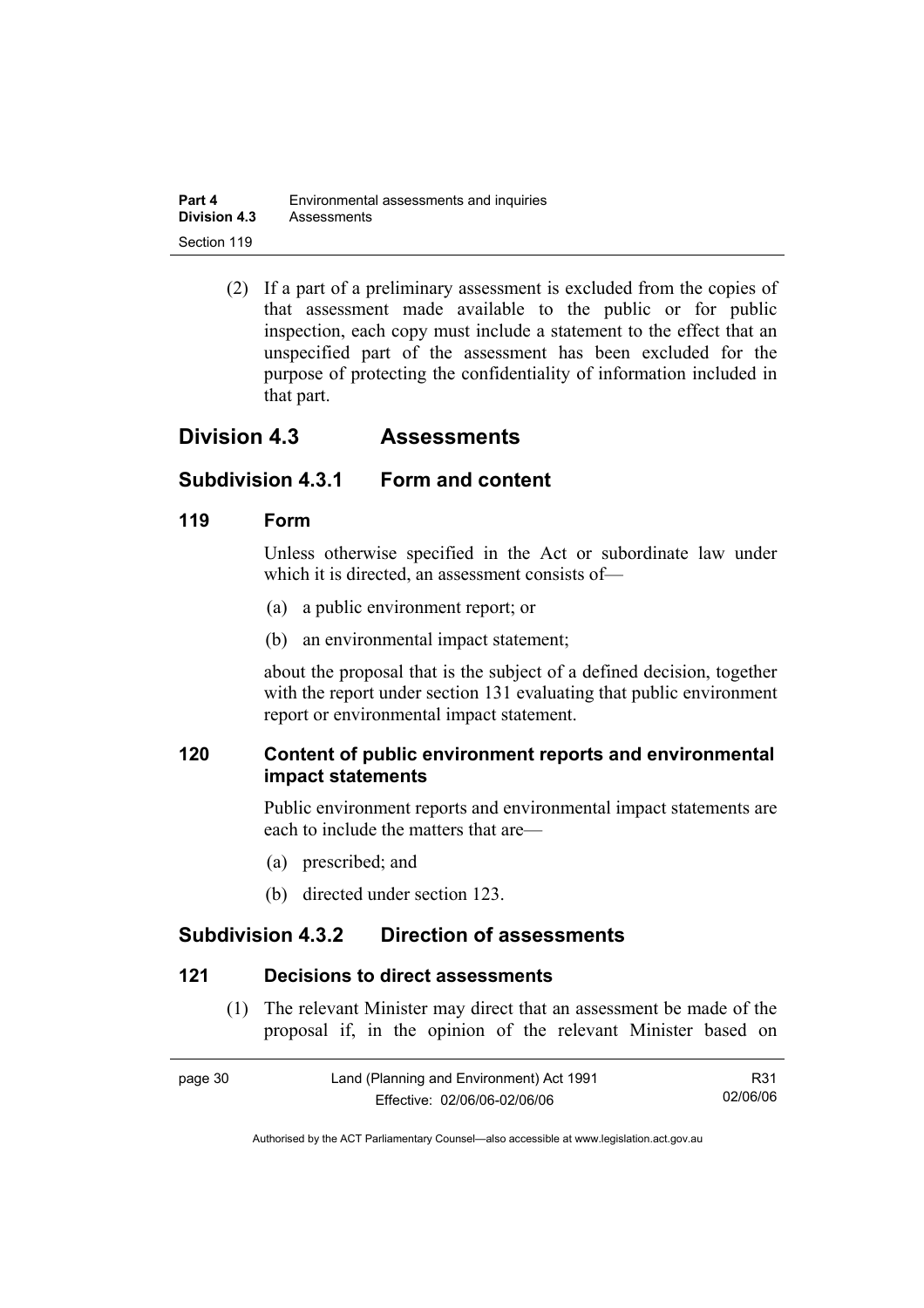(2) If a part of a preliminary assessment is excluded from the copies of that assessment made available to the public or for public inspection, each copy must include a statement to the effect that an unspecified part of the assessment has been excluded for the purpose of protecting the confidentiality of information included in that part.

## Division 4.3 Assessments

### Subdivision 4.3.1 Form and content

#### 119 Form

Unless otherwise specified in the Act or subordinate law under which it is directed, an assessment consists of—

(a) a public environment report; or

(b) an environmental impact statement;

about the proposal that is the subject of a defined decision, together with the report under section 131 evaluating that public environment report or environmental impact statement.

#### 120 Content of public environment reports and environmental impact statements

Public environment reports and environmental impact statements are each to include the matters that are—

(a) prescribed; and

(b) directed under section 123.

### Subdivision 4.3.2 Direction of assessments

#### 121 Decisions to direct assessments

(1) The relevant Minister may direct that an assessment be made of the proposal if, in the opinion of the relevant Minister based on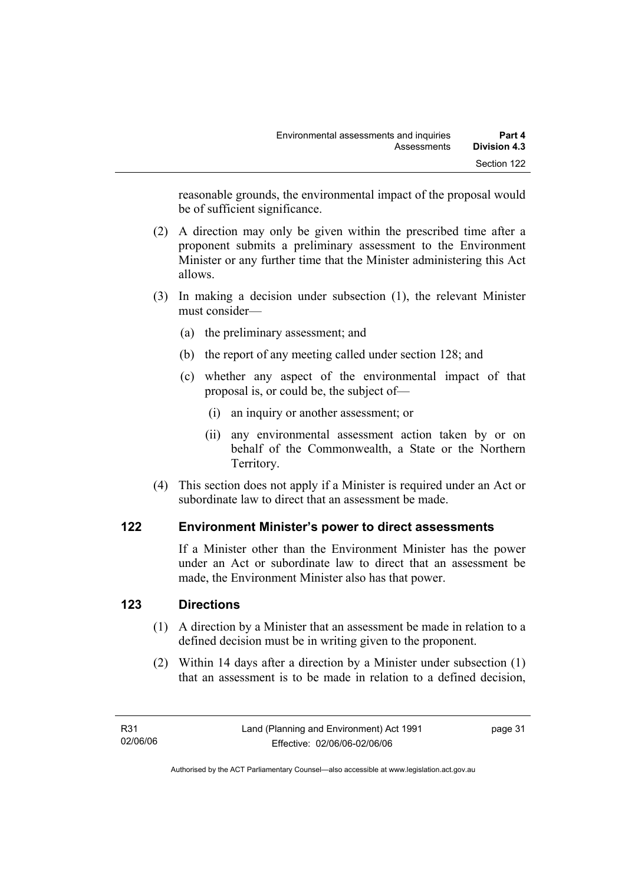reasonable grounds, the environmental impact of the proposal would be of sufficient significance.

(2) A direction may only be given within the prescribed time after a proponent submits a preliminary assessment to the Environment Minister or any further time that the Minister administering this Act allows.

(3) In making a decision under subsection (1), the relevant Minister must consider—

(a) the preliminary assessment; and

(b) the report of any meeting called under section 128; and

(c) whether any aspect of the environmental impact of that proposal is, or could be, the subject of—

(i) an inquiry or another assessment; or

(ii) any environmental assessment action taken by or on behalf of the Commonwealth, a State or the Northern Territory.

(4) This section does not apply if a Minister is required under an Act or subordinate law to direct that an assessment be made.

## 122 Environment Minister's power to direct assessments

If a Minister other than the Environment Minister has the power under an Act or subordinate law to direct that an assessment be made, the Environment Minister also has that power.

## 123 Directions

(1) A direction by a Minister that an assessment be made in relation to a defined decision must be in writing given to the proponent.

(2) Within 14 days after a direction by a Minister under subsection (1) that an assessment is to be made in relation to a defined decision,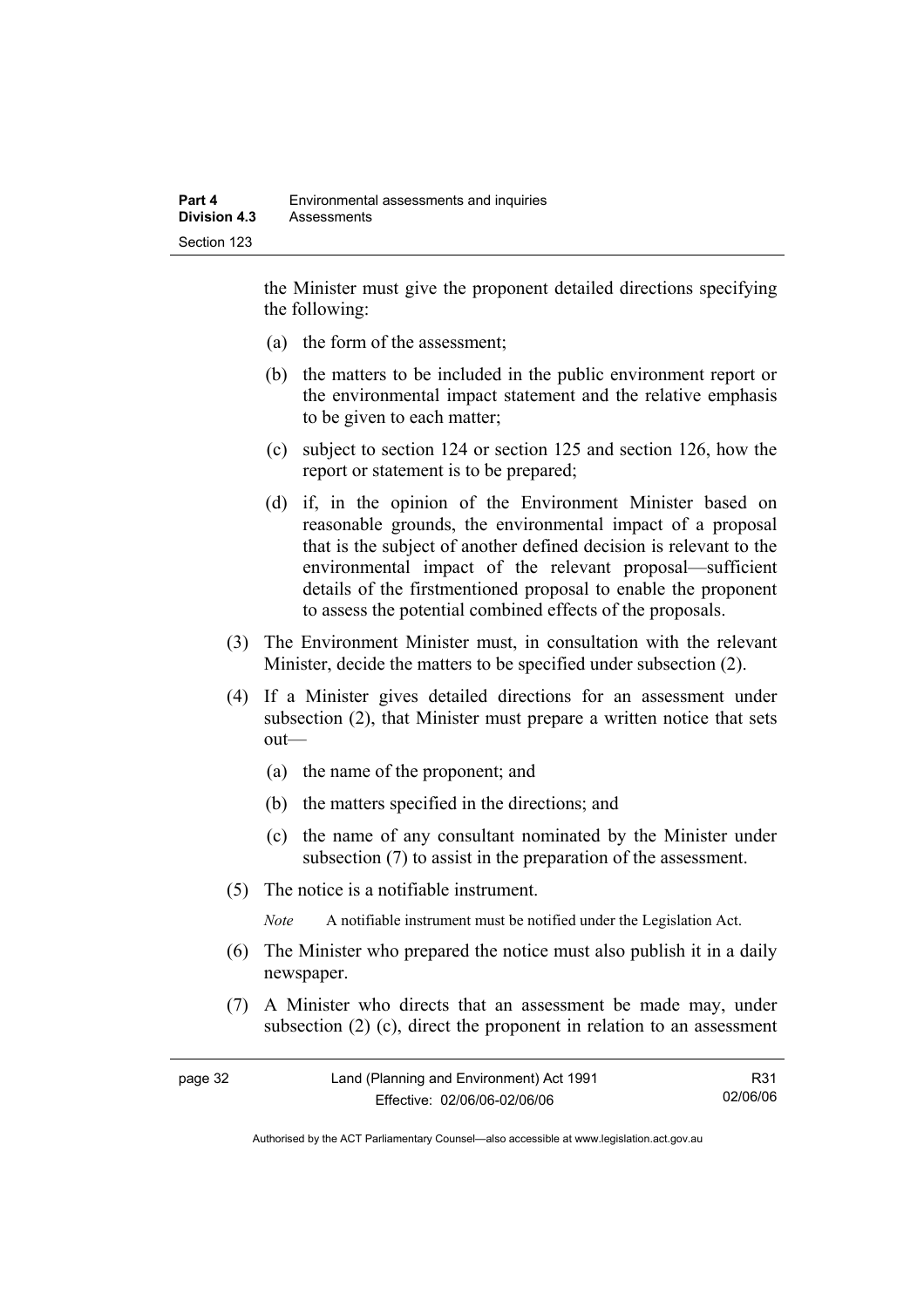the Minister must give the proponent detailed directions specifying the following:

(a) the form of the assessment;

(b) the matters to be included in the public environment report or the environmental impact statement and the relative emphasis to be given to each matter;

(c) subject to section 124 or section 125 and section 126, how the report or statement is to be prepared;

(d) if, in the opinion of the Environment Minister based on reasonable grounds, the environmental impact of a proposal that is the subject of another defined decision is relevant to the environmental impact of the relevant proposal—sufficient details of the firstmentioned proposal to enable the proponent to assess the potential combined effects of the proposals.

(3) The Environment Minister must, in consultation with the relevant Minister, decide the matters to be specified under subsection (2).

(4) If a Minister gives detailed directions for an assessment under subsection (2), that Minister must prepare a written notice that sets out—

(a) the name of the proponent; and

(b) the matters specified in the directions; and

(c) the name of any consultant nominated by the Minister under subsection (7) to assist in the preparation of the assessment.

(5) The notice is a notifiable instrument.

*Note* A notifiable instrument must be notified under the Legislation Act.

(6) The Minister who prepared the notice must also publish it in a daily newspaper.

(7) A Minister who directs that an assessment be made may, under subsection (2) (c), direct the proponent in relation to an assessment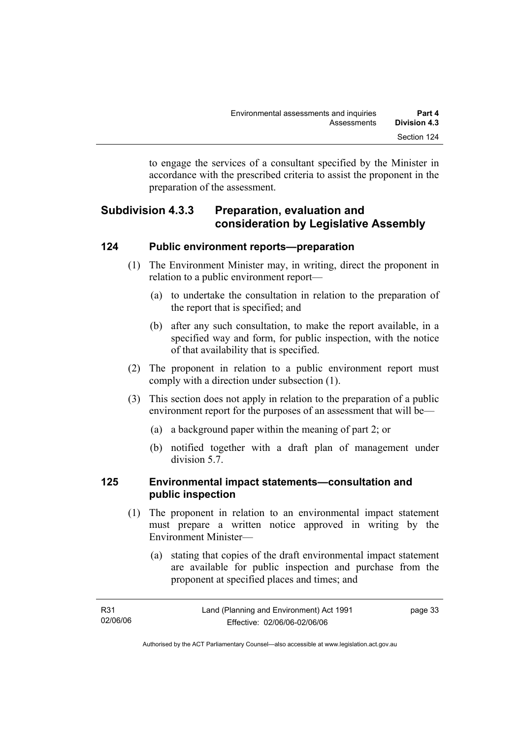to engage the services of a consultant specified by the Minister in accordance with the prescribed criteria to assist the proponent in the preparation of the assessment.

## Subdivision 4.3.3 Preparation, evaluation and consideration by Legislative Assembly

### 124 Public environment reports—preparation

(1) The Environment Minister may, in writing, direct the proponent in relation to a public environment report—

(a) to undertake the consultation in relation to the preparation of the report that is specified; and

(b) after any such consultation, to make the report available, in a specified way and form, for public inspection, with the notice of that availability that is specified.

(2) The proponent in relation to a public environment report must comply with a direction under subsection (1).

(3) This section does not apply in relation to the preparation of a public environment report for the purposes of an assessment that will be—

(a) a background paper within the meaning of part 2; or

(b) notified together with a draft plan of management under division 5.7.

### 125 Environmental impact statements—consultation and public inspection

(1) The proponent in relation to an environmental impact statement must prepare a written notice approved in writing by the Environment Minister—

(a) stating that copies of the draft environmental impact statement are available for public inspection and purchase from the proponent at specified places and times; and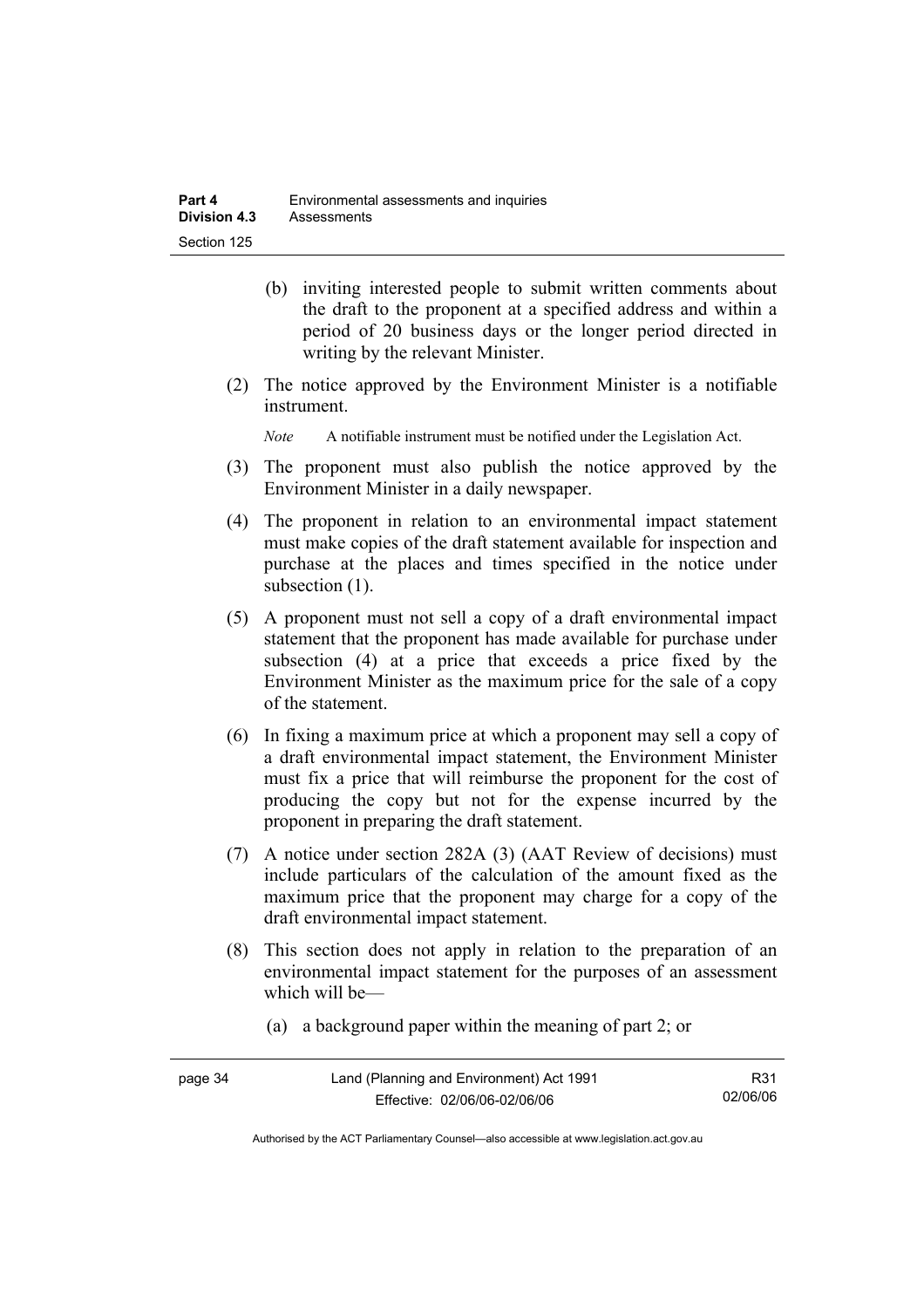(b) inviting interested people to submit written comments about the draft to the proponent at a specified address and within a period of 20 business days or the longer period directed in writing by the relevant Minister.

(2) The notice approved by the Environment Minister is a notifiable instrument.

*Note* A notifiable instrument must be notified under the Legislation Act.

(3) The proponent must also publish the notice approved by the Environment Minister in a daily newspaper.

(4) The proponent in relation to an environmental impact statement must make copies of the draft statement available for inspection and purchase at the places and times specified in the notice under subsection (1).

(5) A proponent must not sell a copy of a draft environmental impact statement that the proponent has made available for purchase under subsection (4) at a price that exceeds a price fixed by the Environment Minister as the maximum price for the sale of a copy of the statement.

(6) In fixing a maximum price at which a proponent may sell a copy of a draft environmental impact statement, the Environment Minister must fix a price that will reimburse the proponent for the cost of producing the copy but not for the expense incurred by the proponent in preparing the draft statement.

(7) A notice under section 282A (3) (AAT Review of decisions) must include particulars of the calculation of the amount fixed as the maximum price that the proponent may charge for a copy of the draft environmental impact statement.

(8) This section does not apply in relation to the preparation of an environmental impact statement for the purposes of an assessment which will be—

(a) a background paper within the meaning of part 2; or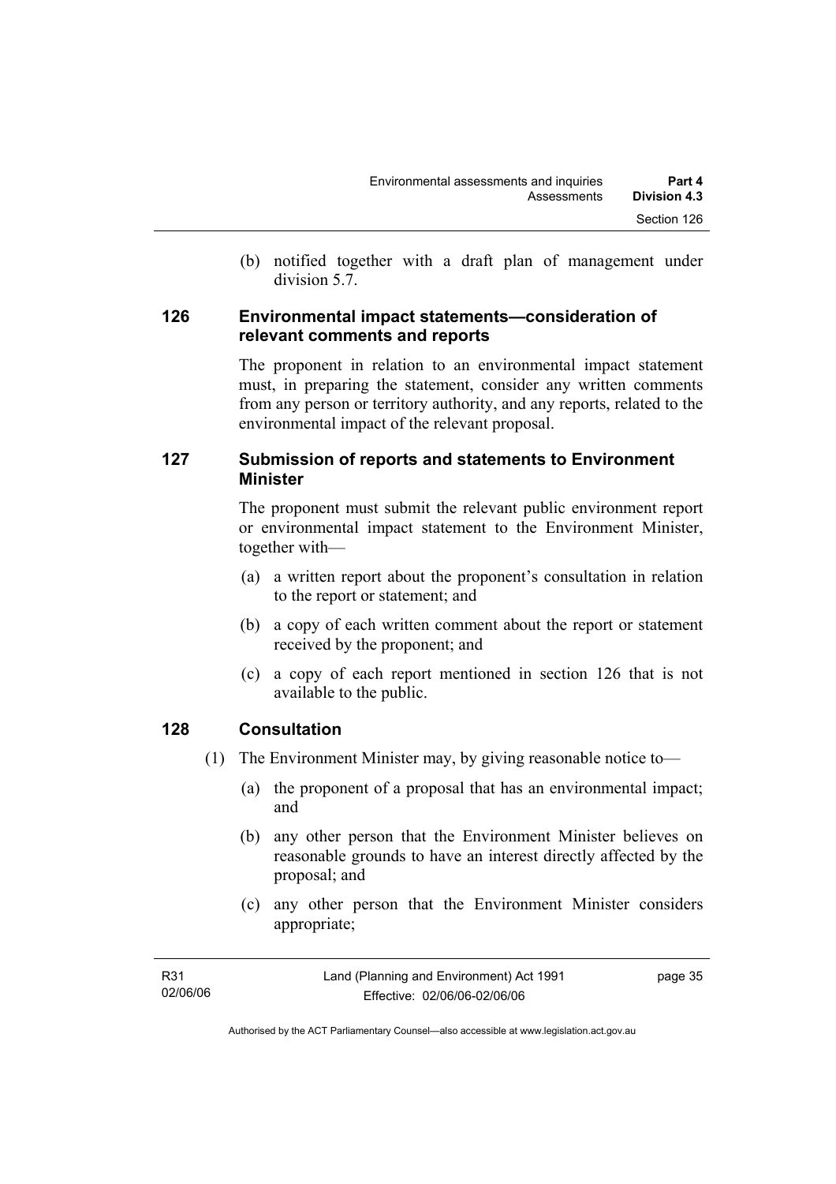(b) notified together with a draft plan of management under division 5.7.

## 126 Environmental impact statements—consideration of relevant comments and reports

The proponent in relation to an environmental impact statement must, in preparing the statement, consider any written comments from any person or territory authority, and any reports, related to the environmental impact of the relevant proposal.

## 127 Submission of reports and statements to Environment Minister

The proponent must submit the relevant public environment report or environmental impact statement to the Environment Minister, together with—

(a) a written report about the proponent's consultation in relation to the report or statement; and

(b) a copy of each written comment about the report or statement received by the proponent; and

(c) a copy of each report mentioned in section 126 that is not available to the public.

## 128 Consultation

(1) The Environment Minister may, by giving reasonable notice to—

(a) the proponent of a proposal that has an environmental impact; and

(b) any other person that the Environment Minister believes on reasonable grounds to have an interest directly affected by the proposal; and

(c) any other person that the Environment Minister considers appropriate;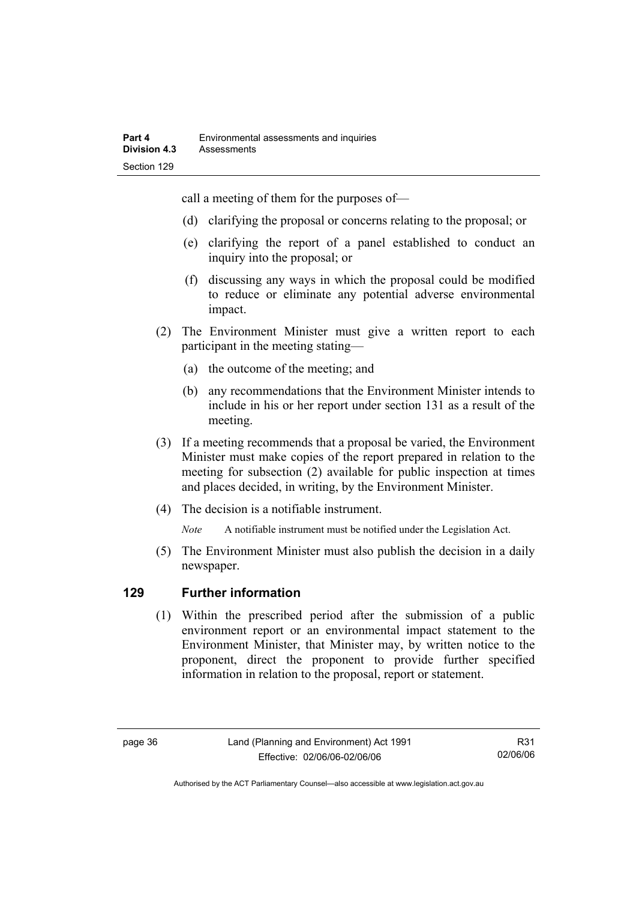call a meeting of them for the purposes of—

(d) clarifying the proposal or concerns relating to the proposal; or

(e) clarifying the report of a panel established to conduct an inquiry into the proposal; or

(f) discussing any ways in which the proposal could be modified to reduce or eliminate any potential adverse environmental impact.

(2) The Environment Minister must give a written report to each participant in the meeting stating—

(a) the outcome of the meeting; and

(b) any recommendations that the Environment Minister intends to include in his or her report under section 131 as a result of the meeting.

(3) If a meeting recommends that a proposal be varied, the Environment Minister must make copies of the report prepared in relation to the meeting for subsection (2) available for public inspection at times and places decided, in writing, by the Environment Minister.

(4) The decision is a notifiable instrument.

*Note* A notifiable instrument must be notified under the Legislation Act.

(5) The Environment Minister must also publish the decision in a daily newspaper.

## 129 Further information

(1) Within the prescribed period after the submission of a public environment report or an environmental impact statement to the Environment Minister, that Minister may, by written notice to the proponent, direct the proponent to provide further specified information in relation to the proposal, report or statement.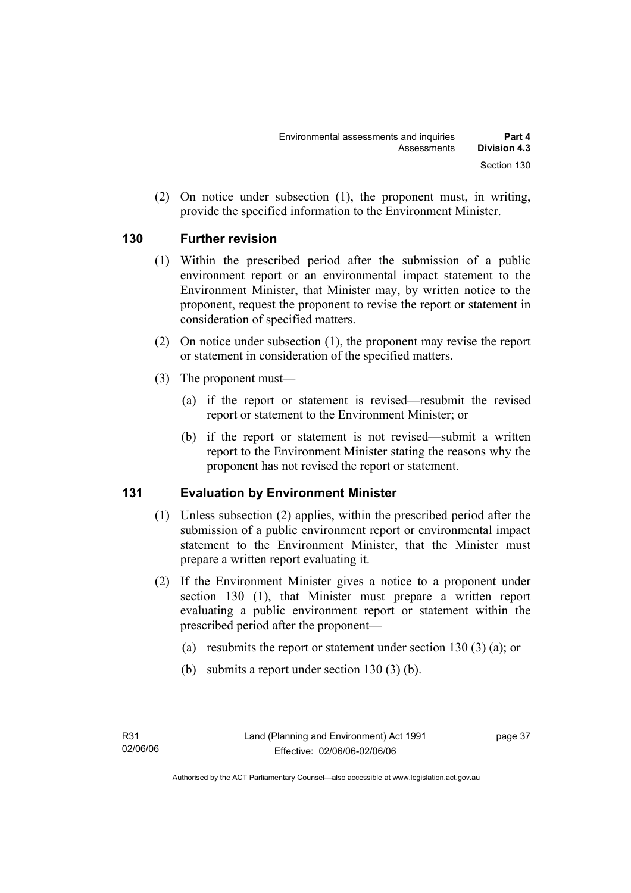(2) On notice under subsection (1), the proponent must, in writing, provide the specified information to the Environment Minister.

## 130 Further revision

(1) Within the prescribed period after the submission of a public environment report or an environmental impact statement to the Environment Minister, that Minister may, by written notice to the proponent, request the proponent to revise the report or statement in consideration of specified matters.

(2) On notice under subsection (1), the proponent may revise the report or statement in consideration of the specified matters.

(3) The proponent must—

- (a) if the report or statement is revised—resubmit the revised report or statement to the Environment Minister; or
- (b) if the report or statement is not revised—submit a written report to the Environment Minister stating the reasons why the proponent has not revised the report or statement.

## 131 Evaluation by Environment Minister

(1) Unless subsection (2) applies, within the prescribed period after the submission of a public environment report or environmental impact statement to the Environment Minister, that the Minister must prepare a written report evaluating it.

(2) If the Environment Minister gives a notice to a proponent under section 130 (1), that Minister must prepare a written report evaluating a public environment report or statement within the prescribed period after the proponent—

- (a) resubmits the report or statement under section 130 (3) (a); or
- (b) submits a report under section 130 (3) (b).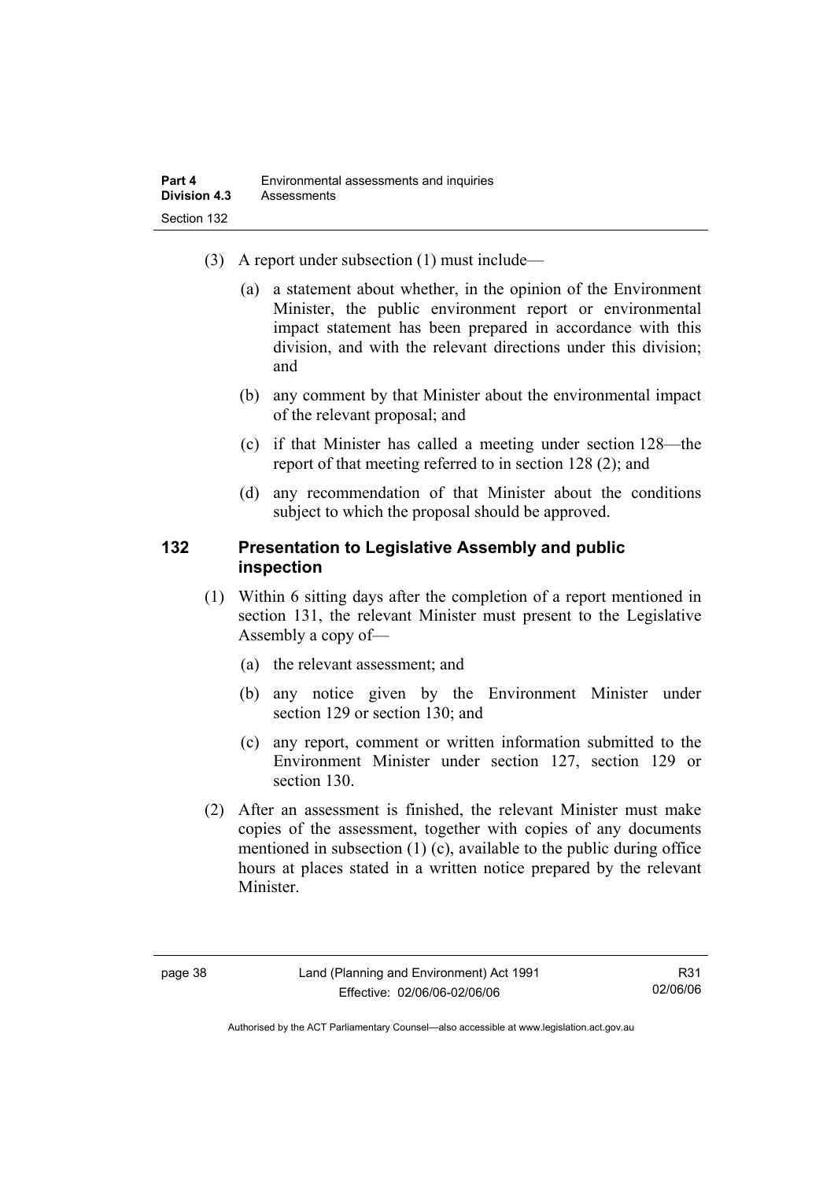(3) A report under subsection (1) must include—

(a) a statement about whether, in the opinion of the Environment Minister, the public environment report or environmental impact statement has been prepared in accordance with this division, and with the relevant directions under this division; and

(b) any comment by that Minister about the environmental impact of the relevant proposal; and

(c) if that Minister has called a meeting under section 128—the report of that meeting referred to in section 128 (2); and

(d) any recommendation of that Minister about the conditions subject to which the proposal should be approved.

## 132 Presentation to Legislative Assembly and public inspection

(1) Within 6 sitting days after the completion of a report mentioned in section 131, the relevant Minister must present to the Legislative Assembly a copy of—

(a) the relevant assessment; and

(b) any notice given by the Environment Minister under section 129 or section 130; and

(c) any report, comment or written information submitted to the Environment Minister under section 127, section 129 or section 130.

(2) After an assessment is finished, the relevant Minister must make copies of the assessment, together with copies of any documents mentioned in subsection (1) (c), available to the public during office hours at places stated in a written notice prepared by the relevant Minister.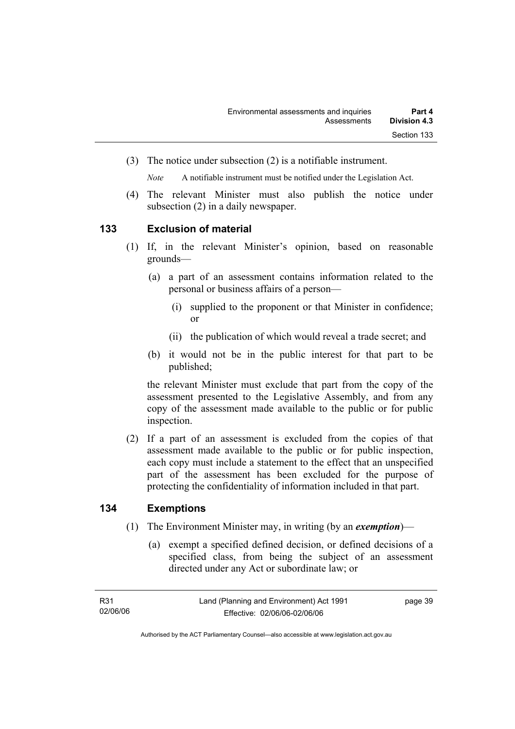(3) The notice under subsection (2) is a notifiable instrument.

*Note* A notifiable instrument must be notified under the Legislation Act.

(4) The relevant Minister must also publish the notice under subsection (2) in a daily newspaper.

## 133 Exclusion of material

(1) If, in the relevant Minister's opinion, based on reasonable grounds—

(a) a part of an assessment contains information related to the personal or business affairs of a person—

(i) supplied to the proponent or that Minister in confidence; or

(ii) the publication of which would reveal a trade secret; and

(b) it would not be in the public interest for that part to be published;

the relevant Minister must exclude that part from the copy of the assessment presented to the Legislative Assembly, and from any copy of the assessment made available to the public or for public inspection.

(2) If a part of an assessment is excluded from the copies of that assessment made available to the public or for public inspection, each copy must include a statement to the effect that an unspecified part of the assessment has been excluded for the purpose of protecting the confidentiality of information included in that part.

## 134 Exemptions

(1) The Environment Minister may, in writing (by an ***exemption***)—

(a) exempt a specified defined decision, or defined decisions of a specified class, from being the subject of an assessment directed under any Act or subordinate law; or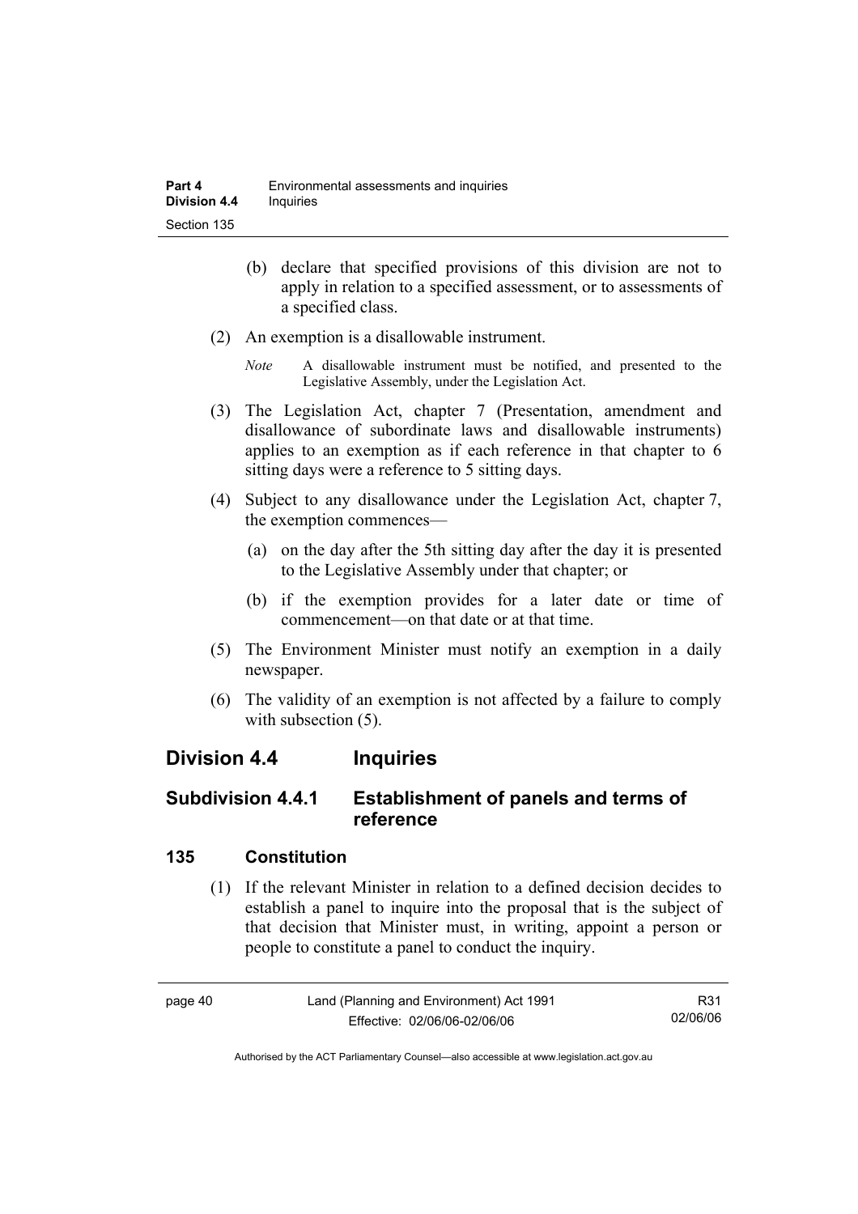(b) declare that specified provisions of this division are not to apply in relation to a specified assessment, or to assessments of a specified class.

(2) An exemption is a disallowable instrument.

*Note* A disallowable instrument must be notified, and presented to the Legislative Assembly, under the Legislation Act.

(3) The Legislation Act, chapter 7 (Presentation, amendment and disallowance of subordinate laws and disallowable instruments) applies to an exemption as if each reference in that chapter to 6 sitting days were a reference to 5 sitting days.

(4) Subject to any disallowance under the Legislation Act, chapter 7, the exemption commences—

(a) on the day after the 5th sitting day after the day it is presented to the Legislative Assembly under that chapter; or

(b) if the exemption provides for a later date or time of commencement—on that date or at that time.

(5) The Environment Minister must notify an exemption in a daily newspaper.

(6) The validity of an exemption is not affected by a failure to comply with subsection (5).

## Division 4.4 Inquiries

### Subdivision 4.4.1 Establishment of panels and terms of reference

#### 135 Constitution

(1) If the relevant Minister in relation to a defined decision decides to establish a panel to inquire into the proposal that is the subject of that decision that Minister must, in writing, appoint a person or people to constitute a panel to conduct the inquiry.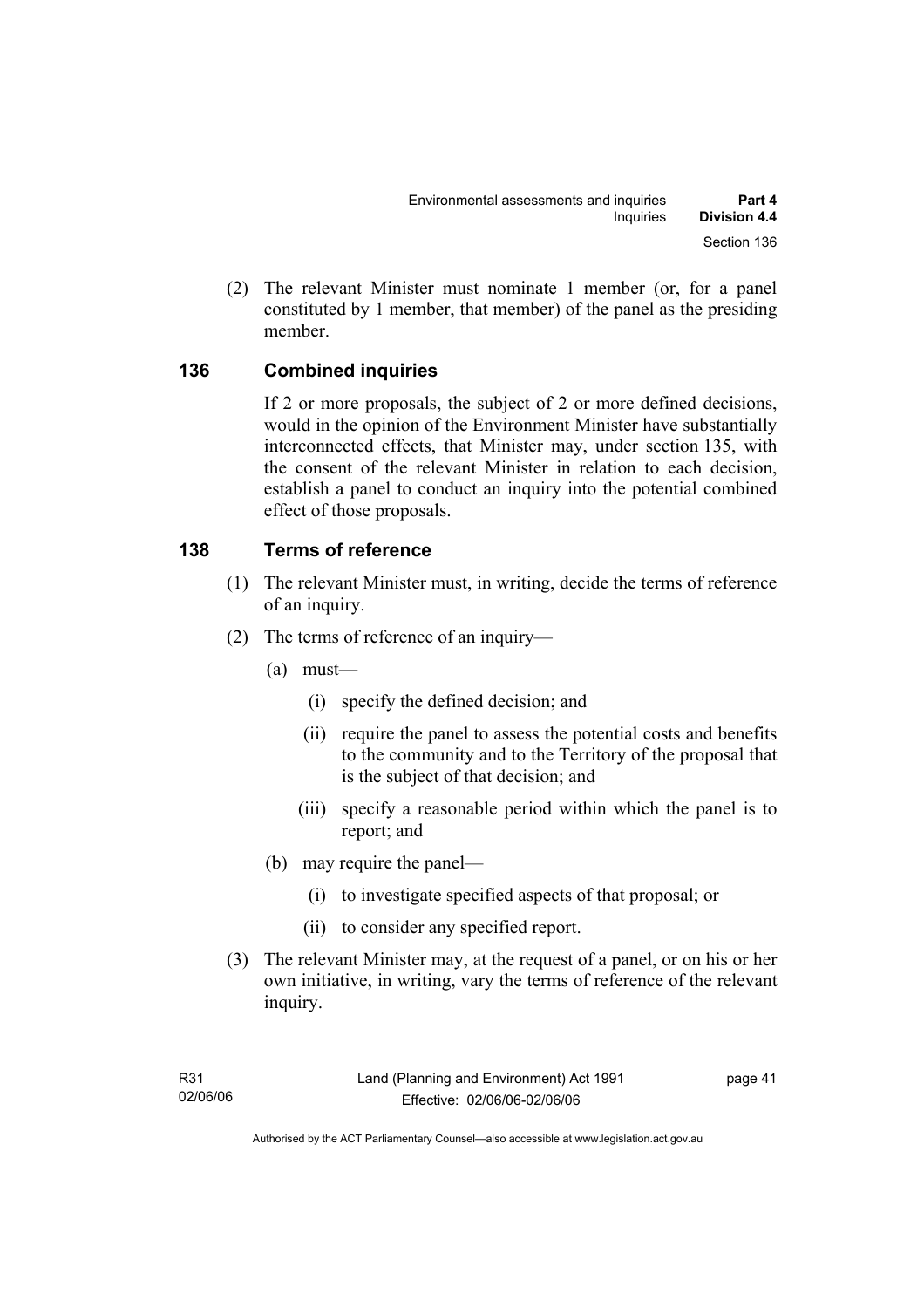(2) The relevant Minister must nominate 1 member (or, for a panel constituted by 1 member, that member) of the panel as the presiding member.

## 136 Combined inquiries

If 2 or more proposals, the subject of 2 or more defined decisions, would in the opinion of the Environment Minister have substantially interconnected effects, that Minister may, under section 135, with the consent of the relevant Minister in relation to each decision, establish a panel to conduct an inquiry into the potential combined effect of those proposals.

## 138 Terms of reference

(1) The relevant Minister must, in writing, decide the terms of reference of an inquiry.

(2) The terms of reference of an inquiry—

(a) must—

(i) specify the defined decision; and

(ii) require the panel to assess the potential costs and benefits to the community and to the Territory of the proposal that is the subject of that decision; and

(iii) specify a reasonable period within which the panel is to report; and

(b) may require the panel—

(i) to investigate specified aspects of that proposal; or

(ii) to consider any specified report.

(3) The relevant Minister may, at the request of a panel, or on his or her own initiative, in writing, vary the terms of reference of the relevant inquiry.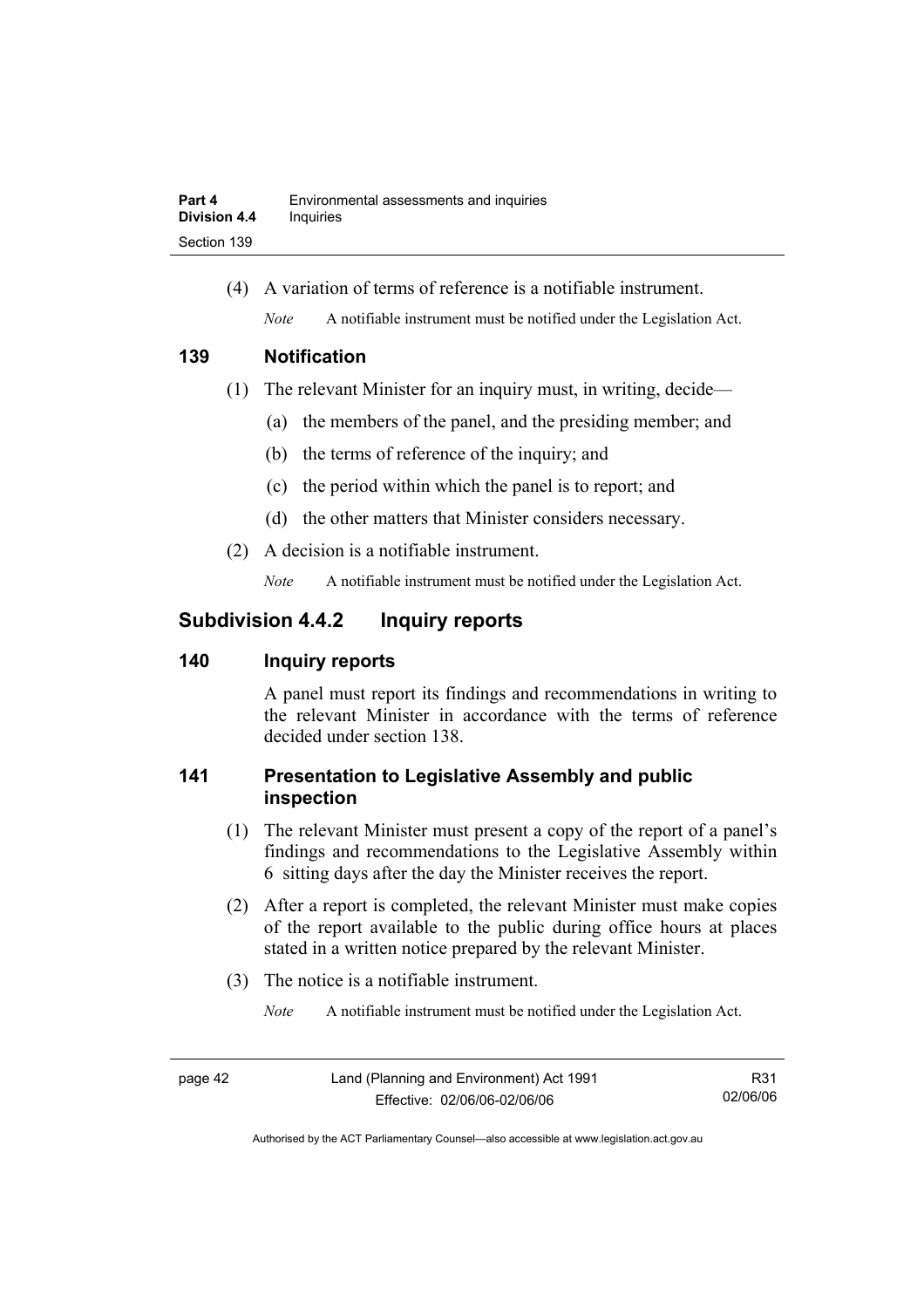(4) A variation of terms of reference is a notifiable instrument.

*Note* A notifiable instrument must be notified under the Legislation Act.

### 139 Notification

(1) The relevant Minister for an inquiry must, in writing, decide—

(a) the members of the panel, and the presiding member; and

(b) the terms of reference of the inquiry; and

(c) the period within which the panel is to report; and

(d) the other matters that Minister considers necessary.

(2) A decision is a notifiable instrument.

*Note* A notifiable instrument must be notified under the Legislation Act.

## Subdivision 4.4.2 Inquiry reports

### 140 Inquiry reports

A panel must report its findings and recommendations in writing to the relevant Minister in accordance with the terms of reference decided under section 138.

### 141 Presentation to Legislative Assembly and public inspection

(1) The relevant Minister must present a copy of the report of a panel's findings and recommendations to the Legislative Assembly within 6 sitting days after the day the Minister receives the report.

(2) After a report is completed, the relevant Minister must make copies of the report available to the public during office hours at places stated in a written notice prepared by the relevant Minister.

(3) The notice is a notifiable instrument.

*Note* A notifiable instrument must be notified under the Legislation Act.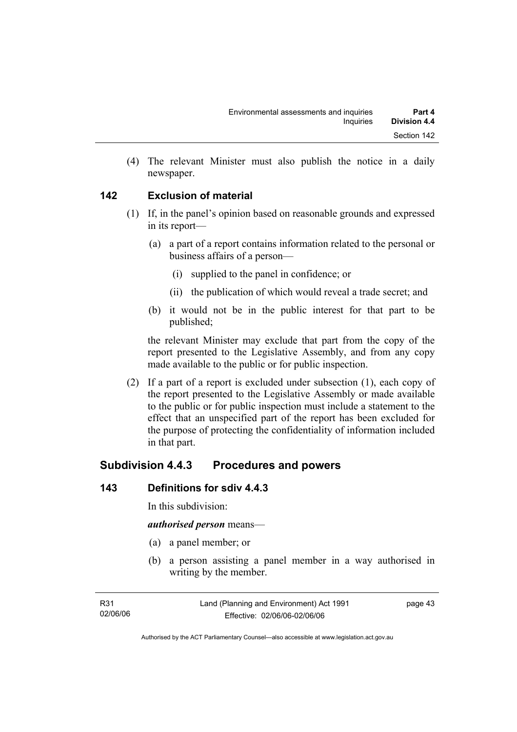(4) The relevant Minister must also publish the notice in a daily newspaper.

## 142 Exclusion of material

(1) If, in the panel's opinion based on reasonable grounds and expressed in its report—

(a) a part of a report contains information related to the personal or business affairs of a person—

(i) supplied to the panel in confidence; or

(ii) the publication of which would reveal a trade secret; and

(b) it would not be in the public interest for that part to be published;

the relevant Minister may exclude that part from the copy of the report presented to the Legislative Assembly, and from any copy made available to the public or for public inspection.

(2) If a part of a report is excluded under subsection (1), each copy of the report presented to the Legislative Assembly or made available to the public or for public inspection must include a statement to the effect that an unspecified part of the report has been excluded for the purpose of protecting the confidentiality of information included in that part.

# Subdivision 4.4.3 Procedures and powers

## 143 Definitions for sdiv 4.4.3

In this subdivision:

***authorised person*** means—

(a) a panel member; or

(b) a person assisting a panel member in a way authorised in writing by the member.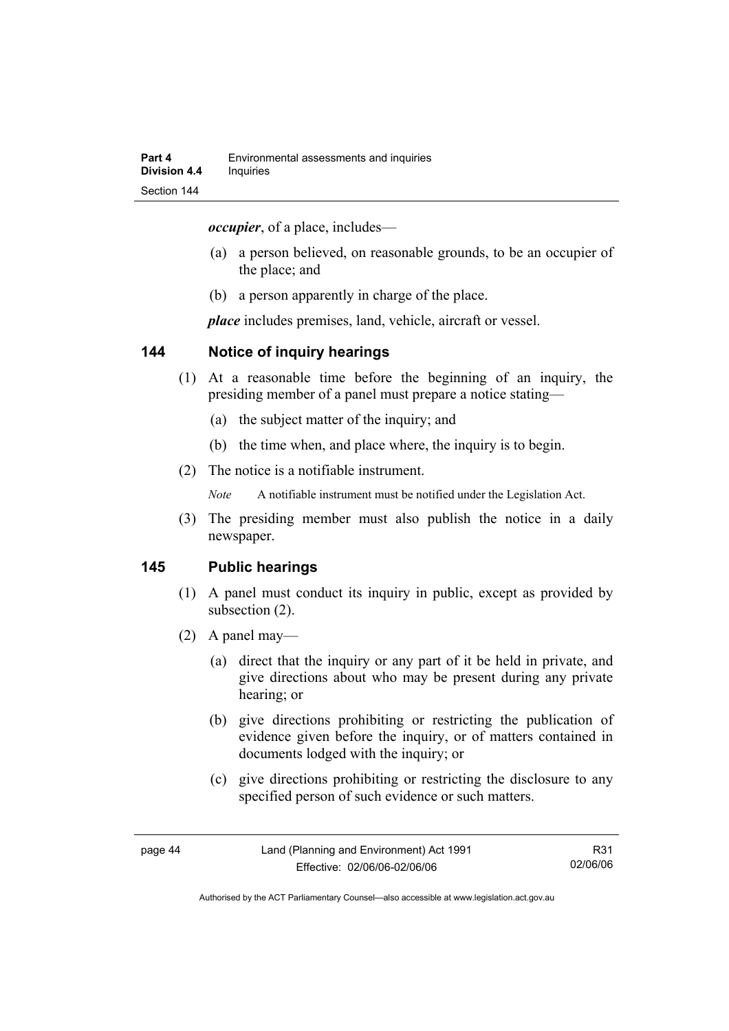***occupier***, of a place, includes—

(a) a person believed, on reasonable grounds, to be an occupier of the place; and

(b) a person apparently in charge of the place.

***place*** includes premises, land, vehicle, aircraft or vessel.

## 144 Notice of inquiry hearings

(1) At a reasonable time before the beginning of an inquiry, the presiding member of a panel must prepare a notice stating—

(a) the subject matter of the inquiry; and

(b) the time when, and place where, the inquiry is to begin.

(2) The notice is a notifiable instrument.

*Note* A notifiable instrument must be notified under the Legislation Act.

(3) The presiding member must also publish the notice in a daily newspaper.

## 145 Public hearings

(1) A panel must conduct its inquiry in public, except as provided by subsection (2).

(2) A panel may—

(a) direct that the inquiry or any part of it be held in private, and give directions about who may be present during any private hearing; or

(b) give directions prohibiting or restricting the publication of evidence given before the inquiry, or of matters contained in documents lodged with the inquiry; or

(c) give directions prohibiting or restricting the disclosure to any specified person of such evidence or such matters.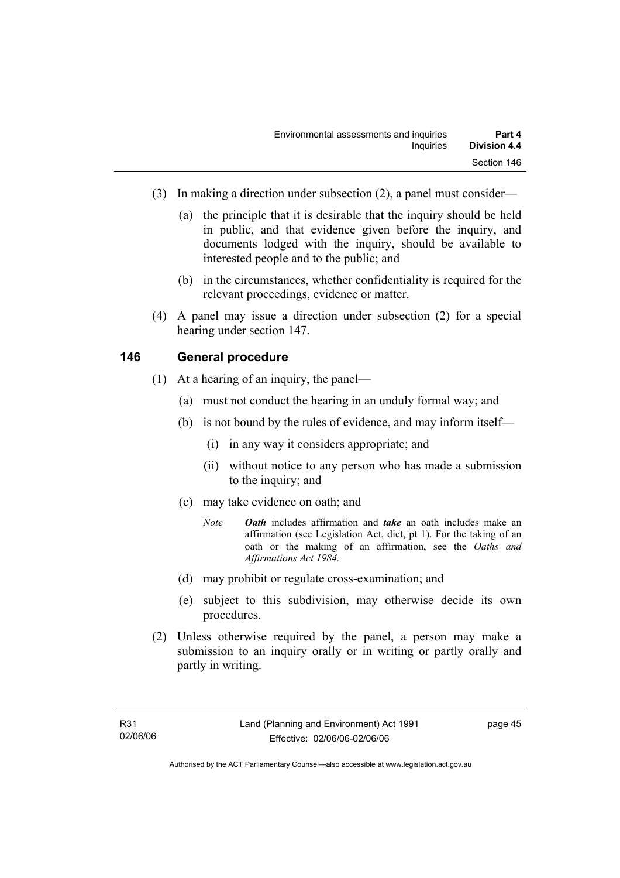(3) In making a direction under subsection (2), a panel must consider—

(a) the principle that it is desirable that the inquiry should be held in public, and that evidence given before the inquiry, and documents lodged with the inquiry, should be available to interested people and to the public; and

(b) in the circumstances, whether confidentiality is required for the relevant proceedings, evidence or matter.

(4) A panel may issue a direction under subsection (2) for a special hearing under section 147.

## 146 General procedure

(1) At a hearing of an inquiry, the panel—

(a) must not conduct the hearing in an unduly formal way; and

(b) is not bound by the rules of evidence, and may inform itself—

(i) in any way it considers appropriate; and

(ii) without notice to any person who has made a submission to the inquiry; and

(c) may take evidence on oath; and

*Note* ***Oath*** includes affirmation and ***take*** an oath includes make an affirmation (see Legislation Act, dict, pt 1). For the taking of an oath or the making of an affirmation, see the *Oaths and Affirmations Act 1984.*

(d) may prohibit or regulate cross-examination; and

(e) subject to this subdivision, may otherwise decide its own procedures.

(2) Unless otherwise required by the panel, a person may make a submission to an inquiry orally or in writing or partly orally and partly in writing.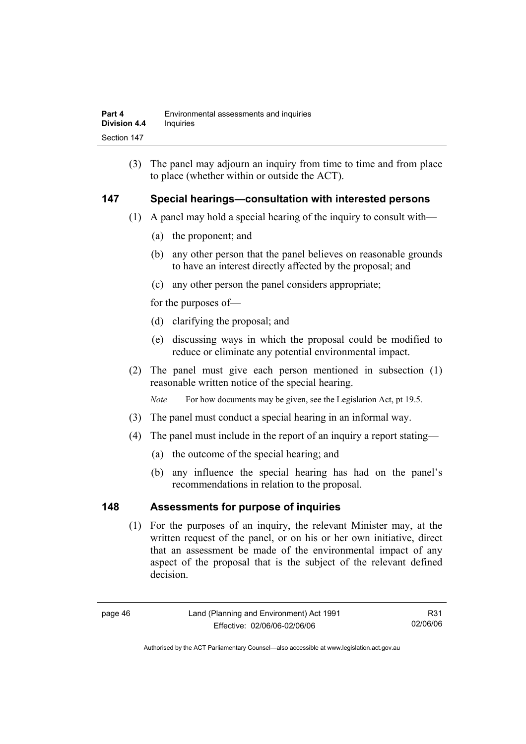(3) The panel may adjourn an inquiry from time to time and from place to place (whether within or outside the ACT).

## 147 Special hearings—consultation with interested persons

(1) A panel may hold a special hearing of the inquiry to consult with—

(a) the proponent; and

(b) any other person that the panel believes on reasonable grounds to have an interest directly affected by the proposal; and

(c) any other person the panel considers appropriate;

for the purposes of—

(d) clarifying the proposal; and

(e) discussing ways in which the proposal could be modified to reduce or eliminate any potential environmental impact.

(2) The panel must give each person mentioned in subsection (1) reasonable written notice of the special hearing.

*Note* For how documents may be given, see the Legislation Act, pt 19.5.

(3) The panel must conduct a special hearing in an informal way.

(4) The panel must include in the report of an inquiry a report stating—

(a) the outcome of the special hearing; and

(b) any influence the special hearing has had on the panel's recommendations in relation to the proposal.

## 148 Assessments for purpose of inquiries

(1) For the purposes of an inquiry, the relevant Minister may, at the written request of the panel, or on his or her own initiative, direct that an assessment be made of the environmental impact of any aspect of the proposal that is the subject of the relevant defined decision.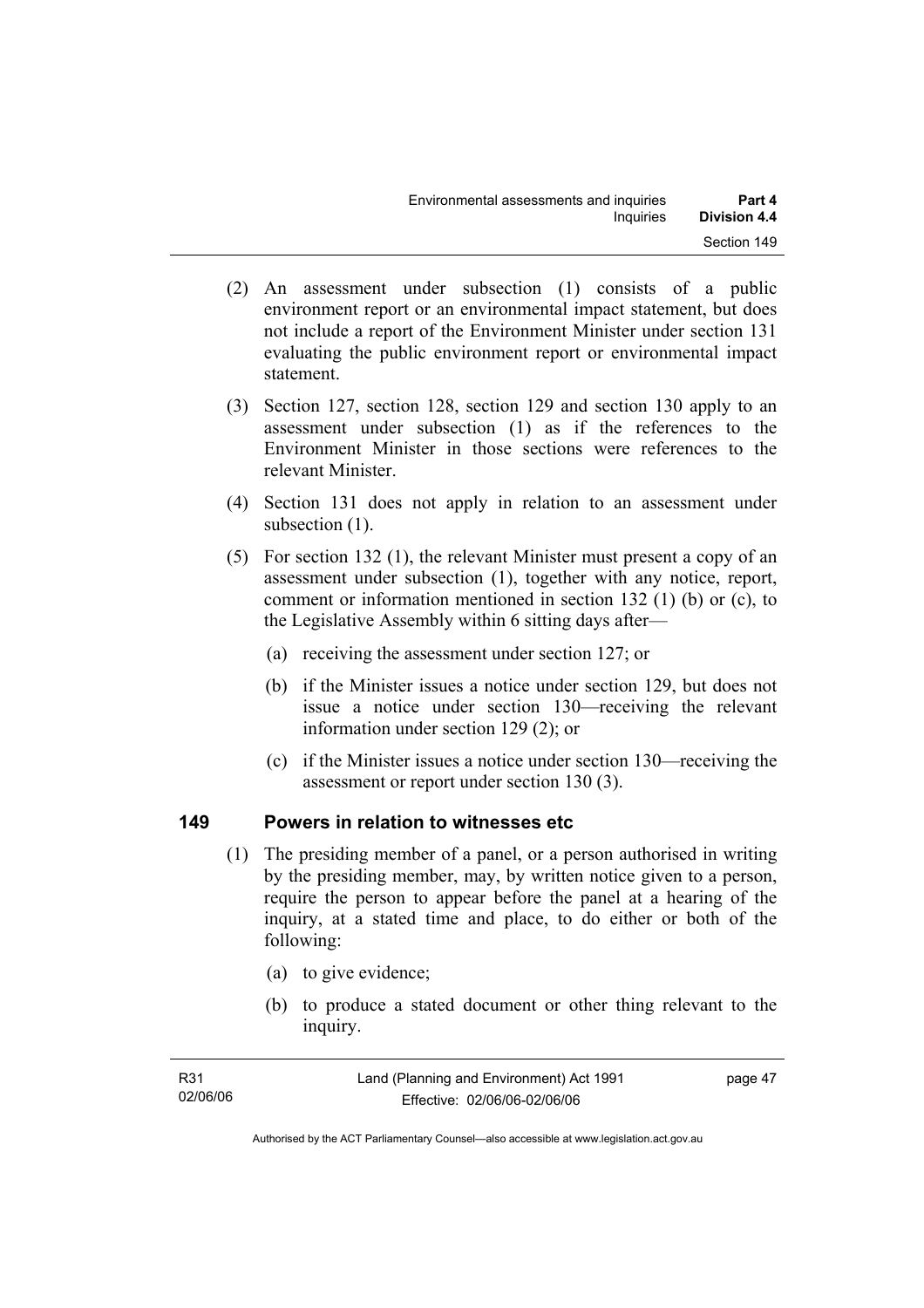(2) An assessment under subsection (1) consists of a public environment report or an environmental impact statement, but does not include a report of the Environment Minister under section 131 evaluating the public environment report or environmental impact statement.

(3) Section 127, section 128, section 129 and section 130 apply to an assessment under subsection (1) as if the references to the Environment Minister in those sections were references to the relevant Minister.

(4) Section 131 does not apply in relation to an assessment under subsection (1).

(5) For section 132 (1), the relevant Minister must present a copy of an assessment under subsection (1), together with any notice, report, comment or information mentioned in section 132 (1) (b) or (c), to the Legislative Assembly within 6 sitting days after—

(a) receiving the assessment under section 127; or

(b) if the Minister issues a notice under section 129, but does not issue a notice under section 130—receiving the relevant information under section 129 (2); or

(c) if the Minister issues a notice under section 130—receiving the assessment or report under section 130 (3).

## 149 Powers in relation to witnesses etc

(1) The presiding member of a panel, or a person authorised in writing by the presiding member, may, by written notice given to a person, require the person to appear before the panel at a hearing of the inquiry, at a stated time and place, to do either or both of the following:

(a) to give evidence;

(b) to produce a stated document or other thing relevant to the inquiry.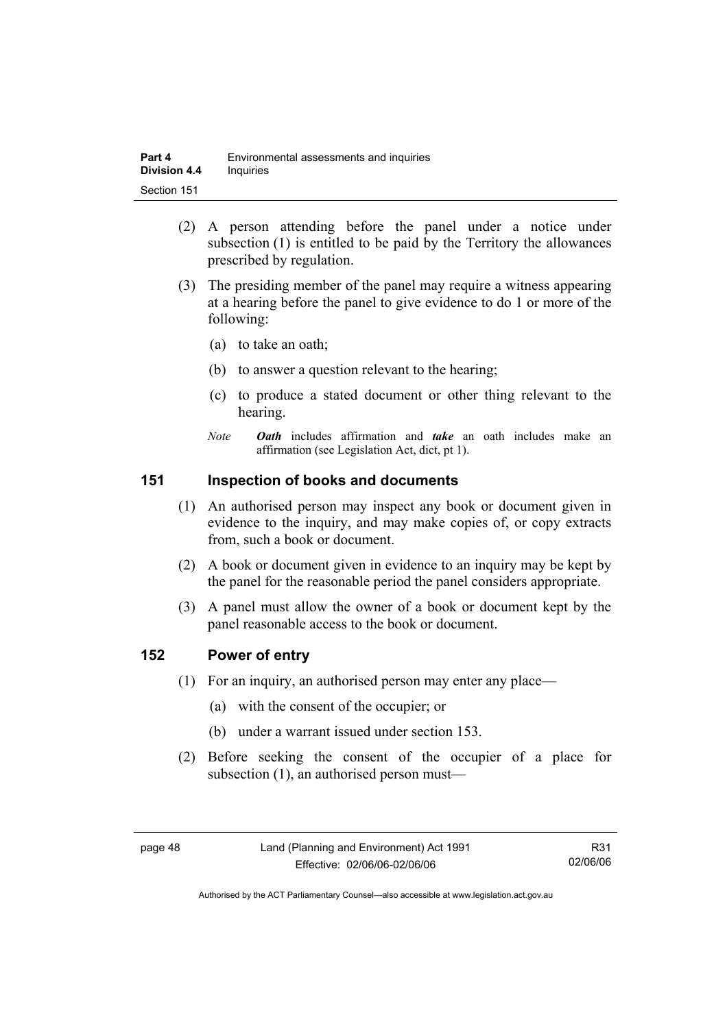(2) A person attending before the panel under a notice under subsection (1) is entitled to be paid by the Territory the allowances prescribed by regulation.

(3) The presiding member of the panel may require a witness appearing at a hearing before the panel to give evidence to do 1 or more of the following:

(a) to take an oath;

(b) to answer a question relevant to the hearing;

(c) to produce a stated document or other thing relevant to the hearing.

*Note* ***Oath*** includes affirmation and ***take*** an oath includes make an affirmation (see Legislation Act, dict, pt 1).

## 151 Inspection of books and documents

(1) An authorised person may inspect any book or document given in evidence to the inquiry, and may make copies of, or copy extracts from, such a book or document.

(2) A book or document given in evidence to an inquiry may be kept by the panel for the reasonable period the panel considers appropriate.

(3) A panel must allow the owner of a book or document kept by the panel reasonable access to the book or document.

## 152 Power of entry

(1) For an inquiry, an authorised person may enter any place—

(a) with the consent of the occupier; or

(b) under a warrant issued under section 153.

(2) Before seeking the consent of the occupier of a place for subsection (1), an authorised person must—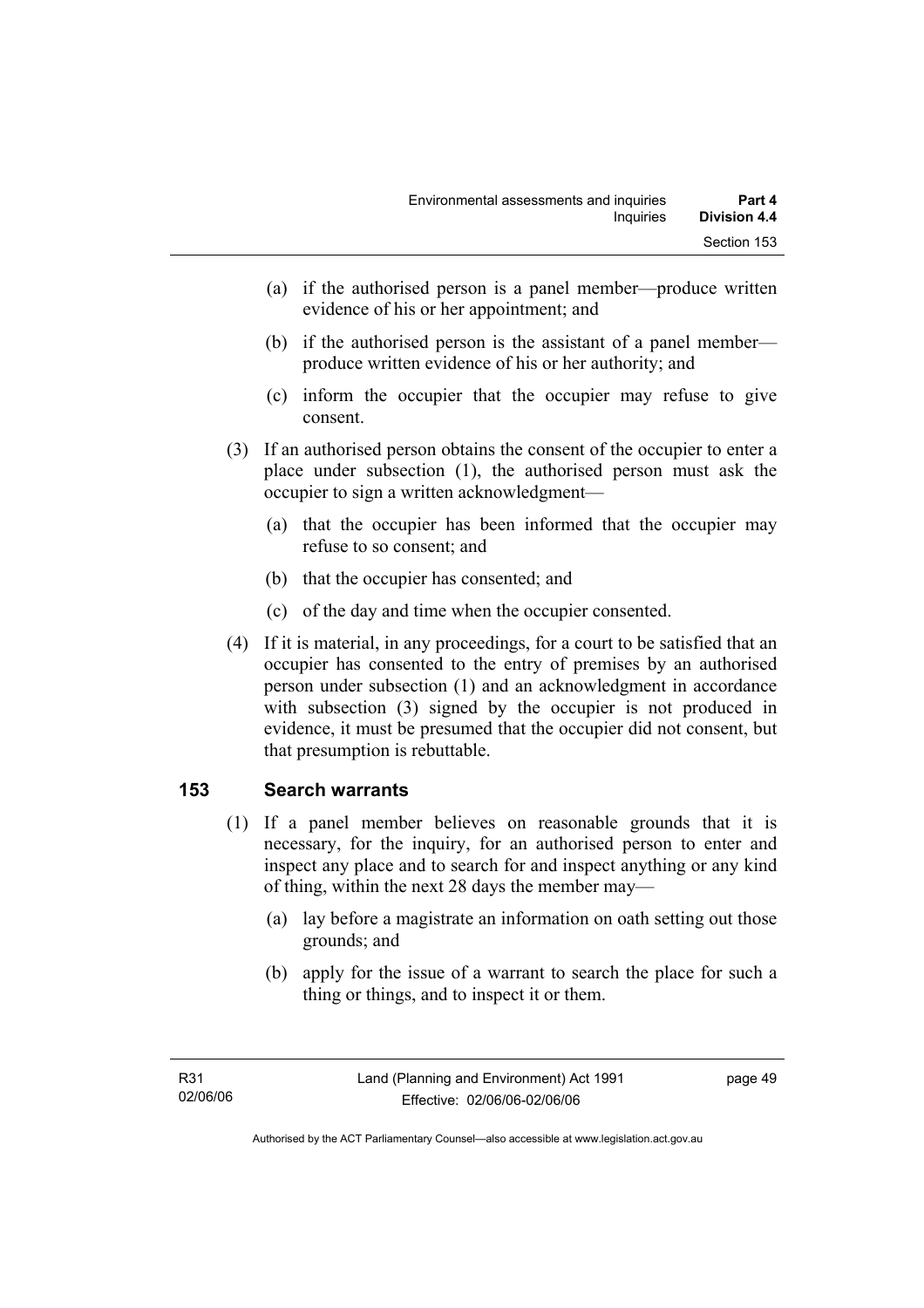(a) if the authorised person is a panel member—produce written evidence of his or her appointment; and

(b) if the authorised person is the assistant of a panel member—produce written evidence of his or her authority; and

(c) inform the occupier that the occupier may refuse to give consent.

(3) If an authorised person obtains the consent of the occupier to enter a place under subsection (1), the authorised person must ask the occupier to sign a written acknowledgment—

(a) that the occupier has been informed that the occupier may refuse to so consent; and

(b) that the occupier has consented; and

(c) of the day and time when the occupier consented.

(4) If it is material, in any proceedings, for a court to be satisfied that an occupier has consented to the entry of premises by an authorised person under subsection (1) and an acknowledgment in accordance with subsection (3) signed by the occupier is not produced in evidence, it must be presumed that the occupier did not consent, but that presumption is rebuttable.

## 153 Search warrants

(1) If a panel member believes on reasonable grounds that it is necessary, for the inquiry, for an authorised person to enter and inspect any place and to search for and inspect anything or any kind of thing, within the next 28 days the member may—

(a) lay before a magistrate an information on oath setting out those grounds; and

(b) apply for the issue of a warrant to search the place for such a thing or things, and to inspect it or them.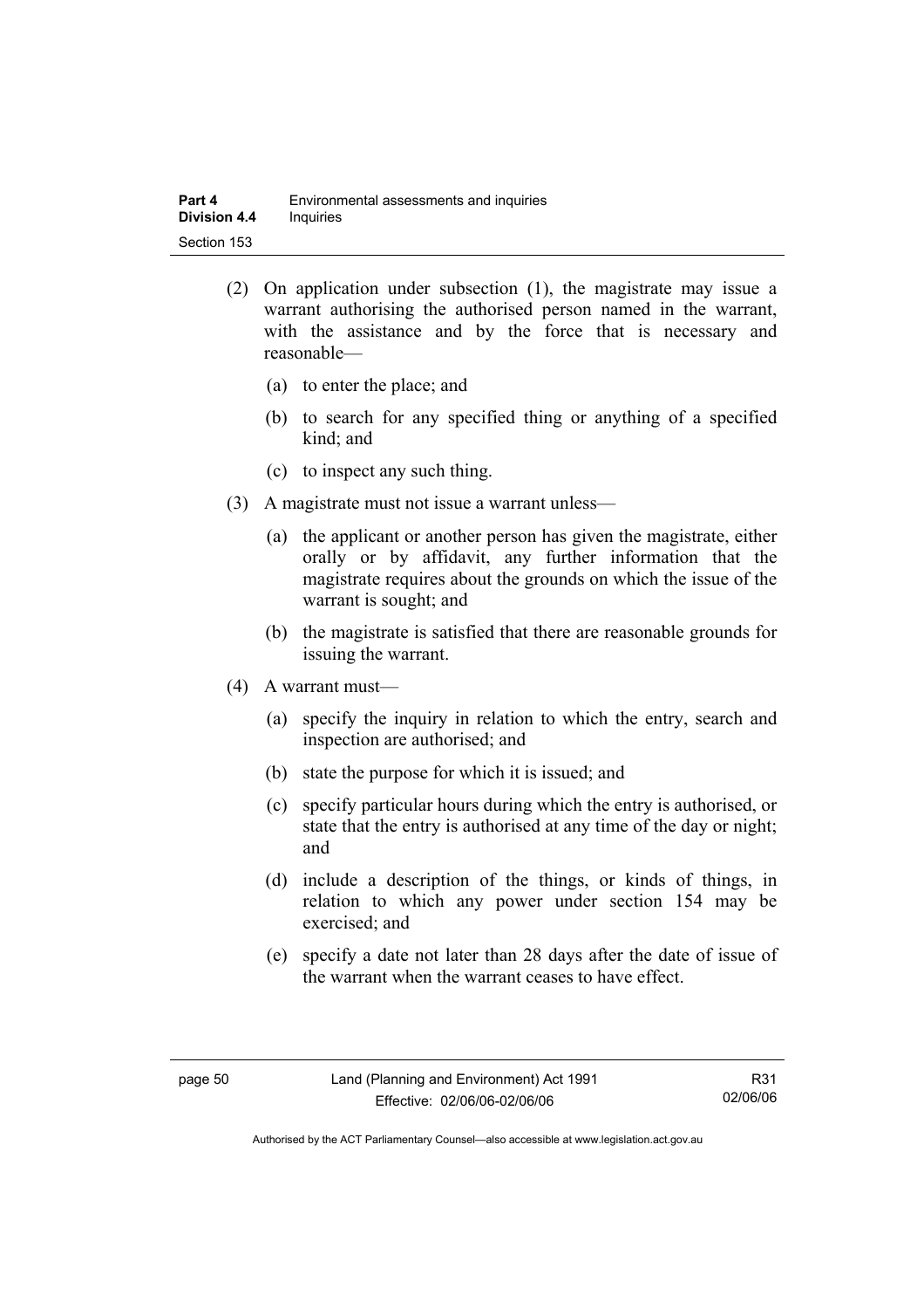(2) On application under subsection (1), the magistrate may issue a warrant authorising the authorised person named in the warrant, with the assistance and by the force that is necessary and reasonable—

(a) to enter the place; and

(b) to search for any specified thing or anything of a specified kind; and

(c) to inspect any such thing.

(3) A magistrate must not issue a warrant unless—

(a) the applicant or another person has given the magistrate, either orally or by affidavit, any further information that the magistrate requires about the grounds on which the issue of the warrant is sought; and

(b) the magistrate is satisfied that there are reasonable grounds for issuing the warrant.

(4) A warrant must—

(a) specify the inquiry in relation to which the entry, search and inspection are authorised; and

(b) state the purpose for which it is issued; and

(c) specify particular hours during which the entry is authorised, or state that the entry is authorised at any time of the day or night; and

(d) include a description of the things, or kinds of things, in relation to which any power under section 154 may be exercised; and

(e) specify a date not later than 28 days after the date of issue of the warrant when the warrant ceases to have effect.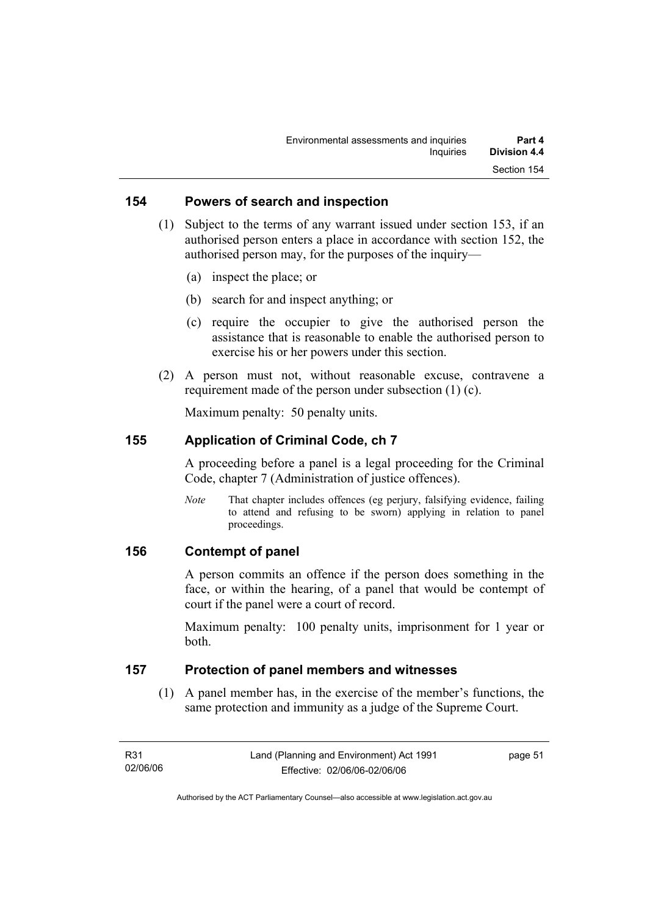## 154 Powers of search and inspection

(1) Subject to the terms of any warrant issued under section 153, if an authorised person enters a place in accordance with section 152, the authorised person may, for the purposes of the inquiry—

(a) inspect the place; or

(b) search for and inspect anything; or

(c) require the occupier to give the authorised person the assistance that is reasonable to enable the authorised person to exercise his or her powers under this section.

(2) A person must not, without reasonable excuse, contravene a requirement made of the person under subsection (1) (c).

Maximum penalty: 50 penalty units.

## 155 Application of Criminal Code, ch 7

A proceeding before a panel is a legal proceeding for the Criminal Code, chapter 7 (Administration of justice offences).

*Note* That chapter includes offences (eg perjury, falsifying evidence, failing to attend and refusing to be sworn) applying in relation to panel proceedings.

## 156 Contempt of panel

A person commits an offence if the person does something in the face, or within the hearing, of a panel that would be contempt of court if the panel were a court of record.

Maximum penalty: 100 penalty units, imprisonment for 1 year or both.

## 157 Protection of panel members and witnesses

(1) A panel member has, in the exercise of the member's functions, the same protection and immunity as a judge of the Supreme Court.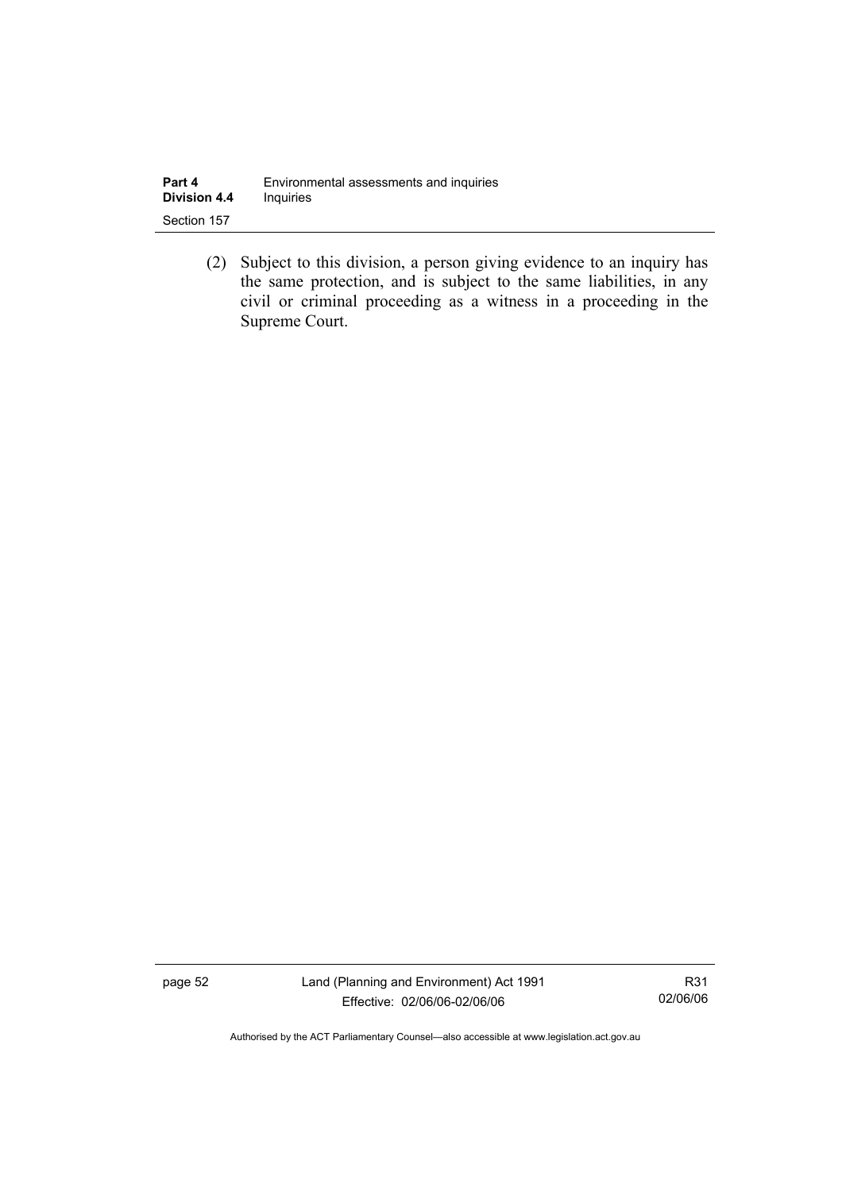(2) Subject to this division, a person giving evidence to an inquiry has the same protection, and is subject to the same liabilities, in any civil or criminal proceeding as a witness in a proceeding in the Supreme Court.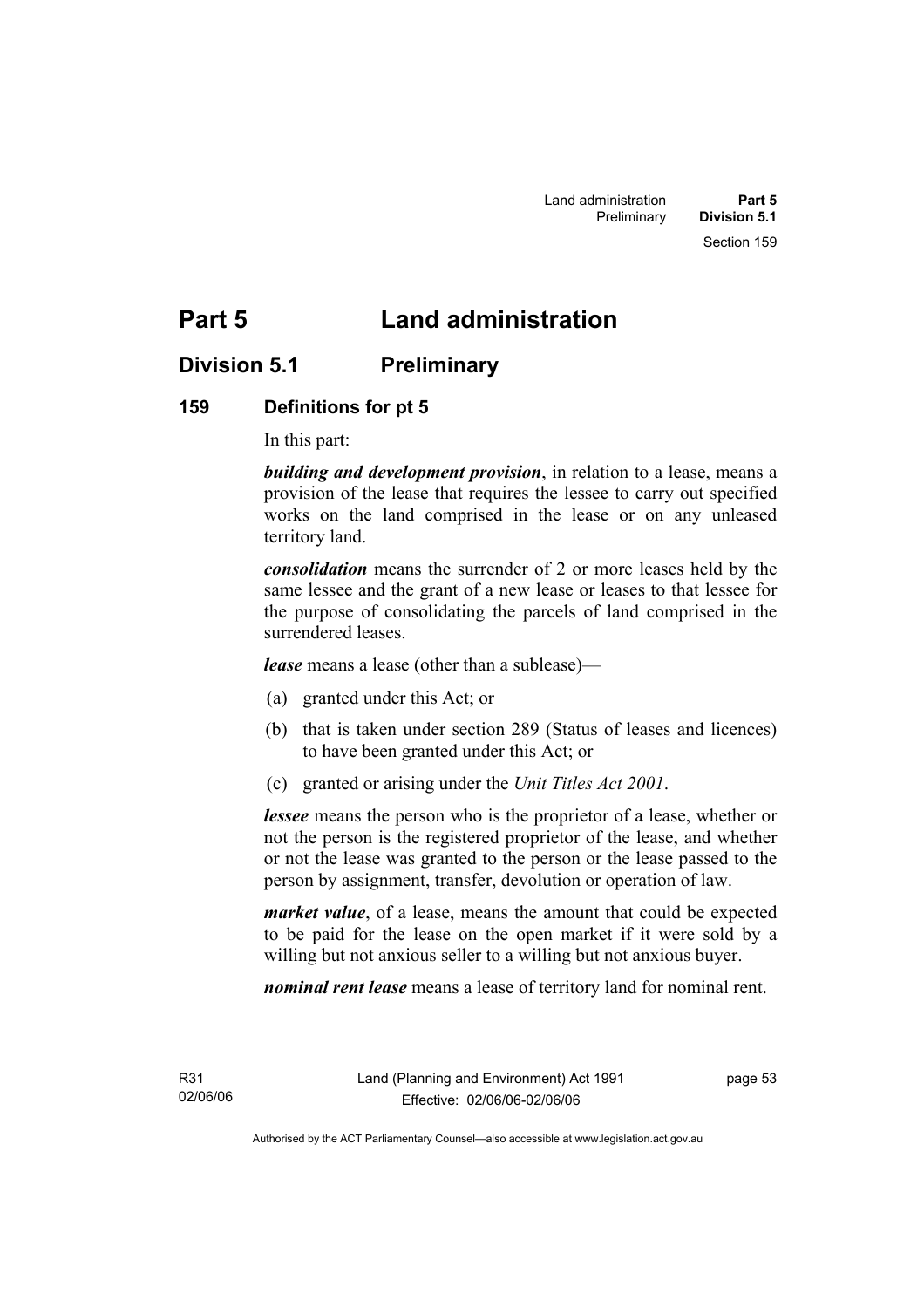# Part 5 Land administration

## Division 5.1 Preliminary

### 159 Definitions for pt 5

In this part:

***building and development provision***, in relation to a lease, means a provision of the lease that requires the lessee to carry out specified works on the land comprised in the lease or on any unleased territory land.

***consolidation*** means the surrender of 2 or more leases held by the same lessee and the grant of a new lease or leases to that lessee for the purpose of consolidating the parcels of land comprised in the surrendered leases.

***lease*** means a lease (other than a sublease)—

(a) granted under this Act; or

(b) that is taken under section 289 (Status of leases and licences) to have been granted under this Act; or

(c) granted or arising under the *Unit Titles Act 2001*.

***lessee*** means the person who is the proprietor of a lease, whether or not the person is the registered proprietor of the lease, and whether or not the lease was granted to the person or the lease passed to the person by assignment, transfer, devolution or operation of law.

***market value***, of a lease, means the amount that could be expected to be paid for the lease on the open market if it were sold by a willing but not anxious seller to a willing but not anxious buyer.

***nominal rent lease*** means a lease of territory land for nominal rent.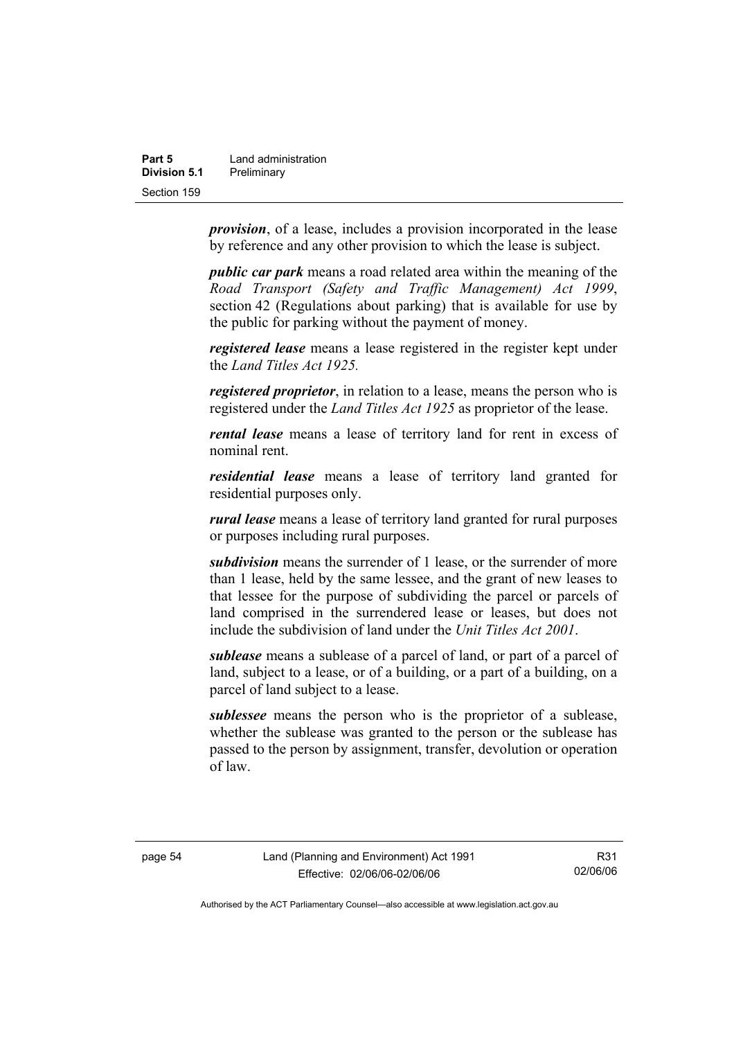***provision***, of a lease, includes a provision incorporated in the lease by reference and any other provision to which the lease is subject.

***public car park*** means a road related area within the meaning of the *Road Transport (Safety and Traffic Management) Act 1999*, section 42 (Regulations about parking) that is available for use by the public for parking without the payment of money.

***registered lease*** means a lease registered in the register kept under the *Land Titles Act 1925.*

***registered proprietor***, in relation to a lease, means the person who is registered under the *Land Titles Act 1925* as proprietor of the lease.

***rental lease*** means a lease of territory land for rent in excess of nominal rent.

***residential lease*** means a lease of territory land granted for residential purposes only.

***rural lease*** means a lease of territory land granted for rural purposes or purposes including rural purposes.

***subdivision*** means the surrender of 1 lease, or the surrender of more than 1 lease, held by the same lessee, and the grant of new leases to that lessee for the purpose of subdividing the parcel or parcels of land comprised in the surrendered lease or leases, but does not include the subdivision of land under the *Unit Titles Act 2001*.

***sublease*** means a sublease of a parcel of land, or part of a parcel of land, subject to a lease, or of a building, or a part of a building, on a parcel of land subject to a lease.

***sublessee*** means the person who is the proprietor of a sublease, whether the sublease was granted to the person or the sublease has passed to the person by assignment, transfer, devolution or operation of law.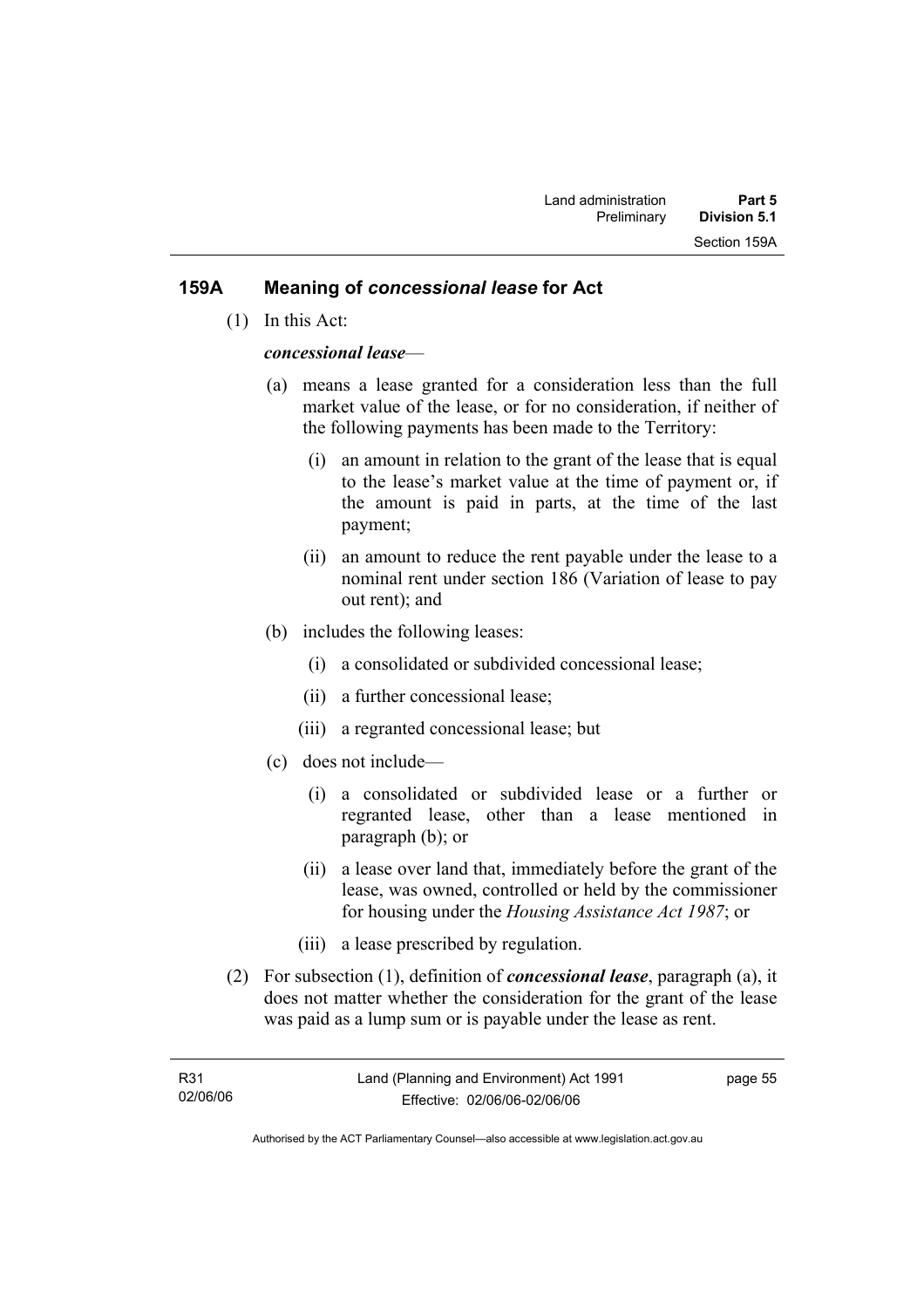## 159A Meaning of *concessional lease* for Act

(1) In this Act:

***concessional lease***—

(a) means a lease granted for a consideration less than the full market value of the lease, or for no consideration, if neither of the following payments has been made to the Territory:

(i) an amount in relation to the grant of the lease that is equal to the lease's market value at the time of payment or, if the amount is paid in parts, at the time of the last payment;

(ii) an amount to reduce the rent payable under the lease to a nominal rent under section 186 (Variation of lease to pay out rent); and

(b) includes the following leases:

(i) a consolidated or subdivided concessional lease;

(ii) a further concessional lease;

(iii) a regranted concessional lease; but

(c) does not include—

(i) a consolidated or subdivided lease or a further or regranted lease, other than a lease mentioned in paragraph (b); or

(ii) a lease over land that, immediately before the grant of the lease, was owned, controlled or held by the commissioner for housing under the *Housing Assistance Act 1987*; or

(iii) a lease prescribed by regulation.

(2) For subsection (1), definition of ***concessional lease***, paragraph (a), it does not matter whether the consideration for the grant of the lease was paid as a lump sum or is payable under the lease as rent.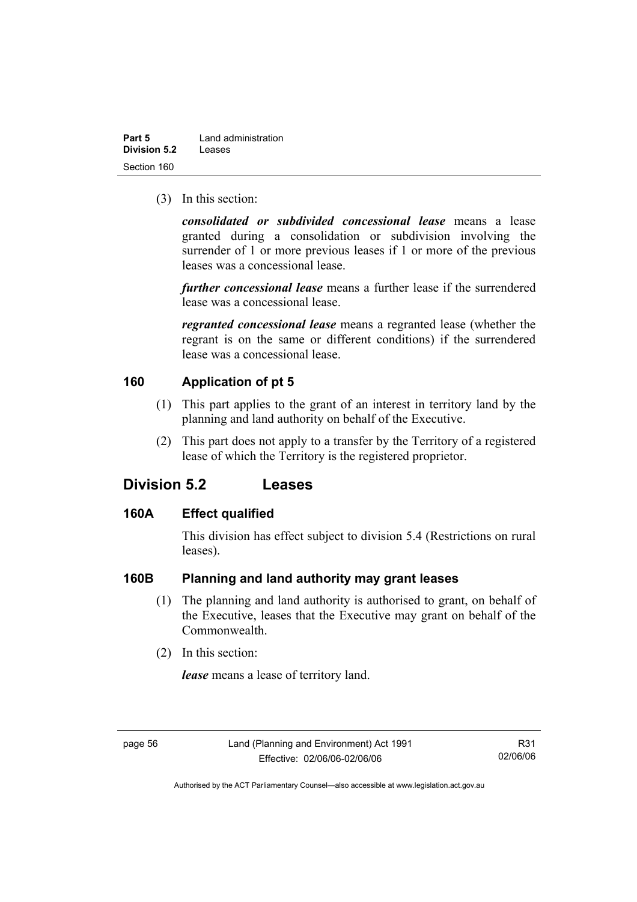(3) In this section:

***consolidated or subdivided concessional lease*** means a lease granted during a consolidation or subdivision involving the surrender of 1 or more previous leases if 1 or more of the previous leases was a concessional lease.

***further concessional lease*** means a further lease if the surrendered lease was a concessional lease.

***regranted concessional lease*** means a regranted lease (whether the regrant is on the same or different conditions) if the surrendered lease was a concessional lease.

### 160 Application of pt 5

(1) This part applies to the grant of an interest in territory land by the planning and land authority on behalf of the Executive.

(2) This part does not apply to a transfer by the Territory of a registered lease of which the Territory is the registered proprietor.

## Division 5.2 Leases

### 160A Effect qualified

This division has effect subject to division 5.4 (Restrictions on rural leases).

### 160B Planning and land authority may grant leases

(1) The planning and land authority is authorised to grant, on behalf of the Executive, leases that the Executive may grant on behalf of the Commonwealth.

(2) In this section:

***lease*** means a lease of territory land.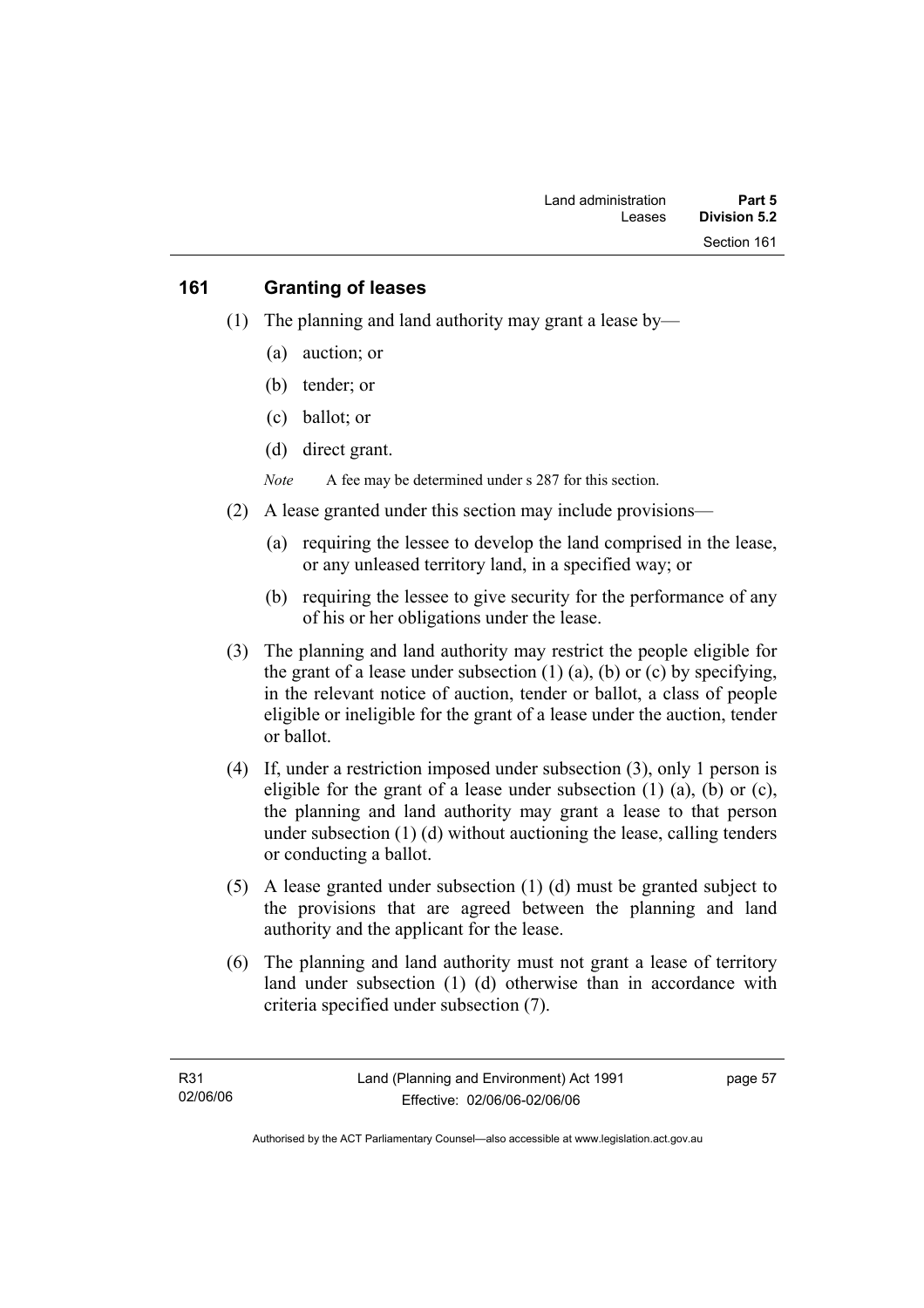## 161 Granting of leases

(1) The planning and land authority may grant a lease by—

(a) auction; or

(b) tender; or

(c) ballot; or

(d) direct grant.

*Note* A fee may be determined under s 287 for this section.

(2) A lease granted under this section may include provisions—

(a) requiring the lessee to develop the land comprised in the lease, or any unleased territory land, in a specified way; or

(b) requiring the lessee to give security for the performance of any of his or her obligations under the lease.

(3) The planning and land authority may restrict the people eligible for the grant of a lease under subsection (1) (a), (b) or (c) by specifying, in the relevant notice of auction, tender or ballot, a class of people eligible or ineligible for the grant of a lease under the auction, tender or ballot.

(4) If, under a restriction imposed under subsection (3), only 1 person is eligible for the grant of a lease under subsection (1) (a), (b) or (c), the planning and land authority may grant a lease to that person under subsection (1) (d) without auctioning the lease, calling tenders or conducting a ballot.

(5) A lease granted under subsection (1) (d) must be granted subject to the provisions that are agreed between the planning and land authority and the applicant for the lease.

(6) The planning and land authority must not grant a lease of territory land under subsection (1) (d) otherwise than in accordance with criteria specified under subsection (7).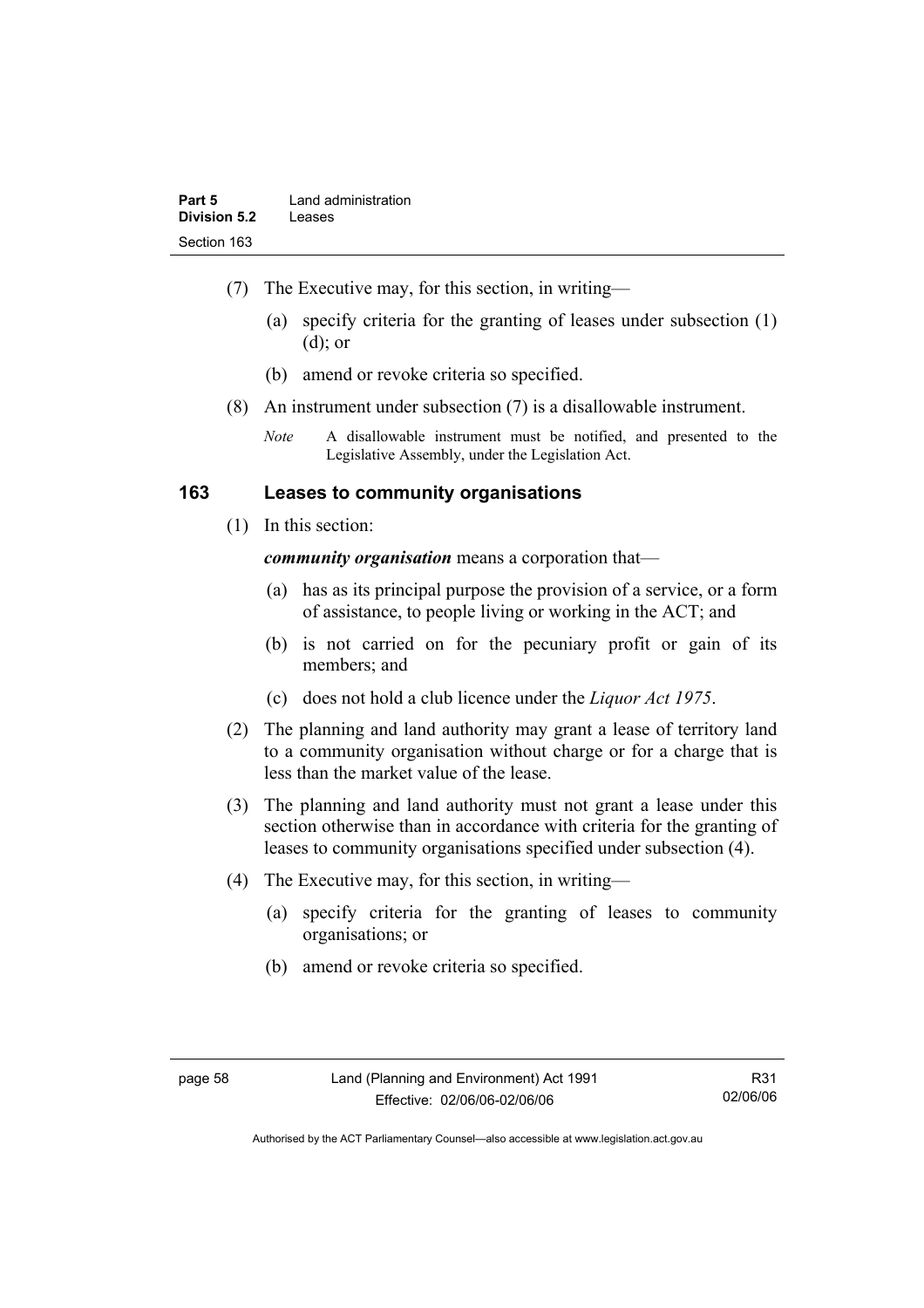(7) The Executive may, for this section, in writing—

(a) specify criteria for the granting of leases under subsection (1) (d); or

(b) amend or revoke criteria so specified.

(8) An instrument under subsection (7) is a disallowable instrument.

*Note* A disallowable instrument must be notified, and presented to the Legislative Assembly, under the Legislation Act.

### 163 Leases to community organisations

(1) In this section:

***community organisation*** means a corporation that—

(a) has as its principal purpose the provision of a service, or a form of assistance, to people living or working in the ACT; and

(b) is not carried on for the pecuniary profit or gain of its members; and

(c) does not hold a club licence under the *Liquor Act 1975*.

(2) The planning and land authority may grant a lease of territory land to a community organisation without charge or for a charge that is less than the market value of the lease.

(3) The planning and land authority must not grant a lease under this section otherwise than in accordance with criteria for the granting of leases to community organisations specified under subsection (4).

(4) The Executive may, for this section, in writing—

(a) specify criteria for the granting of leases to community organisations; or

(b) amend or revoke criteria so specified.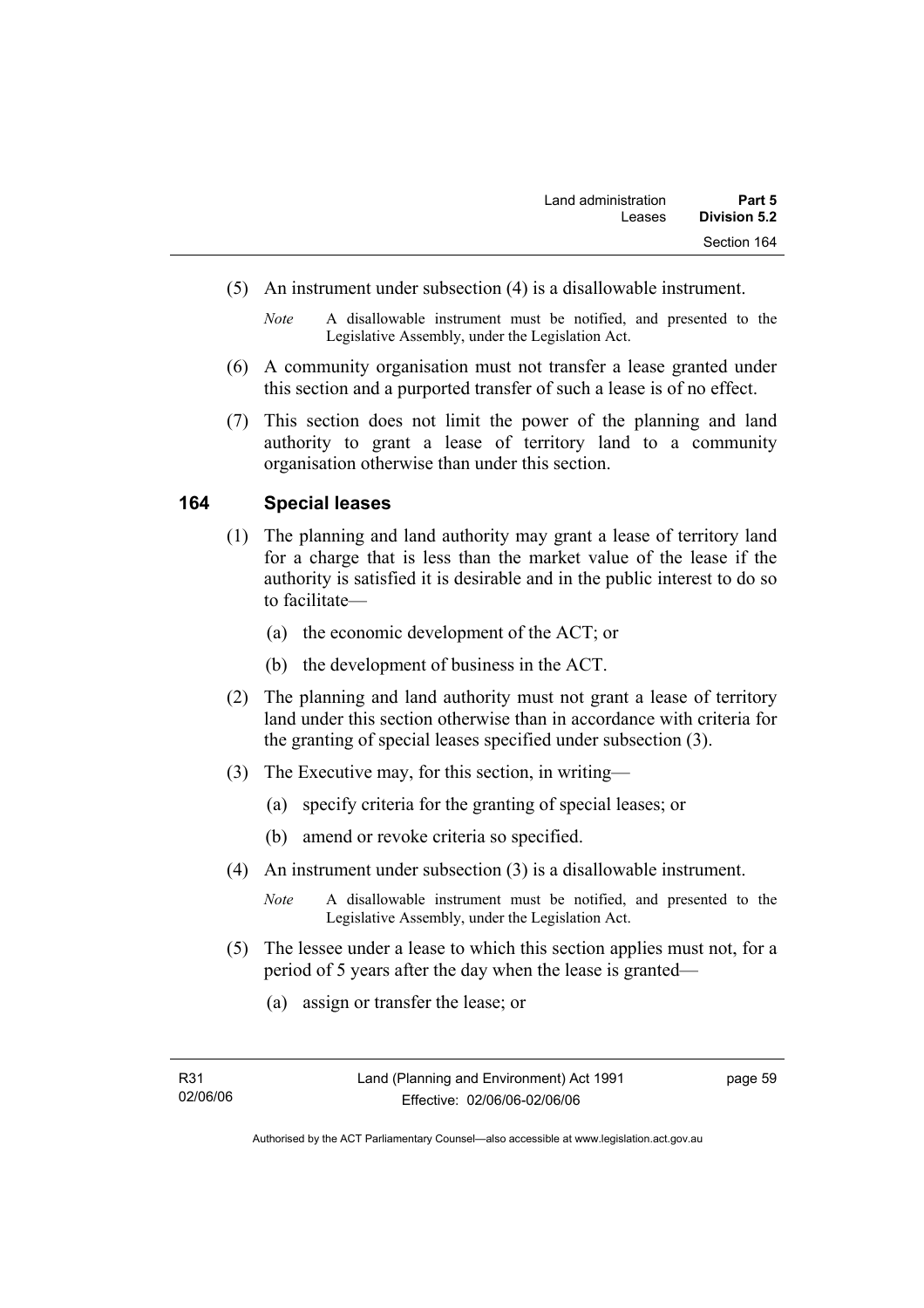(5) An instrument under subsection (4) is a disallowable instrument.

*Note* A disallowable instrument must be notified, and presented to the Legislative Assembly, under the Legislation Act.

(6) A community organisation must not transfer a lease granted under this section and a purported transfer of such a lease is of no effect.

(7) This section does not limit the power of the planning and land authority to grant a lease of territory land to a community organisation otherwise than under this section.

## 164 Special leases

(1) The planning and land authority may grant a lease of territory land for a charge that is less than the market value of the lease if the authority is satisfied it is desirable and in the public interest to do so to facilitate—

(a) the economic development of the ACT; or

(b) the development of business in the ACT.

(2) The planning and land authority must not grant a lease of territory land under this section otherwise than in accordance with criteria for the granting of special leases specified under subsection (3).

(3) The Executive may, for this section, in writing—

(a) specify criteria for the granting of special leases; or

(b) amend or revoke criteria so specified.

(4) An instrument under subsection (3) is a disallowable instrument.

*Note* A disallowable instrument must be notified, and presented to the Legislative Assembly, under the Legislation Act.

(5) The lessee under a lease to which this section applies must not, for a period of 5 years after the day when the lease is granted—

(a) assign or transfer the lease; or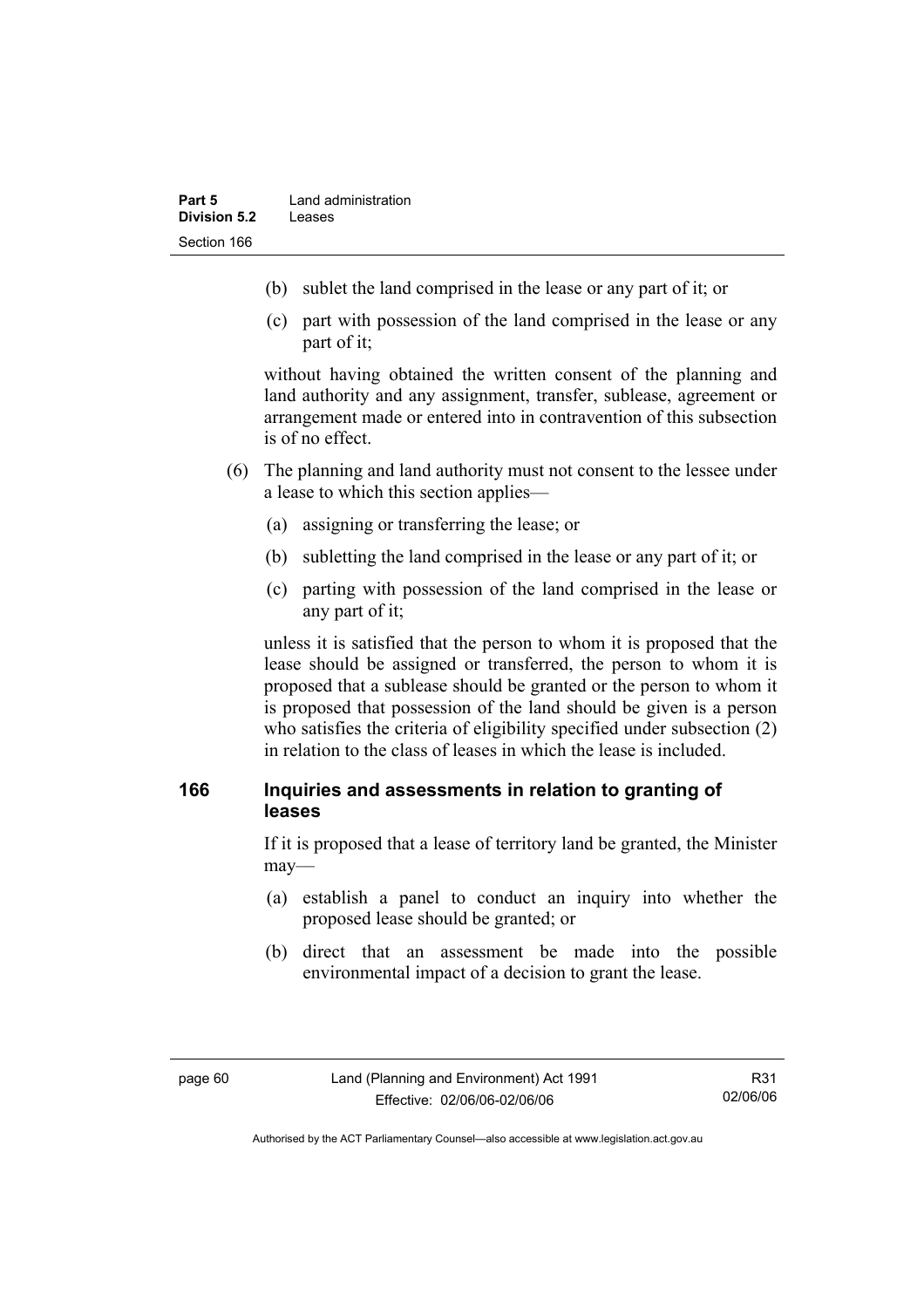(b) sublet the land comprised in the lease or any part of it; or

(c) part with possession of the land comprised in the lease or any part of it;

without having obtained the written consent of the planning and land authority and any assignment, transfer, sublease, agreement or arrangement made or entered into in contravention of this subsection is of no effect.

(6) The planning and land authority must not consent to the lessee under a lease to which this section applies—

(a) assigning or transferring the lease; or

(b) subletting the land comprised in the lease or any part of it; or

(c) parting with possession of the land comprised in the lease or any part of it;

unless it is satisfied that the person to whom it is proposed that the lease should be assigned or transferred, the person to whom it is proposed that a sublease should be granted or the person to whom it is proposed that possession of the land should be given is a person who satisfies the criteria of eligibility specified under subsection (2) in relation to the class of leases in which the lease is included.

## 166 Inquiries and assessments in relation to granting of leases

If it is proposed that a lease of territory land be granted, the Minister may—

(a) establish a panel to conduct an inquiry into whether the proposed lease should be granted; or

(b) direct that an assessment be made into the possible environmental impact of a decision to grant the lease.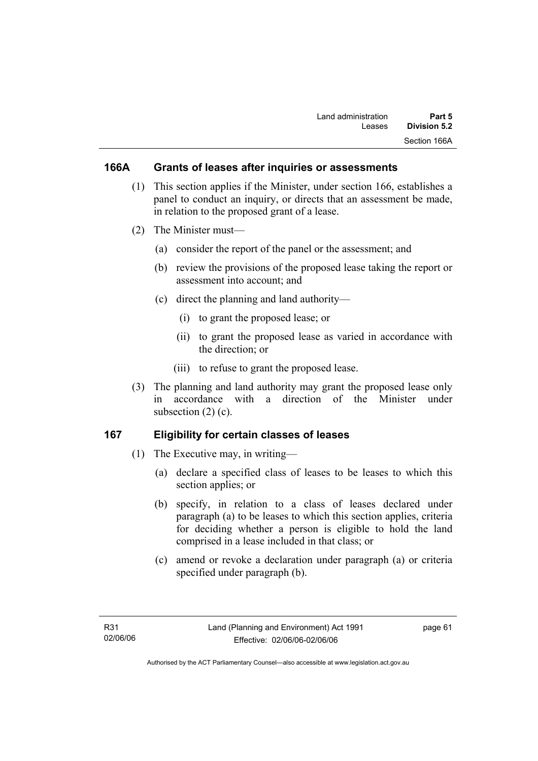## 166A Grants of leases after inquiries or assessments

(1) This section applies if the Minister, under section 166, establishes a panel to conduct an inquiry, or directs that an assessment be made, in relation to the proposed grant of a lease.

(2) The Minister must—

(a) consider the report of the panel or the assessment; and

(b) review the provisions of the proposed lease taking the report or assessment into account; and

(c) direct the planning and land authority—

(i) to grant the proposed lease; or

(ii) to grant the proposed lease as varied in accordance with the direction; or

(iii) to refuse to grant the proposed lease.

(3) The planning and land authority may grant the proposed lease only in accordance with a direction of the Minister under subsection (2) (c).

## 167 Eligibility for certain classes of leases

(1) The Executive may, in writing—

(a) declare a specified class of leases to be leases to which this section applies; or

(b) specify, in relation to a class of leases declared under paragraph (a) to be leases to which this section applies, criteria for deciding whether a person is eligible to hold the land comprised in a lease included in that class; or

(c) amend or revoke a declaration under paragraph (a) or criteria specified under paragraph (b).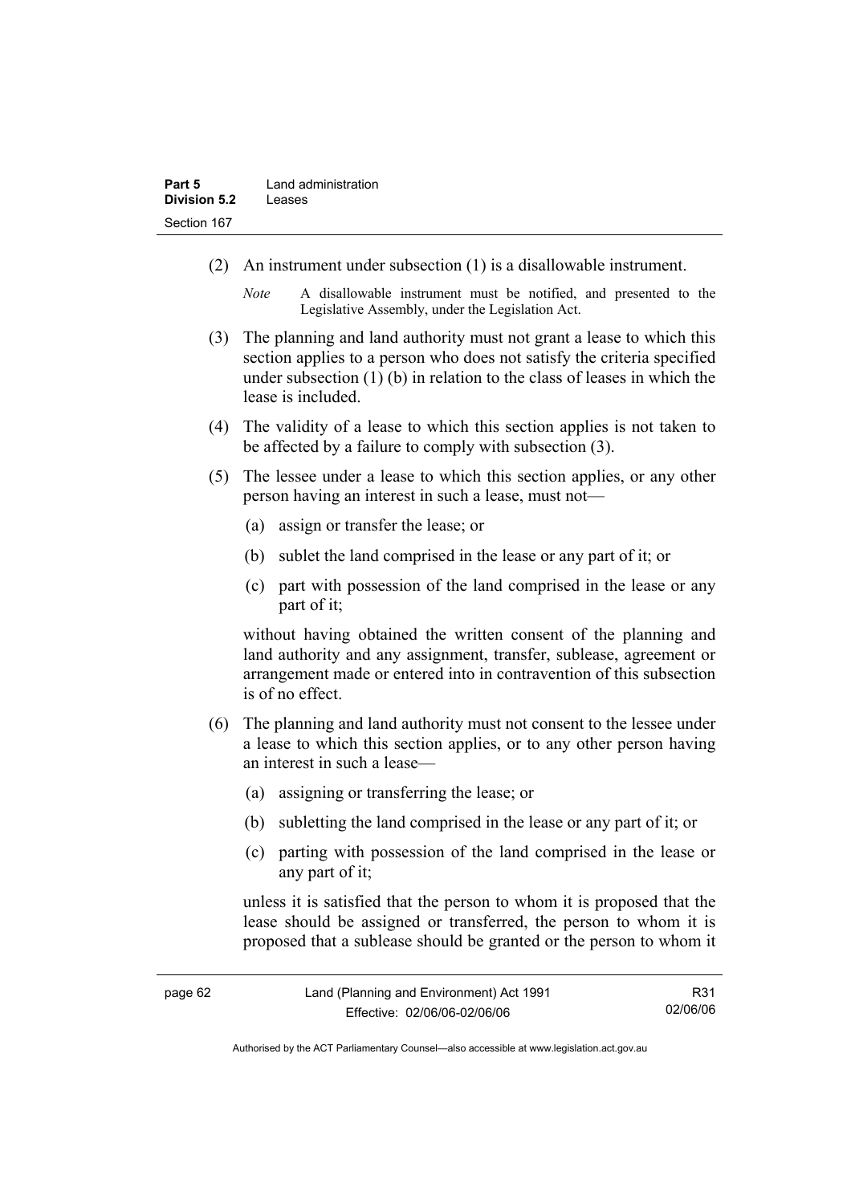(2) An instrument under subsection (1) is a disallowable instrument.

*Note* A disallowable instrument must be notified, and presented to the Legislative Assembly, under the Legislation Act.

(3) The planning and land authority must not grant a lease to which this section applies to a person who does not satisfy the criteria specified under subsection (1) (b) in relation to the class of leases in which the lease is included.

(4) The validity of a lease to which this section applies is not taken to be affected by a failure to comply with subsection (3).

(5) The lessee under a lease to which this section applies, or any other person having an interest in such a lease, must not—

(a) assign or transfer the lease; or

(b) sublet the land comprised in the lease or any part of it; or

(c) part with possession of the land comprised in the lease or any part of it;

without having obtained the written consent of the planning and land authority and any assignment, transfer, sublease, agreement or arrangement made or entered into in contravention of this subsection is of no effect.

(6) The planning and land authority must not consent to the lessee under a lease to which this section applies, or to any other person having an interest in such a lease—

(a) assigning or transferring the lease; or

(b) subletting the land comprised in the lease or any part of it; or

(c) parting with possession of the land comprised in the lease or any part of it;

unless it is satisfied that the person to whom it is proposed that the lease should be assigned or transferred, the person to whom it is proposed that a sublease should be granted or the person to whom it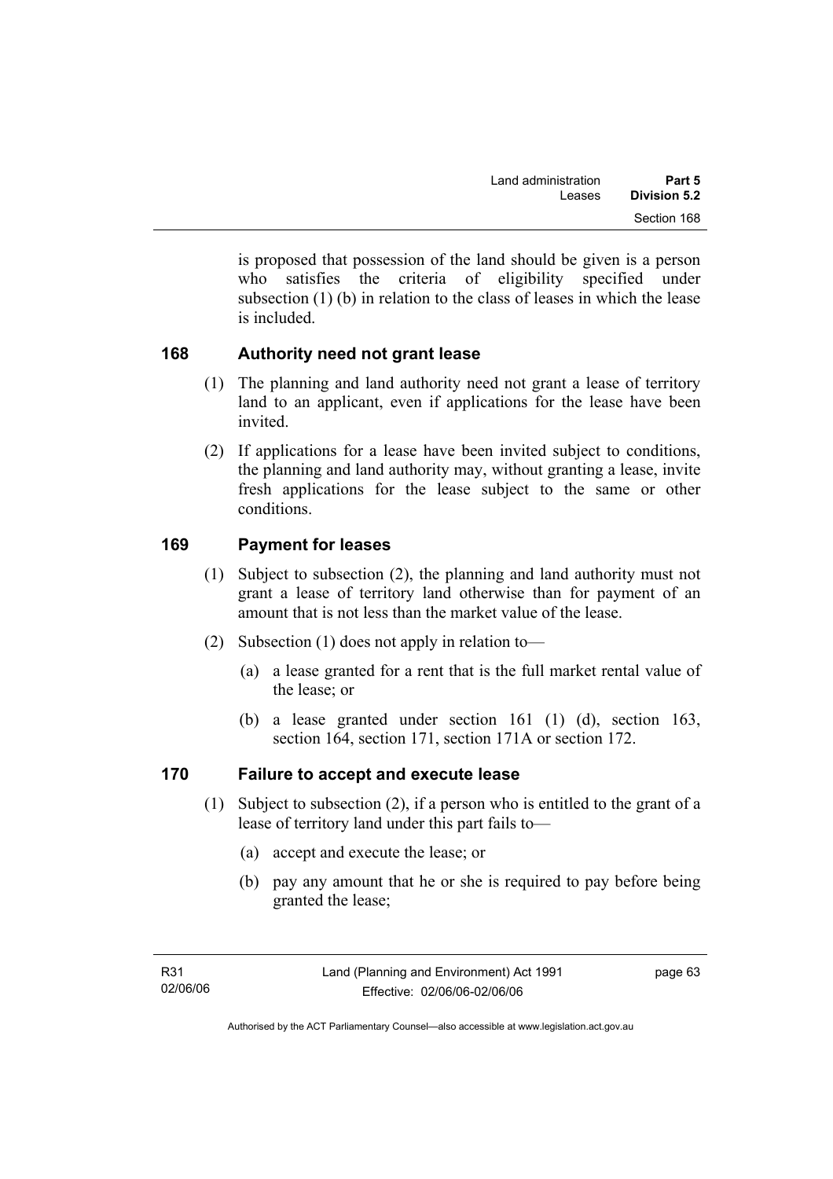is proposed that possession of the land should be given is a person who satisfies the criteria of eligibility specified under subsection (1) (b) in relation to the class of leases in which the lease is included.

## 168 Authority need not grant lease

(1) The planning and land authority need not grant a lease of territory land to an applicant, even if applications for the lease have been invited.

(2) If applications for a lease have been invited subject to conditions, the planning and land authority may, without granting a lease, invite fresh applications for the lease subject to the same or other conditions.

## 169 Payment for leases

(1) Subject to subsection (2), the planning and land authority must not grant a lease of territory land otherwise than for payment of an amount that is not less than the market value of the lease.

(2) Subsection (1) does not apply in relation to—

- (a) a lease granted for a rent that is the full market rental value of the lease; or
- (b) a lease granted under section 161 (1) (d), section 163, section 164, section 171, section 171A or section 172.

## 170 Failure to accept and execute lease

(1) Subject to subsection (2), if a person who is entitled to the grant of a lease of territory land under this part fails to—

- (a) accept and execute the lease; or
- (b) pay any amount that he or she is required to pay before being granted the lease;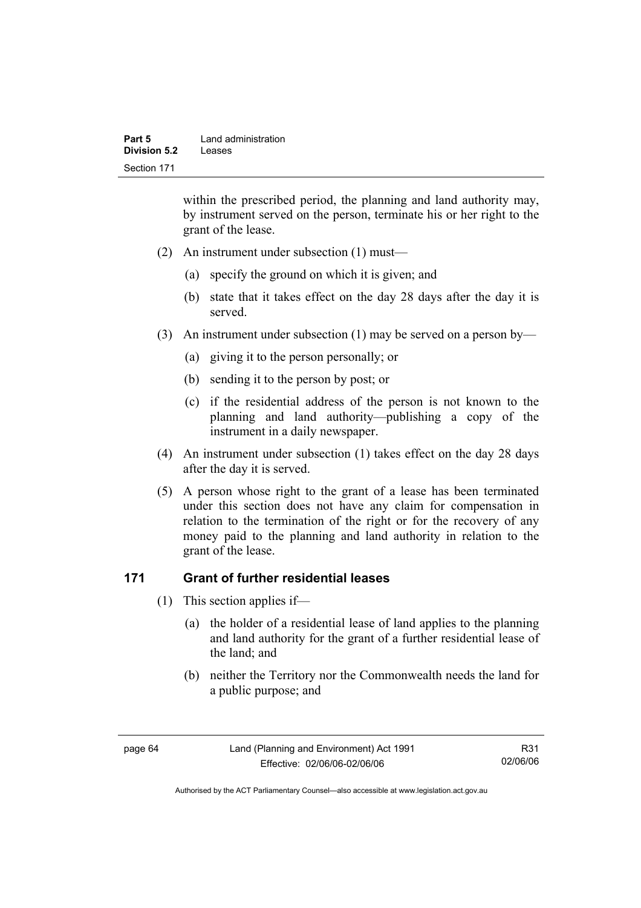within the prescribed period, the planning and land authority may, by instrument served on the person, terminate his or her right to the grant of the lease.

(2) An instrument under subsection (1) must—

(a) specify the ground on which it is given; and

(b) state that it takes effect on the day 28 days after the day it is served.

(3) An instrument under subsection (1) may be served on a person by—

(a) giving it to the person personally; or

(b) sending it to the person by post; or

(c) if the residential address of the person is not known to the planning and land authority—publishing a copy of the instrument in a daily newspaper.

(4) An instrument under subsection (1) takes effect on the day 28 days after the day it is served.

(5) A person whose right to the grant of a lease has been terminated under this section does not have any claim for compensation in relation to the termination of the right or for the recovery of any money paid to the planning and land authority in relation to the grant of the lease.

## 171 Grant of further residential leases

(1) This section applies if—

(a) the holder of a residential lease of land applies to the planning and land authority for the grant of a further residential lease of the land; and

(b) neither the Territory nor the Commonwealth needs the land for a public purpose; and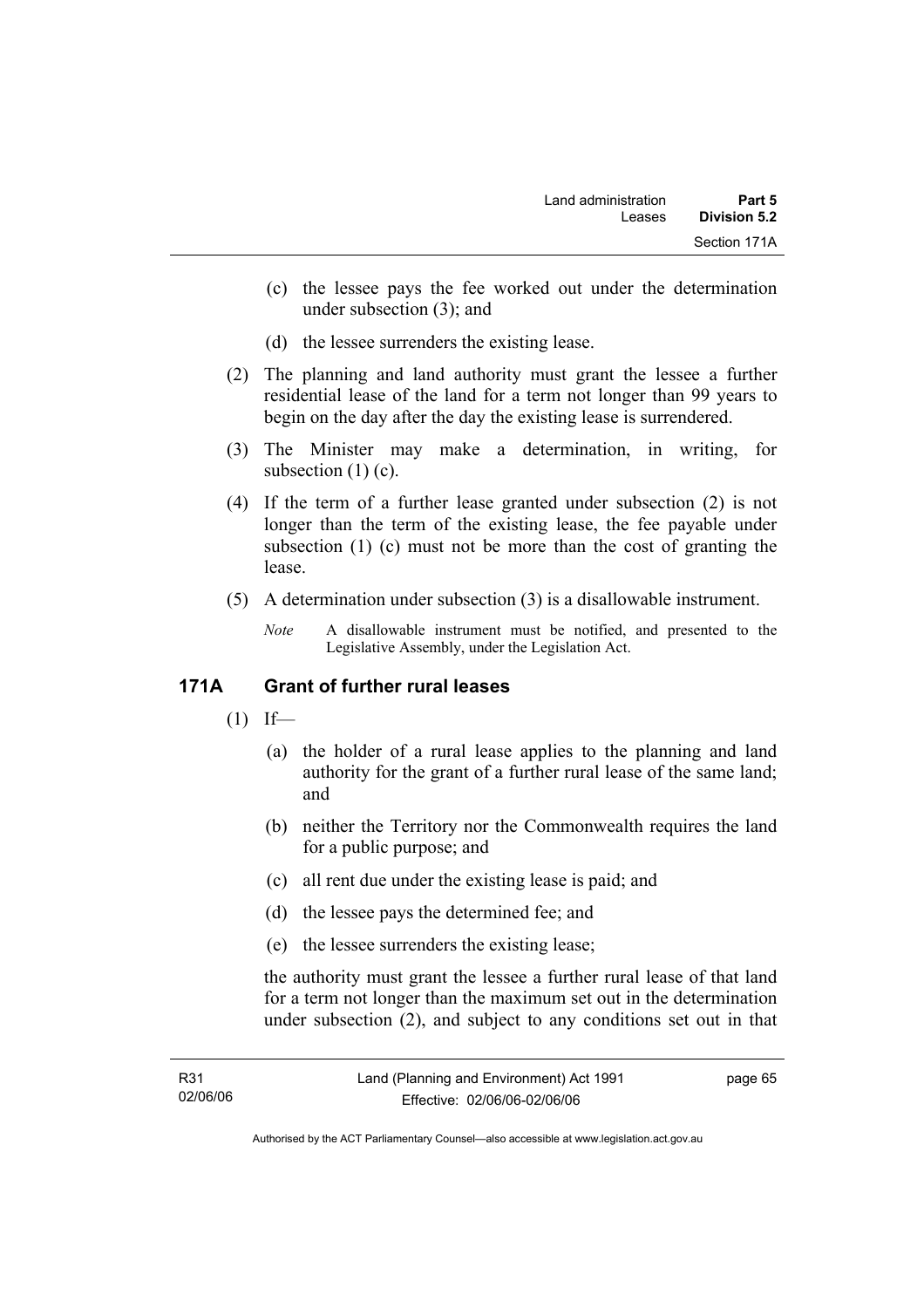(c) the lessee pays the fee worked out under the determination under subsection (3); and

(d) the lessee surrenders the existing lease.

(2) The planning and land authority must grant the lessee a further residential lease of the land for a term not longer than 99 years to begin on the day after the day the existing lease is surrendered.

(3) The Minister may make a determination, in writing, for subsection (1) (c).

(4) If the term of a further lease granted under subsection (2) is not longer than the term of the existing lease, the fee payable under subsection (1) (c) must not be more than the cost of granting the lease.

(5) A determination under subsection (3) is a disallowable instrument.

*Note* A disallowable instrument must be notified, and presented to the Legislative Assembly, under the Legislation Act.

## 171A Grant of further rural leases

(1) If—

(a) the holder of a rural lease applies to the planning and land authority for the grant of a further rural lease of the same land; and

(b) neither the Territory nor the Commonwealth requires the land for a public purpose; and

(c) all rent due under the existing lease is paid; and

(d) the lessee pays the determined fee; and

(e) the lessee surrenders the existing lease;

the authority must grant the lessee a further rural lease of that land for a term not longer than the maximum set out in the determination under subsection (2), and subject to any conditions set out in that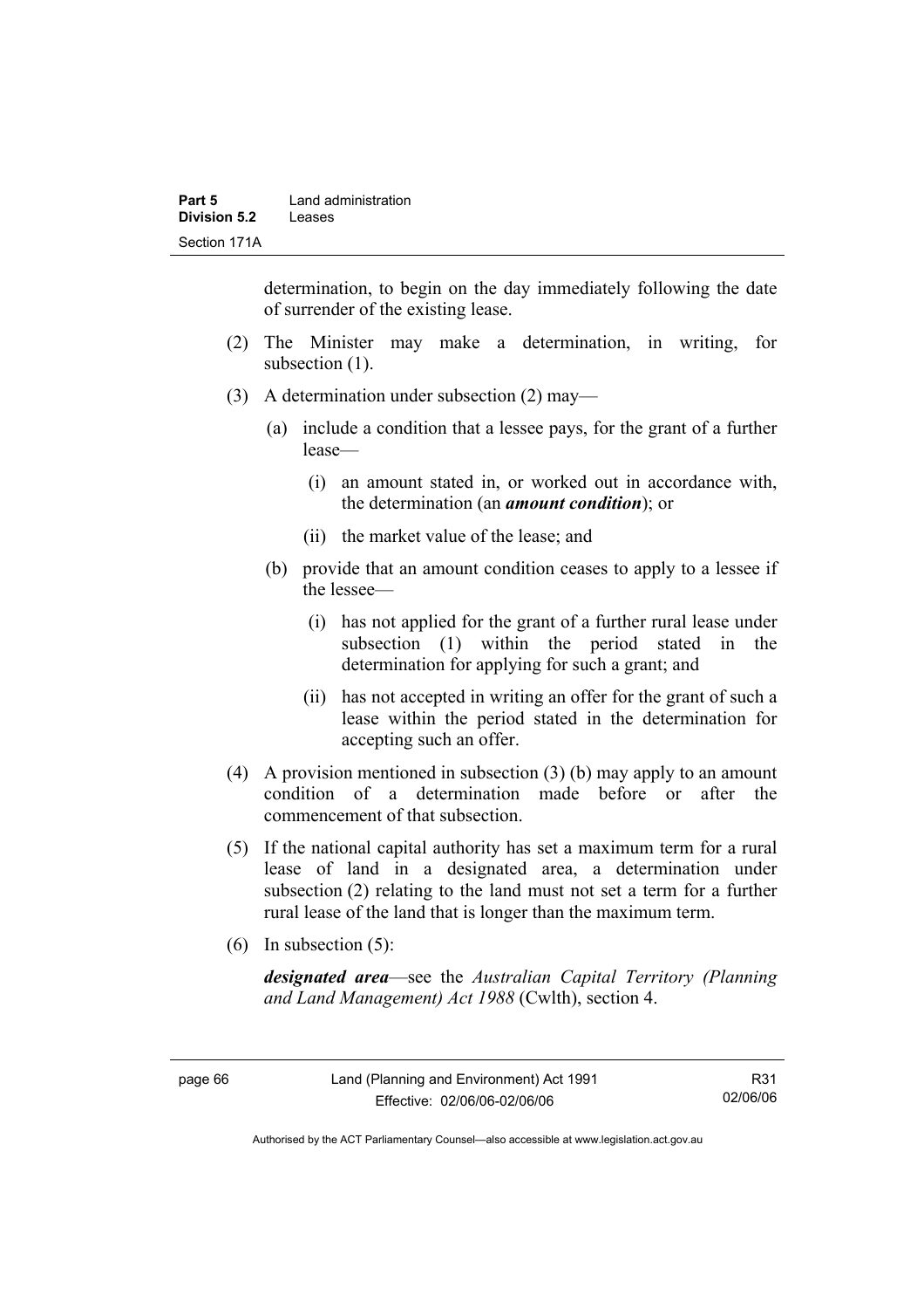determination, to begin on the day immediately following the date of surrender of the existing lease.

(2) The Minister may make a determination, in writing, for subsection (1).

(3) A determination under subsection (2) may—

(a) include a condition that a lessee pays, for the grant of a further lease—

(i) an amount stated in, or worked out in accordance with, the determination (an ***amount condition***); or

(ii) the market value of the lease; and

(b) provide that an amount condition ceases to apply to a lessee if the lessee—

(i) has not applied for the grant of a further rural lease under subsection (1) within the period stated in the determination for applying for such a grant; and

(ii) has not accepted in writing an offer for the grant of such a lease within the period stated in the determination for accepting such an offer.

(4) A provision mentioned in subsection (3) (b) may apply to an amount condition of a determination made before or after the commencement of that subsection.

(5) If the national capital authority has set a maximum term for a rural lease of land in a designated area, a determination under subsection (2) relating to the land must not set a term for a further rural lease of the land that is longer than the maximum term.

(6) In subsection (5):

***designated area***—see the *Australian Capital Territory (Planning and Land Management) Act 1988* (Cwlth), section 4.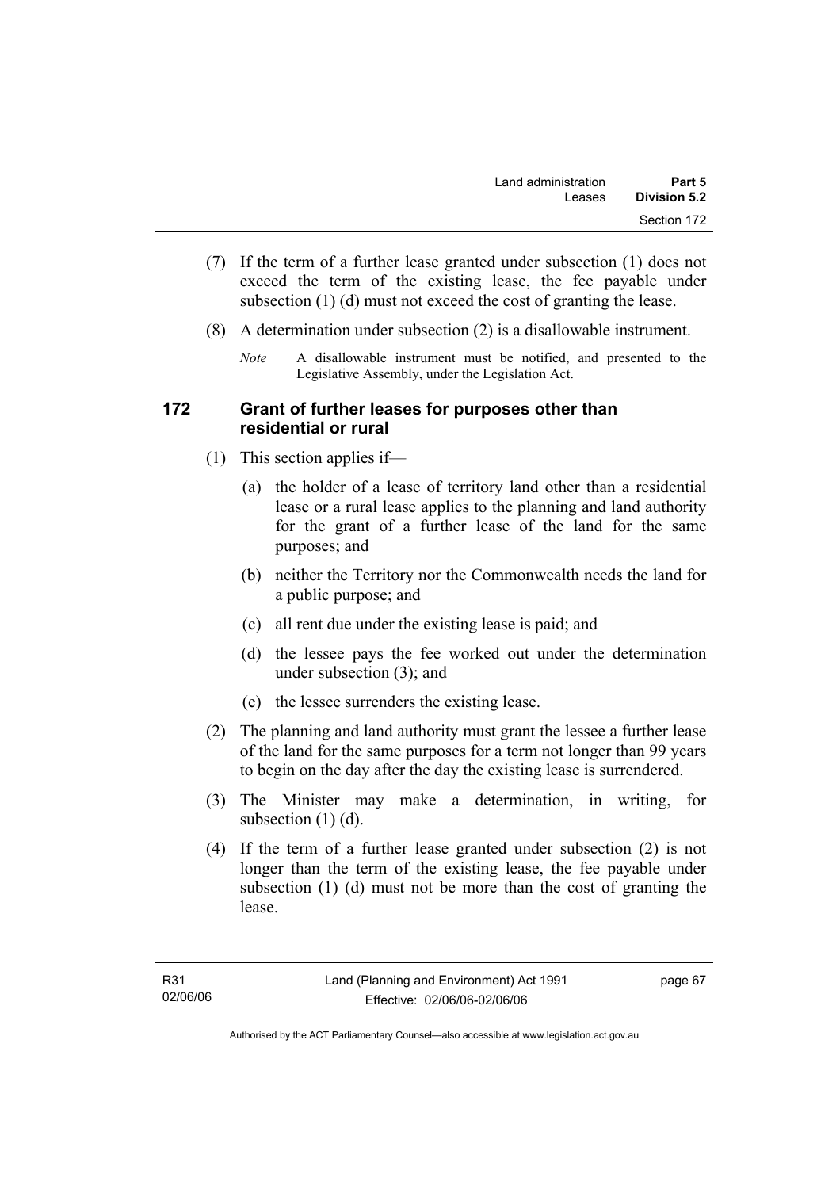(7) If the term of a further lease granted under subsection (1) does not exceed the term of the existing lease, the fee payable under subsection (1) (d) must not exceed the cost of granting the lease.

(8) A determination under subsection (2) is a disallowable instrument.

*Note* A disallowable instrument must be notified, and presented to the Legislative Assembly, under the Legislation Act.

## 172 Grant of further leases for purposes other than residential or rural

(1) This section applies if—

(a) the holder of a lease of territory land other than a residential lease or a rural lease applies to the planning and land authority for the grant of a further lease of the land for the same purposes; and

(b) neither the Territory nor the Commonwealth needs the land for a public purpose; and

(c) all rent due under the existing lease is paid; and

(d) the lessee pays the fee worked out under the determination under subsection (3); and

(e) the lessee surrenders the existing lease.

(2) The planning and land authority must grant the lessee a further lease of the land for the same purposes for a term not longer than 99 years to begin on the day after the day the existing lease is surrendered.

(3) The Minister may make a determination, in writing, for subsection (1) (d).

(4) If the term of a further lease granted under subsection (2) is not longer than the term of the existing lease, the fee payable under subsection (1) (d) must not be more than the cost of granting the lease.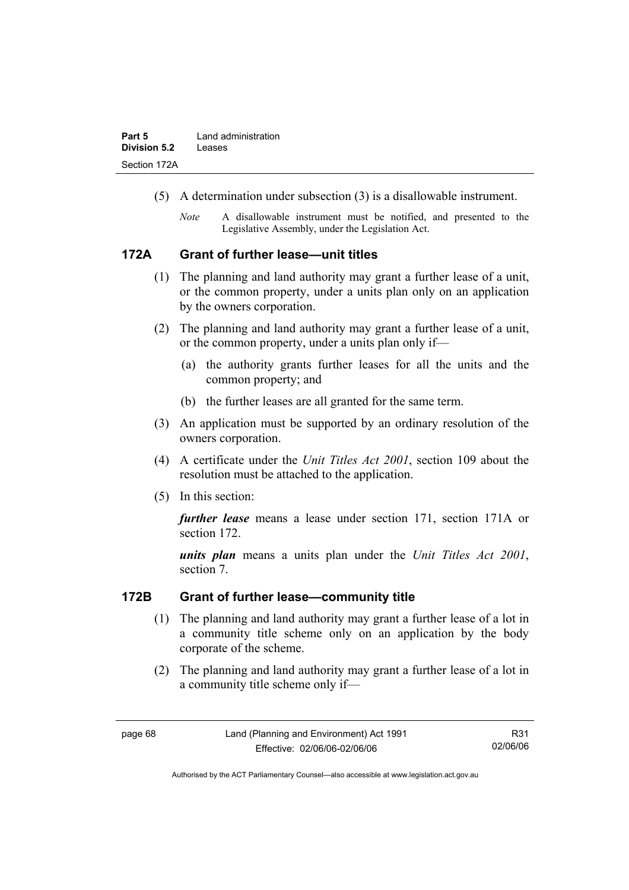(5) A determination under subsection (3) is a disallowable instrument.

*Note* A disallowable instrument must be notified, and presented to the Legislative Assembly, under the Legislation Act.

## 172A Grant of further lease—unit titles

(1) The planning and land authority may grant a further lease of a unit, or the common property, under a units plan only on an application by the owners corporation.

(2) The planning and land authority may grant a further lease of a unit, or the common property, under a units plan only if—

(a) the authority grants further leases for all the units and the common property; and

(b) the further leases are all granted for the same term.

(3) An application must be supported by an ordinary resolution of the owners corporation.

(4) A certificate under the *Unit Titles Act 2001*, section 109 about the resolution must be attached to the application.

(5) In this section:

***further lease*** means a lease under section 171, section 171A or section 172.

***units plan*** means a units plan under the *Unit Titles Act 2001*, section 7.

## 172B Grant of further lease—community title

(1) The planning and land authority may grant a further lease of a lot in a community title scheme only on an application by the body corporate of the scheme.

(2) The planning and land authority may grant a further lease of a lot in a community title scheme only if—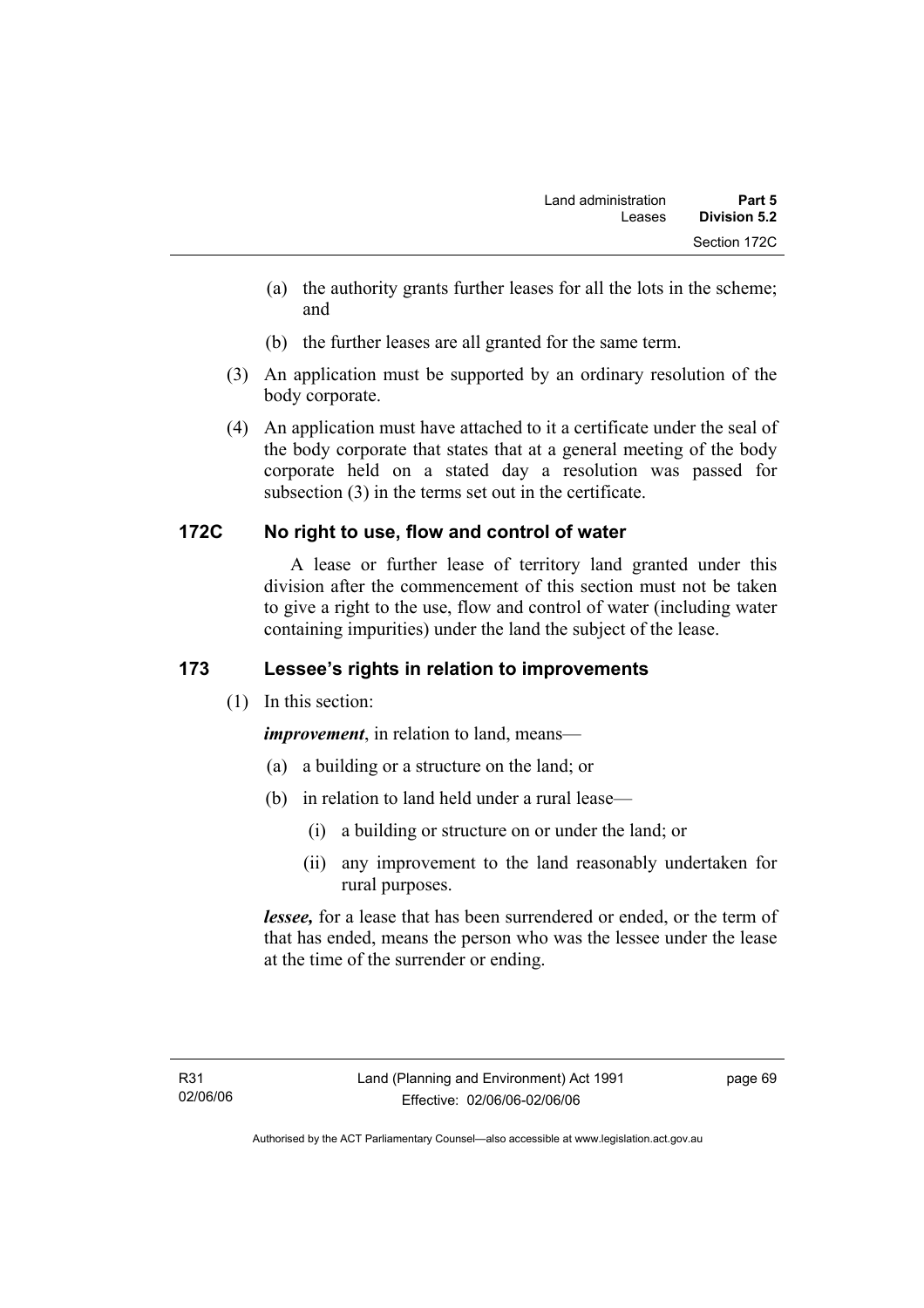(a) the authority grants further leases for all the lots in the scheme; and

(b) the further leases are all granted for the same term.

(3) An application must be supported by an ordinary resolution of the body corporate.

(4) An application must have attached to it a certificate under the seal of the body corporate that states that at a general meeting of the body corporate held on a stated day a resolution was passed for subsection (3) in the terms set out in the certificate.

### 172C No right to use, flow and control of water

A lease or further lease of territory land granted under this division after the commencement of this section must not be taken to give a right to the use, flow and control of water (including water containing impurities) under the land the subject of the lease.

### 173 Lessee's rights in relation to improvements

(1) In this section:

***improvement***, in relation to land, means—

(a) a building or a structure on the land; or

(b) in relation to land held under a rural lease—

(i) a building or structure on or under the land; or

(ii) any improvement to the land reasonably undertaken for rural purposes.

***lessee,*** for a lease that has been surrendered or ended, or the term of that has ended, means the person who was the lessee under the lease at the time of the surrender or ending.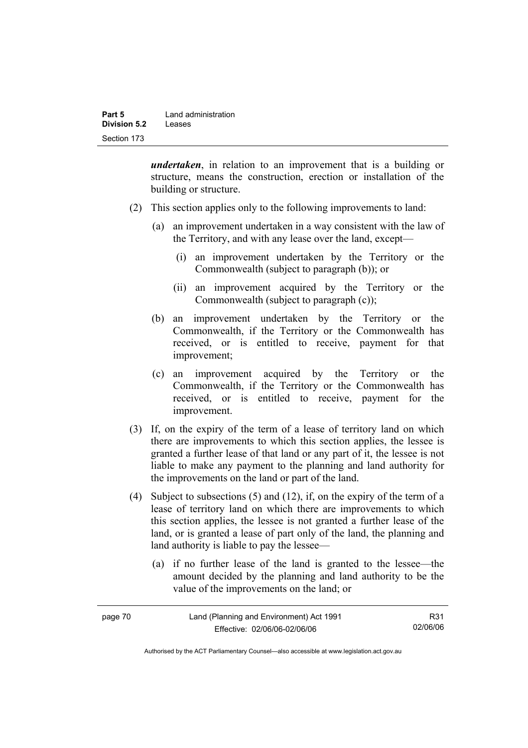***undertaken***, in relation to an improvement that is a building or structure, means the construction, erection or installation of the building or structure.

(2) This section applies only to the following improvements to land:

(a) an improvement undertaken in a way consistent with the law of the Territory, and with any lease over the land, except—

(i) an improvement undertaken by the Territory or the Commonwealth (subject to paragraph (b)); or

(ii) an improvement acquired by the Territory or the Commonwealth (subject to paragraph (c));

(b) an improvement undertaken by the Territory or the Commonwealth, if the Territory or the Commonwealth has received, or is entitled to receive, payment for that improvement;

(c) an improvement acquired by the Territory or the Commonwealth, if the Territory or the Commonwealth has received, or is entitled to receive, payment for the improvement.

(3) If, on the expiry of the term of a lease of territory land on which there are improvements to which this section applies, the lessee is granted a further lease of that land or any part of it, the lessee is not liable to make any payment to the planning and land authority for the improvements on the land or part of the land.

(4) Subject to subsections (5) and (12), if, on the expiry of the term of a lease of territory land on which there are improvements to which this section applies, the lessee is not granted a further lease of the land, or is granted a lease of part only of the land, the planning and land authority is liable to pay the lessee—

(a) if no further lease of the land is granted to the lessee—the amount decided by the planning and land authority to be the value of the improvements on the land; or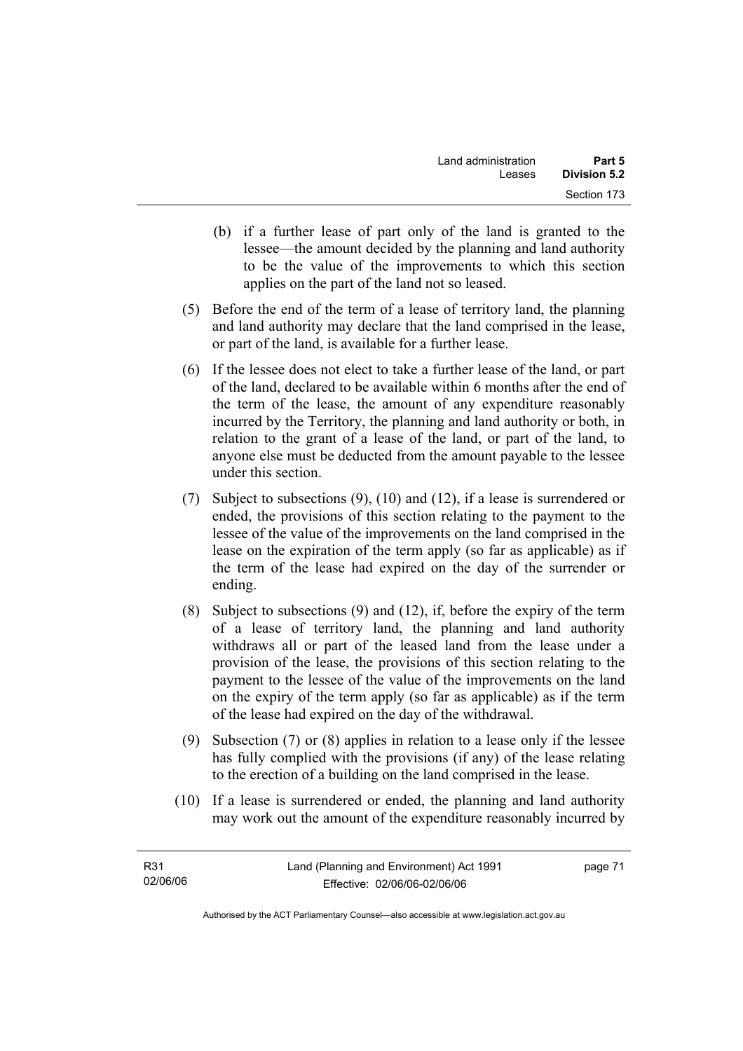(b) if a further lease of part only of the land is granted to the lessee—the amount decided by the planning and land authority to be the value of the improvements to which this section applies on the part of the land not so leased.

(5) Before the end of the term of a lease of territory land, the planning and land authority may declare that the land comprised in the lease, or part of the land, is available for a further lease.

(6) If the lessee does not elect to take a further lease of the land, or part of the land, declared to be available within 6 months after the end of the term of the lease, the amount of any expenditure reasonably incurred by the Territory, the planning and land authority or both, in relation to the grant of a lease of the land, or part of the land, to anyone else must be deducted from the amount payable to the lessee under this section.

(7) Subject to subsections (9), (10) and (12), if a lease is surrendered or ended, the provisions of this section relating to the payment to the lessee of the value of the improvements on the land comprised in the lease on the expiration of the term apply (so far as applicable) as if the term of the lease had expired on the day of the surrender or ending.

(8) Subject to subsections (9) and (12), if, before the expiry of the term of a lease of territory land, the planning and land authority withdraws all or part of the leased land from the lease under a provision of the lease, the provisions of this section relating to the payment to the lessee of the value of the improvements on the land on the expiry of the term apply (so far as applicable) as if the term of the lease had expired on the day of the withdrawal.

(9) Subsection (7) or (8) applies in relation to a lease only if the lessee has fully complied with the provisions (if any) of the lease relating to the erection of a building on the land comprised in the lease.

(10) If a lease is surrendered or ended, the planning and land authority may work out the amount of the expenditure reasonably incurred by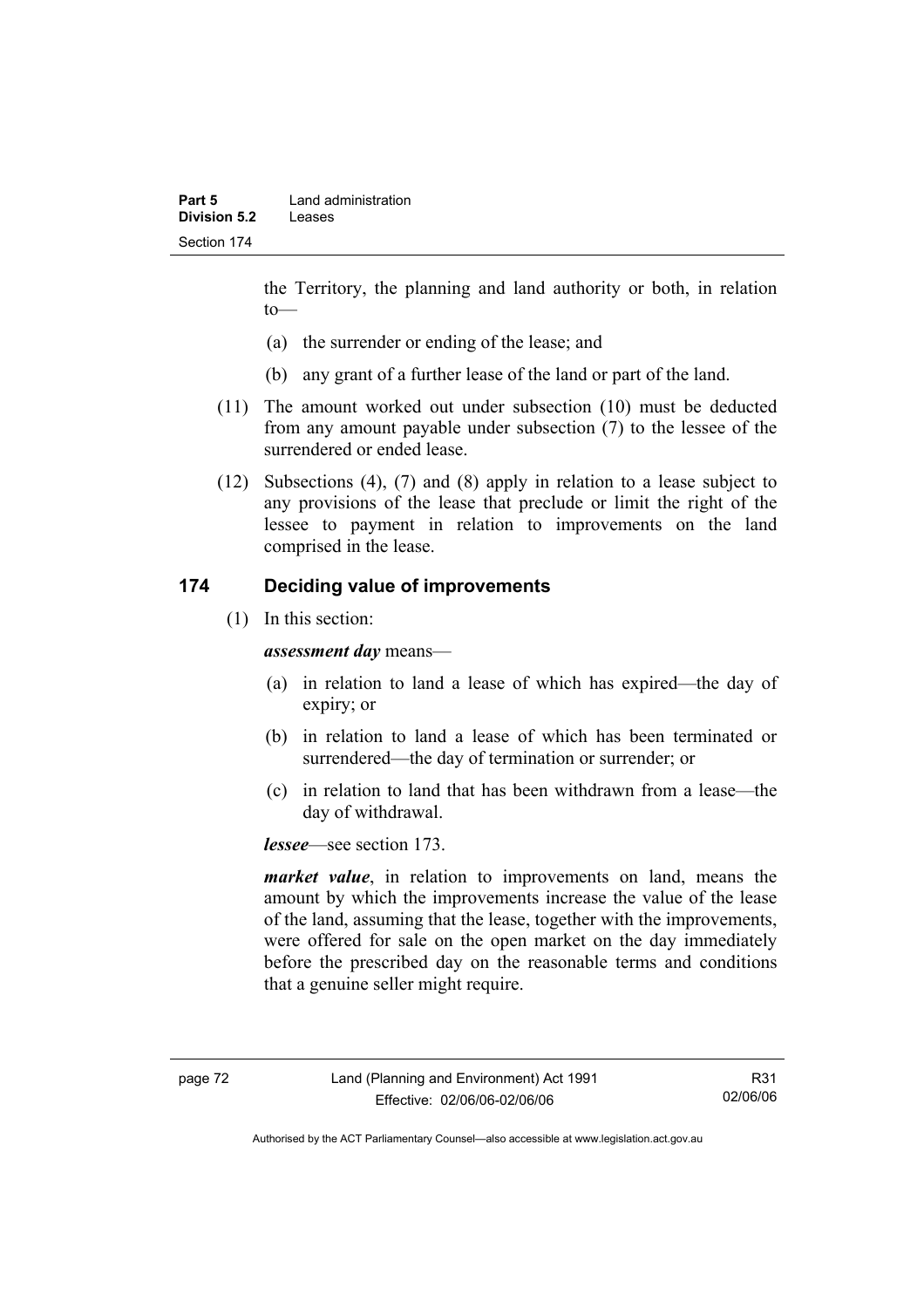the Territory, the planning and land authority or both, in relation to—

(a) the surrender or ending of the lease; and

(b) any grant of a further lease of the land or part of the land.

(11) The amount worked out under subsection (10) must be deducted from any amount payable under subsection (7) to the lessee of the surrendered or ended lease.

(12) Subsections (4), (7) and (8) apply in relation to a lease subject to any provisions of the lease that preclude or limit the right of the lessee to payment in relation to improvements on the land comprised in the lease.

## 174 Deciding value of improvements

(1) In this section:

***assessment day*** means—

(a) in relation to land a lease of which has expired—the day of expiry; or

(b) in relation to land a lease of which has been terminated or surrendered—the day of termination or surrender; or

(c) in relation to land that has been withdrawn from a lease—the day of withdrawal.

***lessee***—see section 173.

***market value***, in relation to improvements on land, means the amount by which the improvements increase the value of the lease of the land, assuming that the lease, together with the improvements, were offered for sale on the open market on the day immediately before the prescribed day on the reasonable terms and conditions that a genuine seller might require.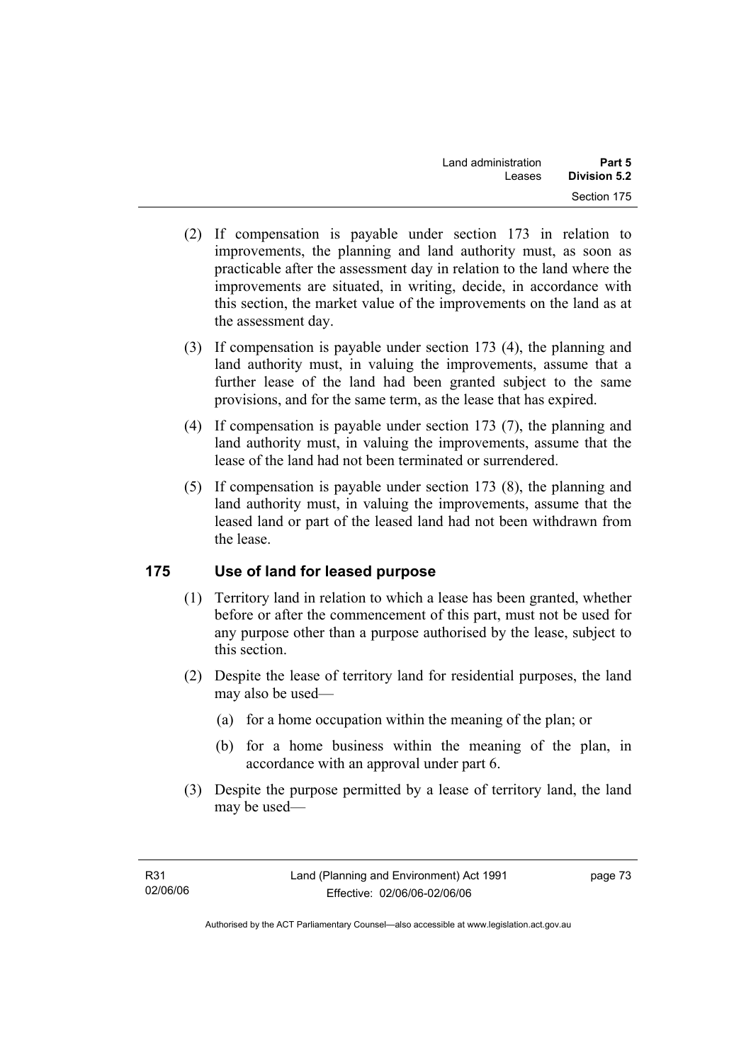(2) If compensation is payable under section 173 in relation to improvements, the planning and land authority must, as soon as practicable after the assessment day in relation to the land where the improvements are situated, in writing, decide, in accordance with this section, the market value of the improvements on the land as at the assessment day.

(3) If compensation is payable under section 173 (4), the planning and land authority must, in valuing the improvements, assume that a further lease of the land had been granted subject to the same provisions, and for the same term, as the lease that has expired.

(4) If compensation is payable under section 173 (7), the planning and land authority must, in valuing the improvements, assume that the lease of the land had not been terminated or surrendered.

(5) If compensation is payable under section 173 (8), the planning and land authority must, in valuing the improvements, assume that the leased land or part of the leased land had not been withdrawn from the lease.

## 175 Use of land for leased purpose

(1) Territory land in relation to which a lease has been granted, whether before or after the commencement of this part, must not be used for any purpose other than a purpose authorised by the lease, subject to this section.

(2) Despite the lease of territory land for residential purposes, the land may also be used—

(a) for a home occupation within the meaning of the plan; or

(b) for a home business within the meaning of the plan, in accordance with an approval under part 6.

(3) Despite the purpose permitted by a lease of territory land, the land may be used—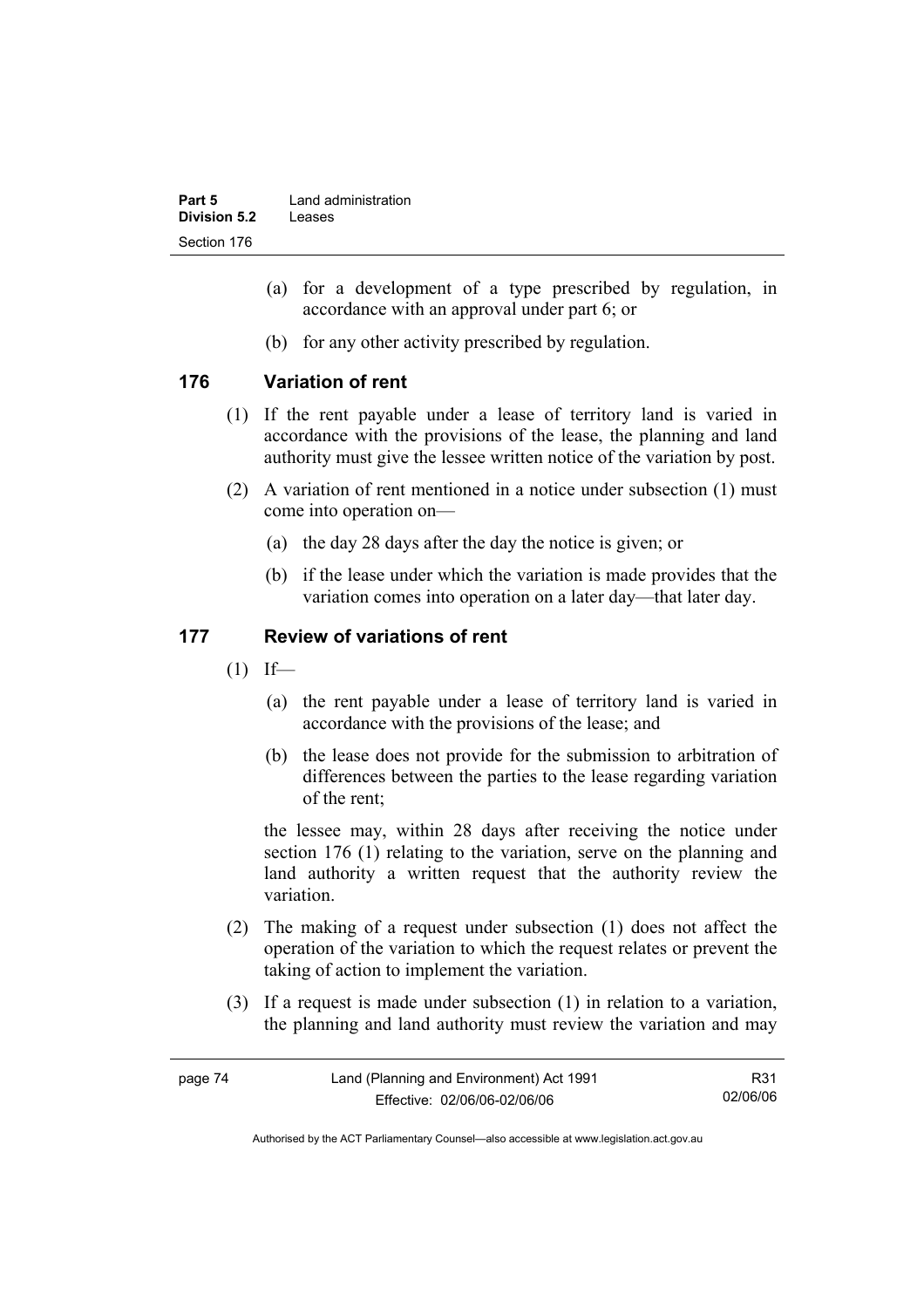(a) for a development of a type prescribed by regulation, in accordance with an approval under part 6; or

(b) for any other activity prescribed by regulation.

## 176 Variation of rent

(1) If the rent payable under a lease of territory land is varied in accordance with the provisions of the lease, the planning and land authority must give the lessee written notice of the variation by post.

(2) A variation of rent mentioned in a notice under subsection (1) must come into operation on—

(a) the day 28 days after the day the notice is given; or

(b) if the lease under which the variation is made provides that the variation comes into operation on a later day—that later day.

## 177 Review of variations of rent

(1) If—

(a) the rent payable under a lease of territory land is varied in accordance with the provisions of the lease; and

(b) the lease does not provide for the submission to arbitration of differences between the parties to the lease regarding variation of the rent;

the lessee may, within 28 days after receiving the notice under section 176 (1) relating to the variation, serve on the planning and land authority a written request that the authority review the variation.

(2) The making of a request under subsection (1) does not affect the operation of the variation to which the request relates or prevent the taking of action to implement the variation.

(3) If a request is made under subsection (1) in relation to a variation, the planning and land authority must review the variation and may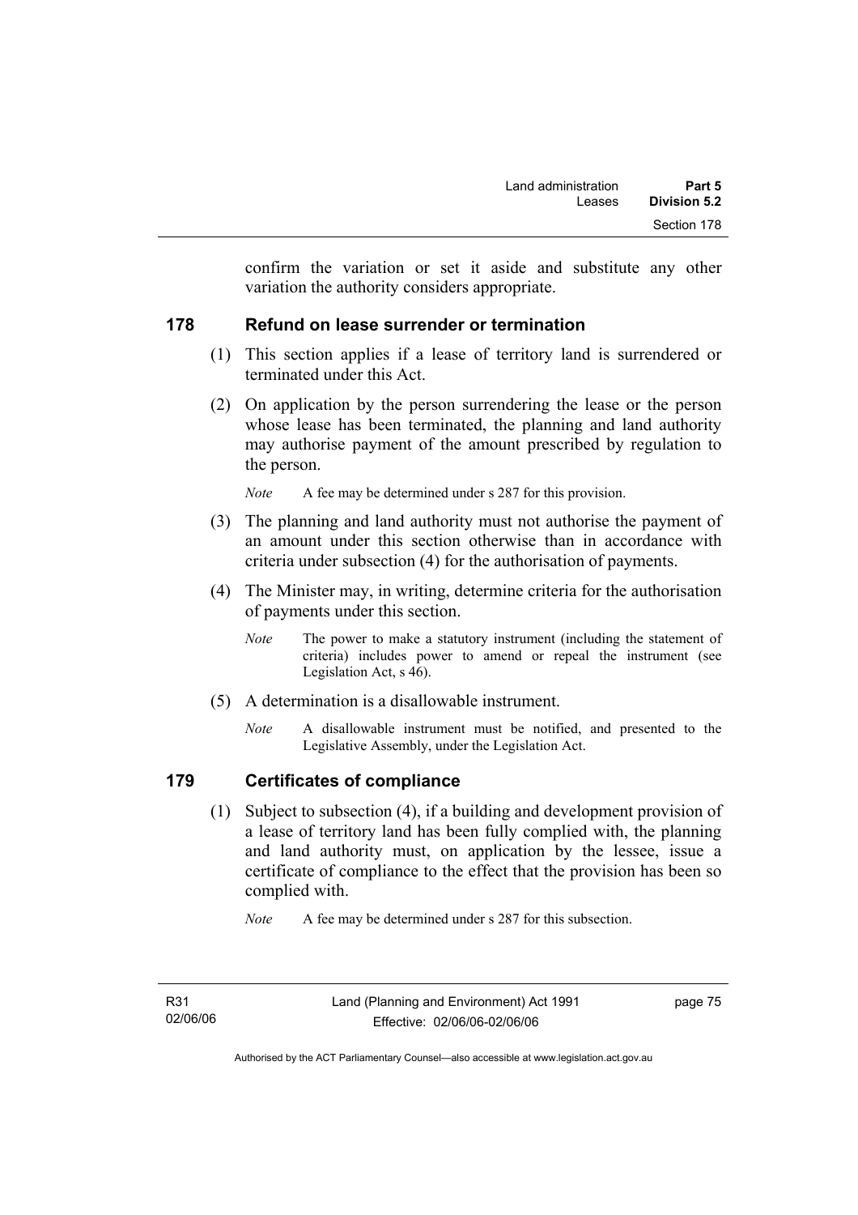confirm the variation or set it aside and substitute any other variation the authority considers appropriate.

## 178 Refund on lease surrender or termination

(1) This section applies if a lease of territory land is surrendered or terminated under this Act.

(2) On application by the person surrendering the lease or the person whose lease has been terminated, the planning and land authority may authorise payment of the amount prescribed by regulation to the person.

*Note* A fee may be determined under s 287 for this provision.

(3) The planning and land authority must not authorise the payment of an amount under this section otherwise than in accordance with criteria under subsection (4) for the authorisation of payments.

(4) The Minister may, in writing, determine criteria for the authorisation of payments under this section.

*Note* The power to make a statutory instrument (including the statement of criteria) includes power to amend or repeal the instrument (see Legislation Act, s 46).

(5) A determination is a disallowable instrument.

*Note* A disallowable instrument must be notified, and presented to the Legislative Assembly, under the Legislation Act.

## 179 Certificates of compliance

(1) Subject to subsection (4), if a building and development provision of a lease of territory land has been fully complied with, the planning and land authority must, on application by the lessee, issue a certificate of compliance to the effect that the provision has been so complied with.

*Note* A fee may be determined under s 287 for this subsection.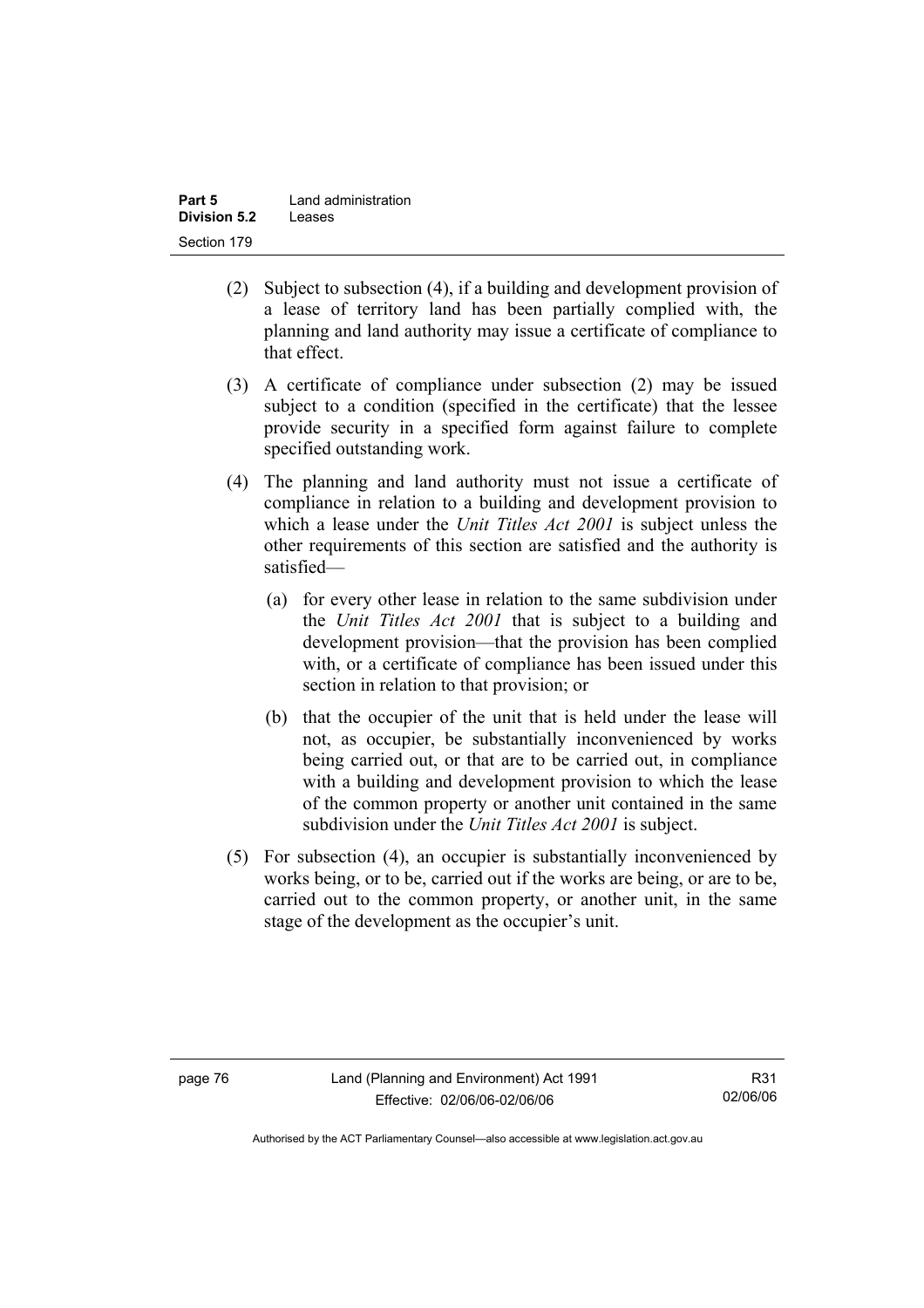(2) Subject to subsection (4), if a building and development provision of a lease of territory land has been partially complied with, the planning and land authority may issue a certificate of compliance to that effect.

(3) A certificate of compliance under subsection (2) may be issued subject to a condition (specified in the certificate) that the lessee provide security in a specified form against failure to complete specified outstanding work.

(4) The planning and land authority must not issue a certificate of compliance in relation to a building and development provision to which a lease under the *Unit Titles Act 2001* is subject unless the other requirements of this section are satisfied and the authority is satisfied—

   (a) for every other lease in relation to the same subdivision under the *Unit Titles Act 2001* that is subject to a building and development provision—that the provision has been complied with, or a certificate of compliance has been issued under this section in relation to that provision; or

   (b) that the occupier of the unit that is held under the lease will not, as occupier, be substantially inconvenienced by works being carried out, or that are to be carried out, in compliance with a building and development provision to which the lease of the common property or another unit contained in the same subdivision under the *Unit Titles Act 2001* is subject.

(5) For subsection (4), an occupier is substantially inconvenienced by works being, or to be, carried out if the works are being, or are to be, carried out to the common property, or another unit, in the same stage of the development as the occupier's unit.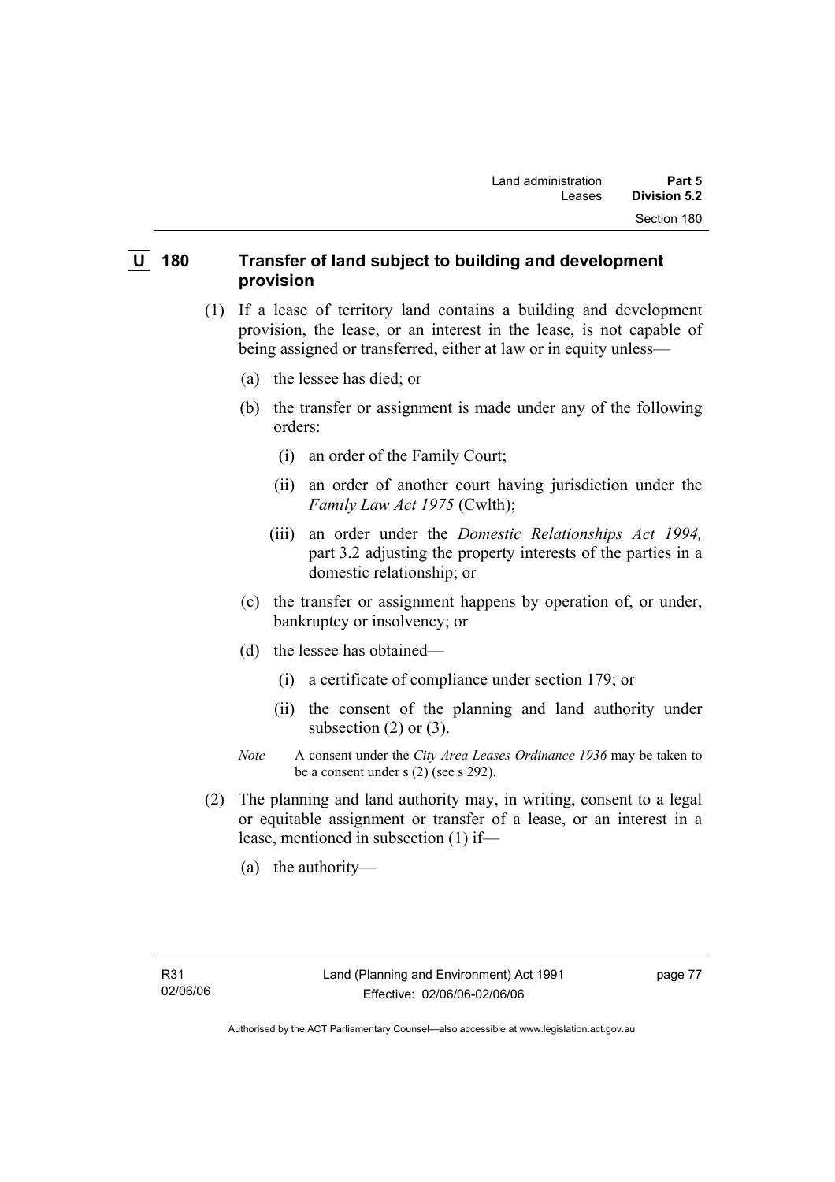## U 180 Transfer of land subject to building and development provision

(1) If a lease of territory land contains a building and development provision, the lease, or an interest in the lease, is not capable of being assigned or transferred, either at law or in equity unless—

(a) the lessee has died; or

(b) the transfer or assignment is made under any of the following orders:

(i) an order of the Family Court;

(ii) an order of another court having jurisdiction under the *Family Law Act 1975* (Cwlth);

(iii) an order under the *Domestic Relationships Act 1994,* part 3.2 adjusting the property interests of the parties in a domestic relationship; or

(c) the transfer or assignment happens by operation of, or under, bankruptcy or insolvency; or

(d) the lessee has obtained—

(i) a certificate of compliance under section 179; or

(ii) the consent of the planning and land authority under subsection (2) or (3).

*Note* A consent under the *City Area Leases Ordinance 1936* may be taken to be a consent under s (2) (see s 292).

(2) The planning and land authority may, in writing, consent to a legal or equitable assignment or transfer of a lease, or an interest in a lease, mentioned in subsection (1) if—

(a) the authority—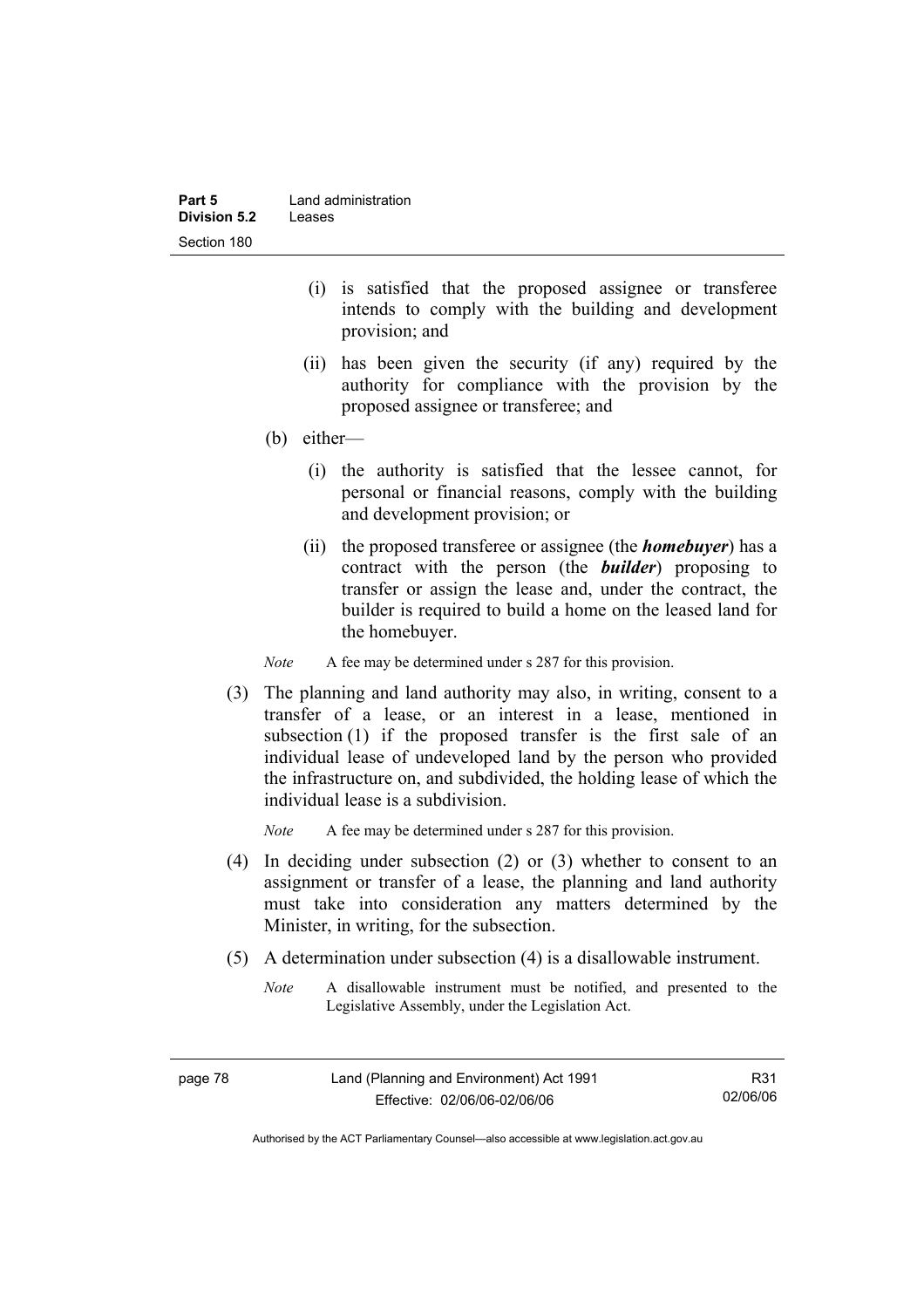(i) is satisfied that the proposed assignee or transferee intends to comply with the building and development provision; and

(ii) has been given the security (if any) required by the authority for compliance with the provision by the proposed assignee or transferee; and

(b) either—

(i) the authority is satisfied that the lessee cannot, for personal or financial reasons, comply with the building and development provision; or

(ii) the proposed transferee or assignee (the ***homebuyer***) has a contract with the person (the ***builder***) proposing to transfer or assign the lease and, under the contract, the builder is required to build a home on the leased land for the homebuyer.

*Note* A fee may be determined under s 287 for this provision.

(3) The planning and land authority may also, in writing, consent to a transfer of a lease, or an interest in a lease, mentioned in subsection (1) if the proposed transfer is the first sale of an individual lease of undeveloped land by the person who provided the infrastructure on, and subdivided, the holding lease of which the individual lease is a subdivision.

*Note* A fee may be determined under s 287 for this provision.

(4) In deciding under subsection (2) or (3) whether to consent to an assignment or transfer of a lease, the planning and land authority must take into consideration any matters determined by the Minister, in writing, for the subsection.

(5) A determination under subsection (4) is a disallowable instrument.

*Note* A disallowable instrument must be notified, and presented to the Legislative Assembly, under the Legislation Act.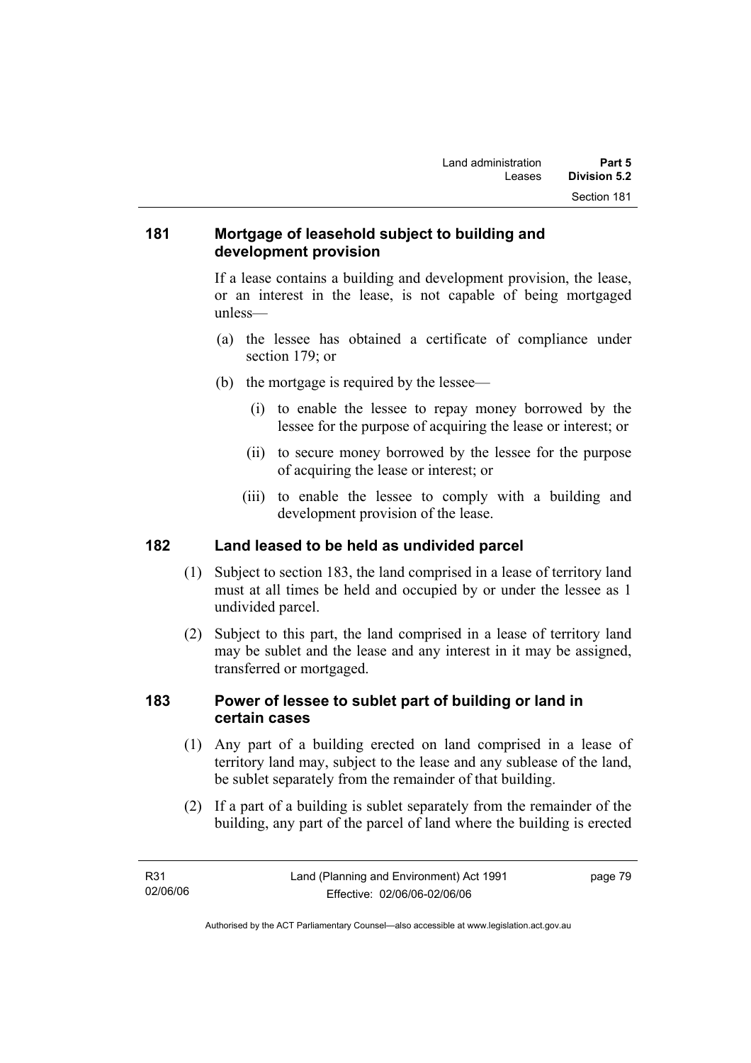## 181 Mortgage of leasehold subject to building and development provision

If a lease contains a building and development provision, the lease, or an interest in the lease, is not capable of being mortgaged unless—

(a) the lessee has obtained a certificate of compliance under section 179; or

(b) the mortgage is required by the lessee—

(i) to enable the lessee to repay money borrowed by the lessee for the purpose of acquiring the lease or interest; or

(ii) to secure money borrowed by the lessee for the purpose of acquiring the lease or interest; or

(iii) to enable the lessee to comply with a building and development provision of the lease.

## 182 Land leased to be held as undivided parcel

(1) Subject to section 183, the land comprised in a lease of territory land must at all times be held and occupied by or under the lessee as 1 undivided parcel.

(2) Subject to this part, the land comprised in a lease of territory land may be sublet and the lease and any interest in it may be assigned, transferred or mortgaged.

## 183 Power of lessee to sublet part of building or land in certain cases

(1) Any part of a building erected on land comprised in a lease of territory land may, subject to the lease and any sublease of the land, be sublet separately from the remainder of that building.

(2) If a part of a building is sublet separately from the remainder of the building, any part of the parcel of land where the building is erected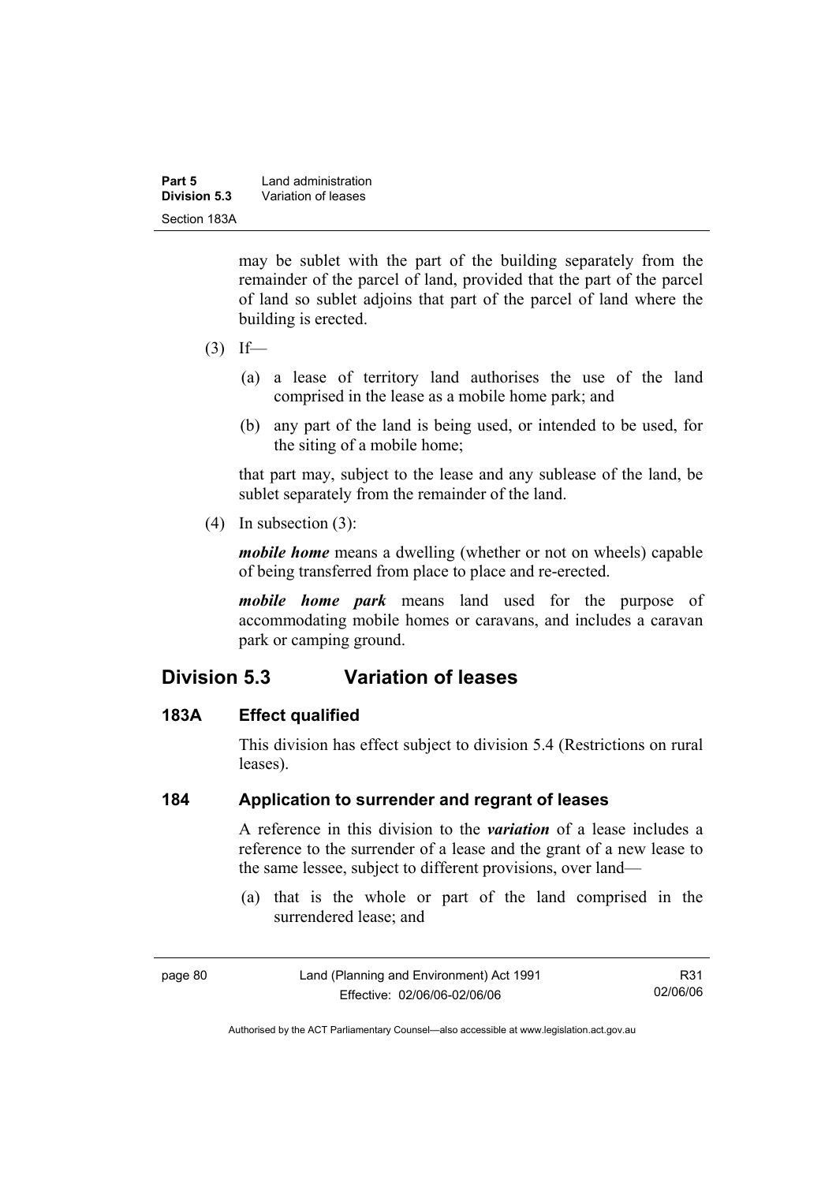may be sublet with the part of the building separately from the remainder of the parcel of land, provided that the part of the parcel of land so sublet adjoins that part of the parcel of land where the building is erected.

(3) If—

(a) a lease of territory land authorises the use of the land comprised in the lease as a mobile home park; and

(b) any part of the land is being used, or intended to be used, for the siting of a mobile home;

that part may, subject to the lease and any sublease of the land, be sublet separately from the remainder of the land.

(4) In subsection (3):

***mobile home*** means a dwelling (whether or not on wheels) capable of being transferred from place to place and re-erected.

***mobile home park*** means land used for the purpose of accommodating mobile homes or caravans, and includes a caravan park or camping ground.

## Division 5.3 Variation of leases

### 183A Effect qualified

This division has effect subject to division 5.4 (Restrictions on rural leases).

### 184 Application to surrender and regrant of leases

A reference in this division to the ***variation*** of a lease includes a reference to the surrender of a lease and the grant of a new lease to the same lessee, subject to different provisions, over land—

(a) that is the whole or part of the land comprised in the surrendered lease; and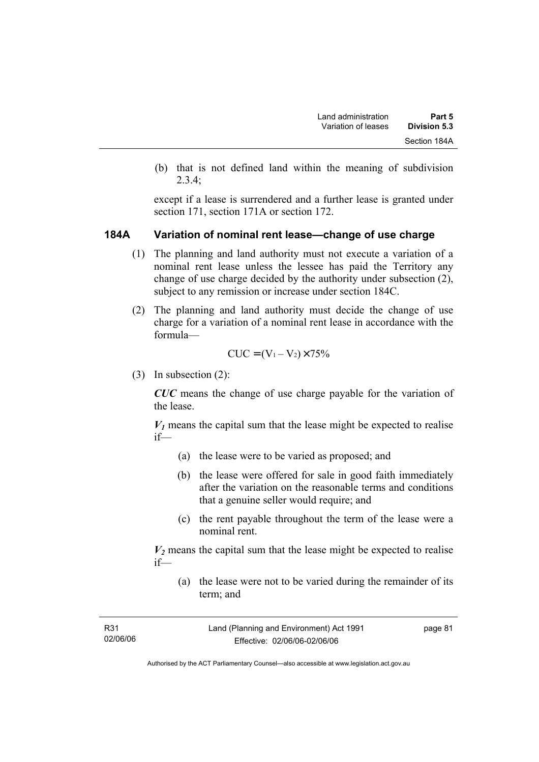(b) that is not defined land within the meaning of subdivision 2.3.4;

except if a lease is surrendered and a further lease is granted under section 171, section 171A or section 172.

## 184A Variation of nominal rent lease—change of use charge

(1) The planning and land authority must not execute a variation of a nominal rent lease unless the lessee has paid the Territory any change of use charge decided by the authority under subsection (2), subject to any remission or increase under section 184C.

(2) The planning and land authority must decide the change of use charge for a variation of a nominal rent lease in accordance with the formula—

$$CUC = (V_1 - V_2) \times 75\%$$

(3) In subsection (2):

***CUC*** means the change of use charge payable for the variation of the lease.

***$V_1$*** means the capital sum that the lease might be expected to realise if—

(a) the lease were to be varied as proposed; and

(b) the lease were offered for sale in good faith immediately after the variation on the reasonable terms and conditions that a genuine seller would require; and

(c) the rent payable throughout the term of the lease were a nominal rent.

***$V_2$*** means the capital sum that the lease might be expected to realise if—

(a) the lease were not to be varied during the remainder of its term; and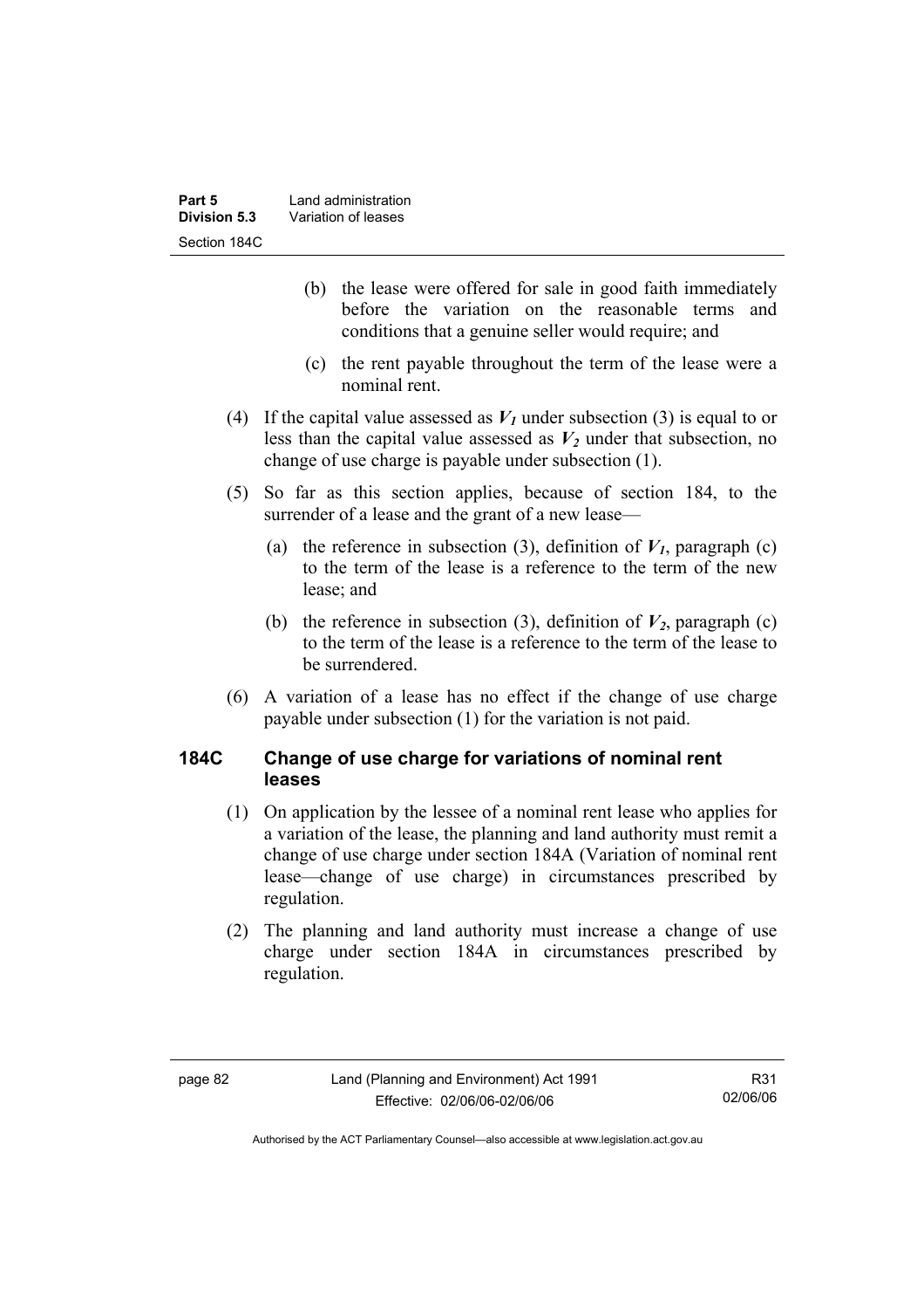(b) the lease were offered for sale in good faith immediately before the variation on the reasonable terms and conditions that a genuine seller would require; and

(c) the rent payable throughout the term of the lease were a nominal rent.

(4) If the capital value assessed as $V_1$ under subsection (3) is equal to or less than the capital value assessed as $V_2$ under that subsection, no change of use charge is payable under subsection (1).

(5) So far as this section applies, because of section 184, to the surrender of a lease and the grant of a new lease—

(a) the reference in subsection (3), definition of $V_1$, paragraph (c) to the term of the lease is a reference to the term of the new lease; and

(b) the reference in subsection (3), definition of $V_2$, paragraph (c) to the term of the lease is a reference to the term of the lease to be surrendered.

(6) A variation of a lease has no effect if the change of use charge payable under subsection (1) for the variation is not paid.

## 184C Change of use charge for variations of nominal rent leases

(1) On application by the lessee of a nominal rent lease who applies for a variation of the lease, the planning and land authority must remit a change of use charge under section 184A (Variation of nominal rent lease—change of use charge) in circumstances prescribed by regulation.

(2) The planning and land authority must increase a change of use charge under section 184A in circumstances prescribed by regulation.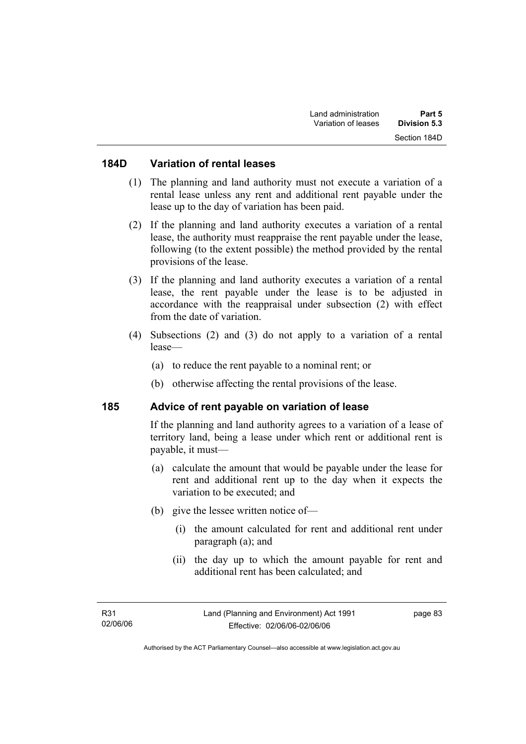### 184D Variation of rental leases

(1) The planning and land authority must not execute a variation of a rental lease unless any rent and additional rent payable under the lease up to the day of variation has been paid.

(2) If the planning and land authority executes a variation of a rental lease, the authority must reappraise the rent payable under the lease, following (to the extent possible) the method provided by the rental provisions of the lease.

(3) If the planning and land authority executes a variation of a rental lease, the rent payable under the lease is to be adjusted in accordance with the reappraisal under subsection (2) with effect from the date of variation.

(4) Subsections (2) and (3) do not apply to a variation of a rental lease—

(a) to reduce the rent payable to a nominal rent; or

(b) otherwise affecting the rental provisions of the lease.

### 185 Advice of rent payable on variation of lease

If the planning and land authority agrees to a variation of a lease of territory land, being a lease under which rent or additional rent is payable, it must—

(a) calculate the amount that would be payable under the lease for rent and additional rent up to the day when it expects the variation to be executed; and

(b) give the lessee written notice of—

(i) the amount calculated for rent and additional rent under paragraph (a); and

(ii) the day up to which the amount payable for rent and additional rent has been calculated; and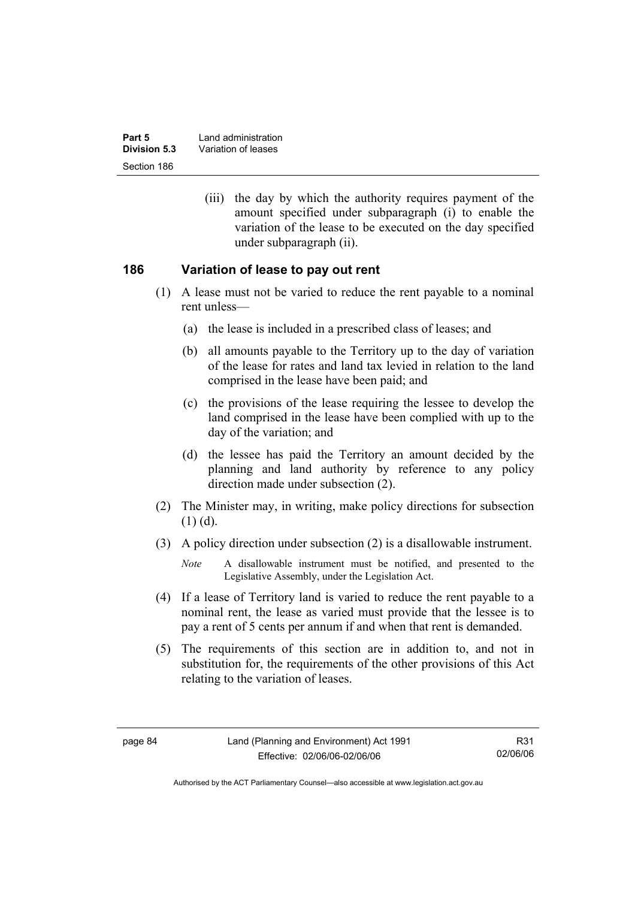(iii) the day by which the authority requires payment of the amount specified under subparagraph (i) to enable the variation of the lease to be executed on the day specified under subparagraph (ii).

## 186 Variation of lease to pay out rent

(1) A lease must not be varied to reduce the rent payable to a nominal rent unless—

(a) the lease is included in a prescribed class of leases; and

(b) all amounts payable to the Territory up to the day of variation of the lease for rates and land tax levied in relation to the land comprised in the lease have been paid; and

(c) the provisions of the lease requiring the lessee to develop the land comprised in the lease have been complied with up to the day of the variation; and

(d) the lessee has paid the Territory an amount decided by the planning and land authority by reference to any policy direction made under subsection (2).

(2) The Minister may, in writing, make policy directions for subsection (1) (d).

(3) A policy direction under subsection (2) is a disallowable instrument.

*Note* A disallowable instrument must be notified, and presented to the Legislative Assembly, under the Legislation Act.

(4) If a lease of Territory land is varied to reduce the rent payable to a nominal rent, the lease as varied must provide that the lessee is to pay a rent of 5 cents per annum if and when that rent is demanded.

(5) The requirements of this section are in addition to, and not in substitution for, the requirements of the other provisions of this Act relating to the variation of leases.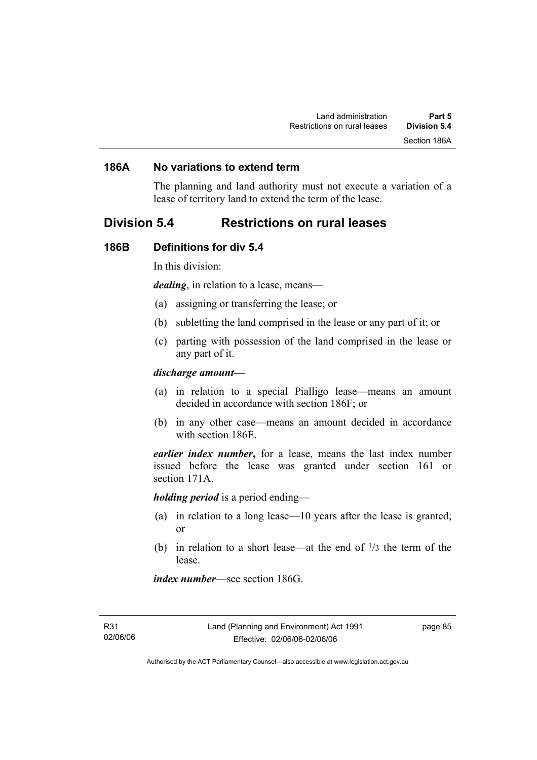### 186A No variations to extend term

The planning and land authority must not execute a variation of a lease of territory land to extend the term of the lease.

## Division 5.4 Restrictions on rural leases

### 186B Definitions for div 5.4

In this division:

***dealing***, in relation to a lease, means—

(a) assigning or transferring the lease; or

(b) subletting the land comprised in the lease or any part of it; or

(c) parting with possession of the land comprised in the lease or any part of it.

***discharge amount—***

(a) in relation to a special Pialligo lease—means an amount decided in accordance with section 186F; or

(b) in any other case—means an amount decided in accordance with section 186E.

***earlier index number*,** for a lease, means the last index number issued before the lease was granted under section 161 or section 171A.

***holding period*** is a period ending—

(a) in relation to a long lease—10 years after the lease is granted; or

(b) in relation to a short lease—at the end of $^1/_3$ the term of the lease.

***index number***—see section 186G.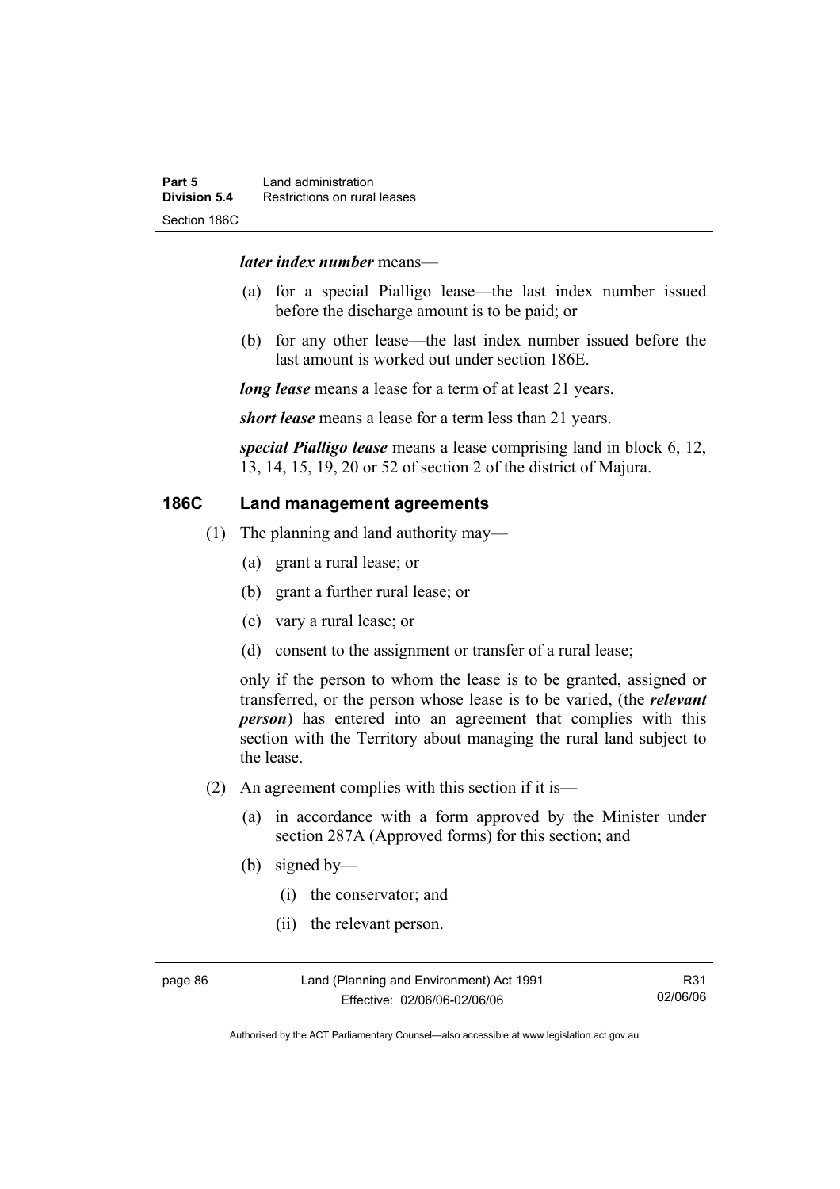***later index number*** means—

(a) for a special Pialligo lease—the last index number issued before the discharge amount is to be paid; or

(b) for any other lease—the last index number issued before the last amount is worked out under section 186E.

***long lease*** means a lease for a term of at least 21 years.

***short lease*** means a lease for a term less than 21 years.

***special Pialligo lease*** means a lease comprising land in block 6, 12, 13, 14, 15, 19, 20 or 52 of section 2 of the district of Majura.

## 186C Land management agreements

(1) The planning and land authority may—

(a) grant a rural lease; or

(b) grant a further rural lease; or

(c) vary a rural lease; or

(d) consent to the assignment or transfer of a rural lease;

only if the person to whom the lease is to be granted, assigned or transferred, or the person whose lease is to be varied, (the ***relevant person***) has entered into an agreement that complies with this section with the Territory about managing the rural land subject to the lease.

(2) An agreement complies with this section if it is—

(a) in accordance with a form approved by the Minister under section 287A (Approved forms) for this section; and

(b) signed by—

(i) the conservator; and

(ii) the relevant person.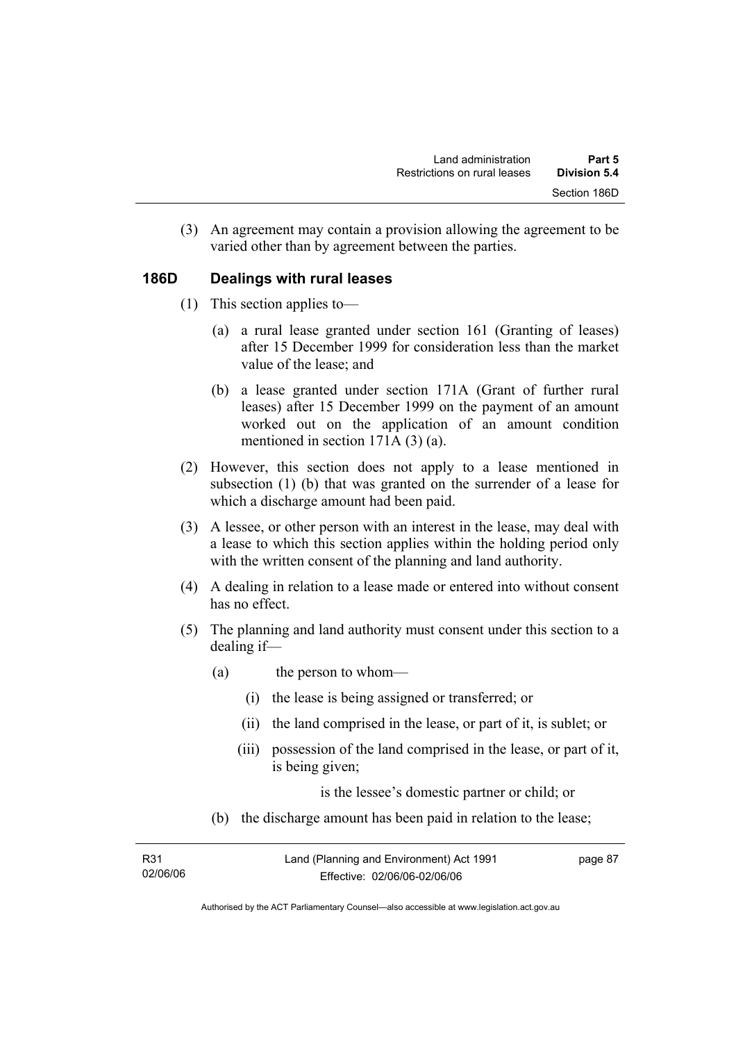(3) An agreement may contain a provision allowing the agreement to be varied other than by agreement between the parties.

## 186D Dealings with rural leases

(1) This section applies to—

(a) a rural lease granted under section 161 (Granting of leases) after 15 December 1999 for consideration less than the market value of the lease; and

(b) a lease granted under section 171A (Grant of further rural leases) after 15 December 1999 on the payment of an amount worked out on the application of an amount condition mentioned in section 171A (3) (a).

(2) However, this section does not apply to a lease mentioned in subsection (1) (b) that was granted on the surrender of a lease for which a discharge amount had been paid.

(3) A lessee, or other person with an interest in the lease, may deal with a lease to which this section applies within the holding period only with the written consent of the planning and land authority.

(4) A dealing in relation to a lease made or entered into without consent has no effect.

(5) The planning and land authority must consent under this section to a dealing if—

(a) the person to whom—

(i) the lease is being assigned or transferred; or

(ii) the land comprised in the lease, or part of it, is sublet; or

(iii) possession of the land comprised in the lease, or part of it, is being given;

is the lessee's domestic partner or child; or

(b) the discharge amount has been paid in relation to the lease;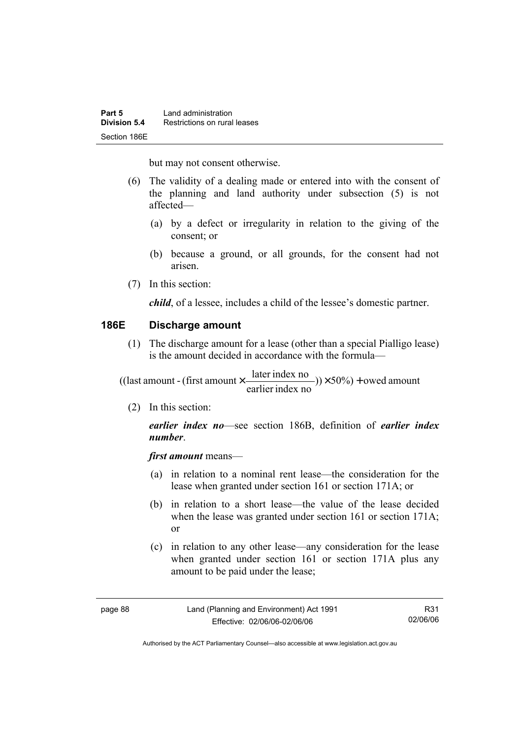but may not consent otherwise.

(6) The validity of a dealing made or entered into with the consent of the planning and land authority under subsection (5) is not affected—

   (a) by a defect or irregularity in relation to the giving of the consent; or

   (b) because a ground, or all grounds, for the consent had not arisen.

(7) In this section:

***child***, of a lessee, includes a child of the lessee's domestic partner.

## 186E Discharge amount

(1) The discharge amount for a lease (other than a special Pialligo lease) is the amount decided in accordance with the formula—

$$((\text{last amount} - (\text{first amount} \times \frac{\text{later index no}}{\text{earlier index no}})) \times 50\%) + \text{owed amount}$$

(2) In this section:

***earlier index no***—see section 186B, definition of ***earlier index number***.

***first amount*** means—

   (a) in relation to a nominal rent lease—the consideration for the lease when granted under section 161 or section 171A; or

   (b) in relation to a short lease—the value of the lease decided when the lease was granted under section 161 or section 171A; or

   (c) in relation to any other lease—any consideration for the lease when granted under section 161 or section 171A plus any amount to be paid under the lease;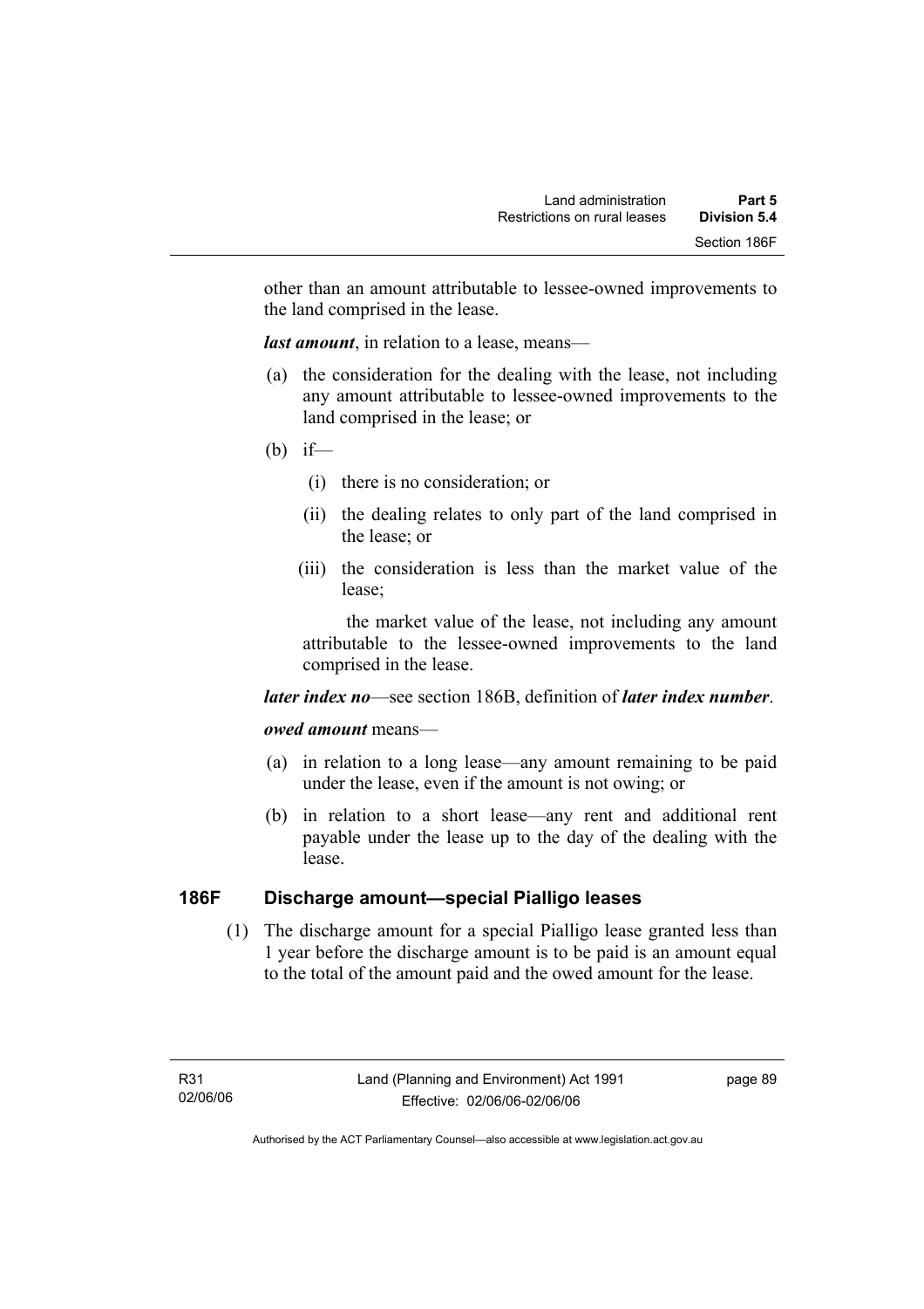other than an amount attributable to lessee-owned improvements to the land comprised in the lease.

***last amount***, in relation to a lease, means—

(a) the consideration for the dealing with the lease, not including any amount attributable to lessee-owned improvements to the land comprised in the lease; or

(b) if—

  (i) there is no consideration; or

  (ii) the dealing relates to only part of the land comprised in the lease; or

  (iii) the consideration is less than the market value of the lease;

  the market value of the lease, not including any amount attributable to the lessee-owned improvements to the land comprised in the lease.

***later index no***—see section 186B, definition of ***later index number***.

***owed amount*** means—

(a) in relation to a long lease—any amount remaining to be paid under the lease, even if the amount is not owing; or

(b) in relation to a short lease—any rent and additional rent payable under the lease up to the day of the dealing with the lease.

## 186F Discharge amount—special Pialligo leases

(1) The discharge amount for a special Pialligo lease granted less than 1 year before the discharge amount is to be paid is an amount equal to the total of the amount paid and the owed amount for the lease.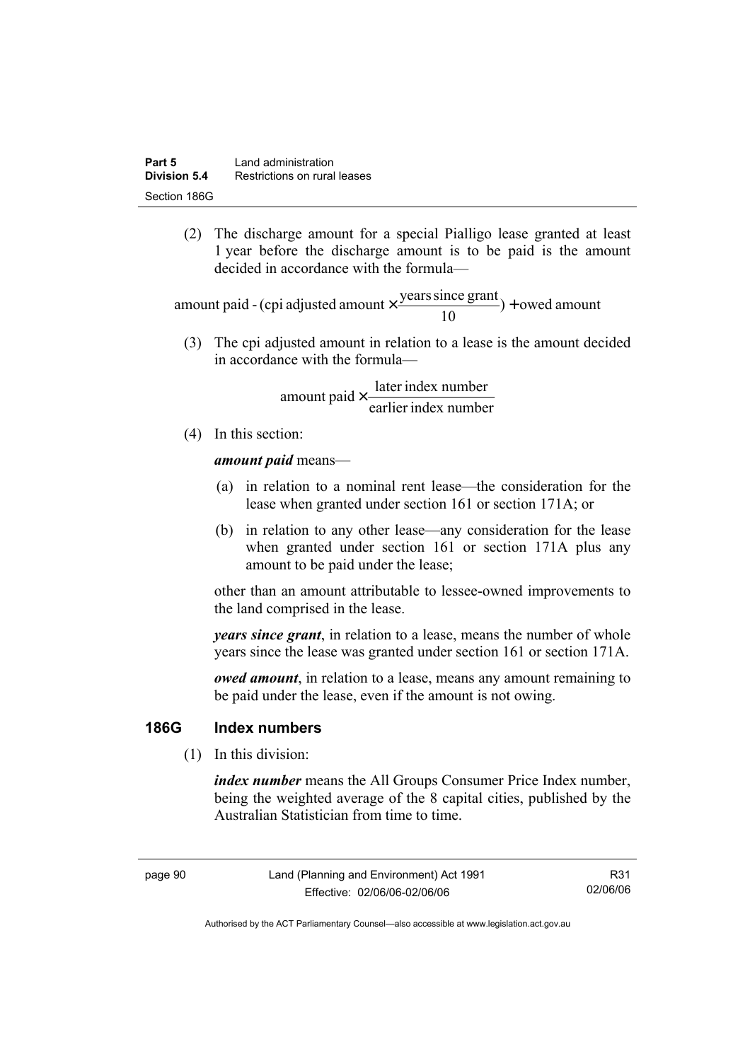(2) The discharge amount for a special Pialligo lease granted at least 1 year before the discharge amount is to be paid is the amount decided in accordance with the formula—

$$\text{amount paid - (cpi adjusted amount} \times \frac{\text{years since grant}}{10}) + \text{owed amount}$$

(3) The cpi adjusted amount in relation to a lease is the amount decided in accordance with the formula—

$$\text{amount paid} \times \frac{\text{later index number}}{\text{earlier index number}}$$

(4) In this section:

***amount paid*** means—

(a) in relation to a nominal rent lease—the consideration for the lease when granted under section 161 or section 171A; or

(b) in relation to any other lease—any consideration for the lease when granted under section 161 or section 171A plus any amount to be paid under the lease;

other than an amount attributable to lessee-owned improvements to the land comprised in the lease.

***years since grant***, in relation to a lease, means the number of whole years since the lease was granted under section 161 or section 171A.

***owed amount***, in relation to a lease, means any amount remaining to be paid under the lease, even if the amount is not owing.

### 186G Index numbers

(1) In this division:

***index number*** means the All Groups Consumer Price Index number, being the weighted average of the 8 capital cities, published by the Australian Statistician from time to time.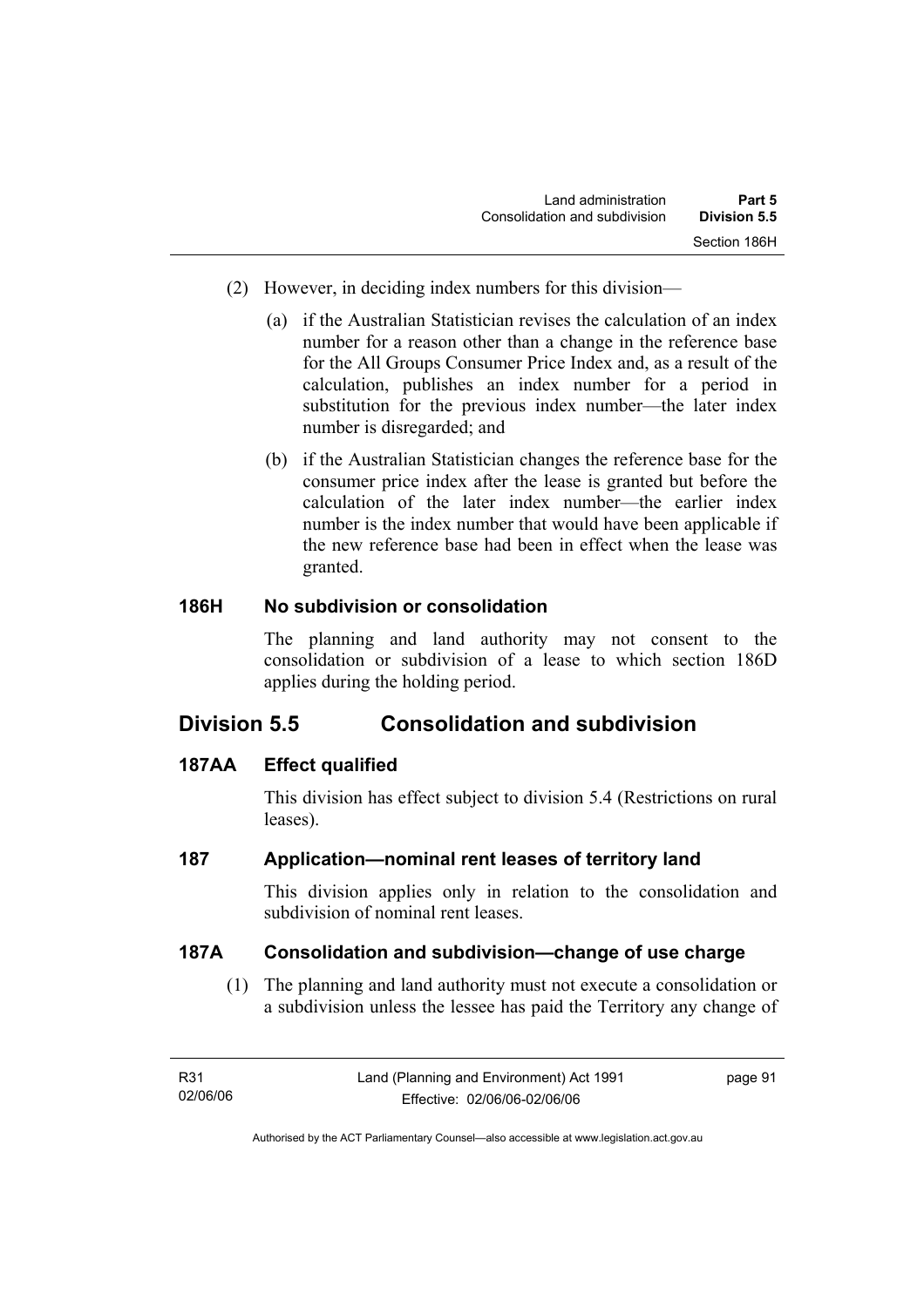(2) However, in deciding index numbers for this division—

(a) if the Australian Statistician revises the calculation of an index number for a reason other than a change in the reference base for the All Groups Consumer Price Index and, as a result of the calculation, publishes an index number for a period in substitution for the previous index number—the later index number is disregarded; and

(b) if the Australian Statistician changes the reference base for the consumer price index after the lease is granted but before the calculation of the later index number—the earlier index number is the index number that would have been applicable if the new reference base had been in effect when the lease was granted.

### 186H No subdivision or consolidation

The planning and land authority may not consent to the consolidation or subdivision of a lease to which section 186D applies during the holding period.

## Division 5.5 Consolidation and subdivision

### 187AA Effect qualified

This division has effect subject to division 5.4 (Restrictions on rural leases).

### 187 Application—nominal rent leases of territory land

This division applies only in relation to the consolidation and subdivision of nominal rent leases.

### 187A Consolidation and subdivision—change of use charge

(1) The planning and land authority must not execute a consolidation or a subdivision unless the lessee has paid the Territory any change of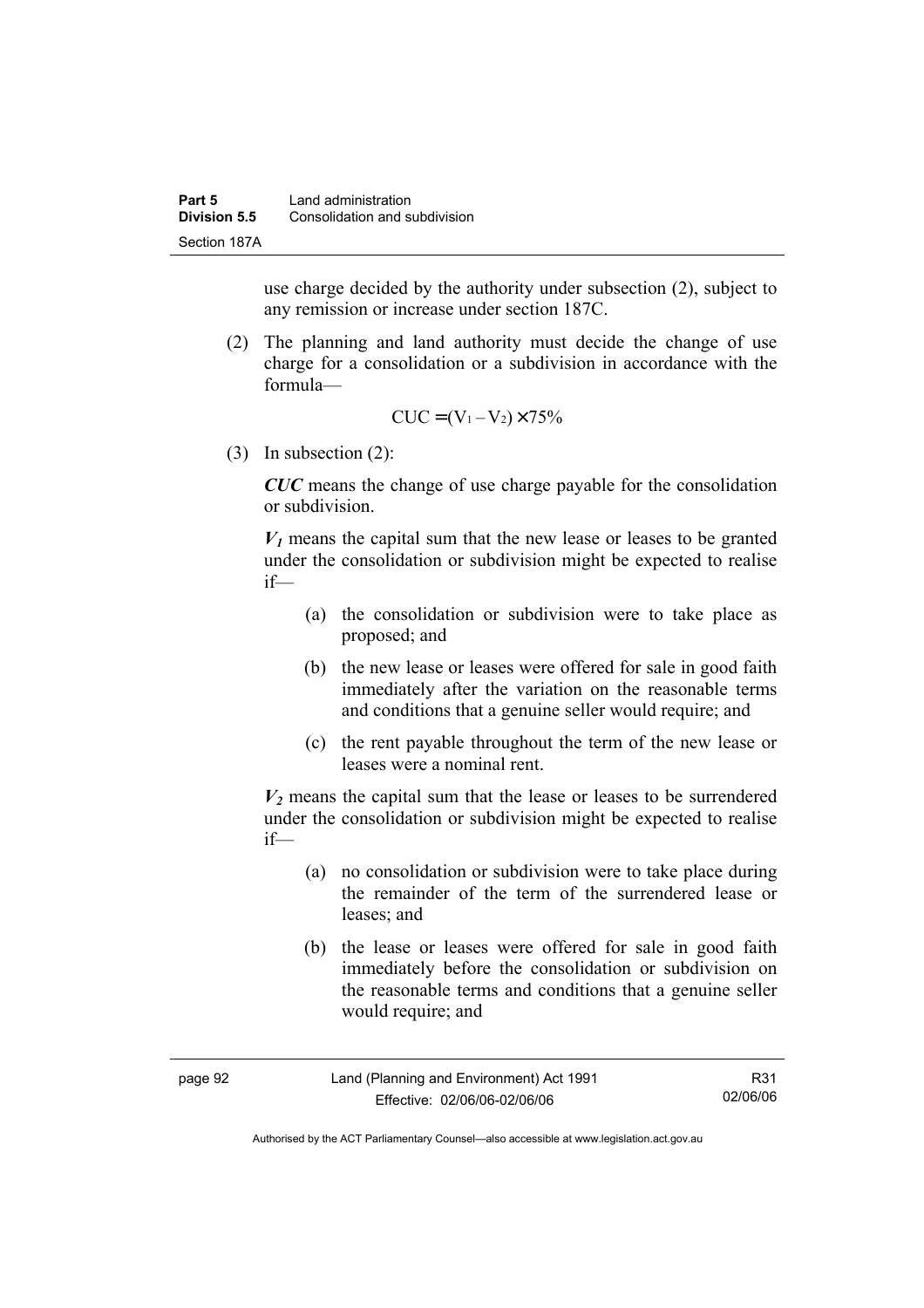use charge decided by the authority under subsection (2), subject to any remission or increase under section 187C.

(2) The planning and land authority must decide the change of use charge for a consolidation or a subdivision in accordance with the formula—

$$CUC = (V_1 - V_2) \times 75\%$$

(3) In subsection (2):

***CUC*** means the change of use charge payable for the consolidation or subdivision.

***$V_1$*** means the capital sum that the new lease or leases to be granted under the consolidation or subdivision might be expected to realise if—

(a) the consolidation or subdivision were to take place as proposed; and

(b) the new lease or leases were offered for sale in good faith immediately after the variation on the reasonable terms and conditions that a genuine seller would require; and

(c) the rent payable throughout the term of the new lease or leases were a nominal rent.

***$V_2$*** means the capital sum that the lease or leases to be surrendered under the consolidation or subdivision might be expected to realise if—

(a) no consolidation or subdivision were to take place during the remainder of the term of the surrendered lease or leases; and

(b) the lease or leases were offered for sale in good faith immediately before the consolidation or subdivision on the reasonable terms and conditions that a genuine seller would require; and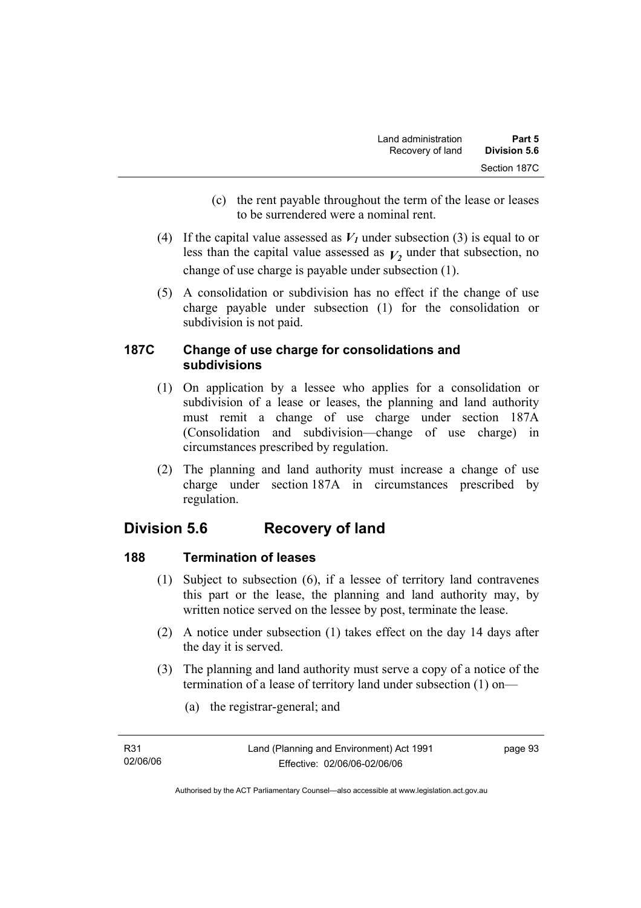(c) the rent payable throughout the term of the lease or leases to be surrendered were a nominal rent.

(4) If the capital value assessed as $V_1$ under subsection (3) is equal to or less than the capital value assessed as $V_2$ under that subsection, no change of use charge is payable under subsection (1).

(5) A consolidation or subdivision has no effect if the change of use charge payable under subsection (1) for the consolidation or subdivision is not paid.

### 187C Change of use charge for consolidations and subdivisions

(1) On application by a lessee who applies for a consolidation or subdivision of a lease or leases, the planning and land authority must remit a change of use charge under section 187A (Consolidation and subdivision—change of use charge) in circumstances prescribed by regulation.

(2) The planning and land authority must increase a change of use charge under section 187A in circumstances prescribed by regulation.

## Division 5.6 Recovery of land

### 188 Termination of leases

(1) Subject to subsection (6), if a lessee of territory land contravenes this part or the lease, the planning and land authority may, by written notice served on the lessee by post, terminate the lease.

(2) A notice under subsection (1) takes effect on the day 14 days after the day it is served.

(3) The planning and land authority must serve a copy of a notice of the termination of a lease of territory land under subsection (1) on—

(a) the registrar-general; and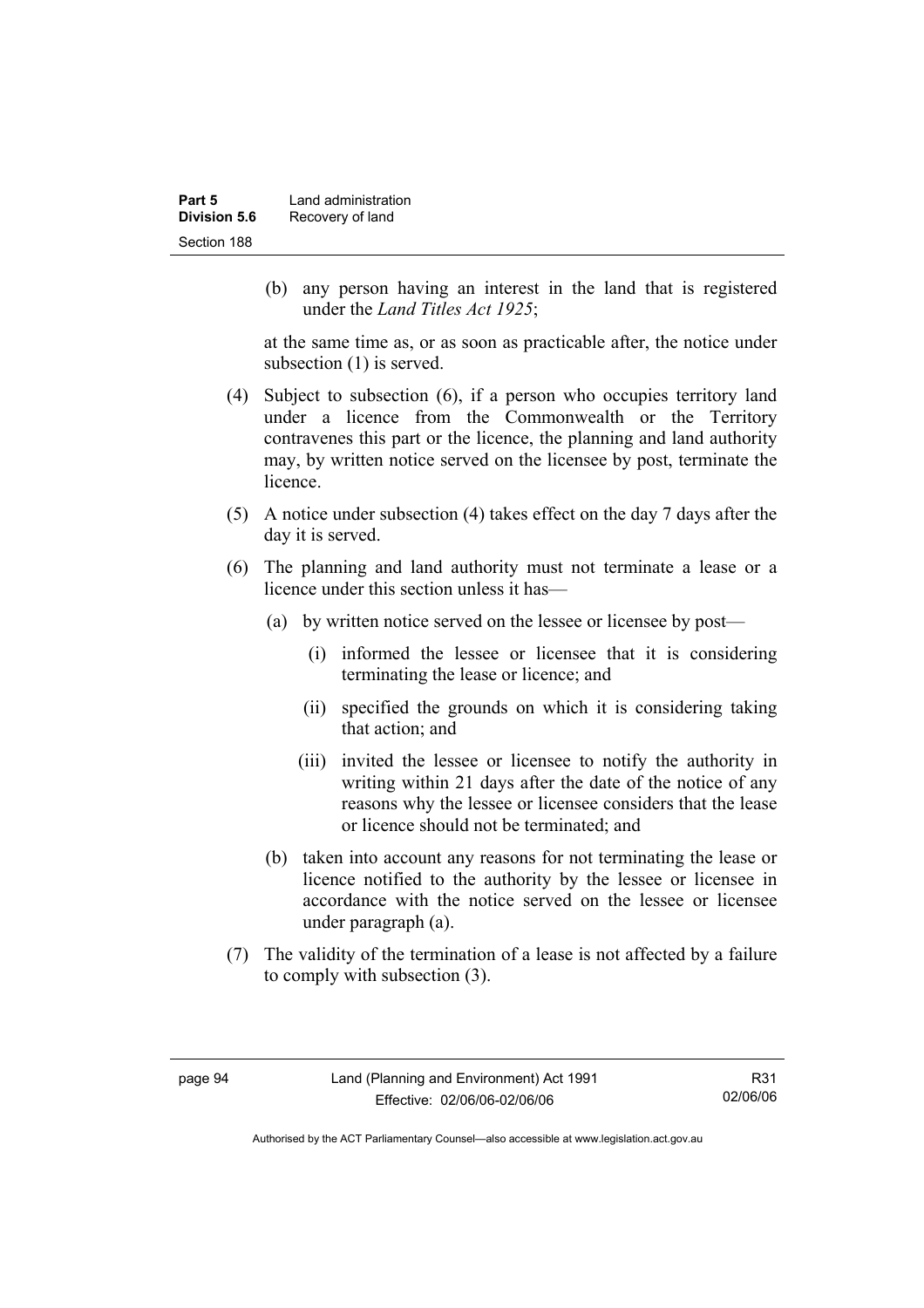(b) any person having an interest in the land that is registered under the *Land Titles Act 1925*;

at the same time as, or as soon as practicable after, the notice under subsection (1) is served.

(4) Subject to subsection (6), if a person who occupies territory land under a licence from the Commonwealth or the Territory contravenes this part or the licence, the planning and land authority may, by written notice served on the licensee by post, terminate the licence.

(5) A notice under subsection (4) takes effect on the day 7 days after the day it is served.

(6) The planning and land authority must not terminate a lease or a licence under this section unless it has—

(a) by written notice served on the lessee or licensee by post—

(i) informed the lessee or licensee that it is considering terminating the lease or licence; and

(ii) specified the grounds on which it is considering taking that action; and

(iii) invited the lessee or licensee to notify the authority in writing within 21 days after the date of the notice of any reasons why the lessee or licensee considers that the lease or licence should not be terminated; and

(b) taken into account any reasons for not terminating the lease or licence notified to the authority by the lessee or licensee in accordance with the notice served on the lessee or licensee under paragraph (a).

(7) The validity of the termination of a lease is not affected by a failure to comply with subsection (3).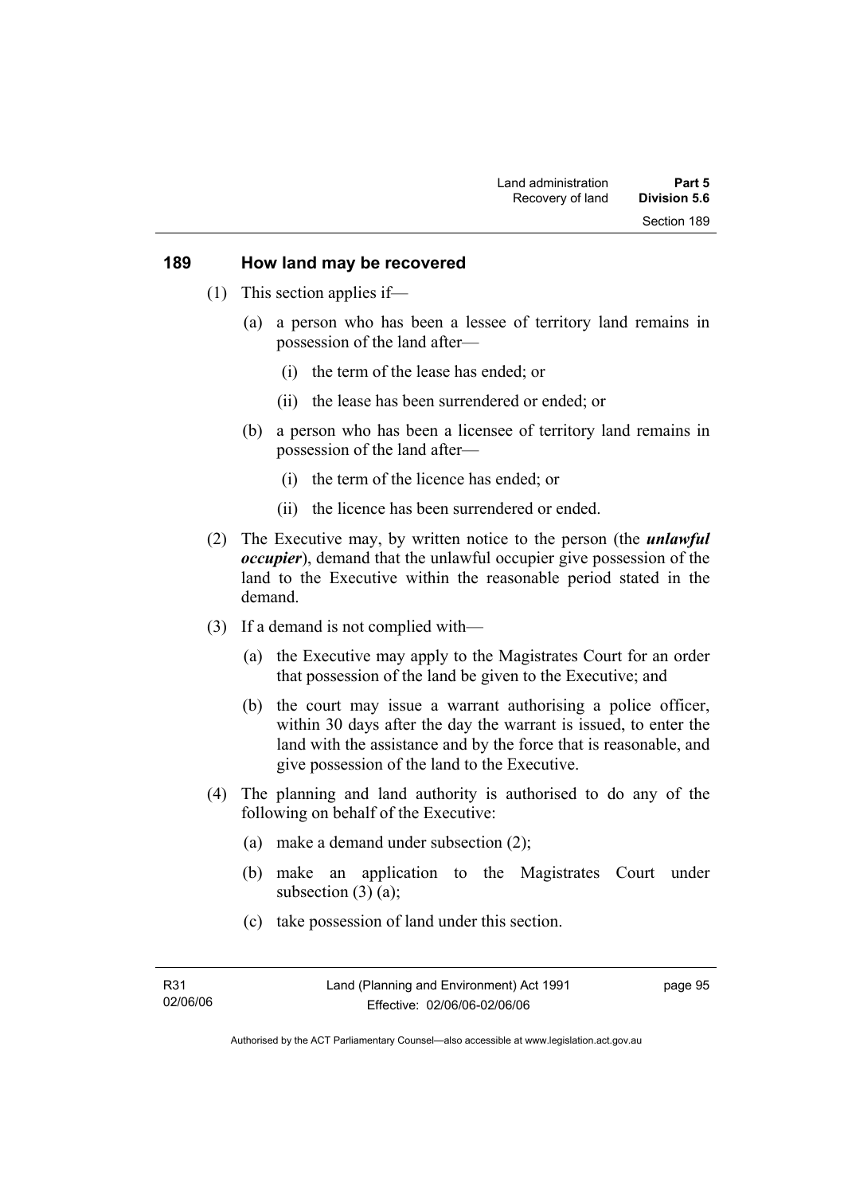## 189 How land may be recovered

(1) This section applies if—

(a) a person who has been a lessee of territory land remains in possession of the land after—

(i) the term of the lease has ended; or

(ii) the lease has been surrendered or ended; or

(b) a person who has been a licensee of territory land remains in possession of the land after—

(i) the term of the licence has ended; or

(ii) the licence has been surrendered or ended.

(2) The Executive may, by written notice to the person (the ***unlawful occupier***), demand that the unlawful occupier give possession of the land to the Executive within the reasonable period stated in the demand.

(3) If a demand is not complied with—

(a) the Executive may apply to the Magistrates Court for an order that possession of the land be given to the Executive; and

(b) the court may issue a warrant authorising a police officer, within 30 days after the day the warrant is issued, to enter the land with the assistance and by the force that is reasonable, and give possession of the land to the Executive.

(4) The planning and land authority is authorised to do any of the following on behalf of the Executive:

(a) make a demand under subsection (2);

(b) make an application to the Magistrates Court under subsection (3) (a);

(c) take possession of land under this section.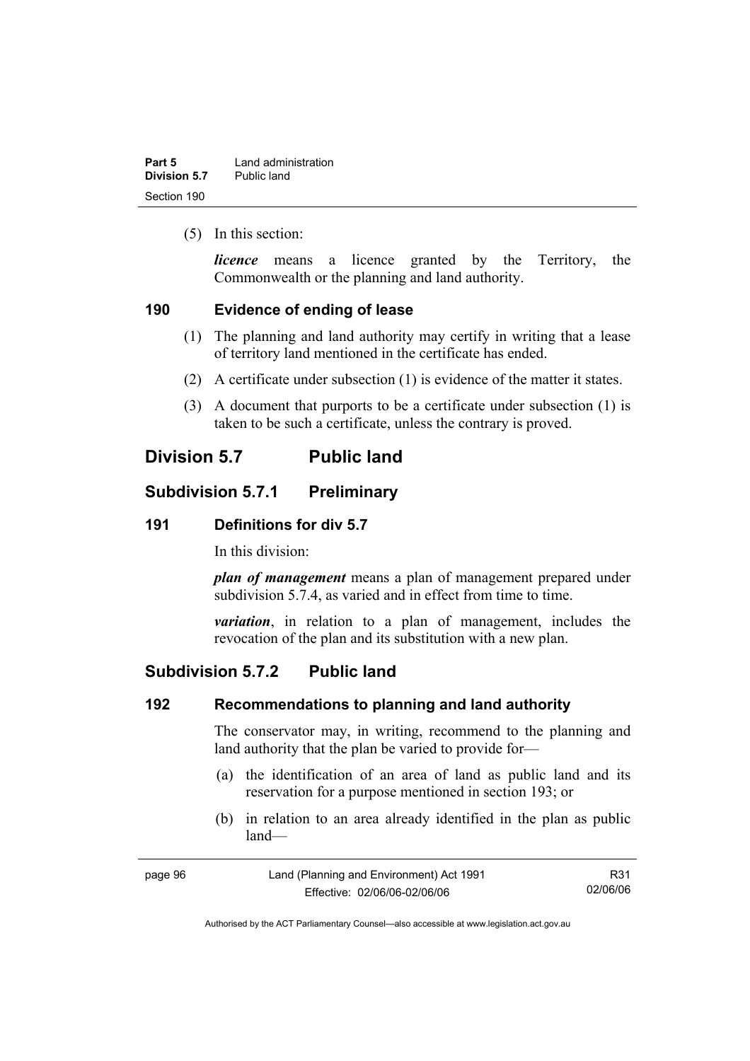(5) In this section:

***licence*** means a licence granted by the Territory, the Commonwealth or the planning and land authority.

### 190 Evidence of ending of lease

(1) The planning and land authority may certify in writing that a lease of territory land mentioned in the certificate has ended.

(2) A certificate under subsection (1) is evidence of the matter it states.

(3) A document that purports to be a certificate under subsection (1) is taken to be such a certificate, unless the contrary is proved.

## Division 5.7 Public land

## Subdivision 5.7.1 Preliminary

### 191 Definitions for div 5.7

In this division:

***plan of management*** means a plan of management prepared under subdivision 5.7.4, as varied and in effect from time to time.

***variation***, in relation to a plan of management, includes the revocation of the plan and its substitution with a new plan.

## Subdivision 5.7.2 Public land

### 192 Recommendations to planning and land authority

The conservator may, in writing, recommend to the planning and land authority that the plan be varied to provide for—

(a) the identification of an area of land as public land and its reservation for a purpose mentioned in section 193; or

(b) in relation to an area already identified in the plan as public land—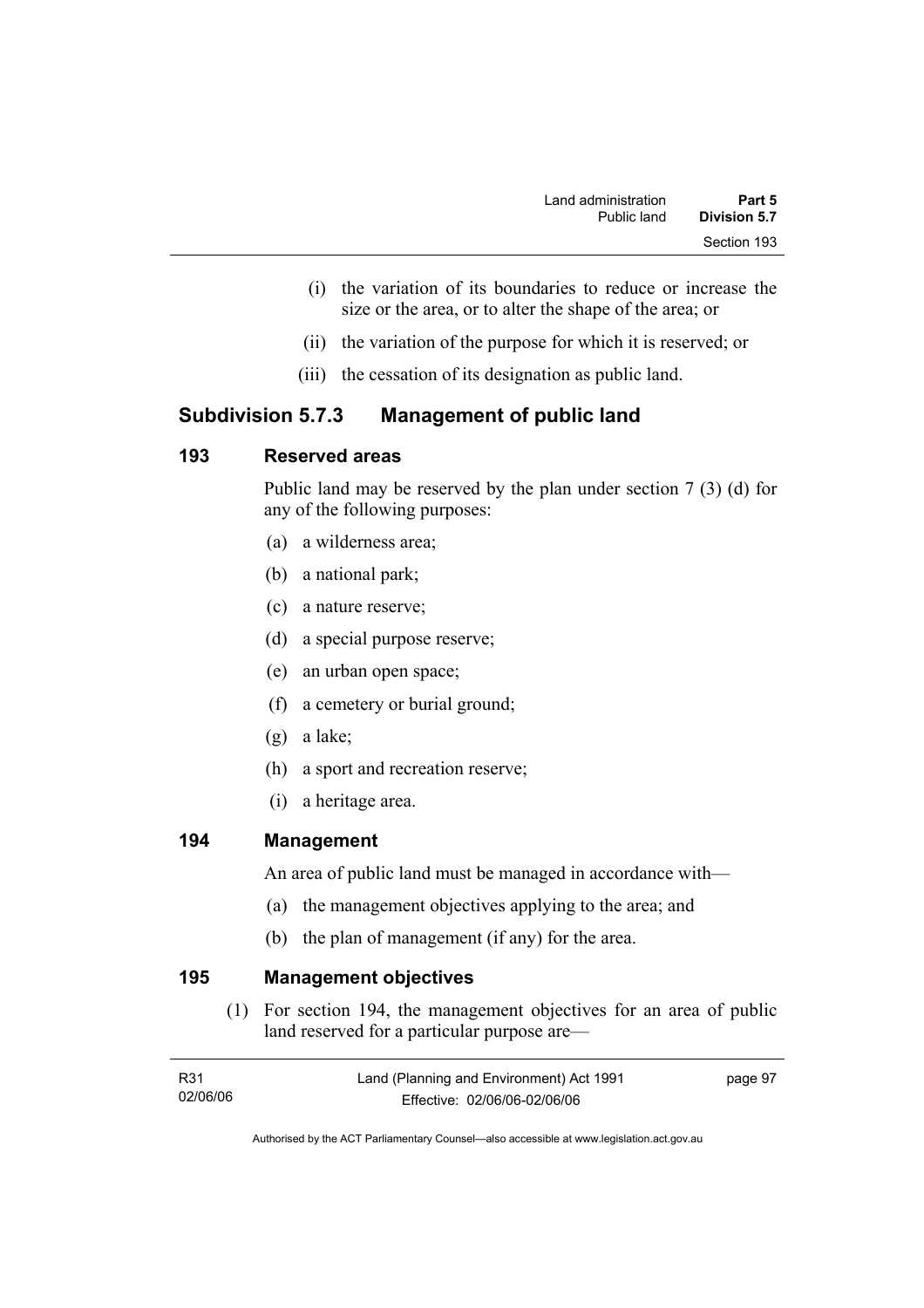(i) the variation of its boundaries to reduce or increase the size or the area, or to alter the shape of the area; or

(ii) the variation of the purpose for which it is reserved; or

(iii) the cessation of its designation as public land.

## Subdivision 5.7.3 Management of public land

### 193 Reserved areas

Public land may be reserved by the plan under section 7 (3) (d) for any of the following purposes:

(a) a wilderness area;

(b) a national park;

(c) a nature reserve;

(d) a special purpose reserve;

(e) an urban open space;

(f) a cemetery or burial ground;

(g) a lake;

(h) a sport and recreation reserve;

(i) a heritage area.

### 194 Management

An area of public land must be managed in accordance with—

(a) the management objectives applying to the area; and

(b) the plan of management (if any) for the area.

### 195 Management objectives

(1) For section 194, the management objectives for an area of public land reserved for a particular purpose are—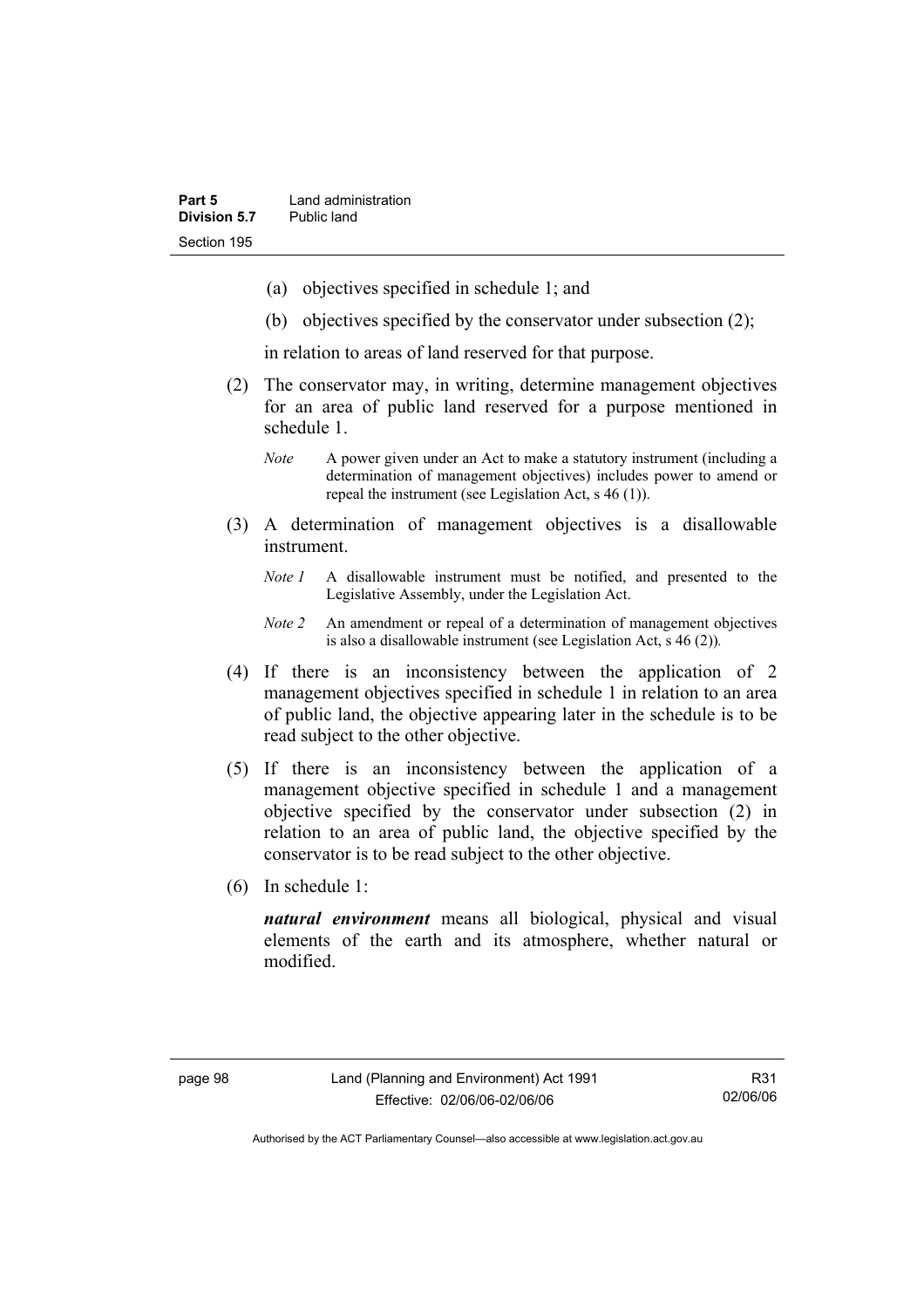(a) objectives specified in schedule 1; and

(b) objectives specified by the conservator under subsection (2);

in relation to areas of land reserved for that purpose.

(2) The conservator may, in writing, determine management objectives for an area of public land reserved for a purpose mentioned in schedule 1.

*Note* A power given under an Act to make a statutory instrument (including a determination of management objectives) includes power to amend or repeal the instrument (see Legislation Act, s 46 (1)).

(3) A determination of management objectives is a disallowable instrument.

*Note 1* A disallowable instrument must be notified, and presented to the Legislative Assembly, under the Legislation Act.

*Note 2* An amendment or repeal of a determination of management objectives is also a disallowable instrument (see Legislation Act, s 46 (2)).

(4) If there is an inconsistency between the application of 2 management objectives specified in schedule 1 in relation to an area of public land, the objective appearing later in the schedule is to be read subject to the other objective.

(5) If there is an inconsistency between the application of a management objective specified in schedule 1 and a management objective specified by the conservator under subsection (2) in relation to an area of public land, the objective specified by the conservator is to be read subject to the other objective.

(6) In schedule 1:

***natural environment*** means all biological, physical and visual elements of the earth and its atmosphere, whether natural or modified.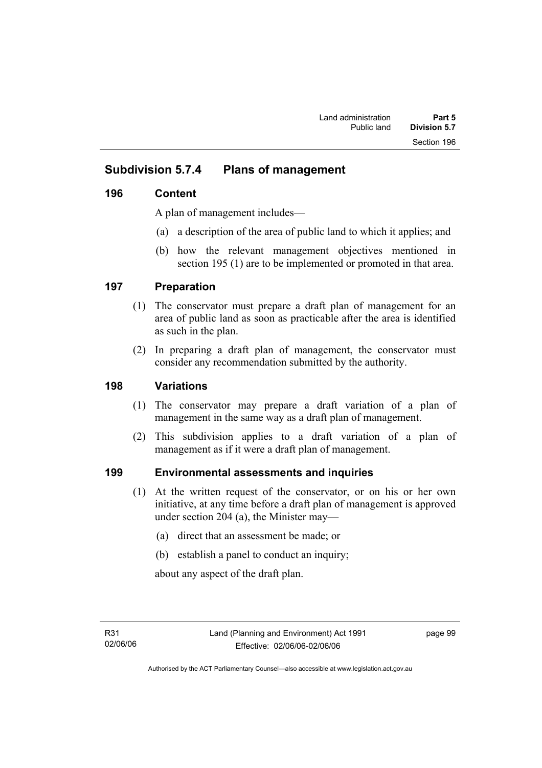## Subdivision 5.7.4 Plans of management

### 196 Content

A plan of management includes—

(a) a description of the area of public land to which it applies; and

(b) how the relevant management objectives mentioned in section 195 (1) are to be implemented or promoted in that area.

### 197 Preparation

(1) The conservator must prepare a draft plan of management for an area of public land as soon as practicable after the area is identified as such in the plan.

(2) In preparing a draft plan of management, the conservator must consider any recommendation submitted by the authority.

### 198 Variations

(1) The conservator may prepare a draft variation of a plan of management in the same way as a draft plan of management.

(2) This subdivision applies to a draft variation of a plan of management as if it were a draft plan of management.

### 199 Environmental assessments and inquiries

(1) At the written request of the conservator, or on his or her own initiative, at any time before a draft plan of management is approved under section 204 (a), the Minister may—

(a) direct that an assessment be made; or

(b) establish a panel to conduct an inquiry;

about any aspect of the draft plan.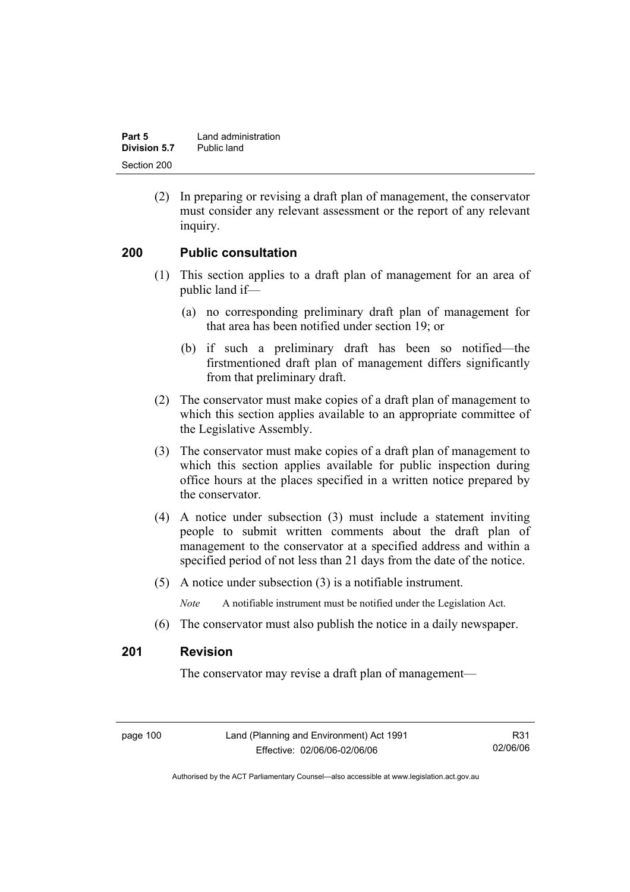(2) In preparing or revising a draft plan of management, the conservator must consider any relevant assessment or the report of any relevant inquiry.

## 200 Public consultation

(1) This section applies to a draft plan of management for an area of public land if—

(a) no corresponding preliminary draft plan of management for that area has been notified under section 19; or

(b) if such a preliminary draft has been so notified—the firstmentioned draft plan of management differs significantly from that preliminary draft.

(2) The conservator must make copies of a draft plan of management to which this section applies available to an appropriate committee of the Legislative Assembly.

(3) The conservator must make copies of a draft plan of management to which this section applies available for public inspection during office hours at the places specified in a written notice prepared by the conservator.

(4) A notice under subsection (3) must include a statement inviting people to submit written comments about the draft plan of management to the conservator at a specified address and within a specified period of not less than 21 days from the date of the notice.

(5) A notice under subsection (3) is a notifiable instrument.

*Note* A notifiable instrument must be notified under the Legislation Act.

(6) The conservator must also publish the notice in a daily newspaper.

## 201 Revision

The conservator may revise a draft plan of management—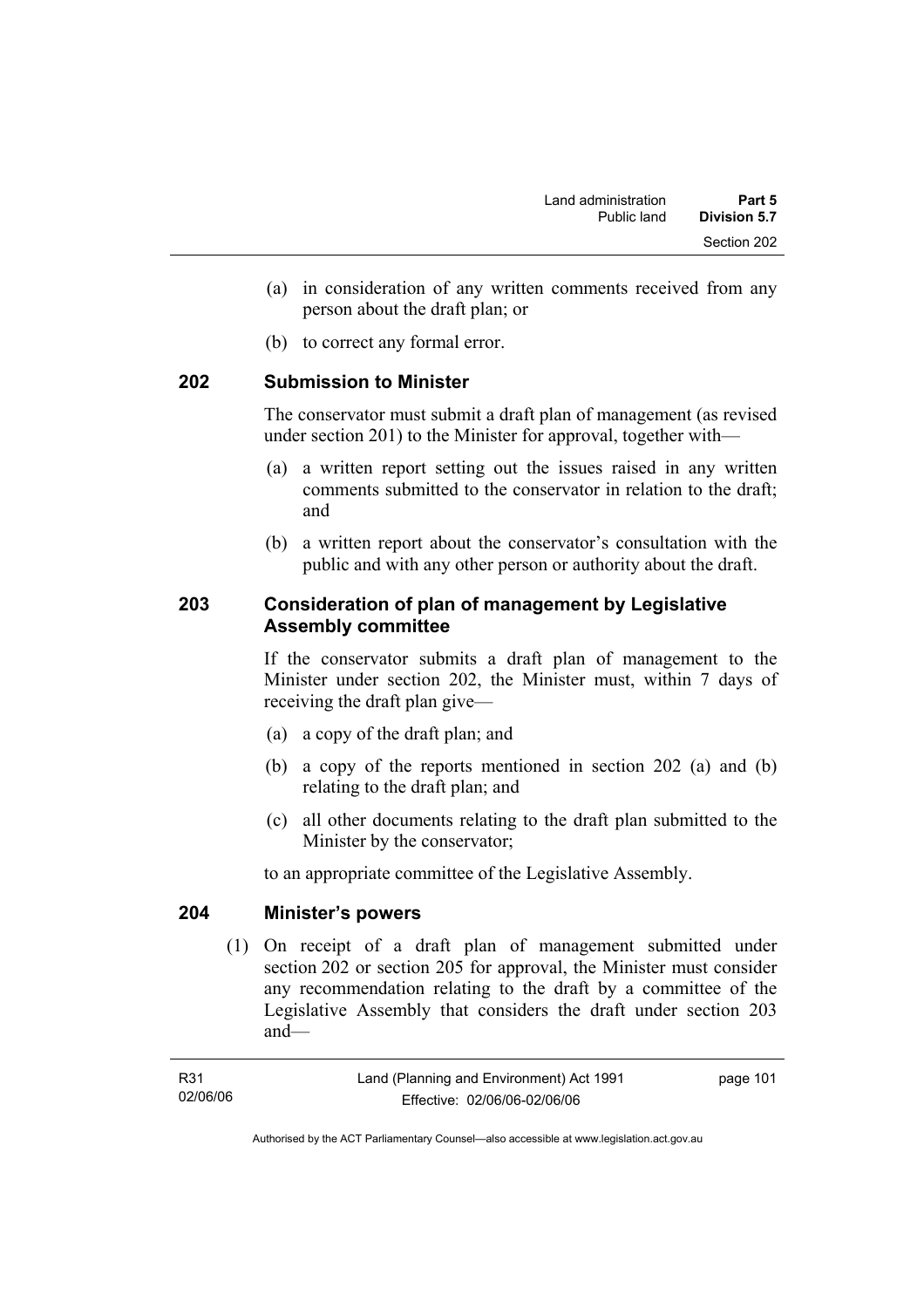(a) in consideration of any written comments received from any person about the draft plan; or

(b) to correct any formal error.

## 202 Submission to Minister

The conservator must submit a draft plan of management (as revised under section 201) to the Minister for approval, together with—

(a) a written report setting out the issues raised in any written comments submitted to the conservator in relation to the draft; and

(b) a written report about the conservator's consultation with the public and with any other person or authority about the draft.

## 203 Consideration of plan of management by Legislative Assembly committee

If the conservator submits a draft plan of management to the Minister under section 202, the Minister must, within 7 days of receiving the draft plan give—

(a) a copy of the draft plan; and

(b) a copy of the reports mentioned in section 202 (a) and (b) relating to the draft plan; and

(c) all other documents relating to the draft plan submitted to the Minister by the conservator;

to an appropriate committee of the Legislative Assembly.

## 204 Minister's powers

(1) On receipt of a draft plan of management submitted under section 202 or section 205 for approval, the Minister must consider any recommendation relating to the draft by a committee of the Legislative Assembly that considers the draft under section 203 and—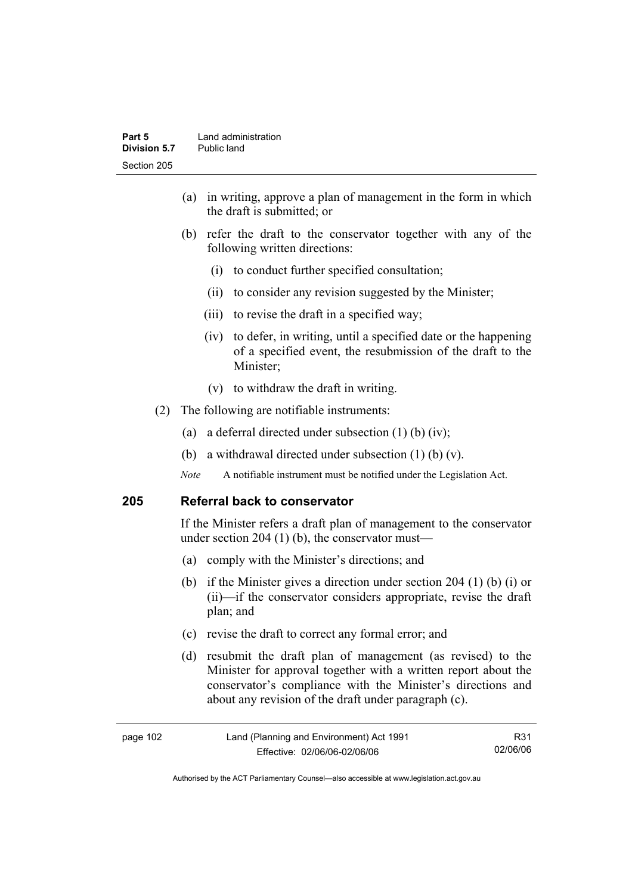(a) in writing, approve a plan of management in the form in which the draft is submitted; or

(b) refer the draft to the conservator together with any of the following written directions:

   (i) to conduct further specified consultation;

   (ii) to consider any revision suggested by the Minister;

   (iii) to revise the draft in a specified way;

   (iv) to defer, in writing, until a specified date or the happening of a specified event, the resubmission of the draft to the Minister;

   (v) to withdraw the draft in writing.

(2) The following are notifiable instruments:

   (a) a deferral directed under subsection (1) (b) (iv);

   (b) a withdrawal directed under subsection (1) (b) (v).

*Note* A notifiable instrument must be notified under the Legislation Act.

## 205 Referral back to conservator

If the Minister refers a draft plan of management to the conservator under section 204 (1) (b), the conservator must—

(a) comply with the Minister's directions; and

(b) if the Minister gives a direction under section 204 (1) (b) (i) or (ii)—if the conservator considers appropriate, revise the draft plan; and

(c) revise the draft to correct any formal error; and

(d) resubmit the draft plan of management (as revised) to the Minister for approval together with a written report about the conservator's compliance with the Minister's directions and about any revision of the draft under paragraph (c).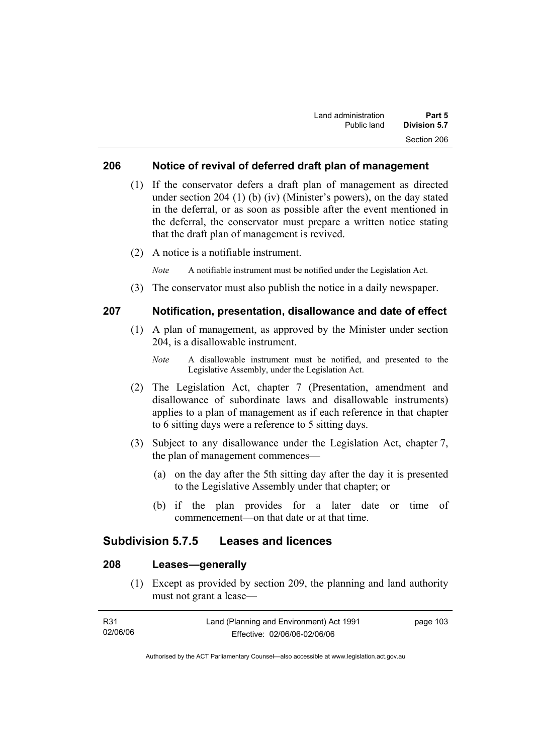## 206 Notice of revival of deferred draft plan of management

(1) If the conservator defers a draft plan of management as directed under section 204 (1) (b) (iv) (Minister's powers), on the day stated in the deferral, or as soon as possible after the event mentioned in the deferral, the conservator must prepare a written notice stating that the draft plan of management is revived.

(2) A notice is a notifiable instrument.

*Note* A notifiable instrument must be notified under the Legislation Act.

(3) The conservator must also publish the notice in a daily newspaper.

## 207 Notification, presentation, disallowance and date of effect

(1) A plan of management, as approved by the Minister under section 204, is a disallowable instrument.

*Note* A disallowable instrument must be notified, and presented to the Legislative Assembly, under the Legislation Act.

(2) The Legislation Act, chapter 7 (Presentation, amendment and disallowance of subordinate laws and disallowable instruments) applies to a plan of management as if each reference in that chapter to 6 sitting days were a reference to 5 sitting days.

(3) Subject to any disallowance under the Legislation Act, chapter 7, the plan of management commences—

(a) on the day after the 5th sitting day after the day it is presented to the Legislative Assembly under that chapter; or

(b) if the plan provides for a later date or time of commencement—on that date or at that time.

# Subdivision 5.7.5 Leases and licences

## 208 Leases—generally

(1) Except as provided by section 209, the planning and land authority must not grant a lease—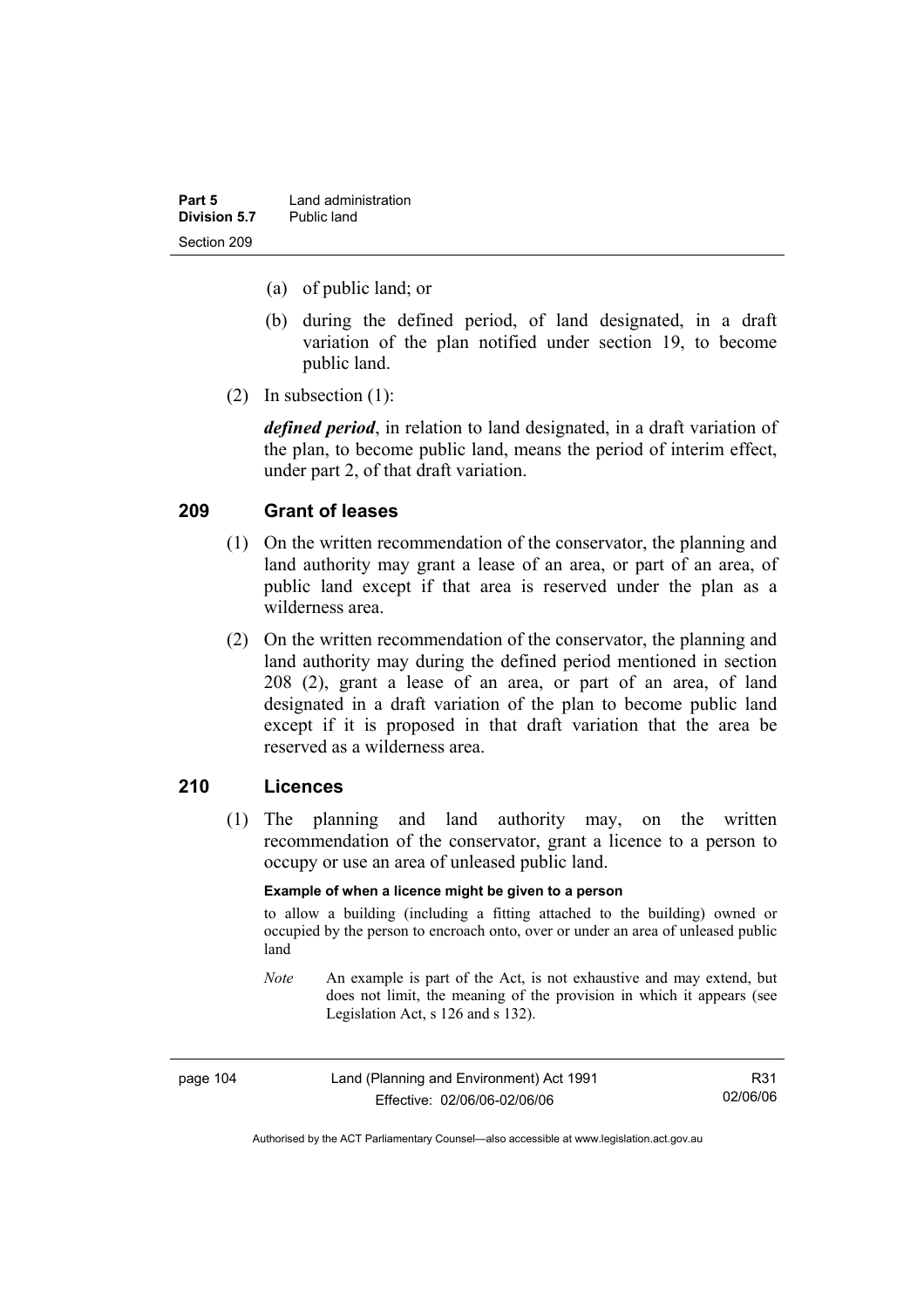(a) of public land; or

(b) during the defined period, of land designated, in a draft variation of the plan notified under section 19, to become public land.

(2) In subsection (1):

***defined period***, in relation to land designated, in a draft variation of the plan, to become public land, means the period of interim effect, under part 2, of that draft variation.

## 209 Grant of leases

(1) On the written recommendation of the conservator, the planning and land authority may grant a lease of an area, or part of an area, of public land except if that area is reserved under the plan as a wilderness area.

(2) On the written recommendation of the conservator, the planning and land authority may during the defined period mentioned in section 208 (2), grant a lease of an area, or part of an area, of land designated in a draft variation of the plan to become public land except if it is proposed in that draft variation that the area be reserved as a wilderness area.

## 210 Licences

(1) The planning and land authority may, on the written recommendation of the conservator, grant a licence to a person to occupy or use an area of unleased public land.

**Example of when a licence might be given to a person**

to allow a building (including a fitting attached to the building) owned or occupied by the person to encroach onto, over or under an area of unleased public land

*Note* An example is part of the Act, is not exhaustive and may extend, but does not limit, the meaning of the provision in which it appears (see Legislation Act, s 126 and s 132).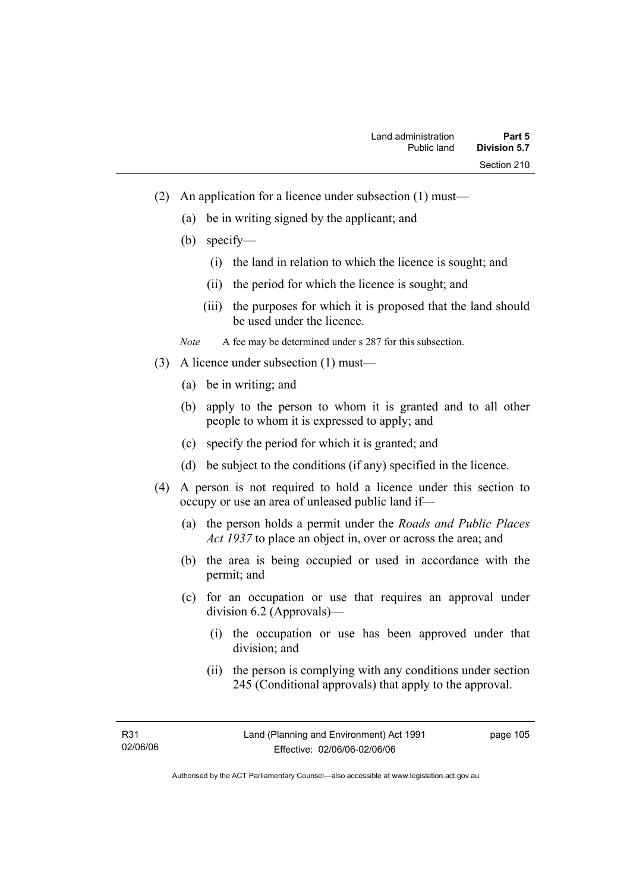(2) An application for a licence under subsection (1) must—

(a) be in writing signed by the applicant; and

(b) specify—

(i) the land in relation to which the licence is sought; and

(ii) the period for which the licence is sought; and

(iii) the purposes for which it is proposed that the land should be used under the licence.

*Note* A fee may be determined under s 287 for this subsection.

(3) A licence under subsection (1) must—

(a) be in writing; and

(b) apply to the person to whom it is granted and to all other people to whom it is expressed to apply; and

(c) specify the period for which it is granted; and

(d) be subject to the conditions (if any) specified in the licence.

(4) A person is not required to hold a licence under this section to occupy or use an area of unleased public land if—

(a) the person holds a permit under the *Roads and Public Places Act 1937* to place an object in, over or across the area; and

(b) the area is being occupied or used in accordance with the permit; and

(c) for an occupation or use that requires an approval under division 6.2 (Approvals)—

(i) the occupation or use has been approved under that division; and

(ii) the person is complying with any conditions under section 245 (Conditional approvals) that apply to the approval.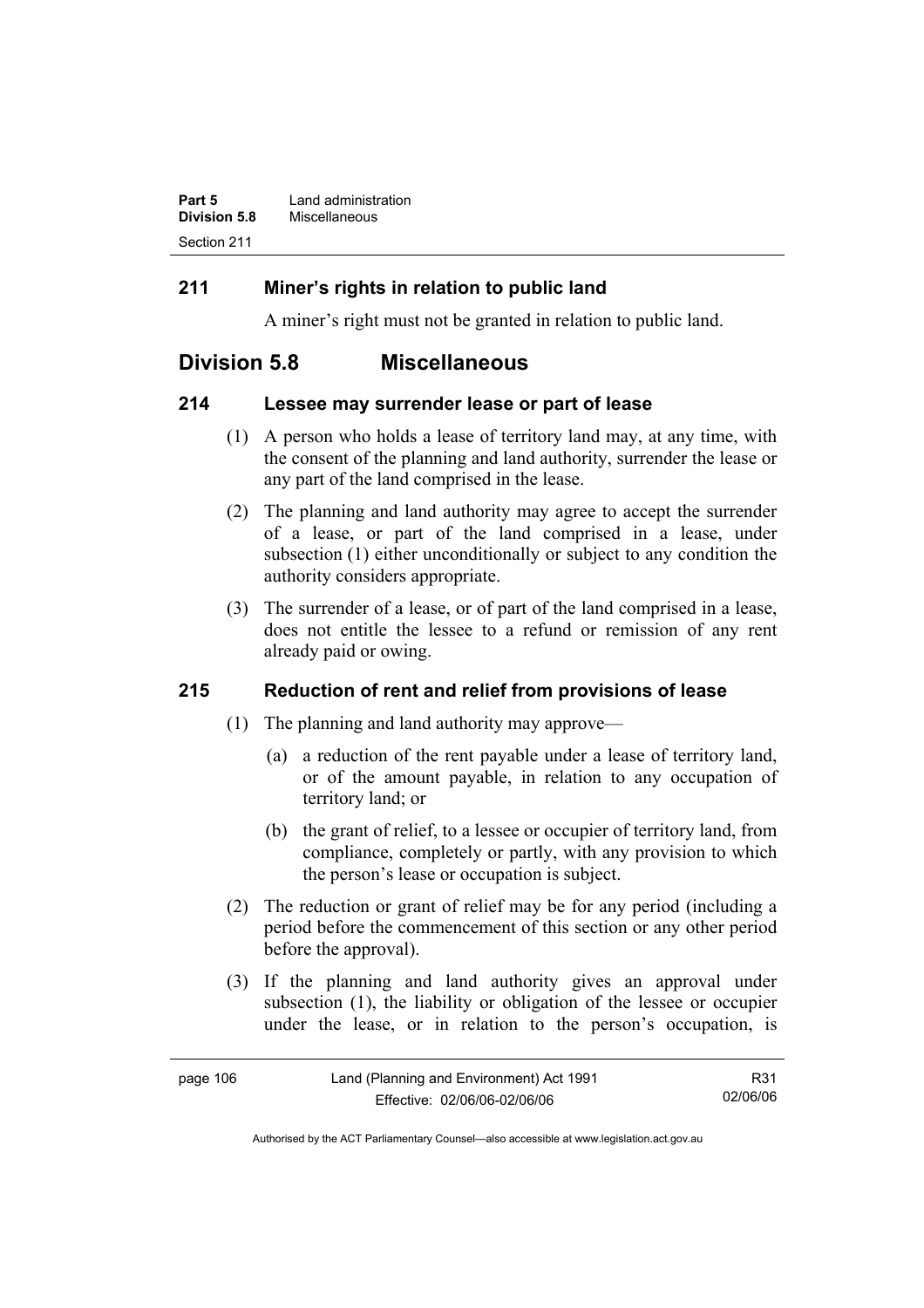## 211 Miner's rights in relation to public land

A miner's right must not be granted in relation to public land.

# Division 5.8 Miscellaneous

## 214 Lessee may surrender lease or part of lease

(1) A person who holds a lease of territory land may, at any time, with the consent of the planning and land authority, surrender the lease or any part of the land comprised in the lease.

(2) The planning and land authority may agree to accept the surrender of a lease, or part of the land comprised in a lease, under subsection (1) either unconditionally or subject to any condition the authority considers appropriate.

(3) The surrender of a lease, or of part of the land comprised in a lease, does not entitle the lessee to a refund or remission of any rent already paid or owing.

## 215 Reduction of rent and relief from provisions of lease

(1) The planning and land authority may approve—

(a) a reduction of the rent payable under a lease of territory land, or of the amount payable, in relation to any occupation of territory land; or

(b) the grant of relief, to a lessee or occupier of territory land, from compliance, completely or partly, with any provision to which the person's lease or occupation is subject.

(2) The reduction or grant of relief may be for any period (including a period before the commencement of this section or any other period before the approval).

(3) If the planning and land authority gives an approval under subsection (1), the liability or obligation of the lessee or occupier under the lease, or in relation to the person's occupation, is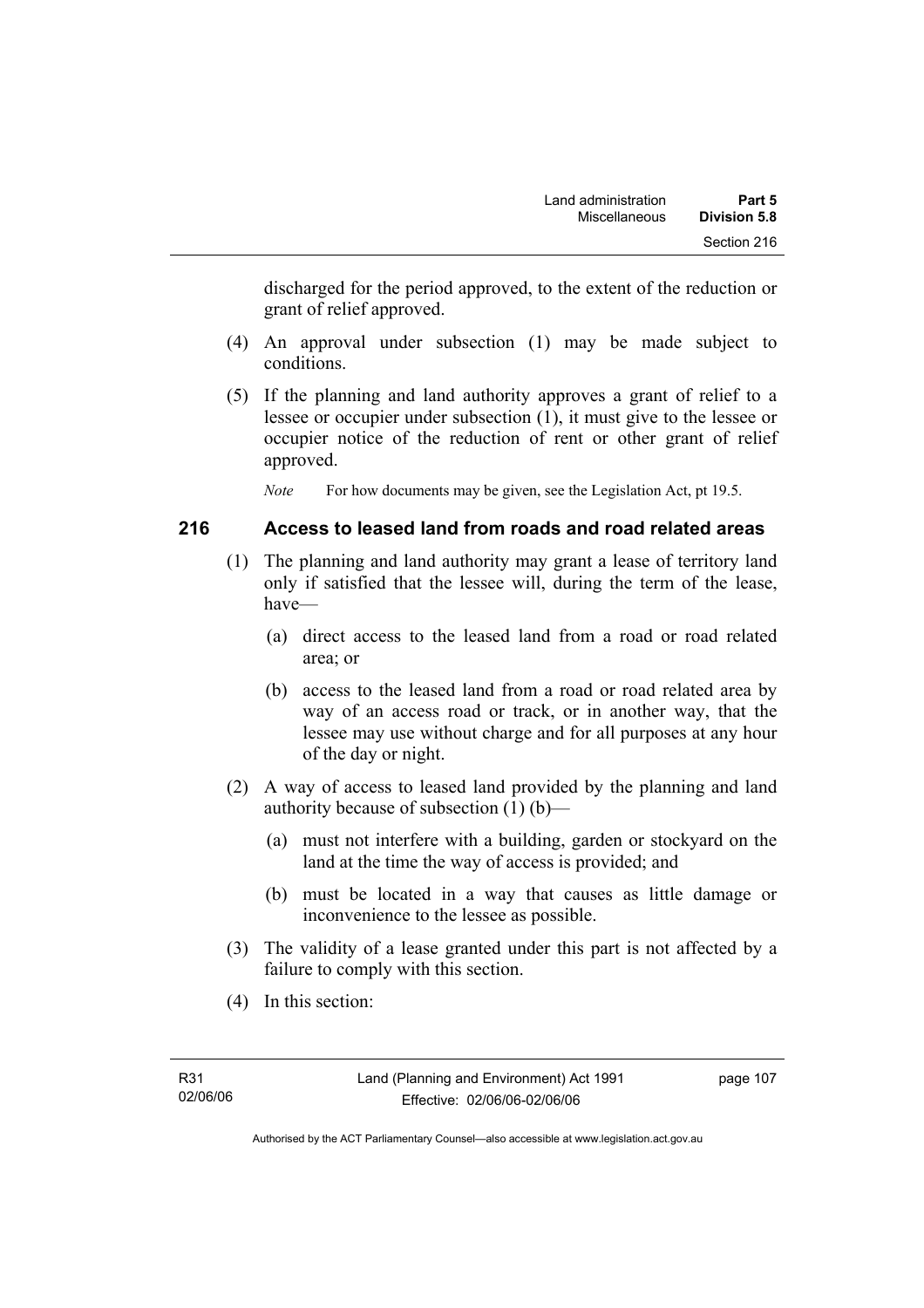discharged for the period approved, to the extent of the reduction or grant of relief approved.

(4) An approval under subsection (1) may be made subject to conditions.

(5) If the planning and land authority approves a grant of relief to a lessee or occupier under subsection (1), it must give to the lessee or occupier notice of the reduction of rent or other grant of relief approved.

*Note* For how documents may be given, see the Legislation Act, pt 19.5.

## 216 Access to leased land from roads and road related areas

(1) The planning and land authority may grant a lease of territory land only if satisfied that the lessee will, during the term of the lease, have—

(a) direct access to the leased land from a road or road related area; or

(b) access to the leased land from a road or road related area by way of an access road or track, or in another way, that the lessee may use without charge and for all purposes at any hour of the day or night.

(2) A way of access to leased land provided by the planning and land authority because of subsection (1) (b)—

(a) must not interfere with a building, garden or stockyard on the land at the time the way of access is provided; and

(b) must be located in a way that causes as little damage or inconvenience to the lessee as possible.

(3) The validity of a lease granted under this part is not affected by a failure to comply with this section.

(4) In this section: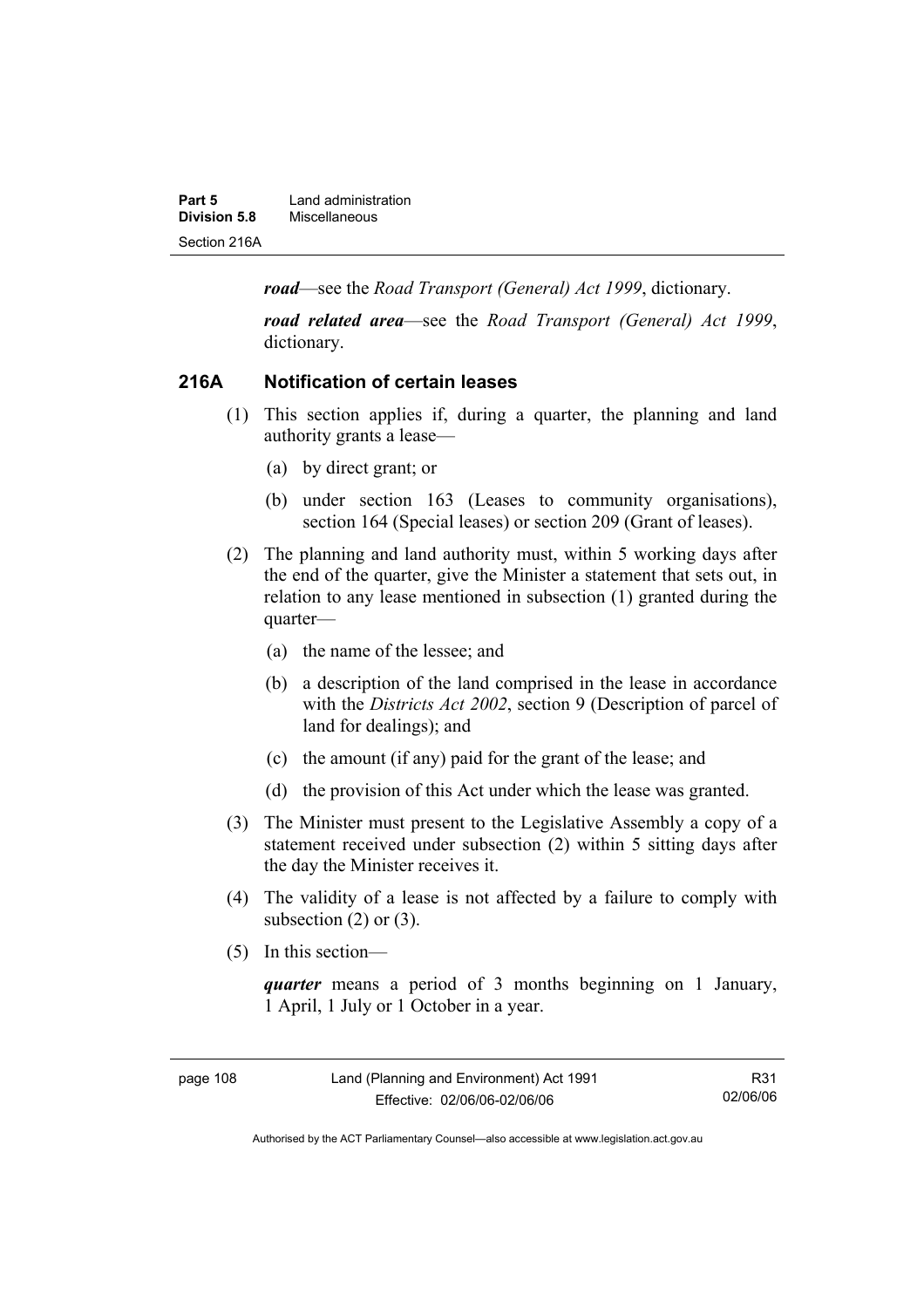***road***—see the *Road Transport (General) Act 1999*, dictionary.

***road related area***—see the *Road Transport (General) Act 1999*, dictionary.

## 216A Notification of certain leases

(1) This section applies if, during a quarter, the planning and land authority grants a lease—

(a) by direct grant; or

(b) under section 163 (Leases to community organisations), section 164 (Special leases) or section 209 (Grant of leases).

(2) The planning and land authority must, within 5 working days after the end of the quarter, give the Minister a statement that sets out, in relation to any lease mentioned in subsection (1) granted during the quarter—

(a) the name of the lessee; and

(b) a description of the land comprised in the lease in accordance with the *Districts Act 2002*, section 9 (Description of parcel of land for dealings); and

(c) the amount (if any) paid for the grant of the lease; and

(d) the provision of this Act under which the lease was granted.

(3) The Minister must present to the Legislative Assembly a copy of a statement received under subsection (2) within 5 sitting days after the day the Minister receives it.

(4) The validity of a lease is not affected by a failure to comply with subsection (2) or (3).

(5) In this section—

***quarter*** means a period of 3 months beginning on 1 January, 1 April, 1 July or 1 October in a year.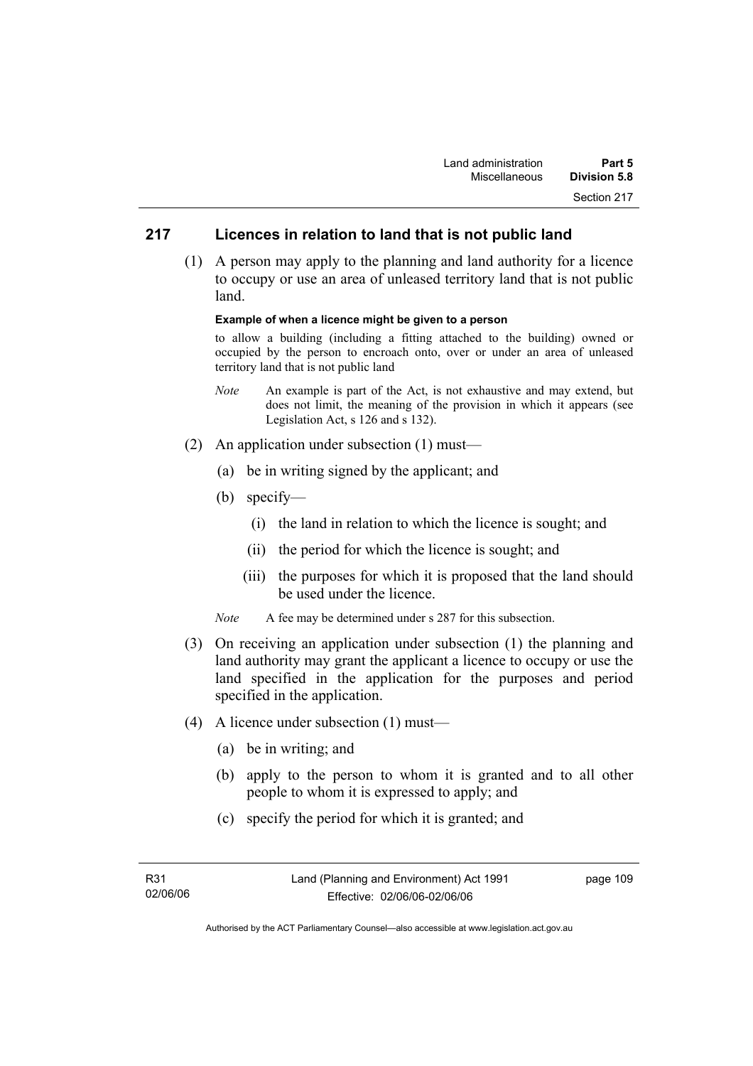## 217 Licences in relation to land that is not public land

(1) A person may apply to the planning and land authority for a licence to occupy or use an area of unleased territory land that is not public land.

**Example of when a licence might be given to a person**

to allow a building (including a fitting attached to the building) owned or occupied by the person to encroach onto, over or under an area of unleased territory land that is not public land

*Note* An example is part of the Act, is not exhaustive and may extend, but does not limit, the meaning of the provision in which it appears (see Legislation Act, s 126 and s 132).

(2) An application under subsection (1) must—

(a) be in writing signed by the applicant; and

(b) specify—

(i) the land in relation to which the licence is sought; and

(ii) the period for which the licence is sought; and

(iii) the purposes for which it is proposed that the land should be used under the licence.

*Note* A fee may be determined under s 287 for this subsection.

(3) On receiving an application under subsection (1) the planning and land authority may grant the applicant a licence to occupy or use the land specified in the application for the purposes and period specified in the application.

(4) A licence under subsection (1) must—

(a) be in writing; and

(b) apply to the person to whom it is granted and to all other people to whom it is expressed to apply; and

(c) specify the period for which it is granted; and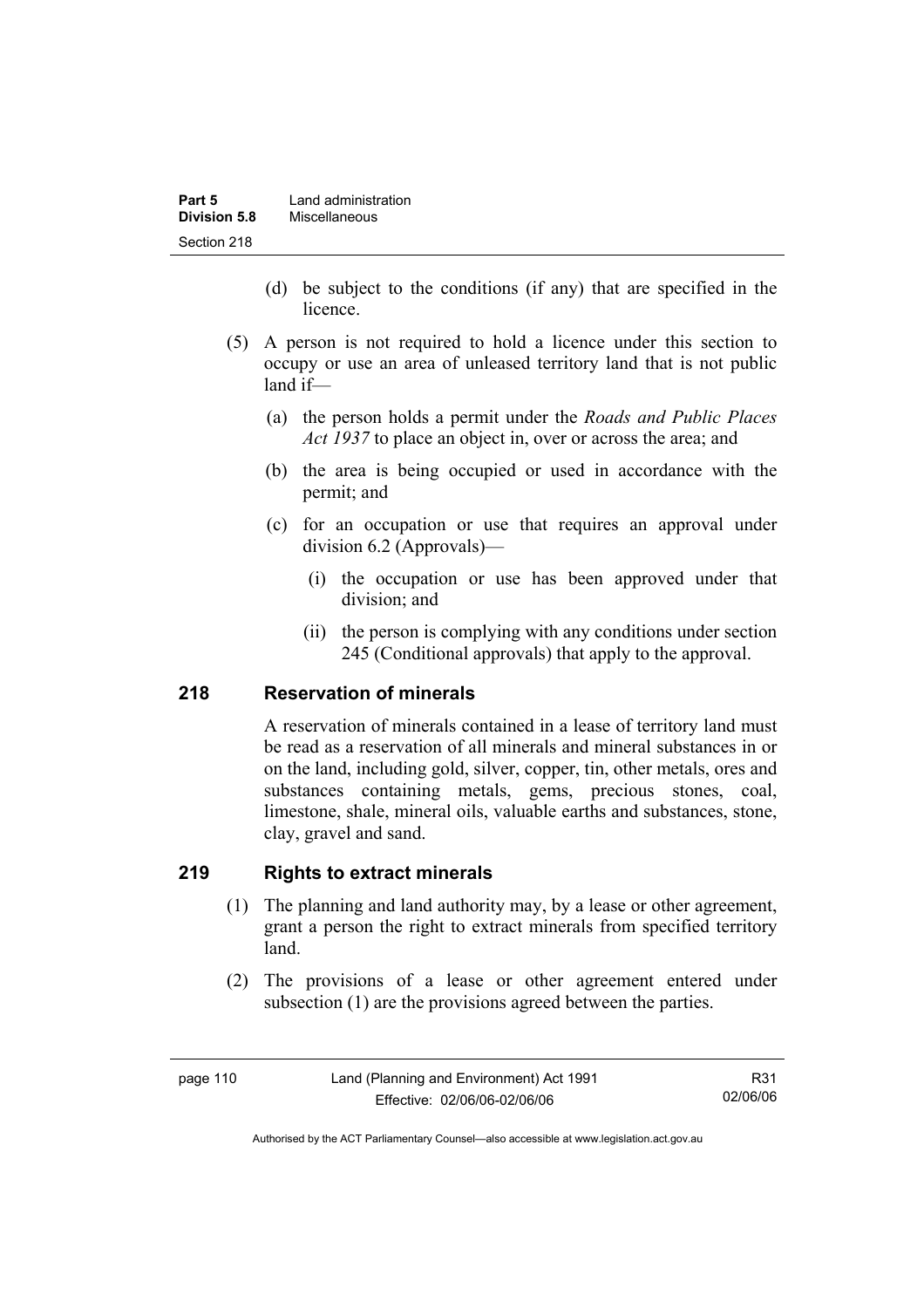(d) be subject to the conditions (if any) that are specified in the licence.

(5) A person is not required to hold a licence under this section to occupy or use an area of unleased territory land that is not public land if—

(a) the person holds a permit under the *Roads and Public Places Act 1937* to place an object in, over or across the area; and

(b) the area is being occupied or used in accordance with the permit; and

(c) for an occupation or use that requires an approval under division 6.2 (Approvals)—

(i) the occupation or use has been approved under that division; and

(ii) the person is complying with any conditions under section 245 (Conditional approvals) that apply to the approval.

## 218 Reservation of minerals

A reservation of minerals contained in a lease of territory land must be read as a reservation of all minerals and mineral substances in or on the land, including gold, silver, copper, tin, other metals, ores and substances containing metals, gems, precious stones, coal, limestone, shale, mineral oils, valuable earths and substances, stone, clay, gravel and sand.

## 219 Rights to extract minerals

(1) The planning and land authority may, by a lease or other agreement, grant a person the right to extract minerals from specified territory land.

(2) The provisions of a lease or other agreement entered under subsection (1) are the provisions agreed between the parties.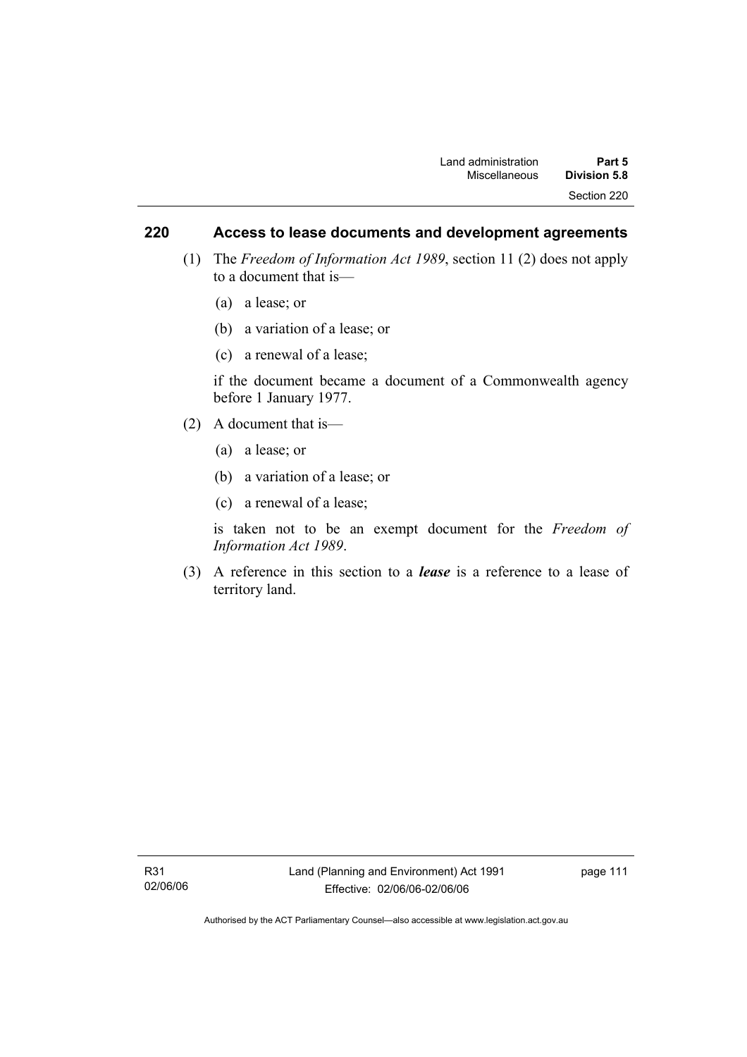## 220 Access to lease documents and development agreements

(1) The *Freedom of Information Act 1989*, section 11 (2) does not apply to a document that is—

(a) a lease; or

(b) a variation of a lease; or

(c) a renewal of a lease;

if the document became a document of a Commonwealth agency before 1 January 1977.

(2) A document that is—

(a) a lease; or

(b) a variation of a lease; or

(c) a renewal of a lease;

is taken not to be an exempt document for the *Freedom of Information Act 1989*.

(3) A reference in this section to a ***lease*** is a reference to a lease of territory land.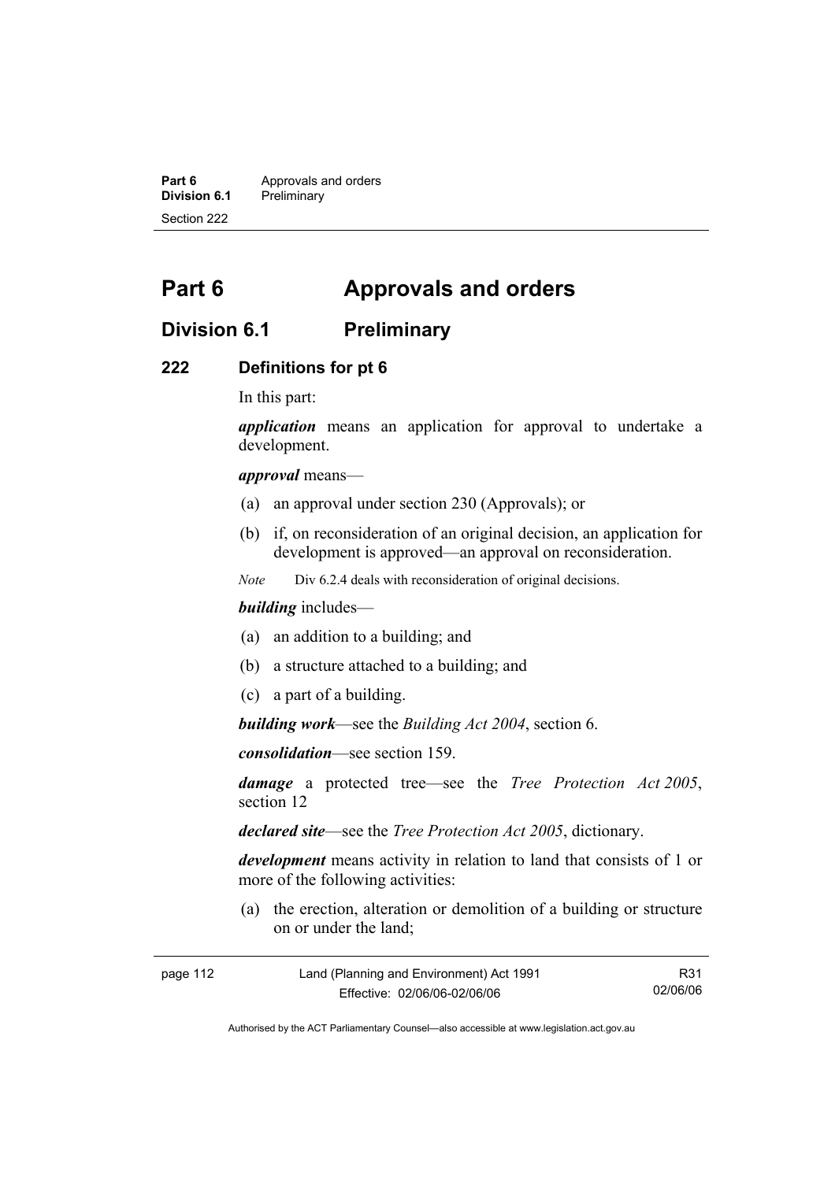# Part 6 Approvals and orders

## Division 6.1 Preliminary

### 222 Definitions for pt 6

In this part:

***application*** means an application for approval to undertake a development.

***approval*** means—

(a) an approval under section 230 (Approvals); or

(b) if, on reconsideration of an original decision, an application for development is approved—an approval on reconsideration.

*Note* Div 6.2.4 deals with reconsideration of original decisions.

***building*** includes—

(a) an addition to a building; and

(b) a structure attached to a building; and

(c) a part of a building.

***building work***—see the *Building Act 2004*, section 6.

***consolidation***—see section 159.

***damage*** a protected tree—see the *Tree Protection Act 2005*, section 12

***declared site***—see the *Tree Protection Act 2005*, dictionary.

***development*** means activity in relation to land that consists of 1 or more of the following activities:

(a) the erection, alteration or demolition of a building or structure on or under the land;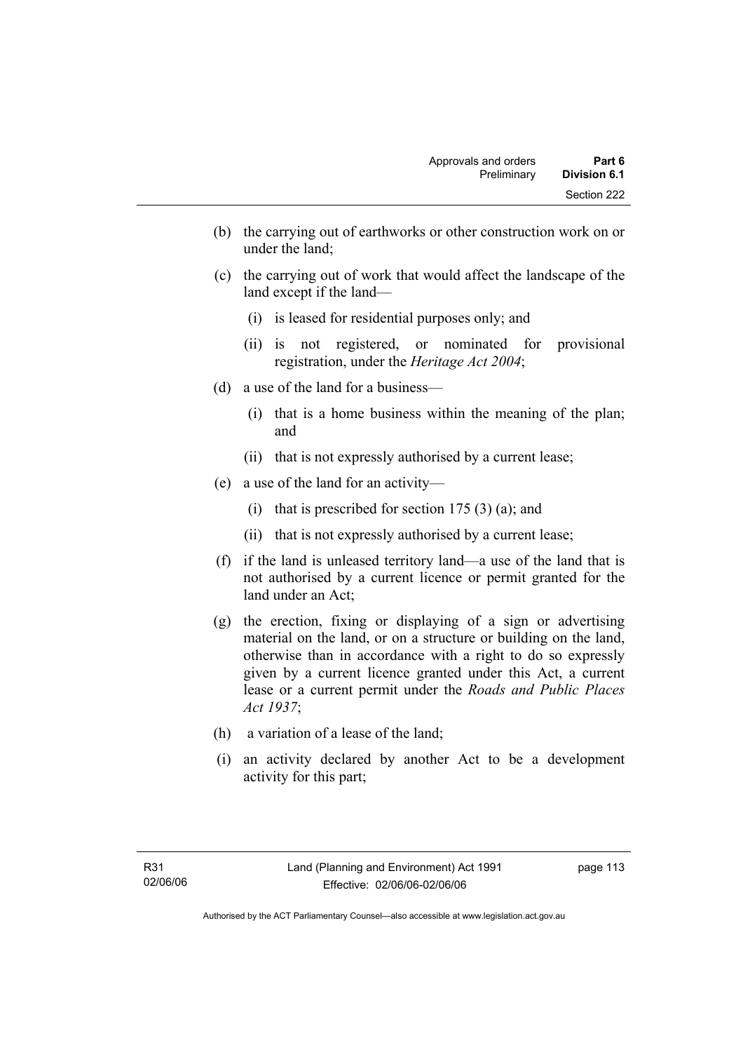(b) the carrying out of earthworks or other construction work on or under the land;

(c) the carrying out of work that would affect the landscape of the land except if the land—

  (i) is leased for residential purposes only; and

  (ii) is not registered, or nominated for provisional registration, under the *Heritage Act 2004*;

(d) a use of the land for a business—

  (i) that is a home business within the meaning of the plan; and

  (ii) that is not expressly authorised by a current lease;

(e) a use of the land for an activity—

  (i) that is prescribed for section 175 (3) (a); and

  (ii) that is not expressly authorised by a current lease;

(f) if the land is unleased territory land—a use of the land that is not authorised by a current licence or permit granted for the land under an Act;

(g) the erection, fixing or displaying of a sign or advertising material on the land, or on a structure or building on the land, otherwise than in accordance with a right to do so expressly given by a current licence granted under this Act, a current lease or a current permit under the *Roads and Public Places Act 1937*;

(h) a variation of a lease of the land;

(i) an activity declared by another Act to be a development activity for this part;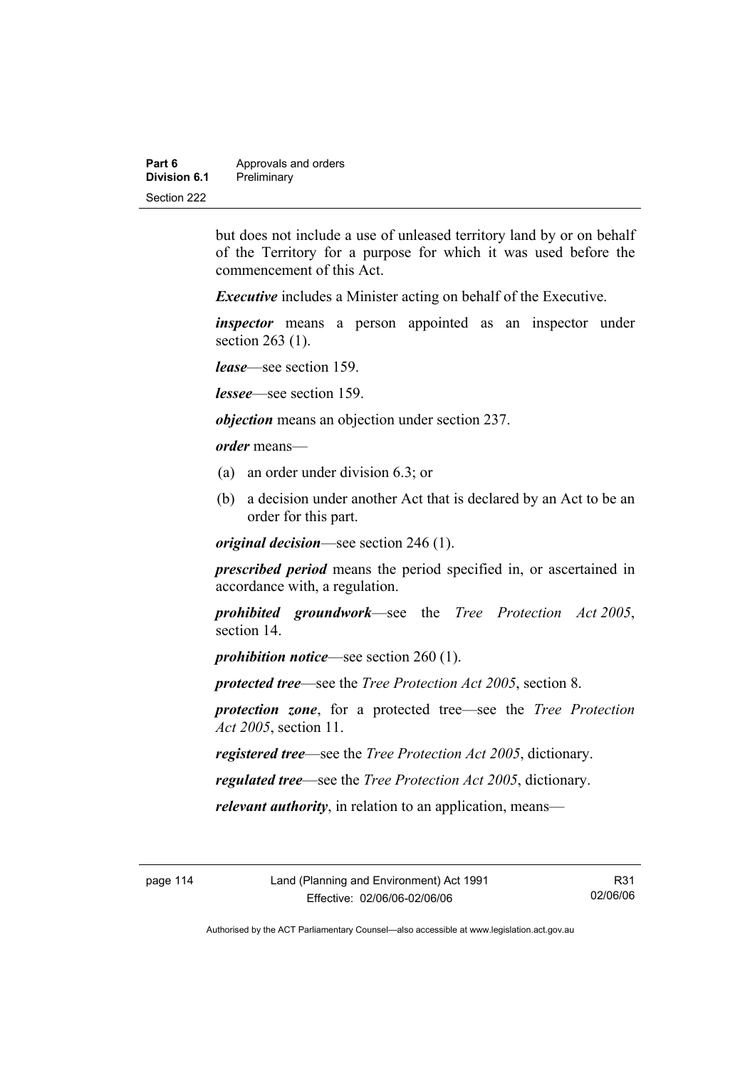but does not include a use of unleased territory land by or on behalf of the Territory for a purpose for which it was used before the commencement of this Act.

***Executive*** includes a Minister acting on behalf of the Executive.

***inspector*** means a person appointed as an inspector under section 263 (1).

***lease***—see section 159.

***lessee***—see section 159.

***objection*** means an objection under section 237.

***order*** means—

(a) an order under division 6.3; or

(b) a decision under another Act that is declared by an Act to be an order for this part.

***original decision***—see section 246 (1).

***prescribed period*** means the period specified in, or ascertained in accordance with, a regulation.

***prohibited groundwork***—see the *Tree Protection Act 2005*, section 14.

***prohibition notice***—see section 260 (1).

***protected tree***—see the *Tree Protection Act 2005*, section 8.

***protection zone***, for a protected tree—see the *Tree Protection Act 2005*, section 11.

***registered tree***—see the *Tree Protection Act 2005*, dictionary.

***regulated tree***—see the *Tree Protection Act 2005*, dictionary.

***relevant authority***, in relation to an application, means—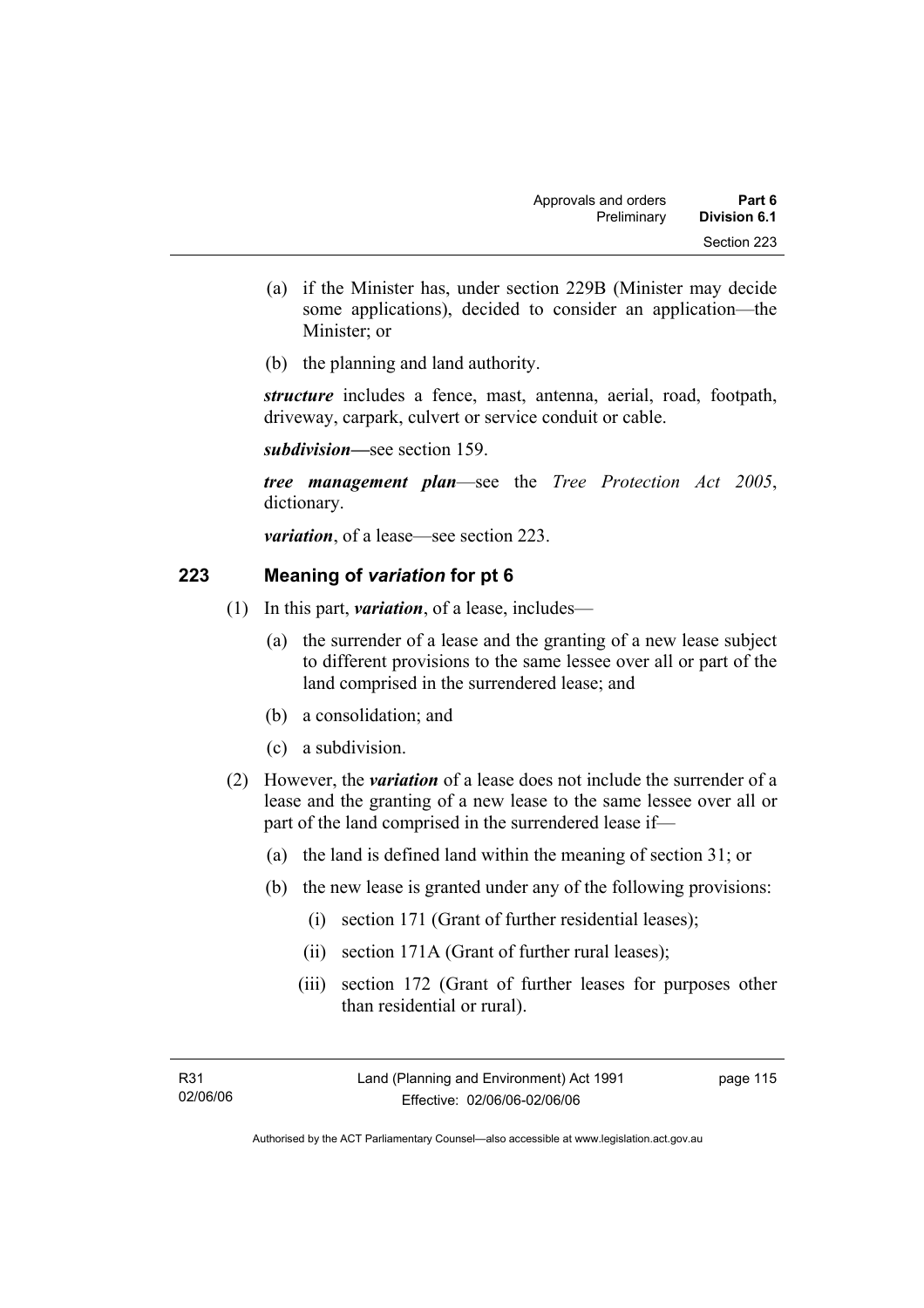(a) if the Minister has, under section 229B (Minister may decide some applications), decided to consider an application—the Minister; or

(b) the planning and land authority.

***structure*** includes a fence, mast, antenna, aerial, road, footpath, driveway, carpark, culvert or service conduit or cable.

***subdivision***—see section 159.

***tree management plan***—see the *Tree Protection Act 2005*, dictionary.

***variation***, of a lease—see section 223.

## 223 Meaning of *variation* for pt 6

(1) In this part, ***variation***, of a lease, includes—

(a) the surrender of a lease and the granting of a new lease subject to different provisions to the same lessee over all or part of the land comprised in the surrendered lease; and

(b) a consolidation; and

(c) a subdivision.

(2) However, the ***variation*** of a lease does not include the surrender of a lease and the granting of a new lease to the same lessee over all or part of the land comprised in the surrendered lease if—

(a) the land is defined land within the meaning of section 31; or

(b) the new lease is granted under any of the following provisions:

(i) section 171 (Grant of further residential leases);

(ii) section 171A (Grant of further rural leases);

(iii) section 172 (Grant of further leases for purposes other than residential or rural).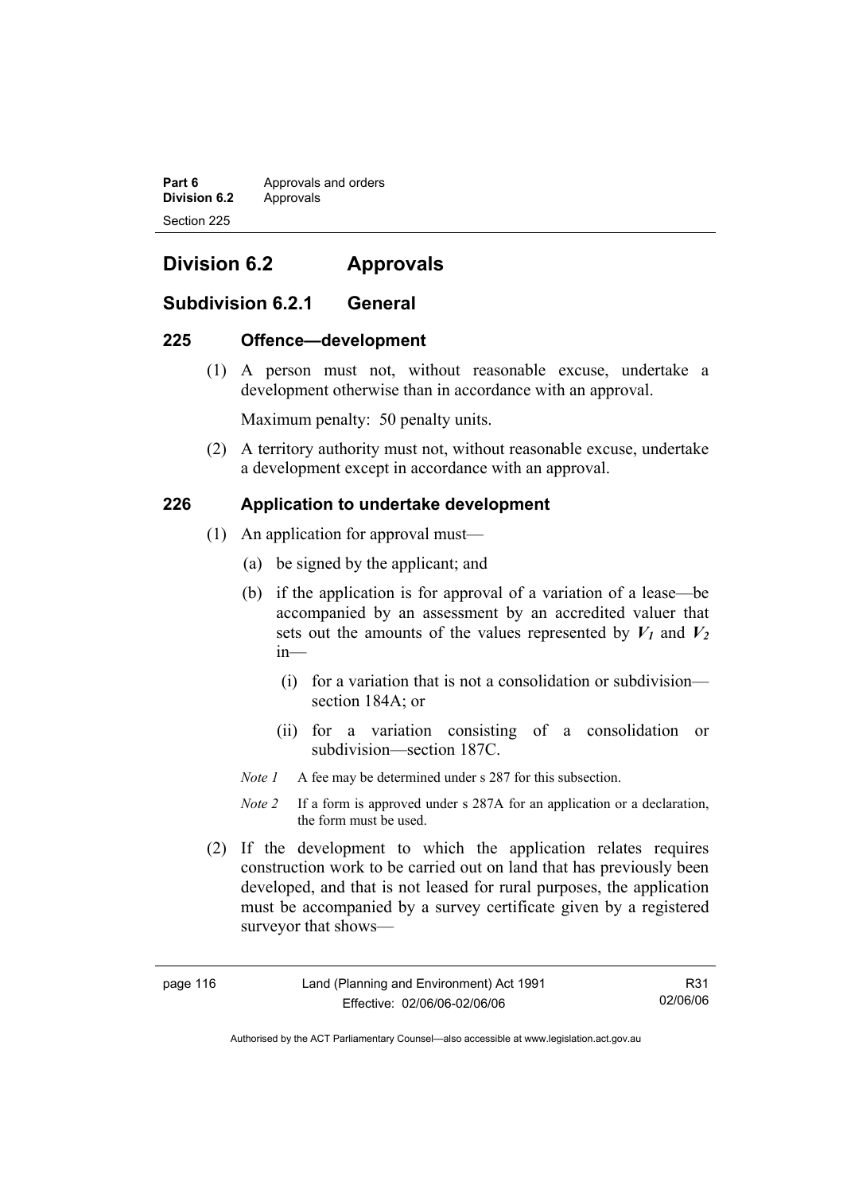## Division 6.2 Approvals

### Subdivision 6.2.1 General

#### 225 Offence—development

(1) A person must not, without reasonable excuse, undertake a development otherwise than in accordance with an approval.

Maximum penalty: 50 penalty units.

(2) A territory authority must not, without reasonable excuse, undertake a development except in accordance with an approval.

#### 226 Application to undertake development

(1) An application for approval must—

(a) be signed by the applicant; and

(b) if the application is for approval of a variation of a lease—be accompanied by an assessment by an accredited valuer that sets out the amounts of the values represented by $V_1$ and $V_2$ in—

(i) for a variation that is not a consolidation or subdivision—section 184A; or

(ii) for a variation consisting of a consolidation or subdivision—section 187C.

*Note 1* A fee may be determined under s 287 for this subsection.

*Note 2* If a form is approved under s 287A for an application or a declaration, the form must be used.

(2) If the development to which the application relates requires construction work to be carried out on land that has previously been developed, and that is not leased for rural purposes, the application must be accompanied by a survey certificate given by a registered surveyor that shows—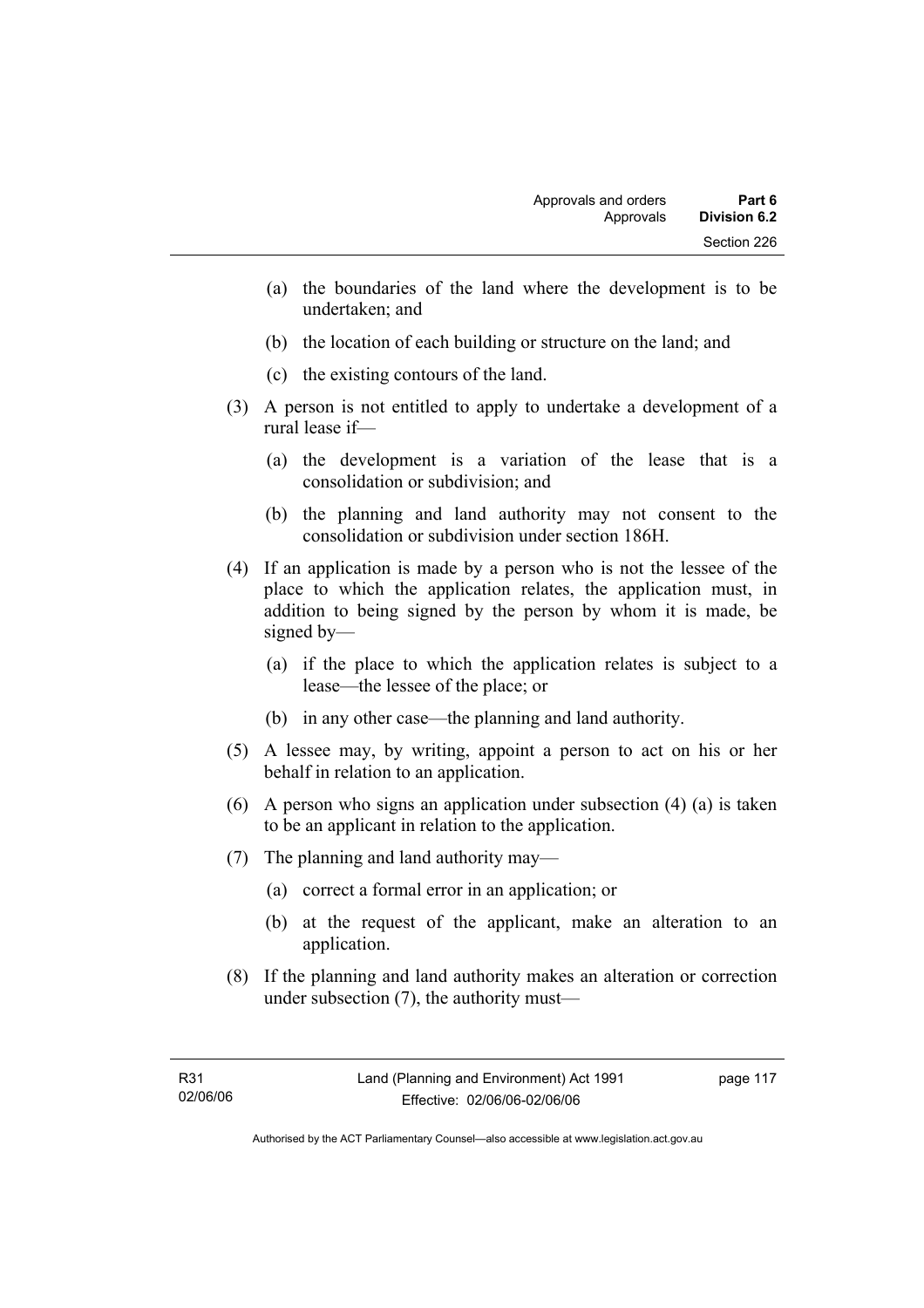(a) the boundaries of the land where the development is to be undertaken; and

(b) the location of each building or structure on the land; and

(c) the existing contours of the land.

(3) A person is not entitled to apply to undertake a development of a rural lease if—

(a) the development is a variation of the lease that is a consolidation or subdivision; and

(b) the planning and land authority may not consent to the consolidation or subdivision under section 186H.

(4) If an application is made by a person who is not the lessee of the place to which the application relates, the application must, in addition to being signed by the person by whom it is made, be signed by—

(a) if the place to which the application relates is subject to a lease—the lessee of the place; or

(b) in any other case—the planning and land authority.

(5) A lessee may, by writing, appoint a person to act on his or her behalf in relation to an application.

(6) A person who signs an application under subsection (4) (a) is taken to be an applicant in relation to the application.

(7) The planning and land authority may—

(a) correct a formal error in an application; or

(b) at the request of the applicant, make an alteration to an application.

(8) If the planning and land authority makes an alteration or correction under subsection (7), the authority must—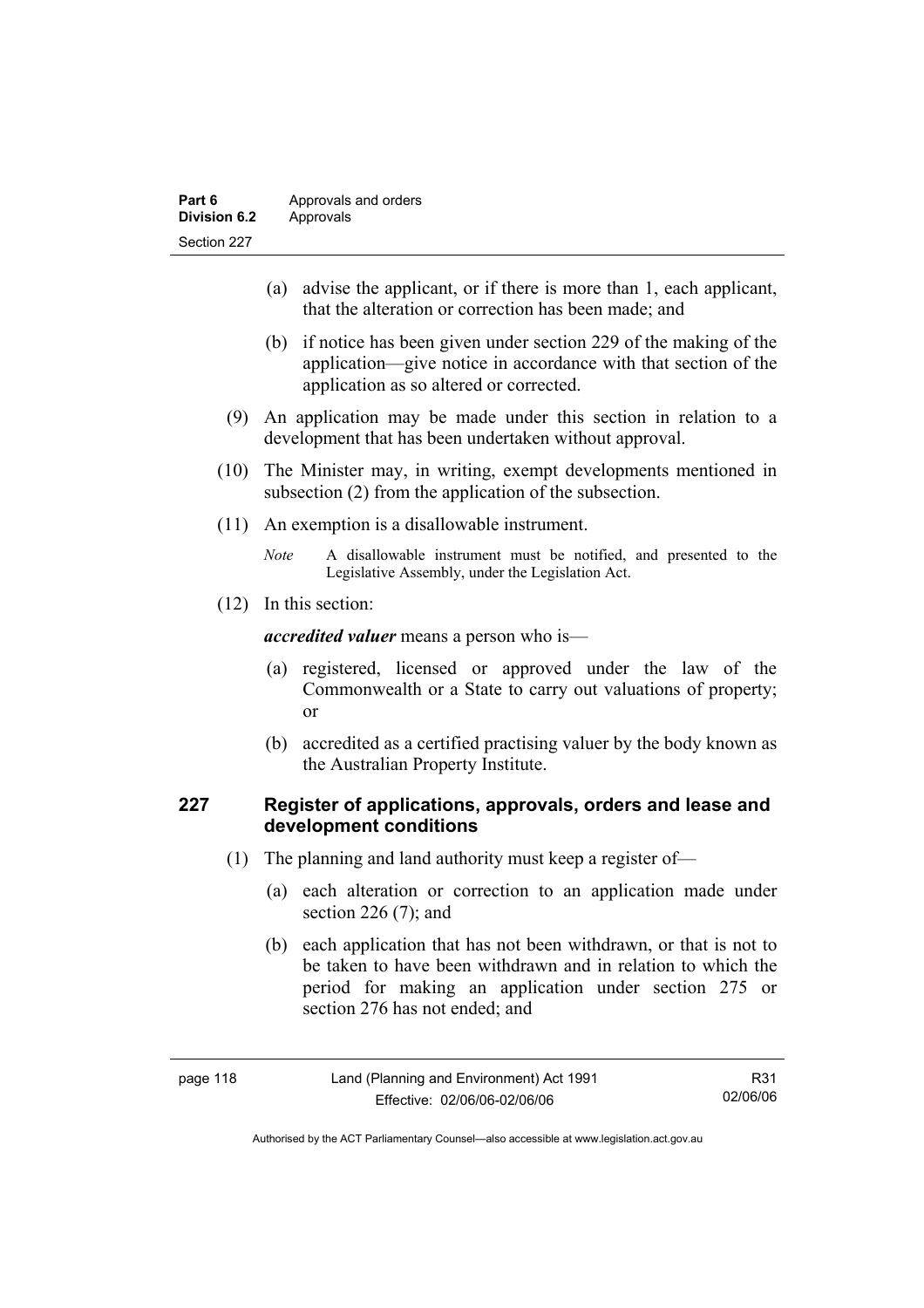(a) advise the applicant, or if there is more than 1, each applicant, that the alteration or correction has been made; and

(b) if notice has been given under section 229 of the making of the application—give notice in accordance with that section of the application as so altered or corrected.

(9) An application may be made under this section in relation to a development that has been undertaken without approval.

(10) The Minister may, in writing, exempt developments mentioned in subsection (2) from the application of the subsection.

(11) An exemption is a disallowable instrument.

*Note* A disallowable instrument must be notified, and presented to the Legislative Assembly, under the Legislation Act.

(12) In this section:

***accredited valuer*** means a person who is—

(a) registered, licensed or approved under the law of the Commonwealth or a State to carry out valuations of property; or

(b) accredited as a certified practising valuer by the body known as the Australian Property Institute.

## 227 Register of applications, approvals, orders and lease and development conditions

(1) The planning and land authority must keep a register of—

(a) each alteration or correction to an application made under section 226 (7); and

(b) each application that has not been withdrawn, or that is not to be taken to have been withdrawn and in relation to which the period for making an application under section 275 or section 276 has not ended; and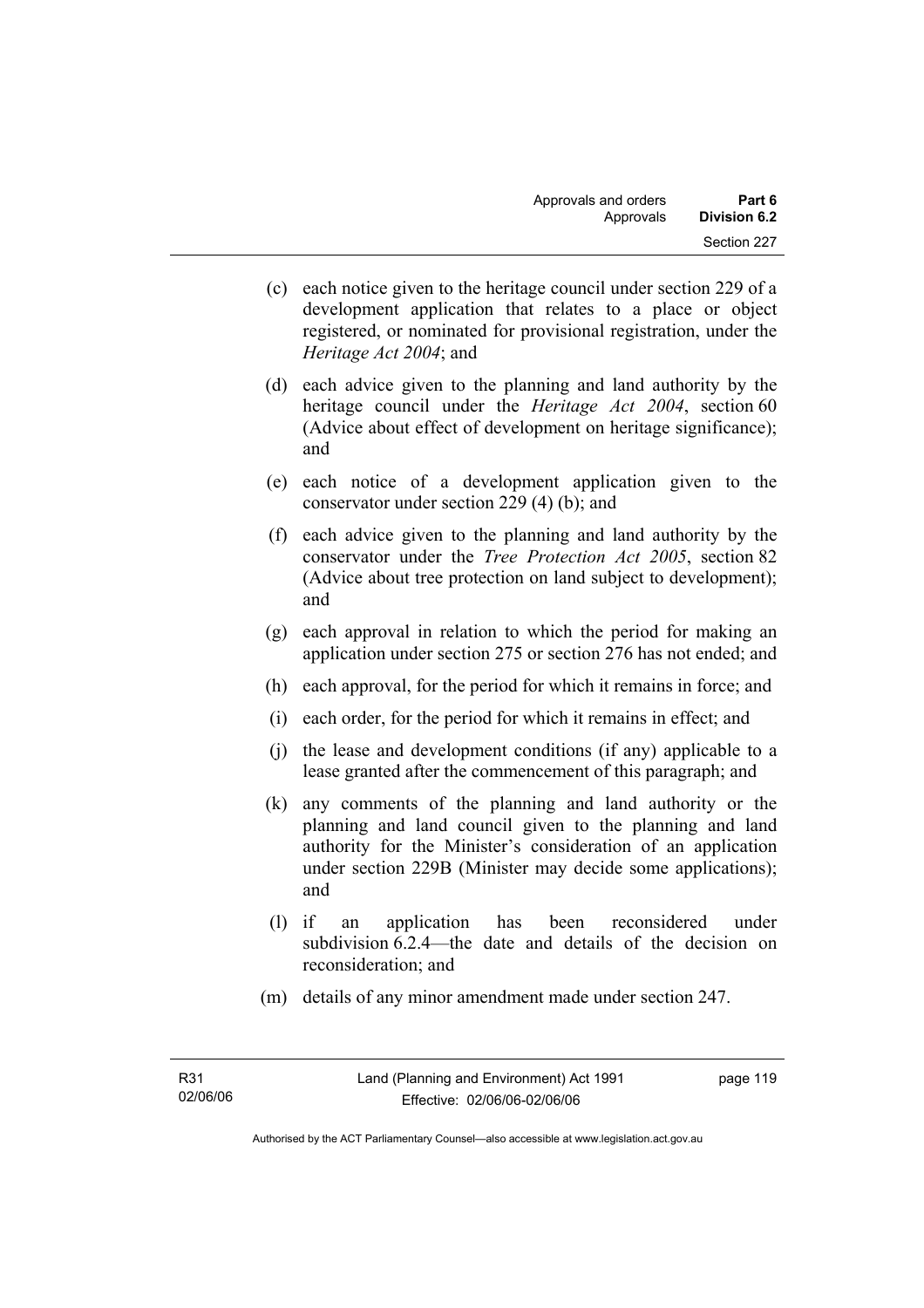(c) each notice given to the heritage council under section 229 of a development application that relates to a place or object registered, or nominated for provisional registration, under the *Heritage Act 2004*; and

(d) each advice given to the planning and land authority by the heritage council under the *Heritage Act 2004*, section 60 (Advice about effect of development on heritage significance); and

(e) each notice of a development application given to the conservator under section 229 (4) (b); and

(f) each advice given to the planning and land authority by the conservator under the *Tree Protection Act 2005*, section 82 (Advice about tree protection on land subject to development); and

(g) each approval in relation to which the period for making an application under section 275 or section 276 has not ended; and

(h) each approval, for the period for which it remains in force; and

(i) each order, for the period for which it remains in effect; and

(j) the lease and development conditions (if any) applicable to a lease granted after the commencement of this paragraph; and

(k) any comments of the planning and land authority or the planning and land council given to the planning and land authority for the Minister's consideration of an application under section 229B (Minister may decide some applications); and

(l) if an application has been reconsidered under subdivision 6.2.4—the date and details of the decision on reconsideration; and

(m) details of any minor amendment made under section 247.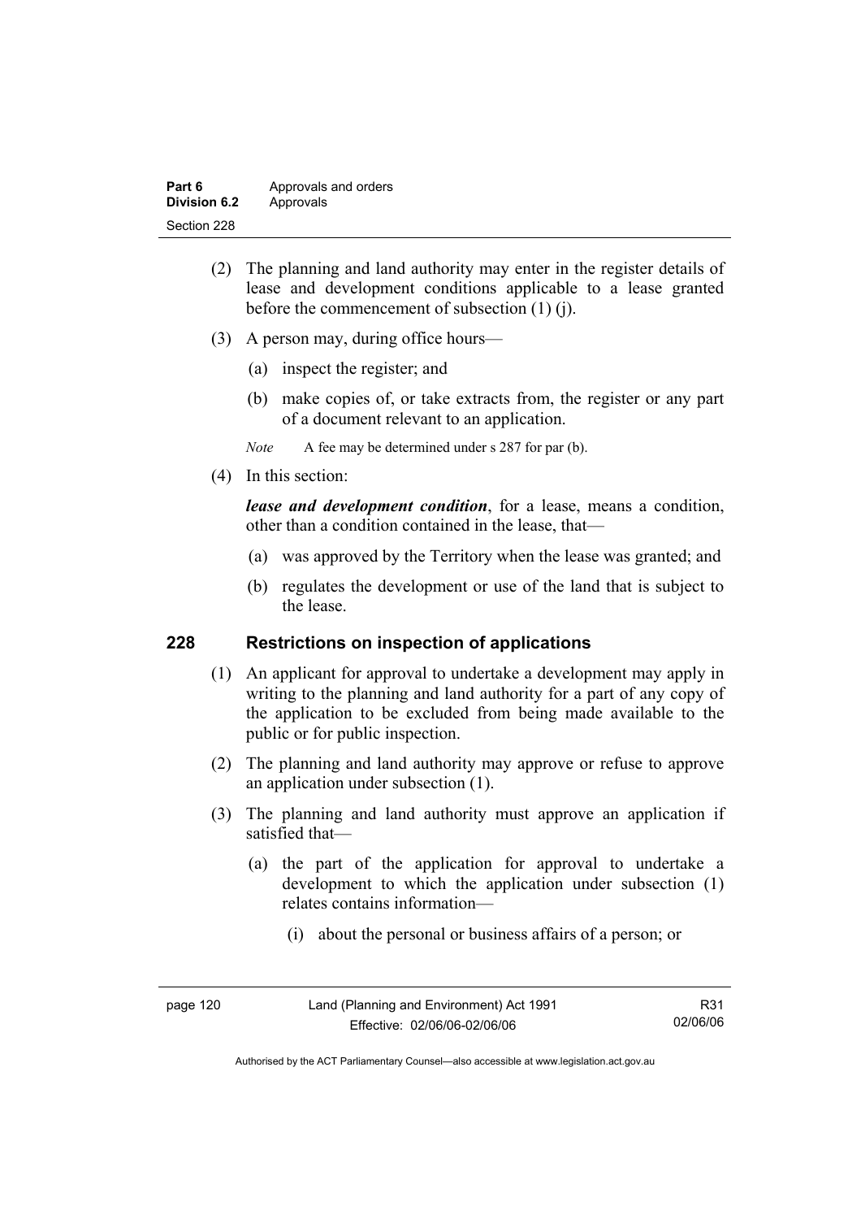(2) The planning and land authority may enter in the register details of lease and development conditions applicable to a lease granted before the commencement of subsection (1) (j).

(3) A person may, during office hours—

(a) inspect the register; and

(b) make copies of, or take extracts from, the register or any part of a document relevant to an application.

*Note* A fee may be determined under s 287 for par (b).

(4) In this section:

***lease and development condition***, for a lease, means a condition, other than a condition contained in the lease, that—

(a) was approved by the Territory when the lease was granted; and

(b) regulates the development or use of the land that is subject to the lease.

## 228 Restrictions on inspection of applications

(1) An applicant for approval to undertake a development may apply in writing to the planning and land authority for a part of any copy of the application to be excluded from being made available to the public or for public inspection.

(2) The planning and land authority may approve or refuse to approve an application under subsection (1).

(3) The planning and land authority must approve an application if satisfied that—

(a) the part of the application for approval to undertake a development to which the application under subsection (1) relates contains information—

(i) about the personal or business affairs of a person; or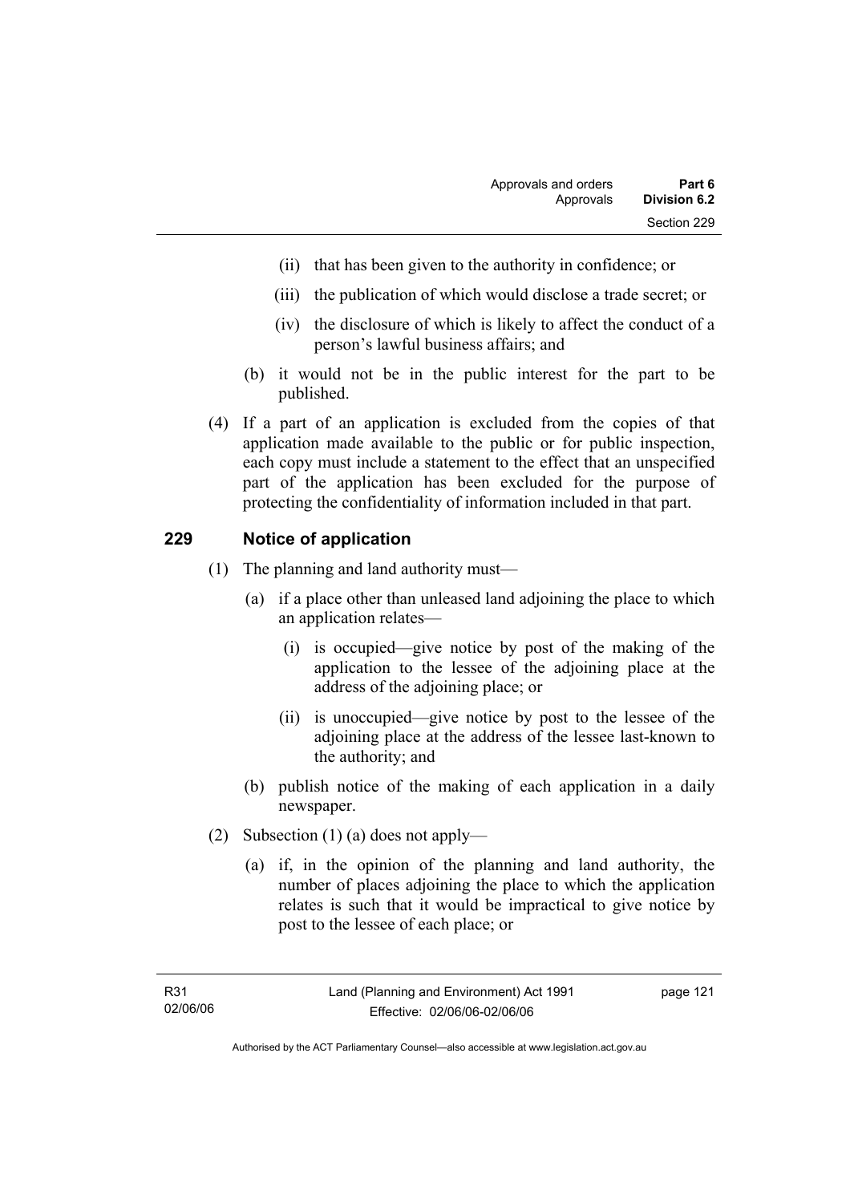(ii) that has been given to the authority in confidence; or

(iii) the publication of which would disclose a trade secret; or

(iv) the disclosure of which is likely to affect the conduct of a person's lawful business affairs; and

(b) it would not be in the public interest for the part to be published.

(4) If a part of an application is excluded from the copies of that application made available to the public or for public inspection, each copy must include a statement to the effect that an unspecified part of the application has been excluded for the purpose of protecting the confidentiality of information included in that part.

## 229 Notice of application

(1) The planning and land authority must—

(a) if a place other than unleased land adjoining the place to which an application relates—

(i) is occupied—give notice by post of the making of the application to the lessee of the adjoining place at the address of the adjoining place; or

(ii) is unoccupied—give notice by post to the lessee of the adjoining place at the address of the lessee last-known to the authority; and

(b) publish notice of the making of each application in a daily newspaper.

(2) Subsection (1) (a) does not apply—

(a) if, in the opinion of the planning and land authority, the number of places adjoining the place to which the application relates is such that it would be impractical to give notice by post to the lessee of each place; or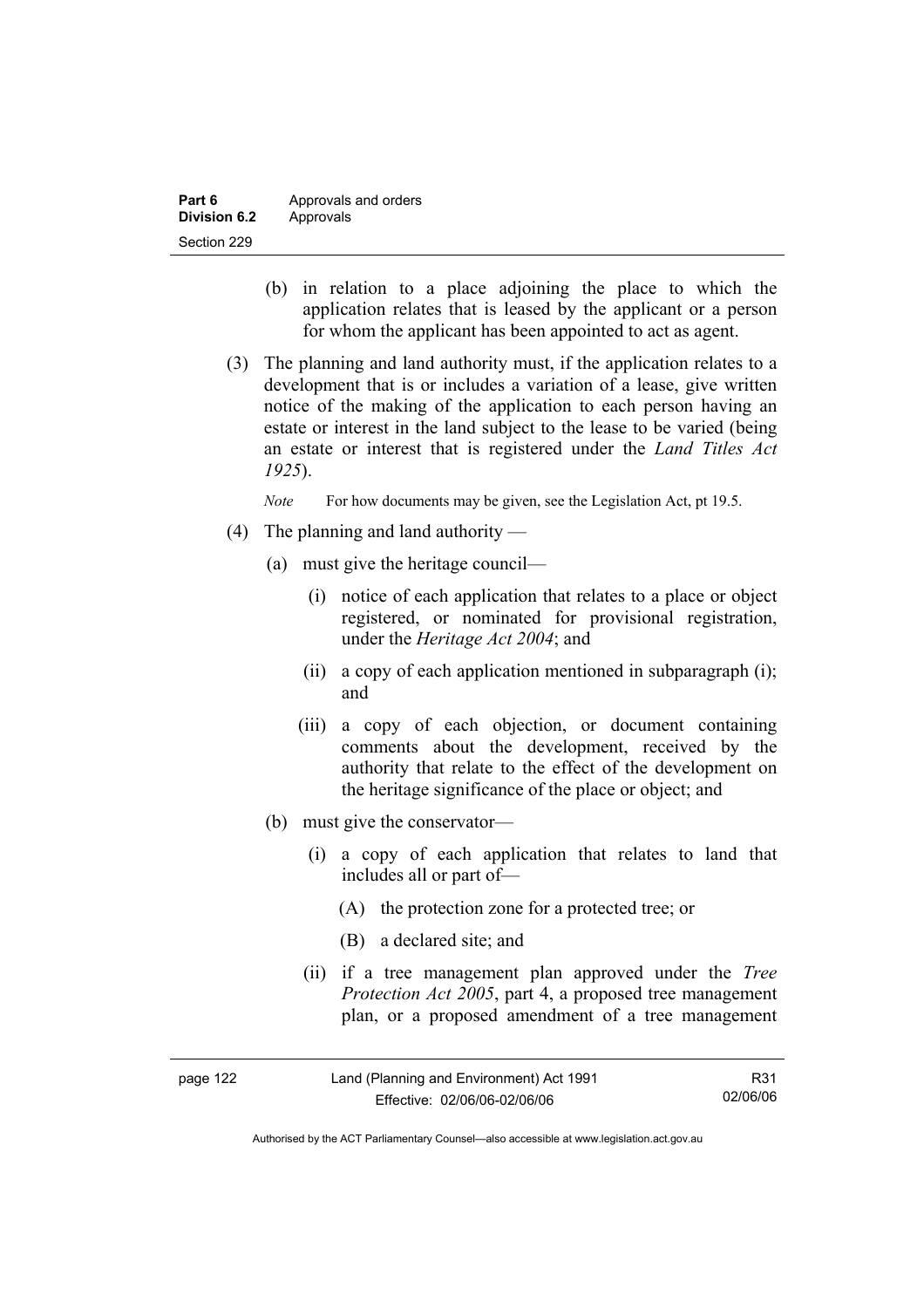(b) in relation to a place adjoining the place to which the application relates that is leased by the applicant or a person for whom the applicant has been appointed to act as agent.

(3) The planning and land authority must, if the application relates to a development that is or includes a variation of a lease, give written notice of the making of the application to each person having an estate or interest in the land subject to the lease to be varied (being an estate or interest that is registered under the *Land Titles Act 1925*).

*Note* For how documents may be given, see the Legislation Act, pt 19.5.

(4) The planning and land authority —

(a) must give the heritage council—

(i) notice of each application that relates to a place or object registered, or nominated for provisional registration, under the *Heritage Act 2004*; and

(ii) a copy of each application mentioned in subparagraph (i); and

(iii) a copy of each objection, or document containing comments about the development, received by the authority that relate to the effect of the development on the heritage significance of the place or object; and

(b) must give the conservator—

(i) a copy of each application that relates to land that includes all or part of—

(A) the protection zone for a protected tree; or

(B) a declared site; and

(ii) if a tree management plan approved under the *Tree Protection Act 2005*, part 4, a proposed tree management plan, or a proposed amendment of a tree management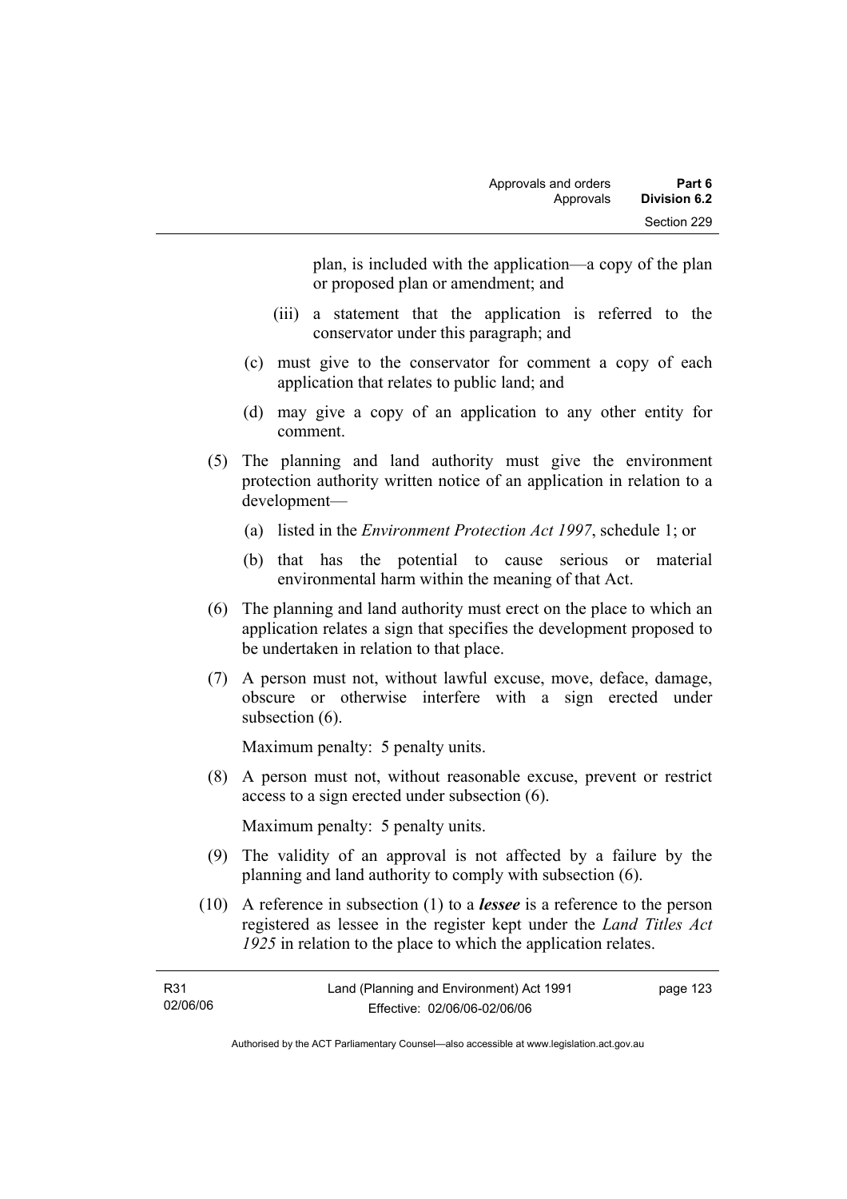plan, is included with the application—a copy of the plan or proposed plan or amendment; and

(iii) a statement that the application is referred to the conservator under this paragraph; and

(c) must give to the conservator for comment a copy of each application that relates to public land; and

(d) may give a copy of an application to any other entity for comment.

(5) The planning and land authority must give the environment protection authority written notice of an application in relation to a development—

(a) listed in the *Environment Protection Act 1997*, schedule 1; or

(b) that has the potential to cause serious or material environmental harm within the meaning of that Act.

(6) The planning and land authority must erect on the place to which an application relates a sign that specifies the development proposed to be undertaken in relation to that place.

(7) A person must not, without lawful excuse, move, deface, damage, obscure or otherwise interfere with a sign erected under subsection (6).

Maximum penalty: 5 penalty units.

(8) A person must not, without reasonable excuse, prevent or restrict access to a sign erected under subsection (6).

Maximum penalty: 5 penalty units.

(9) The validity of an approval is not affected by a failure by the planning and land authority to comply with subsection (6).

(10) A reference in subsection (1) to a ***lessee*** is a reference to the person registered as lessee in the register kept under the *Land Titles Act 1925* in relation to the place to which the application relates.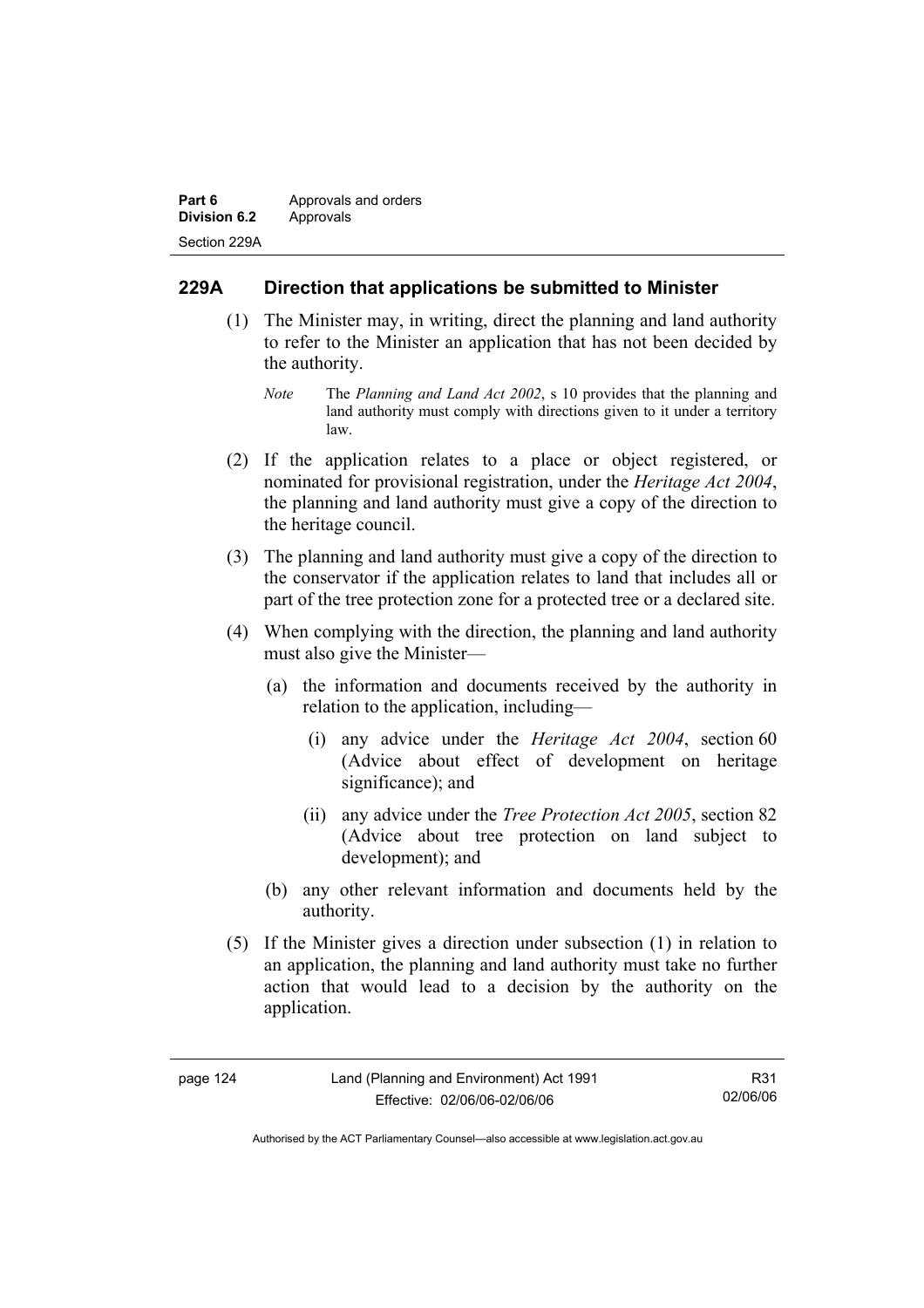## 229A Direction that applications be submitted to Minister

(1) The Minister may, in writing, direct the planning and land authority to refer to the Minister an application that has not been decided by the authority.

*Note* The *Planning and Land Act 2002*, s 10 provides that the planning and land authority must comply with directions given to it under a territory law.

(2) If the application relates to a place or object registered, or nominated for provisional registration, under the *Heritage Act 2004*, the planning and land authority must give a copy of the direction to the heritage council.

(3) The planning and land authority must give a copy of the direction to the conservator if the application relates to land that includes all or part of the tree protection zone for a protected tree or a declared site.

(4) When complying with the direction, the planning and land authority must also give the Minister—

(a) the information and documents received by the authority in relation to the application, including—

(i) any advice under the *Heritage Act 2004*, section 60 (Advice about effect of development on heritage significance); and

(ii) any advice under the *Tree Protection Act 2005*, section 82 (Advice about tree protection on land subject to development); and

(b) any other relevant information and documents held by the authority.

(5) If the Minister gives a direction under subsection (1) in relation to an application, the planning and land authority must take no further action that would lead to a decision by the authority on the application.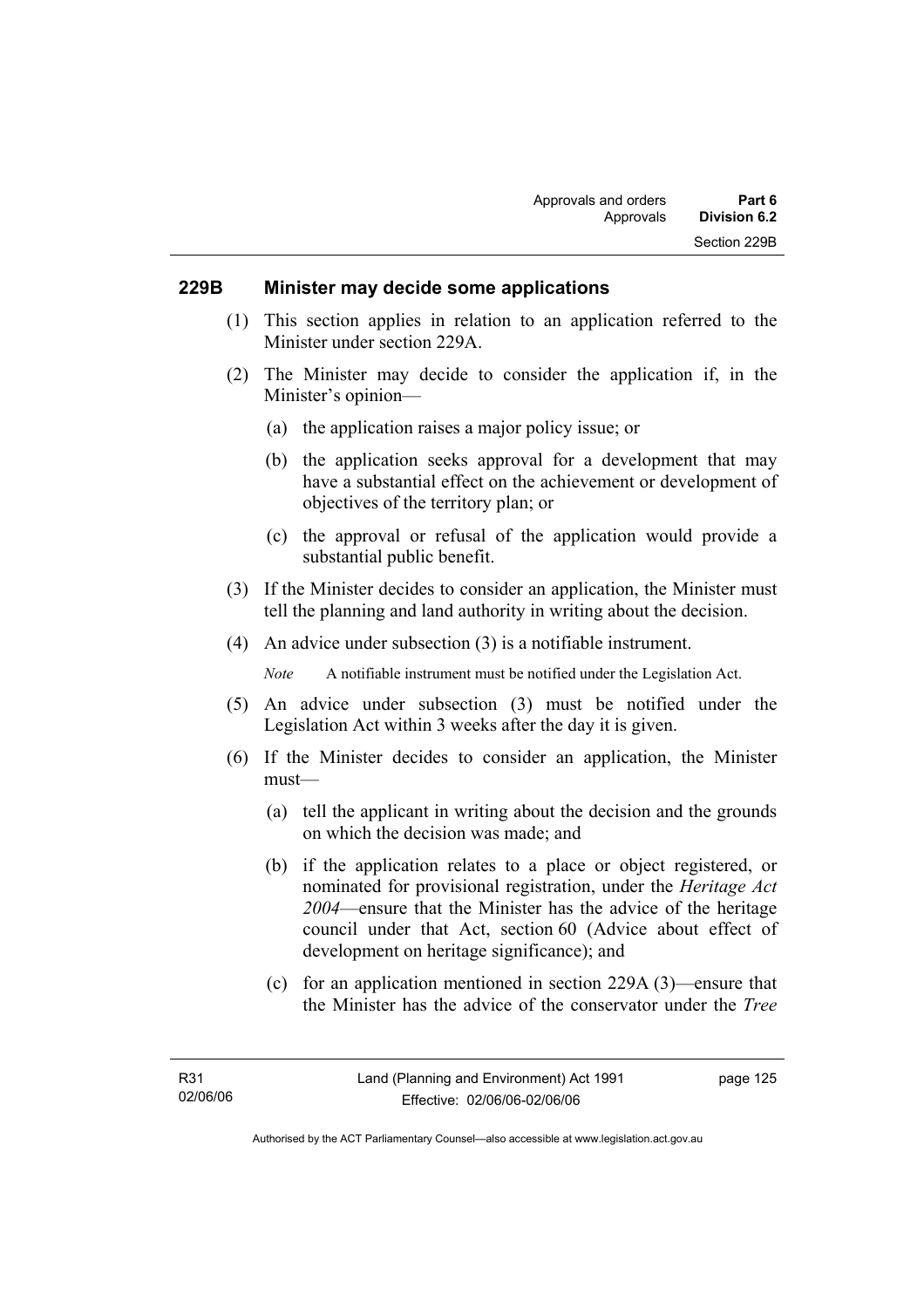## 229B Minister may decide some applications

(1) This section applies in relation to an application referred to the Minister under section 229A.

(2) The Minister may decide to consider the application if, in the Minister's opinion—

(a) the application raises a major policy issue; or

(b) the application seeks approval for a development that may have a substantial effect on the achievement or development of objectives of the territory plan; or

(c) the approval or refusal of the application would provide a substantial public benefit.

(3) If the Minister decides to consider an application, the Minister must tell the planning and land authority in writing about the decision.

(4) An advice under subsection (3) is a notifiable instrument.

*Note* A notifiable instrument must be notified under the Legislation Act.

(5) An advice under subsection (3) must be notified under the Legislation Act within 3 weeks after the day it is given.

(6) If the Minister decides to consider an application, the Minister must—

(a) tell the applicant in writing about the decision and the grounds on which the decision was made; and

(b) if the application relates to a place or object registered, or nominated for provisional registration, under the *Heritage Act 2004*—ensure that the Minister has the advice of the heritage council under that Act, section 60 (Advice about effect of development on heritage significance); and

(c) for an application mentioned in section 229A (3)—ensure that the Minister has the advice of the conservator under the *Tree*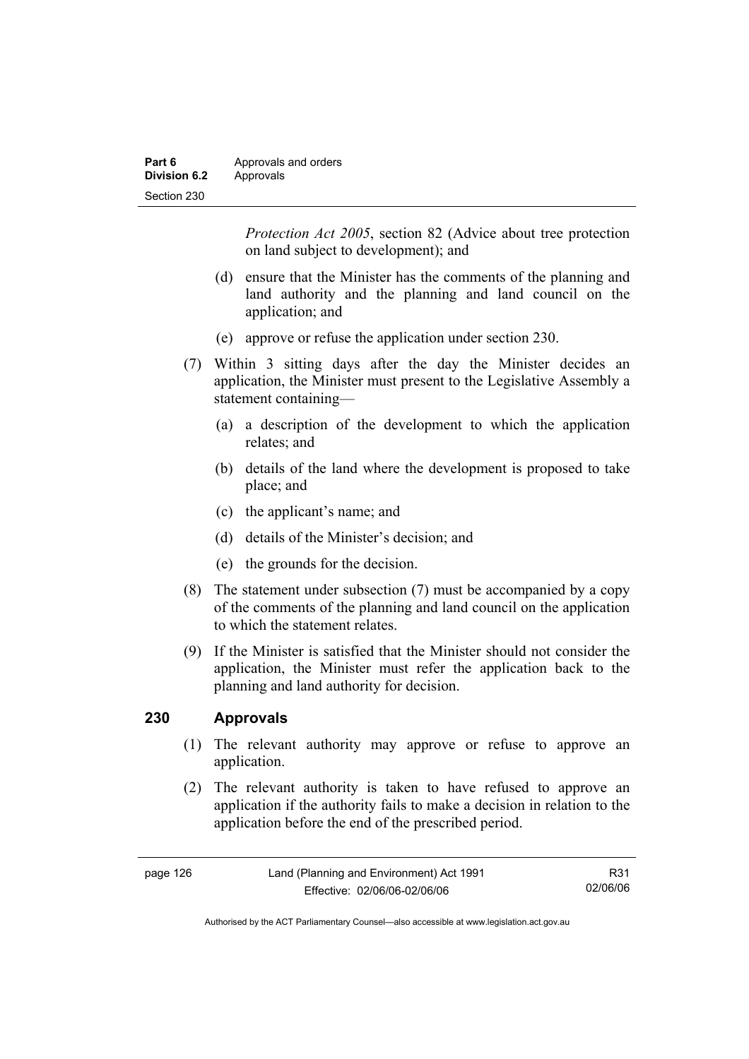*Protection Act 2005*, section 82 (Advice about tree protection on land subject to development); and

(d) ensure that the Minister has the comments of the planning and land authority and the planning and land council on the application; and

(e) approve or refuse the application under section 230.

(7) Within 3 sitting days after the day the Minister decides an application, the Minister must present to the Legislative Assembly a statement containing—

(a) a description of the development to which the application relates; and

(b) details of the land where the development is proposed to take place; and

(c) the applicant's name; and

(d) details of the Minister's decision; and

(e) the grounds for the decision.

(8) The statement under subsection (7) must be accompanied by a copy of the comments of the planning and land council on the application to which the statement relates.

(9) If the Minister is satisfied that the Minister should not consider the application, the Minister must refer the application back to the planning and land authority for decision.

## 230 Approvals

(1) The relevant authority may approve or refuse to approve an application.

(2) The relevant authority is taken to have refused to approve an application if the authority fails to make a decision in relation to the application before the end of the prescribed period.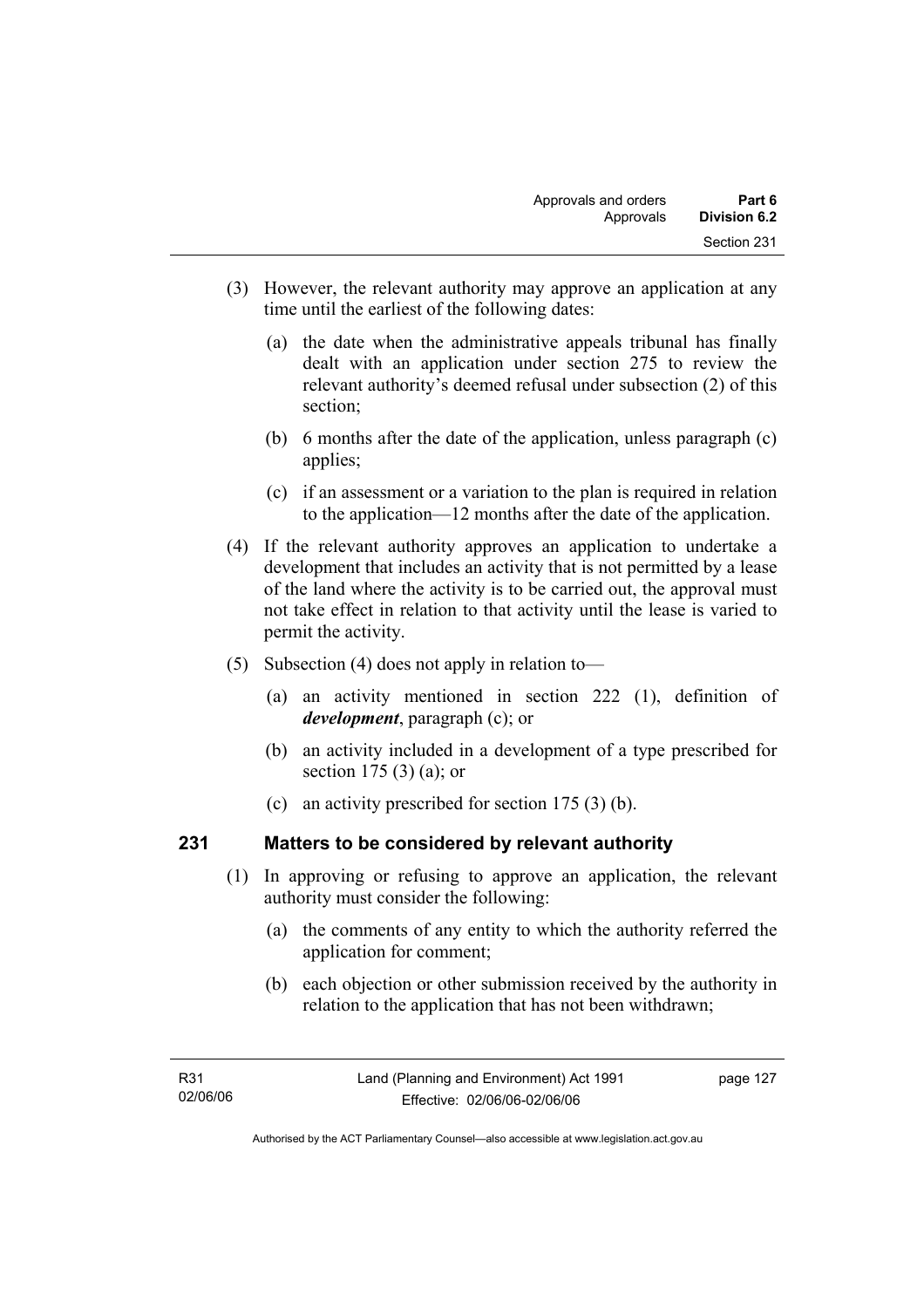(3) However, the relevant authority may approve an application at any time until the earliest of the following dates:

(a) the date when the administrative appeals tribunal has finally dealt with an application under section 275 to review the relevant authority's deemed refusal under subsection (2) of this section;

(b) 6 months after the date of the application, unless paragraph (c) applies;

(c) if an assessment or a variation to the plan is required in relation to the application—12 months after the date of the application.

(4) If the relevant authority approves an application to undertake a development that includes an activity that is not permitted by a lease of the land where the activity is to be carried out, the approval must not take effect in relation to that activity until the lease is varied to permit the activity.

(5) Subsection (4) does not apply in relation to—

(a) an activity mentioned in section 222 (1), definition of ***development***, paragraph (c); or

(b) an activity included in a development of a type prescribed for section 175 (3) (a); or

(c) an activity prescribed for section 175 (3) (b).

## 231 Matters to be considered by relevant authority

(1) In approving or refusing to approve an application, the relevant authority must consider the following:

(a) the comments of any entity to which the authority referred the application for comment;

(b) each objection or other submission received by the authority in relation to the application that has not been withdrawn;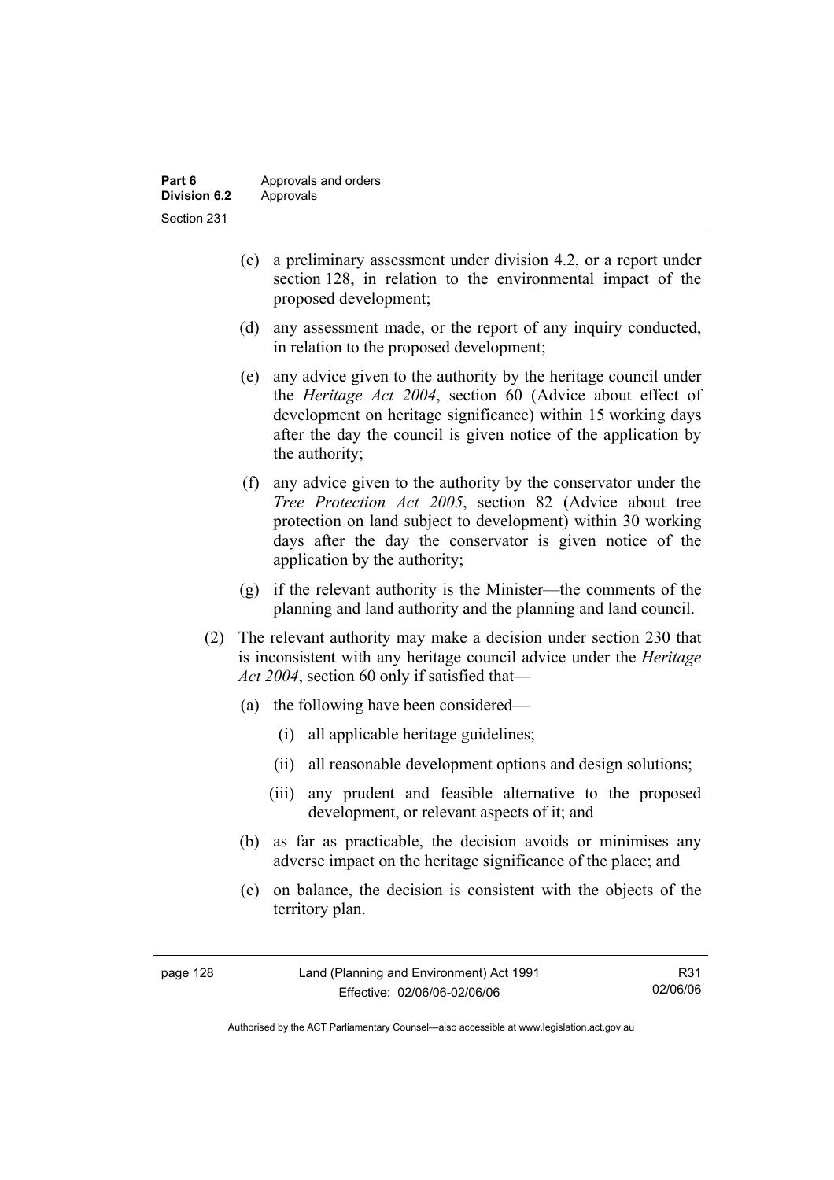(c) a preliminary assessment under division 4.2, or a report under section 128, in relation to the environmental impact of the proposed development;

(d) any assessment made, or the report of any inquiry conducted, in relation to the proposed development;

(e) any advice given to the authority by the heritage council under the *Heritage Act 2004*, section 60 (Advice about effect of development on heritage significance) within 15 working days after the day the council is given notice of the application by the authority;

(f) any advice given to the authority by the conservator under the *Tree Protection Act 2005*, section 82 (Advice about tree protection on land subject to development) within 30 working days after the day the conservator is given notice of the application by the authority;

(g) if the relevant authority is the Minister—the comments of the planning and land authority and the planning and land council.

(2) The relevant authority may make a decision under section 230 that is inconsistent with any heritage council advice under the *Heritage Act 2004*, section 60 only if satisfied that—

(a) the following have been considered—

(i) all applicable heritage guidelines;

(ii) all reasonable development options and design solutions;

(iii) any prudent and feasible alternative to the proposed development, or relevant aspects of it; and

(b) as far as practicable, the decision avoids or minimises any adverse impact on the heritage significance of the place; and

(c) on balance, the decision is consistent with the objects of the territory plan.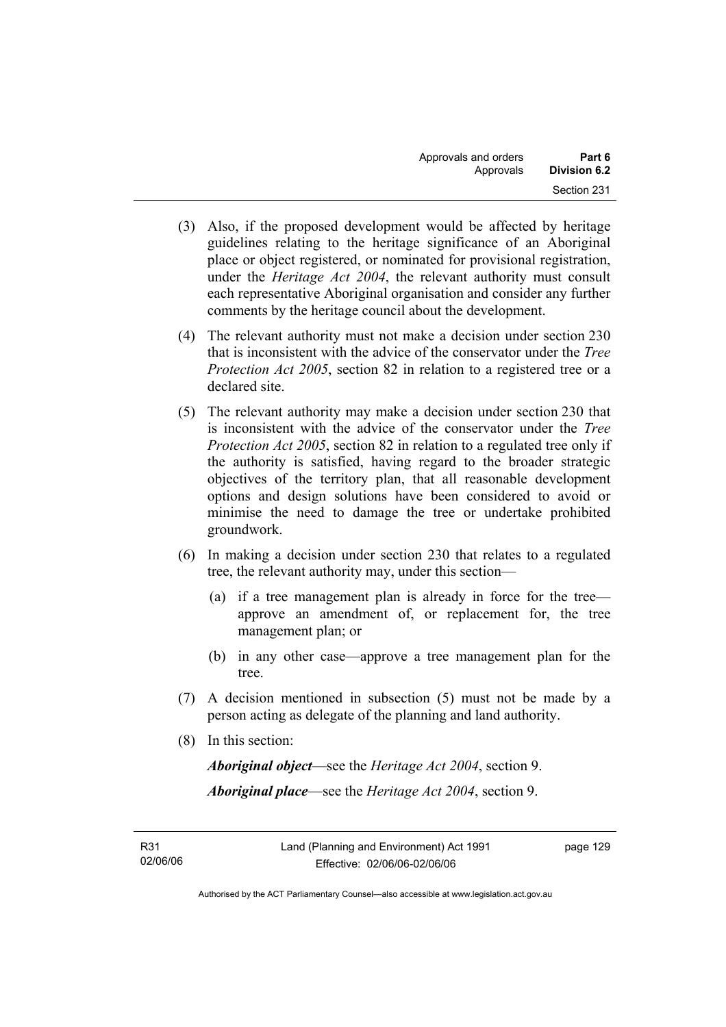(3) Also, if the proposed development would be affected by heritage guidelines relating to the heritage significance of an Aboriginal place or object registered, or nominated for provisional registration, under the *Heritage Act 2004*, the relevant authority must consult each representative Aboriginal organisation and consider any further comments by the heritage council about the development.

(4) The relevant authority must not make a decision under section 230 that is inconsistent with the advice of the conservator under the *Tree Protection Act 2005*, section 82 in relation to a registered tree or a declared site.

(5) The relevant authority may make a decision under section 230 that is inconsistent with the advice of the conservator under the *Tree Protection Act 2005*, section 82 in relation to a regulated tree only if the authority is satisfied, having regard to the broader strategic objectives of the territory plan, that all reasonable development options and design solutions have been considered to avoid or minimise the need to damage the tree or undertake prohibited groundwork.

(6) In making a decision under section 230 that relates to a regulated tree, the relevant authority may, under this section—

(a) if a tree management plan is already in force for the tree—approve an amendment of, or replacement for, the tree management plan; or

(b) in any other case—approve a tree management plan for the tree.

(7) A decision mentioned in subsection (5) must not be made by a person acting as delegate of the planning and land authority.

(8) In this section:

***Aboriginal object***—see the *Heritage Act 2004*, section 9.

***Aboriginal place***—see the *Heritage Act 2004*, section 9.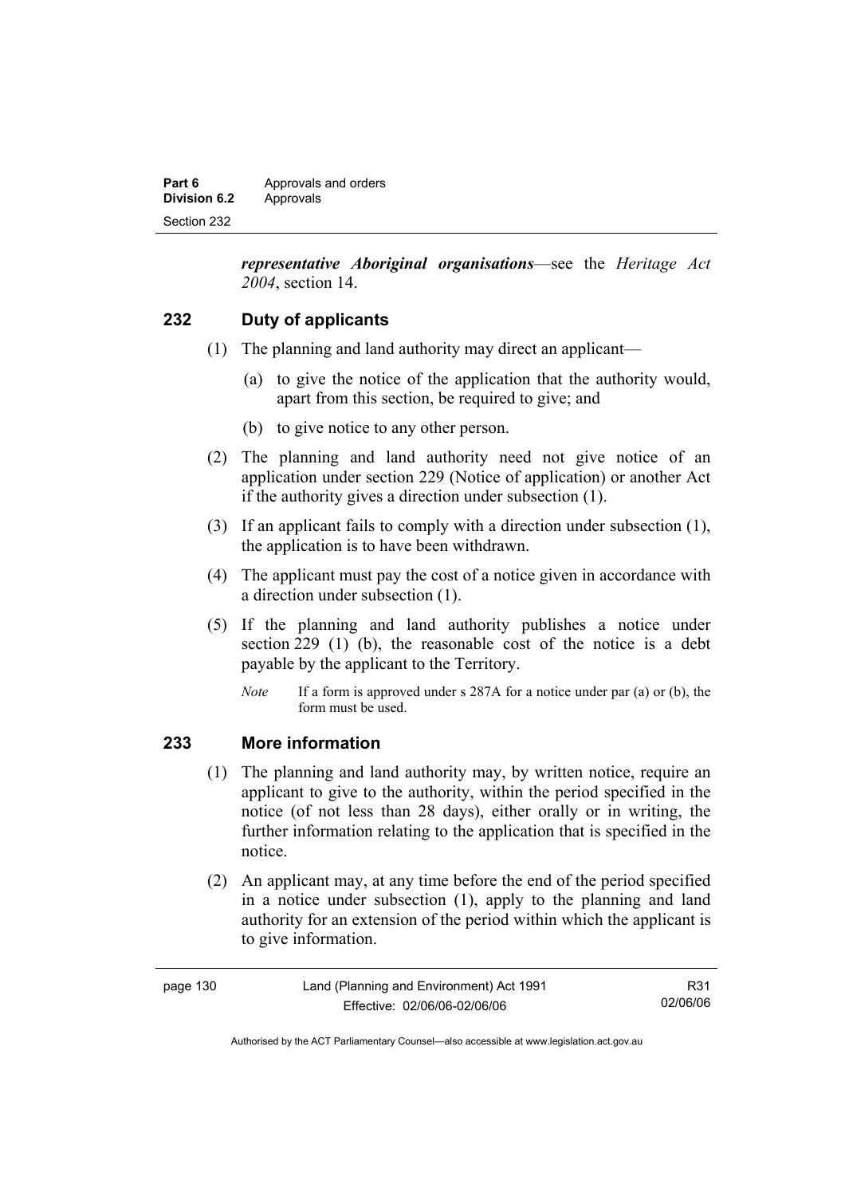***representative Aboriginal organisations***—see the *Heritage Act 2004*, section 14.

## 232 Duty of applicants

(1) The planning and land authority may direct an applicant—

(a) to give the notice of the application that the authority would, apart from this section, be required to give; and

(b) to give notice to any other person.

(2) The planning and land authority need not give notice of an application under section 229 (Notice of application) or another Act if the authority gives a direction under subsection (1).

(3) If an applicant fails to comply with a direction under subsection (1), the application is to have been withdrawn.

(4) The applicant must pay the cost of a notice given in accordance with a direction under subsection (1).

(5) If the planning and land authority publishes a notice under section 229 (1) (b), the reasonable cost of the notice is a debt payable by the applicant to the Territory.

*Note* If a form is approved under s 287A for a notice under par (a) or (b), the form must be used.

## 233 More information

(1) The planning and land authority may, by written notice, require an applicant to give to the authority, within the period specified in the notice (of not less than 28 days), either orally or in writing, the further information relating to the application that is specified in the notice.

(2) An applicant may, at any time before the end of the period specified in a notice under subsection (1), apply to the planning and land authority for an extension of the period within which the applicant is to give information.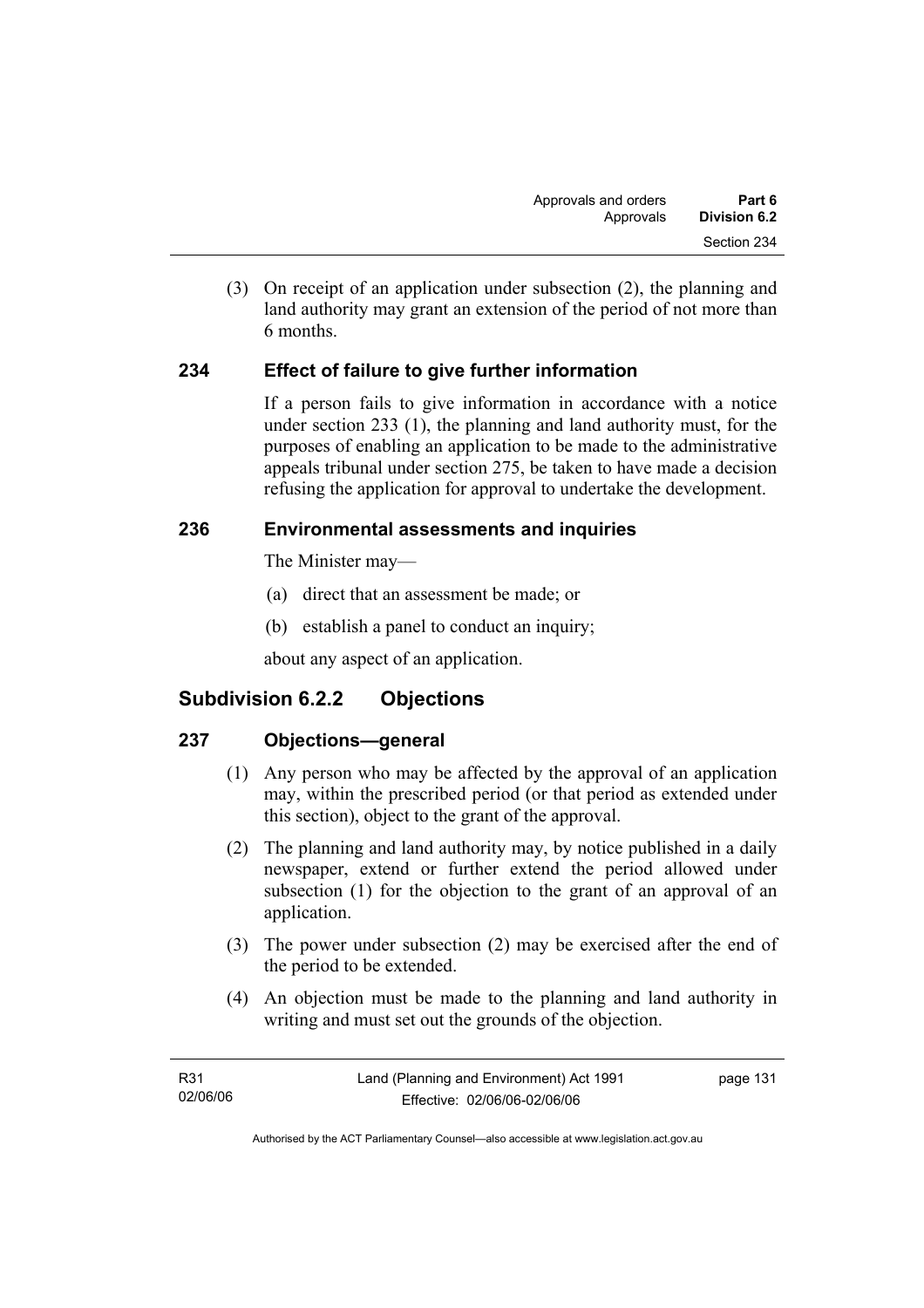(3) On receipt of an application under subsection (2), the planning and land authority may grant an extension of the period of not more than 6 months.

## 234 Effect of failure to give further information

If a person fails to give information in accordance with a notice under section 233 (1), the planning and land authority must, for the purposes of enabling an application to be made to the administrative appeals tribunal under section 275, be taken to have made a decision refusing the application for approval to undertake the development.

## 236 Environmental assessments and inquiries

The Minister may—

(a) direct that an assessment be made; or

(b) establish a panel to conduct an inquiry;

about any aspect of an application.

# Subdivision 6.2.2 Objections

## 237 Objections—general

(1) Any person who may be affected by the approval of an application may, within the prescribed period (or that period as extended under this section), object to the grant of the approval.

(2) The planning and land authority may, by notice published in a daily newspaper, extend or further extend the period allowed under subsection (1) for the objection to the grant of an approval of an application.

(3) The power under subsection (2) may be exercised after the end of the period to be extended.

(4) An objection must be made to the planning and land authority in writing and must set out the grounds of the objection.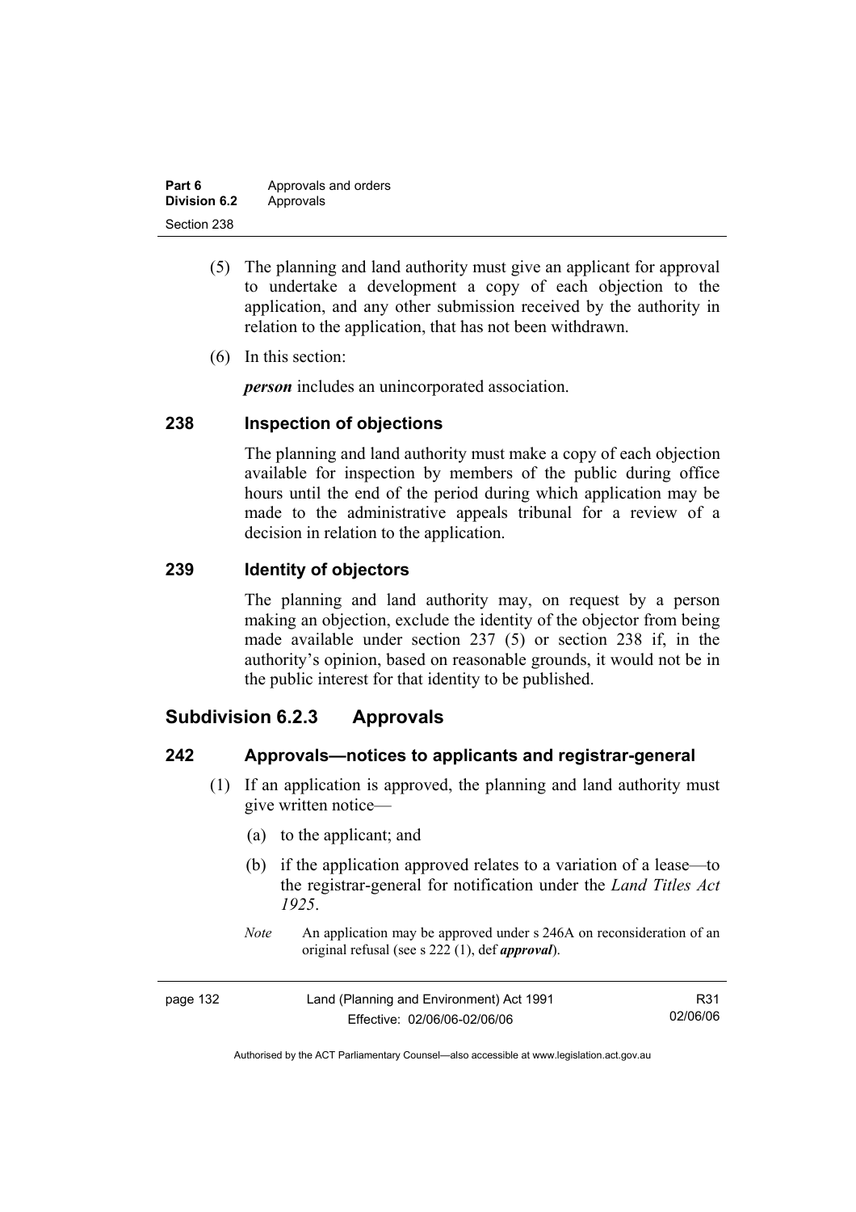(5) The planning and land authority must give an applicant for approval to undertake a development a copy of each objection to the application, and any other submission received by the authority in relation to the application, that has not been withdrawn.

(6) In this section:

***person*** includes an unincorporated association.

### 238 Inspection of objections

The planning and land authority must make a copy of each objection available for inspection by members of the public during office hours until the end of the period during which application may be made to the administrative appeals tribunal for a review of a decision in relation to the application.

### 239 Identity of objectors

The planning and land authority may, on request by a person making an objection, exclude the identity of the objector from being made available under section 237 (5) or section 238 if, in the authority's opinion, based on reasonable grounds, it would not be in the public interest for that identity to be published.

## Subdivision 6.2.3 Approvals

### 242 Approvals—notices to applicants and registrar-general

(1) If an application is approved, the planning and land authority must give written notice—

(a) to the applicant; and

(b) if the application approved relates to a variation of a lease—to the registrar-general for notification under the *Land Titles Act 1925*.

*Note* An application may be approved under s 246A on reconsideration of an original refusal (see s 222 (1), def ***approval***).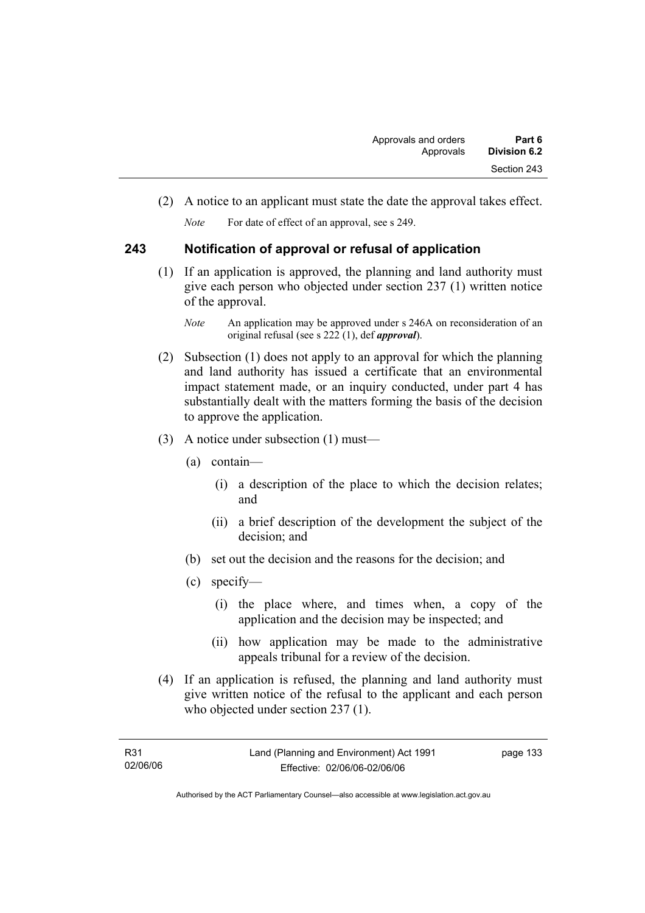(2) A notice to an applicant must state the date the approval takes effect.

*Note* For date of effect of an approval, see s 249.

## 243 Notification of approval or refusal of application

(1) If an application is approved, the planning and land authority must give each person who objected under section 237 (1) written notice of the approval.

*Note* An application may be approved under s 246A on reconsideration of an original refusal (see s 222 (1), def ***approval***).

(2) Subsection (1) does not apply to an approval for which the planning and land authority has issued a certificate that an environmental impact statement made, or an inquiry conducted, under part 4 has substantially dealt with the matters forming the basis of the decision to approve the application.

(3) A notice under subsection (1) must—

(a) contain—

(i) a description of the place to which the decision relates; and

(ii) a brief description of the development the subject of the decision; and

(b) set out the decision and the reasons for the decision; and

(c) specify—

(i) the place where, and times when, a copy of the application and the decision may be inspected; and

(ii) how application may be made to the administrative appeals tribunal for a review of the decision.

(4) If an application is refused, the planning and land authority must give written notice of the refusal to the applicant and each person who objected under section 237 (1).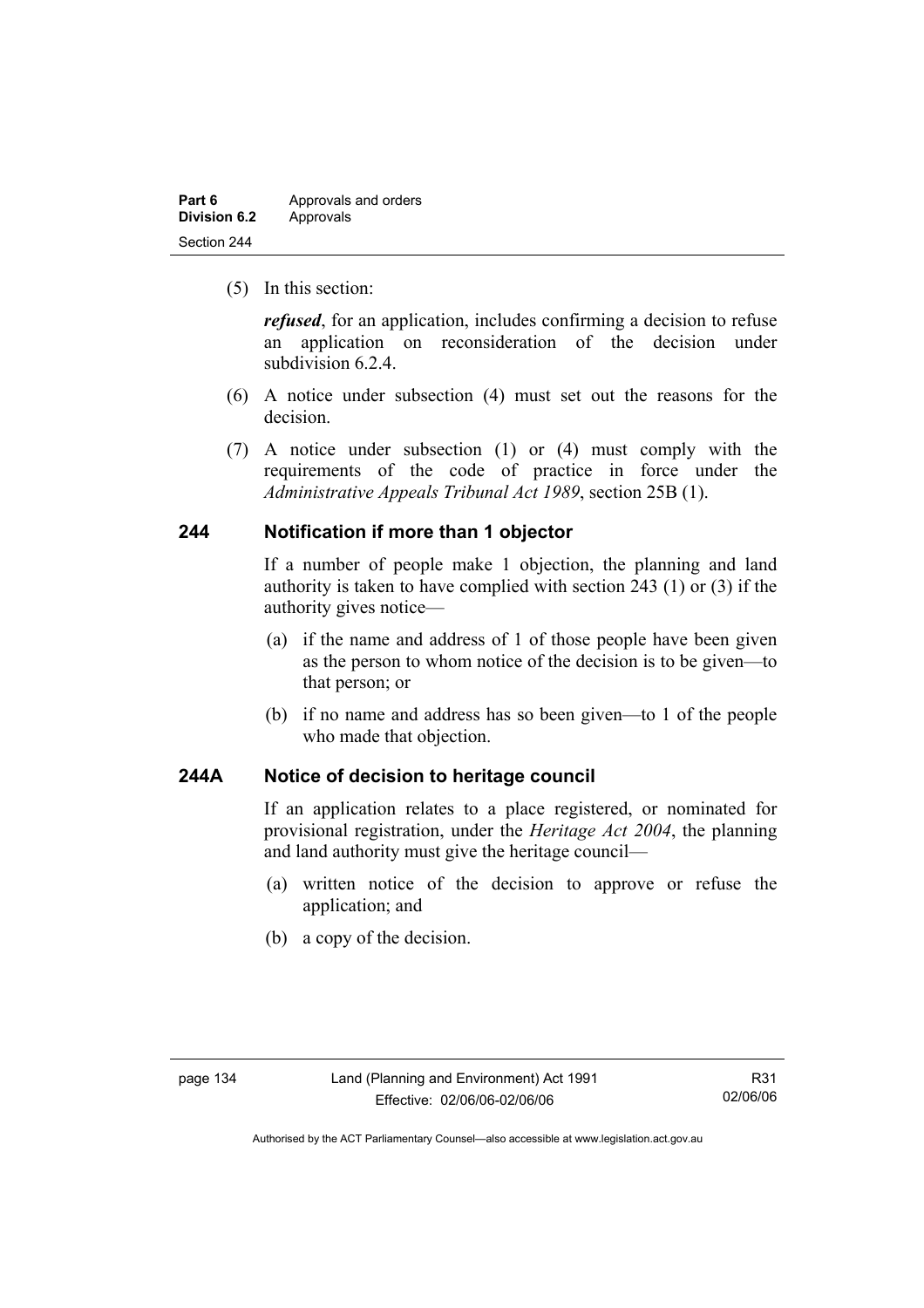(5) In this section:

***refused***, for an application, includes confirming a decision to refuse an application on reconsideration of the decision under subdivision 6.2.4.

(6) A notice under subsection (4) must set out the reasons for the decision.

(7) A notice under subsection (1) or (4) must comply with the requirements of the code of practice in force under the *Administrative Appeals Tribunal Act 1989*, section 25B (1).

### 244 Notification if more than 1 objector

If a number of people make 1 objection, the planning and land authority is taken to have complied with section 243 (1) or (3) if the authority gives notice—

(a) if the name and address of 1 of those people have been given as the person to whom notice of the decision is to be given—to that person; or

(b) if no name and address has so been given—to 1 of the people who made that objection.

### 244A Notice of decision to heritage council

If an application relates to a place registered, or nominated for provisional registration, under the *Heritage Act 2004*, the planning and land authority must give the heritage council—

(a) written notice of the decision to approve or refuse the application; and

(b) a copy of the decision.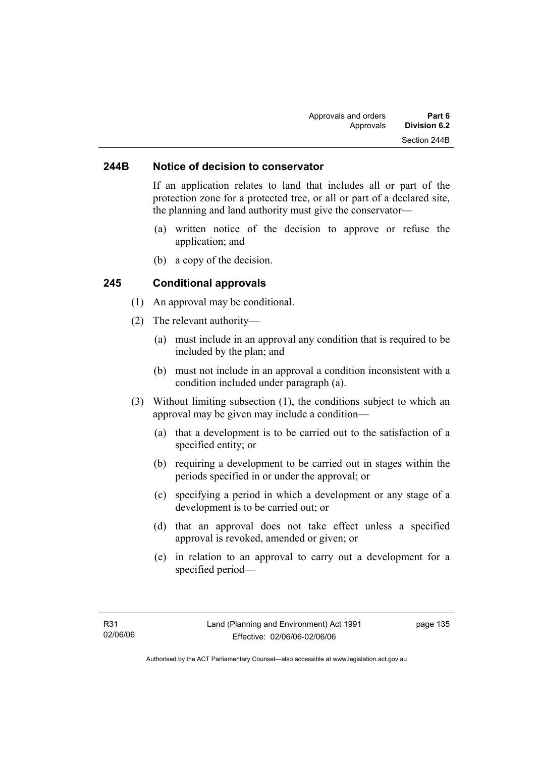### 244B Notice of decision to conservator

If an application relates to land that includes all or part of the protection zone for a protected tree, or all or part of a declared site, the planning and land authority must give the conservator—

(a) written notice of the decision to approve or refuse the application; and

(b) a copy of the decision.

### 245 Conditional approvals

(1) An approval may be conditional.

(2) The relevant authority—

(a) must include in an approval any condition that is required to be included by the plan; and

(b) must not include in an approval a condition inconsistent with a condition included under paragraph (a).

(3) Without limiting subsection (1), the conditions subject to which an approval may be given may include a condition—

(a) that a development is to be carried out to the satisfaction of a specified entity; or

(b) requiring a development to be carried out in stages within the periods specified in or under the approval; or

(c) specifying a period in which a development or any stage of a development is to be carried out; or

(d) that an approval does not take effect unless a specified approval is revoked, amended or given; or

(e) in relation to an approval to carry out a development for a specified period—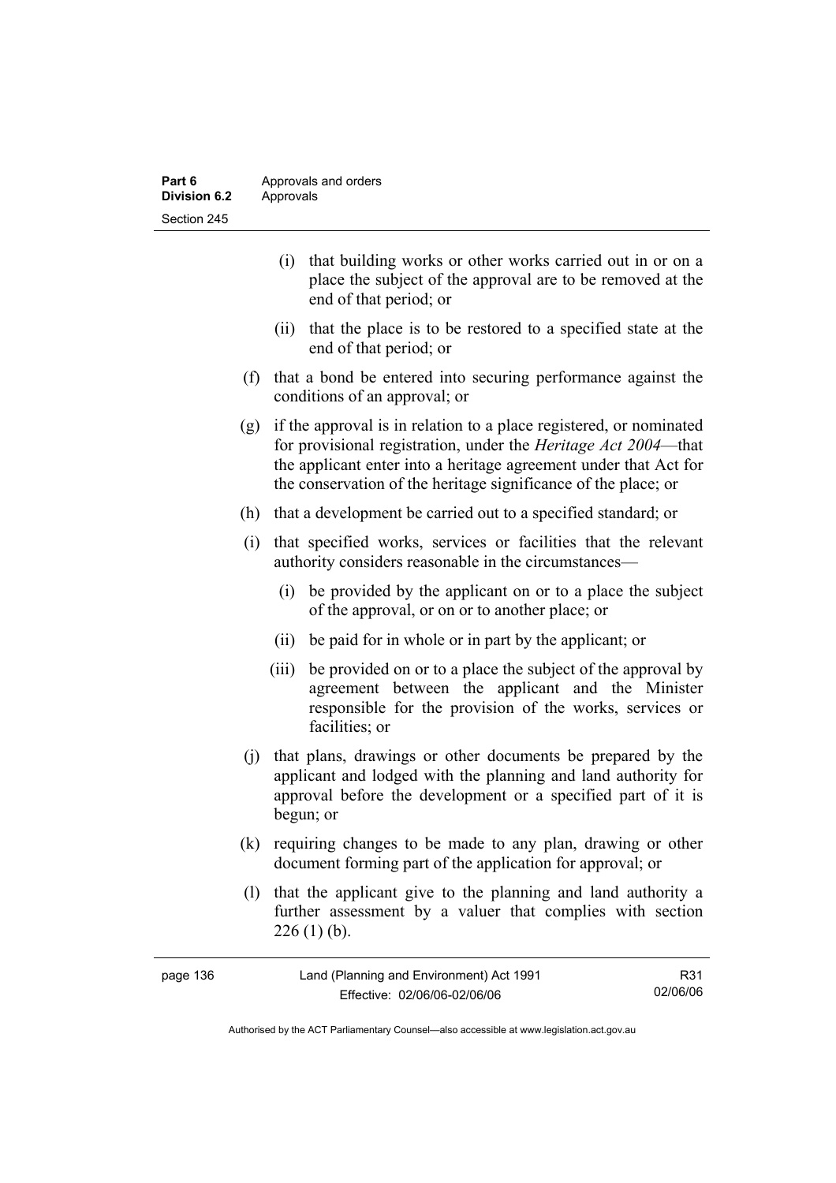(i) that building works or other works carried out in or on a place the subject of the approval are to be removed at the end of that period; or

(ii) that the place is to be restored to a specified state at the end of that period; or

(f) that a bond be entered into securing performance against the conditions of an approval; or

(g) if the approval is in relation to a place registered, or nominated for provisional registration, under the *Heritage Act 2004*—that the applicant enter into a heritage agreement under that Act for the conservation of the heritage significance of the place; or

(h) that a development be carried out to a specified standard; or

(i) that specified works, services or facilities that the relevant authority considers reasonable in the circumstances—

(i) be provided by the applicant on or to a place the subject of the approval, or on or to another place; or

(ii) be paid for in whole or in part by the applicant; or

(iii) be provided on or to a place the subject of the approval by agreement between the applicant and the Minister responsible for the provision of the works, services or facilities; or

(j) that plans, drawings or other documents be prepared by the applicant and lodged with the planning and land authority for approval before the development or a specified part of it is begun; or

(k) requiring changes to be made to any plan, drawing or other document forming part of the application for approval; or

(l) that the applicant give to the planning and land authority a further assessment by a valuer that complies with section 226 (1) (b).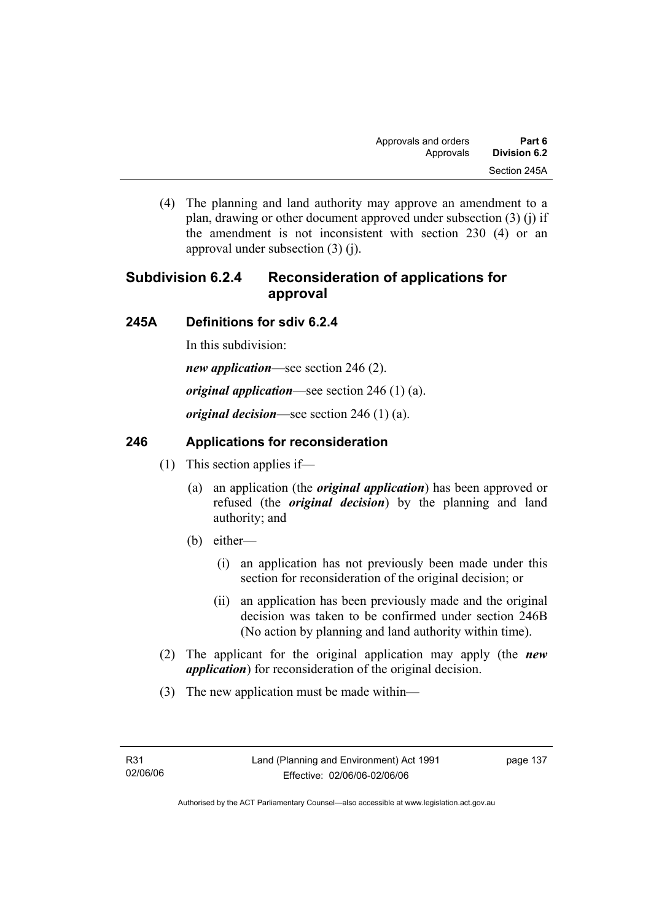(4) The planning and land authority may approve an amendment to a plan, drawing or other document approved under subsection (3) (j) if the amendment is not inconsistent with section 230 (4) or an approval under subsection (3) (j).

## Subdivision 6.2.4 Reconsideration of applications for approval

### 245A Definitions for sdiv 6.2.4

In this subdivision:

***new application***—see section 246 (2).

***original application***—see section 246 (1) (a).

***original decision***—see section 246 (1) (a).

### 246 Applications for reconsideration

(1) This section applies if—

(a) an application (the ***original application***) has been approved or refused (the ***original decision***) by the planning and land authority; and

(b) either—

(i) an application has not previously been made under this section for reconsideration of the original decision; or

(ii) an application has been previously made and the original decision was taken to be confirmed under section 246B (No action by planning and land authority within time).

(2) The applicant for the original application may apply (the ***new application***) for reconsideration of the original decision.

(3) The new application must be made within—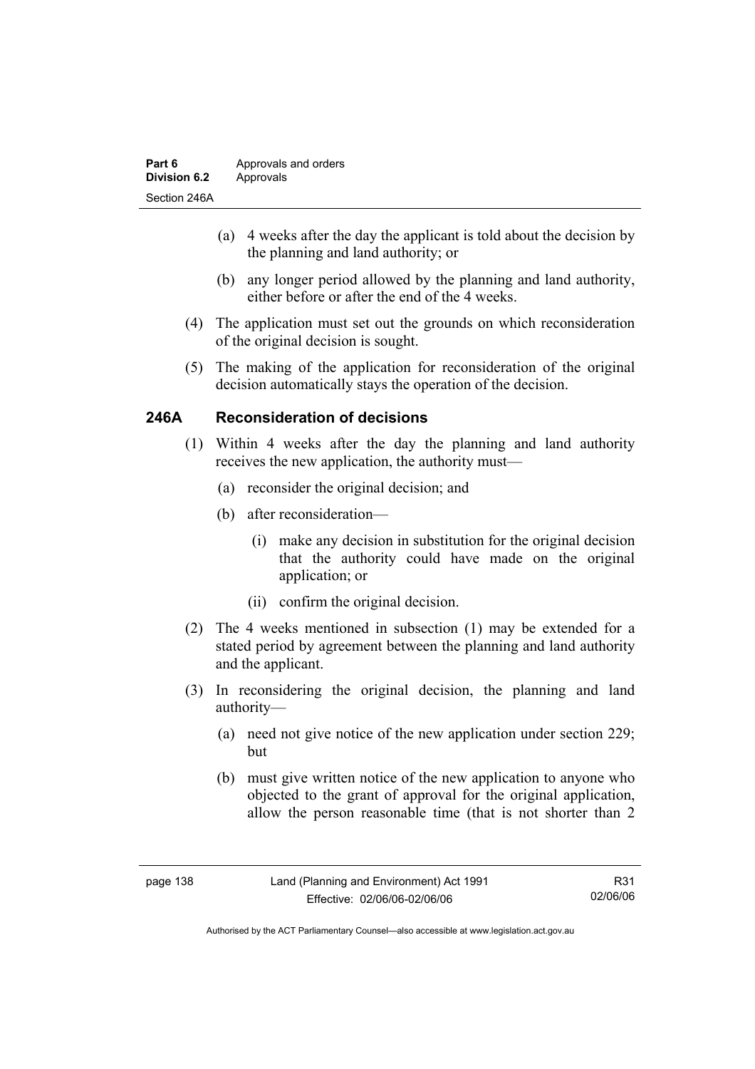(a) 4 weeks after the day the applicant is told about the decision by the planning and land authority; or

(b) any longer period allowed by the planning and land authority, either before or after the end of the 4 weeks.

(4) The application must set out the grounds on which reconsideration of the original decision is sought.

(5) The making of the application for reconsideration of the original decision automatically stays the operation of the decision.

## 246A Reconsideration of decisions

(1) Within 4 weeks after the day the planning and land authority receives the new application, the authority must—

(a) reconsider the original decision; and

(b) after reconsideration—

(i) make any decision in substitution for the original decision that the authority could have made on the original application; or

(ii) confirm the original decision.

(2) The 4 weeks mentioned in subsection (1) may be extended for a stated period by agreement between the planning and land authority and the applicant.

(3) In reconsidering the original decision, the planning and land authority—

(a) need not give notice of the new application under section 229; but

(b) must give written notice of the new application to anyone who objected to the grant of approval for the original application, allow the person reasonable time (that is not shorter than 2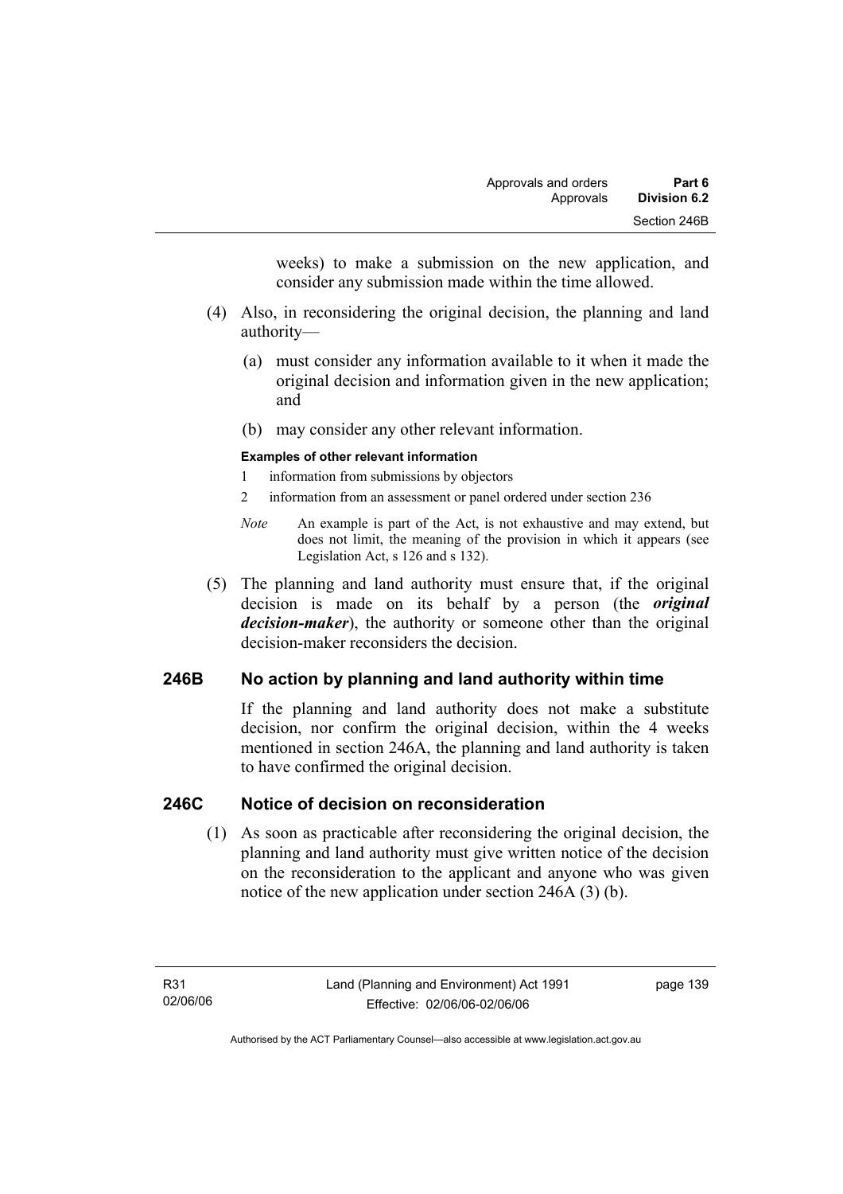weeks) to make a submission on the new application, and consider any submission made within the time allowed.

(4) Also, in reconsidering the original decision, the planning and land authority—

(a) must consider any information available to it when it made the original decision and information given in the new application; and

(b) may consider any other relevant information.

**Examples of other relevant information**

1 information from submissions by objectors

2 information from an assessment or panel ordered under section 236

*Note* An example is part of the Act, is not exhaustive and may extend, but does not limit, the meaning of the provision in which it appears (see Legislation Act, s 126 and s 132).

(5) The planning and land authority must ensure that, if the original decision is made on its behalf by a person (the ***original decision-maker***), the authority or someone other than the original decision-maker reconsiders the decision.

## 246B No action by planning and land authority within time

If the planning and land authority does not make a substitute decision, nor confirm the original decision, within the 4 weeks mentioned in section 246A, the planning and land authority is taken to have confirmed the original decision.

## 246C Notice of decision on reconsideration

(1) As soon as practicable after reconsidering the original decision, the planning and land authority must give written notice of the decision on the reconsideration to the applicant and anyone who was given notice of the new application under section 246A (3) (b).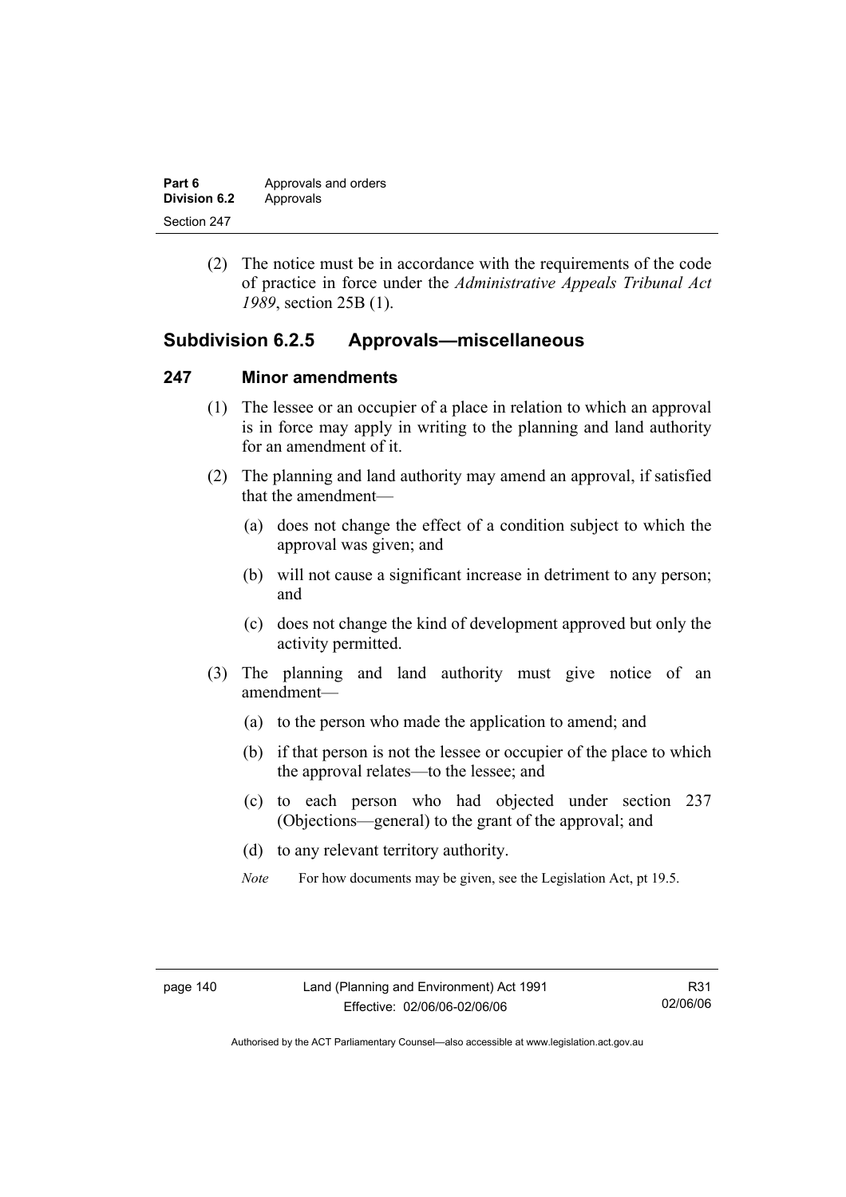(2) The notice must be in accordance with the requirements of the code of practice in force under the *Administrative Appeals Tribunal Act 1989*, section 25B (1).

## Subdivision 6.2.5 Approvals—miscellaneous

### 247 Minor amendments

(1) The lessee or an occupier of a place in relation to which an approval is in force may apply in writing to the planning and land authority for an amendment of it.

(2) The planning and land authority may amend an approval, if satisfied that the amendment—

(a) does not change the effect of a condition subject to which the approval was given; and

(b) will not cause a significant increase in detriment to any person; and

(c) does not change the kind of development approved but only the activity permitted.

(3) The planning and land authority must give notice of an amendment—

(a) to the person who made the application to amend; and

(b) if that person is not the lessee or occupier of the place to which the approval relates—to the lessee; and

(c) to each person who had objected under section 237 (Objections—general) to the grant of the approval; and

(d) to any relevant territory authority.

*Note* For how documents may be given, see the Legislation Act, pt 19.5.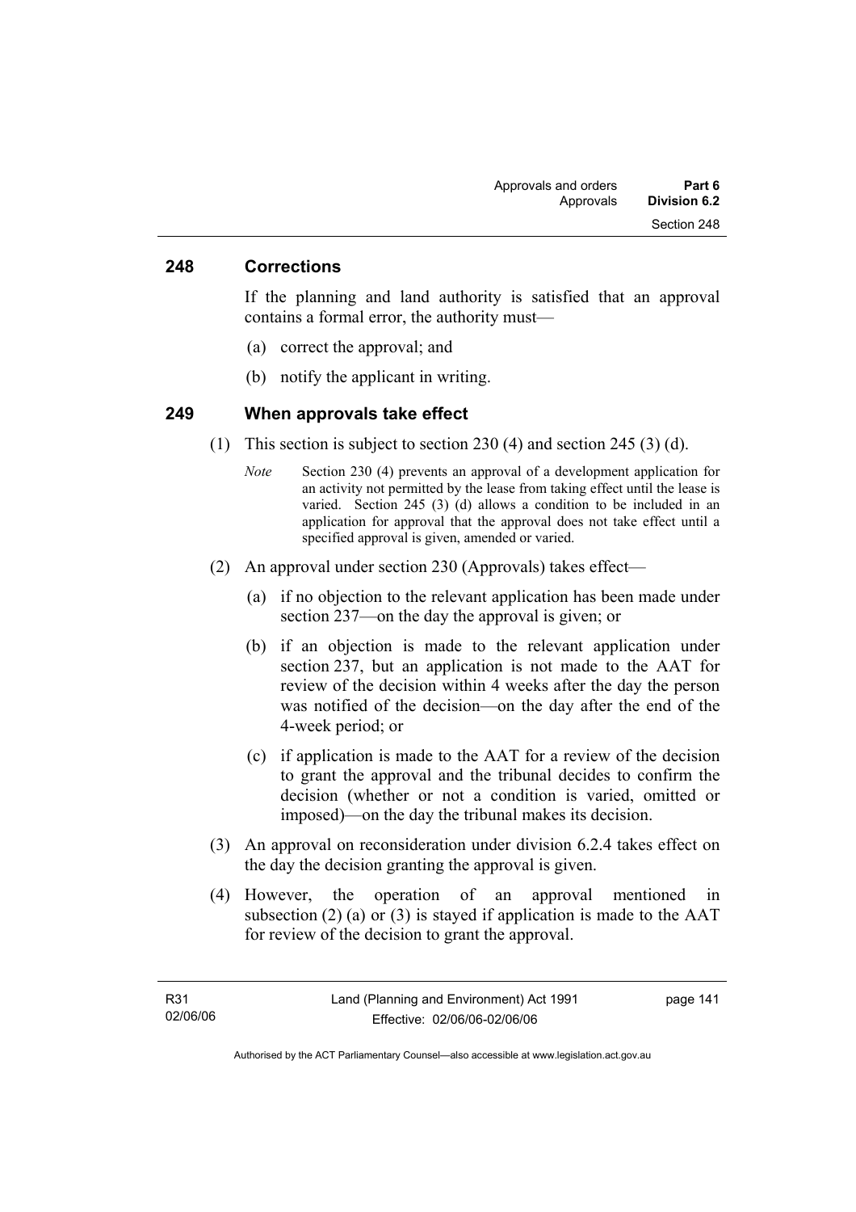## 248 Corrections

If the planning and land authority is satisfied that an approval contains a formal error, the authority must—

(a) correct the approval; and

(b) notify the applicant in writing.

## 249 When approvals take effect

(1) This section is subject to section 230 (4) and section 245 (3) (d).

*Note* Section 230 (4) prevents an approval of a development application for an activity not permitted by the lease from taking effect until the lease is varied. Section 245 (3) (d) allows a condition to be included in an application for approval that the approval does not take effect until a specified approval is given, amended or varied.

(2) An approval under section 230 (Approvals) takes effect—

(a) if no objection to the relevant application has been made under section 237—on the day the approval is given; or

(b) if an objection is made to the relevant application under section 237, but an application is not made to the AAT for review of the decision within 4 weeks after the day the person was notified of the decision—on the day after the end of the 4-week period; or

(c) if application is made to the AAT for a review of the decision to grant the approval and the tribunal decides to confirm the decision (whether or not a condition is varied, omitted or imposed)—on the day the tribunal makes its decision.

(3) An approval on reconsideration under division 6.2.4 takes effect on the day the decision granting the approval is given.

(4) However, the operation of an approval mentioned in subsection (2) (a) or (3) is stayed if application is made to the AAT for review of the decision to grant the approval.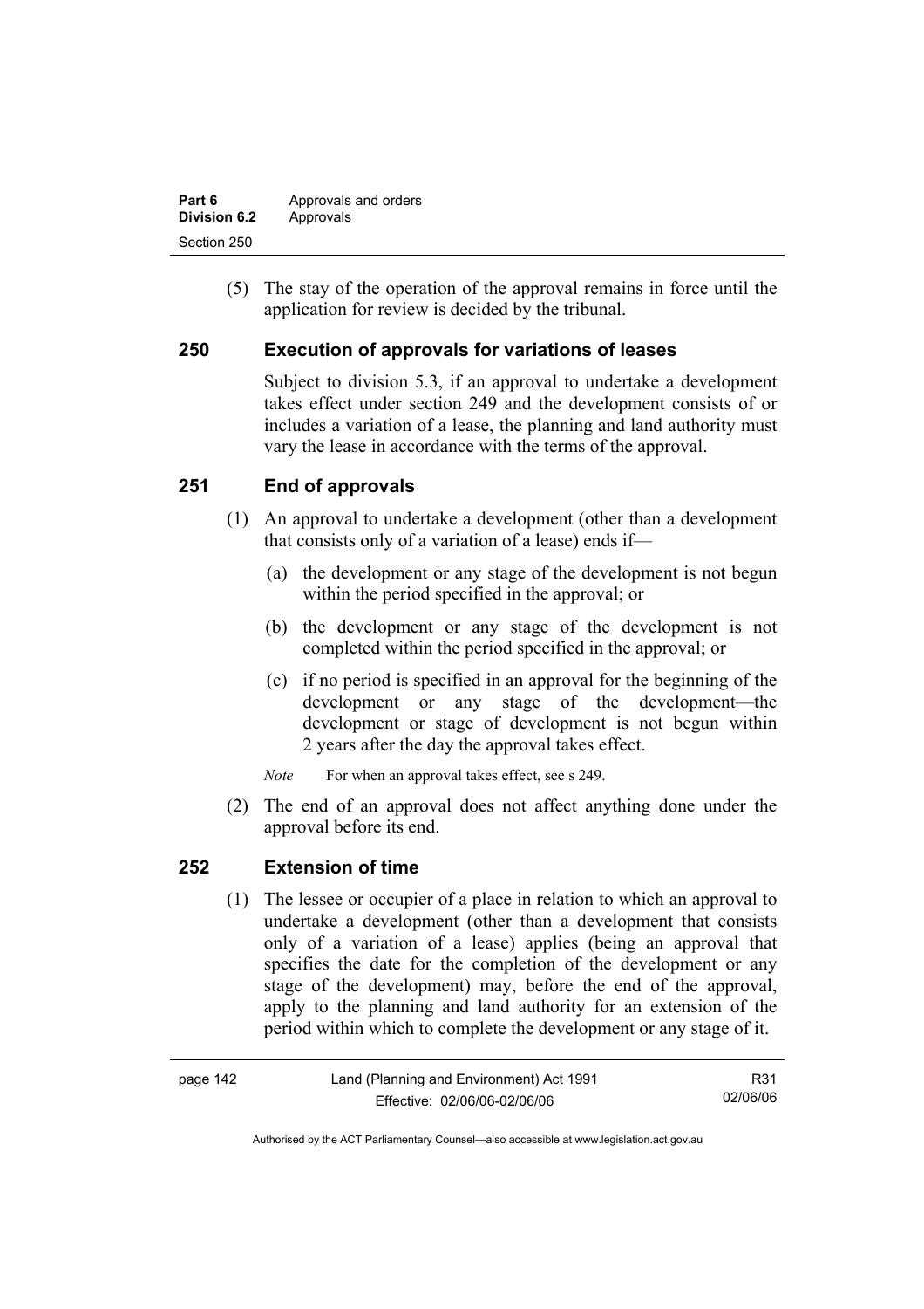(5) The stay of the operation of the approval remains in force until the application for review is decided by the tribunal.

### 250 Execution of approvals for variations of leases

Subject to division 5.3, if an approval to undertake a development takes effect under section 249 and the development consists of or includes a variation of a lease, the planning and land authority must vary the lease in accordance with the terms of the approval.

### 251 End of approvals

(1) An approval to undertake a development (other than a development that consists only of a variation of a lease) ends if—

(a) the development or any stage of the development is not begun within the period specified in the approval; or

(b) the development or any stage of the development is not completed within the period specified in the approval; or

(c) if no period is specified in an approval for the beginning of the development or any stage of the development—the development or stage of development is not begun within 2 years after the day the approval takes effect.

*Note* For when an approval takes effect, see s 249.

(2) The end of an approval does not affect anything done under the approval before its end.

### 252 Extension of time

(1) The lessee or occupier of a place in relation to which an approval to undertake a development (other than a development that consists only of a variation of a lease) applies (being an approval that specifies the date for the completion of the development or any stage of the development) may, before the end of the approval, apply to the planning and land authority for an extension of the period within which to complete the development or any stage of it.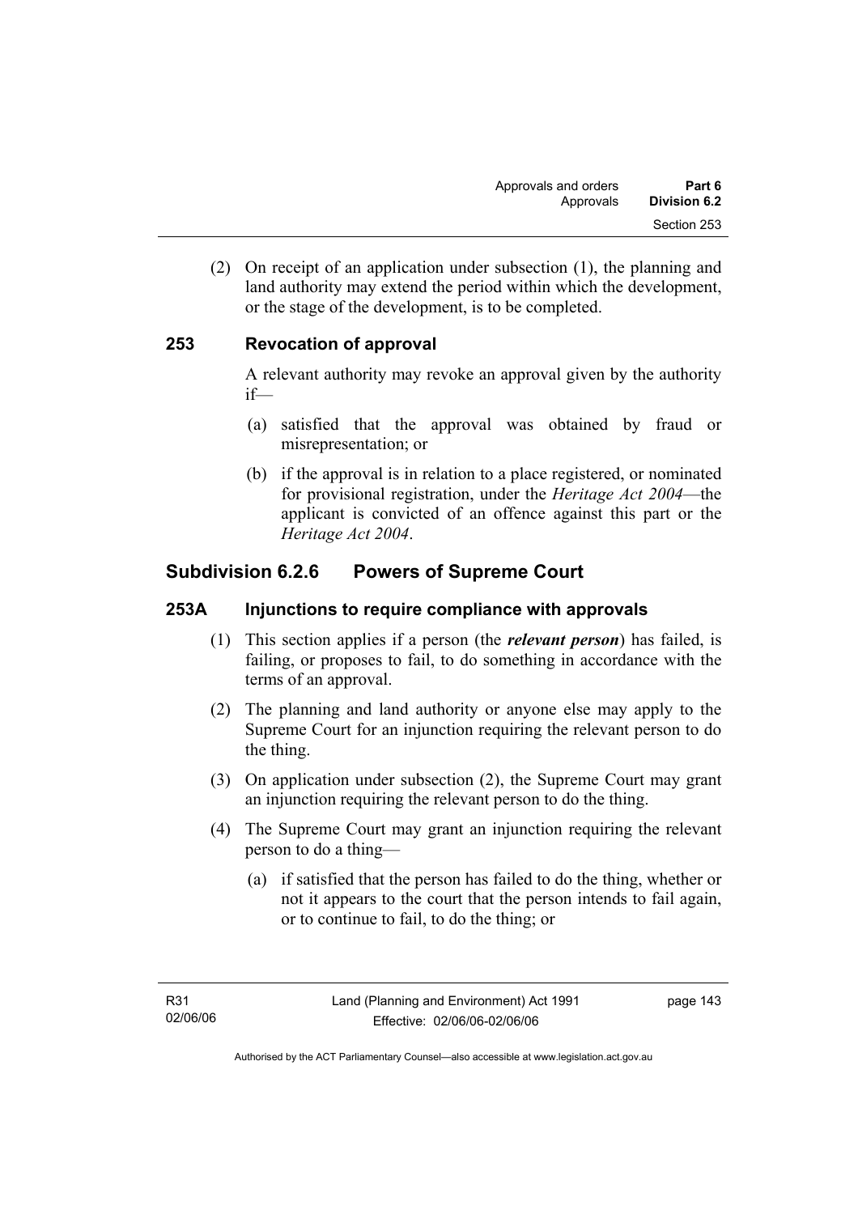(2) On receipt of an application under subsection (1), the planning and land authority may extend the period within which the development, or the stage of the development, is to be completed.

### 253 Revocation of approval

A relevant authority may revoke an approval given by the authority if—

(a) satisfied that the approval was obtained by fraud or misrepresentation; or

(b) if the approval is in relation to a place registered, or nominated for provisional registration, under the *Heritage Act 2004*—the applicant is convicted of an offence against this part or the *Heritage Act 2004*.

## Subdivision 6.2.6 Powers of Supreme Court

### 253A Injunctions to require compliance with approvals

(1) This section applies if a person (the ***relevant person***) has failed, is failing, or proposes to fail, to do something in accordance with the terms of an approval.

(2) The planning and land authority or anyone else may apply to the Supreme Court for an injunction requiring the relevant person to do the thing.

(3) On application under subsection (2), the Supreme Court may grant an injunction requiring the relevant person to do the thing.

(4) The Supreme Court may grant an injunction requiring the relevant person to do a thing—

(a) if satisfied that the person has failed to do the thing, whether or not it appears to the court that the person intends to fail again, or to continue to fail, to do the thing; or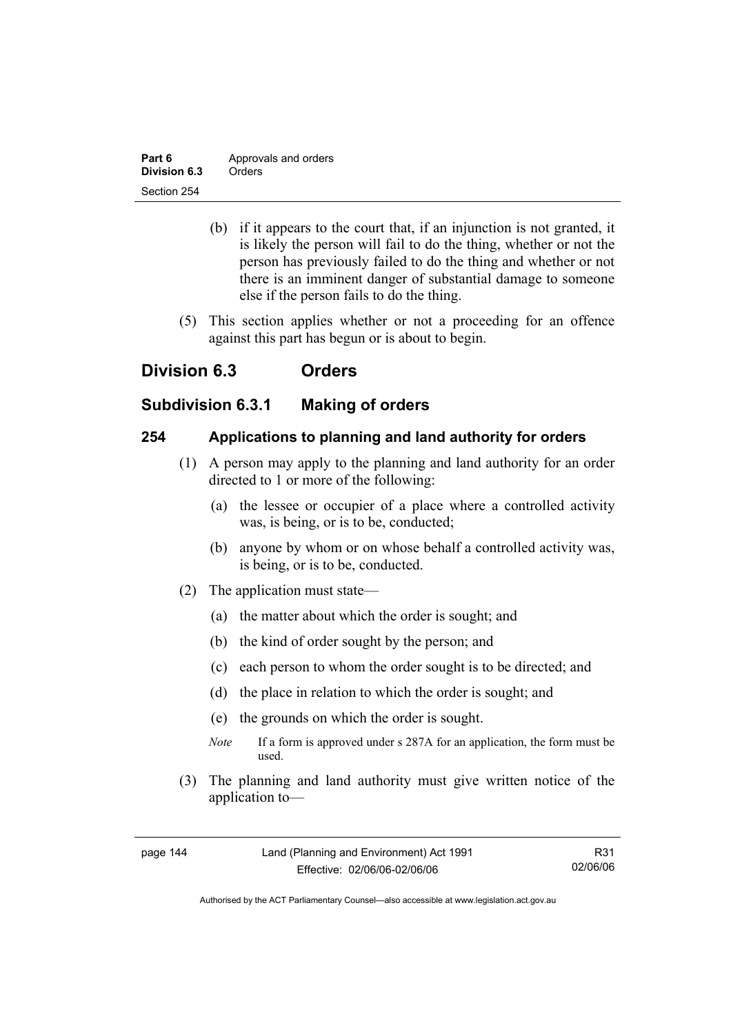(b) if it appears to the court that, if an injunction is not granted, it is likely the person will fail to do the thing, whether or not the person has previously failed to do the thing and whether or not there is an imminent danger of substantial damage to someone else if the person fails to do the thing.

(5) This section applies whether or not a proceeding for an offence against this part has begun or is about to begin.

## Division 6.3 Orders

### Subdivision 6.3.1 Making of orders

#### 254 Applications to planning and land authority for orders

(1) A person may apply to the planning and land authority for an order directed to 1 or more of the following:

(a) the lessee or occupier of a place where a controlled activity was, is being, or is to be, conducted;

(b) anyone by whom or on whose behalf a controlled activity was, is being, or is to be, conducted.

(2) The application must state—

(a) the matter about which the order is sought; and

(b) the kind of order sought by the person; and

(c) each person to whom the order sought is to be directed; and

(d) the place in relation to which the order is sought; and

(e) the grounds on which the order is sought.

*Note* If a form is approved under s 287A for an application, the form must be used.

(3) The planning and land authority must give written notice of the application to—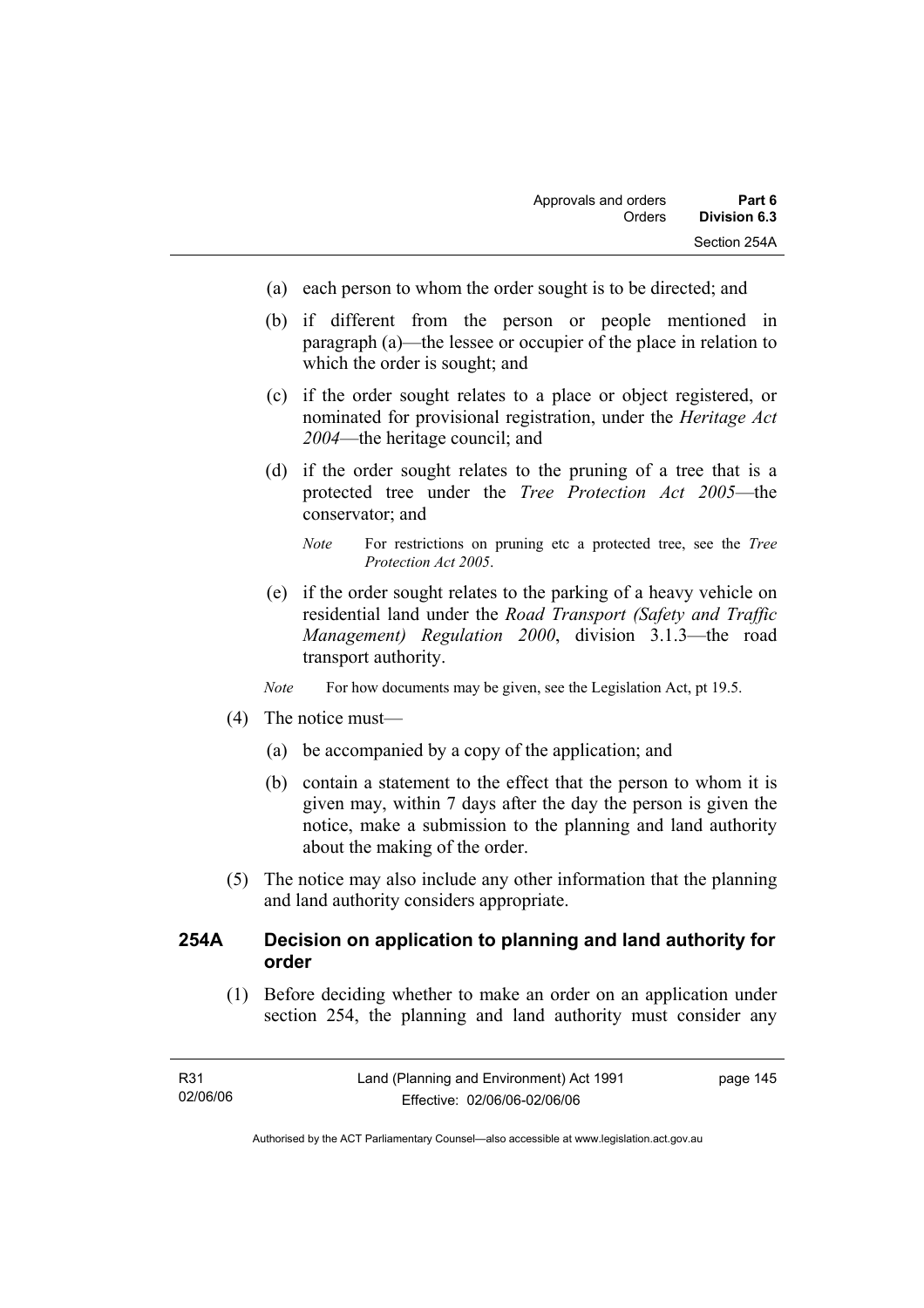(a) each person to whom the order sought is to be directed; and

(b) if different from the person or people mentioned in paragraph (a)—the lessee or occupier of the place in relation to which the order is sought; and

(c) if the order sought relates to a place or object registered, or nominated for provisional registration, under the *Heritage Act 2004*—the heritage council; and

(d) if the order sought relates to the pruning of a tree that is a protected tree under the *Tree Protection Act 2005*—the conservator; and

*Note* For restrictions on pruning etc a protected tree, see the *Tree Protection Act 2005*.

(e) if the order sought relates to the parking of a heavy vehicle on residential land under the *Road Transport (Safety and Traffic Management) Regulation 2000*, division 3.1.3—the road transport authority.

*Note* For how documents may be given, see the Legislation Act, pt 19.5.

(4) The notice must—

(a) be accompanied by a copy of the application; and

(b) contain a statement to the effect that the person to whom it is given may, within 7 days after the day the person is given the notice, make a submission to the planning and land authority about the making of the order.

(5) The notice may also include any other information that the planning and land authority considers appropriate.

### 254A Decision on application to planning and land authority for order

(1) Before deciding whether to make an order on an application under section 254, the planning and land authority must consider any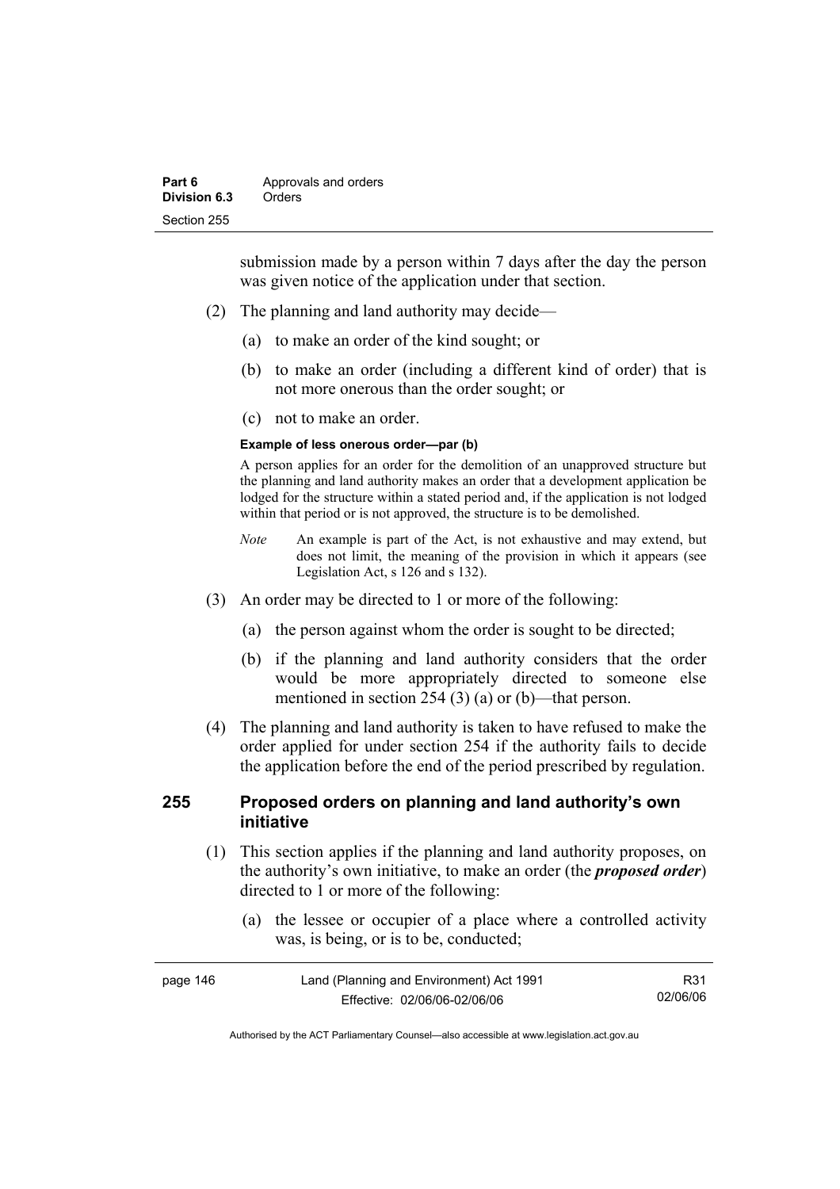submission made by a person within 7 days after the day the person was given notice of the application under that section.

(2) The planning and land authority may decide—

(a) to make an order of the kind sought; or

(b) to make an order (including a different kind of order) that is not more onerous than the order sought; or

(c) not to make an order.

**Example of less onerous order—par (b)**

A person applies for an order for the demolition of an unapproved structure but the planning and land authority makes an order that a development application be lodged for the structure within a stated period and, if the application is not lodged within that period or is not approved, the structure is to be demolished.

*Note* An example is part of the Act, is not exhaustive and may extend, but does not limit, the meaning of the provision in which it appears (see Legislation Act, s 126 and s 132).

(3) An order may be directed to 1 or more of the following:

(a) the person against whom the order is sought to be directed;

(b) if the planning and land authority considers that the order would be more appropriately directed to someone else mentioned in section 254 (3) (a) or (b)—that person.

(4) The planning and land authority is taken to have refused to make the order applied for under section 254 if the authority fails to decide the application before the end of the period prescribed by regulation.

## 255 Proposed orders on planning and land authority's own initiative

(1) This section applies if the planning and land authority proposes, on the authority's own initiative, to make an order (the ***proposed order***) directed to 1 or more of the following:

(a) the lessee or occupier of a place where a controlled activity was, is being, or is to be, conducted;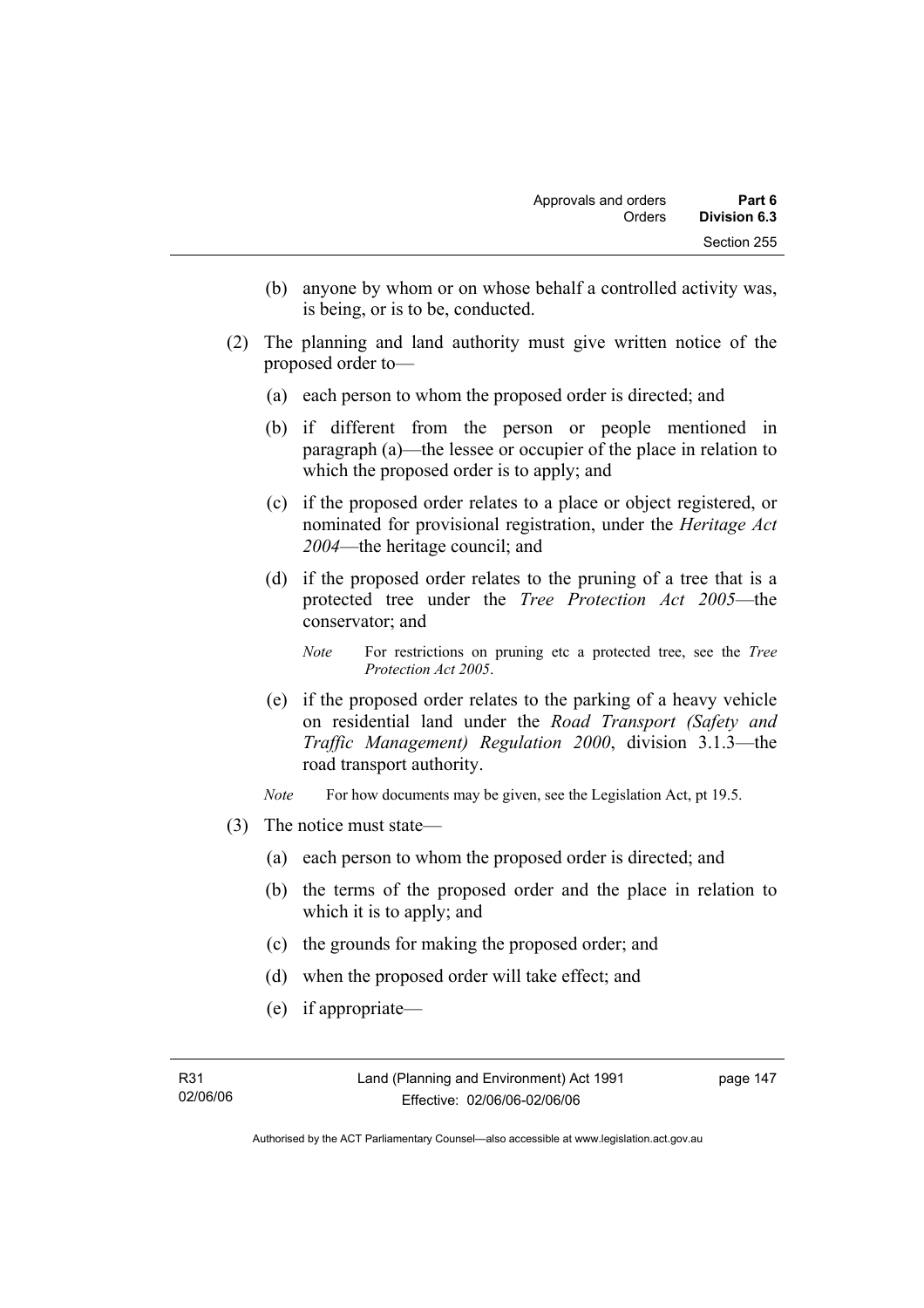(b) anyone by whom or on whose behalf a controlled activity was, is being, or is to be, conducted.

(2) The planning and land authority must give written notice of the proposed order to—

(a) each person to whom the proposed order is directed; and

(b) if different from the person or people mentioned in paragraph (a)—the lessee or occupier of the place in relation to which the proposed order is to apply; and

(c) if the proposed order relates to a place or object registered, or nominated for provisional registration, under the *Heritage Act 2004*—the heritage council; and

(d) if the proposed order relates to the pruning of a tree that is a protected tree under the *Tree Protection Act 2005*—the conservator; and

*Note* For restrictions on pruning etc a protected tree, see the *Tree Protection Act 2005*.

(e) if the proposed order relates to the parking of a heavy vehicle on residential land under the *Road Transport (Safety and Traffic Management) Regulation 2000*, division 3.1.3—the road transport authority.

*Note* For how documents may be given, see the Legislation Act, pt 19.5.

(3) The notice must state—

(a) each person to whom the proposed order is directed; and

(b) the terms of the proposed order and the place in relation to which it is to apply; and

(c) the grounds for making the proposed order; and

(d) when the proposed order will take effect; and

(e) if appropriate—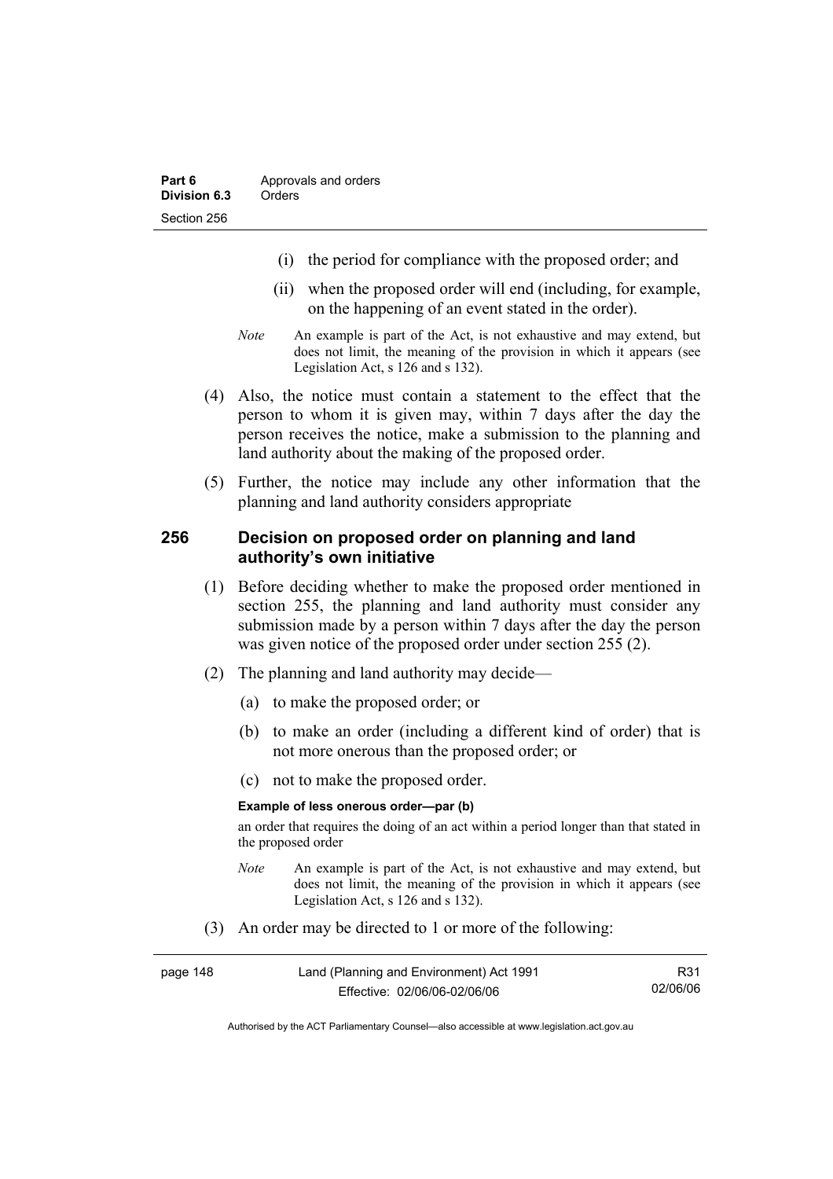(i) the period for compliance with the proposed order; and

(ii) when the proposed order will end (including, for example, on the happening of an event stated in the order).

*Note* An example is part of the Act, is not exhaustive and may extend, but does not limit, the meaning of the provision in which it appears (see Legislation Act, s 126 and s 132).

(4) Also, the notice must contain a statement to the effect that the person to whom it is given may, within 7 days after the day the person receives the notice, make a submission to the planning and land authority about the making of the proposed order.

(5) Further, the notice may include any other information that the planning and land authority considers appropriate

## 256 Decision on proposed order on planning and land authority's own initiative

(1) Before deciding whether to make the proposed order mentioned in section 255, the planning and land authority must consider any submission made by a person within 7 days after the day the person was given notice of the proposed order under section 255 (2).

(2) The planning and land authority may decide—

(a) to make the proposed order; or

(b) to make an order (including a different kind of order) that is not more onerous than the proposed order; or

(c) not to make the proposed order.

**Example of less onerous order—par (b)**

an order that requires the doing of an act within a period longer than that stated in the proposed order

*Note* An example is part of the Act, is not exhaustive and may extend, but does not limit, the meaning of the provision in which it appears (see Legislation Act, s 126 and s 132).

(3) An order may be directed to 1 or more of the following: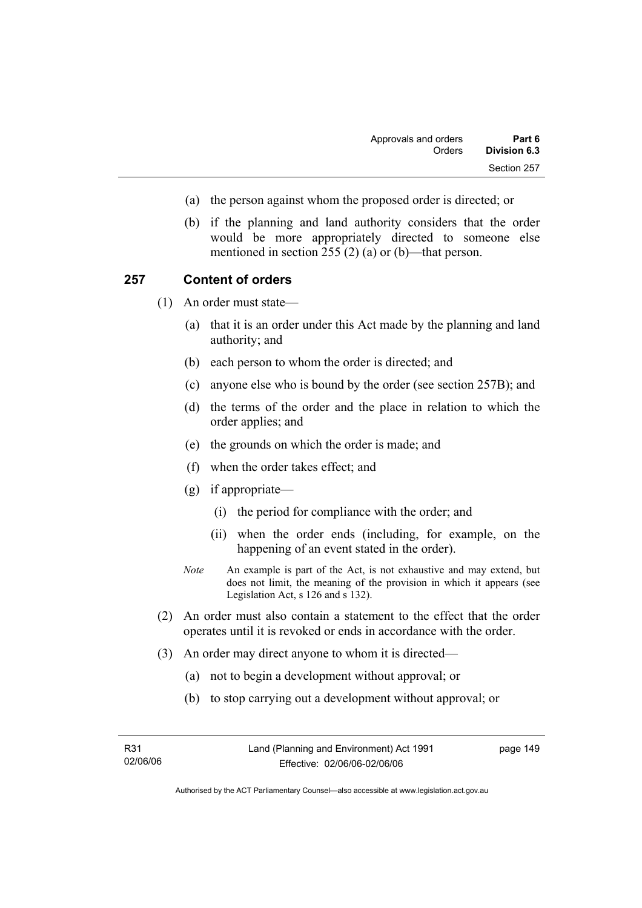(a) the person against whom the proposed order is directed; or

(b) if the planning and land authority considers that the order would be more appropriately directed to someone else mentioned in section 255 (2) (a) or (b)—that person.

## 257 Content of orders

(1) An order must state—

(a) that it is an order under this Act made by the planning and land authority; and

(b) each person to whom the order is directed; and

(c) anyone else who is bound by the order (see section 257B); and

(d) the terms of the order and the place in relation to which the order applies; and

(e) the grounds on which the order is made; and

(f) when the order takes effect; and

(g) if appropriate—

(i) the period for compliance with the order; and

(ii) when the order ends (including, for example, on the happening of an event stated in the order).

*Note* An example is part of the Act, is not exhaustive and may extend, but does not limit, the meaning of the provision in which it appears (see Legislation Act, s 126 and s 132).

(2) An order must also contain a statement to the effect that the order operates until it is revoked or ends in accordance with the order.

(3) An order may direct anyone to whom it is directed—

(a) not to begin a development without approval; or

(b) to stop carrying out a development without approval; or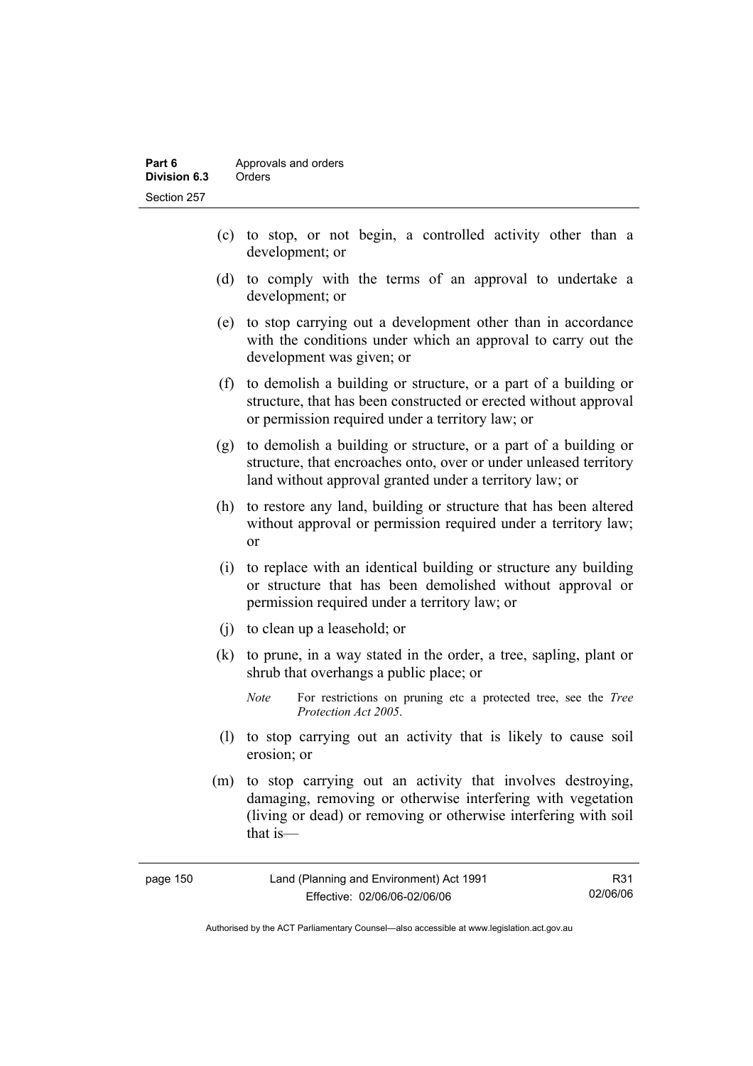(c) to stop, or not begin, a controlled activity other than a development; or

(d) to comply with the terms of an approval to undertake a development; or

(e) to stop carrying out a development other than in accordance with the conditions under which an approval to carry out the development was given; or

(f) to demolish a building or structure, or a part of a building or structure, that has been constructed or erected without approval or permission required under a territory law; or

(g) to demolish a building or structure, or a part of a building or structure, that encroaches onto, over or under unleased territory land without approval granted under a territory law; or

(h) to restore any land, building or structure that has been altered without approval or permission required under a territory law; or

(i) to replace with an identical building or structure any building or structure that has been demolished without approval or permission required under a territory law; or

(j) to clean up a leasehold; or

(k) to prune, in a way stated in the order, a tree, sapling, plant or shrub that overhangs a public place; or

*Note* For restrictions on pruning etc a protected tree, see the *Tree Protection Act 2005*.

(l) to stop carrying out an activity that is likely to cause soil erosion; or

(m) to stop carrying out an activity that involves destroying, damaging, removing or otherwise interfering with vegetation (living or dead) or removing or otherwise interfering with soil that is—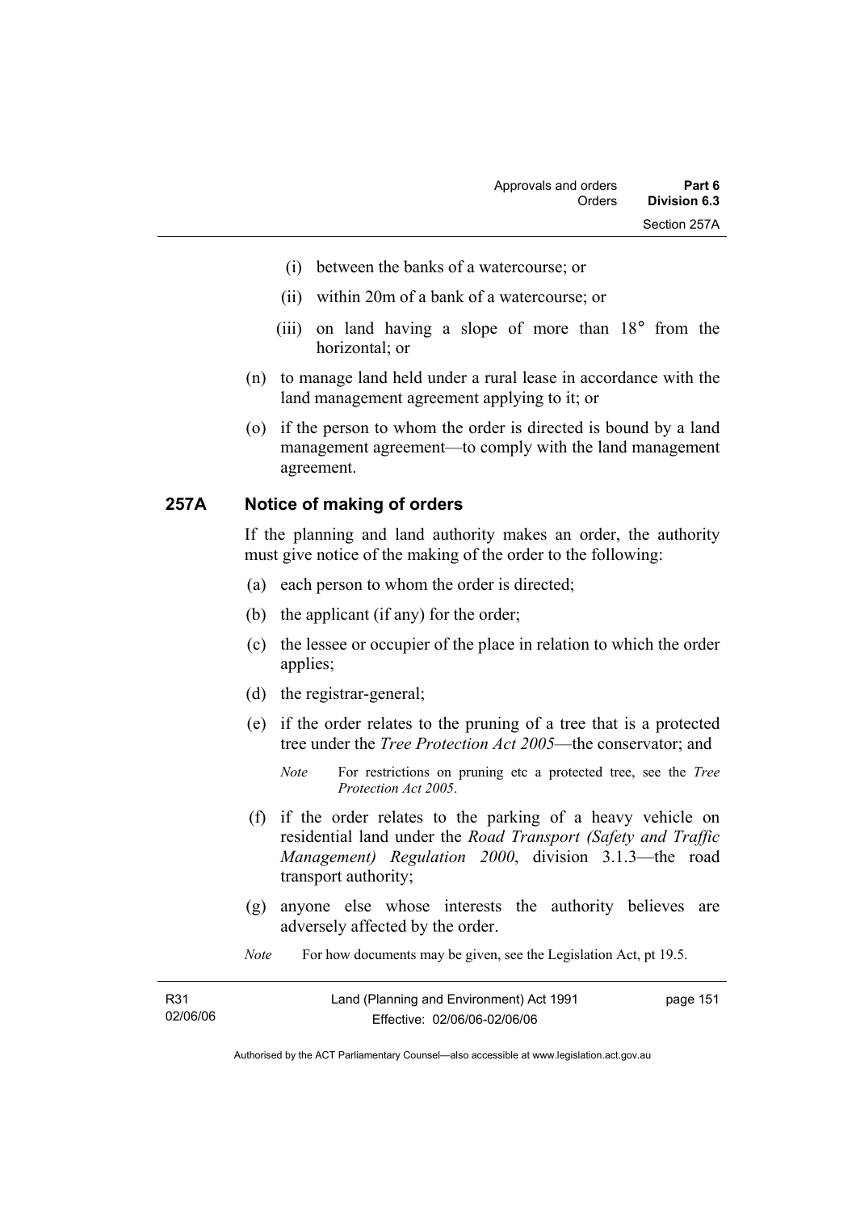(i) between the banks of a watercourse; or

(ii) within 20m of a bank of a watercourse; or

(iii) on land having a slope of more than 18° from the horizontal; or

(n) to manage land held under a rural lease in accordance with the land management agreement applying to it; or

(o) if the person to whom the order is directed is bound by a land management agreement—to comply with the land management agreement.

## 257A Notice of making of orders

If the planning and land authority makes an order, the authority must give notice of the making of the order to the following:

(a) each person to whom the order is directed;

(b) the applicant (if any) for the order;

(c) the lessee or occupier of the place in relation to which the order applies;

(d) the registrar-general;

(e) if the order relates to the pruning of a tree that is a protected tree under the *Tree Protection Act 2005*—the conservator; and

*Note* For restrictions on pruning etc a protected tree, see the *Tree Protection Act 2005*.

(f) if the order relates to the parking of a heavy vehicle on residential land under the *Road Transport (Safety and Traffic Management) Regulation 2000*, division 3.1.3—the road transport authority;

(g) anyone else whose interests the authority believes are adversely affected by the order.

*Note* For how documents may be given, see the Legislation Act, pt 19.5.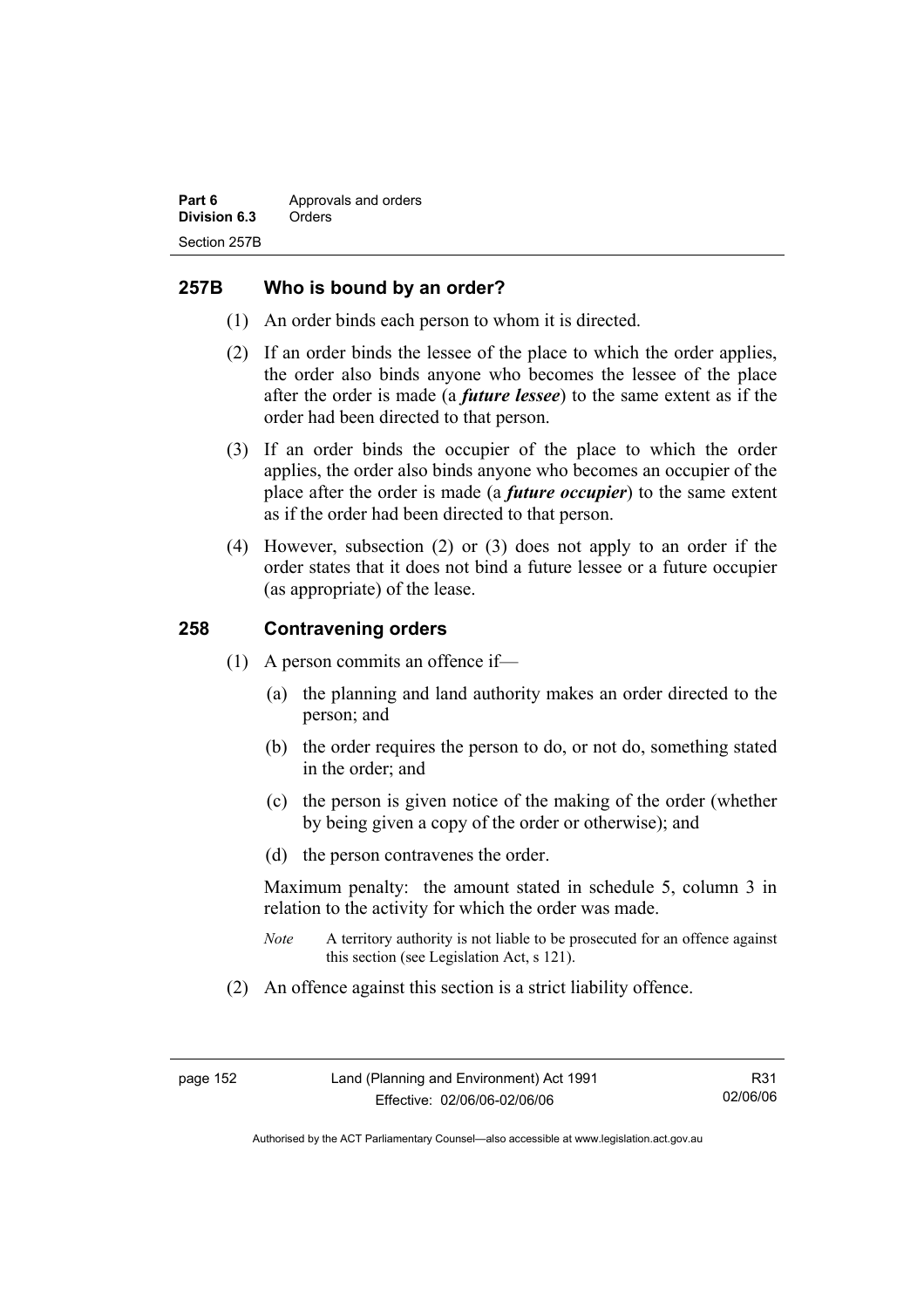## 257B Who is bound by an order?

(1) An order binds each person to whom it is directed.

(2) If an order binds the lessee of the place to which the order applies, the order also binds anyone who becomes the lessee of the place after the order is made (a ***future lessee***) to the same extent as if the order had been directed to that person.

(3) If an order binds the occupier of the place to which the order applies, the order also binds anyone who becomes an occupier of the place after the order is made (a ***future occupier***) to the same extent as if the order had been directed to that person.

(4) However, subsection (2) or (3) does not apply to an order if the order states that it does not bind a future lessee or a future occupier (as appropriate) of the lease.

## 258 Contravening orders

(1) A person commits an offence if—

(a) the planning and land authority makes an order directed to the person; and

(b) the order requires the person to do, or not do, something stated in the order; and

(c) the person is given notice of the making of the order (whether by being given a copy of the order or otherwise); and

(d) the person contravenes the order.

Maximum penalty: the amount stated in schedule 5, column 3 in relation to the activity for which the order was made.

*Note* A territory authority is not liable to be prosecuted for an offence against this section (see Legislation Act, s 121).

(2) An offence against this section is a strict liability offence.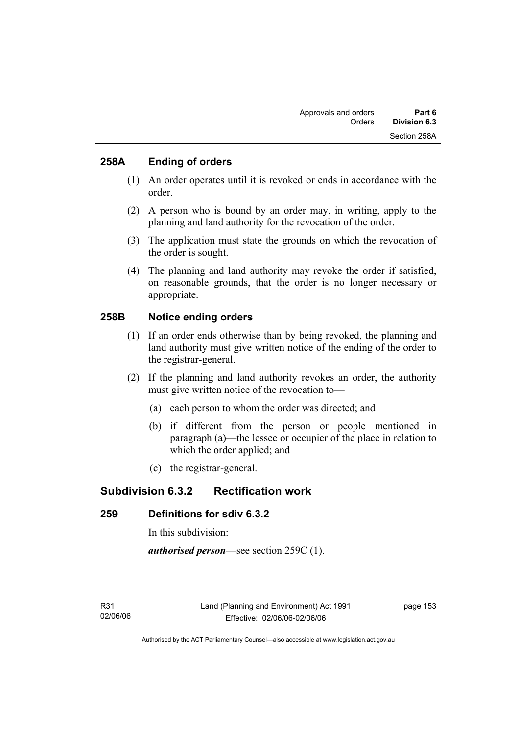### 258A Ending of orders

(1) An order operates until it is revoked or ends in accordance with the order.

(2) A person who is bound by an order may, in writing, apply to the planning and land authority for the revocation of the order.

(3) The application must state the grounds on which the revocation of the order is sought.

(4) The planning and land authority may revoke the order if satisfied, on reasonable grounds, that the order is no longer necessary or appropriate.

### 258B Notice ending orders

(1) If an order ends otherwise than by being revoked, the planning and land authority must give written notice of the ending of the order to the registrar-general.

(2) If the planning and land authority revokes an order, the authority must give written notice of the revocation to—

(a) each person to whom the order was directed; and

(b) if different from the person or people mentioned in paragraph (a)—the lessee or occupier of the place in relation to which the order applied; and

(c) the registrar-general.

## Subdivision 6.3.2 Rectification work

### 259 Definitions for sdiv 6.3.2

In this subdivision:

***authorised person***—see section 259C (1).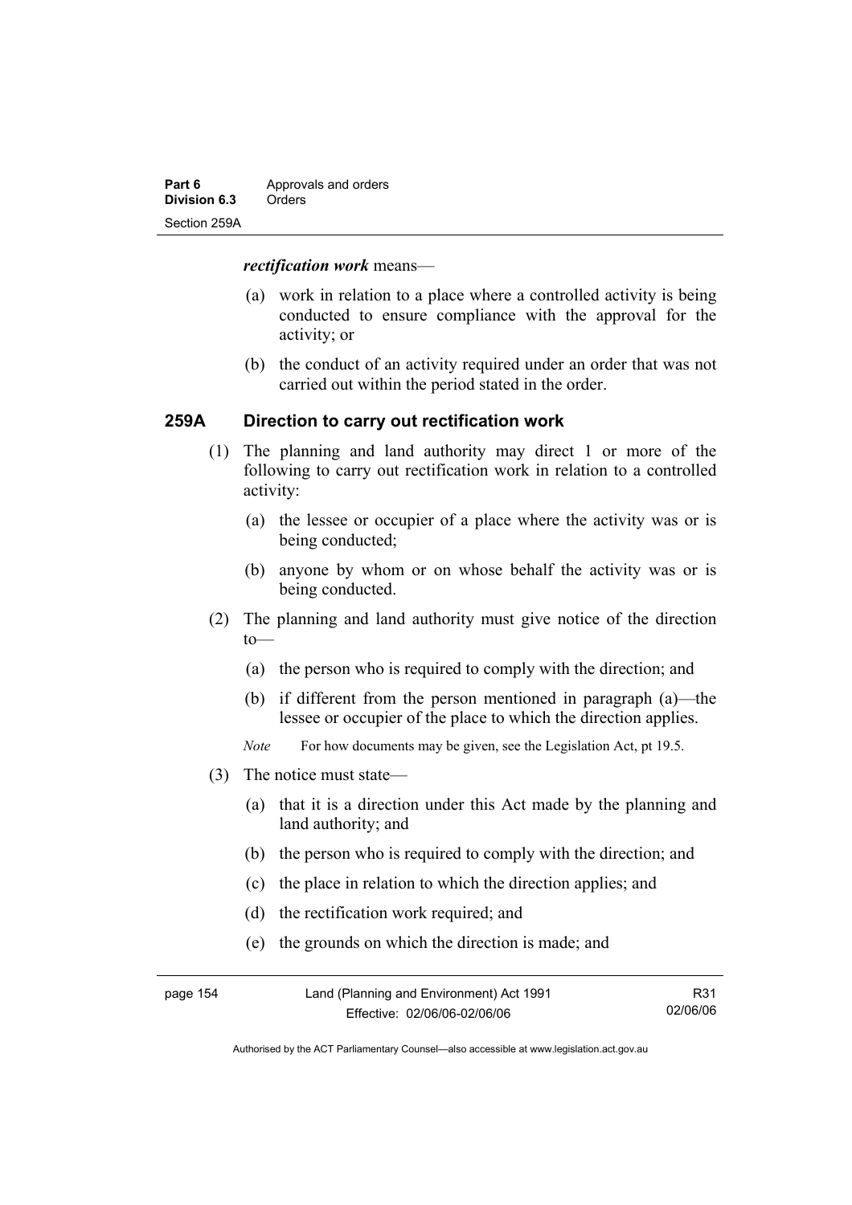***rectification work*** means—

(a) work in relation to a place where a controlled activity is being conducted to ensure compliance with the approval for the activity; or

(b) the conduct of an activity required under an order that was not carried out within the period stated in the order.

### 259A Direction to carry out rectification work

(1) The planning and land authority may direct 1 or more of the following to carry out rectification work in relation to a controlled activity:

(a) the lessee or occupier of a place where the activity was or is being conducted;

(b) anyone by whom or on whose behalf the activity was or is being conducted.

(2) The planning and land authority must give notice of the direction to—

(a) the person who is required to comply with the direction; and

(b) if different from the person mentioned in paragraph (a)—the lessee or occupier of the place to which the direction applies.

*Note* For how documents may be given, see the Legislation Act, pt 19.5.

(3) The notice must state—

(a) that it is a direction under this Act made by the planning and land authority; and

(b) the person who is required to comply with the direction; and

(c) the place in relation to which the direction applies; and

(d) the rectification work required; and

(e) the grounds on which the direction is made; and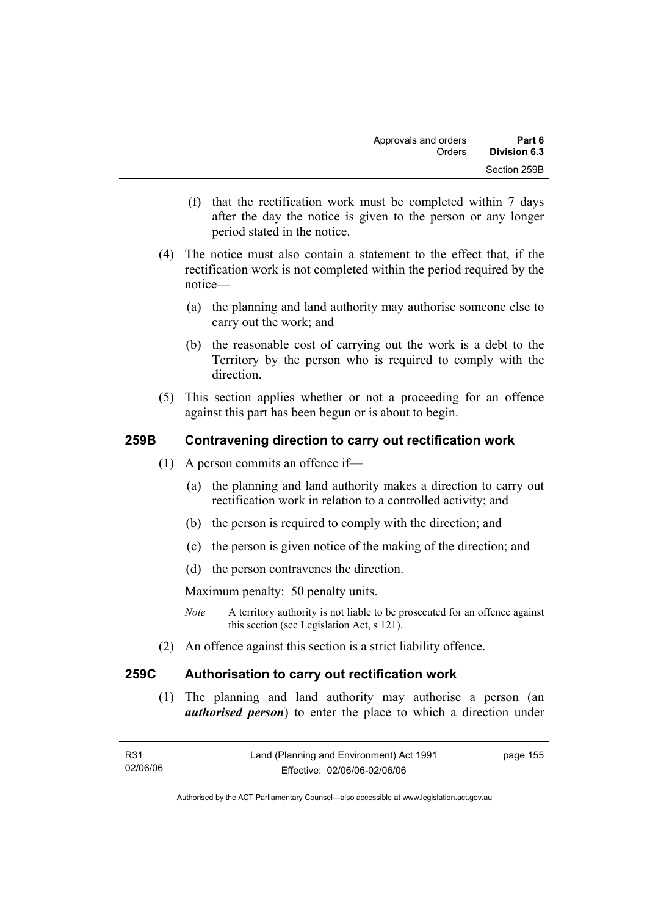(f) that the rectification work must be completed within 7 days after the day the notice is given to the person or any longer period stated in the notice.

(4) The notice must also contain a statement to the effect that, if the rectification work is not completed within the period required by the notice—

(a) the planning and land authority may authorise someone else to carry out the work; and

(b) the reasonable cost of carrying out the work is a debt to the Territory by the person who is required to comply with the direction.

(5) This section applies whether or not a proceeding for an offence against this part has been begun or is about to begin.

## 259B Contravening direction to carry out rectification work

(1) A person commits an offence if—

(a) the planning and land authority makes a direction to carry out rectification work in relation to a controlled activity; and

(b) the person is required to comply with the direction; and

(c) the person is given notice of the making of the direction; and

(d) the person contravenes the direction.

Maximum penalty: 50 penalty units.

*Note* A territory authority is not liable to be prosecuted for an offence against this section (see Legislation Act, s 121).

(2) An offence against this section is a strict liability offence.

## 259C Authorisation to carry out rectification work

(1) The planning and land authority may authorise a person (an ***authorised person***) to enter the place to which a direction under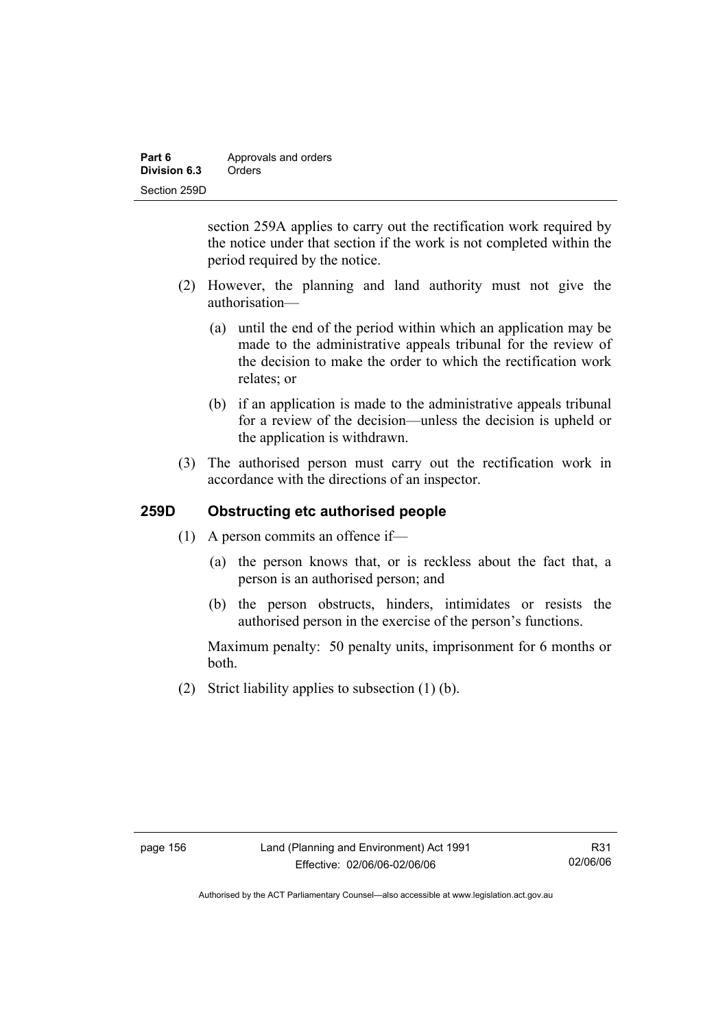section 259A applies to carry out the rectification work required by the notice under that section if the work is not completed within the period required by the notice.

(2) However, the planning and land authority must not give the authorisation—

(a) until the end of the period within which an application may be made to the administrative appeals tribunal for the review of the decision to make the order to which the rectification work relates; or

(b) if an application is made to the administrative appeals tribunal for a review of the decision—unless the decision is upheld or the application is withdrawn.

(3) The authorised person must carry out the rectification work in accordance with the directions of an inspector.

## 259D Obstructing etc authorised people

(1) A person commits an offence if—

(a) the person knows that, or is reckless about the fact that, a person is an authorised person; and

(b) the person obstructs, hinders, intimidates or resists the authorised person in the exercise of the person's functions.

Maximum penalty: 50 penalty units, imprisonment for 6 months or both.

(2) Strict liability applies to subsection (1) (b).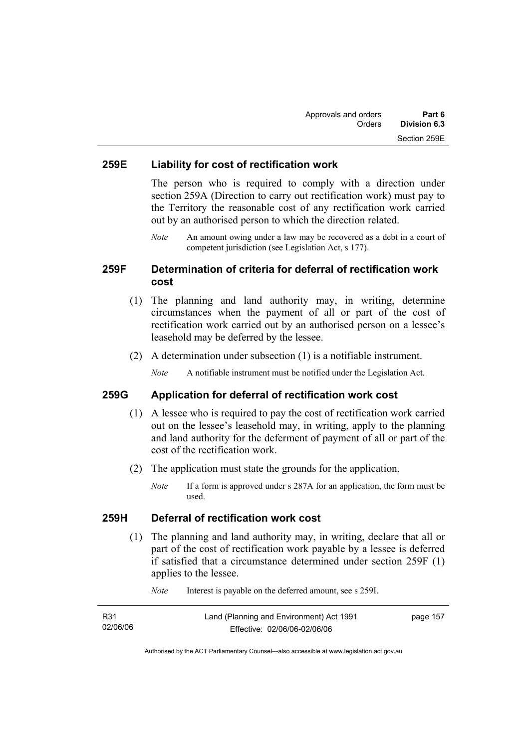## 259E Liability for cost of rectification work

The person who is required to comply with a direction under section 259A (Direction to carry out rectification work) must pay to the Territory the reasonable cost of any rectification work carried out by an authorised person to which the direction related.

*Note* An amount owing under a law may be recovered as a debt in a court of competent jurisdiction (see Legislation Act, s 177).

## 259F Determination of criteria for deferral of rectification work cost

(1) The planning and land authority may, in writing, determine circumstances when the payment of all or part of the cost of rectification work carried out by an authorised person on a lessee's leasehold may be deferred by the lessee.

(2) A determination under subsection (1) is a notifiable instrument.

*Note* A notifiable instrument must be notified under the Legislation Act.

## 259G Application for deferral of rectification work cost

(1) A lessee who is required to pay the cost of rectification work carried out on the lessee's leasehold may, in writing, apply to the planning and land authority for the deferment of payment of all or part of the cost of the rectification work.

(2) The application must state the grounds for the application.

*Note* If a form is approved under s 287A for an application, the form must be used.

## 259H Deferral of rectification work cost

(1) The planning and land authority may, in writing, declare that all or part of the cost of rectification work payable by a lessee is deferred if satisfied that a circumstance determined under section 259F (1) applies to the lessee.

*Note* Interest is payable on the deferred amount, see s 259I.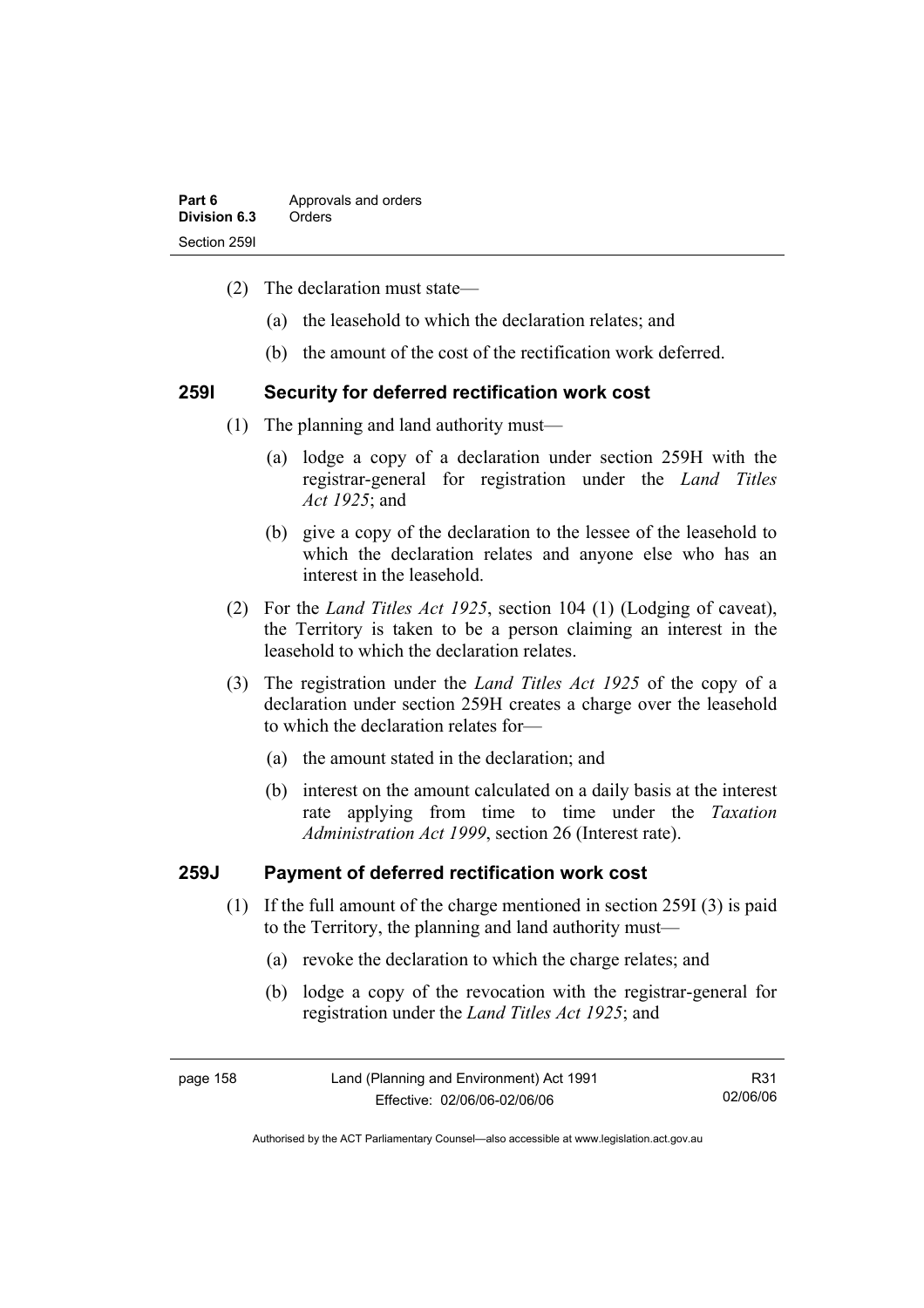(2) The declaration must state—

(a) the leasehold to which the declaration relates; and

(b) the amount of the cost of the rectification work deferred.

### 259I Security for deferred rectification work cost

(1) The planning and land authority must—

(a) lodge a copy of a declaration under section 259H with the registrar-general for registration under the *Land Titles Act 1925*; and

(b) give a copy of the declaration to the lessee of the leasehold to which the declaration relates and anyone else who has an interest in the leasehold.

(2) For the *Land Titles Act 1925*, section 104 (1) (Lodging of caveat), the Territory is taken to be a person claiming an interest in the leasehold to which the declaration relates.

(3) The registration under the *Land Titles Act 1925* of the copy of a declaration under section 259H creates a charge over the leasehold to which the declaration relates for—

(a) the amount stated in the declaration; and

(b) interest on the amount calculated on a daily basis at the interest rate applying from time to time under the *Taxation Administration Act 1999*, section 26 (Interest rate).

### 259J Payment of deferred rectification work cost

(1) If the full amount of the charge mentioned in section 259I (3) is paid to the Territory, the planning and land authority must—

(a) revoke the declaration to which the charge relates; and

(b) lodge a copy of the revocation with the registrar-general for registration under the *Land Titles Act 1925*; and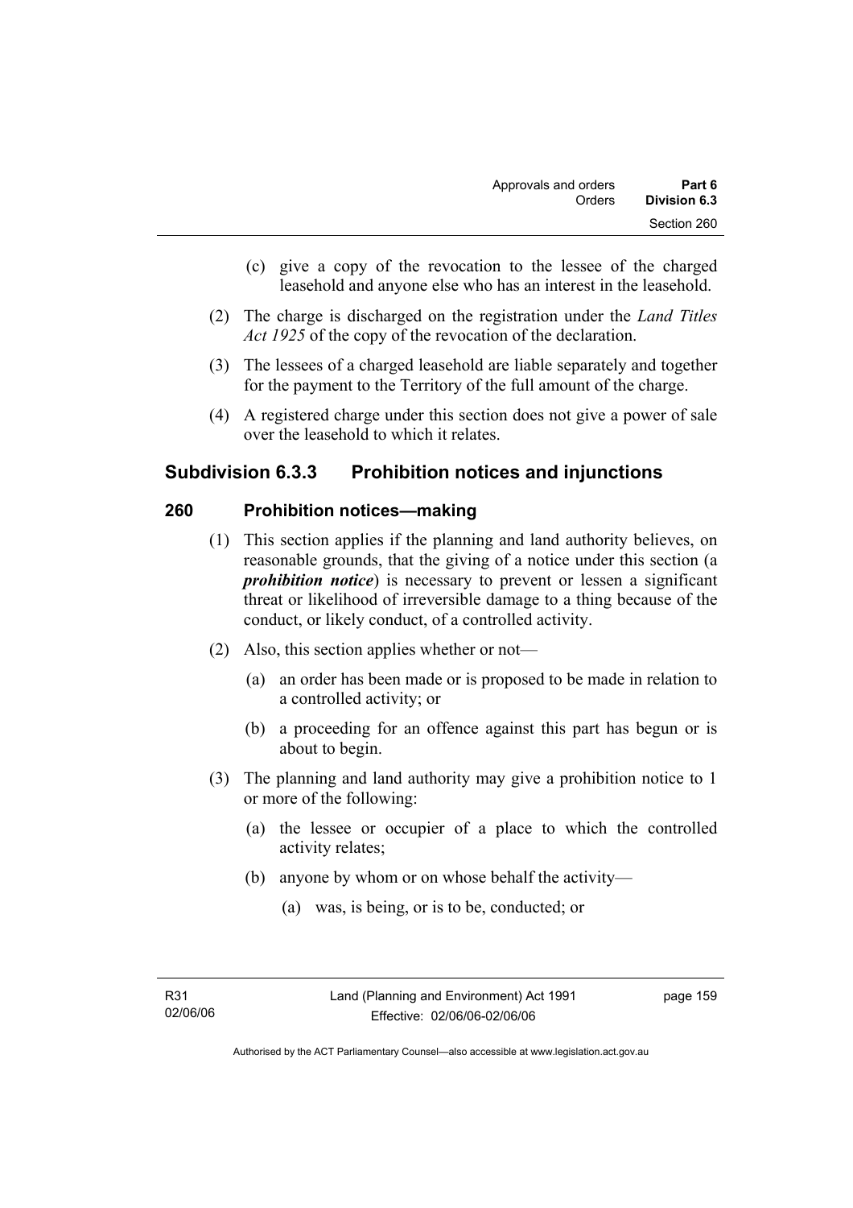(c) give a copy of the revocation to the lessee of the charged leasehold and anyone else who has an interest in the leasehold.

(2) The charge is discharged on the registration under the *Land Titles Act 1925* of the copy of the revocation of the declaration.

(3) The lessees of a charged leasehold are liable separately and together for the payment to the Territory of the full amount of the charge.

(4) A registered charge under this section does not give a power of sale over the leasehold to which it relates.

## Subdivision 6.3.3 Prohibition notices and injunctions

### 260 Prohibition notices—making

(1) This section applies if the planning and land authority believes, on reasonable grounds, that the giving of a notice under this section (a ***prohibition notice***) is necessary to prevent or lessen a significant threat or likelihood of irreversible damage to a thing because of the conduct, or likely conduct, of a controlled activity.

(2) Also, this section applies whether or not—

(a) an order has been made or is proposed to be made in relation to a controlled activity; or

(b) a proceeding for an offence against this part has begun or is about to begin.

(3) The planning and land authority may give a prohibition notice to 1 or more of the following:

(a) the lessee or occupier of a place to which the controlled activity relates;

(b) anyone by whom or on whose behalf the activity—

(a) was, is being, or is to be, conducted; or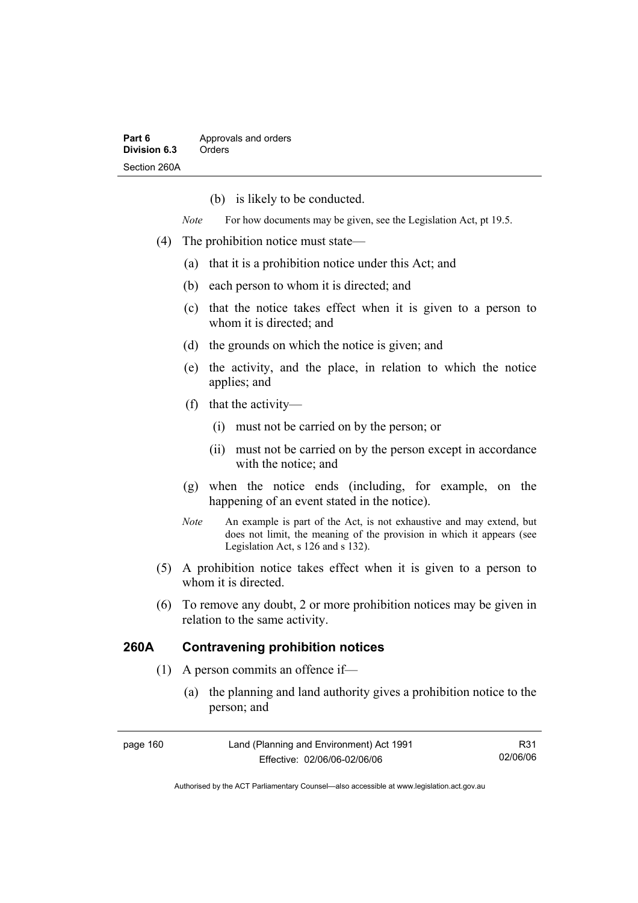(b) is likely to be conducted.

*Note* For how documents may be given, see the Legislation Act, pt 19.5.

(4) The prohibition notice must state—

(a) that it is a prohibition notice under this Act; and

(b) each person to whom it is directed; and

(c) that the notice takes effect when it is given to a person to whom it is directed; and

(d) the grounds on which the notice is given; and

(e) the activity, and the place, in relation to which the notice applies; and

(f) that the activity—

(i) must not be carried on by the person; or

(ii) must not be carried on by the person except in accordance with the notice; and

(g) when the notice ends (including, for example, on the happening of an event stated in the notice).

*Note* An example is part of the Act, is not exhaustive and may extend, but does not limit, the meaning of the provision in which it appears (see Legislation Act, s 126 and s 132).

(5) A prohibition notice takes effect when it is given to a person to whom it is directed.

(6) To remove any doubt, 2 or more prohibition notices may be given in relation to the same activity.

## 260A Contravening prohibition notices

(1) A person commits an offence if—

(a) the planning and land authority gives a prohibition notice to the person; and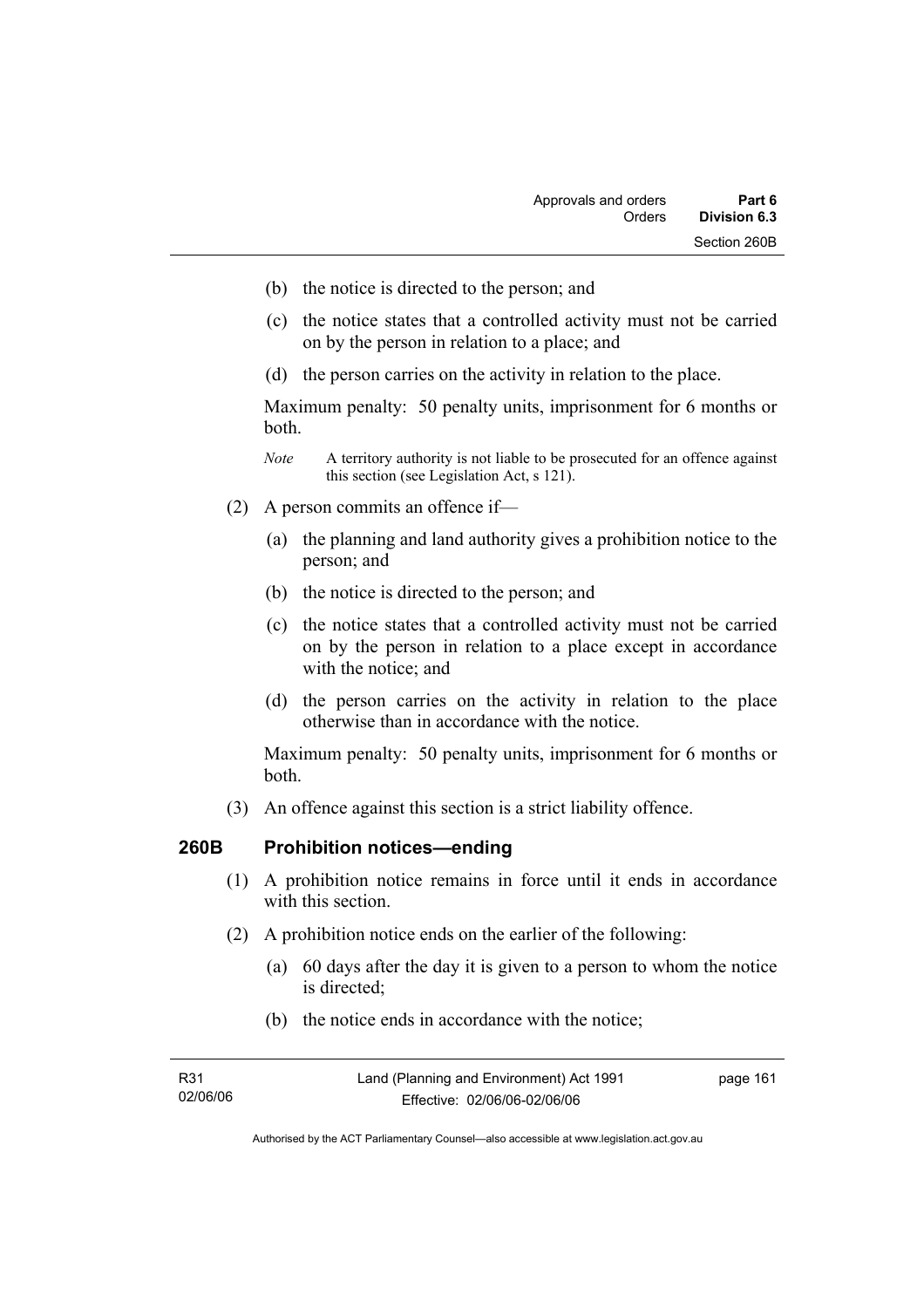(b) the notice is directed to the person; and

(c) the notice states that a controlled activity must not be carried on by the person in relation to a place; and

(d) the person carries on the activity in relation to the place.

Maximum penalty: 50 penalty units, imprisonment for 6 months or both.

*Note* A territory authority is not liable to be prosecuted for an offence against this section (see Legislation Act, s 121).

(2) A person commits an offence if—

(a) the planning and land authority gives a prohibition notice to the person; and

(b) the notice is directed to the person; and

(c) the notice states that a controlled activity must not be carried on by the person in relation to a place except in accordance with the notice; and

(d) the person carries on the activity in relation to the place otherwise than in accordance with the notice.

Maximum penalty: 50 penalty units, imprisonment for 6 months or both.

(3) An offence against this section is a strict liability offence.

## 260B Prohibition notices—ending

(1) A prohibition notice remains in force until it ends in accordance with this section.

(2) A prohibition notice ends on the earlier of the following:

(a) 60 days after the day it is given to a person to whom the notice is directed;

(b) the notice ends in accordance with the notice;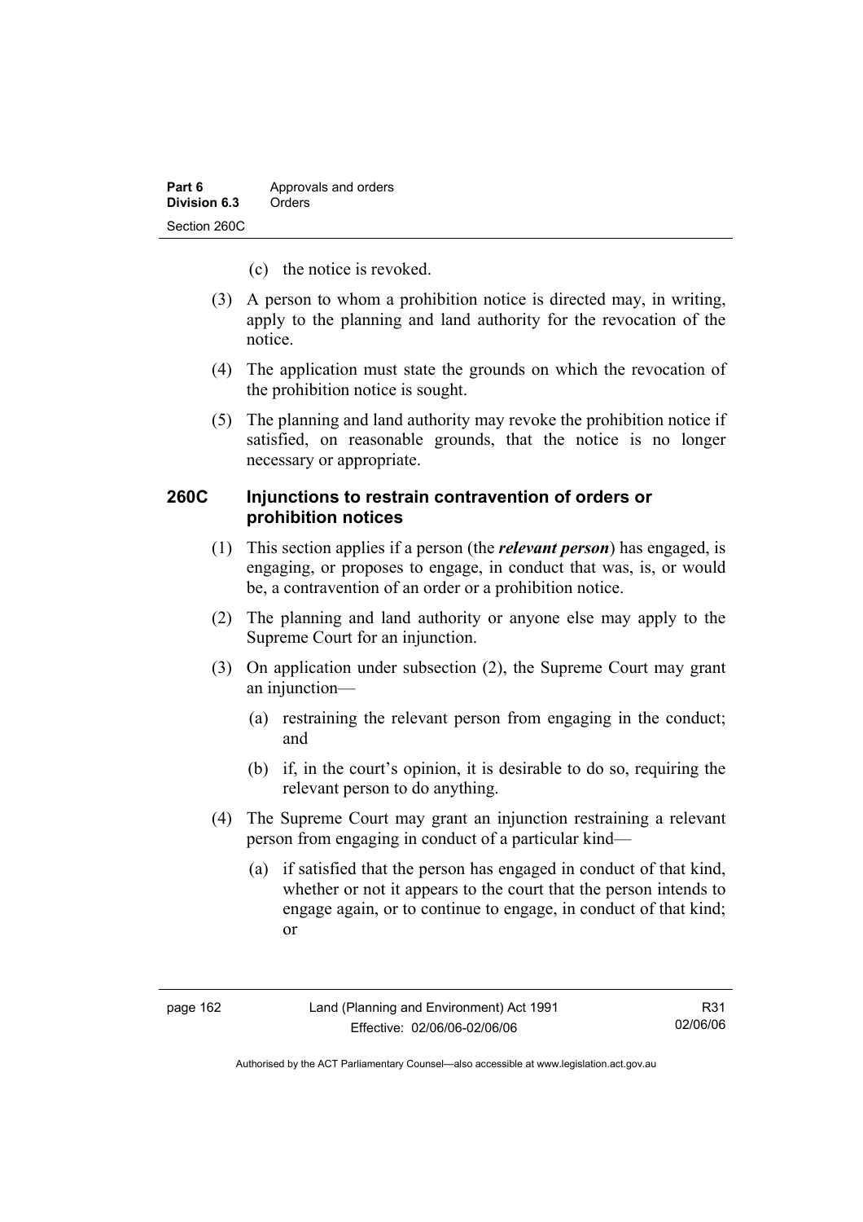(c) the notice is revoked.

(3) A person to whom a prohibition notice is directed may, in writing, apply to the planning and land authority for the revocation of the notice.

(4) The application must state the grounds on which the revocation of the prohibition notice is sought.

(5) The planning and land authority may revoke the prohibition notice if satisfied, on reasonable grounds, that the notice is no longer necessary or appropriate.

### 260C Injunctions to restrain contravention of orders or prohibition notices

(1) This section applies if a person (the ***relevant person***) has engaged, is engaging, or proposes to engage, in conduct that was, is, or would be, a contravention of an order or a prohibition notice.

(2) The planning and land authority or anyone else may apply to the Supreme Court for an injunction.

(3) On application under subsection (2), the Supreme Court may grant an injunction—

- (a) restraining the relevant person from engaging in the conduct; and
- (b) if, in the court's opinion, it is desirable to do so, requiring the relevant person to do anything.

(4) The Supreme Court may grant an injunction restraining a relevant person from engaging in conduct of a particular kind—

- (a) if satisfied that the person has engaged in conduct of that kind, whether or not it appears to the court that the person intends to engage again, or to continue to engage, in conduct of that kind; or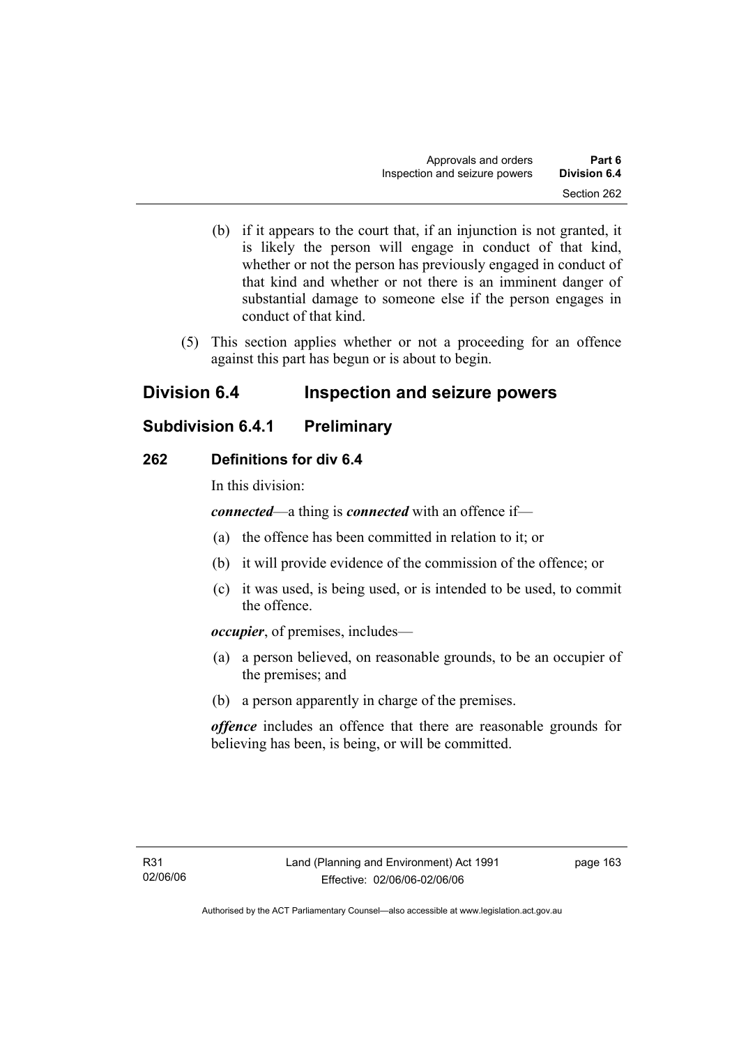(b) if it appears to the court that, if an injunction is not granted, it is likely the person will engage in conduct of that kind, whether or not the person has previously engaged in conduct of that kind and whether or not there is an imminent danger of substantial damage to someone else if the person engages in conduct of that kind.

(5) This section applies whether or not a proceeding for an offence against this part has begun or is about to begin.

## Division 6.4 Inspection and seizure powers

### Subdivision 6.4.1 Preliminary

#### 262 Definitions for div 6.4

In this division:

***connected***—a thing is ***connected*** with an offence if—

(a) the offence has been committed in relation to it; or

(b) it will provide evidence of the commission of the offence; or

(c) it was used, is being used, or is intended to be used, to commit the offence.

***occupier***, of premises, includes—

(a) a person believed, on reasonable grounds, to be an occupier of the premises; and

(b) a person apparently in charge of the premises.

***offence*** includes an offence that there are reasonable grounds for believing has been, is being, or will be committed.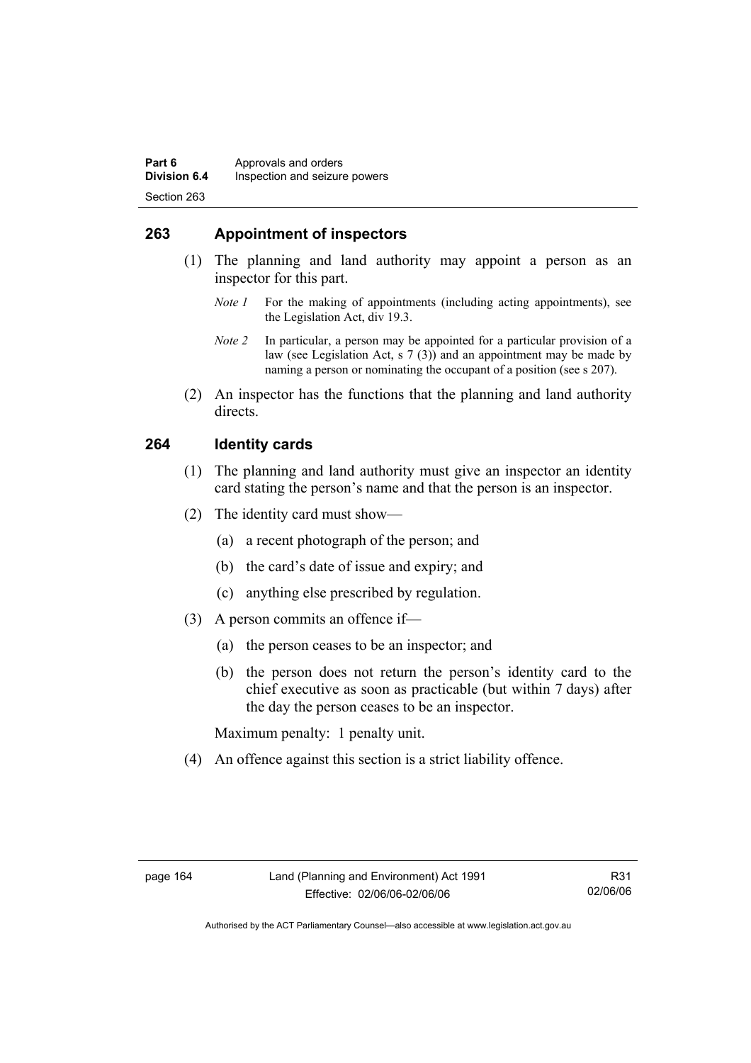## 263 Appointment of inspectors

(1) The planning and land authority may appoint a person as an inspector for this part.

*Note 1* For the making of appointments (including acting appointments), see the Legislation Act, div 19.3.

*Note 2* In particular, a person may be appointed for a particular provision of a law (see Legislation Act, s 7 (3)) and an appointment may be made by naming a person or nominating the occupant of a position (see s 207).

(2) An inspector has the functions that the planning and land authority directs.

## 264 Identity cards

(1) The planning and land authority must give an inspector an identity card stating the person's name and that the person is an inspector.

(2) The identity card must show—

(a) a recent photograph of the person; and

(b) the card's date of issue and expiry; and

(c) anything else prescribed by regulation.

(3) A person commits an offence if—

(a) the person ceases to be an inspector; and

(b) the person does not return the person's identity card to the chief executive as soon as practicable (but within 7 days) after the day the person ceases to be an inspector.

Maximum penalty: 1 penalty unit.

(4) An offence against this section is a strict liability offence.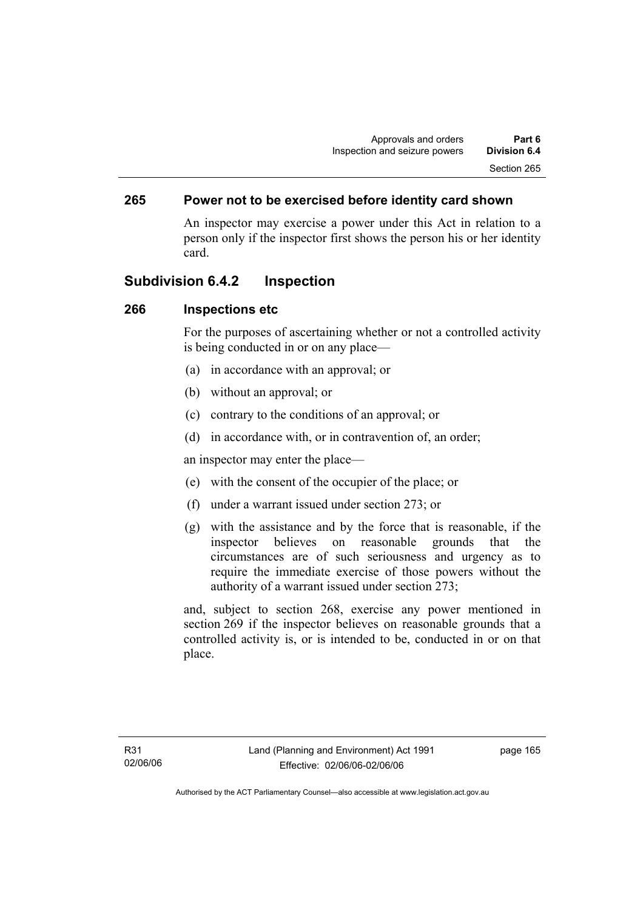## 265 Power not to be exercised before identity card shown

An inspector may exercise a power under this Act in relation to a person only if the inspector first shows the person his or her identity card.

## Subdivision 6.4.2 Inspection

## 266 Inspections etc

For the purposes of ascertaining whether or not a controlled activity is being conducted in or on any place—

(a) in accordance with an approval; or

(b) without an approval; or

(c) contrary to the conditions of an approval; or

(d) in accordance with, or in contravention of, an order;

an inspector may enter the place—

(e) with the consent of the occupier of the place; or

(f) under a warrant issued under section 273; or

(g) with the assistance and by the force that is reasonable, if the inspector believes on reasonable grounds that the circumstances are of such seriousness and urgency as to require the immediate exercise of those powers without the authority of a warrant issued under section 273;

and, subject to section 268, exercise any power mentioned in section 269 if the inspector believes on reasonable grounds that a controlled activity is, or is intended to be, conducted in or on that place.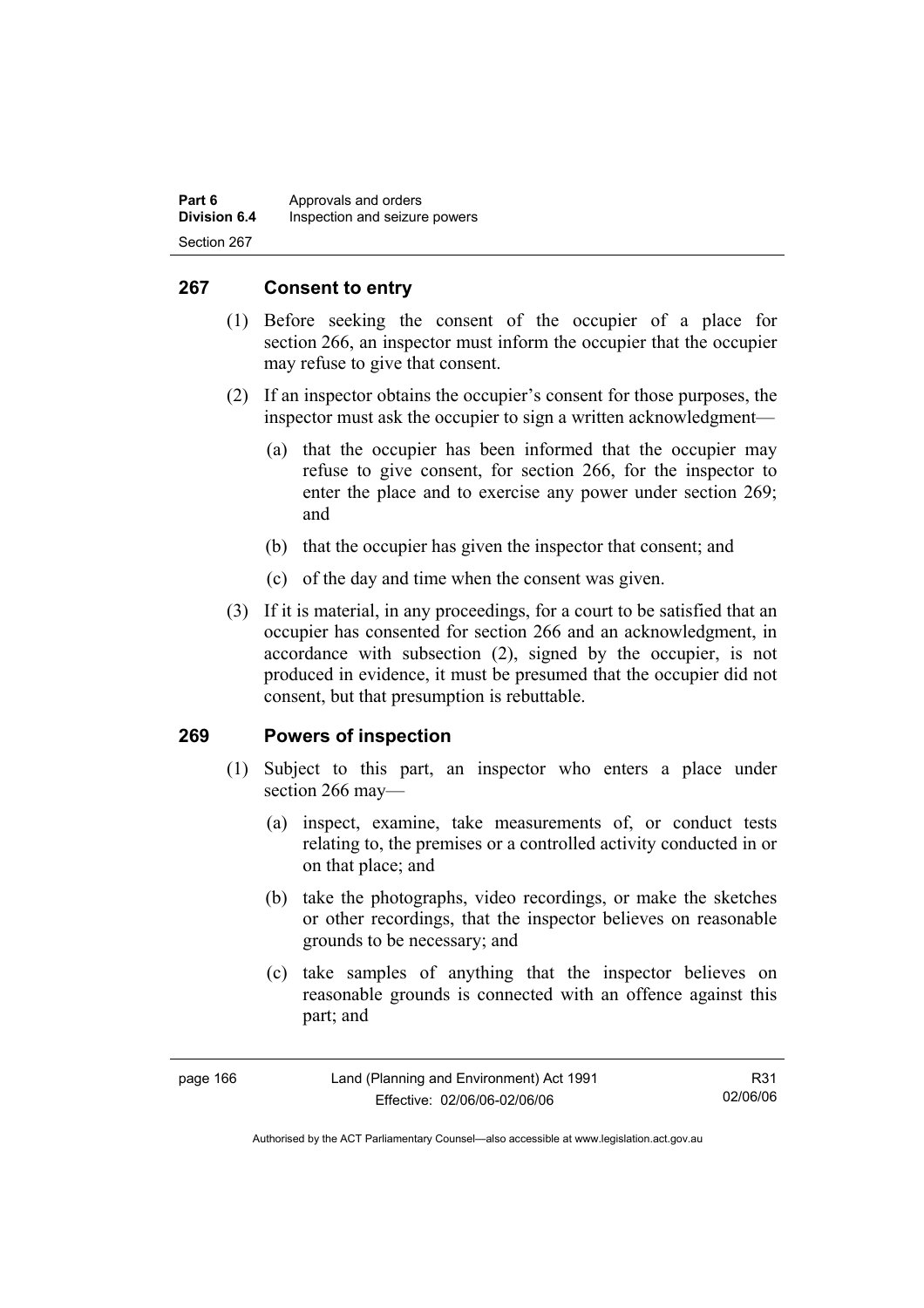## 267 Consent to entry

(1) Before seeking the consent of the occupier of a place for section 266, an inspector must inform the occupier that the occupier may refuse to give that consent.

(2) If an inspector obtains the occupier's consent for those purposes, the inspector must ask the occupier to sign a written acknowledgment—

(a) that the occupier has been informed that the occupier may refuse to give consent, for section 266, for the inspector to enter the place and to exercise any power under section 269; and

(b) that the occupier has given the inspector that consent; and

(c) of the day and time when the consent was given.

(3) If it is material, in any proceedings, for a court to be satisfied that an occupier has consented for section 266 and an acknowledgment, in accordance with subsection (2), signed by the occupier, is not produced in evidence, it must be presumed that the occupier did not consent, but that presumption is rebuttable.

## 269 Powers of inspection

(1) Subject to this part, an inspector who enters a place under section 266 may—

(a) inspect, examine, take measurements of, or conduct tests relating to, the premises or a controlled activity conducted in or on that place; and

(b) take the photographs, video recordings, or make the sketches or other recordings, that the inspector believes on reasonable grounds to be necessary; and

(c) take samples of anything that the inspector believes on reasonable grounds is connected with an offence against this part; and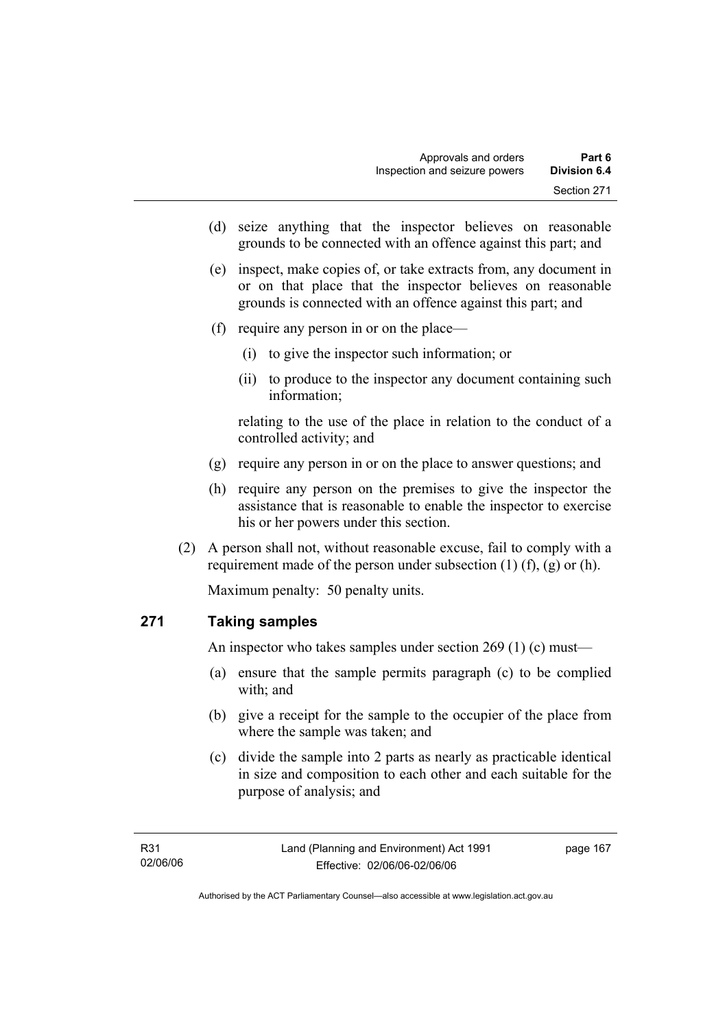(d) seize anything that the inspector believes on reasonable grounds to be connected with an offence against this part; and

(e) inspect, make copies of, or take extracts from, any document in or on that place that the inspector believes on reasonable grounds is connected with an offence against this part; and

(f) require any person in or on the place—

   (i) to give the inspector such information; or

   (ii) to produce to the inspector any document containing such information;

   relating to the use of the place in relation to the conduct of a controlled activity; and

(g) require any person in or on the place to answer questions; and

(h) require any person on the premises to give the inspector the assistance that is reasonable to enable the inspector to exercise his or her powers under this section.

(2) A person shall not, without reasonable excuse, fail to comply with a requirement made of the person under subsection (1) (f), (g) or (h).

Maximum penalty: 50 penalty units.

### 271 Taking samples

An inspector who takes samples under section 269 (1) (c) must—

(a) ensure that the sample permits paragraph (c) to be complied with; and

(b) give a receipt for the sample to the occupier of the place from where the sample was taken; and

(c) divide the sample into 2 parts as nearly as practicable identical in size and composition to each other and each suitable for the purpose of analysis; and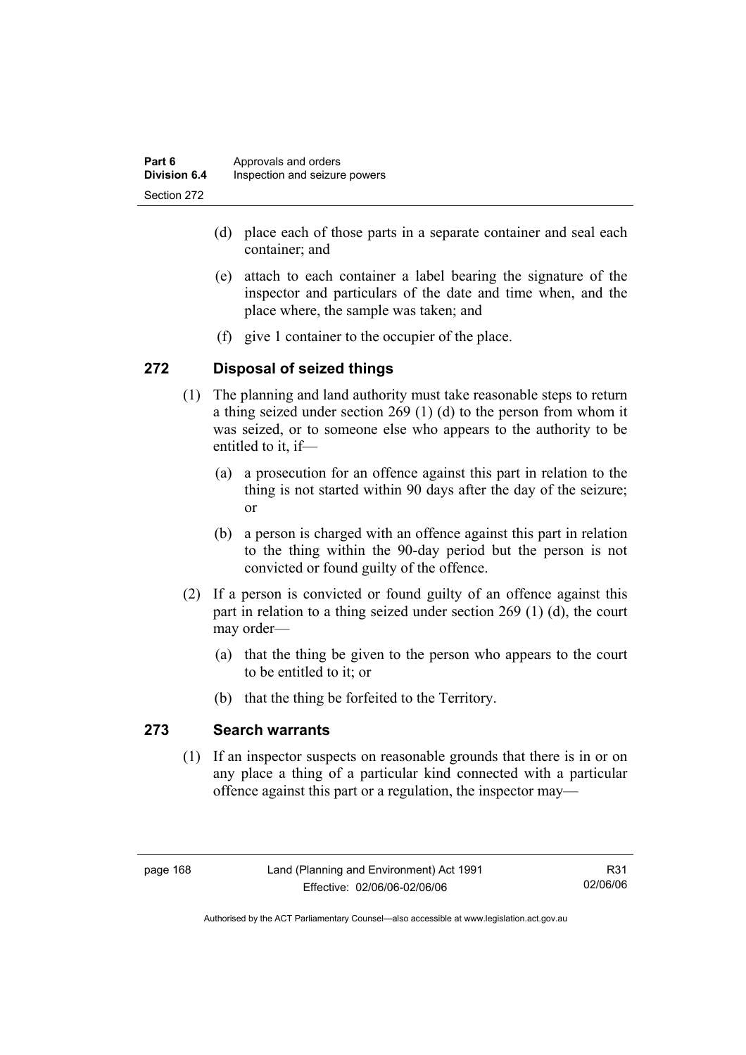(d) place each of those parts in a separate container and seal each container; and

(e) attach to each container a label bearing the signature of the inspector and particulars of the date and time when, and the place where, the sample was taken; and

(f) give 1 container to the occupier of the place.

## 272 Disposal of seized things

(1) The planning and land authority must take reasonable steps to return a thing seized under section 269 (1) (d) to the person from whom it was seized, or to someone else who appears to the authority to be entitled to it, if—

(a) a prosecution for an offence against this part in relation to the thing is not started within 90 days after the day of the seizure; or

(b) a person is charged with an offence against this part in relation to the thing within the 90-day period but the person is not convicted or found guilty of the offence.

(2) If a person is convicted or found guilty of an offence against this part in relation to a thing seized under section 269 (1) (d), the court may order—

(a) that the thing be given to the person who appears to the court to be entitled to it; or

(b) that the thing be forfeited to the Territory.

## 273 Search warrants

(1) If an inspector suspects on reasonable grounds that there is in or on any place a thing of a particular kind connected with a particular offence against this part or a regulation, the inspector may—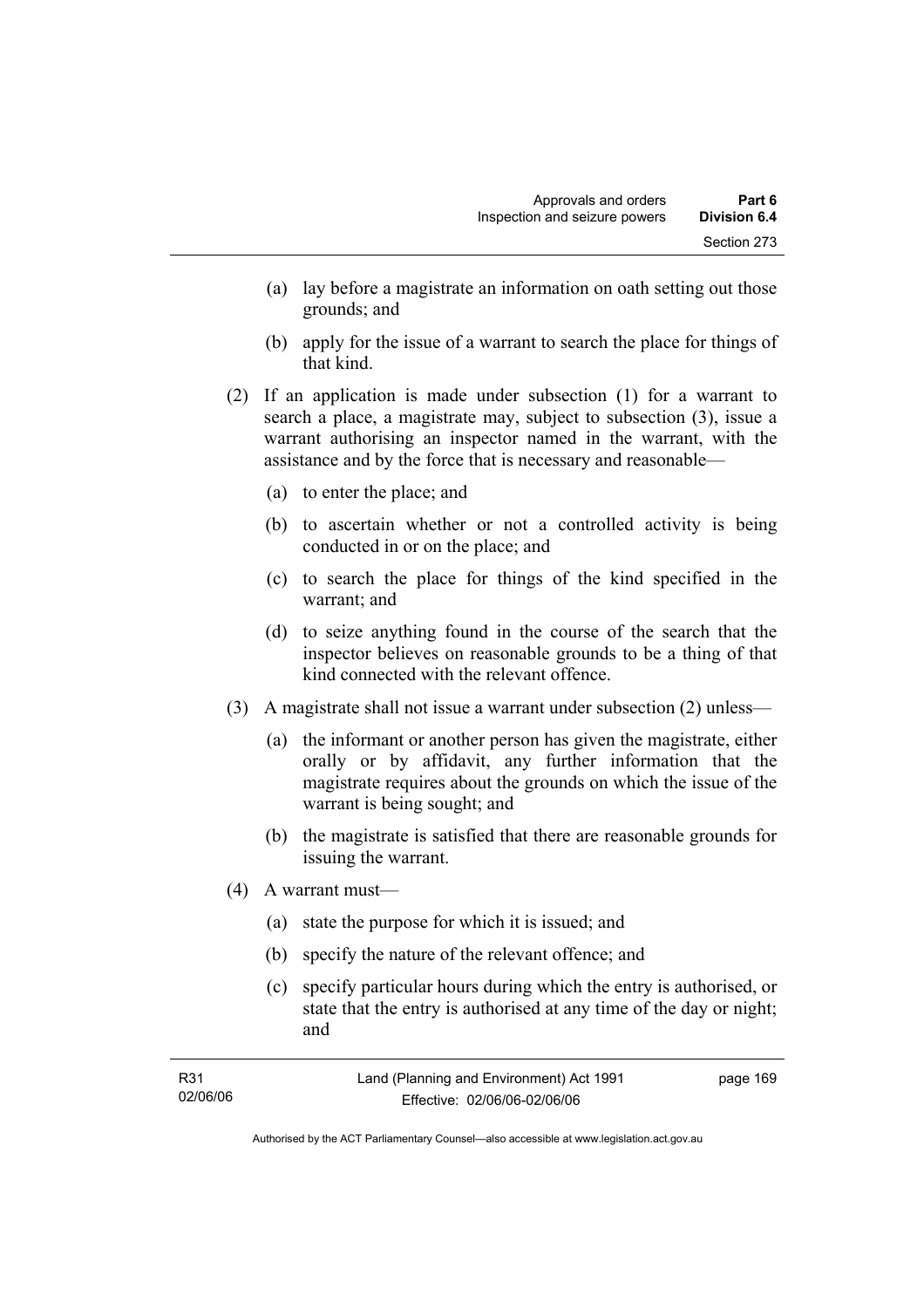(a) lay before a magistrate an information on oath setting out those grounds; and

(b) apply for the issue of a warrant to search the place for things of that kind.

(2) If an application is made under subsection (1) for a warrant to search a place, a magistrate may, subject to subsection (3), issue a warrant authorising an inspector named in the warrant, with the assistance and by the force that is necessary and reasonable—

(a) to enter the place; and

(b) to ascertain whether or not a controlled activity is being conducted in or on the place; and

(c) to search the place for things of the kind specified in the warrant; and

(d) to seize anything found in the course of the search that the inspector believes on reasonable grounds to be a thing of that kind connected with the relevant offence.

(3) A magistrate shall not issue a warrant under subsection (2) unless—

(a) the informant or another person has given the magistrate, either orally or by affidavit, any further information that the magistrate requires about the grounds on which the issue of the warrant is being sought; and

(b) the magistrate is satisfied that there are reasonable grounds for issuing the warrant.

(4) A warrant must—

(a) state the purpose for which it is issued; and

(b) specify the nature of the relevant offence; and

(c) specify particular hours during which the entry is authorised, or state that the entry is authorised at any time of the day or night; and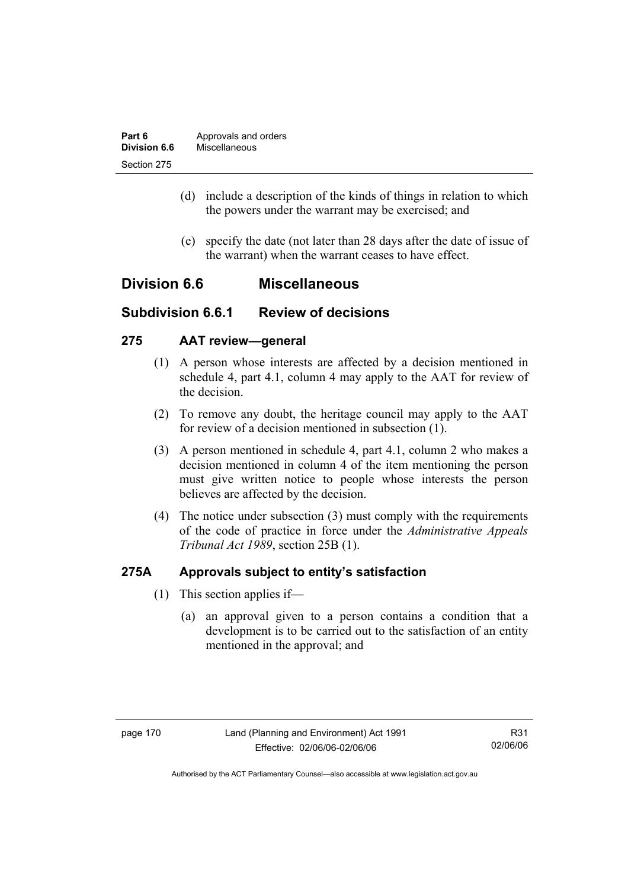(d) include a description of the kinds of things in relation to which the powers under the warrant may be exercised; and

(e) specify the date (not later than 28 days after the date of issue of the warrant) when the warrant ceases to have effect.

## Division 6.6 Miscellaneous

### Subdivision 6.6.1 Review of decisions

### 275 AAT review—general

(1) A person whose interests are affected by a decision mentioned in schedule 4, part 4.1, column 4 may apply to the AAT for review of the decision.

(2) To remove any doubt, the heritage council may apply to the AAT for review of a decision mentioned in subsection (1).

(3) A person mentioned in schedule 4, part 4.1, column 2 who makes a decision mentioned in column 4 of the item mentioning the person must give written notice to people whose interests the person believes are affected by the decision.

(4) The notice under subsection (3) must comply with the requirements of the code of practice in force under the *Administrative Appeals Tribunal Act 1989*, section 25B (1).

### 275A Approvals subject to entity's satisfaction

(1) This section applies if—

(a) an approval given to a person contains a condition that a development is to be carried out to the satisfaction of an entity mentioned in the approval; and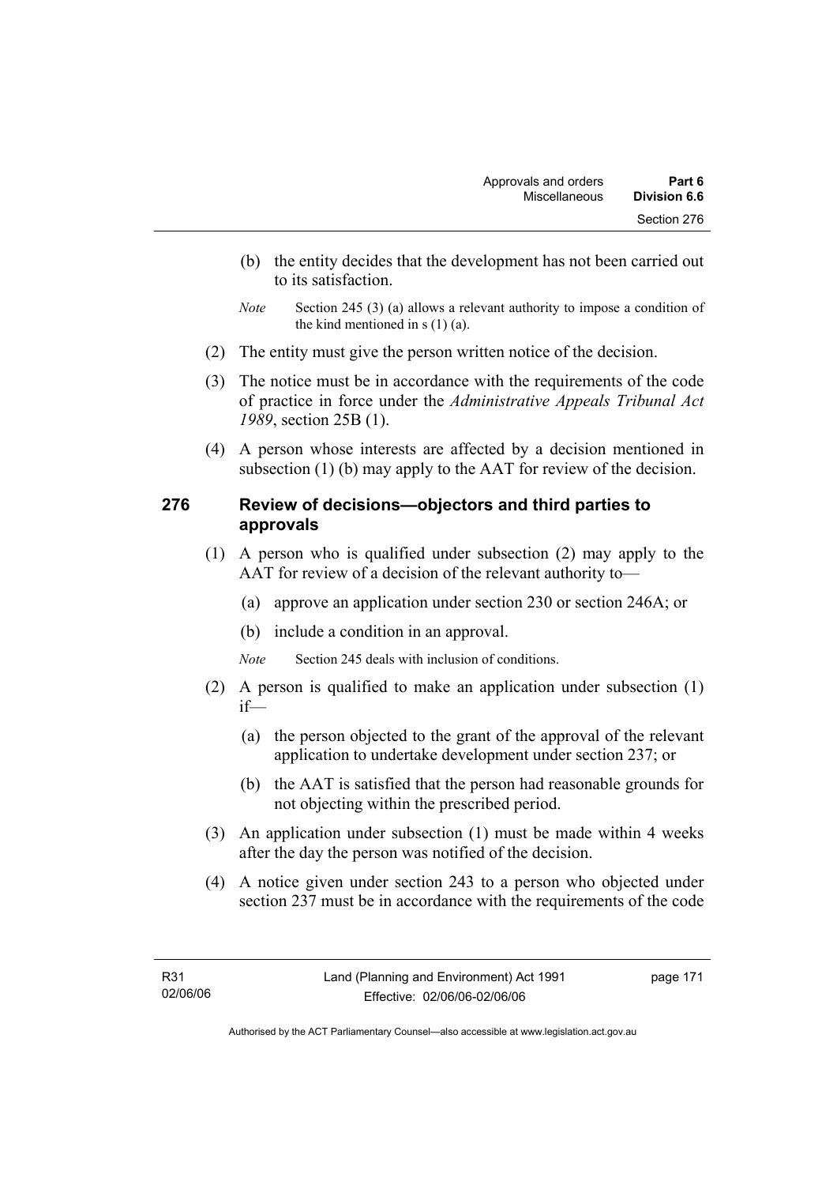(b) the entity decides that the development has not been carried out to its satisfaction.

*Note* Section 245 (3) (a) allows a relevant authority to impose a condition of the kind mentioned in s (1) (a).

(2) The entity must give the person written notice of the decision.

(3) The notice must be in accordance with the requirements of the code of practice in force under the *Administrative Appeals Tribunal Act 1989*, section 25B (1).

(4) A person whose interests are affected by a decision mentioned in subsection (1) (b) may apply to the AAT for review of the decision.

### 276 Review of decisions—objectors and third parties to approvals

(1) A person who is qualified under subsection (2) may apply to the AAT for review of a decision of the relevant authority to—

(a) approve an application under section 230 or section 246A; or

(b) include a condition in an approval.

*Note* Section 245 deals with inclusion of conditions.

(2) A person is qualified to make an application under subsection (1) if—

(a) the person objected to the grant of the approval of the relevant application to undertake development under section 237; or

(b) the AAT is satisfied that the person had reasonable grounds for not objecting within the prescribed period.

(3) An application under subsection (1) must be made within 4 weeks after the day the person was notified of the decision.

(4) A notice given under section 243 to a person who objected under section 237 must be in accordance with the requirements of the code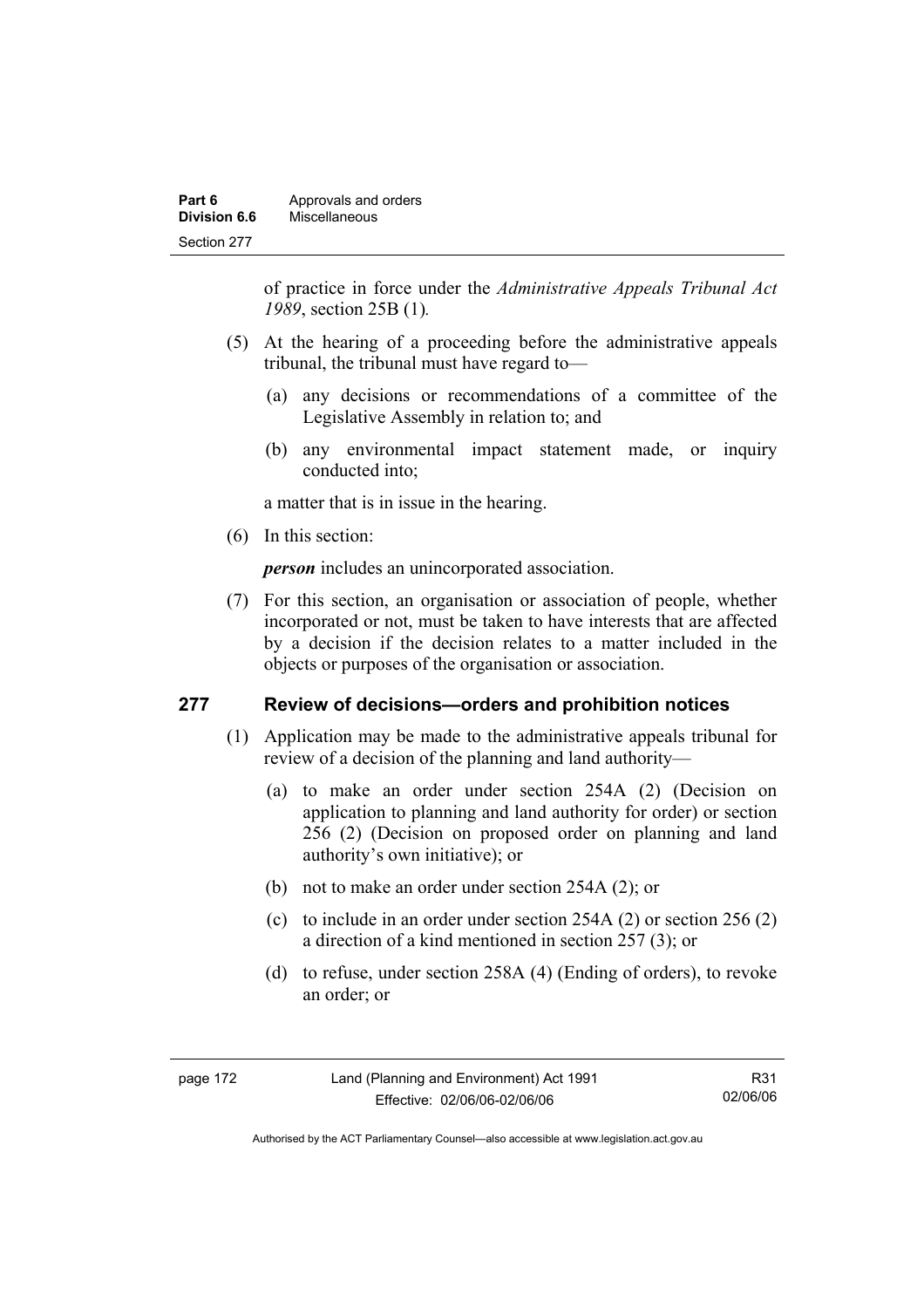of practice in force under the *Administrative Appeals Tribunal Act 1989*, section 25B (1)*.*

(5) At the hearing of a proceeding before the administrative appeals tribunal, the tribunal must have regard to—

(a) any decisions or recommendations of a committee of the Legislative Assembly in relation to; and

(b) any environmental impact statement made, or inquiry conducted into;

a matter that is in issue in the hearing.

(6) In this section:

***person*** includes an unincorporated association.

(7) For this section, an organisation or association of people, whether incorporated or not, must be taken to have interests that are affected by a decision if the decision relates to a matter included in the objects or purposes of the organisation or association.

## 277 Review of decisions—orders and prohibition notices

(1) Application may be made to the administrative appeals tribunal for review of a decision of the planning and land authority—

(a) to make an order under section 254A (2) (Decision on application to planning and land authority for order) or section 256 (2) (Decision on proposed order on planning and land authority's own initiative); or

(b) not to make an order under section 254A (2); or

(c) to include in an order under section 254A (2) or section 256 (2) a direction of a kind mentioned in section 257 (3); or

(d) to refuse, under section 258A (4) (Ending of orders), to revoke an order; or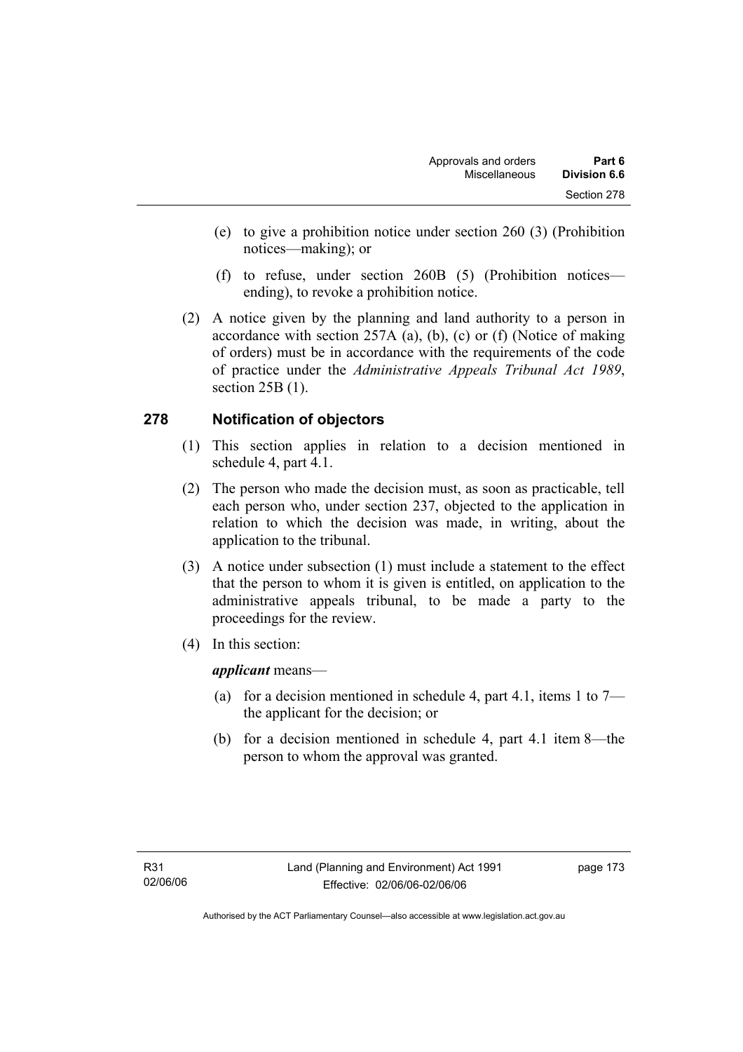(e) to give a prohibition notice under section 260 (3) (Prohibition notices—making); or

(f) to refuse, under section 260B (5) (Prohibition notices—ending), to revoke a prohibition notice.

(2) A notice given by the planning and land authority to a person in accordance with section 257A (a), (b), (c) or (f) (Notice of making of orders) must be in accordance with the requirements of the code of practice under the *Administrative Appeals Tribunal Act 1989*, section 25B (1).

## 278 Notification of objectors

(1) This section applies in relation to a decision mentioned in schedule 4, part 4.1.

(2) The person who made the decision must, as soon as practicable, tell each person who, under section 237, objected to the application in relation to which the decision was made, in writing, about the application to the tribunal.

(3) A notice under subsection (1) must include a statement to the effect that the person to whom it is given is entitled, on application to the administrative appeals tribunal, to be made a party to the proceedings for the review.

(4) In this section:

***applicant*** means—

(a) for a decision mentioned in schedule 4, part 4.1, items 1 to 7—the applicant for the decision; or

(b) for a decision mentioned in schedule 4, part 4.1 item 8—the person to whom the approval was granted.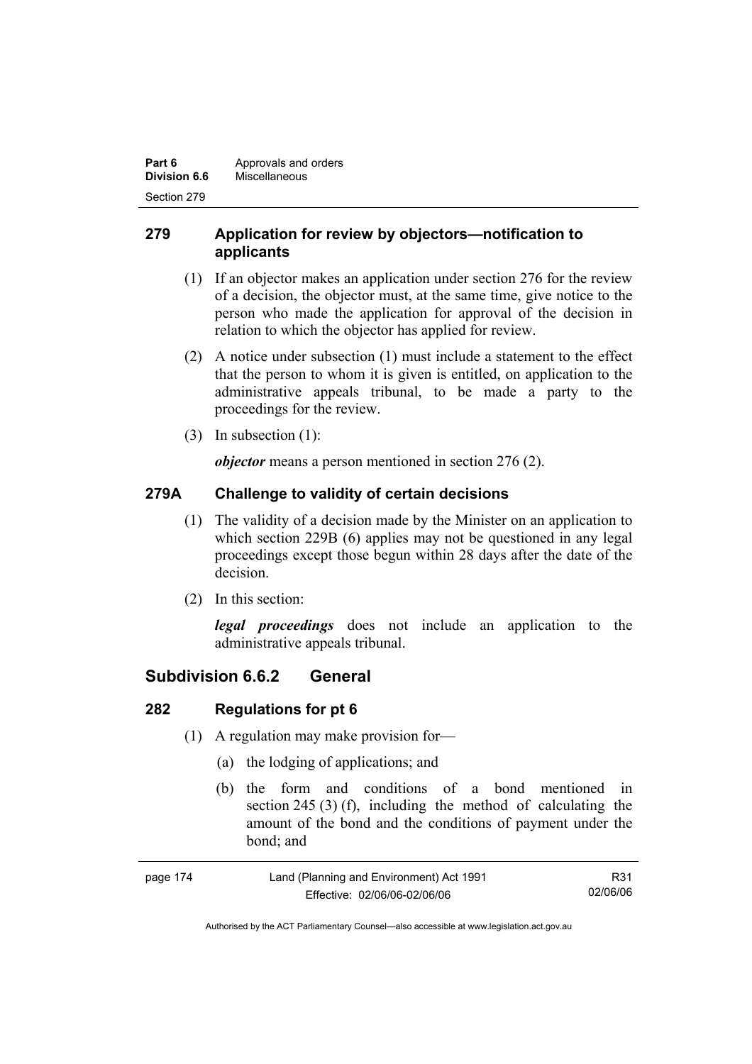## 279 Application for review by objectors—notification to applicants

(1) If an objector makes an application under section 276 for the review of a decision, the objector must, at the same time, give notice to the person who made the application for approval of the decision in relation to which the objector has applied for review.

(2) A notice under subsection (1) must include a statement to the effect that the person to whom it is given is entitled, on application to the administrative appeals tribunal, to be made a party to the proceedings for the review.

(3) In subsection (1):

***objector*** means a person mentioned in section 276 (2).

## 279A Challenge to validity of certain decisions

(1) The validity of a decision made by the Minister on an application to which section 229B (6) applies may not be questioned in any legal proceedings except those begun within 28 days after the date of the decision.

(2) In this section:

***legal proceedings*** does not include an application to the administrative appeals tribunal.

# Subdivision 6.6.2 General

## 282 Regulations for pt 6

(1) A regulation may make provision for—

(a) the lodging of applications; and

(b) the form and conditions of a bond mentioned in section 245 (3) (f), including the method of calculating the amount of the bond and the conditions of payment under the bond; and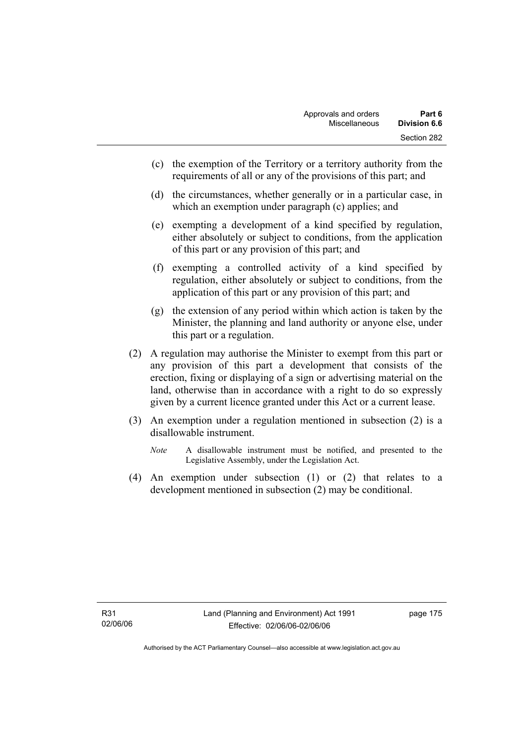(c) the exemption of the Territory or a territory authority from the requirements of all or any of the provisions of this part; and

(d) the circumstances, whether generally or in a particular case, in which an exemption under paragraph (c) applies; and

(e) exempting a development of a kind specified by regulation, either absolutely or subject to conditions, from the application of this part or any provision of this part; and

(f) exempting a controlled activity of a kind specified by regulation, either absolutely or subject to conditions, from the application of this part or any provision of this part; and

(g) the extension of any period within which action is taken by the Minister, the planning and land authority or anyone else, under this part or a regulation.

(2) A regulation may authorise the Minister to exempt from this part or any provision of this part a development that consists of the erection, fixing or displaying of a sign or advertising material on the land, otherwise than in accordance with a right to do so expressly given by a current licence granted under this Act or a current lease.

(3) An exemption under a regulation mentioned in subsection (2) is a disallowable instrument.

*Note* A disallowable instrument must be notified, and presented to the Legislative Assembly, under the Legislation Act.

(4) An exemption under subsection (1) or (2) that relates to a development mentioned in subsection (2) may be conditional.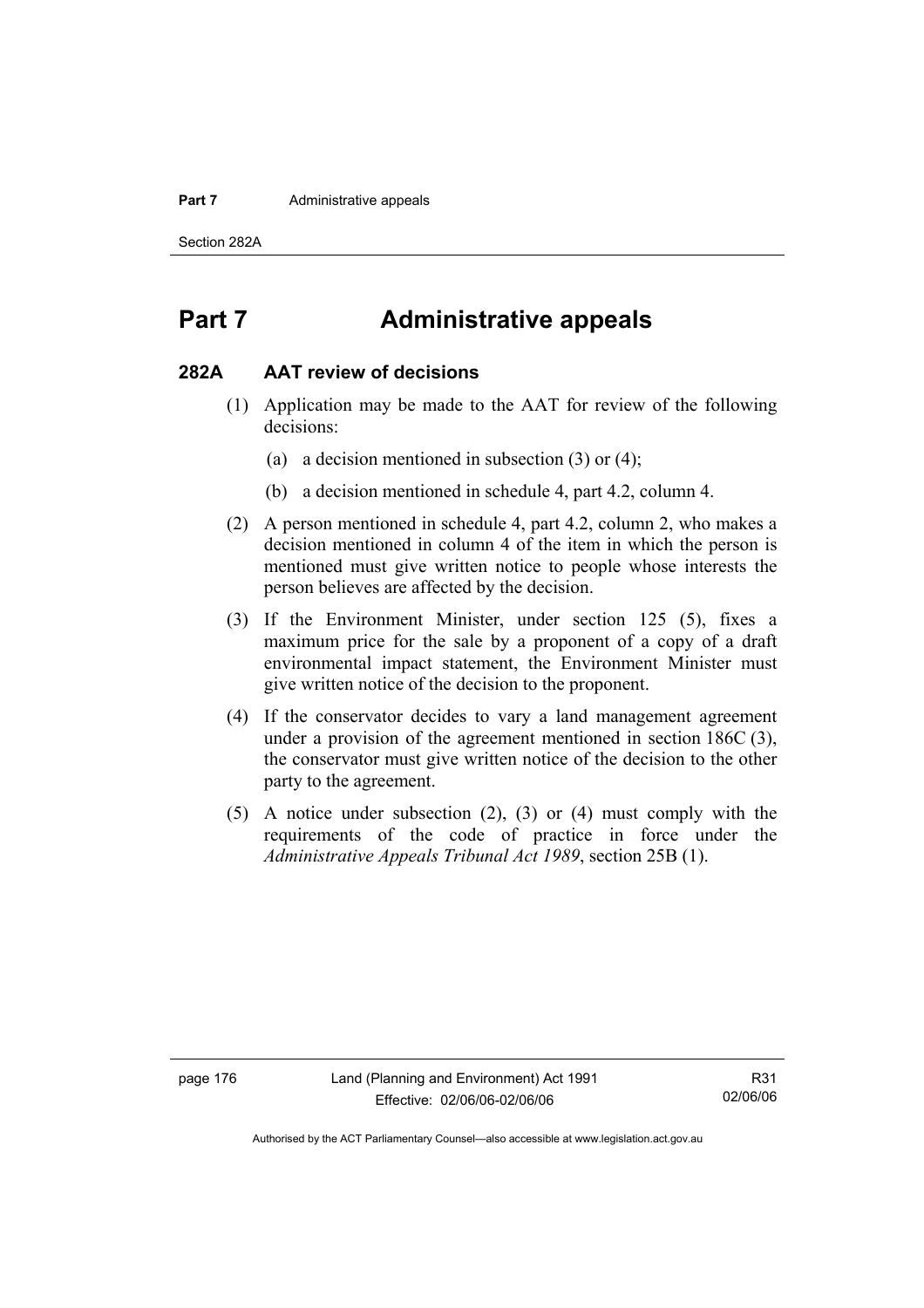# Part 7 Administrative appeals

## 282A AAT review of decisions

(1) Application may be made to the AAT for review of the following decisions:

(a) a decision mentioned in subsection (3) or (4);

(b) a decision mentioned in schedule 4, part 4.2, column 4.

(2) A person mentioned in schedule 4, part 4.2, column 2, who makes a decision mentioned in column 4 of the item in which the person is mentioned must give written notice to people whose interests the person believes are affected by the decision.

(3) If the Environment Minister, under section 125 (5), fixes a maximum price for the sale by a proponent of a copy of a draft environmental impact statement, the Environment Minister must give written notice of the decision to the proponent.

(4) If the conservator decides to vary a land management agreement under a provision of the agreement mentioned in section 186C (3), the conservator must give written notice of the decision to the other party to the agreement.

(5) A notice under subsection (2), (3) or (4) must comply with the requirements of the code of practice in force under the *Administrative Appeals Tribunal Act 1989*, section 25B (1).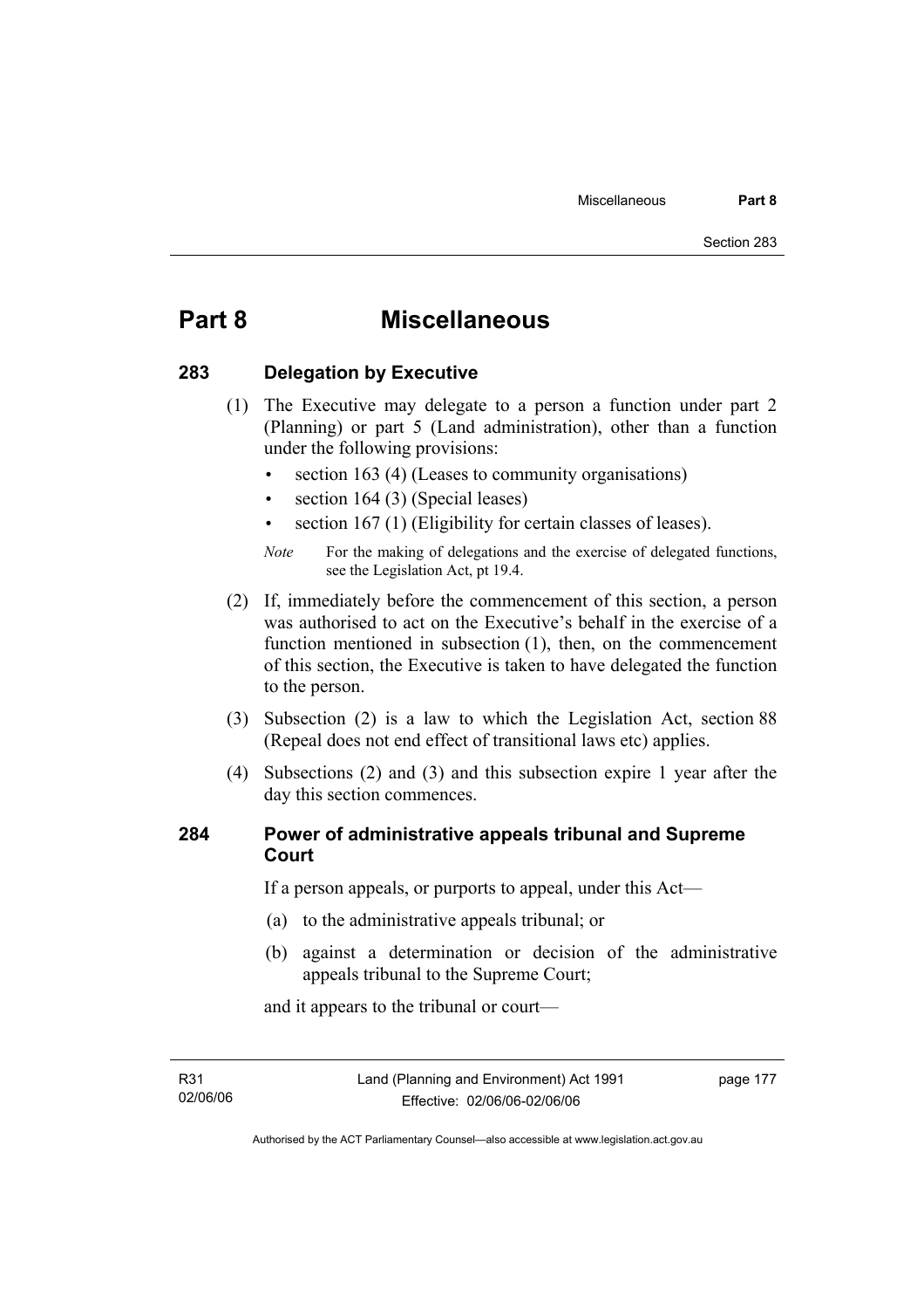# Part 8 Miscellaneous

## 283 Delegation by Executive

(1) The Executive may delegate to a person a function under part 2 (Planning) or part 5 (Land administration), other than a function under the following provisions:

- section 163 (4) (Leases to community organisations)
- section 164 (3) (Special leases)
- section 167 (1) (Eligibility for certain classes of leases).

*Note* For the making of delegations and the exercise of delegated functions, see the Legislation Act, pt 19.4.

(2) If, immediately before the commencement of this section, a person was authorised to act on the Executive's behalf in the exercise of a function mentioned in subsection (1), then, on the commencement of this section, the Executive is taken to have delegated the function to the person.

(3) Subsection (2) is a law to which the Legislation Act, section 88 (Repeal does not end effect of transitional laws etc) applies.

(4) Subsections (2) and (3) and this subsection expire 1 year after the day this section commences.

## 284 Power of administrative appeals tribunal and Supreme Court

If a person appeals, or purports to appeal, under this Act—

(a) to the administrative appeals tribunal; or

(b) against a determination or decision of the administrative appeals tribunal to the Supreme Court;

and it appears to the tribunal or court—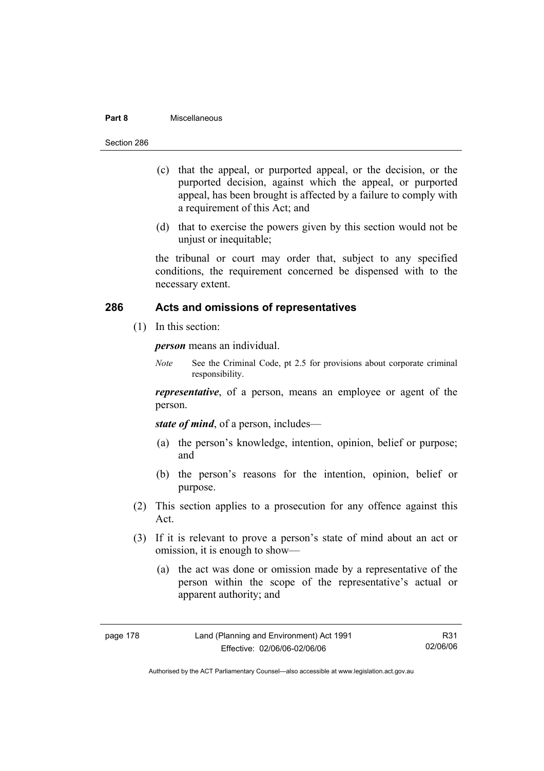(c) that the appeal, or purported appeal, or the decision, or the purported decision, against which the appeal, or purported appeal, has been brought is affected by a failure to comply with a requirement of this Act; and

(d) that to exercise the powers given by this section would not be unjust or inequitable;

the tribunal or court may order that, subject to any specified conditions, the requirement concerned be dispensed with to the necessary extent.

### 286 Acts and omissions of representatives

(1) In this section:

***person*** means an individual.

*Note* See the Criminal Code, pt 2.5 for provisions about corporate criminal responsibility.

***representative***, of a person, means an employee or agent of the person.

***state of mind***, of a person, includes—

(a) the person's knowledge, intention, opinion, belief or purpose; and

(b) the person's reasons for the intention, opinion, belief or purpose.

(2) This section applies to a prosecution for any offence against this Act.

(3) If it is relevant to prove a person's state of mind about an act or omission, it is enough to show—

(a) the act was done or omission made by a representative of the person within the scope of the representative's actual or apparent authority; and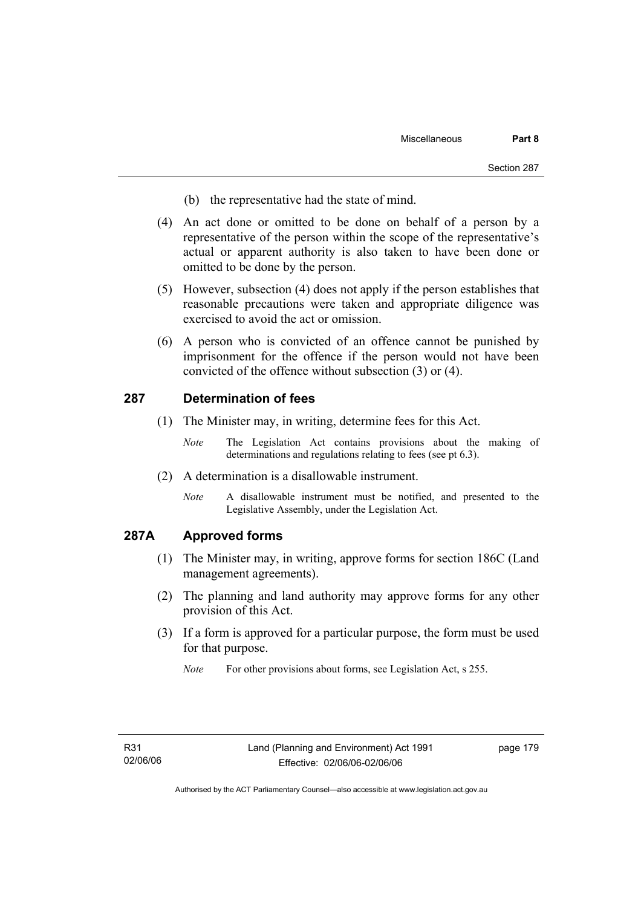(b) the representative had the state of mind.

(4) An act done or omitted to be done on behalf of a person by a representative of the person within the scope of the representative's actual or apparent authority is also taken to have been done or omitted to be done by the person.

(5) However, subsection (4) does not apply if the person establishes that reasonable precautions were taken and appropriate diligence was exercised to avoid the act or omission.

(6) A person who is convicted of an offence cannot be punished by imprisonment for the offence if the person would not have been convicted of the offence without subsection (3) or (4).

## 287 Determination of fees

(1) The Minister may, in writing, determine fees for this Act.

*Note* The Legislation Act contains provisions about the making of determinations and regulations relating to fees (see pt 6.3).

(2) A determination is a disallowable instrument.

*Note* A disallowable instrument must be notified, and presented to the Legislative Assembly, under the Legislation Act.

## 287A Approved forms

(1) The Minister may, in writing, approve forms for section 186C (Land management agreements).

(2) The planning and land authority may approve forms for any other provision of this Act.

(3) If a form is approved for a particular purpose, the form must be used for that purpose.

*Note* For other provisions about forms, see Legislation Act, s 255.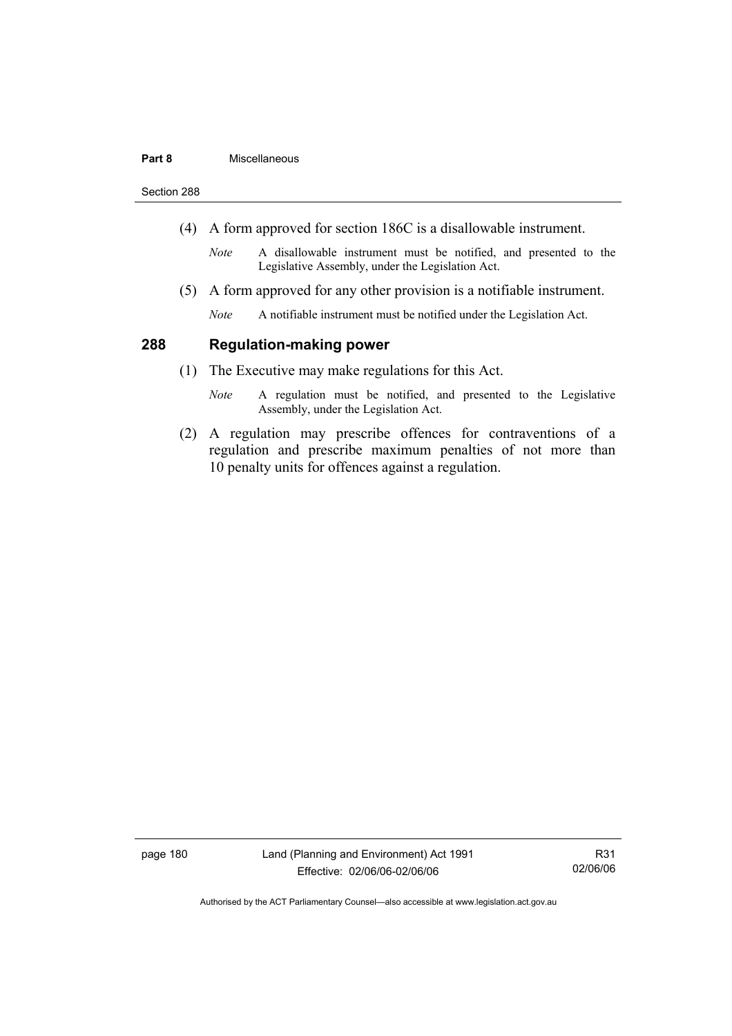(4) A form approved for section 186C is a disallowable instrument.

*Note* A disallowable instrument must be notified, and presented to the Legislative Assembly, under the Legislation Act.

(5) A form approved for any other provision is a notifiable instrument.

*Note* A notifiable instrument must be notified under the Legislation Act.

## 288 Regulation-making power

(1) The Executive may make regulations for this Act.

*Note* A regulation must be notified, and presented to the Legislative Assembly, under the Legislation Act.

(2) A regulation may prescribe offences for contraventions of a regulation and prescribe maximum penalties of not more than 10 penalty units for offences against a regulation.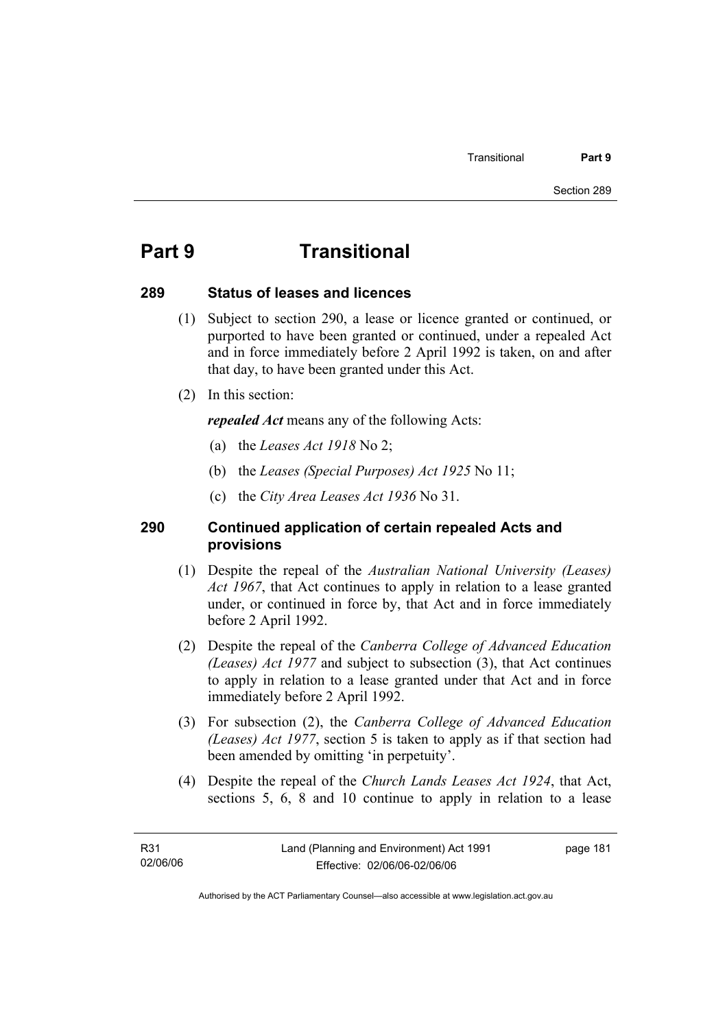# Part 9 Transitional

## 289 Status of leases and licences

(1) Subject to section 290, a lease or licence granted or continued, or purported to have been granted or continued, under a repealed Act and in force immediately before 2 April 1992 is taken, on and after that day, to have been granted under this Act.

(2) In this section:

***repealed Act*** means any of the following Acts:

(a) the *Leases Act 1918* No 2;

(b) the *Leases (Special Purposes) Act 1925* No 11;

(c) the *City Area Leases Act 1936* No 31.

## 290 Continued application of certain repealed Acts and provisions

(1) Despite the repeal of the *Australian National University (Leases) Act 1967*, that Act continues to apply in relation to a lease granted under, or continued in force by, that Act and in force immediately before 2 April 1992.

(2) Despite the repeal of the *Canberra College of Advanced Education (Leases) Act 1977* and subject to subsection (3), that Act continues to apply in relation to a lease granted under that Act and in force immediately before 2 April 1992.

(3) For subsection (2), the *Canberra College of Advanced Education (Leases) Act 1977*, section 5 is taken to apply as if that section had been amended by omitting 'in perpetuity'.

(4) Despite the repeal of the *Church Lands Leases Act 1924*, that Act, sections 5, 6, 8 and 10 continue to apply in relation to a lease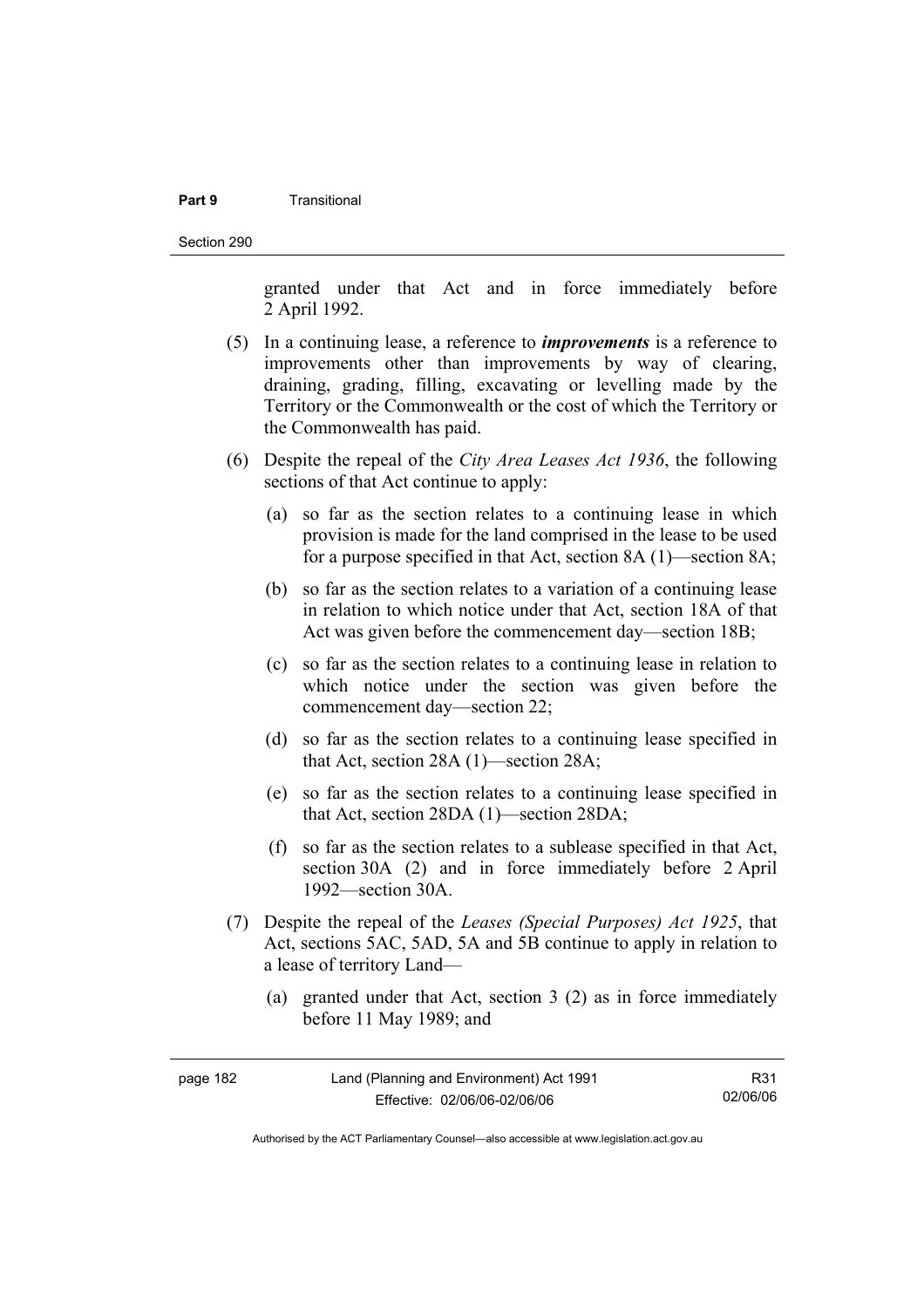granted under that Act and in force immediately before 2 April 1992.

(5) In a continuing lease, a reference to ***improvements*** is a reference to improvements other than improvements by way of clearing, draining, grading, filling, excavating or levelling made by the Territory or the Commonwealth or the cost of which the Territory or the Commonwealth has paid.

(6) Despite the repeal of the *City Area Leases Act 1936*, the following sections of that Act continue to apply:

(a) so far as the section relates to a continuing lease in which provision is made for the land comprised in the lease to be used for a purpose specified in that Act, section 8A (1)—section 8A;

(b) so far as the section relates to a variation of a continuing lease in relation to which notice under that Act, section 18A of that Act was given before the commencement day—section 18B;

(c) so far as the section relates to a continuing lease in relation to which notice under the section was given before the commencement day—section 22;

(d) so far as the section relates to a continuing lease specified in that Act, section 28A (1)—section 28A;

(e) so far as the section relates to a continuing lease specified in that Act, section 28DA (1)—section 28DA;

(f) so far as the section relates to a sublease specified in that Act, section 30A (2) and in force immediately before 2 April 1992—section 30A.

(7) Despite the repeal of the *Leases (Special Purposes) Act 1925*, that Act, sections 5AC, 5AD, 5A and 5B continue to apply in relation to a lease of territory Land—

(a) granted under that Act, section 3 (2) as in force immediately before 11 May 1989; and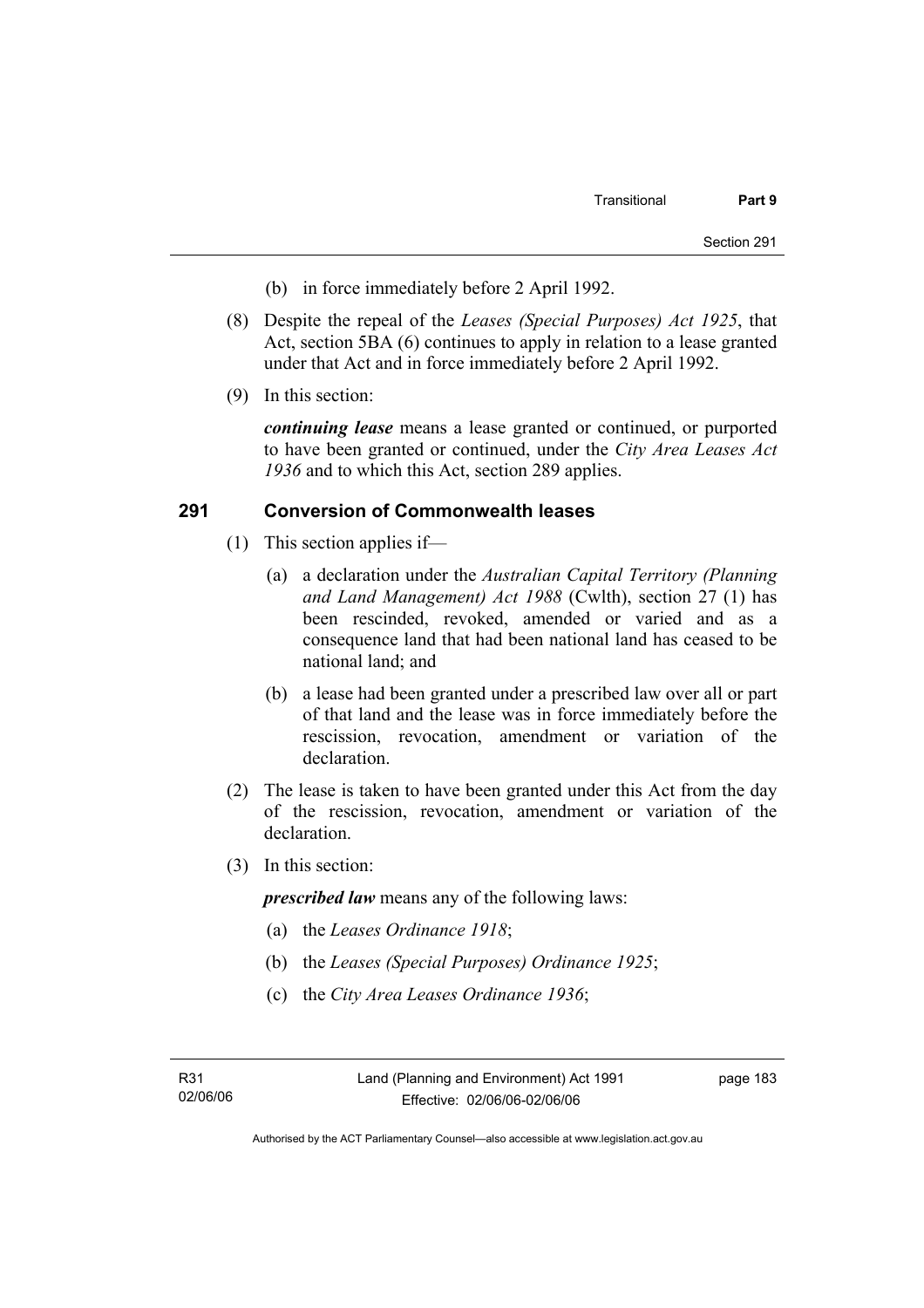(b) in force immediately before 2 April 1992.

(8) Despite the repeal of the *Leases (Special Purposes) Act 1925*, that Act, section 5BA (6) continues to apply in relation to a lease granted under that Act and in force immediately before 2 April 1992.

(9) In this section:

***continuing lease*** means a lease granted or continued, or purported to have been granted or continued, under the *City Area Leases Act 1936* and to which this Act, section 289 applies.

## 291 Conversion of Commonwealth leases

(1) This section applies if—

(a) a declaration under the *Australian Capital Territory (Planning and Land Management) Act 1988* (Cwlth), section 27 (1) has been rescinded, revoked, amended or varied and as a consequence land that had been national land has ceased to be national land; and

(b) a lease had been granted under a prescribed law over all or part of that land and the lease was in force immediately before the rescission, revocation, amendment or variation of the declaration.

(2) The lease is taken to have been granted under this Act from the day of the rescission, revocation, amendment or variation of the declaration.

(3) In this section:

***prescribed law*** means any of the following laws:

(a) the *Leases Ordinance 1918*;

(b) the *Leases (Special Purposes) Ordinance 1925*;

(c) the *City Area Leases Ordinance 1936*;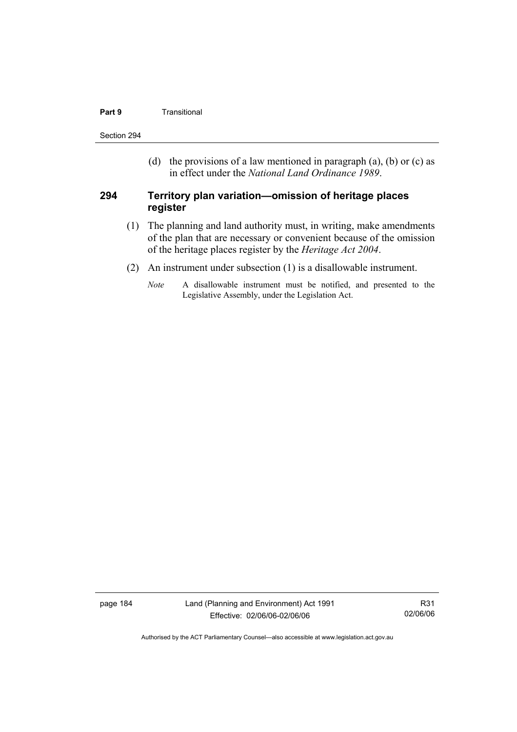(d) the provisions of a law mentioned in paragraph (a), (b) or (c) as in effect under the *National Land Ordinance 1989*.

### 294 Territory plan variation—omission of heritage places register

(1) The planning and land authority must, in writing, make amendments of the plan that are necessary or convenient because of the omission of the heritage places register by the *Heritage Act 2004*.

(2) An instrument under subsection (1) is a disallowable instrument.

*Note* A disallowable instrument must be notified, and presented to the Legislative Assembly, under the Legislation Act.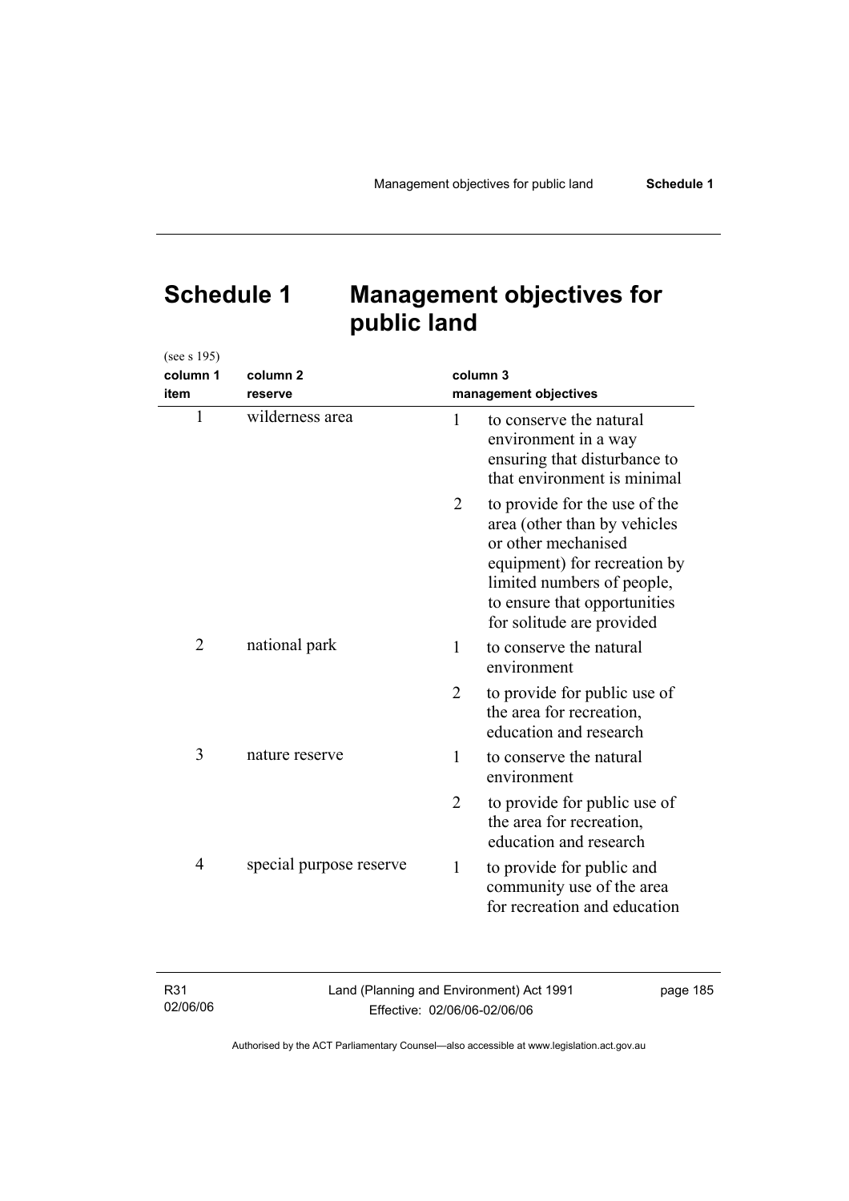# Schedule 1 Management objectives for public land

(see s 195)

| column 1 item | column 2 reserve | column 3 management objectives |
|---|---|---|
| 1 | wilderness area | 1 to conserve the natural environment in a way ensuring that disturbance to that environment is minimal |
| | | 2 to provide for the use of the area (other than by vehicles or other mechanised equipment) for recreation by limited numbers of people, to ensure that opportunities for solitude are provided |
| 2 | national park | 1 to conserve the natural environment |
| | | 2 to provide for public use of the area for recreation, education and research |
| 3 | nature reserve | 1 to conserve the natural environment |
| | | 2 to provide for public use of the area for recreation, education and research |
| 4 | special purpose reserve | 1 to provide for public and community use of the area for recreation and education |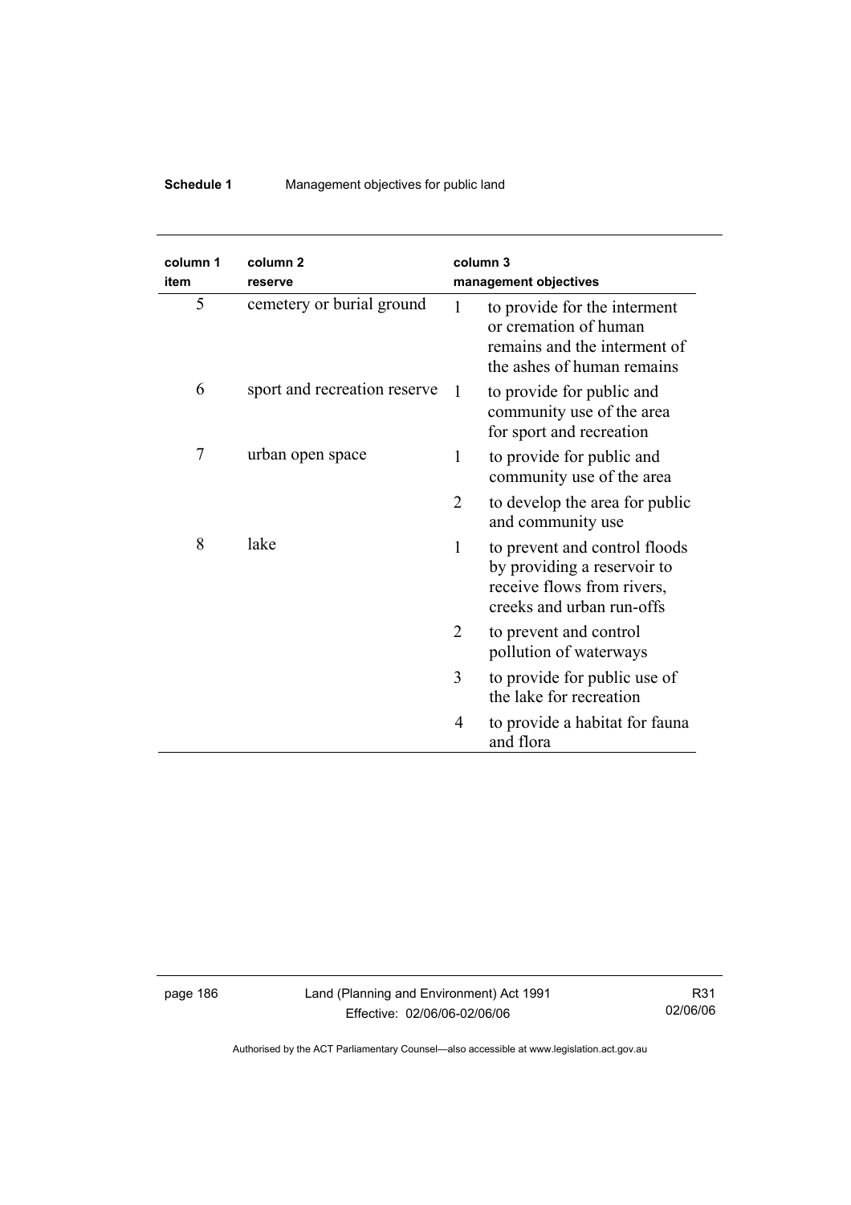| column 1 item | column 2 reserve | column 3 management objectives | |
|---|---|---|---|
| 5 | cemetery or burial ground | 1 | to provide for the interment or cremation of human remains and the interment of the ashes of human remains |
| 6 | sport and recreation reserve | 1 | to provide for public and community use of the area for sport and recreation |
| 7 | urban open space | 1 | to provide for public and community use of the area |
| | | 2 | to develop the area for public and community use |
| 8 | lake | 1 | to prevent and control floods by providing a reservoir to receive flows from rivers, creeks and urban run-offs |
| | | 2 | to prevent and control pollution of waterways |
| | | 3 | to provide for public use of the lake for recreation |
| | | 4 | to provide a habitat for fauna and flora |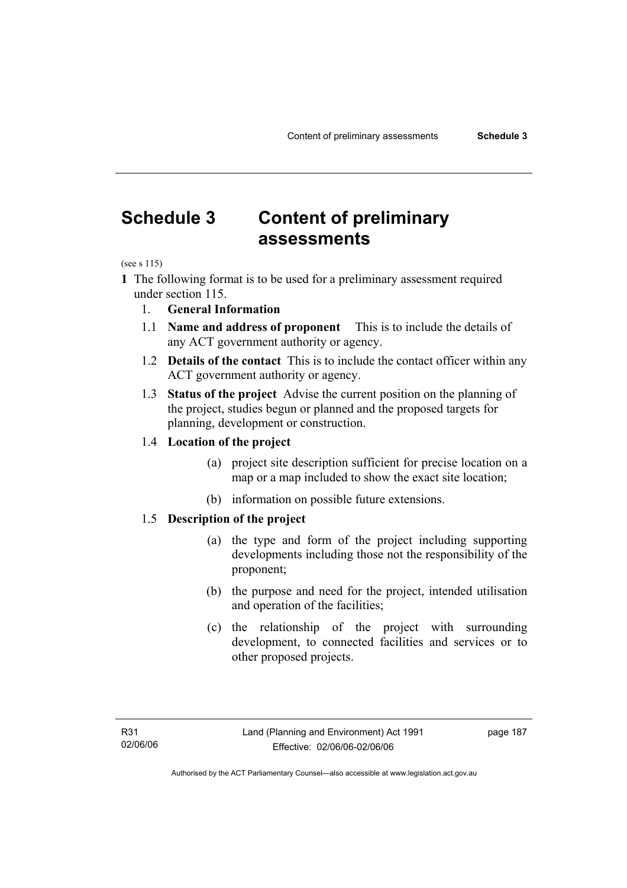# Schedule 3 Content of preliminary assessments

(see s 115)

**1** The following format is to be used for a preliminary assessment required under section 115.

1. **General Information**

1.1 **Name and address of proponent** This is to include the details of any ACT government authority or agency.

1.2 **Details of the contact** This is to include the contact officer within any ACT government authority or agency.

1.3 **Status of the project** Advise the current position on the planning of the project, studies begun or planned and the proposed targets for planning, development or construction.

1.4 **Location of the project**

(a) project site description sufficient for precise location on a map or a map included to show the exact site location;

(b) information on possible future extensions.

1.5 **Description of the project**

(a) the type and form of the project including supporting developments including those not the responsibility of the proponent;

(b) the purpose and need for the project, intended utilisation and operation of the facilities;

(c) the relationship of the project with surrounding development, to connected facilities and services or to other proposed projects.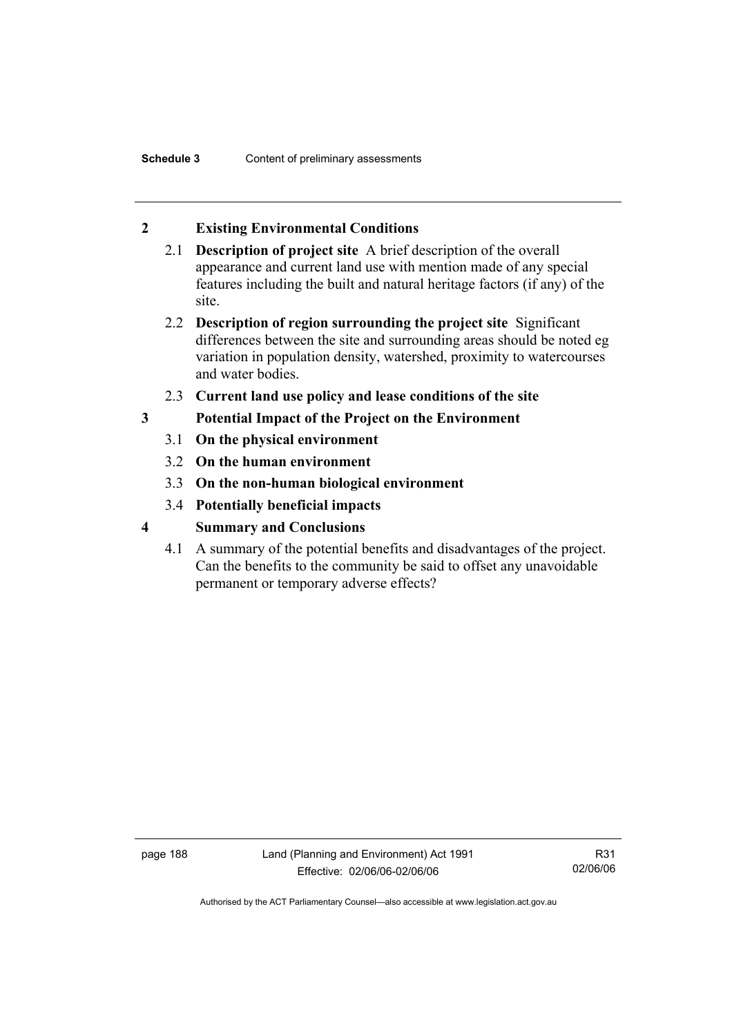## 2 Existing Environmental Conditions

2.1 **Description of project site** A brief description of the overall appearance and current land use with mention made of any special features including the built and natural heritage factors (if any) of the site.

2.2 **Description of region surrounding the project site** Significant differences between the site and surrounding areas should be noted eg variation in population density, watershed, proximity to watercourses and water bodies.

2.3 **Current land use policy and lease conditions of the site**

## 3 Potential Impact of the Project on the Environment

3.1 **On the physical environment**

3.2 **On the human environment**

3.3 **On the non-human biological environment**

3.4 **Potentially beneficial impacts**

## 4 Summary and Conclusions

4.1 A summary of the potential benefits and disadvantages of the project. Can the benefits to the community be said to offset any unavoidable permanent or temporary adverse effects?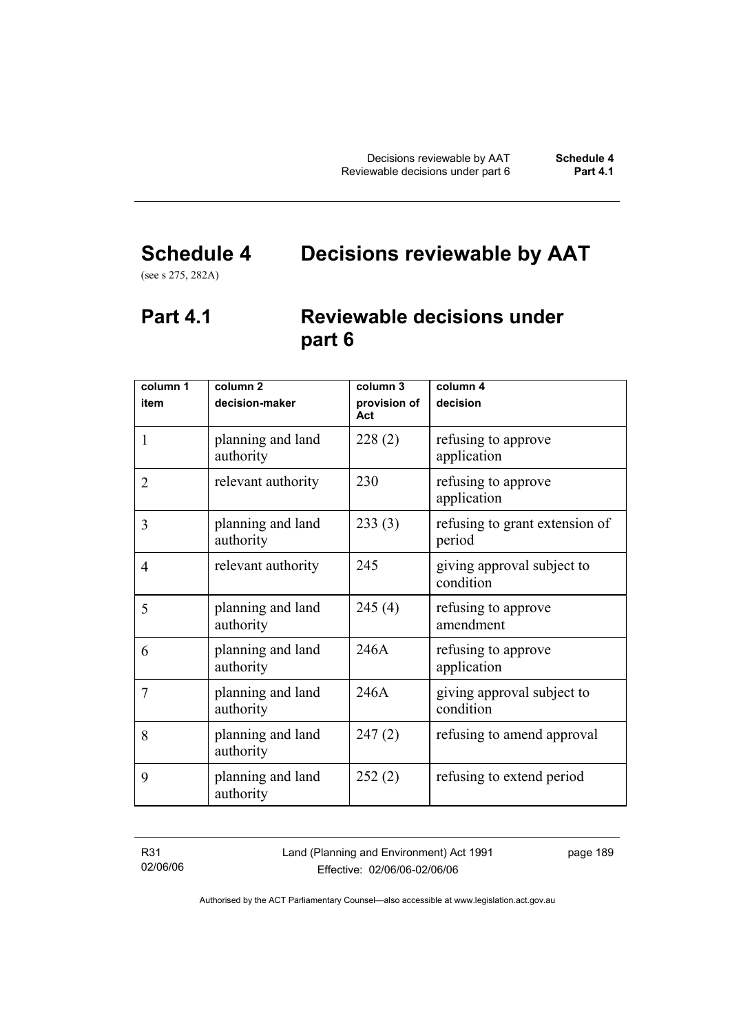# Schedule 4 Decisions reviewable by AAT

(see s 275, 282A)

## Part 4.1 Reviewable decisions under part 6

| column 1<br>item | column 2<br>decision-maker | column 3<br>provision of Act | column 4<br>decision |
|---|---|---|---|
| 1 | planning and land authority | 228 (2) | refusing to approve application |
| 2 | relevant authority | 230 | refusing to approve application |
| 3 | planning and land authority | 233 (3) | refusing to grant extension of period |
| 4 | relevant authority | 245 | giving approval subject to condition |
| 5 | planning and land authority | 245 (4) | refusing to approve amendment |
| 6 | planning and land authority | 246A | refusing to approve application |
| 7 | planning and land authority | 246A | giving approval subject to condition |
| 8 | planning and land authority | 247 (2) | refusing to amend approval |
| 9 | planning and land authority | 252 (2) | refusing to extend period |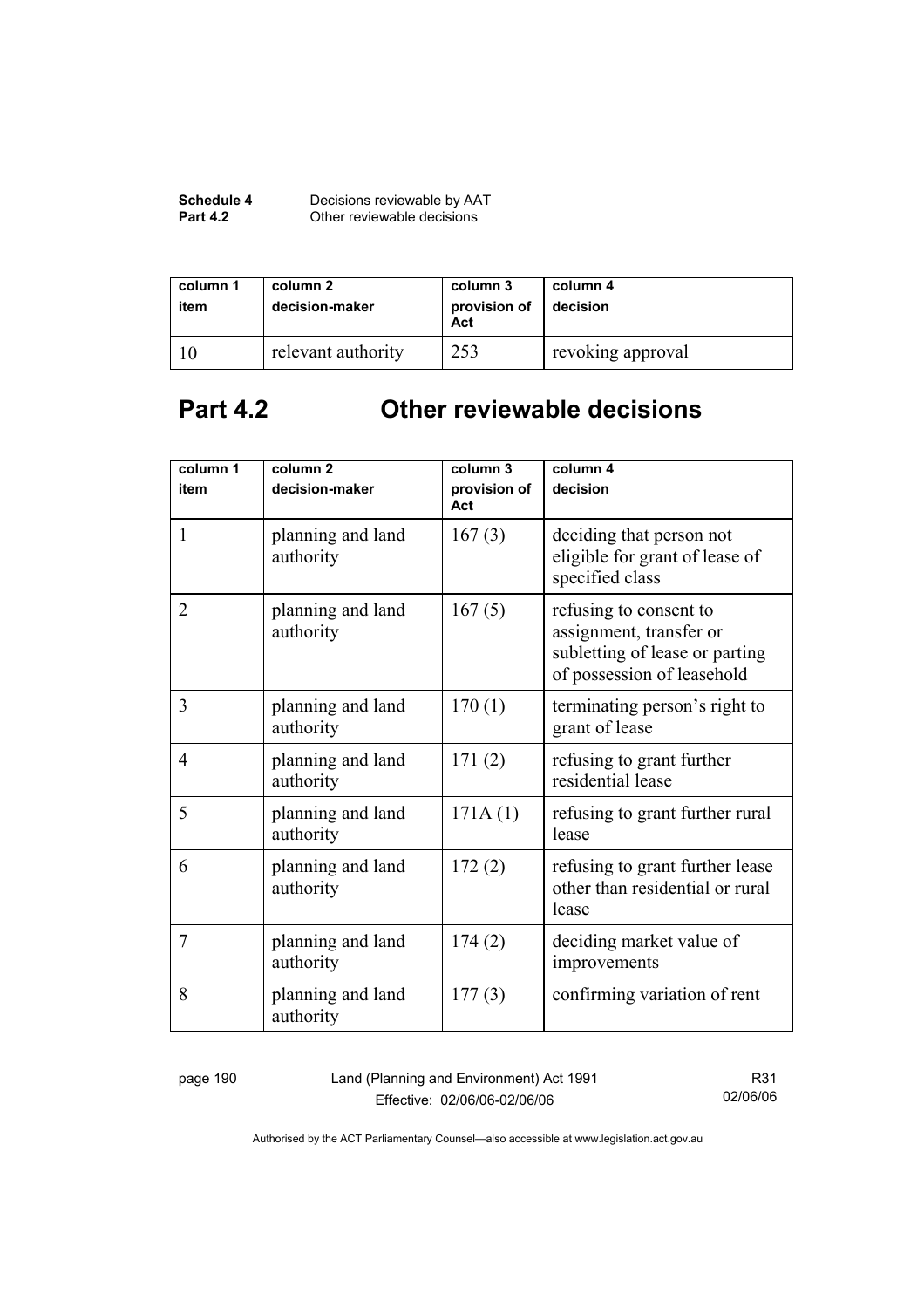| column 1 item | column 2 decision-maker | column 3 provision of Act | column 4 decision |
|---|---|---|---|
| 10 | relevant authority | 253 | revoking approval |

# Part 4.2 Other reviewable decisions

| column 1 item | column 2 decision-maker | column 3 provision of Act | column 4 decision |
|---|---|---|---|
| 1 | planning and land authority | 167 (3) | deciding that person not eligible for grant of lease of specified class |
| 2 | planning and land authority | 167 (5) | refusing to consent to assignment, transfer or subletting of lease or parting of possession of leasehold |
| 3 | planning and land authority | 170 (1) | terminating person's right to grant of lease |
| 4 | planning and land authority | 171 (2) | refusing to grant further residential lease |
| 5 | planning and land authority | 171A (1) | refusing to grant further rural lease |
| 6 | planning and land authority | 172 (2) | refusing to grant further lease other than residential or rural lease |
| 7 | planning and land authority | 174 (2) | deciding market value of improvements |
| 8 | planning and land authority | 177 (3) | confirming variation of rent |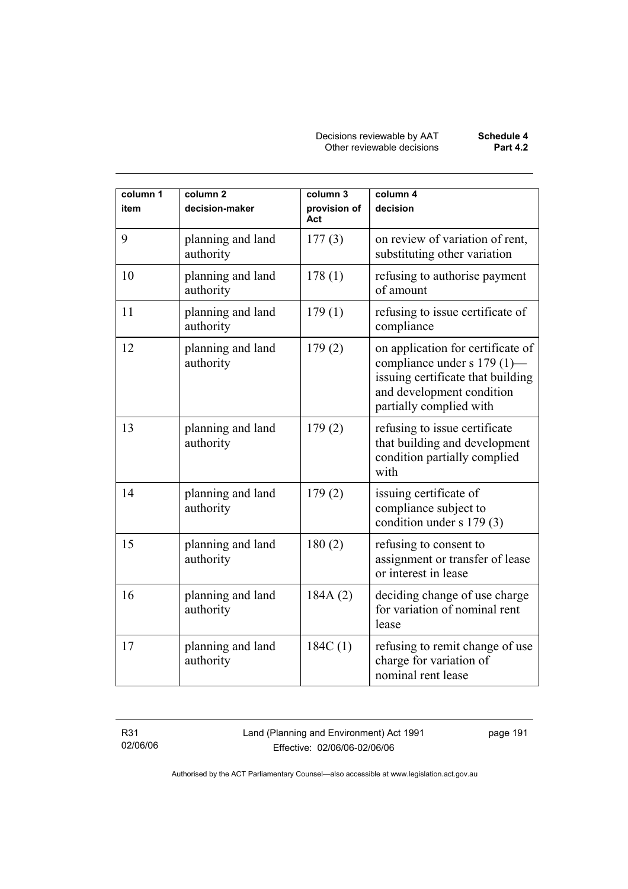| column 1<br>item | column 2<br>decision-maker | column 3<br>provision of Act | column 4<br>decision |
|---|---|---|---|
| 9 | planning and land authority | 177 (3) | on review of variation of rent, substituting other variation |
| 10 | planning and land authority | 178 (1) | refusing to authorise payment of amount |
| 11 | planning and land authority | 179 (1) | refusing to issue certificate of compliance |
| 12 | planning and land authority | 179 (2) | on application for certificate of compliance under s 179 (1)—issuing certificate that building and development condition partially complied with |
| 13 | planning and land authority | 179 (2) | refusing to issue certificate that building and development condition partially complied with |
| 14 | planning and land authority | 179 (2) | issuing certificate of compliance subject to condition under s 179 (3) |
| 15 | planning and land authority | 180 (2) | refusing to consent to assignment or transfer of lease or interest in lease |
| 16 | planning and land authority | 184A (2) | deciding change of use charge for variation of nominal rent lease |
| 17 | planning and land authority | 184C (1) | refusing to remit change of use charge for variation of nominal rent lease |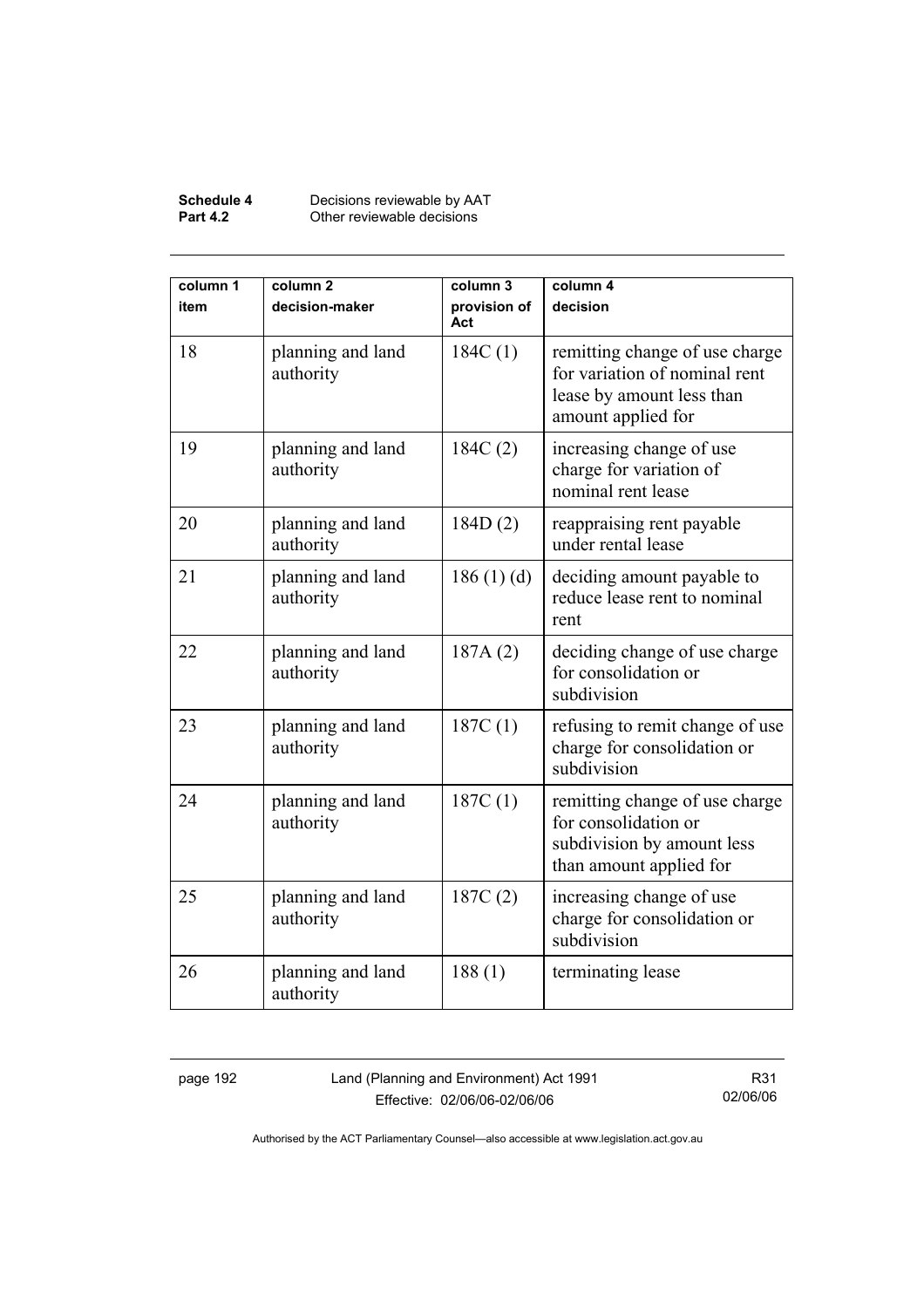| column 1<br>item | column 2<br>decision-maker | column 3<br>provision of Act | column 4<br>decision |
|---|---|---|---|
| 18 | planning and land authority | 184C (1) | remitting change of use charge for variation of nominal rent lease by amount less than amount applied for |
| 19 | planning and land authority | 184C (2) | increasing change of use charge for variation of nominal rent lease |
| 20 | planning and land authority | 184D (2) | reappraising rent payable under rental lease |
| 21 | planning and land authority | 186 (1) (d) | deciding amount payable to reduce lease rent to nominal rent |
| 22 | planning and land authority | 187A (2) | deciding change of use charge for consolidation or subdivision |
| 23 | planning and land authority | 187C (1) | refusing to remit change of use charge for consolidation or subdivision |
| 24 | planning and land authority | 187C (1) | remitting change of use charge for consolidation or subdivision by amount less than amount applied for |
| 25 | planning and land authority | 187C (2) | increasing change of use charge for consolidation or subdivision |
| 26 | planning and land authority | 188 (1) | terminating lease |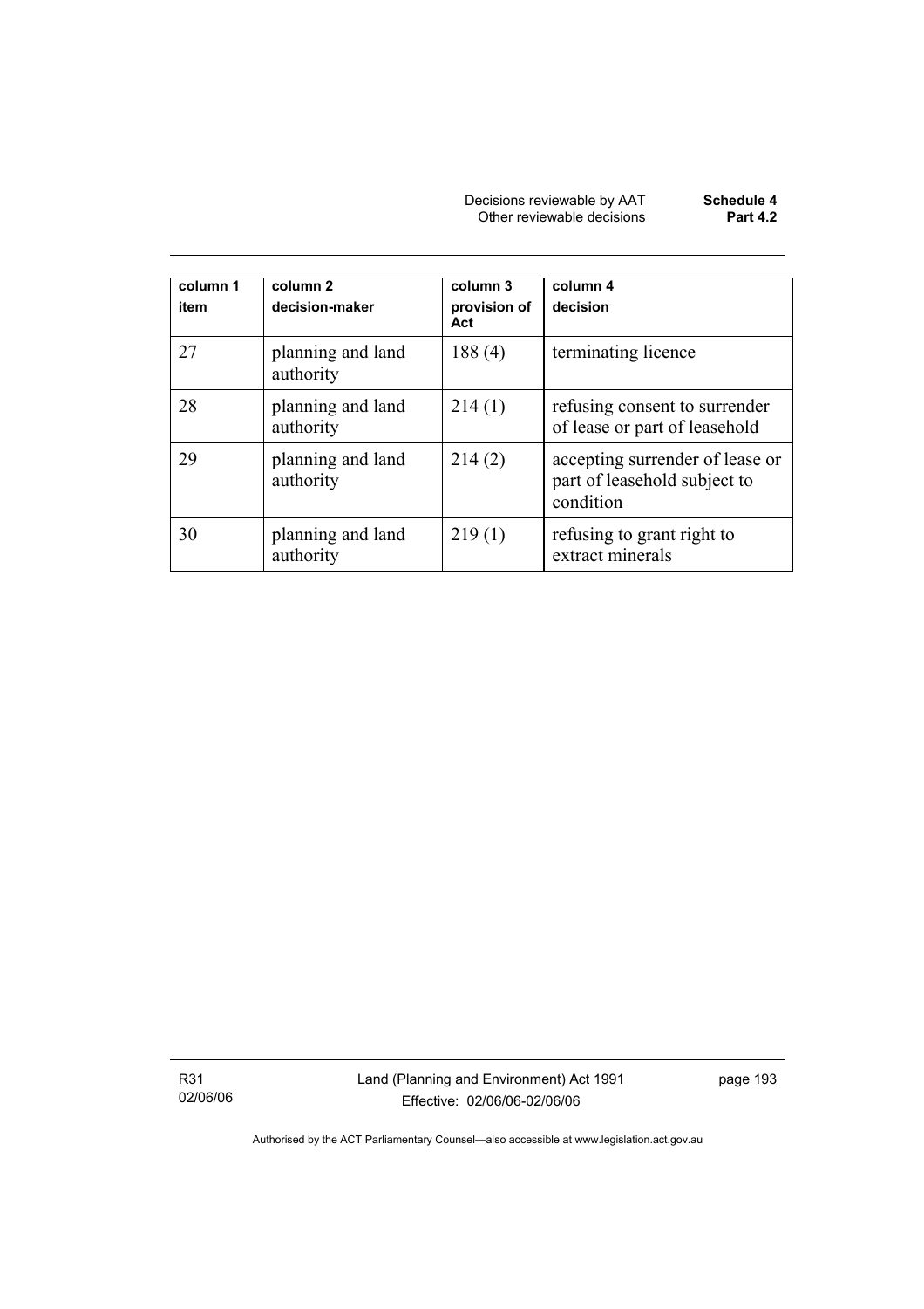| column 1<br>item | column 2<br>decision-maker | column 3<br>provision of Act | column 4<br>decision |
|---|---|---|---|
| 27 | planning and land authority | 188 (4) | terminating licence |
| 28 | planning and land authority | 214 (1) | refusing consent to surrender of lease or part of leasehold |
| 29 | planning and land authority | 214 (2) | accepting surrender of lease or part of leasehold subject to condition |
| 30 | planning and land authority | 219 (1) | refusing to grant right to extract minerals |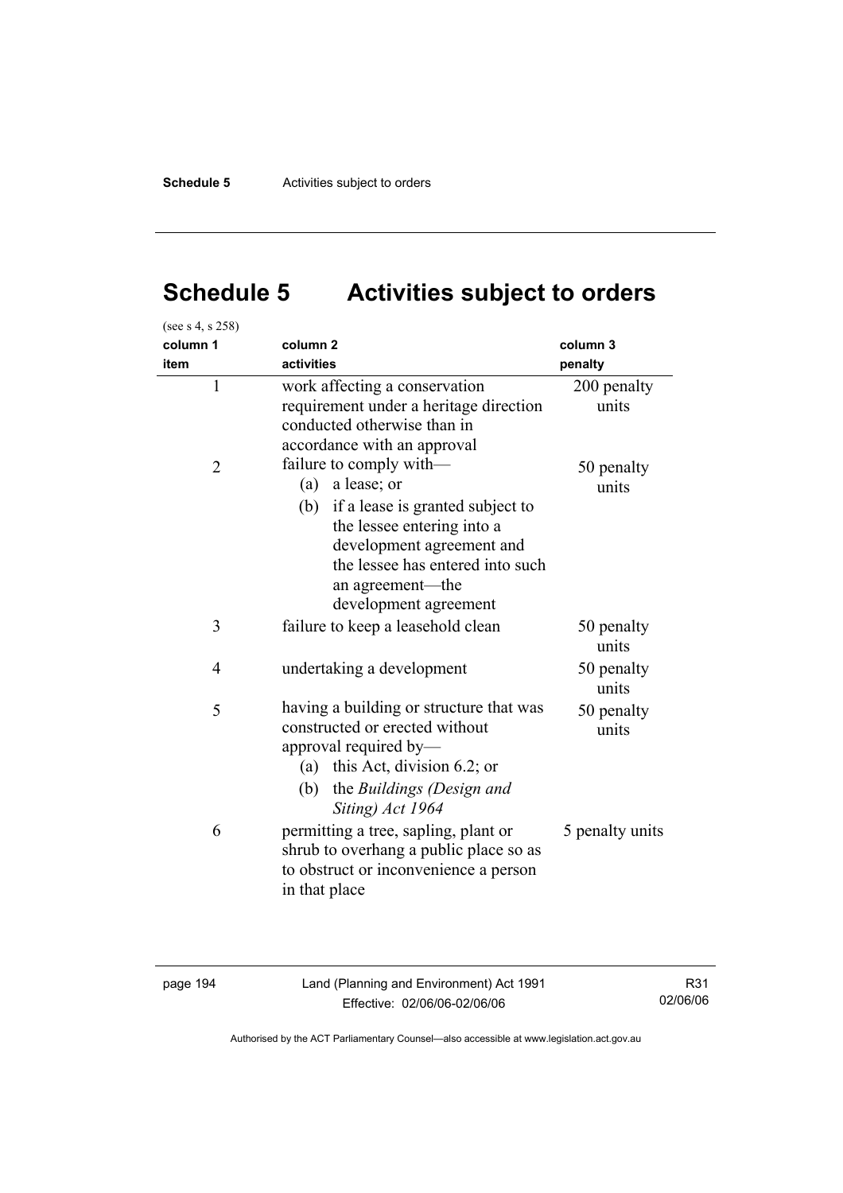# Schedule 5 Activities subject to orders

(see s 4, s 258)

| column 1<br>item | column 2<br>activities | column 3<br>penalty |
|---|---|---|
| 1 | work affecting a conservation requirement under a heritage direction conducted otherwise than in accordance with an approval | 200 penalty units |
| 2 | failure to comply with—<br>(a) a lease; or<br>(b) if a lease is granted subject to the lessee entering into a development agreement and the lessee has entered into such an agreement—the development agreement | 50 penalty units |
| 3 | failure to keep a leasehold clean | 50 penalty units |
| 4 | undertaking a development | 50 penalty units |
| 5 | having a building or structure that was constructed or erected without approval required by—<br>(a) this Act, division 6.2; or<br>(b) the *Buildings (Design and Siting) Act 1964* | 50 penalty units |
| 6 | permitting a tree, sapling, plant or shrub to overhang a public place so as to obstruct or inconvenience a person in that place | 5 penalty units |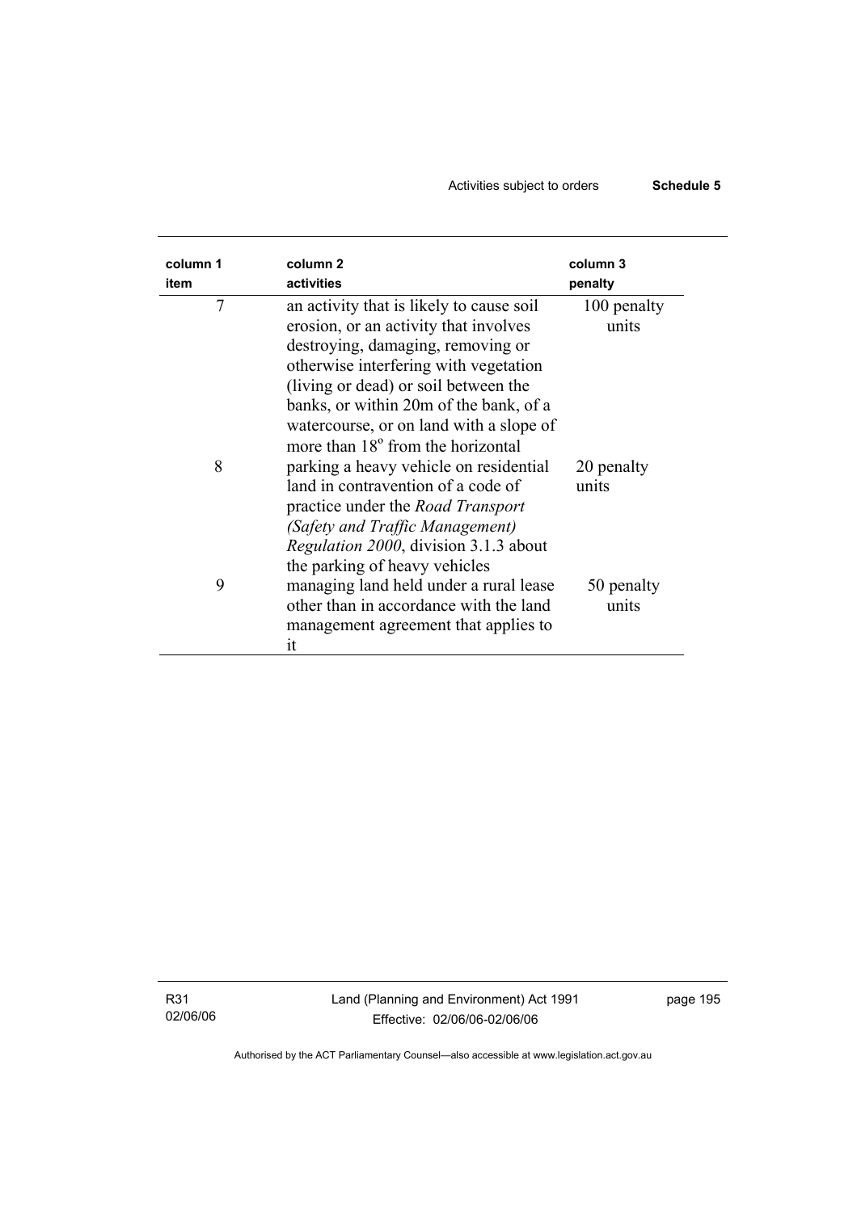| column 1 item | column 2 activities | column 3 penalty |
|---|---|---|
| 7 | an activity that is likely to cause soil erosion, or an activity that involves destroying, damaging, removing or otherwise interfering with vegetation (living or dead) or soil between the banks, or within 20m of the bank, of a watercourse, or on land with a slope of more than 18$^{o}$ from the horizontal | 100 penalty units |
| 8 | parking a heavy vehicle on residential land in contravention of a code of practice under the *Road Transport (Safety and Traffic Management) Regulation 2000*, division 3.1.3 about the parking of heavy vehicles | 20 penalty units |
| 9 | managing land held under a rural lease other than in accordance with the land management agreement that applies to it | 50 penalty units |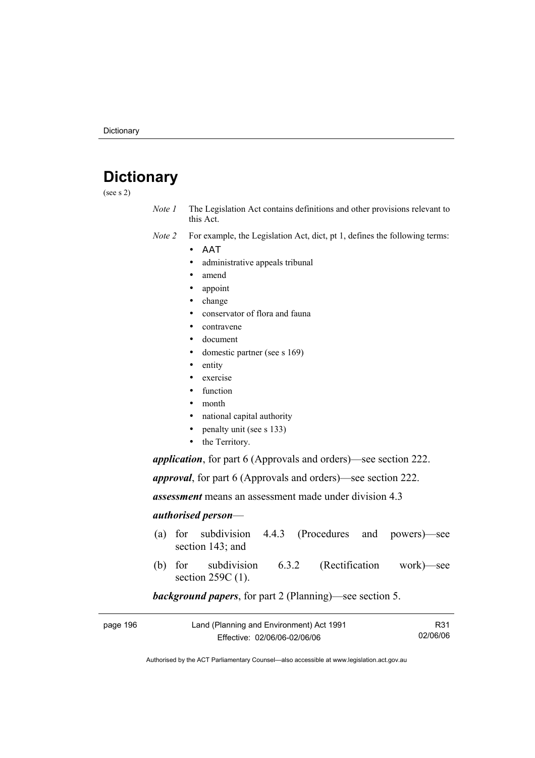# Dictionary

(see s 2)

*Note 1* The Legislation Act contains definitions and other provisions relevant to this Act.

*Note 2* For example, the Legislation Act, dict, pt 1, defines the following terms:

- AAT
- administrative appeals tribunal
- amend
- appoint
- change
- conservator of flora and fauna
- contravene
- document
- domestic partner (see s 169)
- entity
- exercise
- function
- month
- national capital authority
- penalty unit (see s 133)
- the Territory.

***application***, for part 6 (Approvals and orders)—see section 222.

***approval***, for part 6 (Approvals and orders)—see section 222.

***assessment*** means an assessment made under division 4.3

***authorised person***—

(a) for subdivision 4.4.3 (Procedures and powers)—see section 143; and

(b) for subdivision 6.3.2 (Rectification work)—see section 259C (1).

***background papers***, for part 2 (Planning)—see section 5.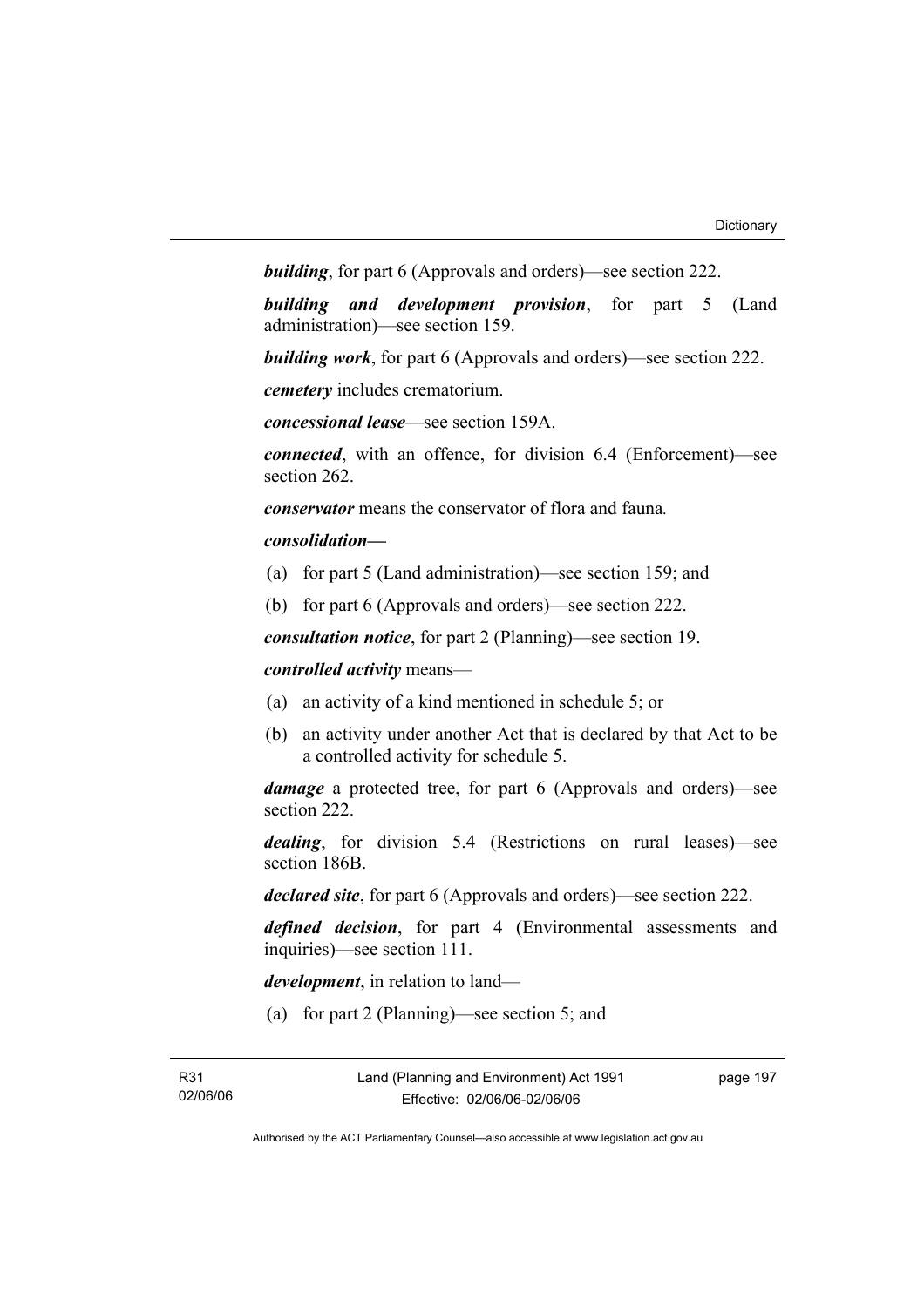***building***, for part 6 (Approvals and orders)—see section 222.

***building and development provision***, for part 5 (Land administration)—see section 159.

***building work***, for part 6 (Approvals and orders)—see section 222.

***cemetery*** includes crematorium.

***concessional lease***—see section 159A.

***connected***, with an offence, for division 6.4 (Enforcement)—see section 262.

***conservator*** means the conservator of flora and fauna.

***consolidation—***

(a) for part 5 (Land administration)—see section 159; and

(b) for part 6 (Approvals and orders)—see section 222.

***consultation notice***, for part 2 (Planning)—see section 19.

***controlled activity*** means—

(a) an activity of a kind mentioned in schedule 5; or

(b) an activity under another Act that is declared by that Act to be a controlled activity for schedule 5.

***damage*** a protected tree, for part 6 (Approvals and orders)—see section 222.

***dealing***, for division 5.4 (Restrictions on rural leases)—see section 186B.

***declared site***, for part 6 (Approvals and orders)—see section 222.

***defined decision***, for part 4 (Environmental assessments and inquiries)—see section 111.

***development***, in relation to land—

(a) for part 2 (Planning)—see section 5; and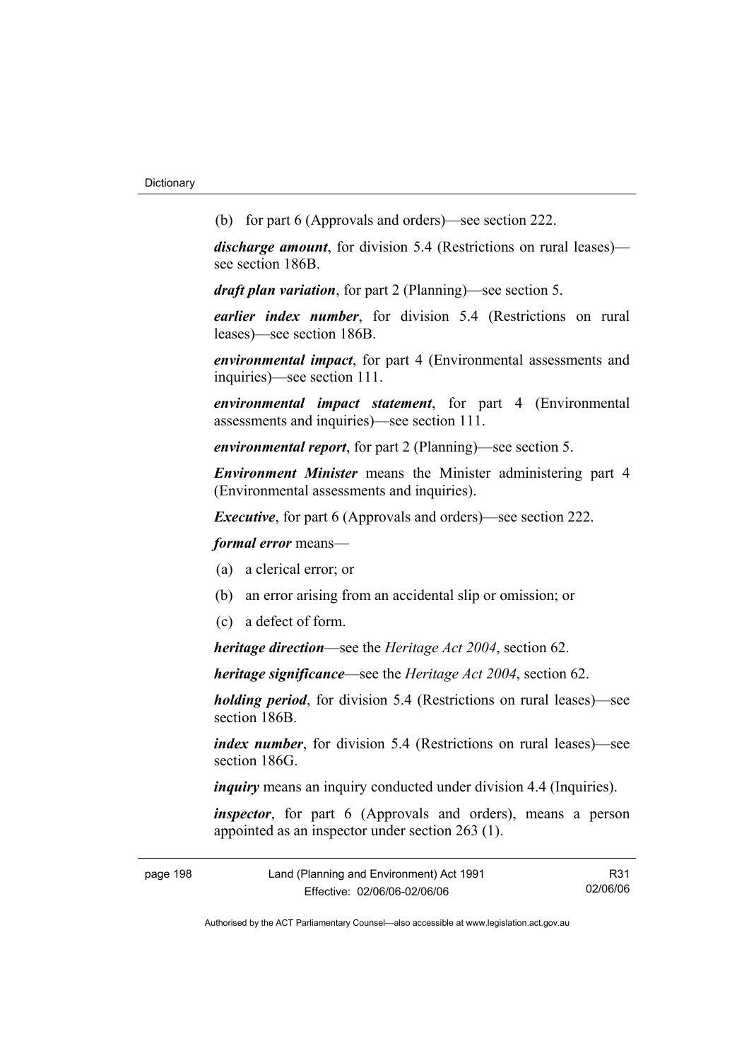(b) for part 6 (Approvals and orders)—see section 222.

***discharge amount***, for division 5.4 (Restrictions on rural leases)—see section 186B.

***draft plan variation***, for part 2 (Planning)—see section 5.

***earlier index number***, for division 5.4 (Restrictions on rural leases)—see section 186B.

***environmental impact***, for part 4 (Environmental assessments and inquiries)—see section 111.

***environmental impact statement***, for part 4 (Environmental assessments and inquiries)—see section 111.

***environmental report***, for part 2 (Planning)—see section 5.

***Environment Minister*** means the Minister administering part 4 (Environmental assessments and inquiries).

***Executive***, for part 6 (Approvals and orders)—see section 222.

***formal error*** means—

(a) a clerical error; or

(b) an error arising from an accidental slip or omission; or

(c) a defect of form.

***heritage direction***—see the *Heritage Act 2004*, section 62.

***heritage significance***—see the *Heritage Act 2004*, section 62.

***holding period***, for division 5.4 (Restrictions on rural leases)—see section 186B.

***index number***, for division 5.4 (Restrictions on rural leases)—see section 186G.

***inquiry*** means an inquiry conducted under division 4.4 (Inquiries).

***inspector***, for part 6 (Approvals and orders), means a person appointed as an inspector under section 263 (1).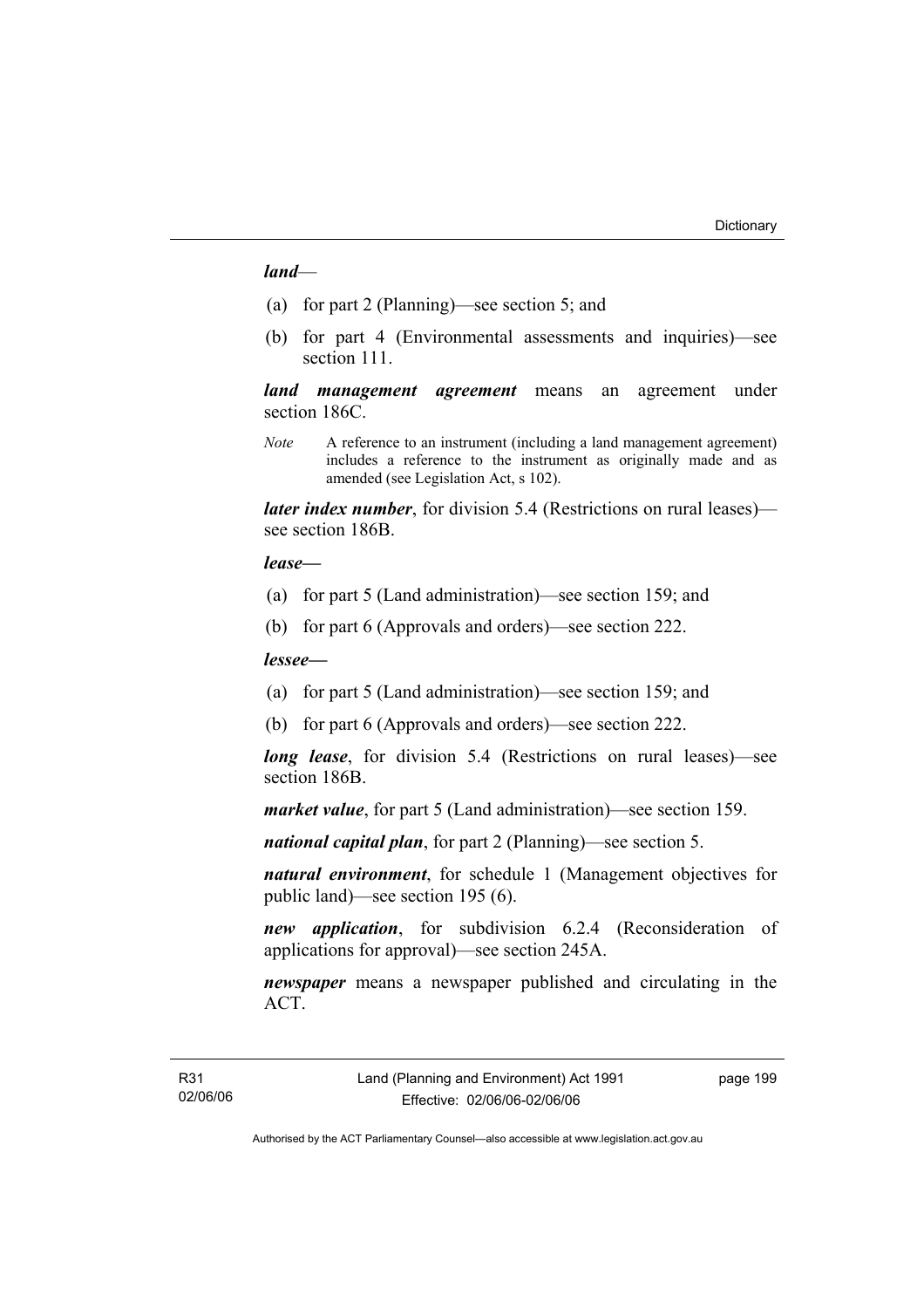***land***—

(a) for part 2 (Planning)—see section 5; and

(b) for part 4 (Environmental assessments and inquiries)—see section 111.

***land management agreement*** means an agreement under section 186C.

*Note* A reference to an instrument (including a land management agreement) includes a reference to the instrument as originally made and as amended (see Legislation Act, s 102).

***later index number***, for division 5.4 (Restrictions on rural leases)—see section 186B.

***lease***—

(a) for part 5 (Land administration)—see section 159; and

(b) for part 6 (Approvals and orders)—see section 222.

***lessee***—

(a) for part 5 (Land administration)—see section 159; and

(b) for part 6 (Approvals and orders)—see section 222.

***long lease***, for division 5.4 (Restrictions on rural leases)—see section 186B.

***market value***, for part 5 (Land administration)—see section 159.

***national capital plan***, for part 2 (Planning)—see section 5.

***natural environment***, for schedule 1 (Management objectives for public land)—see section 195 (6).

***new application***, for subdivision 6.2.4 (Reconsideration of applications for approval)—see section 245A.

***newspaper*** means a newspaper published and circulating in the ACT.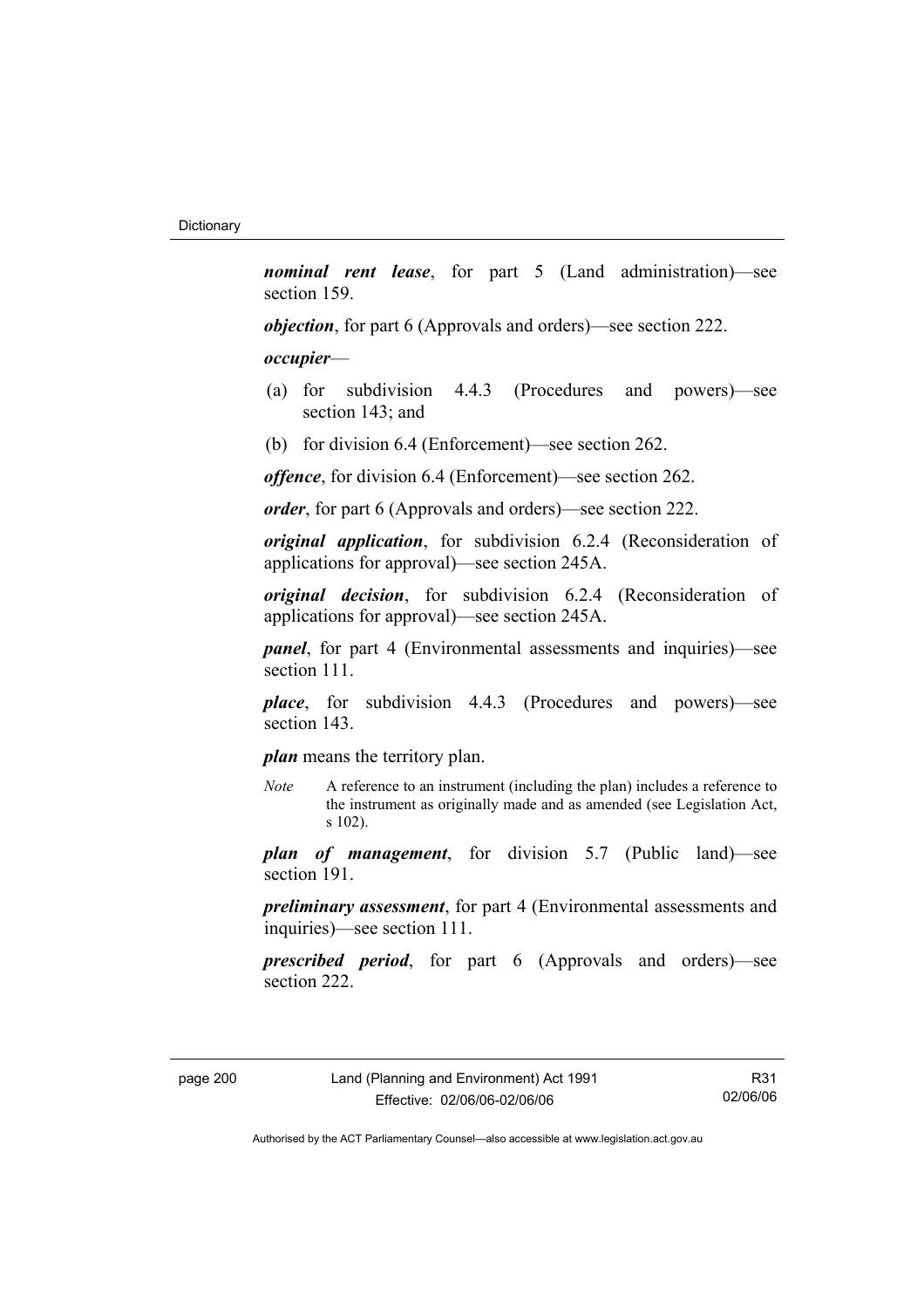***nominal rent lease***, for part 5 (Land administration)—see section 159.

***objection***, for part 6 (Approvals and orders)—see section 222.

***occupier***—

(a) for subdivision 4.4.3 (Procedures and powers)—see section 143; and

(b) for division 6.4 (Enforcement)—see section 262.

***offence***, for division 6.4 (Enforcement)—see section 262.

***order***, for part 6 (Approvals and orders)—see section 222.

***original application***, for subdivision 6.2.4 (Reconsideration of applications for approval)—see section 245A.

***original decision***, for subdivision 6.2.4 (Reconsideration of applications for approval)—see section 245A.

***panel***, for part 4 (Environmental assessments and inquiries)—see section 111.

***place***, for subdivision 4.4.3 (Procedures and powers)—see section 143.

***plan*** means the territory plan.

*Note* A reference to an instrument (including the plan) includes a reference to the instrument as originally made and as amended (see Legislation Act, s 102).

***plan of management***, for division 5.7 (Public land)—see section 191.

***preliminary assessment***, for part 4 (Environmental assessments and inquiries)—see section 111.

***prescribed period***, for part 6 (Approvals and orders)—see section 222.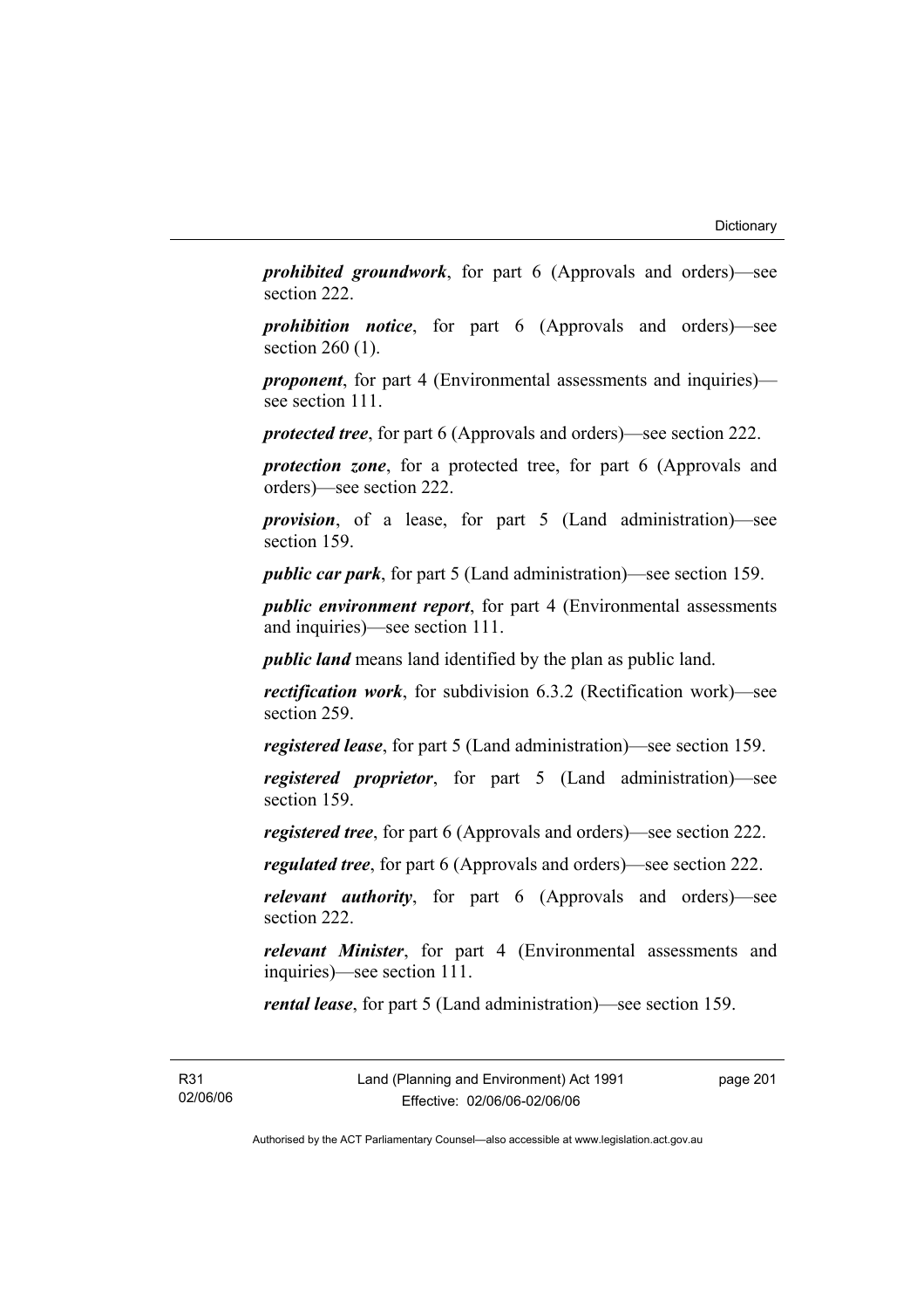***prohibited groundwork***, for part 6 (Approvals and orders)—see section 222.

***prohibition notice***, for part 6 (Approvals and orders)—see section 260 (1).

***proponent***, for part 4 (Environmental assessments and inquiries)—see section 111.

***protected tree***, for part 6 (Approvals and orders)—see section 222.

***protection zone***, for a protected tree, for part 6 (Approvals and orders)—see section 222.

***provision***, of a lease, for part 5 (Land administration)—see section 159.

***public car park***, for part 5 (Land administration)—see section 159.

***public environment report***, for part 4 (Environmental assessments and inquiries)—see section 111.

***public land*** means land identified by the plan as public land.

***rectification work***, for subdivision 6.3.2 (Rectification work)—see section 259.

***registered lease***, for part 5 (Land administration)—see section 159.

***registered proprietor***, for part 5 (Land administration)—see section 159.

***registered tree***, for part 6 (Approvals and orders)—see section 222.

***regulated tree***, for part 6 (Approvals and orders)—see section 222.

***relevant authority***, for part 6 (Approvals and orders)—see section 222.

***relevant Minister***, for part 4 (Environmental assessments and inquiries)—see section 111.

***rental lease***, for part 5 (Land administration)—see section 159.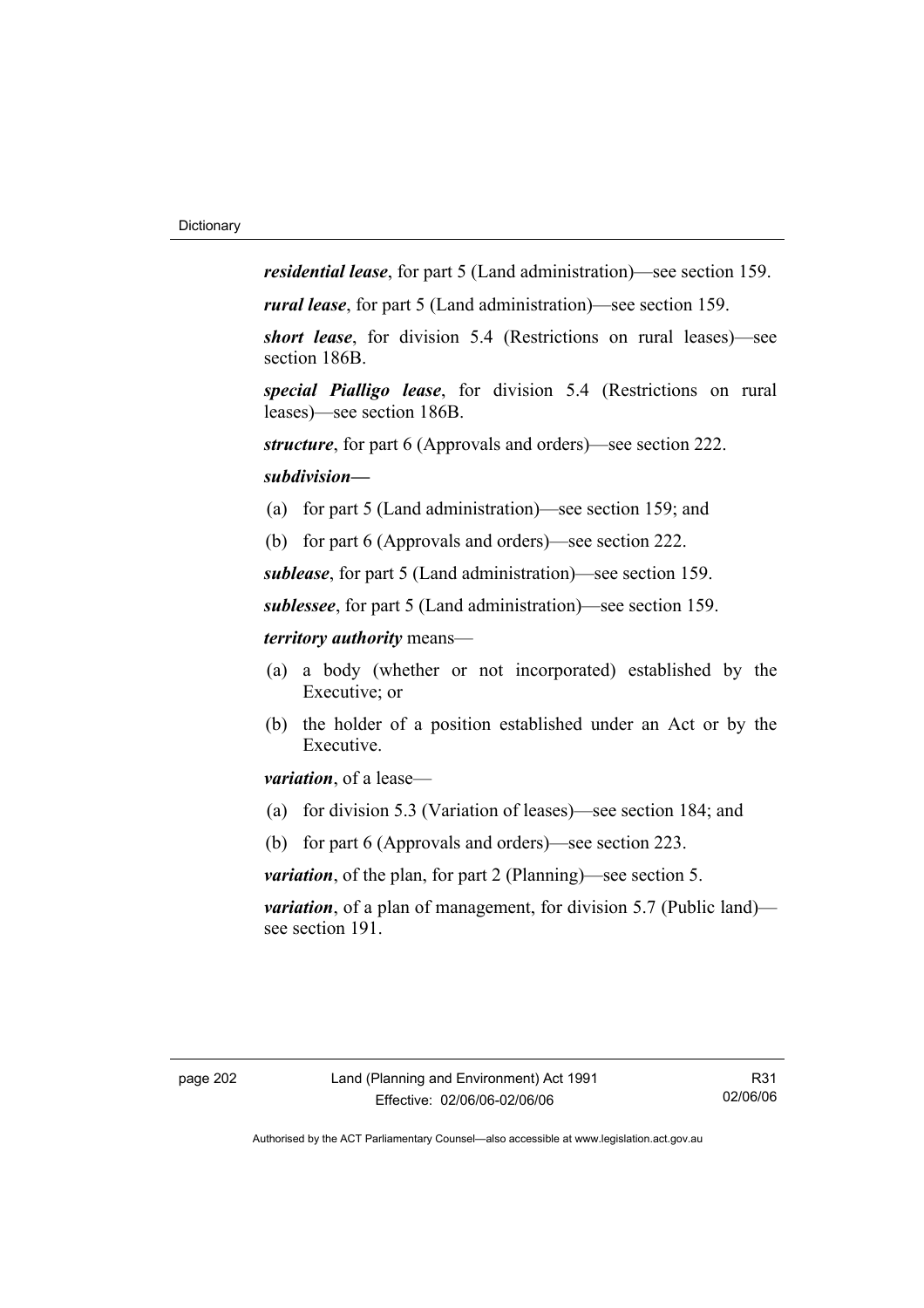***residential lease***, for part 5 (Land administration)—see section 159.

***rural lease***, for part 5 (Land administration)—see section 159.

***short lease***, for division 5.4 (Restrictions on rural leases)—see section 186B.

***special Pialligo lease***, for division 5.4 (Restrictions on rural leases)—see section 186B.

***structure***, for part 6 (Approvals and orders)—see section 222.

***subdivision—***

(a) for part 5 (Land administration)—see section 159; and

(b) for part 6 (Approvals and orders)—see section 222.

***sublease***, for part 5 (Land administration)—see section 159.

***sublessee***, for part 5 (Land administration)—see section 159.

***territory authority*** means—

(a) a body (whether or not incorporated) established by the Executive; or

(b) the holder of a position established under an Act or by the Executive.

***variation***, of a lease—

(a) for division 5.3 (Variation of leases)—see section 184; and

(b) for part 6 (Approvals and orders)—see section 223.

***variation***, of the plan, for part 2 (Planning)—see section 5.

***variation***, of a plan of management, for division 5.7 (Public land)—see section 191.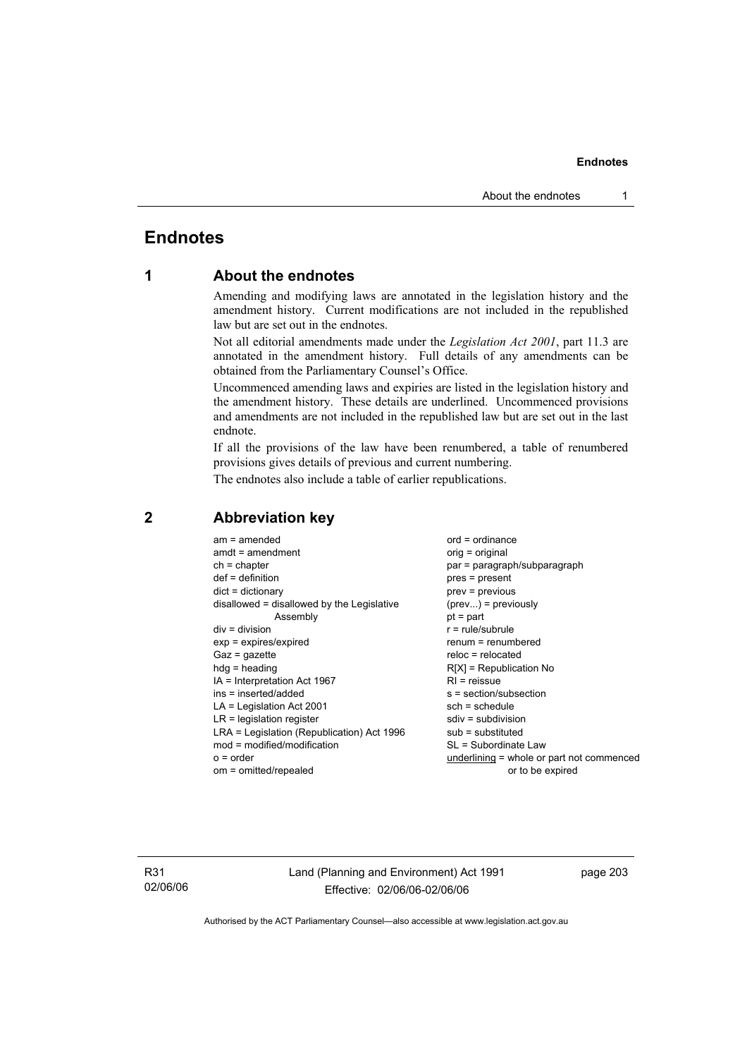# Endnotes

## 1 About the endnotes

Amending and modifying laws are annotated in the legislation history and the amendment history. Current modifications are not included in the republished law but are set out in the endnotes.

Not all editorial amendments made under the *Legislation Act 2001*, part 11.3 are annotated in the amendment history. Full details of any amendments can be obtained from the Parliamentary Counsel's Office.

Uncommenced amending laws and expiries are listed in the legislation history and the amendment history. These details are underlined. Uncommenced provisions and amendments are not included in the republished law but are set out in the last endnote.

If all the provisions of the law have been renumbered, a table of renumbered provisions gives details of previous and current numbering.

The endnotes also include a table of earlier republications.

## 2 Abbreviation key

am = amended
amdt = amendment
ch = chapter
def = definition
dict = dictionary
disallowed = disallowed by the Legislative Assembly
div = division
exp = expires/expired
Gaz = gazette
hdg = heading
IA = Interpretation Act 1967
ins = inserted/added
LA = Legislation Act 2001
LR = legislation register
LRA = Legislation (Republication) Act 1996
mod = modified/modification
o = order
om = omitted/repealed
ord = ordinance
orig = original
par = paragraph/subparagraph
pres = present
prev = previous
(prev...) = previously
pt = part
r = rule/subrule
renum = renumbered
reloc = relocated
R[X] = Republication No
RI = reissue
s = section/subsection
sch = schedule
sdiv = subdivision
sub = substituted
SL = Subordinate Law
underlining = whole or part not commenced or to be expired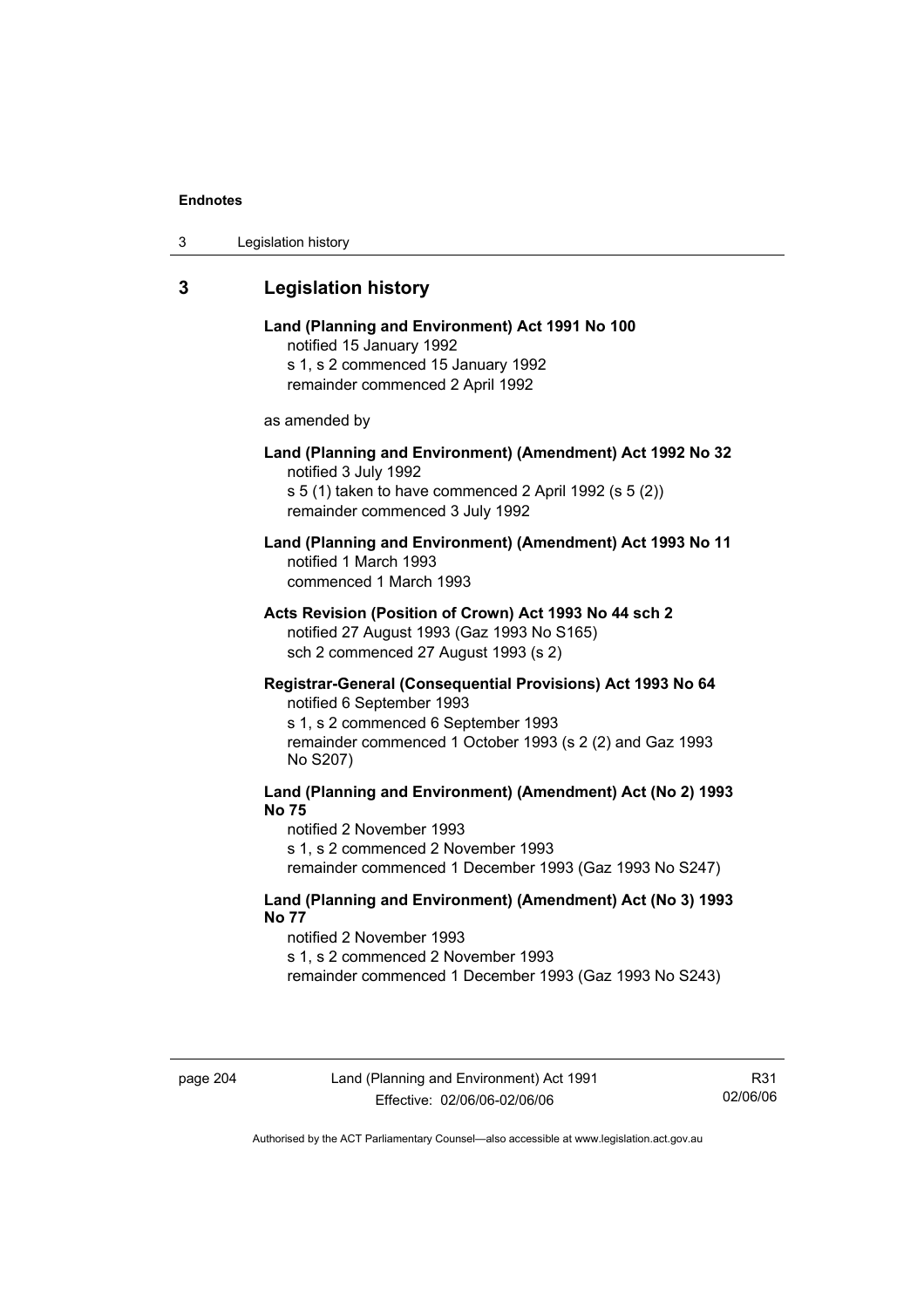## 3 Legislation history

**Land (Planning and Environment) Act 1991 No 100**
notified 15 January 1992
s 1, s 2 commenced 15 January 1992
remainder commenced 2 April 1992

as amended by

**Land (Planning and Environment) (Amendment) Act 1992 No 32**
notified 3 July 1992
s 5 (1) taken to have commenced 2 April 1992 (s 5 (2))
remainder commenced 3 July 1992

**Land (Planning and Environment) (Amendment) Act 1993 No 11**
notified 1 March 1993
commenced 1 March 1993

**Acts Revision (Position of Crown) Act 1993 No 44 sch 2**
notified 27 August 1993 (Gaz 1993 No S165)
sch 2 commenced 27 August 1993 (s 2)

**Registrar-General (Consequential Provisions) Act 1993 No 64**
notified 6 September 1993
s 1, s 2 commenced 6 September 1993
remainder commenced 1 October 1993 (s 2 (2) and Gaz 1993 No S207)

**Land (Planning and Environment) (Amendment) Act (No 2) 1993 No 75**
notified 2 November 1993
s 1, s 2 commenced 2 November 1993
remainder commenced 1 December 1993 (Gaz 1993 No S247)

**Land (Planning and Environment) (Amendment) Act (No 3) 1993 No 77**
notified 2 November 1993
s 1, s 2 commenced 2 November 1993
remainder commenced 1 December 1993 (Gaz 1993 No S243)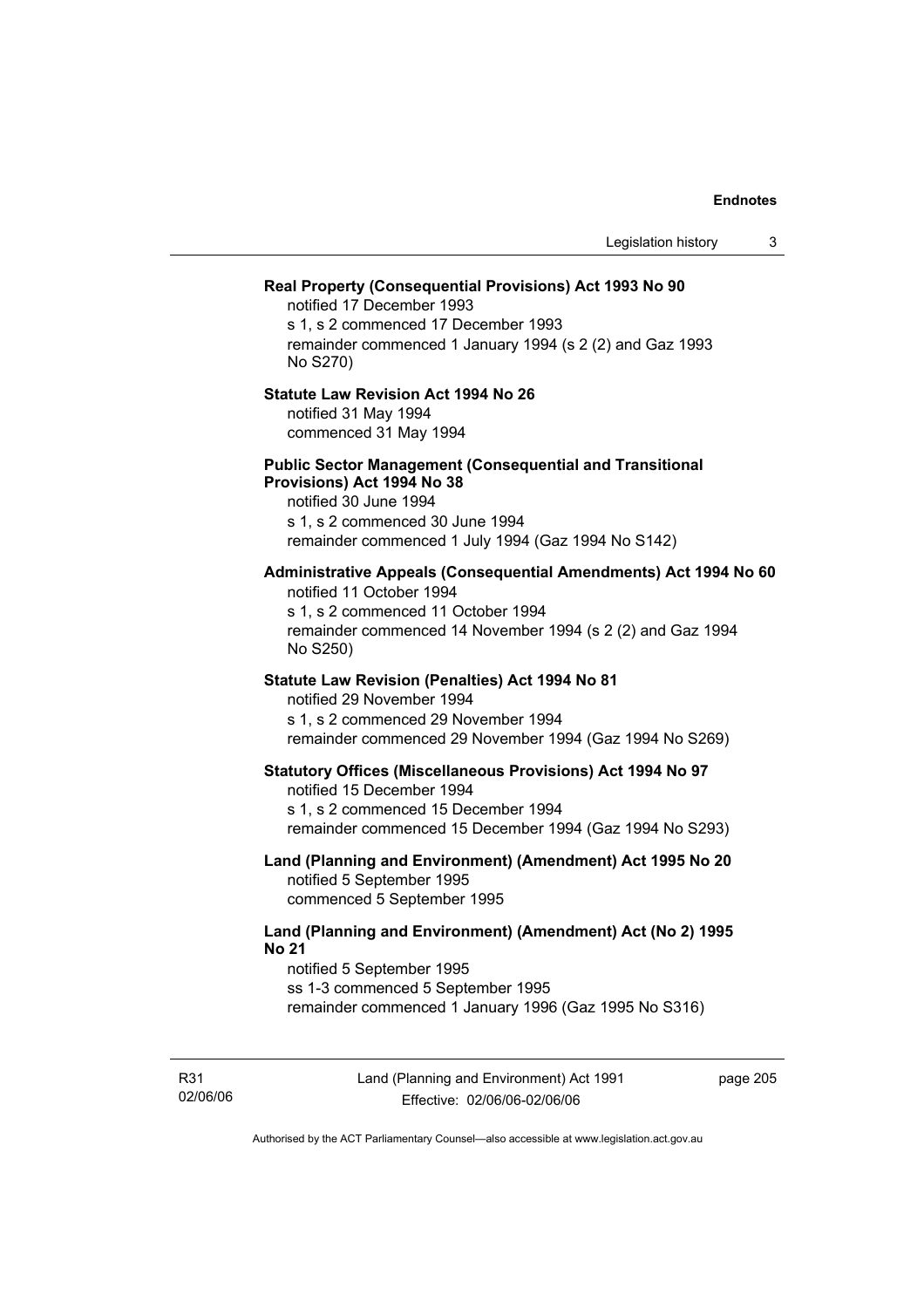**Real Property (Consequential Provisions) Act 1993 No 90**

notified 17 December 1993
s 1, s 2 commenced 17 December 1993
remainder commenced 1 January 1994 (s 2 (2) and Gaz 1993 No S270)

**Statute Law Revision Act 1994 No 26**

notified 31 May 1994
commenced 31 May 1994

**Public Sector Management (Consequential and Transitional Provisions) Act 1994 No 38**

notified 30 June 1994
s 1, s 2 commenced 30 June 1994
remainder commenced 1 July 1994 (Gaz 1994 No S142)

**Administrative Appeals (Consequential Amendments) Act 1994 No 60**

notified 11 October 1994
s 1, s 2 commenced 11 October 1994
remainder commenced 14 November 1994 (s 2 (2) and Gaz 1994 No S250)

**Statute Law Revision (Penalties) Act 1994 No 81**

notified 29 November 1994
s 1, s 2 commenced 29 November 1994
remainder commenced 29 November 1994 (Gaz 1994 No S269)

**Statutory Offices (Miscellaneous Provisions) Act 1994 No 97**

notified 15 December 1994
s 1, s 2 commenced 15 December 1994
remainder commenced 15 December 1994 (Gaz 1994 No S293)

**Land (Planning and Environment) (Amendment) Act 1995 No 20**

notified 5 September 1995
commenced 5 September 1995

**Land (Planning and Environment) (Amendment) Act (No 2) 1995 No 21**

notified 5 September 1995
ss 1-3 commenced 5 September 1995
remainder commenced 1 January 1996 (Gaz 1995 No S316)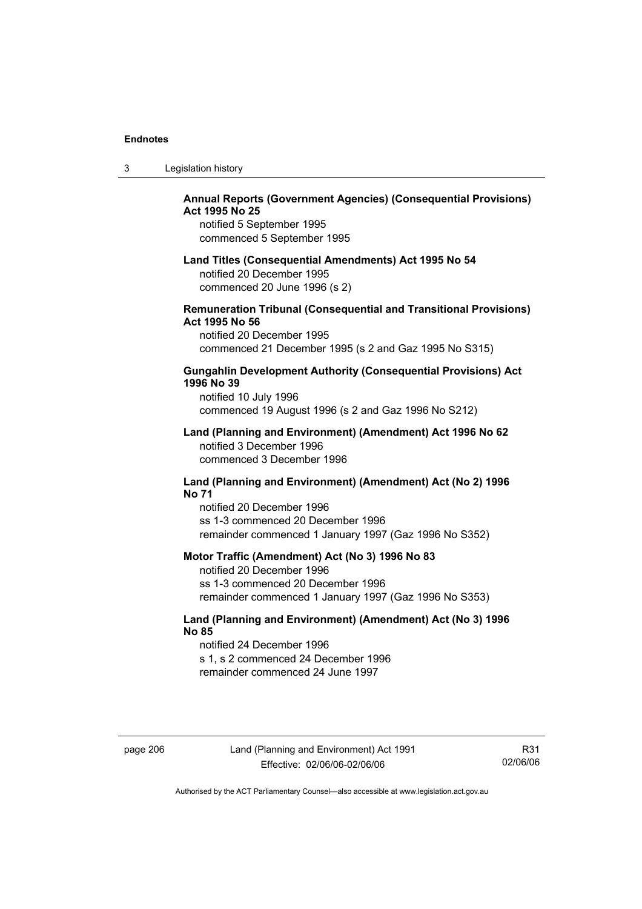**Annual Reports (Government Agencies) (Consequential Provisions) Act 1995 No 25**

notified 5 September 1995
commenced 5 September 1995

**Land Titles (Consequential Amendments) Act 1995 No 54**

notified 20 December 1995
commenced 20 June 1996 (s 2)

**Remuneration Tribunal (Consequential and Transitional Provisions) Act 1995 No 56**

notified 20 December 1995
commenced 21 December 1995 (s 2 and Gaz 1995 No S315)

**Gungahlin Development Authority (Consequential Provisions) Act 1996 No 39**

notified 10 July 1996
commenced 19 August 1996 (s 2 and Gaz 1996 No S212)

**Land (Planning and Environment) (Amendment) Act 1996 No 62**

notified 3 December 1996
commenced 3 December 1996

**Land (Planning and Environment) (Amendment) Act (No 2) 1996 No 71**

notified 20 December 1996
ss 1-3 commenced 20 December 1996
remainder commenced 1 January 1997 (Gaz 1996 No S352)

**Motor Traffic (Amendment) Act (No 3) 1996 No 83**

notified 20 December 1996
ss 1-3 commenced 20 December 1996
remainder commenced 1 January 1997 (Gaz 1996 No S353)

**Land (Planning and Environment) (Amendment) Act (No 3) 1996 No 85**

notified 24 December 1996
s 1, s 2 commenced 24 December 1996
remainder commenced 24 June 1997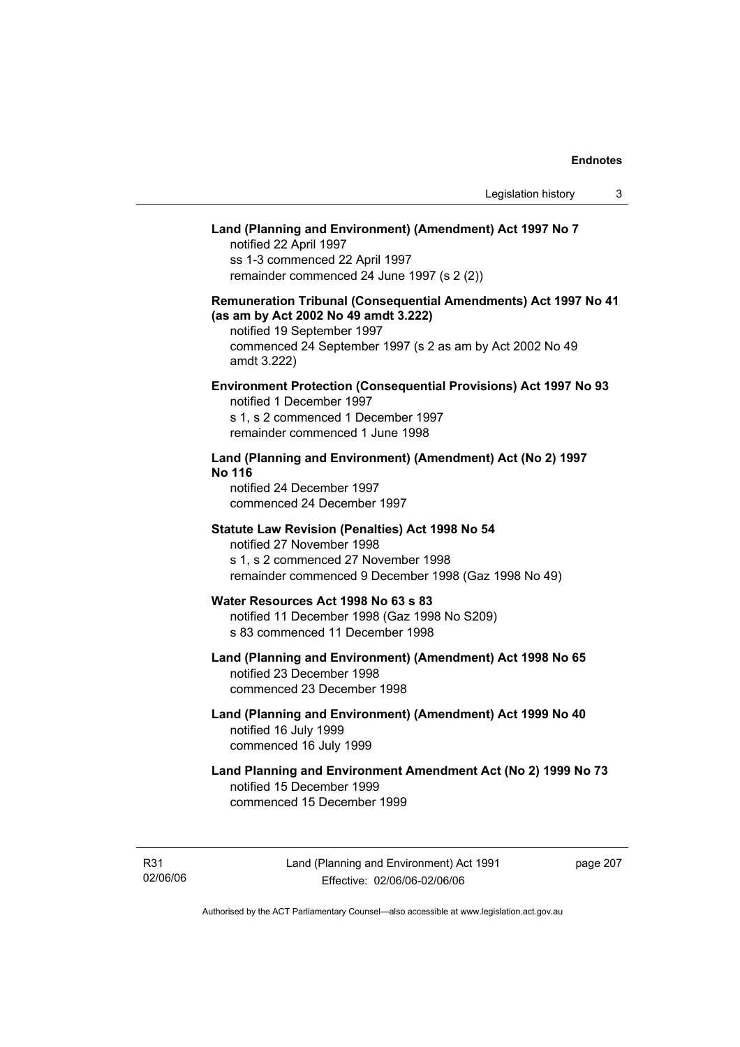**Land (Planning and Environment) (Amendment) Act 1997 No 7**
notified 22 April 1997
ss 1-3 commenced 22 April 1997
remainder commenced 24 June 1997 (s 2 (2))

**Remuneration Tribunal (Consequential Amendments) Act 1997 No 41 (as am by Act 2002 No 49 amdt 3.222)**
notified 19 September 1997
commenced 24 September 1997 (s 2 as am by Act 2002 No 49 amdt 3.222)

**Environment Protection (Consequential Provisions) Act 1997 No 93**
notified 1 December 1997
s 1, s 2 commenced 1 December 1997
remainder commenced 1 June 1998

**Land (Planning and Environment) (Amendment) Act (No 2) 1997 No 116**
notified 24 December 1997
commenced 24 December 1997

**Statute Law Revision (Penalties) Act 1998 No 54**
notified 27 November 1998
s 1, s 2 commenced 27 November 1998
remainder commenced 9 December 1998 (Gaz 1998 No 49)

**Water Resources Act 1998 No 63 s 83**
notified 11 December 1998 (Gaz 1998 No S209)
s 83 commenced 11 December 1998

**Land (Planning and Environment) (Amendment) Act 1998 No 65**
notified 23 December 1998
commenced 23 December 1998

**Land (Planning and Environment) (Amendment) Act 1999 No 40**
notified 16 July 1999
commenced 16 July 1999

**Land Planning and Environment Amendment Act (No 2) 1999 No 73**
notified 15 December 1999
commenced 15 December 1999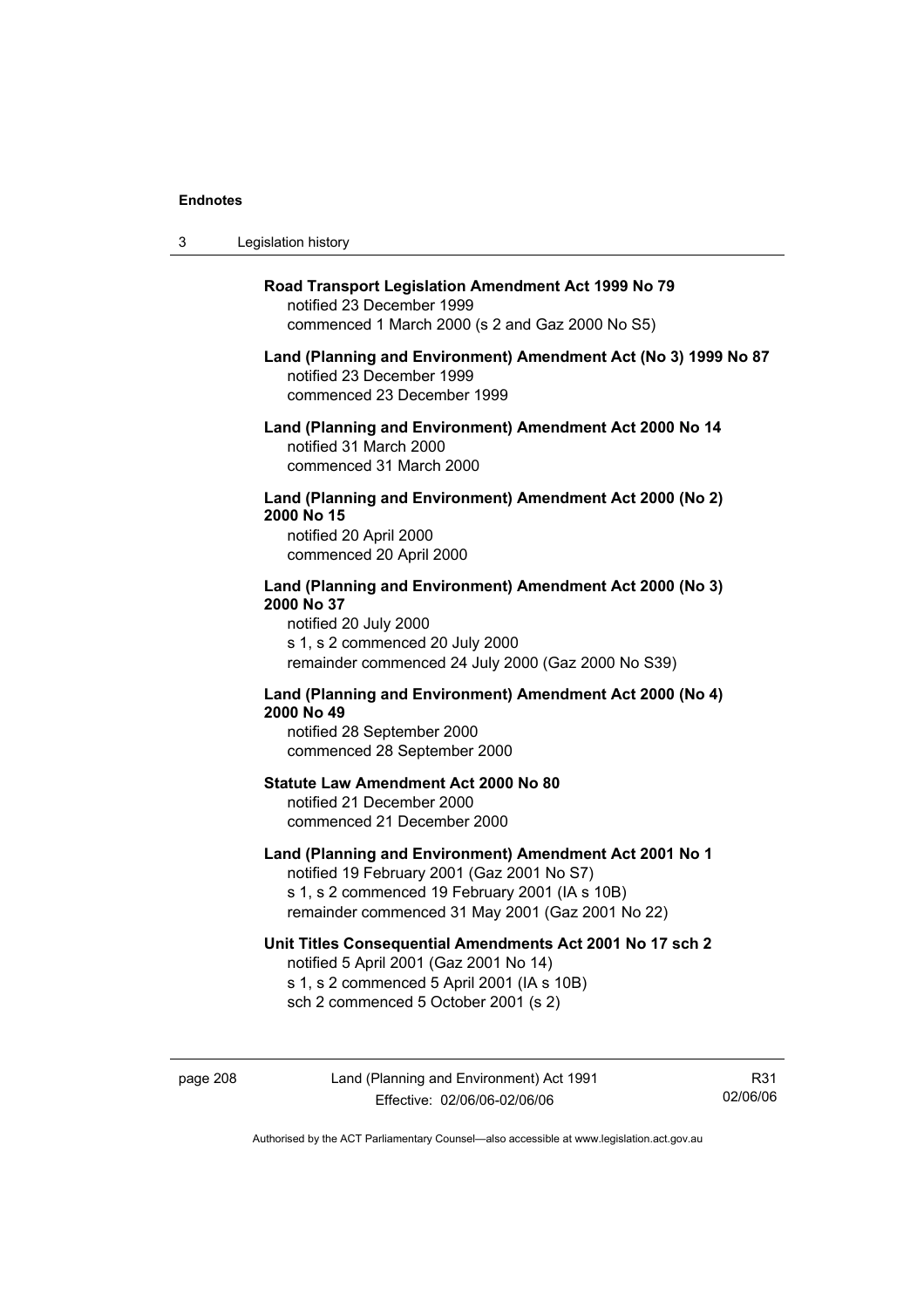**Road Transport Legislation Amendment Act 1999 No 79**
notified 23 December 1999
commenced 1 March 2000 (s 2 and Gaz 2000 No S5)

**Land (Planning and Environment) Amendment Act (No 3) 1999 No 87**
notified 23 December 1999
commenced 23 December 1999

**Land (Planning and Environment) Amendment Act 2000 No 14**
notified 31 March 2000
commenced 31 March 2000

**Land (Planning and Environment) Amendment Act 2000 (No 2) 2000 No 15**
notified 20 April 2000
commenced 20 April 2000

**Land (Planning and Environment) Amendment Act 2000 (No 3) 2000 No 37**
notified 20 July 2000
s 1, s 2 commenced 20 July 2000
remainder commenced 24 July 2000 (Gaz 2000 No S39)

**Land (Planning and Environment) Amendment Act 2000 (No 4) 2000 No 49**
notified 28 September 2000
commenced 28 September 2000

**Statute Law Amendment Act 2000 No 80**
notified 21 December 2000
commenced 21 December 2000

**Land (Planning and Environment) Amendment Act 2001 No 1**
notified 19 February 2001 (Gaz 2001 No S7)
s 1, s 2 commenced 19 February 2001 (IA s 10B)
remainder commenced 31 May 2001 (Gaz 2001 No 22)

**Unit Titles Consequential Amendments Act 2001 No 17 sch 2**
notified 5 April 2001 (Gaz 2001 No 14)
s 1, s 2 commenced 5 April 2001 (IA s 10B)
sch 2 commenced 5 October 2001 (s 2)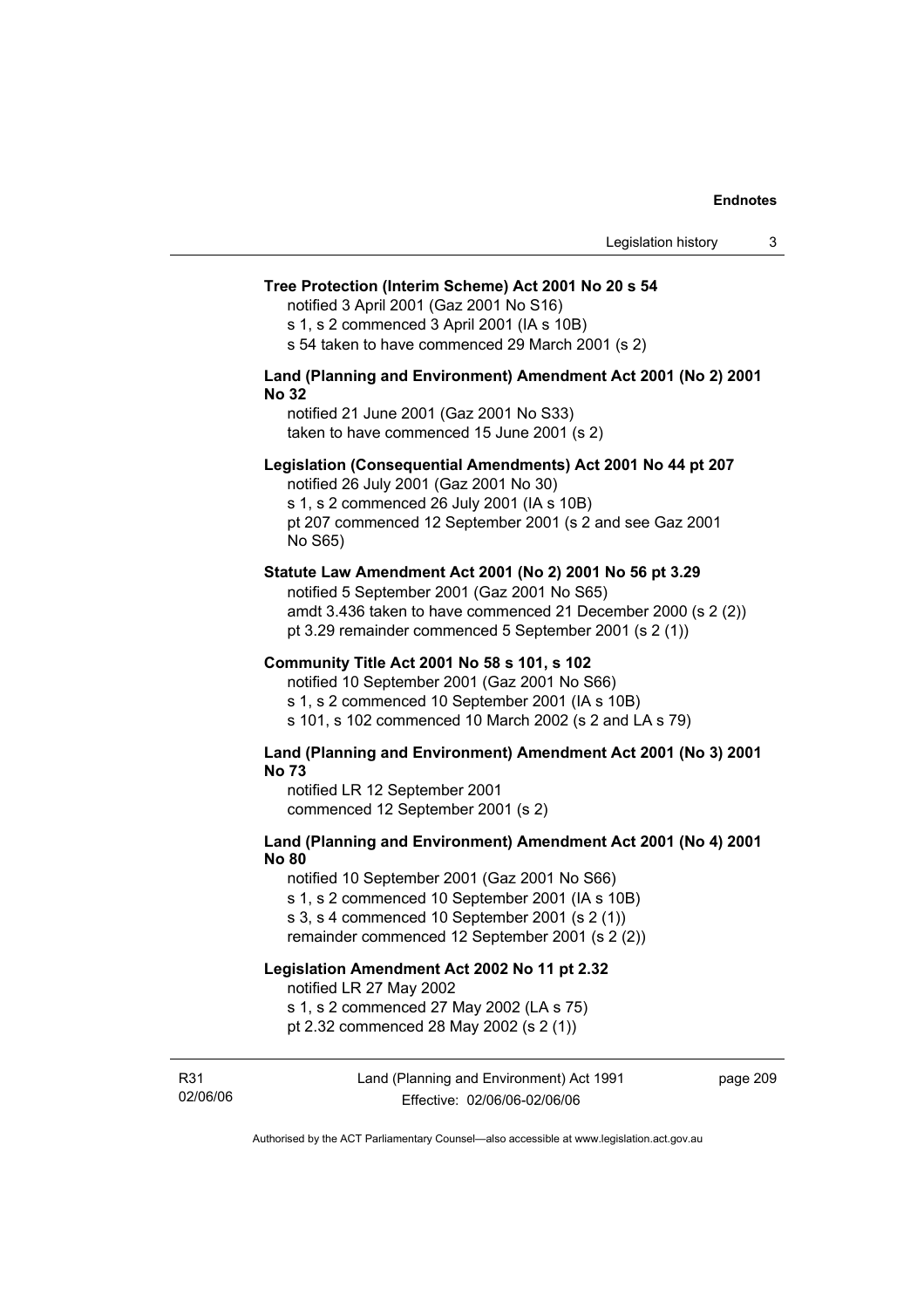**Tree Protection (Interim Scheme) Act 2001 No 20 s 54**

notified 3 April 2001 (Gaz 2001 No S16)
s 1, s 2 commenced 3 April 2001 (IA s 10B)
s 54 taken to have commenced 29 March 2001 (s 2)

**Land (Planning and Environment) Amendment Act 2001 (No 2) 2001 No 32**

notified 21 June 2001 (Gaz 2001 No S33)
taken to have commenced 15 June 2001 (s 2)

**Legislation (Consequential Amendments) Act 2001 No 44 pt 207**

notified 26 July 2001 (Gaz 2001 No 30)
s 1, s 2 commenced 26 July 2001 (IA s 10B)
pt 207 commenced 12 September 2001 (s 2 and see Gaz 2001 No S65)

**Statute Law Amendment Act 2001 (No 2) 2001 No 56 pt 3.29**

notified 5 September 2001 (Gaz 2001 No S65)
amdt 3.436 taken to have commenced 21 December 2000 (s 2 (2))
pt 3.29 remainder commenced 5 September 2001 (s 2 (1))

**Community Title Act 2001 No 58 s 101, s 102**

notified 10 September 2001 (Gaz 2001 No S66)
s 1, s 2 commenced 10 September 2001 (IA s 10B)
s 101, s 102 commenced 10 March 2002 (s 2 and LA s 79)

**Land (Planning and Environment) Amendment Act 2001 (No 3) 2001 No 73**

notified LR 12 September 2001
commenced 12 September 2001 (s 2)

**Land (Planning and Environment) Amendment Act 2001 (No 4) 2001 No 80**

notified 10 September 2001 (Gaz 2001 No S66)
s 1, s 2 commenced 10 September 2001 (IA s 10B)
s 3, s 4 commenced 10 September 2001 (s 2 (1))
remainder commenced 12 September 2001 (s 2 (2))

**Legislation Amendment Act 2002 No 11 pt 2.32**

notified LR 27 May 2002
s 1, s 2 commenced 27 May 2002 (LA s 75)
pt 2.32 commenced 28 May 2002 (s 2 (1))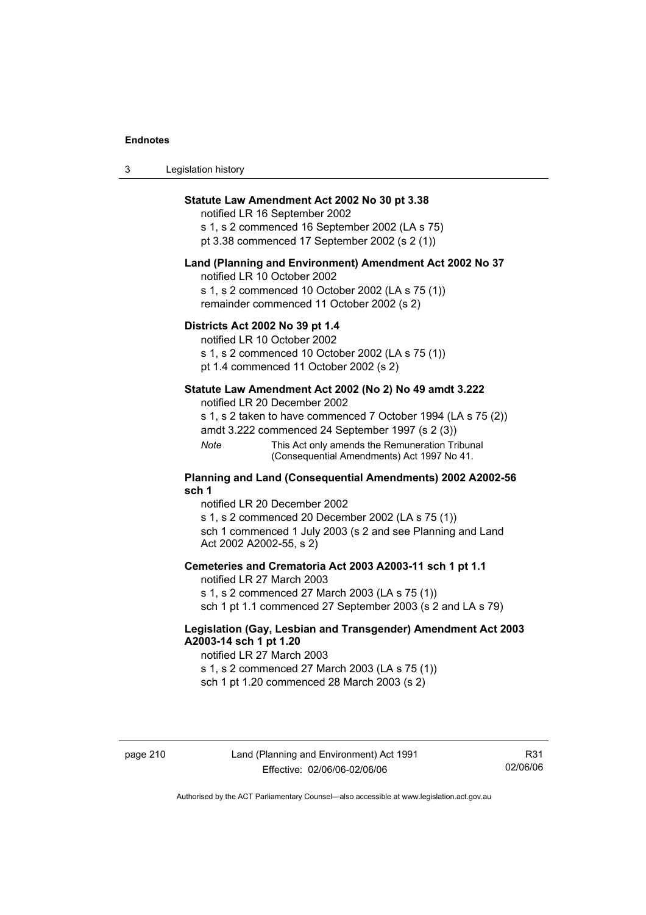**Statute Law Amendment Act 2002 No 30 pt 3.38**

notified LR 16 September 2002

s 1, s 2 commenced 16 September 2002 (LA s 75)

pt 3.38 commenced 17 September 2002 (s 2 (1))

**Land (Planning and Environment) Amendment Act 2002 No 37**

notified LR 10 October 2002

s 1, s 2 commenced 10 October 2002 (LA s 75 (1))

remainder commenced 11 October 2002 (s 2)

**Districts Act 2002 No 39 pt 1.4**

notified LR 10 October 2002

s 1, s 2 commenced 10 October 2002 (LA s 75 (1))

pt 1.4 commenced 11 October 2002 (s 2)

**Statute Law Amendment Act 2002 (No 2) No 49 amdt 3.222**

notified LR 20 December 2002

s 1, s 2 taken to have commenced 7 October 1994 (LA s 75 (2))

amdt 3.222 commenced 24 September 1997 (s 2 (3))

*Note* This Act only amends the Remuneration Tribunal (Consequential Amendments) Act 1997 No 41.

**Planning and Land (Consequential Amendments) 2002 A2002-56 sch 1**

notified LR 20 December 2002

s 1, s 2 commenced 20 December 2002 (LA s 75 (1))

sch 1 commenced 1 July 2003 (s 2 and see Planning and Land Act 2002 A2002-55, s 2)

**Cemeteries and Crematoria Act 2003 A2003-11 sch 1 pt 1.1**

notified LR 27 March 2003

s 1, s 2 commenced 27 March 2003 (LA s 75 (1))

sch 1 pt 1.1 commenced 27 September 2003 (s 2 and LA s 79)

**Legislation (Gay, Lesbian and Transgender) Amendment Act 2003 A2003-14 sch 1 pt 1.20**

notified LR 27 March 2003

s 1, s 2 commenced 27 March 2003 (LA s 75 (1))

sch 1 pt 1.20 commenced 28 March 2003 (s 2)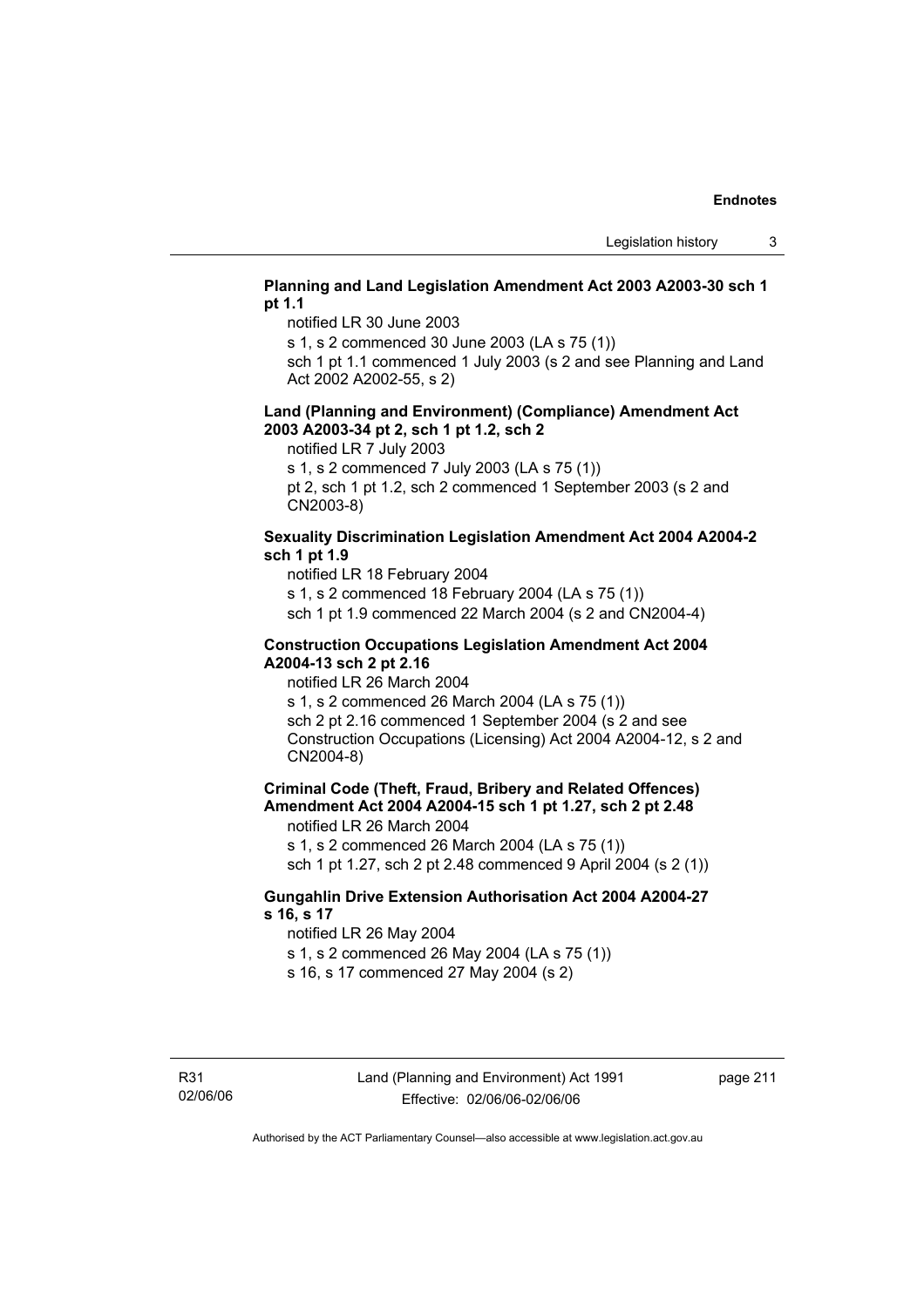**Planning and Land Legislation Amendment Act 2003 A2003-30 sch 1 pt 1.1**

notified LR 30 June 2003

s 1, s 2 commenced 30 June 2003 (LA s 75 (1))

sch 1 pt 1.1 commenced 1 July 2003 (s 2 and see Planning and Land Act 2002 A2002-55, s 2)

**Land (Planning and Environment) (Compliance) Amendment Act 2003 A2003-34 pt 2, sch 1 pt 1.2, sch 2**

notified LR 7 July 2003

s 1, s 2 commenced 7 July 2003 (LA s 75 (1))

pt 2, sch 1 pt 1.2, sch 2 commenced 1 September 2003 (s 2 and CN2003-8)

**Sexuality Discrimination Legislation Amendment Act 2004 A2004-2 sch 1 pt 1.9**

notified LR 18 February 2004

s 1, s 2 commenced 18 February 2004 (LA s 75 (1))

sch 1 pt 1.9 commenced 22 March 2004 (s 2 and CN2004-4)

**Construction Occupations Legislation Amendment Act 2004 A2004-13 sch 2 pt 2.16**

notified LR 26 March 2004

s 1, s 2 commenced 26 March 2004 (LA s 75 (1))

sch 2 pt 2.16 commenced 1 September 2004 (s 2 and see Construction Occupations (Licensing) Act 2004 A2004-12, s 2 and CN2004-8)

**Criminal Code (Theft, Fraud, Bribery and Related Offences) Amendment Act 2004 A2004-15 sch 1 pt 1.27, sch 2 pt 2.48**

notified LR 26 March 2004

s 1, s 2 commenced 26 March 2004 (LA s 75 (1))

sch 1 pt 1.27, sch 2 pt 2.48 commenced 9 April 2004 (s 2 (1))

**Gungahlin Drive Extension Authorisation Act 2004 A2004-27 s 16, s 17**

notified LR 26 May 2004

s 1, s 2 commenced 26 May 2004 (LA s 75 (1))

s 16, s 17 commenced 27 May 2004 (s 2)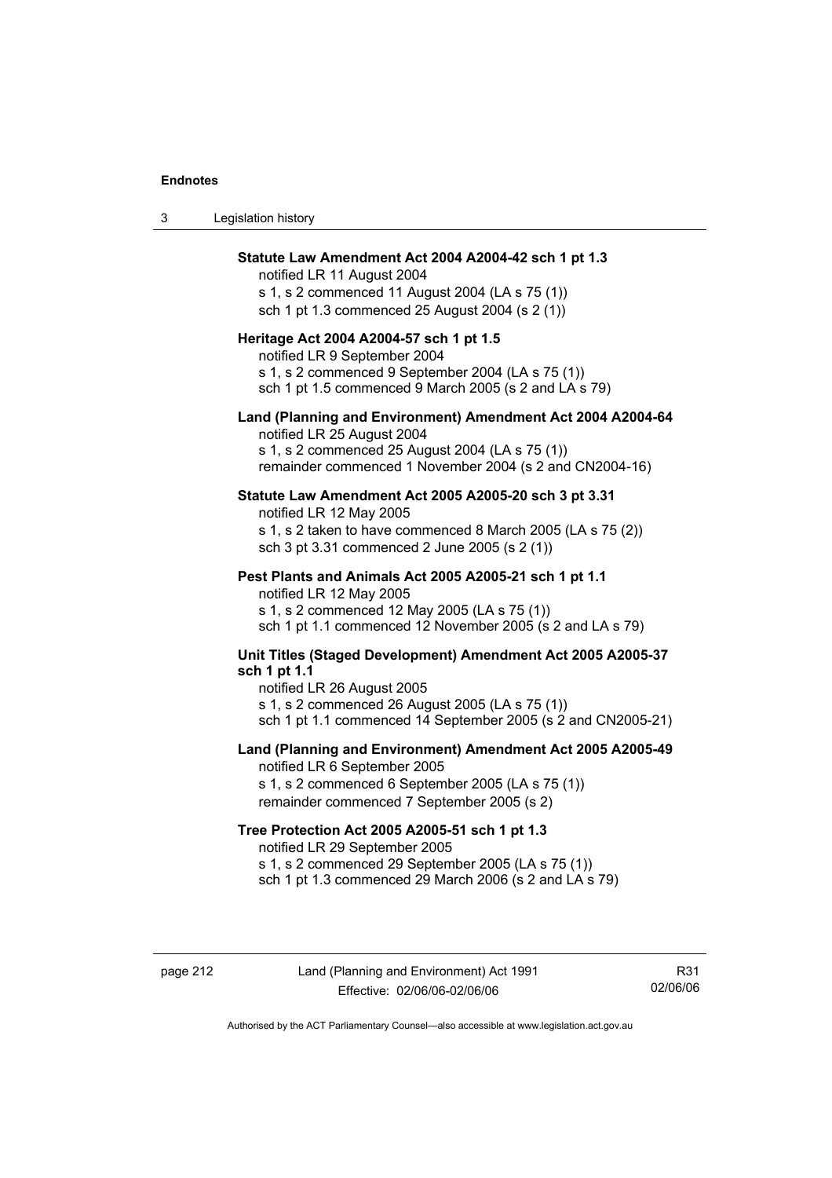**Statute Law Amendment Act 2004 A2004-42 sch 1 pt 1.3**

notified LR 11 August 2004
s 1, s 2 commenced 11 August 2004 (LA s 75 (1))
sch 1 pt 1.3 commenced 25 August 2004 (s 2 (1))

**Heritage Act 2004 A2004-57 sch 1 pt 1.5**

notified LR 9 September 2004
s 1, s 2 commenced 9 September 2004 (LA s 75 (1))
sch 1 pt 1.5 commenced 9 March 2005 (s 2 and LA s 79)

**Land (Planning and Environment) Amendment Act 2004 A2004-64**

notified LR 25 August 2004
s 1, s 2 commenced 25 August 2004 (LA s 75 (1))
remainder commenced 1 November 2004 (s 2 and CN2004-16)

**Statute Law Amendment Act 2005 A2005-20 sch 3 pt 3.31**

notified LR 12 May 2005
s 1, s 2 taken to have commenced 8 March 2005 (LA s 75 (2))
sch 3 pt 3.31 commenced 2 June 2005 (s 2 (1))

**Pest Plants and Animals Act 2005 A2005-21 sch 1 pt 1.1**

notified LR 12 May 2005
s 1, s 2 commenced 12 May 2005 (LA s 75 (1))
sch 1 pt 1.1 commenced 12 November 2005 (s 2 and LA s 79)

**Unit Titles (Staged Development) Amendment Act 2005 A2005-37 sch 1 pt 1.1**

notified LR 26 August 2005
s 1, s 2 commenced 26 August 2005 (LA s 75 (1))
sch 1 pt 1.1 commenced 14 September 2005 (s 2 and CN2005-21)

**Land (Planning and Environment) Amendment Act 2005 A2005-49**

notified LR 6 September 2005
s 1, s 2 commenced 6 September 2005 (LA s 75 (1))
remainder commenced 7 September 2005 (s 2)

**Tree Protection Act 2005 A2005-51 sch 1 pt 1.3**

notified LR 29 September 2005
s 1, s 2 commenced 29 September 2005 (LA s 75 (1))
sch 1 pt 1.3 commenced 29 March 2006 (s 2 and LA s 79)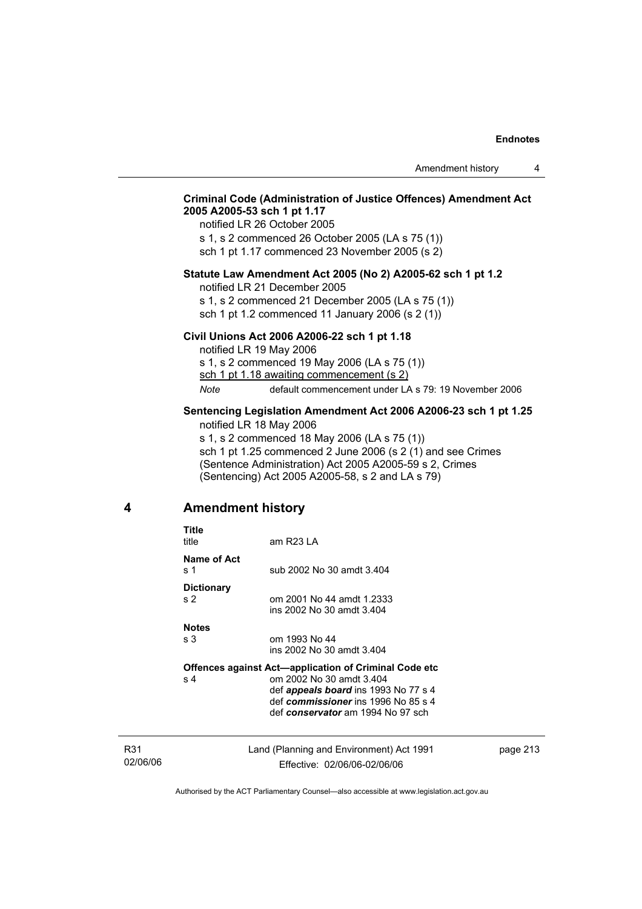**Criminal Code (Administration of Justice Offences) Amendment Act 2005 A2005-53 sch 1 pt 1.17**

notified LR 26 October 2005

s 1, s 2 commenced 26 October 2005 (LA s 75 (1))

sch 1 pt 1.17 commenced 23 November 2005 (s 2)

**Statute Law Amendment Act 2005 (No 2) A2005-62 sch 1 pt 1.2**

notified LR 21 December 2005

s 1, s 2 commenced 21 December 2005 (LA s 75 (1))

sch 1 pt 1.2 commenced 11 January 2006 (s 2 (1))

**Civil Unions Act 2006 A2006-22 sch 1 pt 1.18**

notified LR 19 May 2006

s 1, s 2 commenced 19 May 2006 (LA s 75 (1))

sch 1 pt 1.18 awaiting commencement (s 2)

*Note* default commencement under LA s 79: 19 November 2006

**Sentencing Legislation Amendment Act 2006 A2006-23 sch 1 pt 1.25**

notified LR 18 May 2006

s 1, s 2 commenced 18 May 2006 (LA s 75 (1))

sch 1 pt 1.25 commenced 2 June 2006 (s 2 (1) and see Crimes (Sentence Administration) Act 2005 A2005-59 s 2, Crimes (Sentencing) Act 2005 A2005-58, s 2 and LA s 79)

## 4 Amendment history

**Title**

title am R23 LA

**Name of Act**

s 1 sub 2002 No 30 amdt 3.404

**Dictionary**

s 2 om 2001 No 44 amdt 1.2333
ins 2002 No 30 amdt 3.404

**Notes**

s 3 om 1993 No 44
ins 2002 No 30 amdt 3.404

**Offences against Act—application of Criminal Code etc**

s 4 om 2002 No 30 amdt 3.404
def ***appeals board*** ins 1993 No 77 s 4
def ***commissioner*** ins 1996 No 85 s 4
def ***conservator*** am 1994 No 97 sch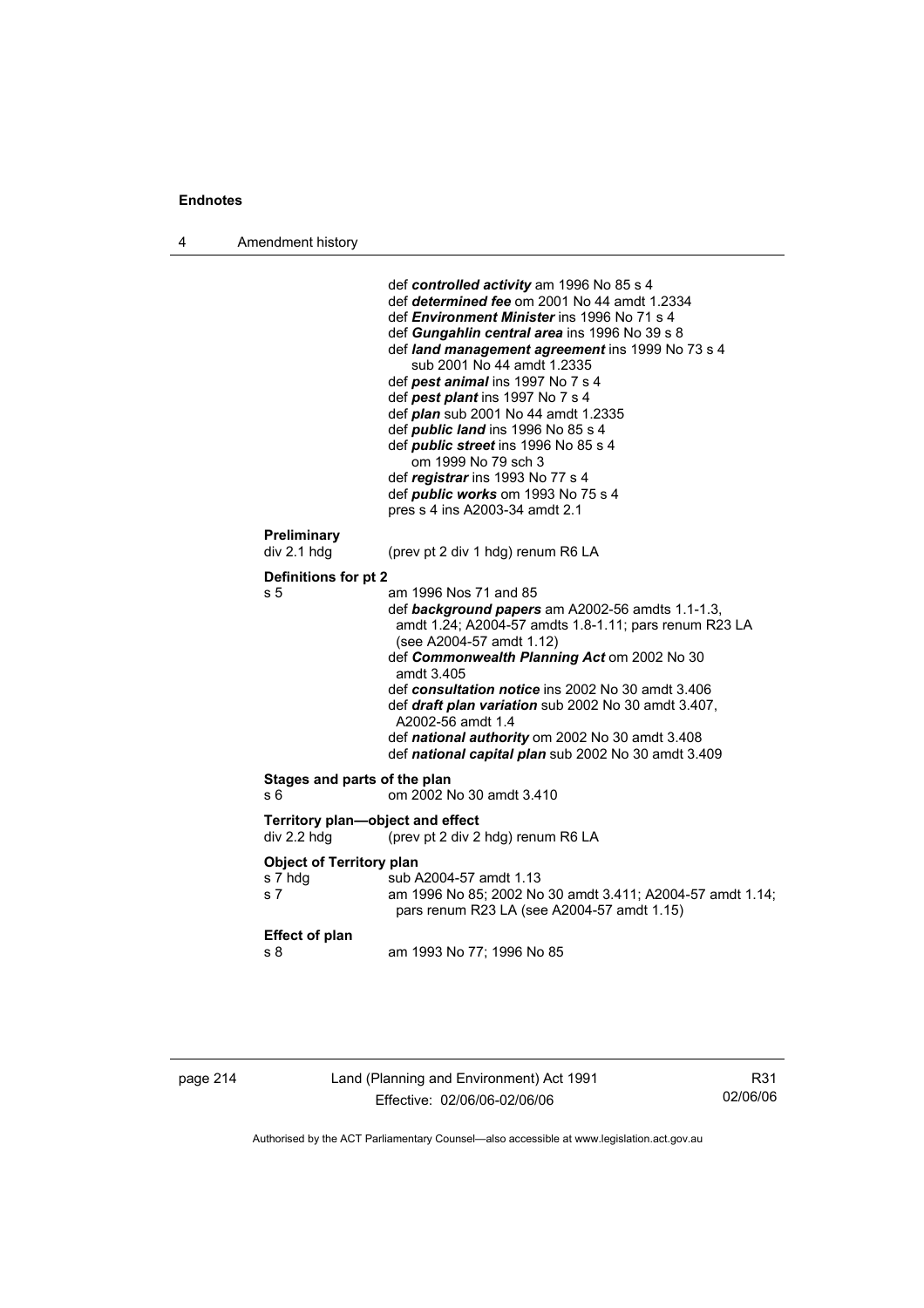def ***controlled activity*** am 1996 No 85 s 4
def ***determined fee*** om 2001 No 44 amdt 1.2334
def ***Environment Minister*** ins 1996 No 71 s 4
def ***Gungahlin central area*** ins 1996 No 39 s 8
def ***land management agreement*** ins 1999 No 73 s 4
sub 2001 No 44 amdt 1.2335
def ***pest animal*** ins 1997 No 7 s 4
def ***pest plant*** ins 1997 No 7 s 4
def ***plan*** sub 2001 No 44 amdt 1.2335
def ***public land*** ins 1996 No 85 s 4
def ***public street*** ins 1996 No 85 s 4
om 1999 No 79 sch 3
def ***registrar*** ins 1993 No 77 s 4
def ***public works*** om 1993 No 75 s 4
pres s 4 ins A2003-34 amdt 2.1

**Preliminary**
div 2.1 hdg (prev pt 2 div 1 hdg) renum R6 LA

**Definitions for pt 2**
s 5 am 1996 Nos 71 and 85
def ***background papers*** am A2002-56 amdts 1.1-1.3, amdt 1.24; A2004-57 amdts 1.8-1.11; pars renum R23 LA (see A2004-57 amdt 1.12)
def ***Commonwealth Planning Act*** om 2002 No 30 amdt 3.405
def ***consultation notice*** ins 2002 No 30 amdt 3.406
def ***draft plan variation*** sub 2002 No 30 amdt 3.407, A2002-56 amdt 1.4
def ***national authority*** om 2002 No 30 amdt 3.408
def ***national capital plan*** sub 2002 No 30 amdt 3.409

**Stages and parts of the plan**
s 6 om 2002 No 30 amdt 3.410

**Territory plan—object and effect**
div 2.2 hdg (prev pt 2 div 2 hdg) renum R6 LA

**Object of Territory plan**
s 7 hdg sub A2004-57 amdt 1.13
s 7 am 1996 No 85; 2002 No 30 amdt 3.411; A2004-57 amdt 1.14; pars renum R23 LA (see A2004-57 amdt 1.15)

**Effect of plan**
s 8 am 1993 No 77; 1996 No 85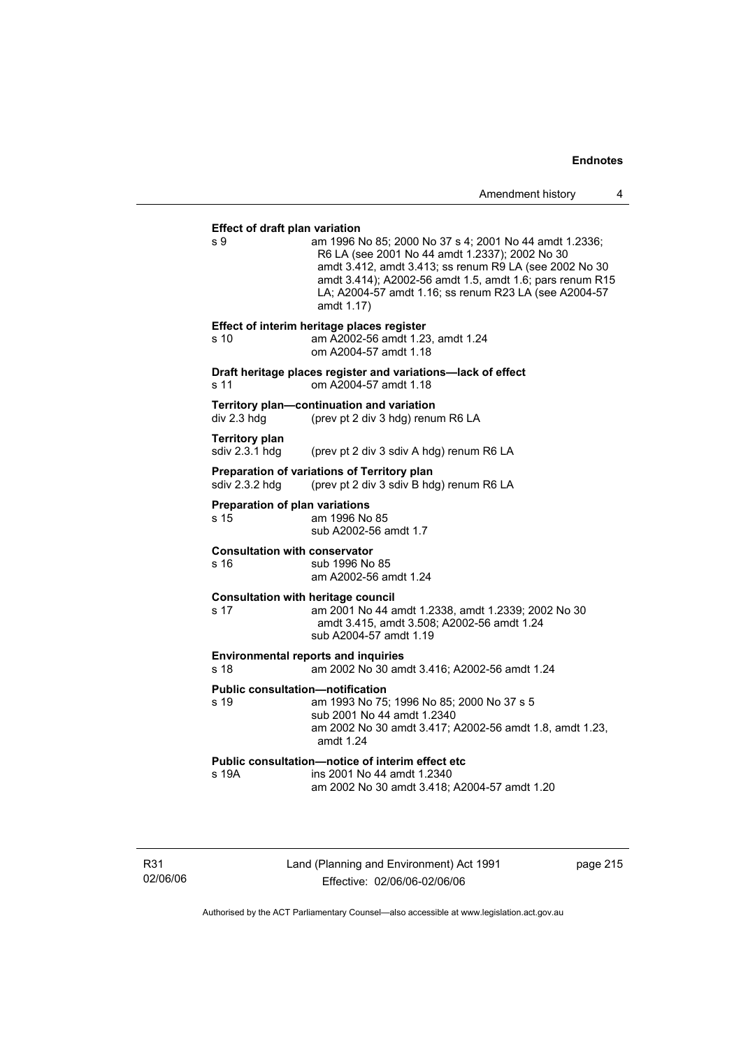**Effect of draft plan variation**

s 9 am 1996 No 85; 2000 No 37 s 4; 2001 No 44 amdt 1.2336; R6 LA (see 2001 No 44 amdt 1.2337); 2002 No 30 amdt 3.412, amdt 3.413; ss renum R9 LA (see 2002 No 30 amdt 3.414); A2002-56 amdt 1.5, amdt 1.6; pars renum R15 LA; A2004-57 amdt 1.16; ss renum R23 LA (see A2004-57 amdt 1.17)

**Effect of interim heritage places register**

s 10 am A2002-56 amdt 1.23, amdt 1.24
om A2004-57 amdt 1.18

**Draft heritage places register and variations—lack of effect**

s 11 om A2004-57 amdt 1.18

**Territory plan—continuation and variation**

div 2.3 hdg (prev pt 2 div 3 hdg) renum R6 LA

**Territory plan**

sdiv 2.3.1 hdg (prev pt 2 div 3 sdiv A hdg) renum R6 LA

**Preparation of variations of Territory plan**

sdiv 2.3.2 hdg (prev pt 2 div 3 sdiv B hdg) renum R6 LA

**Preparation of plan variations**

s 15 am 1996 No 85
sub A2002-56 amdt 1.7

**Consultation with conservator**

s 16 sub 1996 No 85
am A2002-56 amdt 1.24

**Consultation with heritage council**

s 17 am 2001 No 44 amdt 1.2338, amdt 1.2339; 2002 No 30 amdt 3.415, amdt 3.508; A2002-56 amdt 1.24
sub A2004-57 amdt 1.19

**Environmental reports and inquiries**

s 18 am 2002 No 30 amdt 3.416; A2002-56 amdt 1.24

**Public consultation—notification**

s 19 am 1993 No 75; 1996 No 85; 2000 No 37 s 5
sub 2001 No 44 amdt 1.2340
am 2002 No 30 amdt 3.417; A2002-56 amdt 1.8, amdt 1.23, amdt 1.24

**Public consultation—notice of interim effect etc**

s 19A ins 2001 No 44 amdt 1.2340
am 2002 No 30 amdt 3.418; A2004-57 amdt 1.20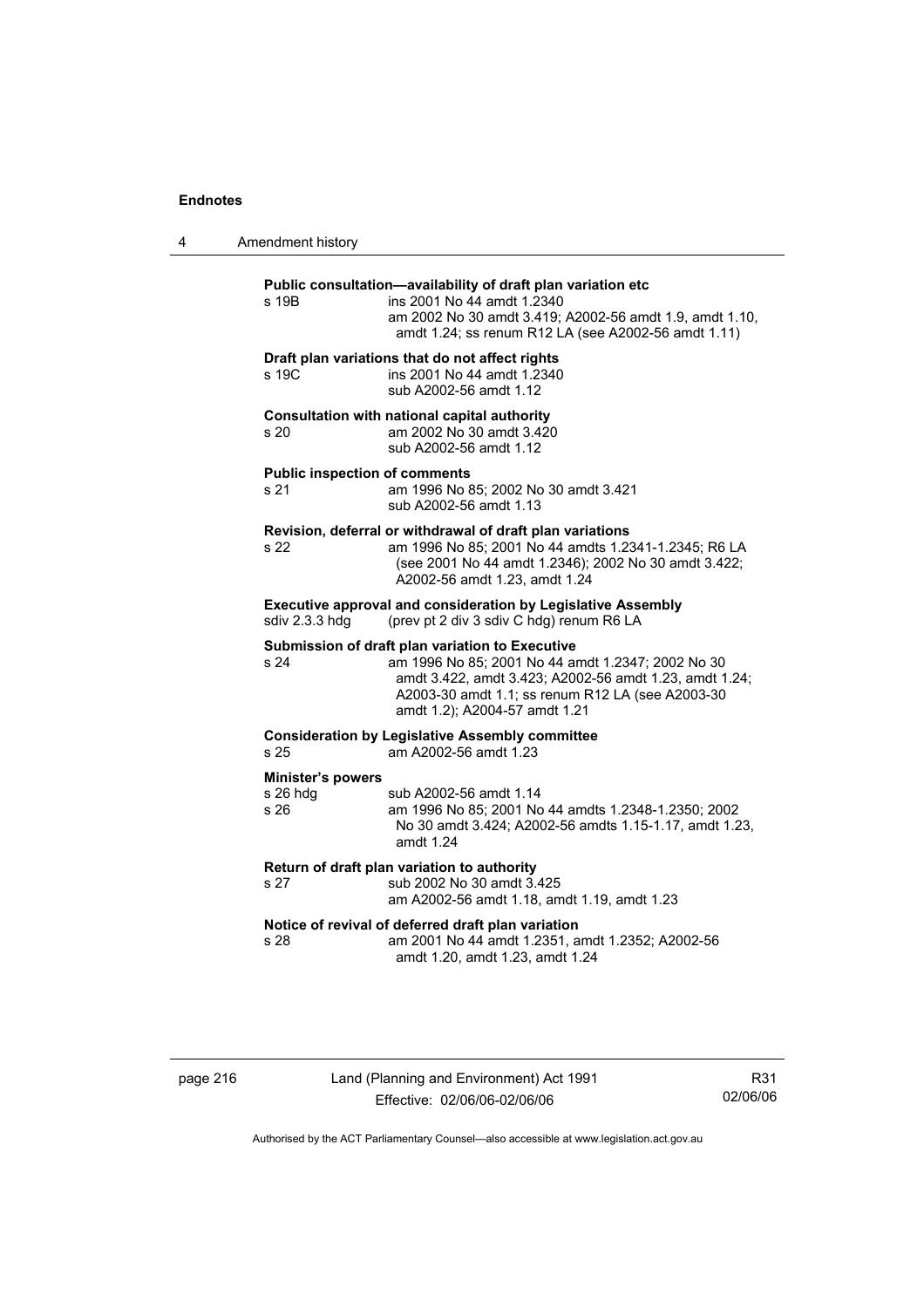**Public consultation—availability of draft plan variation etc**

s 19B ins 2001 No 44 amdt 1.2340
am 2002 No 30 amdt 3.419; A2002-56 amdt 1.9, amdt 1.10, amdt 1.24; ss renum R12 LA (see A2002-56 amdt 1.11)

**Draft plan variations that do not affect rights**

s 19C ins 2001 No 44 amdt 1.2340
sub A2002-56 amdt 1.12

**Consultation with national capital authority**

s 20 am 2002 No 30 amdt 3.420
sub A2002-56 amdt 1.12

**Public inspection of comments**

s 21 am 1996 No 85; 2002 No 30 amdt 3.421
sub A2002-56 amdt 1.13

**Revision, deferral or withdrawal of draft plan variations**

s 22 am 1996 No 85; 2001 No 44 amdts 1.2341-1.2345; R6 LA (see 2001 No 44 amdt 1.2346); 2002 No 30 amdt 3.422; A2002-56 amdt 1.23, amdt 1.24

**Executive approval and consideration by Legislative Assembly**

sdiv 2.3.3 hdg (prev pt 2 div 3 sdiv C hdg) renum R6 LA

**Submission of draft plan variation to Executive**

s 24 am 1996 No 85; 2001 No 44 amdt 1.2347; 2002 No 30 amdt 3.422, amdt 3.423; A2002-56 amdt 1.23, amdt 1.24; A2003-30 amdt 1.1; ss renum R12 LA (see A2003-30 amdt 1.2); A2004-57 amdt 1.21

**Consideration by Legislative Assembly committee**

s 25 am A2002-56 amdt 1.23

**Minister's powers**

s 26 hdg sub A2002-56 amdt 1.14
s 26 am 1996 No 85; 2001 No 44 amdts 1.2348-1.2350; 2002 No 30 amdt 3.424; A2002-56 amdts 1.15-1.17, amdt 1.23, amdt 1.24

**Return of draft plan variation to authority**

s 27 sub 2002 No 30 amdt 3.425
am A2002-56 amdt 1.18, amdt 1.19, amdt 1.23

**Notice of revival of deferred draft plan variation**

s 28 am 2001 No 44 amdt 1.2351, amdt 1.2352; A2002-56 amdt 1.20, amdt 1.23, amdt 1.24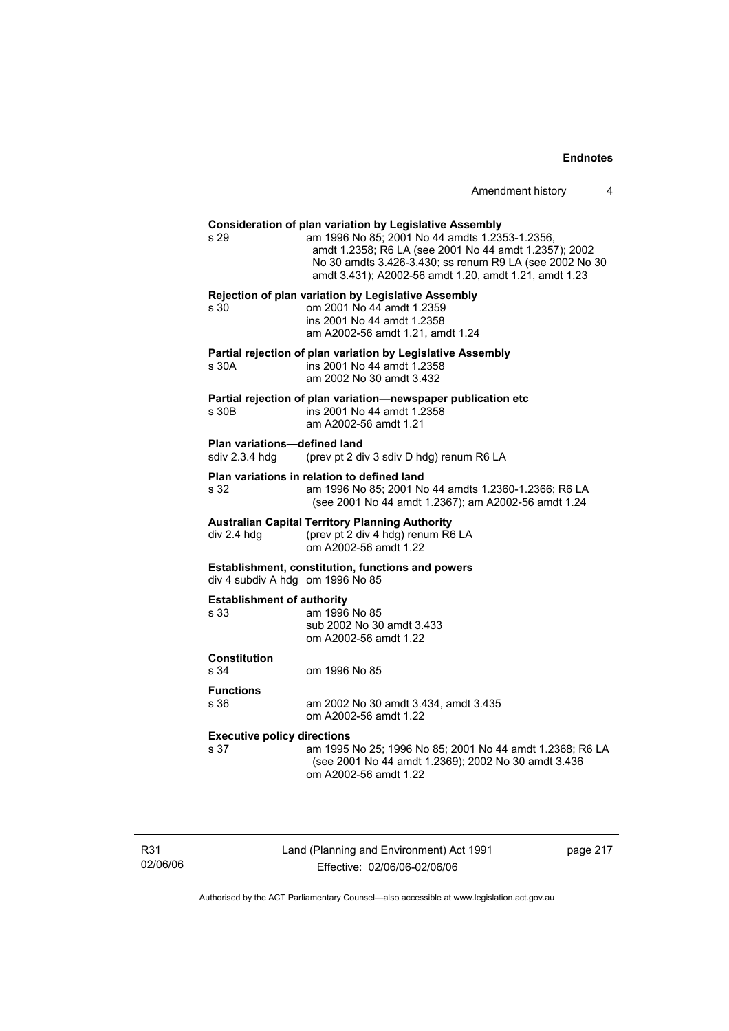**Consideration of plan variation by Legislative Assembly**

s 29 am 1996 No 85; 2001 No 44 amdts 1.2353-1.2356, amdt 1.2358; R6 LA (see 2001 No 44 amdt 1.2357); 2002 No 30 amdts 3.426-3.430; ss renum R9 LA (see 2002 No 30 amdt 3.431); A2002-56 amdt 1.20, amdt 1.21, amdt 1.23

**Rejection of plan variation by Legislative Assembly**

s 30 om 2001 No 44 amdt 1.2359
ins 2001 No 44 amdt 1.2358
am A2002-56 amdt 1.21, amdt 1.24

**Partial rejection of plan variation by Legislative Assembly**

s 30A ins 2001 No 44 amdt 1.2358
am 2002 No 30 amdt 3.432

**Partial rejection of plan variation—newspaper publication etc**

s 30B ins 2001 No 44 amdt 1.2358
am A2002-56 amdt 1.21

**Plan variations—defined land**

sdiv 2.3.4 hdg (prev pt 2 div 3 sdiv D hdg) renum R6 LA

**Plan variations in relation to defined land**

s 32 am 1996 No 85; 2001 No 44 amdts 1.2360-1.2366; R6 LA (see 2001 No 44 amdt 1.2367); am A2002-56 amdt 1.24

**Australian Capital Territory Planning Authority**

div 2.4 hdg (prev pt 2 div 4 hdg) renum R6 LA
om A2002-56 amdt 1.22

**Establishment, constitution, functions and powers**

div 4 subdiv A hdg om 1996 No 85

**Establishment of authority**

s 33 am 1996 No 85
sub 2002 No 30 amdt 3.433
om A2002-56 amdt 1.22

**Constitution**

s 34 om 1996 No 85

**Functions**

s 36 am 2002 No 30 amdt 3.434, amdt 3.435
om A2002-56 amdt 1.22

**Executive policy directions**

s 37 am 1995 No 25; 1996 No 85; 2001 No 44 amdt 1.2368; R6 LA (see 2001 No 44 amdt 1.2369); 2002 No 30 amdt 3.436
om A2002-56 amdt 1.22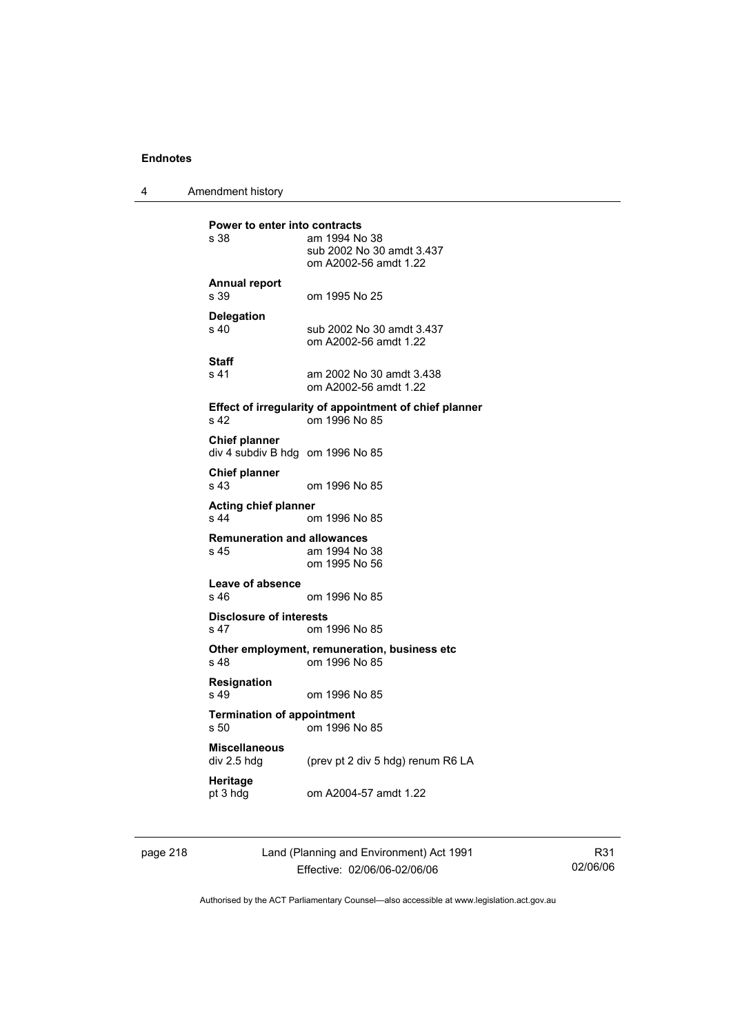**Power to enter into contracts**

| | |
|---|---|
| s 38 | am 1994 No 38 |
| | sub 2002 No 30 amdt 3.437 |
| | om A2002-56 amdt 1.22 |

**Annual report**

| | |
|---|---|
| s 39 | om 1995 No 25 |

**Delegation**

| | |
|---|---|
| s 40 | sub 2002 No 30 amdt 3.437 |
| | om A2002-56 amdt 1.22 |

**Staff**

| | |
|---|---|
| s 41 | am 2002 No 30 amdt 3.438 |
| | om A2002-56 amdt 1.22 |

**Effect of irregularity of appointment of chief planner**

| | |
|---|---|
| s 42 | om 1996 No 85 |

**Chief planner**

| | |
|---|---|
| div 4 subdiv B hdg | om 1996 No 85 |

**Chief planner**

| | |
|---|---|
| s 43 | om 1996 No 85 |

**Acting chief planner**

| | |
|---|---|
| s 44 | om 1996 No 85 |

**Remuneration and allowances**

| | |
|---|---|
| s 45 | am 1994 No 38 |
| | om 1995 No 56 |

**Leave of absence**

| | |
|---|---|
| s 46 | om 1996 No 85 |

**Disclosure of interests**

| | |
|---|---|
| s 47 | om 1996 No 85 |

**Other employment, remuneration, business etc**

| | |
|---|---|
| s 48 | om 1996 No 85 |

**Resignation**

| | |
|---|---|
| s 49 | om 1996 No 85 |

**Termination of appointment**

| | |
|---|---|
| s 50 | om 1996 No 85 |

**Miscellaneous**

| | |
|---|---|
| div 2.5 hdg | (prev pt 2 div 5 hdg) renum R6 LA |

**Heritage**

| | |
|---|---|
| pt 3 hdg | om A2004-57 amdt 1.22 |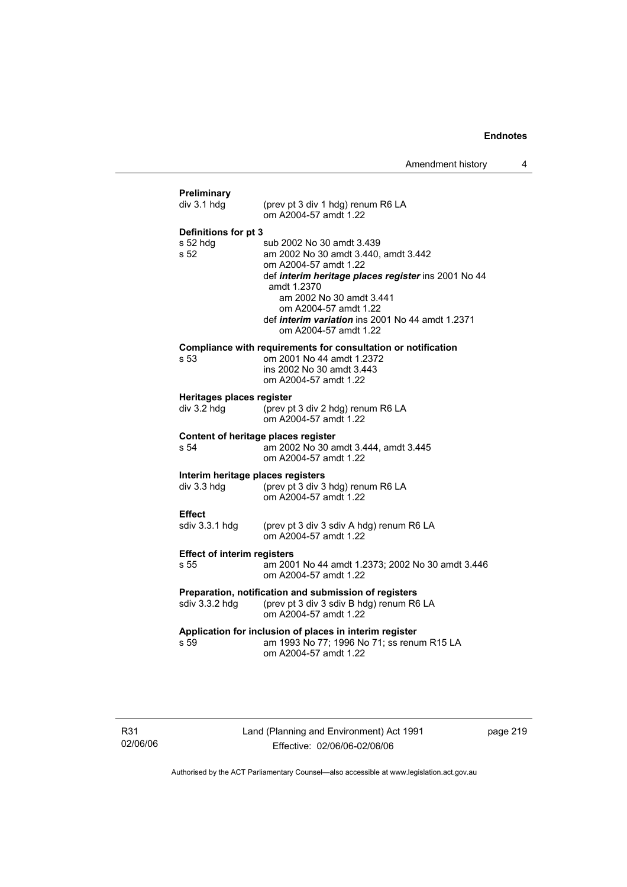**Preliminary**

div 3.1 hdg (prev pt 3 div 1 hdg) renum R6 LA
om A2004-57 amdt 1.22

**Definitions for pt 3**

s 52 hdg sub 2002 No 30 amdt 3.439
s 52 am 2002 No 30 amdt 3.440, amdt 3.442
om A2004-57 amdt 1.22
def ***interim heritage places register*** ins 2001 No 44 amdt 1.2370
am 2002 No 30 amdt 3.441
om A2004-57 amdt 1.22
def ***interim variation*** ins 2001 No 44 amdt 1.2371
om A2004-57 amdt 1.22

**Compliance with requirements for consultation or notification**

s 53 om 2001 No 44 amdt 1.2372
ins 2002 No 30 amdt 3.443
om A2004-57 amdt 1.22

**Heritages places register**

div 3.2 hdg (prev pt 3 div 2 hdg) renum R6 LA
om A2004-57 amdt 1.22

**Content of heritage places register**

s 54 am 2002 No 30 amdt 3.444, amdt 3.445
om A2004-57 amdt 1.22

**Interim heritage places registers**

div 3.3 hdg (prev pt 3 div 3 hdg) renum R6 LA
om A2004-57 amdt 1.22

**Effect**

sdiv 3.3.1 hdg (prev pt 3 div 3 sdiv A hdg) renum R6 LA
om A2004-57 amdt 1.22

**Effect of interim registers**

s 55 am 2001 No 44 amdt 1.2373; 2002 No 30 amdt 3.446
om A2004-57 amdt 1.22

**Preparation, notification and submission of registers**

sdiv 3.3.2 hdg (prev pt 3 div 3 sdiv B hdg) renum R6 LA
om A2004-57 amdt 1.22

**Application for inclusion of places in interim register**

s 59 am 1993 No 77; 1996 No 71; ss renum R15 LA
om A2004-57 amdt 1.22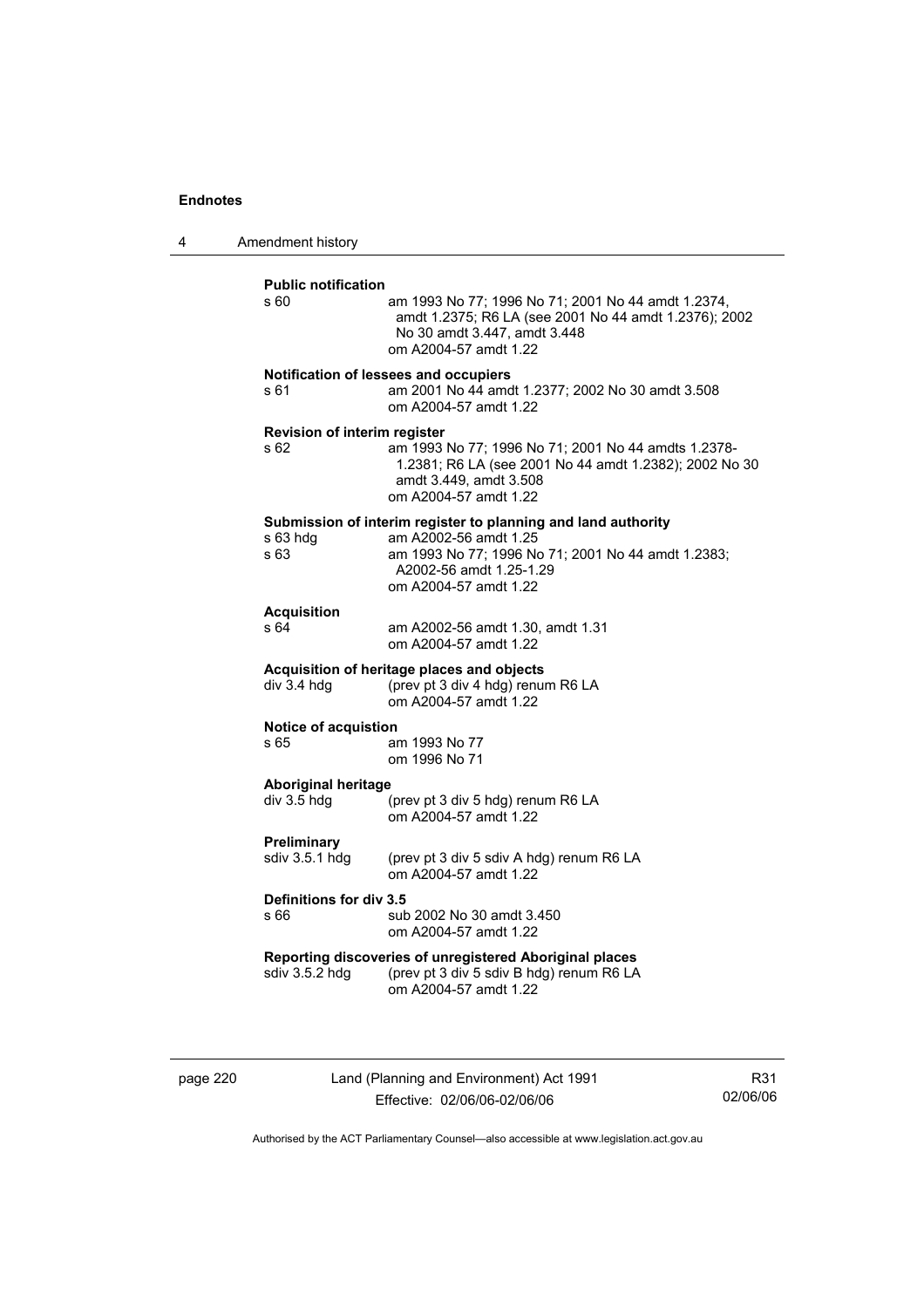**Public notification**

s 60 am 1993 No 77; 1996 No 71; 2001 No 44 amdt 1.2374, amdt 1.2375; R6 LA (see 2001 No 44 amdt 1.2376); 2002 No 30 amdt 3.447, amdt 3.448
om A2004-57 amdt 1.22

**Notification of lessees and occupiers**

s 61 am 2001 No 44 amdt 1.2377; 2002 No 30 amdt 3.508
om A2004-57 amdt 1.22

**Revision of interim register**

s 62 am 1993 No 77; 1996 No 71; 2001 No 44 amdts 1.2378-1.2381; R6 LA (see 2001 No 44 amdt 1.2382); 2002 No 30 amdt 3.449, amdt 3.508
om A2004-57 amdt 1.22

**Submission of interim register to planning and land authority**

s 63 hdg am A2002-56 amdt 1.25

s 63 am 1993 No 77; 1996 No 71; 2001 No 44 amdt 1.2383; A2002-56 amdt 1.25-1.29
om A2004-57 amdt 1.22

**Acquisition**

s 64 am A2002-56 amdt 1.30, amdt 1.31
om A2004-57 amdt 1.22

**Acquisition of heritage places and objects**

div 3.4 hdg (prev pt 3 div 4 hdg) renum R6 LA
om A2004-57 amdt 1.22

**Notice of acquistion**

s 65 am 1993 No 77
om 1996 No 71

**Aboriginal heritage**

div 3.5 hdg (prev pt 3 div 5 hdg) renum R6 LA
om A2004-57 amdt 1.22

**Preliminary**

sdiv 3.5.1 hdg (prev pt 3 div 5 sdiv A hdg) renum R6 LA
om A2004-57 amdt 1.22

**Definitions for div 3.5**

s 66 sub 2002 No 30 amdt 3.450
om A2004-57 amdt 1.22

**Reporting discoveries of unregistered Aboriginal places**

sdiv 3.5.2 hdg (prev pt 3 div 5 sdiv B hdg) renum R6 LA
om A2004-57 amdt 1.22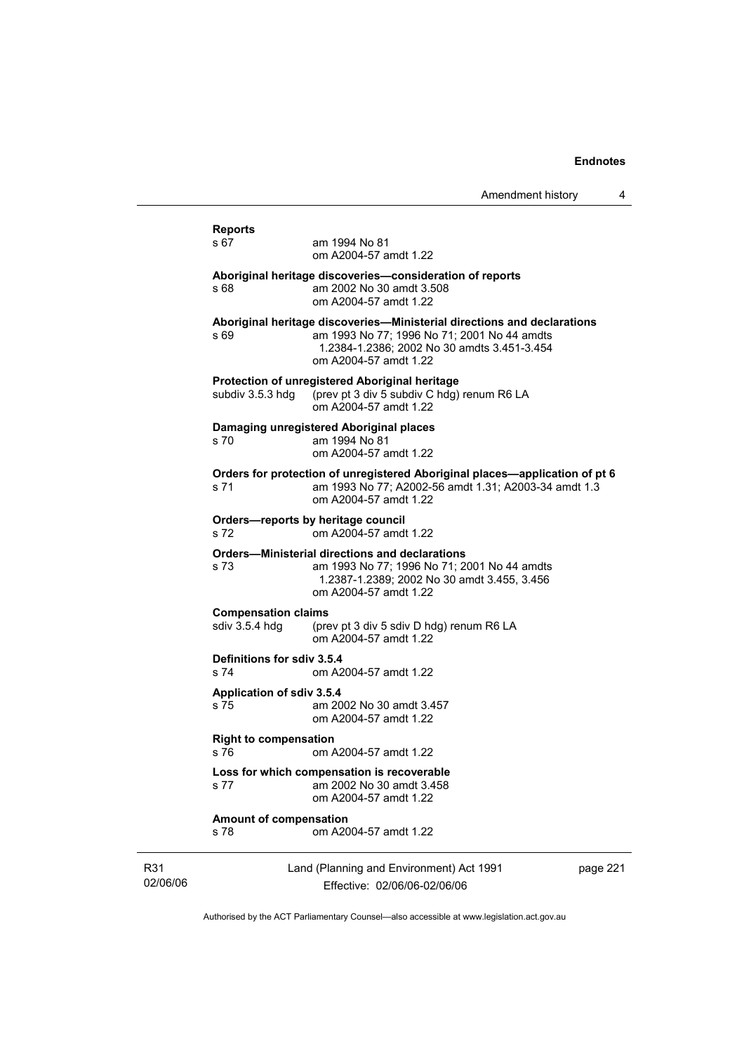**Reports**
s 67 am 1994 No 81
om A2004-57 amdt 1.22

**Aboriginal heritage discoveries—consideration of reports**
s 68 am 2002 No 30 amdt 3.508
om A2004-57 amdt 1.22

**Aboriginal heritage discoveries—Ministerial directions and declarations**
s 69 am 1993 No 77; 1996 No 71; 2001 No 44 amdts 1.2384-1.2386; 2002 No 30 amdts 3.451-3.454
om A2004-57 amdt 1.22

**Protection of unregistered Aboriginal heritage**
subdiv 3.5.3 hdg (prev pt 3 div 5 subdiv C hdg) renum R6 LA
om A2004-57 amdt 1.22

**Damaging unregistered Aboriginal places**
s 70 am 1994 No 81
om A2004-57 amdt 1.22

**Orders for protection of unregistered Aboriginal places—application of pt 6**
s 71 am 1993 No 77; A2002-56 amdt 1.31; A2003-34 amdt 1.3
om A2004-57 amdt 1.22

**Orders—reports by heritage council**
s 72 om A2004-57 amdt 1.22

**Orders—Ministerial directions and declarations**
s 73 am 1993 No 77; 1996 No 71; 2001 No 44 amdts 1.2387-1.2389; 2002 No 30 amdt 3.455, 3.456
om A2004-57 amdt 1.22

**Compensation claims**
sdiv 3.5.4 hdg (prev pt 3 div 5 sdiv D hdg) renum R6 LA
om A2004-57 amdt 1.22

**Definitions for sdiv 3.5.4**
s 74 om A2004-57 amdt 1.22

**Application of sdiv 3.5.4**
s 75 am 2002 No 30 amdt 3.457
om A2004-57 amdt 1.22

**Right to compensation**
s 76 om A2004-57 amdt 1.22

**Loss for which compensation is recoverable**
s 77 am 2002 No 30 amdt 3.458
om A2004-57 amdt 1.22

**Amount of compensation**
s 78 om A2004-57 amdt 1.22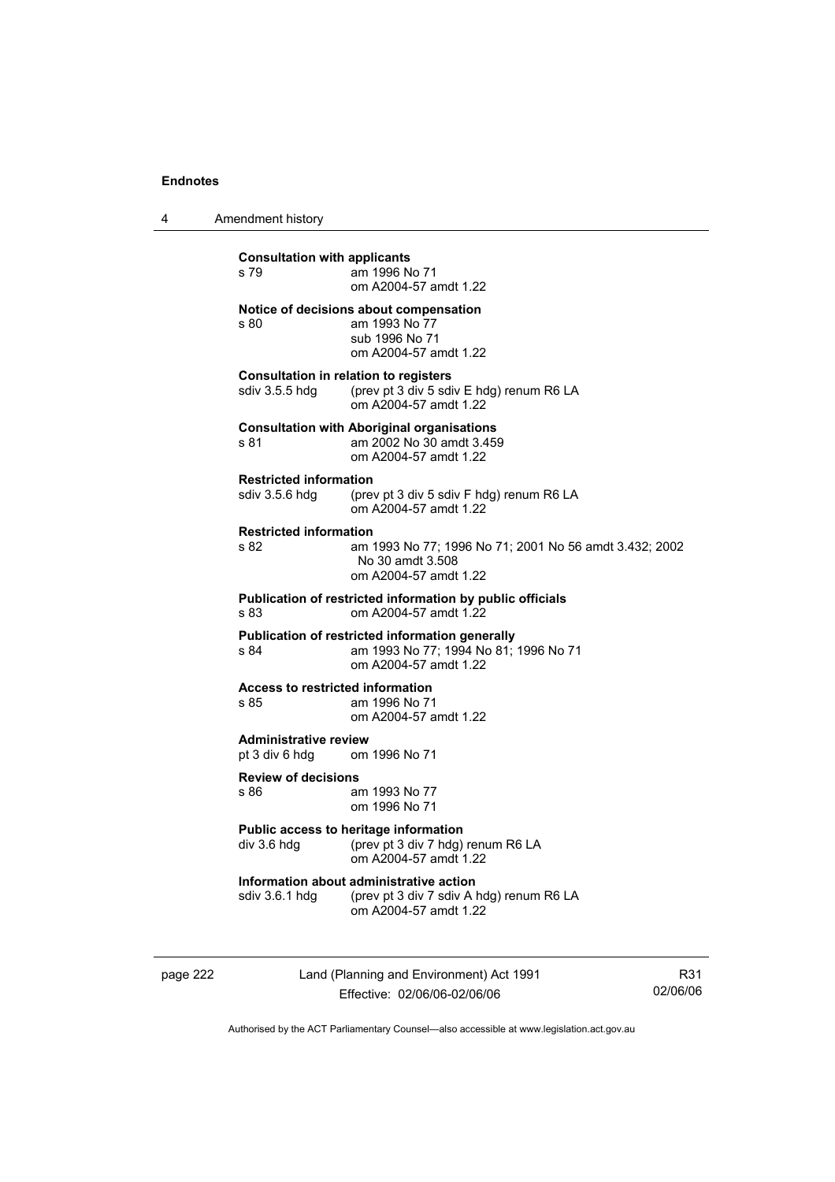**Consultation with applicants**
s 79 am 1996 No 71
om A2004-57 amdt 1.22

**Notice of decisions about compensation**
s 80 am 1993 No 77
sub 1996 No 71
om A2004-57 amdt 1.22

**Consultation in relation to registers**
sdiv 3.5.5 hdg (prev pt 3 div 5 sdiv E hdg) renum R6 LA
om A2004-57 amdt 1.22

**Consultation with Aboriginal organisations**
s 81 am 2002 No 30 amdt 3.459
om A2004-57 amdt 1.22

**Restricted information**
sdiv 3.5.6 hdg (prev pt 3 div 5 sdiv F hdg) renum R6 LA
om A2004-57 amdt 1.22

**Restricted information**
s 82 am 1993 No 77; 1996 No 71; 2001 No 56 amdt 3.432; 2002 No 30 amdt 3.508
om A2004-57 amdt 1.22

**Publication of restricted information by public officials**
s 83 om A2004-57 amdt 1.22

**Publication of restricted information generally**
s 84 am 1993 No 77; 1994 No 81; 1996 No 71
om A2004-57 amdt 1.22

**Access to restricted information**
s 85 am 1996 No 71
om A2004-57 amdt 1.22

**Administrative review**
pt 3 div 6 hdg om 1996 No 71

**Review of decisions**
s 86 am 1993 No 77
om 1996 No 71

**Public access to heritage information**
div 3.6 hdg (prev pt 3 div 7 hdg) renum R6 LA
om A2004-57 amdt 1.22

**Information about administrative action**
sdiv 3.6.1 hdg (prev pt 3 div 7 sdiv A hdg) renum R6 LA
om A2004-57 amdt 1.22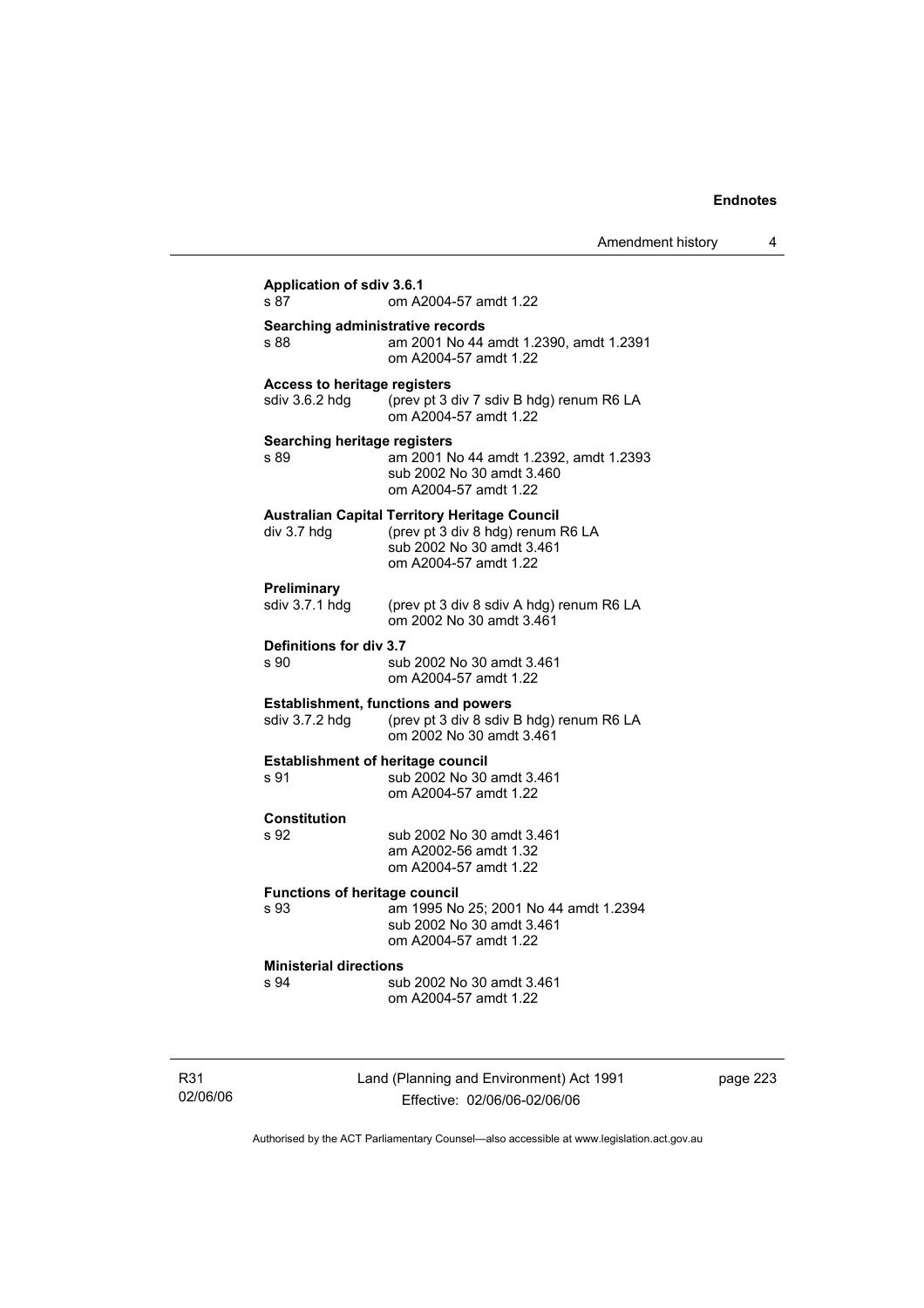**Application of sdiv 3.6.1**
s 87 om A2004-57 amdt 1.22

**Searching administrative records**
s 88 am 2001 No 44 amdt 1.2390, amdt 1.2391
om A2004-57 amdt 1.22

**Access to heritage registers**
sdiv 3.6.2 hdg (prev pt 3 div 7 sdiv B hdg) renum R6 LA
om A2004-57 amdt 1.22

**Searching heritage registers**
s 89 am 2001 No 44 amdt 1.2392, amdt 1.2393
sub 2002 No 30 amdt 3.460
om A2004-57 amdt 1.22

**Australian Capital Territory Heritage Council**
div 3.7 hdg (prev pt 3 div 8 hdg) renum R6 LA
sub 2002 No 30 amdt 3.461
om A2004-57 amdt 1.22

**Preliminary**
sdiv 3.7.1 hdg (prev pt 3 div 8 sdiv A hdg) renum R6 LA
om 2002 No 30 amdt 3.461

**Definitions for div 3.7**
s 90 sub 2002 No 30 amdt 3.461
om A2004-57 amdt 1.22

**Establishment, functions and powers**
sdiv 3.7.2 hdg (prev pt 3 div 8 sdiv B hdg) renum R6 LA
om 2002 No 30 amdt 3.461

**Establishment of heritage council**
s 91 sub 2002 No 30 amdt 3.461
om A2004-57 amdt 1.22

**Constitution**
s 92 sub 2002 No 30 amdt 3.461
am A2002-56 amdt 1.32
om A2004-57 amdt 1.22

**Functions of heritage council**
s 93 am 1995 No 25; 2001 No 44 amdt 1.2394
sub 2002 No 30 amdt 3.461
om A2004-57 amdt 1.22

**Ministerial directions**
s 94 sub 2002 No 30 amdt 3.461
om A2004-57 amdt 1.22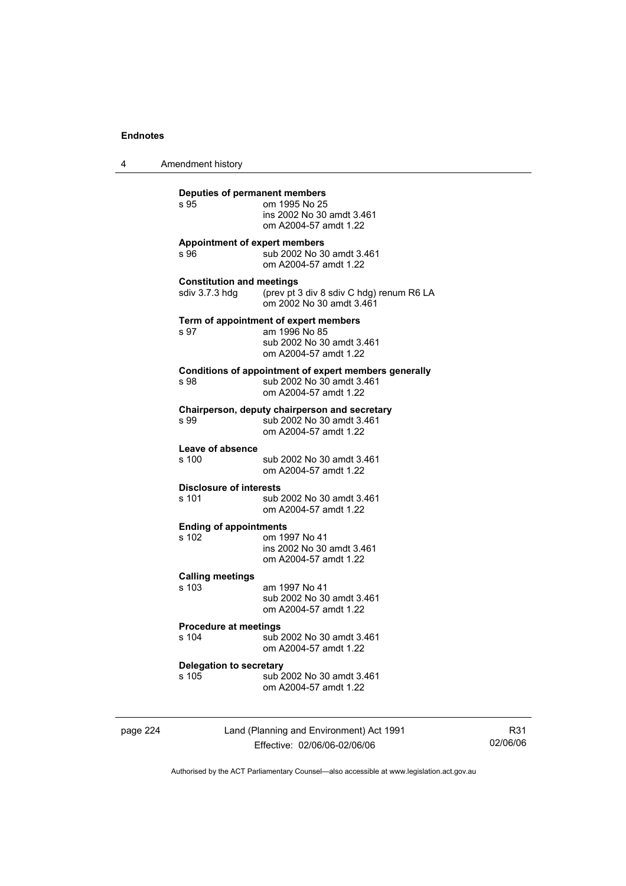**Deputies of permanent members**

s 95 om 1995 No 25
ins 2002 No 30 amdt 3.461
om A2004-57 amdt 1.22

**Appointment of expert members**

s 96 sub 2002 No 30 amdt 3.461
om A2004-57 amdt 1.22

**Constitution and meetings**

sdiv 3.7.3 hdg (prev pt 3 div 8 sdiv C hdg) renum R6 LA
om 2002 No 30 amdt 3.461

**Term of appointment of expert members**

s 97 am 1996 No 85
sub 2002 No 30 amdt 3.461
om A2004-57 amdt 1.22

**Conditions of appointment of expert members generally**

s 98 sub 2002 No 30 amdt 3.461
om A2004-57 amdt 1.22

**Chairperson, deputy chairperson and secretary**

s 99 sub 2002 No 30 amdt 3.461
om A2004-57 amdt 1.22

**Leave of absence**

s 100 sub 2002 No 30 amdt 3.461
om A2004-57 amdt 1.22

**Disclosure of interests**

s 101 sub 2002 No 30 amdt 3.461
om A2004-57 amdt 1.22

**Ending of appointments**

s 102 om 1997 No 41
ins 2002 No 30 amdt 3.461
om A2004-57 amdt 1.22

**Calling meetings**

s 103 am 1997 No 41
sub 2002 No 30 amdt 3.461
om A2004-57 amdt 1.22

**Procedure at meetings**

s 104 sub 2002 No 30 amdt 3.461
om A2004-57 amdt 1.22

**Delegation to secretary**

s 105 sub 2002 No 30 amdt 3.461
om A2004-57 amdt 1.22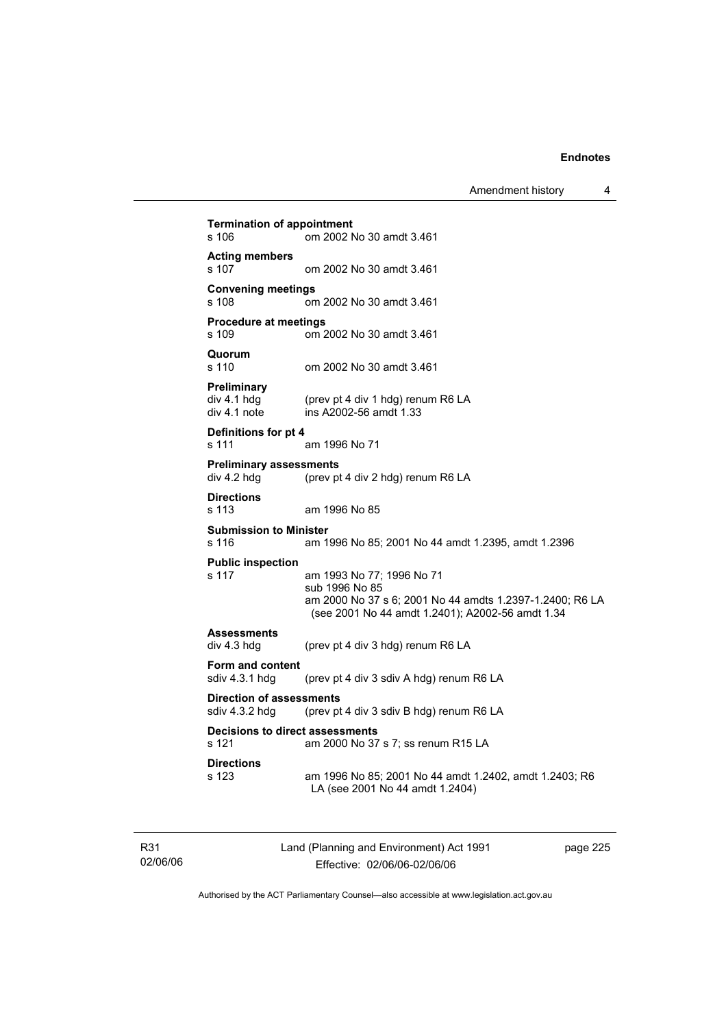**Termination of appointment**
s 106 om 2002 No 30 amdt 3.461

**Acting members**
s 107 om 2002 No 30 amdt 3.461

**Convening meetings**
s 108 om 2002 No 30 amdt 3.461

**Procedure at meetings**
s 109 om 2002 No 30 amdt 3.461

**Quorum**
s 110 om 2002 No 30 amdt 3.461

**Preliminary**
div 4.1 hdg (prev pt 4 div 1 hdg) renum R6 LA
div 4.1 note ins A2002-56 amdt 1.33

**Definitions for pt 4**
s 111 am 1996 No 71

**Preliminary assessments**
div 4.2 hdg (prev pt 4 div 2 hdg) renum R6 LA

**Directions**
s 113 am 1996 No 85

**Submission to Minister**
s 116 am 1996 No 85; 2001 No 44 amdt 1.2395, amdt 1.2396

**Public inspection**
s 117 am 1993 No 77; 1996 No 71
sub 1996 No 85
am 2000 No 37 s 6; 2001 No 44 amdts 1.2397-1.2400; R6 LA (see 2001 No 44 amdt 1.2401); A2002-56 amdt 1.34

**Assessments**
div 4.3 hdg (prev pt 4 div 3 hdg) renum R6 LA

**Form and content**
sdiv 4.3.1 hdg (prev pt 4 div 3 sdiv A hdg) renum R6 LA

**Direction of assessments**
sdiv 4.3.2 hdg (prev pt 4 div 3 sdiv B hdg) renum R6 LA

**Decisions to direct assessments**
s 121 am 2000 No 37 s 7; ss renum R15 LA

**Directions**
s 123 am 1996 No 85; 2001 No 44 amdt 1.2402, amdt 1.2403; R6 LA (see 2001 No 44 amdt 1.2404)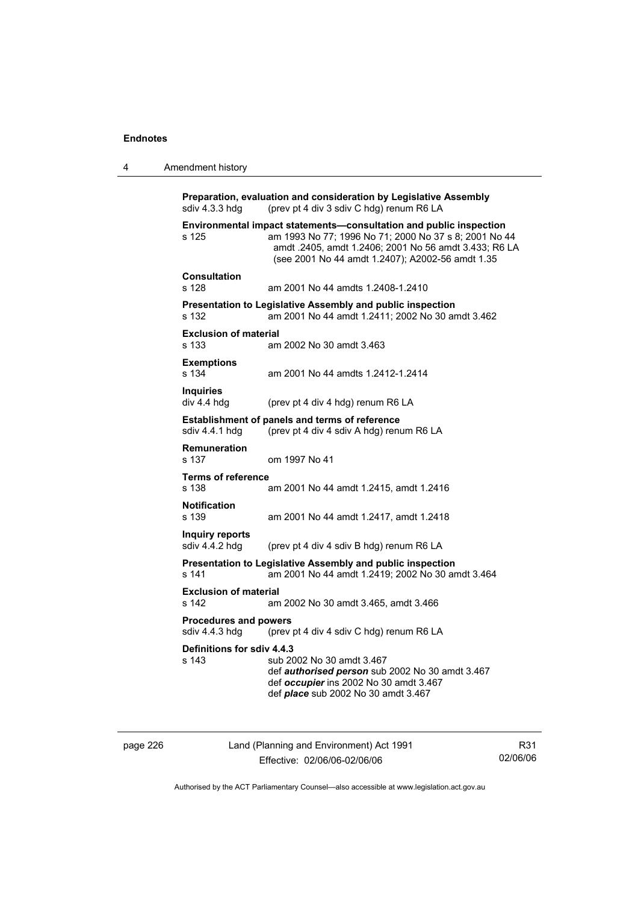**Preparation, evaluation and consideration by Legislative Assembly**
sdiv 4.3.3 hdg (prev pt 4 div 3 sdiv C hdg) renum R6 LA

**Environmental impact statements—consultation and public inspection**
s 125 am 1993 No 77; 1996 No 71; 2000 No 37 s 8; 2001 No 44 amdt .2405, amdt 1.2406; 2001 No 56 amdt 3.433; R6 LA (see 2001 No 44 amdt 1.2407); A2002-56 amdt 1.35

**Consultation**
s 128 am 2001 No 44 amdts 1.2408-1.2410

**Presentation to Legislative Assembly and public inspection**
s 132 am 2001 No 44 amdt 1.2411; 2002 No 30 amdt 3.462

**Exclusion of material**
s 133 am 2002 No 30 amdt 3.463

**Exemptions**
s 134 am 2001 No 44 amdts 1.2412-1.2414

**Inquiries**
div 4.4 hdg (prev pt 4 div 4 hdg) renum R6 LA

**Establishment of panels and terms of reference**
sdiv 4.4.1 hdg (prev pt 4 div 4 sdiv A hdg) renum R6 LA

**Remuneration**
s 137 om 1997 No 41

**Terms of reference**
s 138 am 2001 No 44 amdt 1.2415, amdt 1.2416

**Notification**
s 139 am 2001 No 44 amdt 1.2417, amdt 1.2418

**Inquiry reports**
sdiv 4.4.2 hdg (prev pt 4 div 4 sdiv B hdg) renum R6 LA

**Presentation to Legislative Assembly and public inspection**
s 141 am 2001 No 44 amdt 1.2419; 2002 No 30 amdt 3.464

**Exclusion of material**
s 142 am 2002 No 30 amdt 3.465, amdt 3.466

**Procedures and powers**
sdiv 4.4.3 hdg (prev pt 4 div 4 sdiv C hdg) renum R6 LA

**Definitions for sdiv 4.4.3**
s 143 sub 2002 No 30 amdt 3.467
def ***authorised person*** sub 2002 No 30 amdt 3.467
def ***occupier*** ins 2002 No 30 amdt 3.467
def ***place*** sub 2002 No 30 amdt 3.467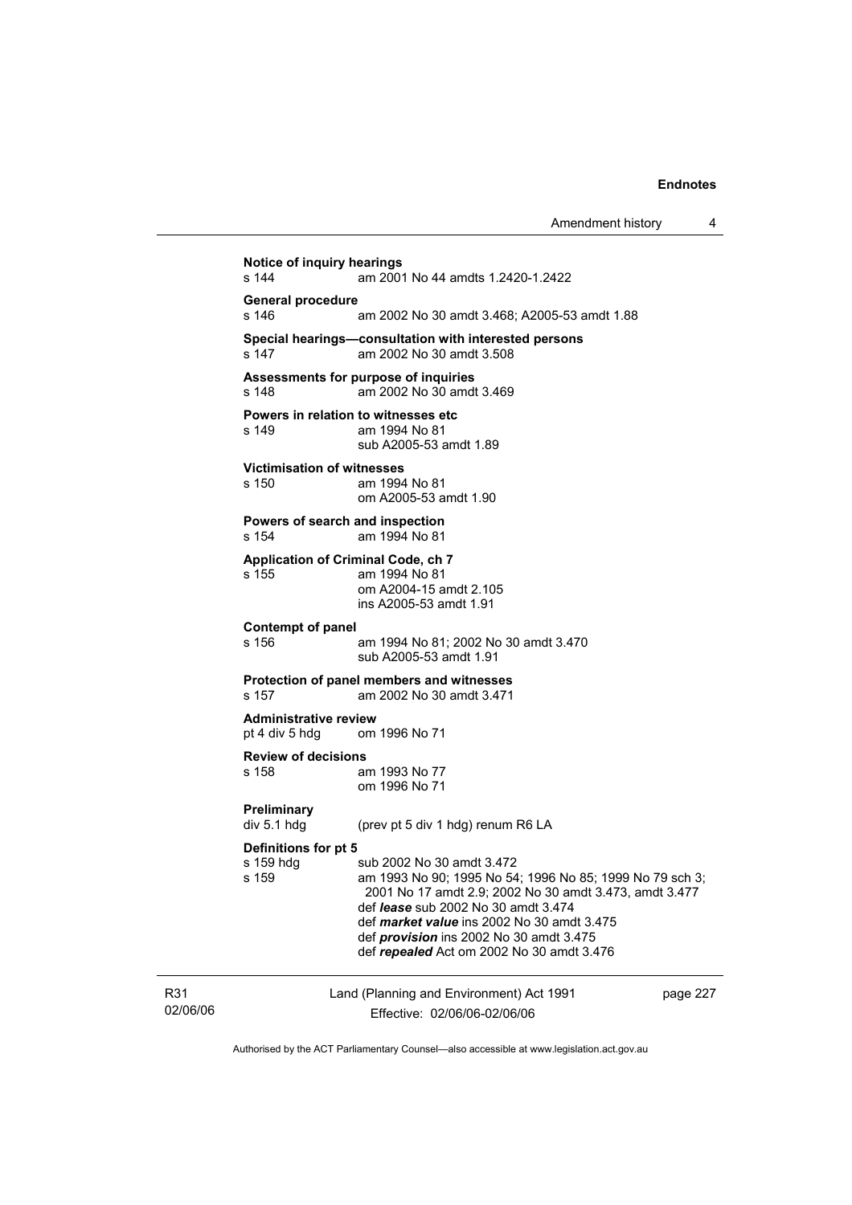**Notice of inquiry hearings**
s 144 am 2001 No 44 amdts 1.2420-1.2422

**General procedure**
s 146 am 2002 No 30 amdt 3.468; A2005-53 amdt 1.88

**Special hearings—consultation with interested persons**
s 147 am 2002 No 30 amdt 3.508

**Assessments for purpose of inquiries**
s 148 am 2002 No 30 amdt 3.469

**Powers in relation to witnesses etc**
s 149 am 1994 No 81
sub A2005-53 amdt 1.89

**Victimisation of witnesses**
s 150 am 1994 No 81
om A2005-53 amdt 1.90

**Powers of search and inspection**
s 154 am 1994 No 81

**Application of Criminal Code, ch 7**
s 155 am 1994 No 81
om A2004-15 amdt 2.105
ins A2005-53 amdt 1.91

**Contempt of panel**
s 156 am 1994 No 81; 2002 No 30 amdt 3.470
sub A2005-53 amdt 1.91

**Protection of panel members and witnesses**
s 157 am 2002 No 30 amdt 3.471

**Administrative review**
pt 4 div 5 hdg om 1996 No 71

**Review of decisions**
s 158 am 1993 No 77
om 1996 No 71

**Preliminary**
div 5.1 hdg (prev pt 5 div 1 hdg) renum R6 LA

**Definitions for pt 5**
s 159 hdg sub 2002 No 30 amdt 3.472
s 159 am 1993 No 90; 1995 No 54; 1996 No 85; 1999 No 79 sch 3; 2001 No 17 amdt 2.9; 2002 No 30 amdt 3.473, amdt 3.477
def ***lease*** sub 2002 No 30 amdt 3.474
def ***market value*** ins 2002 No 30 amdt 3.475
def ***provision*** ins 2002 No 30 amdt 3.475
def ***repealed*** Act om 2002 No 30 amdt 3.476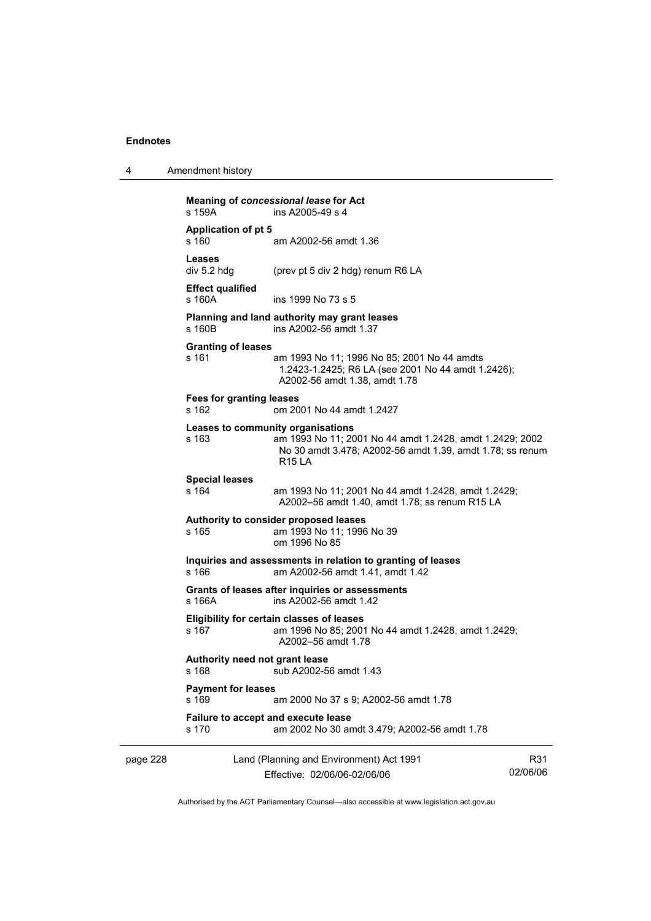**Meaning of *concessional lease* for Act**
s 159A ins A2005-49 s 4

**Application of pt 5**
s 160 am A2002-56 amdt 1.36

**Leases**
div 5.2 hdg (prev pt 5 div 2 hdg) renum R6 LA

**Effect qualified**
s 160A ins 1999 No 73 s 5

**Planning and land authority may grant leases**
s 160B ins A2002-56 amdt 1.37

**Granting of leases**
s 161 am 1993 No 11; 1996 No 85; 2001 No 44 amdts 1.2423-1.2425; R6 LA (see 2001 No 44 amdt 1.2426); A2002-56 amdt 1.38, amdt 1.78

**Fees for granting leases**
s 162 om 2001 No 44 amdt 1.2427

**Leases to community organisations**
s 163 am 1993 No 11; 2001 No 44 amdt 1.2428, amdt 1.2429; 2002 No 30 amdt 3.478; A2002-56 amdt 1.39, amdt 1.78; ss renum R15 LA

**Special leases**
s 164 am 1993 No 11; 2001 No 44 amdt 1.2428, amdt 1.2429; A2002–56 amdt 1.40, amdt 1.78; ss renum R15 LA

**Authority to consider proposed leases**
s 165 am 1993 No 11; 1996 No 39
om 1996 No 85

**Inquiries and assessments in relation to granting of leases**
s 166 am A2002-56 amdt 1.41, amdt 1.42

**Grants of leases after inquiries or assessments**
s 166A ins A2002-56 amdt 1.42

**Eligibility for certain classes of leases**
s 167 am 1996 No 85; 2001 No 44 amdt 1.2428, amdt 1.2429; A2002–56 amdt 1.78

**Authority need not grant lease**
s 168 sub A2002-56 amdt 1.43

**Payment for leases**
s 169 am 2000 No 37 s 9; A2002-56 amdt 1.78

**Failure to accept and execute lease**
s 170 am 2002 No 30 amdt 3.479; A2002-56 amdt 1.78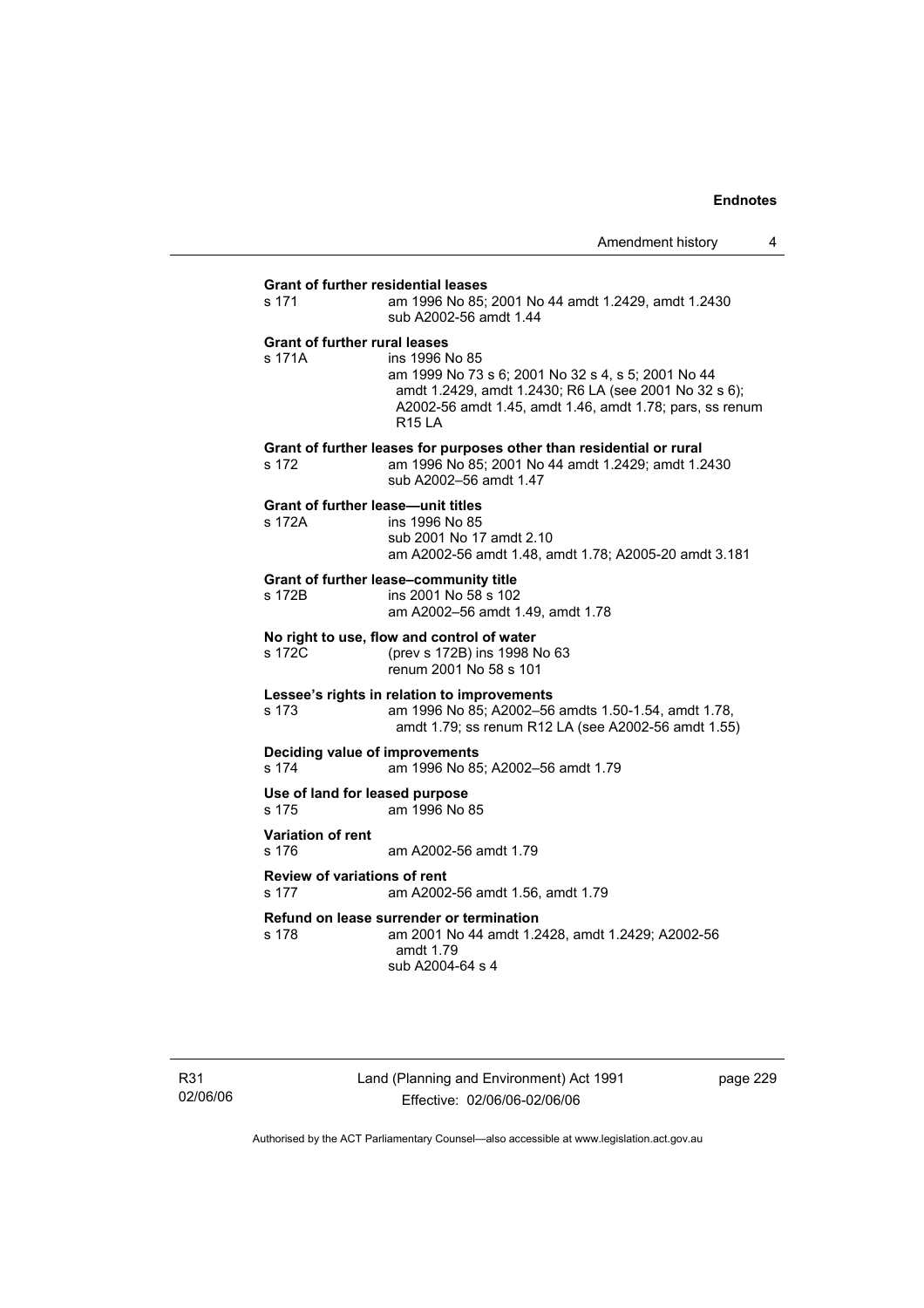**Grant of further residential leases**

s 171 am 1996 No 85; 2001 No 44 amdt 1.2429, amdt 1.2430
sub A2002-56 amdt 1.44

**Grant of further rural leases**

s 171A ins 1996 No 85
am 1999 No 73 s 6; 2001 No 32 s 4, s 5; 2001 No 44 amdt 1.2429, amdt 1.2430; R6 LA (see 2001 No 32 s 6); A2002-56 amdt 1.45, amdt 1.46, amdt 1.78; pars, ss renum R15 LA

**Grant of further leases for purposes other than residential or rural**

s 172 am 1996 No 85; 2001 No 44 amdt 1.2429; amdt 1.2430
sub A2002–56 amdt 1.47

**Grant of further lease—unit titles**

s 172A ins 1996 No 85
sub 2001 No 17 amdt 2.10
am A2002-56 amdt 1.48, amdt 1.78; A2005-20 amdt 3.181

**Grant of further lease–community title**

s 172B ins 2001 No 58 s 102
am A2002–56 amdt 1.49, amdt 1.78

**No right to use, flow and control of water**

s 172C (prev s 172B) ins 1998 No 63
renum 2001 No 58 s 101

**Lessee's rights in relation to improvements**

s 173 am 1996 No 85; A2002–56 amdts 1.50-1.54, amdt 1.78, amdt 1.79; ss renum R12 LA (see A2002-56 amdt 1.55)

**Deciding value of improvements**

s 174 am 1996 No 85; A2002–56 amdt 1.79

**Use of land for leased purpose**

s 175 am 1996 No 85

**Variation of rent**

s 176 am A2002-56 amdt 1.79

**Review of variations of rent**

s 177 am A2002-56 amdt 1.56, amdt 1.79

**Refund on lease surrender or termination**

s 178 am 2001 No 44 amdt 1.2428, amdt 1.2429; A2002-56 amdt 1.79
sub A2004-64 s 4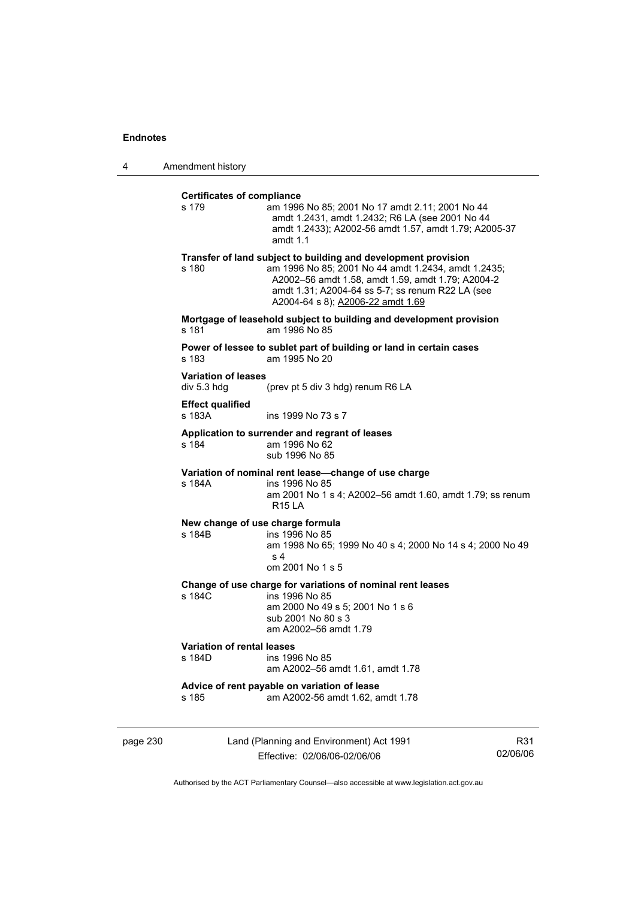**Certificates of compliance**

s 179 am 1996 No 85; 2001 No 17 amdt 2.11; 2001 No 44 amdt 1.2431, amdt 1.2432; R6 LA (see 2001 No 44 amdt 1.2433); A2002-56 amdt 1.57, amdt 1.79; A2005-37 amdt 1.1

**Transfer of land subject to building and development provision**

s 180 am 1996 No 85; 2001 No 44 amdt 1.2434, amdt 1.2435; A2002–56 amdt 1.58, amdt 1.59, amdt 1.79; A2004-2 amdt 1.31; A2004-64 ss 5-7; ss renum R22 LA (see A2004-64 s 8); A2006-22 amdt 1.69

**Mortgage of leasehold subject to building and development provision**

s 181 am 1996 No 85

**Power of lessee to sublet part of building or land in certain cases**

s 183 am 1995 No 20

**Variation of leases**

div 5.3 hdg (prev pt 5 div 3 hdg) renum R6 LA

**Effect qualified**

s 183A ins 1999 No 73 s 7

**Application to surrender and regrant of leases**

s 184 am 1996 No 62
sub 1996 No 85

**Variation of nominal rent lease—change of use charge**

s 184A ins 1996 No 85
am 2001 No 1 s 4; A2002–56 amdt 1.60, amdt 1.79; ss renum R15 LA

**New change of use charge formula**

s 184B ins 1996 No 85
am 1998 No 65; 1999 No 40 s 4; 2000 No 14 s 4; 2000 No 49 s 4
om 2001 No 1 s 5

**Change of use charge for variations of nominal rent leases**

s 184C ins 1996 No 85
am 2000 No 49 s 5; 2001 No 1 s 6
sub 2001 No 80 s 3
am A2002–56 amdt 1.79

**Variation of rental leases**

s 184D ins 1996 No 85
am A2002–56 amdt 1.61, amdt 1.78

**Advice of rent payable on variation of lease**

s 185 am A2002-56 amdt 1.62, amdt 1.78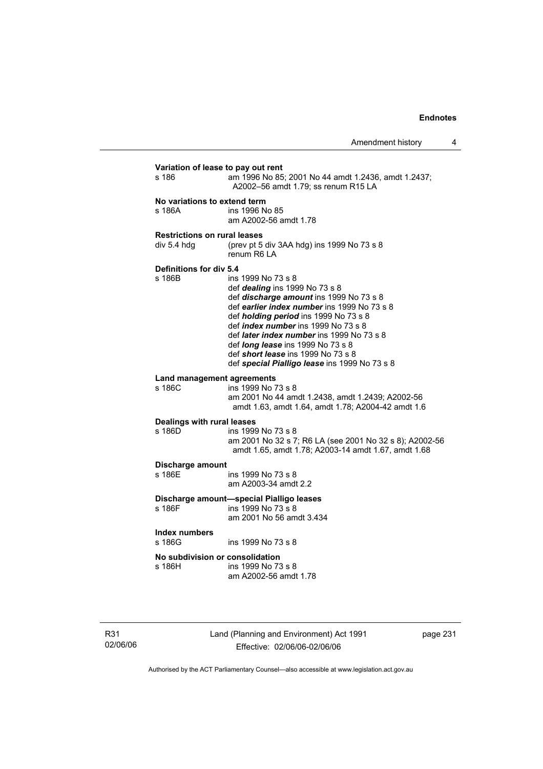**Variation of lease to pay out rent**
s 186 am 1996 No 85; 2001 No 44 amdt 1.2436, amdt 1.2437; A2002–56 amdt 1.79; ss renum R15 LA

**No variations to extend term**
s 186A ins 1996 No 85
am A2002-56 amdt 1.78

**Restrictions on rural leases**
div 5.4 hdg (prev pt 5 div 3AA hdg) ins 1999 No 73 s 8
renum R6 LA

**Definitions for div 5.4**
s 186B ins 1999 No 73 s 8
def ***dealing*** ins 1999 No 73 s 8
def ***discharge amount*** ins 1999 No 73 s 8
def ***earlier index number*** ins 1999 No 73 s 8
def ***holding period*** ins 1999 No 73 s 8
def ***index number*** ins 1999 No 73 s 8
def ***later index number*** ins 1999 No 73 s 8
def ***long lease*** ins 1999 No 73 s 8
def ***short lease*** ins 1999 No 73 s 8
def ***special Pialligo lease*** ins 1999 No 73 s 8

**Land management agreements**
s 186C ins 1999 No 73 s 8
am 2001 No 44 amdt 1.2438, amdt 1.2439; A2002-56 amdt 1.63, amdt 1.64, amdt 1.78; A2004-42 amdt 1.6

**Dealings with rural leases**
s 186D ins 1999 No 73 s 8
am 2001 No 32 s 7; R6 LA (see 2001 No 32 s 8); A2002-56 amdt 1.65, amdt 1.78; A2003-14 amdt 1.67, amdt 1.68

**Discharge amount**
s 186E ins 1999 No 73 s 8
am A2003-34 amdt 2.2

**Discharge amount—special Pialligo leases**
s 186F ins 1999 No 73 s 8
am 2001 No 56 amdt 3.434

**Index numbers**
s 186G ins 1999 No 73 s 8

**No subdivision or consolidation**
s 186H ins 1999 No 73 s 8
am A2002-56 amdt 1.78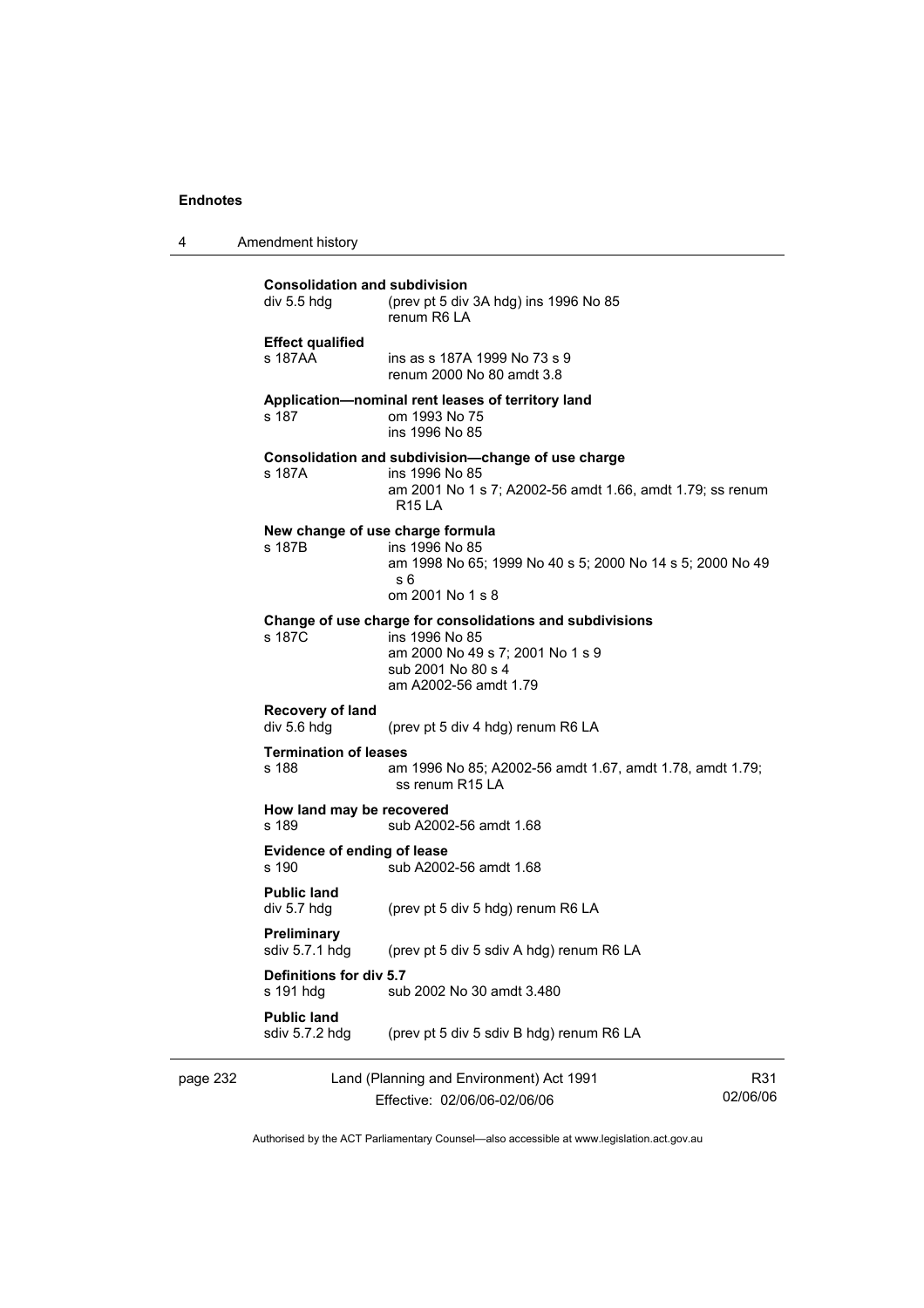**Consolidation and subdivision**
div 5.5 hdg (prev pt 5 div 3A hdg) ins 1996 No 85
renum R6 LA

**Effect qualified**
s 187AA ins as s 187A 1999 No 73 s 9
renum 2000 No 80 amdt 3.8

**Application—nominal rent leases of territory land**
s 187 om 1993 No 75
ins 1996 No 85

**Consolidation and subdivision—change of use charge**
s 187A ins 1996 No 85
am 2001 No 1 s 7; A2002-56 amdt 1.66, amdt 1.79; ss renum R15 LA

**New change of use charge formula**
s 187B ins 1996 No 85
am 1998 No 65; 1999 No 40 s 5; 2000 No 14 s 5; 2000 No 49 s 6
om 2001 No 1 s 8

**Change of use charge for consolidations and subdivisions**
s 187C ins 1996 No 85
am 2000 No 49 s 7; 2001 No 1 s 9
sub 2001 No 80 s 4
am A2002-56 amdt 1.79

**Recovery of land**
div 5.6 hdg (prev pt 5 div 4 hdg) renum R6 LA

**Termination of leases**
s 188 am 1996 No 85; A2002-56 amdt 1.67, amdt 1.78, amdt 1.79; ss renum R15 LA

**How land may be recovered**
s 189 sub A2002-56 amdt 1.68

**Evidence of ending of lease**
s 190 sub A2002-56 amdt 1.68

**Public land**
div 5.7 hdg (prev pt 5 div 5 hdg) renum R6 LA

**Preliminary**
sdiv 5.7.1 hdg (prev pt 5 div 5 sdiv A hdg) renum R6 LA

**Definitions for div 5.7**
s 191 hdg sub 2002 No 30 amdt 3.480

**Public land**
sdiv 5.7.2 hdg (prev pt 5 div 5 sdiv B hdg) renum R6 LA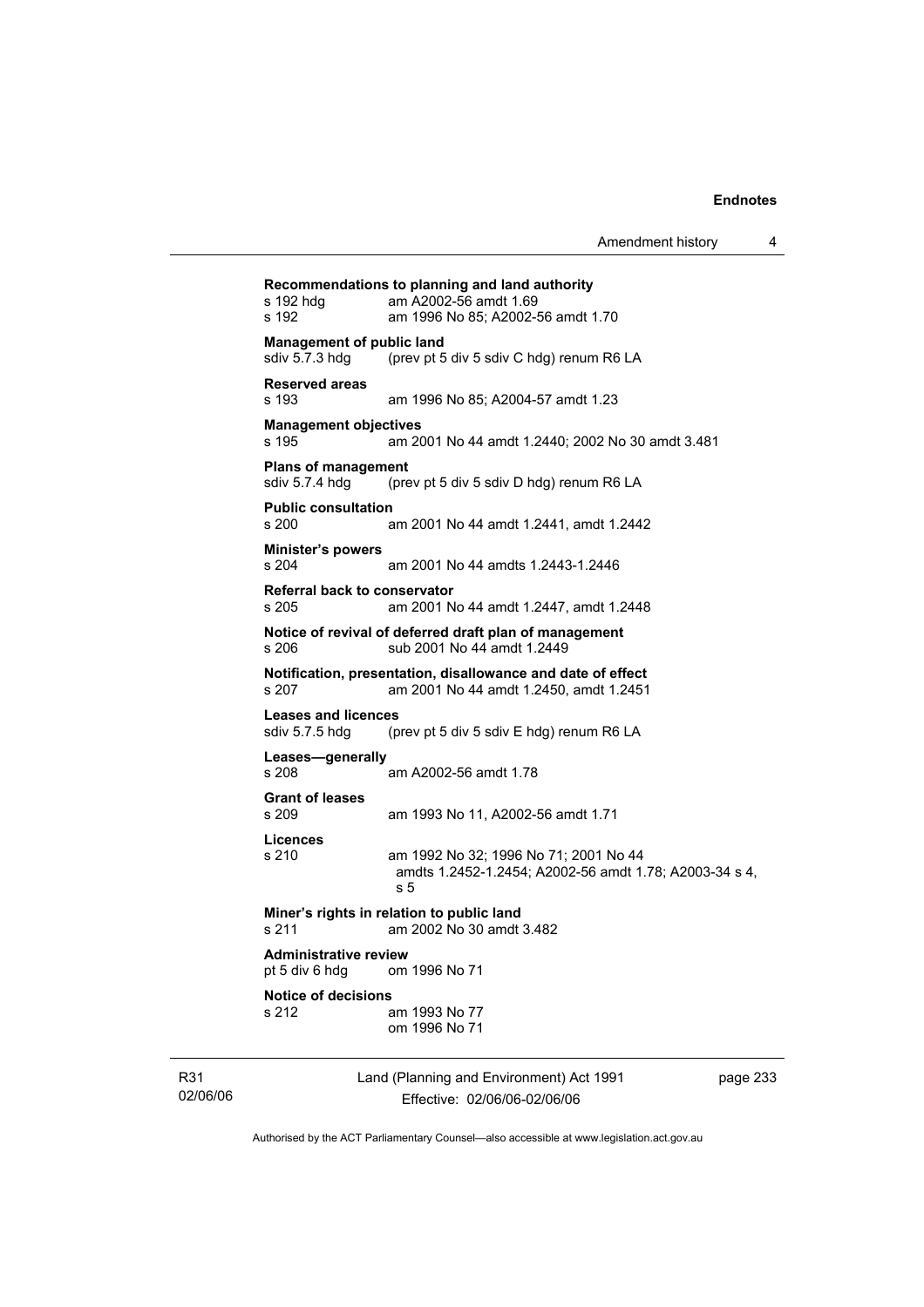**Recommendations to planning and land authority**

s 192 hdg am A2002-56 amdt 1.69
s 192 am 1996 No 85; A2002-56 amdt 1.70

**Management of public land**

sdiv 5.7.3 hdg (prev pt 5 div 5 sdiv C hdg) renum R6 LA

**Reserved areas**

s 193 am 1996 No 85; A2004-57 amdt 1.23

**Management objectives**

s 195 am 2001 No 44 amdt 1.2440; 2002 No 30 amdt 3.481

**Plans of management**

sdiv 5.7.4 hdg (prev pt 5 div 5 sdiv D hdg) renum R6 LA

**Public consultation**

s 200 am 2001 No 44 amdt 1.2441, amdt 1.2442

**Minister's powers**

s 204 am 2001 No 44 amdts 1.2443-1.2446

**Referral back to conservator**

s 205 am 2001 No 44 amdt 1.2447, amdt 1.2448

**Notice of revival of deferred draft plan of management**

s 206 sub 2001 No 44 amdt 1.2449

**Notification, presentation, disallowance and date of effect**

s 207 am 2001 No 44 amdt 1.2450, amdt 1.2451

**Leases and licences**

sdiv 5.7.5 hdg (prev pt 5 div 5 sdiv E hdg) renum R6 LA

**Leases—generally**

s 208 am A2002-56 amdt 1.78

**Grant of leases**

s 209 am 1993 No 11, A2002-56 amdt 1.71

**Licences**

s 210 am 1992 No 32; 1996 No 71; 2001 No 44 amdts 1.2452-1.2454; A2002-56 amdt 1.78; A2003-34 s 4, s 5

**Miner's rights in relation to public land**

s 211 am 2002 No 30 amdt 3.482

**Administrative review**

pt 5 div 6 hdg om 1996 No 71

**Notice of decisions**

s 212 am 1993 No 77
om 1996 No 71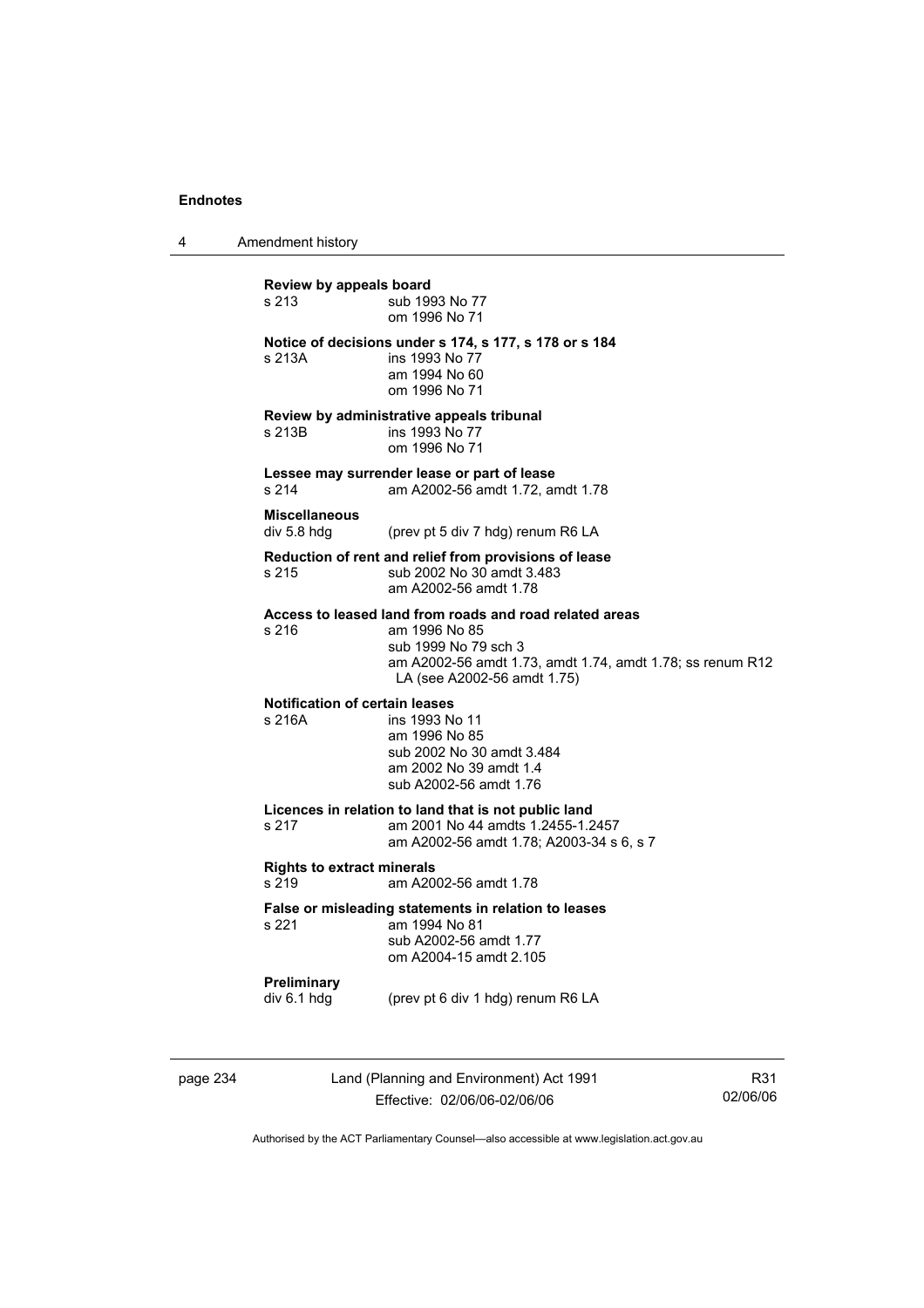**Review by appeals board**
s 213 sub 1993 No 77
om 1996 No 71

**Notice of decisions under s 174, s 177, s 178 or s 184**
s 213A ins 1993 No 77
am 1994 No 60
om 1996 No 71

**Review by administrative appeals tribunal**
s 213B ins 1993 No 77
om 1996 No 71

**Lessee may surrender lease or part of lease**
s 214 am A2002-56 amdt 1.72, amdt 1.78

**Miscellaneous**
div 5.8 hdg (prev pt 5 div 7 hdg) renum R6 LA

**Reduction of rent and relief from provisions of lease**
s 215 sub 2002 No 30 amdt 3.483
am A2002-56 amdt 1.78

**Access to leased land from roads and road related areas**
s 216 am 1996 No 85
sub 1999 No 79 sch 3
am A2002-56 amdt 1.73, amdt 1.74, amdt 1.78; ss renum R12 LA (see A2002-56 amdt 1.75)

**Notification of certain leases**
s 216A ins 1993 No 11
am 1996 No 85
sub 2002 No 30 amdt 3.484
am 2002 No 39 amdt 1.4
sub A2002-56 amdt 1.76

**Licences in relation to land that is not public land**
s 217 am 2001 No 44 amdts 1.2455-1.2457
am A2002-56 amdt 1.78; A2003-34 s 6, s 7

**Rights to extract minerals**
s 219 am A2002-56 amdt 1.78

**False or misleading statements in relation to leases**
s 221 am 1994 No 81
sub A2002-56 amdt 1.77
om A2004-15 amdt 2.105

**Preliminary**
div 6.1 hdg (prev pt 6 div 1 hdg) renum R6 LA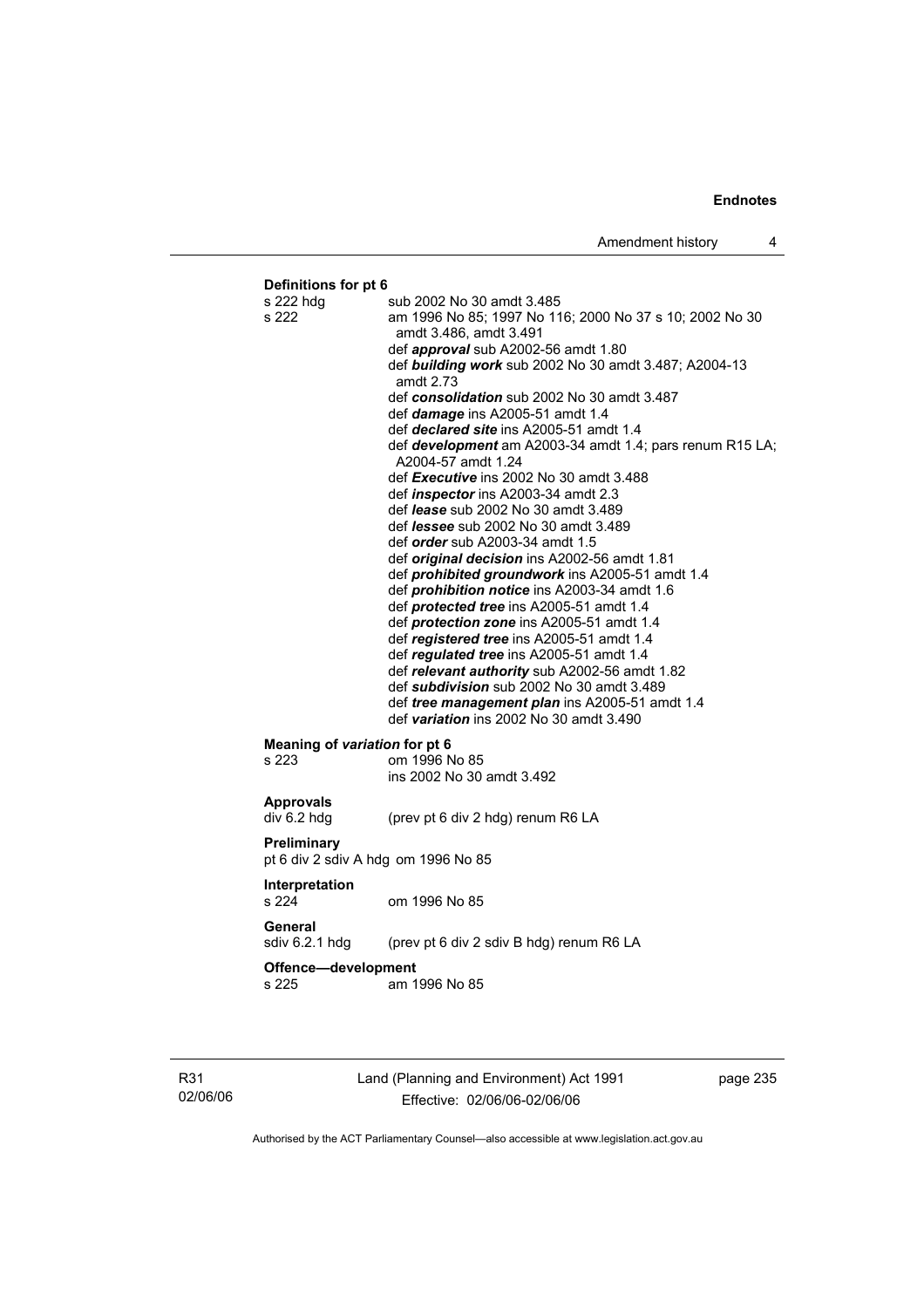**Definitions for pt 6**

| | |
|---|---|
| s 222 hdg | sub 2002 No 30 amdt 3.485 |
| s 222 | am 1996 No 85; 1997 No 116; 2000 No 37 s 10; 2002 No 30 amdt 3.486, amdt 3.491 |
| | def ***approval*** sub A2002-56 amdt 1.80 |
| | def ***building work*** sub 2002 No 30 amdt 3.487; A2004-13 amdt 2.73 |
| | def ***consolidation*** sub 2002 No 30 amdt 3.487 |
| | def ***damage*** ins A2005-51 amdt 1.4 |
| | def ***declared site*** ins A2005-51 amdt 1.4 |
| | def ***development*** am A2003-34 amdt 1.4; pars renum R15 LA; A2004-57 amdt 1.24 |
| | def ***Executive*** ins 2002 No 30 amdt 3.488 |
| | def ***inspector*** ins A2003-34 amdt 2.3 |
| | def ***lease*** sub 2002 No 30 amdt 3.489 |
| | def ***lessee*** sub 2002 No 30 amdt 3.489 |
| | def ***order*** sub A2003-34 amdt 1.5 |
| | def ***original decision*** ins A2002-56 amdt 1.81 |
| | def ***prohibited groundwork*** ins A2005-51 amdt 1.4 |
| | def ***prohibition notice*** ins A2003-34 amdt 1.6 |
| | def ***protected tree*** ins A2005-51 amdt 1.4 |
| | def ***protection zone*** ins A2005-51 amdt 1.4 |
| | def ***registered tree*** ins A2005-51 amdt 1.4 |
| | def ***regulated tree*** ins A2005-51 amdt 1.4 |
| | def ***relevant authority*** sub A2002-56 amdt 1.82 |
| | def ***subdivision*** sub 2002 No 30 amdt 3.489 |
| | def ***tree management plan*** ins A2005-51 amdt 1.4 |
| | def ***variation*** ins 2002 No 30 amdt 3.490 |

**Meaning of *variation* for pt 6**

| | |
|---|---|
| s 223 | om 1996 No 85 |
| | ins 2002 No 30 amdt 3.492 |

**Approvals**

| | |
|---|---|
| div 6.2 hdg | (prev pt 6 div 2 hdg) renum R6 LA |

**Preliminary**

pt 6 div 2 sdiv A hdg om 1996 No 85

**Interpretation**

| | |
|---|---|
| s 224 | om 1996 No 85 |

**General**

| | |
|---|---|
| sdiv 6.2.1 hdg | (prev pt 6 div 2 sdiv B hdg) renum R6 LA |

**Offence—development**

| | |
|---|---|
| s 225 | am 1996 No 85 |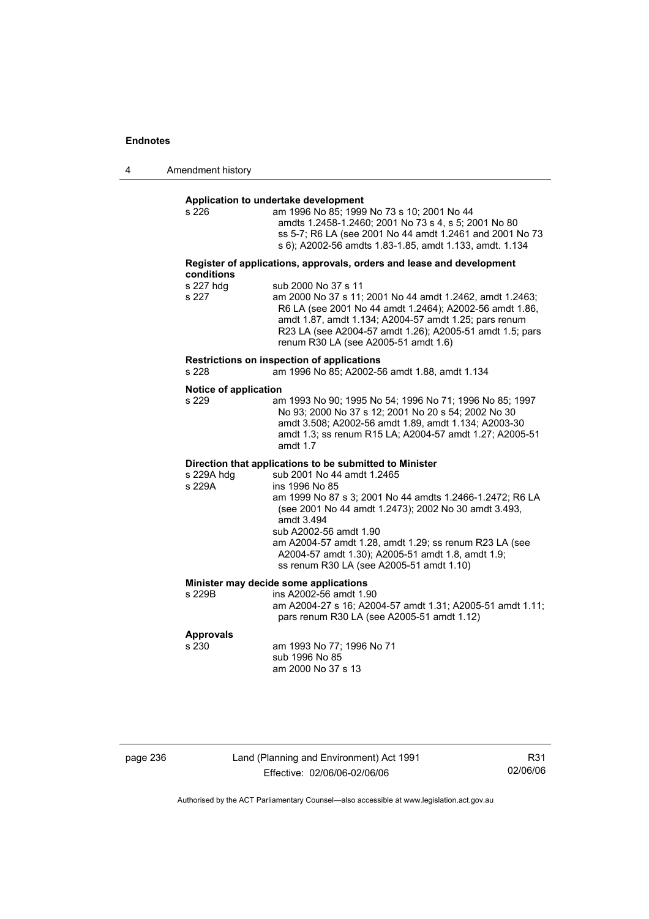**Application to undertake development**

s 226 — am 1996 No 85; 1999 No 73 s 10; 2001 No 44 amdts 1.2458-1.2460; 2001 No 73 s 4, s 5; 2001 No 80 ss 5-7; R6 LA (see 2001 No 44 amdt 1.2461 and 2001 No 73 s 6); A2002-56 amdts 1.83-1.85, amdt 1.133, amdt. 1.134

**Register of applications, approvals, orders and lease and development conditions**

s 227 hdg — sub 2000 No 37 s 11

s 227 — am 2000 No 37 s 11; 2001 No 44 amdt 1.2462, amdt 1.2463; R6 LA (see 2001 No 44 amdt 1.2464); A2002-56 amdt 1.86, amdt 1.87, amdt 1.134; A2004-57 amdt 1.25; pars renum R23 LA (see A2004-57 amdt 1.26); A2005-51 amdt 1.5; pars renum R30 LA (see A2005-51 amdt 1.6)

**Restrictions on inspection of applications**

s 228 — am 1996 No 85; A2002-56 amdt 1.88, amdt 1.134

**Notice of application**

s 229 — am 1993 No 90; 1995 No 54; 1996 No 71; 1996 No 85; 1997 No 93; 2000 No 37 s 12; 2001 No 20 s 54; 2002 No 30 amdt 3.508; A2002-56 amdt 1.89, amdt 1.134; A2003-30 amdt 1.3; ss renum R15 LA; A2004-57 amdt 1.27; A2005-51 amdt 1.7

**Direction that applications to be submitted to Minister**

s 229A hdg — sub 2001 No 44 amdt 1.2465

s 229A — ins 1996 No 85
am 1999 No 87 s 3; 2001 No 44 amdts 1.2466-1.2472; R6 LA (see 2001 No 44 amdt 1.2473); 2002 No 30 amdt 3.493, amdt 3.494
sub A2002-56 amdt 1.90
am A2004-57 amdt 1.28, amdt 1.29; ss renum R23 LA (see A2004-57 amdt 1.30); A2005-51 amdt 1.8, amdt 1.9; ss renum R30 LA (see A2005-51 amdt 1.10)

**Minister may decide some applications**

s 229B — ins A2002-56 amdt 1.90
am A2004-27 s 16; A2004-57 amdt 1.31; A2005-51 amdt 1.11; pars renum R30 LA (see A2005-51 amdt 1.12)

**Approvals**

s 230 — am 1993 No 77; 1996 No 71
sub 1996 No 85
am 2000 No 37 s 13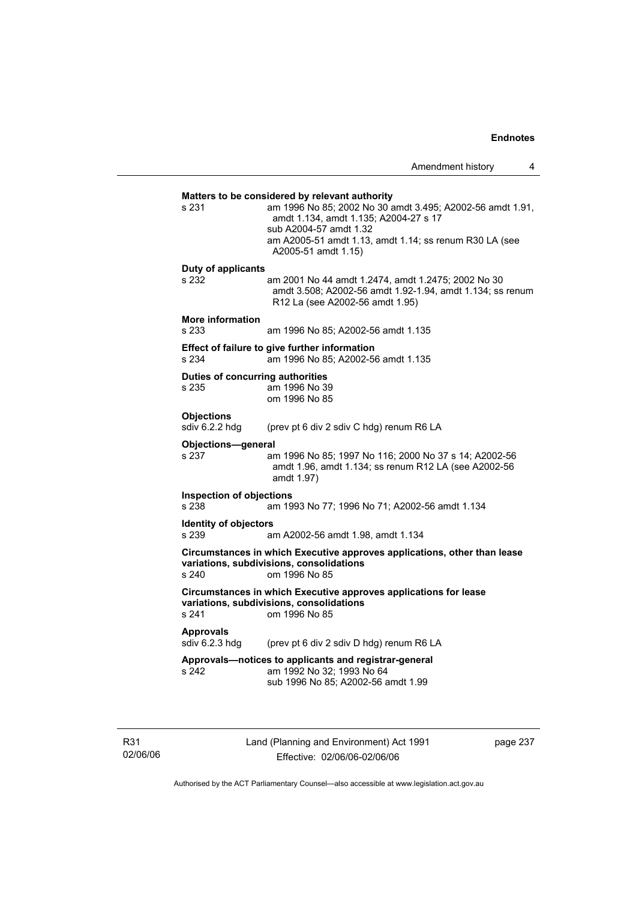**Matters to be considered by relevant authority**

s 231 am 1996 No 85; 2002 No 30 amdt 3.495; A2002-56 amdt 1.91, amdt 1.134, amdt 1.135; A2004-27 s 17
sub A2004-57 amdt 1.32
am A2005-51 amdt 1.13, amdt 1.14; ss renum R30 LA (see A2005-51 amdt 1.15)

**Duty of applicants**

s 232 am 2001 No 44 amdt 1.2474, amdt 1.2475; 2002 No 30 amdt 3.508; A2002-56 amdt 1.92-1.94, amdt 1.134; ss renum R12 La (see A2002-56 amdt 1.95)

**More information**

s 233 am 1996 No 85; A2002-56 amdt 1.135

**Effect of failure to give further information**

s 234 am 1996 No 85; A2002-56 amdt 1.135

**Duties of concurring authorities**

s 235 am 1996 No 39
om 1996 No 85

**Objections**

sdiv 6.2.2 hdg (prev pt 6 div 2 sdiv C hdg) renum R6 LA

**Objections—general**

s 237 am 1996 No 85; 1997 No 116; 2000 No 37 s 14; A2002-56 amdt 1.96, amdt 1.134; ss renum R12 LA (see A2002-56 amdt 1.97)

**Inspection of objections**

s 238 am 1993 No 77; 1996 No 71; A2002-56 amdt 1.134

**Identity of objectors**

s 239 am A2002-56 amdt 1.98, amdt 1.134

**Circumstances in which Executive approves applications, other than lease variations, subdivisions, consolidations**

s 240 om 1996 No 85

**Circumstances in which Executive approves applications for lease variations, subdivisions, consolidations**

s 241 om 1996 No 85

**Approvals**

sdiv 6.2.3 hdg (prev pt 6 div 2 sdiv D hdg) renum R6 LA

**Approvals—notices to applicants and registrar-general**

s 242 am 1992 No 32; 1993 No 64
sub 1996 No 85; A2002-56 amdt 1.99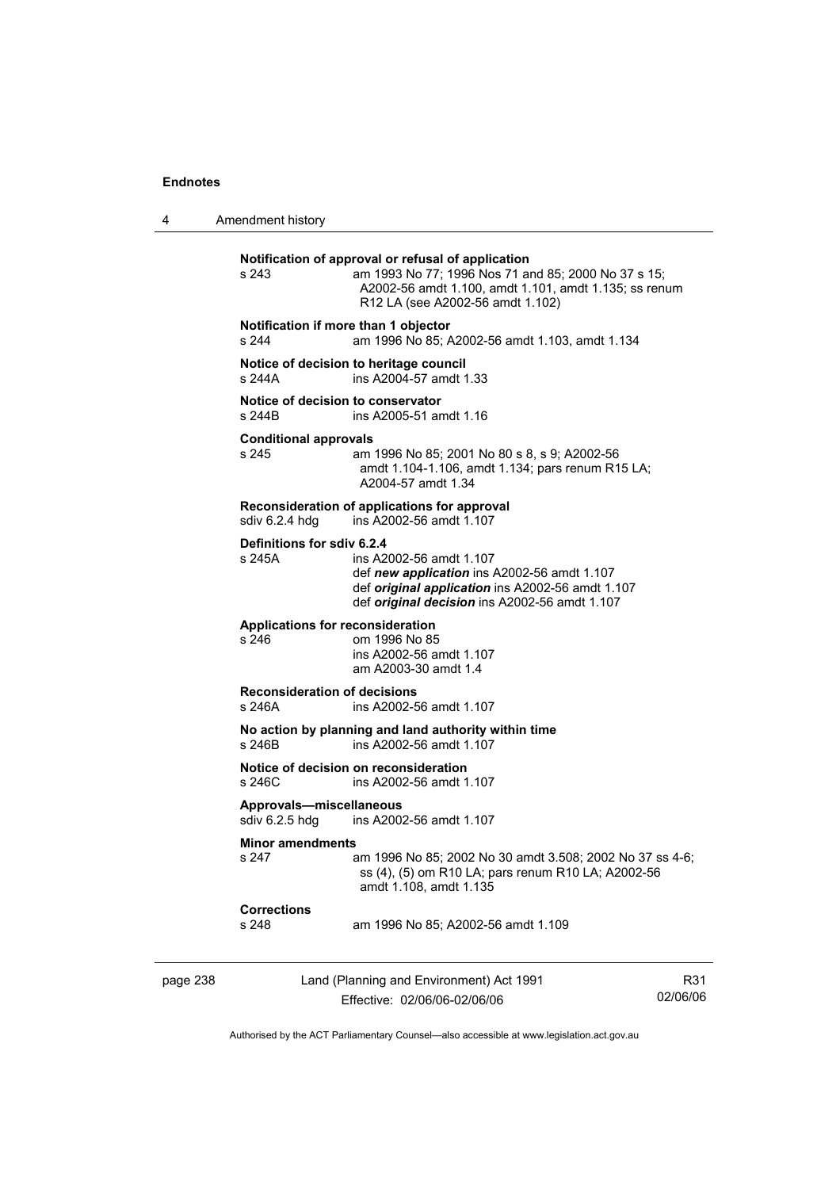**Notification of approval or refusal of application**

s 243 am 1993 No 77; 1996 Nos 71 and 85; 2000 No 37 s 15; A2002-56 amdt 1.100, amdt 1.101, amdt 1.135; ss renum R12 LA (see A2002-56 amdt 1.102)

**Notification if more than 1 objector**

s 244 am 1996 No 85; A2002-56 amdt 1.103, amdt 1.134

**Notice of decision to heritage council**

s 244A ins A2004-57 amdt 1.33

**Notice of decision to conservator**

s 244B ins A2005-51 amdt 1.16

**Conditional approvals**

s 245 am 1996 No 85; 2001 No 80 s 8, s 9; A2002-56 amdt 1.104-1.106, amdt 1.134; pars renum R15 LA; A2004-57 amdt 1.34

**Reconsideration of applications for approval**

sdiv 6.2.4 hdg ins A2002-56 amdt 1.107

**Definitions for sdiv 6.2.4**

s 245A ins A2002-56 amdt 1.107
def ***new application*** ins A2002-56 amdt 1.107
def ***original application*** ins A2002-56 amdt 1.107
def ***original decision*** ins A2002-56 amdt 1.107

**Applications for reconsideration**

s 246 om 1996 No 85
ins A2002-56 amdt 1.107
am A2003-30 amdt 1.4

**Reconsideration of decisions**

s 246A ins A2002-56 amdt 1.107

**No action by planning and land authority within time**

s 246B ins A2002-56 amdt 1.107

**Notice of decision on reconsideration**

s 246C ins A2002-56 amdt 1.107

**Approvals—miscellaneous**

sdiv 6.2.5 hdg ins A2002-56 amdt 1.107

**Minor amendments**

s 247 am 1996 No 85; 2002 No 30 amdt 3.508; 2002 No 37 ss 4-6; ss (4), (5) om R10 LA; pars renum R10 LA; A2002-56 amdt 1.108, amdt 1.135

**Corrections**

s 248 am 1996 No 85; A2002-56 amdt 1.109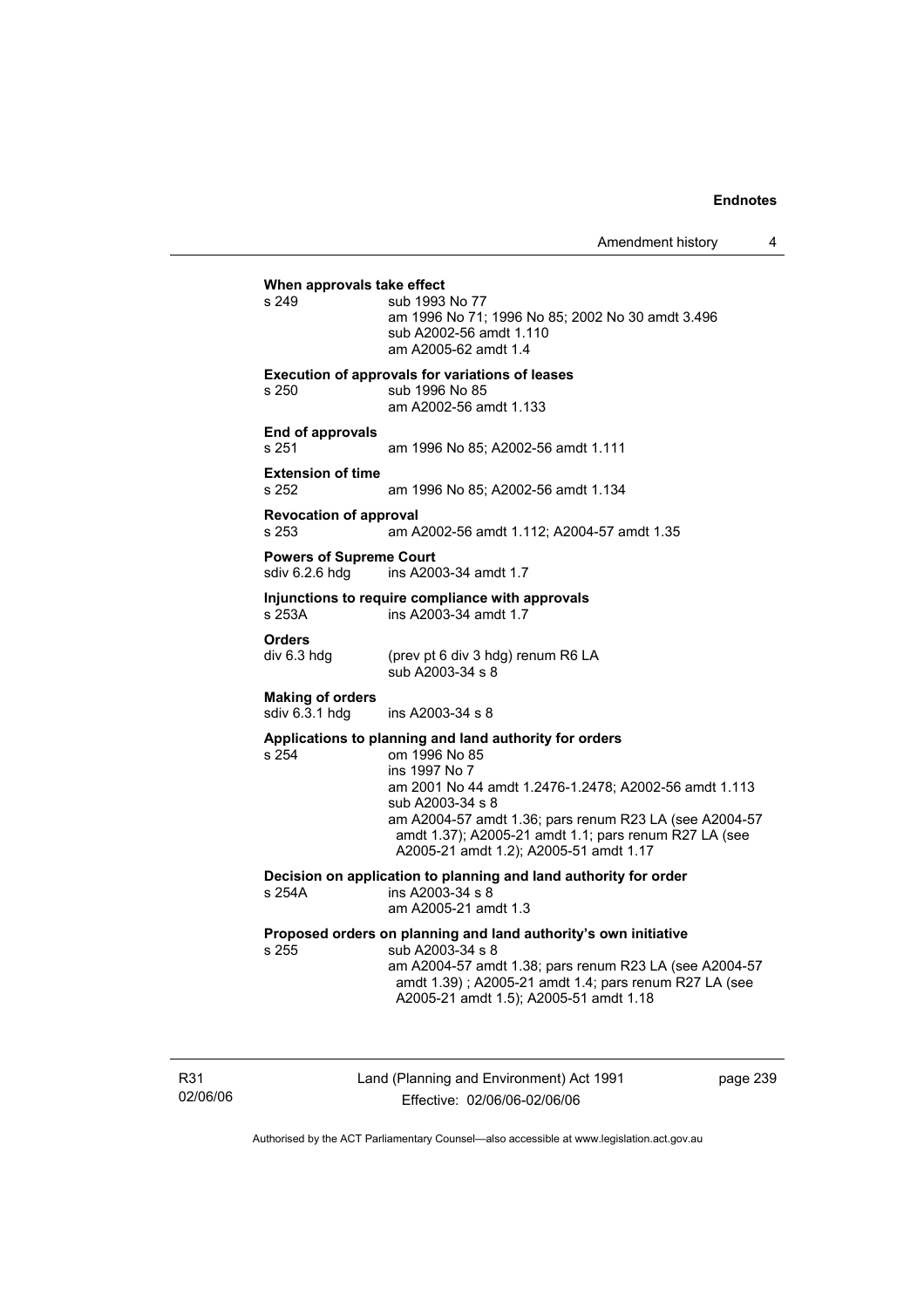**When approvals take effect**

s 249 sub 1993 No 77
am 1996 No 71; 1996 No 85; 2002 No 30 amdt 3.496
sub A2002-56 amdt 1.110
am A2005-62 amdt 1.4

**Execution of approvals for variations of leases**

s 250 sub 1996 No 85
am A2002-56 amdt 1.133

**End of approvals**

s 251 am 1996 No 85; A2002-56 amdt 1.111

**Extension of time**

s 252 am 1996 No 85; A2002-56 amdt 1.134

**Revocation of approval**

s 253 am A2002-56 amdt 1.112; A2004-57 amdt 1.35

**Powers of Supreme Court**

sdiv 6.2.6 hdg ins A2003-34 amdt 1.7

**Injunctions to require compliance with approvals**

s 253A ins A2003-34 amdt 1.7

**Orders**

div 6.3 hdg (prev pt 6 div 3 hdg) renum R6 LA
sub A2003-34 s 8

**Making of orders**

sdiv 6.3.1 hdg ins A2003-34 s 8

**Applications to planning and land authority for orders**

s 254 om 1996 No 85
ins 1997 No 7
am 2001 No 44 amdt 1.2476-1.2478; A2002-56 amdt 1.113
sub A2003-34 s 8
am A2004-57 amdt 1.36; pars renum R23 LA (see A2004-57 amdt 1.37); A2005-21 amdt 1.1; pars renum R27 LA (see A2005-21 amdt 1.2); A2005-51 amdt 1.17

**Decision on application to planning and land authority for order**

s 254A ins A2003-34 s 8
am A2005-21 amdt 1.3

**Proposed orders on planning and land authority's own initiative**

s 255 sub A2003-34 s 8
am A2004-57 amdt 1.38; pars renum R23 LA (see A2004-57 amdt 1.39) ; A2005-21 amdt 1.4; pars renum R27 LA (see A2005-21 amdt 1.5); A2005-51 amdt 1.18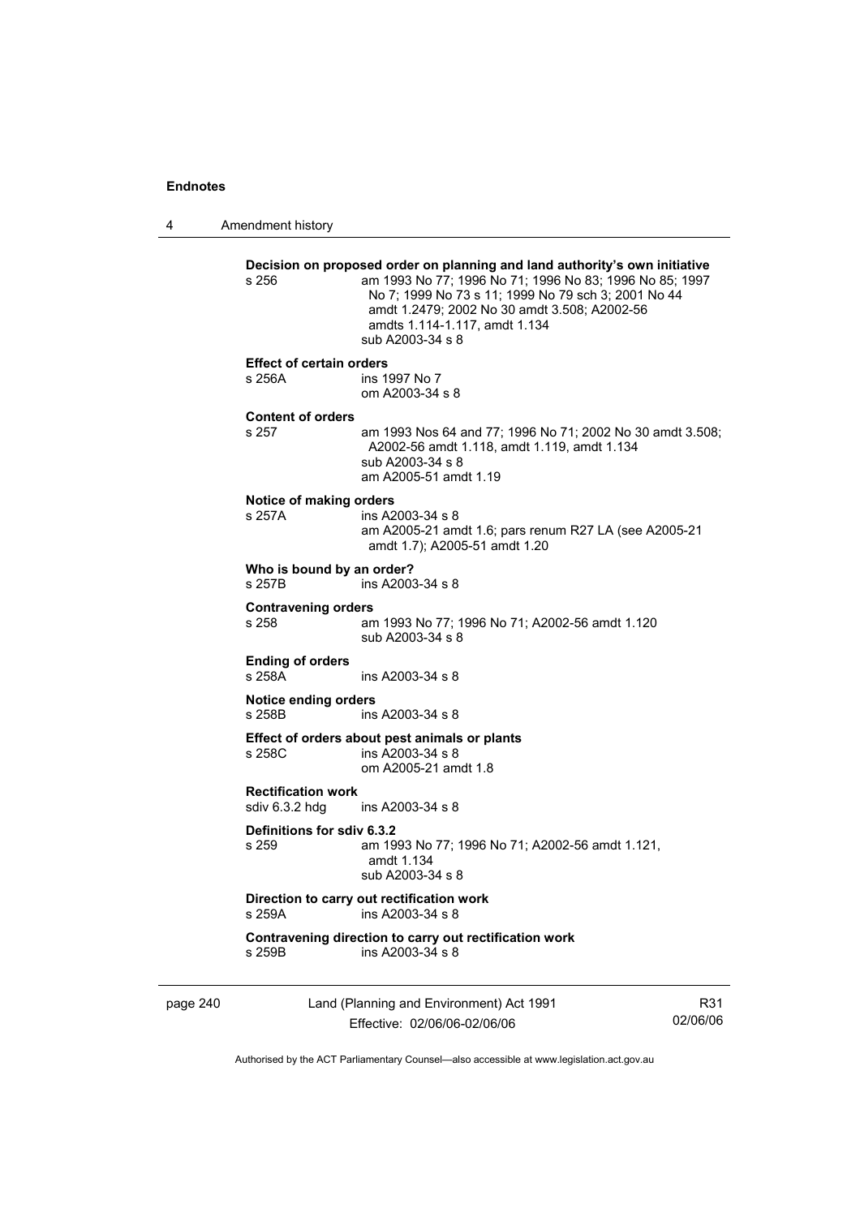**Decision on proposed order on planning and land authority's own initiative**

s 256 am 1993 No 77; 1996 No 71; 1996 No 83; 1996 No 85; 1997 No 7; 1999 No 73 s 11; 1999 No 79 sch 3; 2001 No 44 amdt 1.2479; 2002 No 30 amdt 3.508; A2002-56 amdts 1.114-1.117, amdt 1.134
sub A2003-34 s 8

**Effect of certain orders**

s 256A ins 1997 No 7
om A2003-34 s 8

**Content of orders**

s 257 am 1993 Nos 64 and 77; 1996 No 71; 2002 No 30 amdt 3.508; A2002-56 amdt 1.118, amdt 1.119, amdt 1.134
sub A2003-34 s 8
am A2005-51 amdt 1.19

**Notice of making orders**

s 257A ins A2003-34 s 8
am A2005-21 amdt 1.6; pars renum R27 LA (see A2005-21 amdt 1.7); A2005-51 amdt 1.20

**Who is bound by an order?**

s 257B ins A2003-34 s 8

**Contravening orders**

s 258 am 1993 No 77; 1996 No 71; A2002-56 amdt 1.120
sub A2003-34 s 8

**Ending of orders**

s 258A ins A2003-34 s 8

**Notice ending orders**

s 258B ins A2003-34 s 8

**Effect of orders about pest animals or plants**

s 258C ins A2003-34 s 8
om A2005-21 amdt 1.8

**Rectification work**

sdiv 6.3.2 hdg ins A2003-34 s 8

**Definitions for sdiv 6.3.2**

s 259 am 1993 No 77; 1996 No 71; A2002-56 amdt 1.121, amdt 1.134
sub A2003-34 s 8

**Direction to carry out rectification work**

s 259A ins A2003-34 s 8

**Contravening direction to carry out rectification work**

s 259B ins A2003-34 s 8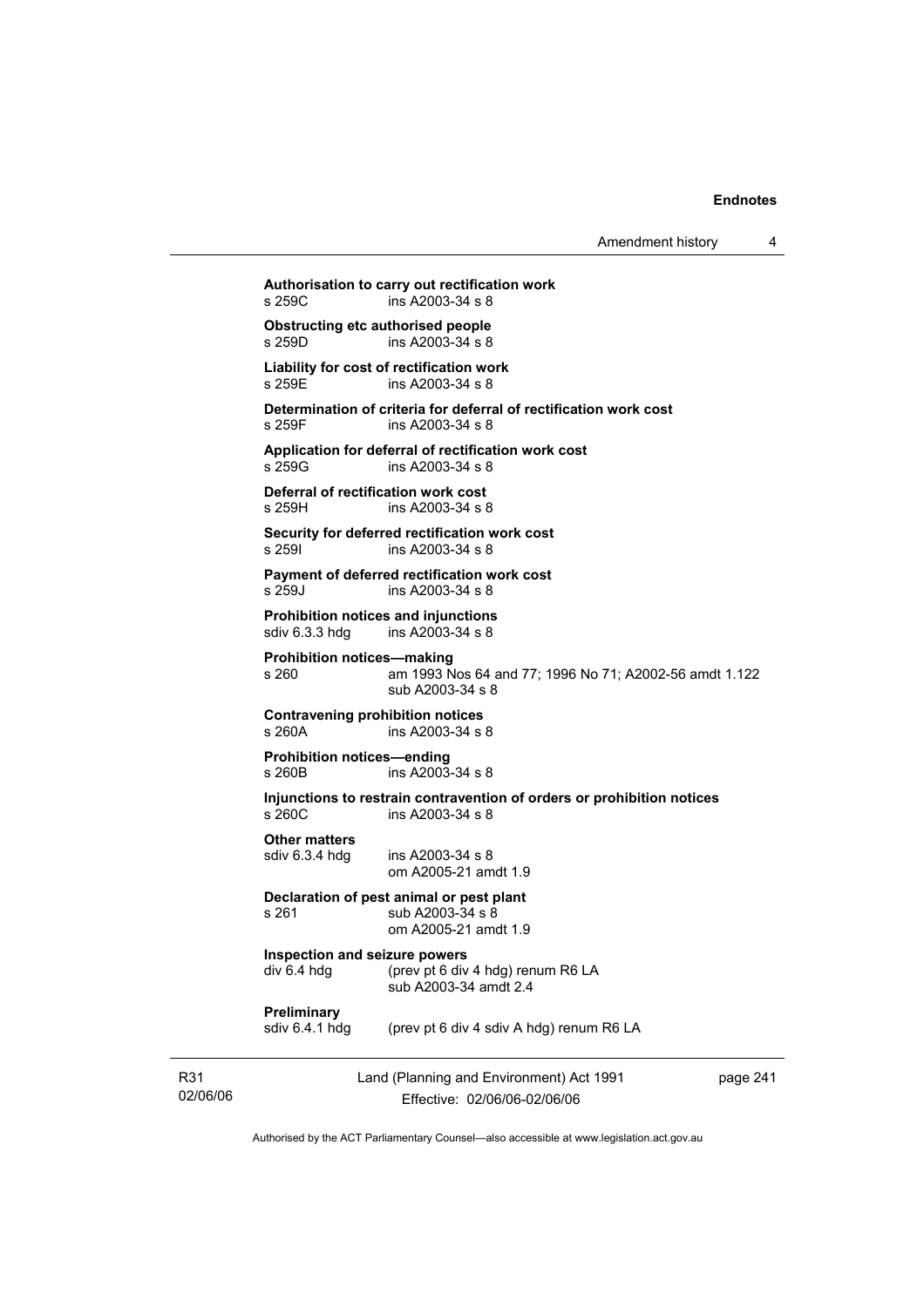**Authorisation to carry out rectification work**
s 259C ins A2003-34 s 8

**Obstructing etc authorised people**
s 259D ins A2003-34 s 8

**Liability for cost of rectification work**
s 259E ins A2003-34 s 8

**Determination of criteria for deferral of rectification work cost**
s 259F ins A2003-34 s 8

**Application for deferral of rectification work cost**
s 259G ins A2003-34 s 8

**Deferral of rectification work cost**
s 259H ins A2003-34 s 8

**Security for deferred rectification work cost**
s 259I ins A2003-34 s 8

**Payment of deferred rectification work cost**
s 259J ins A2003-34 s 8

**Prohibition notices and injunctions**
sdiv 6.3.3 hdg ins A2003-34 s 8

**Prohibition notices—making**
s 260 am 1993 Nos 64 and 77; 1996 No 71; A2002-56 amdt 1.122
sub A2003-34 s 8

**Contravening prohibition notices**
s 260A ins A2003-34 s 8

**Prohibition notices—ending**
s 260B ins A2003-34 s 8

**Injunctions to restrain contravention of orders or prohibition notices**
s 260C ins A2003-34 s 8

**Other matters**
sdiv 6.3.4 hdg ins A2003-34 s 8
om A2005-21 amdt 1.9

**Declaration of pest animal or pest plant**
s 261 sub A2003-34 s 8
om A2005-21 amdt 1.9

**Inspection and seizure powers**
div 6.4 hdg (prev pt 6 div 4 hdg) renum R6 LA
sub A2003-34 amdt 2.4

**Preliminary**
sdiv 6.4.1 hdg (prev pt 6 div 4 sdiv A hdg) renum R6 LA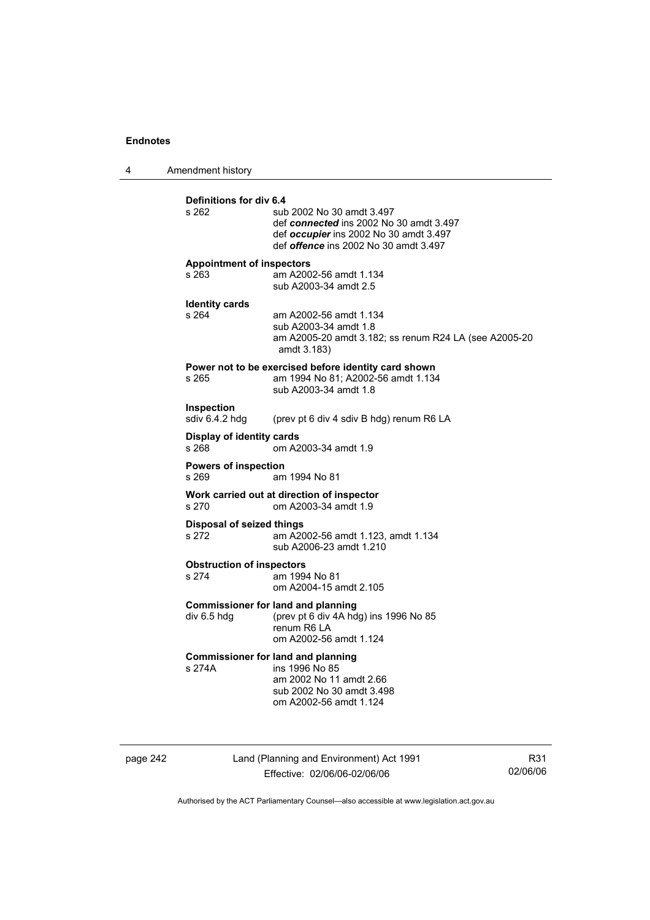**Definitions for div 6.4**

s 262 sub 2002 No 30 amdt 3.497
def ***connected*** ins 2002 No 30 amdt 3.497
def ***occupier*** ins 2002 No 30 amdt 3.497
def ***offence*** ins 2002 No 30 amdt 3.497

**Appointment of inspectors**

s 263 am A2002-56 amdt 1.134
sub A2003-34 amdt 2.5

**Identity cards**

s 264 am A2002-56 amdt 1.134
sub A2003-34 amdt 1.8
am A2005-20 amdt 3.182; ss renum R24 LA (see A2005-20 amdt 3.183)

**Power not to be exercised before identity card shown**

s 265 am 1994 No 81; A2002-56 amdt 1.134
sub A2003-34 amdt 1.8

**Inspection**

sdiv 6.4.2 hdg (prev pt 6 div 4 sdiv B hdg) renum R6 LA

**Display of identity cards**

s 268 om A2003-34 amdt 1.9

**Powers of inspection**

s 269 am 1994 No 81

**Work carried out at direction of inspector**

s 270 om A2003-34 amdt 1.9

**Disposal of seized things**

s 272 am A2002-56 amdt 1.123, amdt 1.134
sub A2006-23 amdt 1.210

**Obstruction of inspectors**

s 274 am 1994 No 81
om A2004-15 amdt 2.105

**Commissioner for land and planning**

div 6.5 hdg (prev pt 6 div 4A hdg) ins 1996 No 85
renum R6 LA
om A2002-56 amdt 1.124

**Commissioner for land and planning**

s 274A ins 1996 No 85
am 2002 No 11 amdt 2.66
sub 2002 No 30 amdt 3.498
om A2002-56 amdt 1.124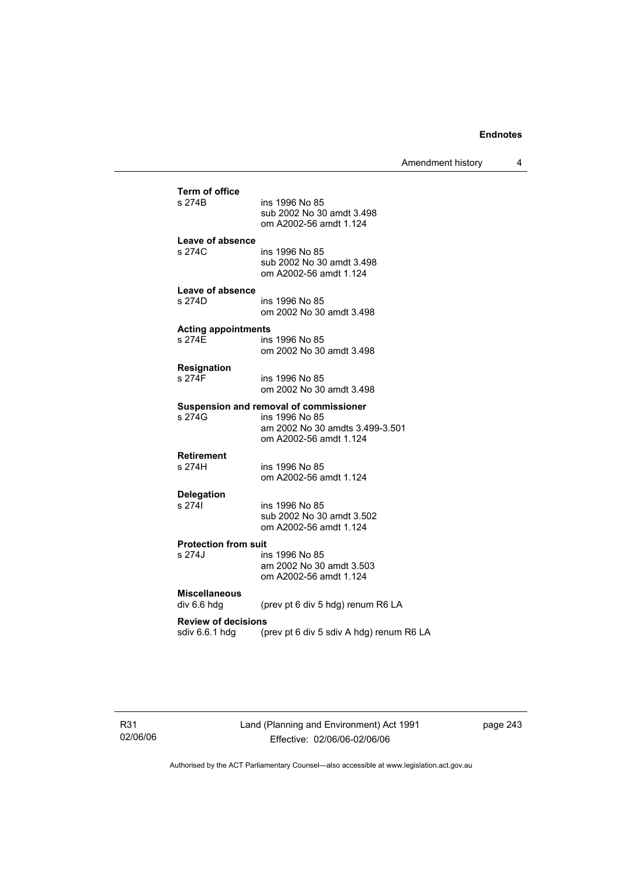**Term of office**
s 274B ins 1996 No 85
sub 2002 No 30 amdt 3.498
om A2002-56 amdt 1.124

**Leave of absence**
s 274C ins 1996 No 85
sub 2002 No 30 amdt 3.498
om A2002-56 amdt 1.124

**Leave of absence**
s 274D ins 1996 No 85
om 2002 No 30 amdt 3.498

**Acting appointments**
s 274E ins 1996 No 85
om 2002 No 30 amdt 3.498

**Resignation**
s 274F ins 1996 No 85
om 2002 No 30 amdt 3.498

**Suspension and removal of commissioner**
s 274G ins 1996 No 85
am 2002 No 30 amdts 3.499-3.501
om A2002-56 amdt 1.124

**Retirement**
s 274H ins 1996 No 85
om A2002-56 amdt 1.124

**Delegation**
s 274I ins 1996 No 85
sub 2002 No 30 amdt 3.502
om A2002-56 amdt 1.124

**Protection from suit**
s 274J ins 1996 No 85
am 2002 No 30 amdt 3.503
om A2002-56 amdt 1.124

**Miscellaneous**
div 6.6 hdg (prev pt 6 div 5 hdg) renum R6 LA

**Review of decisions**
sdiv 6.6.1 hdg (prev pt 6 div 5 sdiv A hdg) renum R6 LA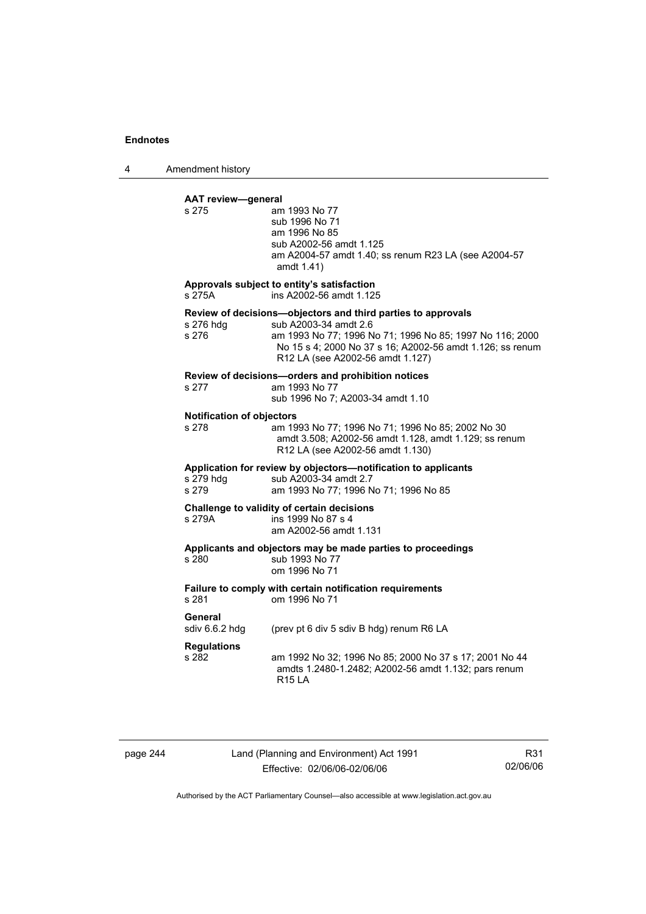**AAT review—general**

s 275 am 1993 No 77
sub 1996 No 71
am 1996 No 85
sub A2002-56 amdt 1.125
am A2004-57 amdt 1.40; ss renum R23 LA (see A2004-57 amdt 1.41)

**Approvals subject to entity's satisfaction**

s 275A ins A2002-56 amdt 1.125

**Review of decisions—objectors and third parties to approvals**

s 276 hdg sub A2003-34 amdt 2.6
s 276 am 1993 No 77; 1996 No 71; 1996 No 85; 1997 No 116; 2000 No 15 s 4; 2000 No 37 s 16; A2002-56 amdt 1.126; ss renum R12 LA (see A2002-56 amdt 1.127)

**Review of decisions—orders and prohibition notices**

s 277 am 1993 No 77
sub 1996 No 7; A2003-34 amdt 1.10

**Notification of objectors**

s 278 am 1993 No 77; 1996 No 71; 1996 No 85; 2002 No 30 amdt 3.508; A2002-56 amdt 1.128, amdt 1.129; ss renum R12 LA (see A2002-56 amdt 1.130)

**Application for review by objectors—notification to applicants**

s 279 hdg sub A2003-34 amdt 2.7
s 279 am 1993 No 77; 1996 No 71; 1996 No 85

**Challenge to validity of certain decisions**

s 279A ins 1999 No 87 s 4
am A2002-56 amdt 1.131

**Applicants and objectors may be made parties to proceedings**

s 280 sub 1993 No 77
om 1996 No 71

**Failure to comply with certain notification requirements**

s 281 om 1996 No 71

**General**

sdiv 6.6.2 hdg (prev pt 6 div 5 sdiv B hdg) renum R6 LA

**Regulations**

s 282 am 1992 No 32; 1996 No 85; 2000 No 37 s 17; 2001 No 44 amdts 1.2480-1.2482; A2002-56 amdt 1.132; pars renum R15 LA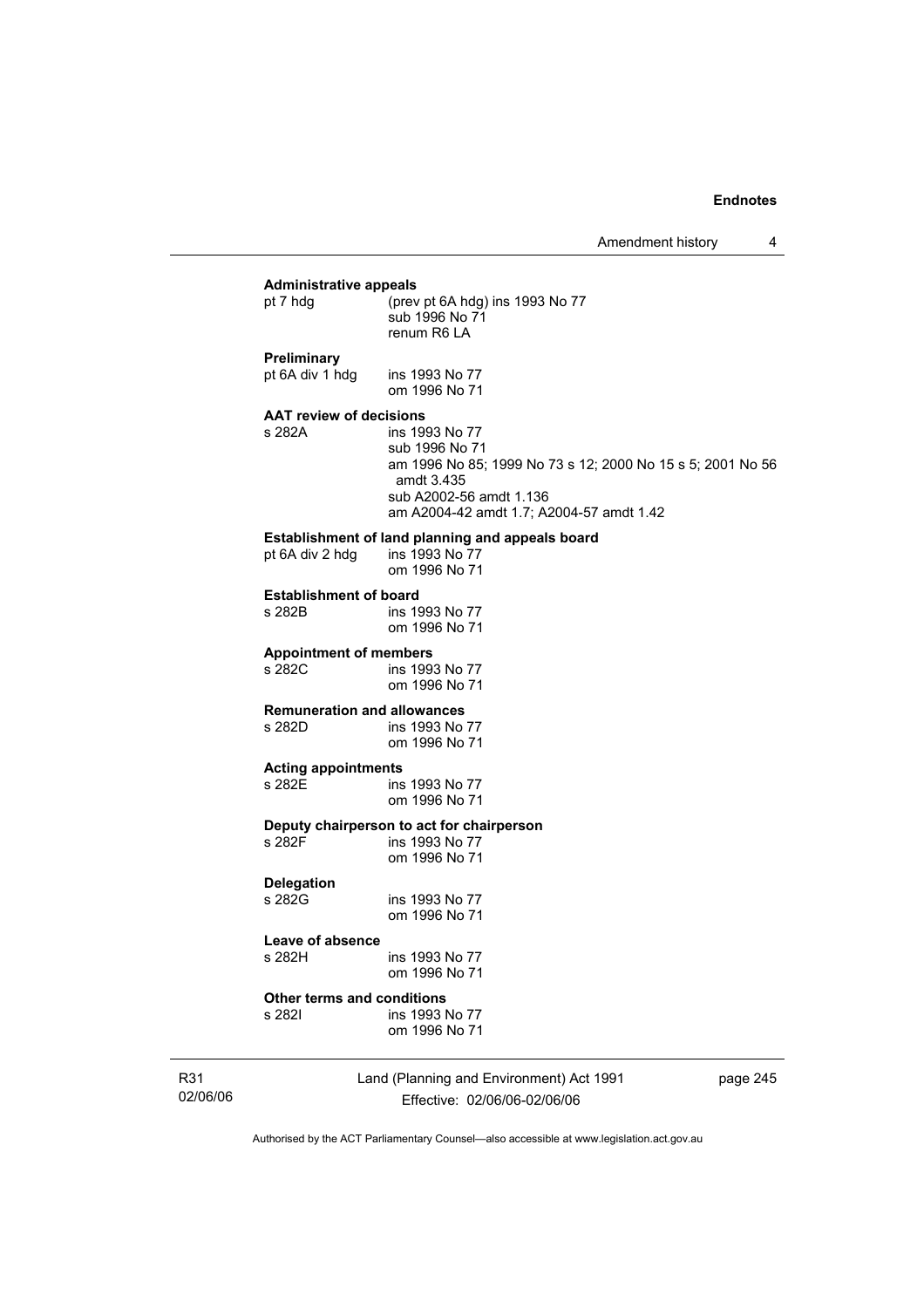**Administrative appeals**

pt 7 hdg (prev pt 6A hdg) ins 1993 No 77
sub 1996 No 71
renum R6 LA

**Preliminary**

pt 6A div 1 hdg ins 1993 No 77
om 1996 No 71

**AAT review of decisions**

s 282A ins 1993 No 77
sub 1996 No 71
am 1996 No 85; 1999 No 73 s 12; 2000 No 15 s 5; 2001 No 56 amdt 3.435
sub A2002-56 amdt 1.136
am A2004-42 amdt 1.7; A2004-57 amdt 1.42

**Establishment of land planning and appeals board**

pt 6A div 2 hdg ins 1993 No 77
om 1996 No 71

**Establishment of board**

s 282B ins 1993 No 77
om 1996 No 71

**Appointment of members**

s 282C ins 1993 No 77
om 1996 No 71

**Remuneration and allowances**

s 282D ins 1993 No 77
om 1996 No 71

**Acting appointments**

s 282E ins 1993 No 77
om 1996 No 71

**Deputy chairperson to act for chairperson**

s 282F ins 1993 No 77
om 1996 No 71

**Delegation**

s 282G ins 1993 No 77
om 1996 No 71

**Leave of absence**

s 282H ins 1993 No 77
om 1996 No 71

**Other terms and conditions**

s 282I ins 1993 No 77
om 1996 No 71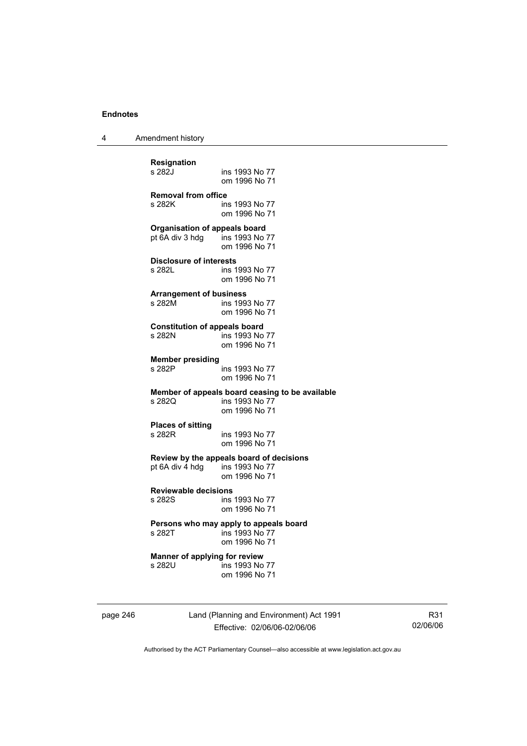**Resignation**
s 282J ins 1993 No 77
om 1996 No 71

**Removal from office**
s 282K ins 1993 No 77
om 1996 No 71

**Organisation of appeals board**
pt 6A div 3 hdg ins 1993 No 77
om 1996 No 71

**Disclosure of interests**
s 282L ins 1993 No 77
om 1996 No 71

**Arrangement of business**
s 282M ins 1993 No 77
om 1996 No 71

**Constitution of appeals board**
s 282N ins 1993 No 77
om 1996 No 71

**Member presiding**
s 282P ins 1993 No 77
om 1996 No 71

**Member of appeals board ceasing to be available**
s 282Q ins 1993 No 77
om 1996 No 71

**Places of sitting**
s 282R ins 1993 No 77
om 1996 No 71

**Review by the appeals board of decisions**
pt 6A div 4 hdg ins 1993 No 77
om 1996 No 71

**Reviewable decisions**
s 282S ins 1993 No 77
om 1996 No 71

**Persons who may apply to appeals board**
s 282T ins 1993 No 77
om 1996 No 71

**Manner of applying for review**
s 282U ins 1993 No 77
om 1996 No 71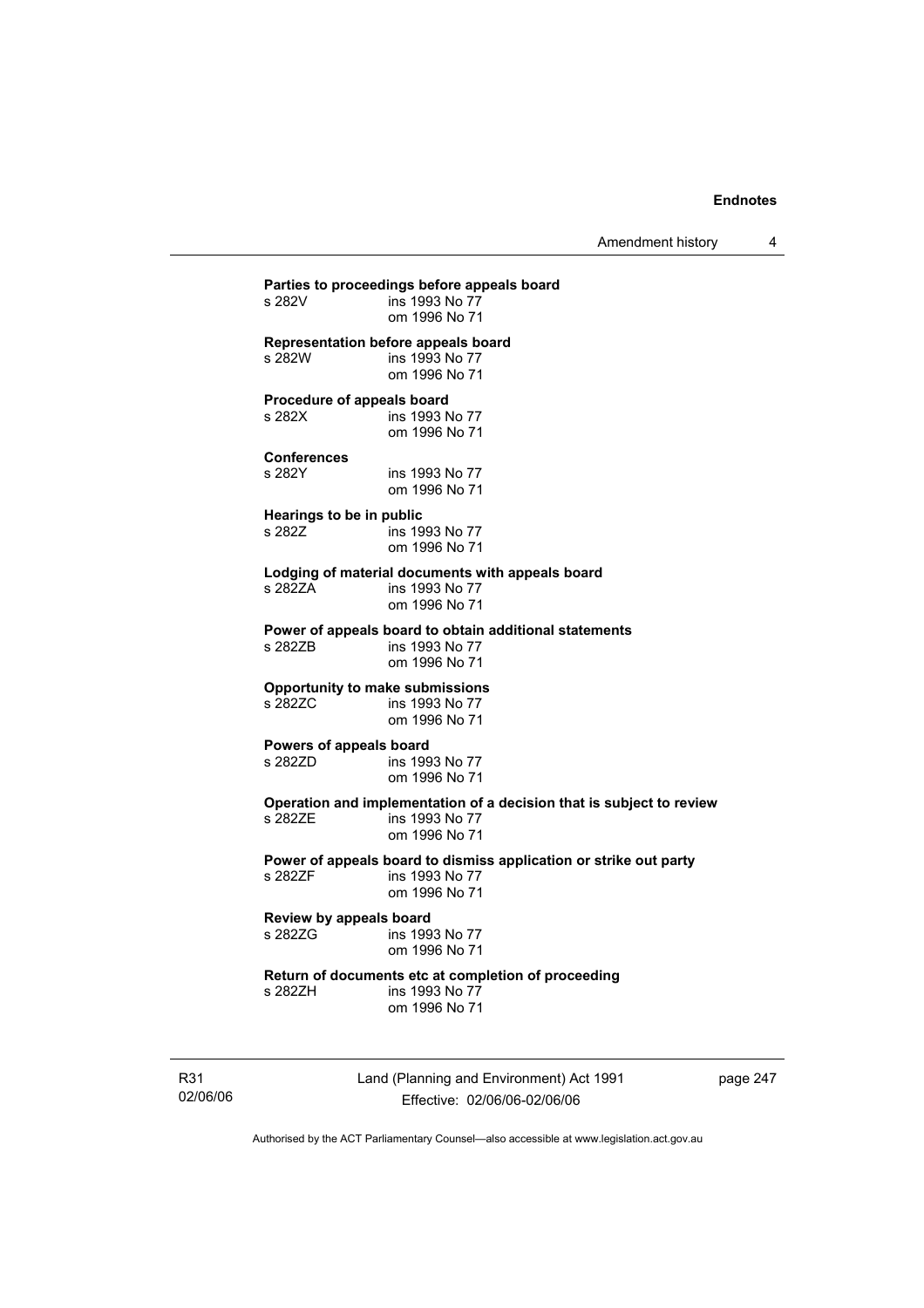**Parties to proceedings before appeals board**

s 282V ins 1993 No 77
om 1996 No 71

**Representation before appeals board**

s 282W ins 1993 No 77
om 1996 No 71

**Procedure of appeals board**

s 282X ins 1993 No 77
om 1996 No 71

**Conferences**

s 282Y ins 1993 No 77
om 1996 No 71

**Hearings to be in public**

s 282Z ins 1993 No 77
om 1996 No 71

**Lodging of material documents with appeals board**

s 282ZA ins 1993 No 77
om 1996 No 71

**Power of appeals board to obtain additional statements**

s 282ZB ins 1993 No 77
om 1996 No 71

**Opportunity to make submissions**

s 282ZC ins 1993 No 77
om 1996 No 71

**Powers of appeals board**

s 282ZD ins 1993 No 77
om 1996 No 71

**Operation and implementation of a decision that is subject to review**

s 282ZE ins 1993 No 77
om 1996 No 71

**Power of appeals board to dismiss application or strike out party**

s 282ZF ins 1993 No 77
om 1996 No 71

**Review by appeals board**

s 282ZG ins 1993 No 77
om 1996 No 71

**Return of documents etc at completion of proceeding**

s 282ZH ins 1993 No 77
om 1996 No 71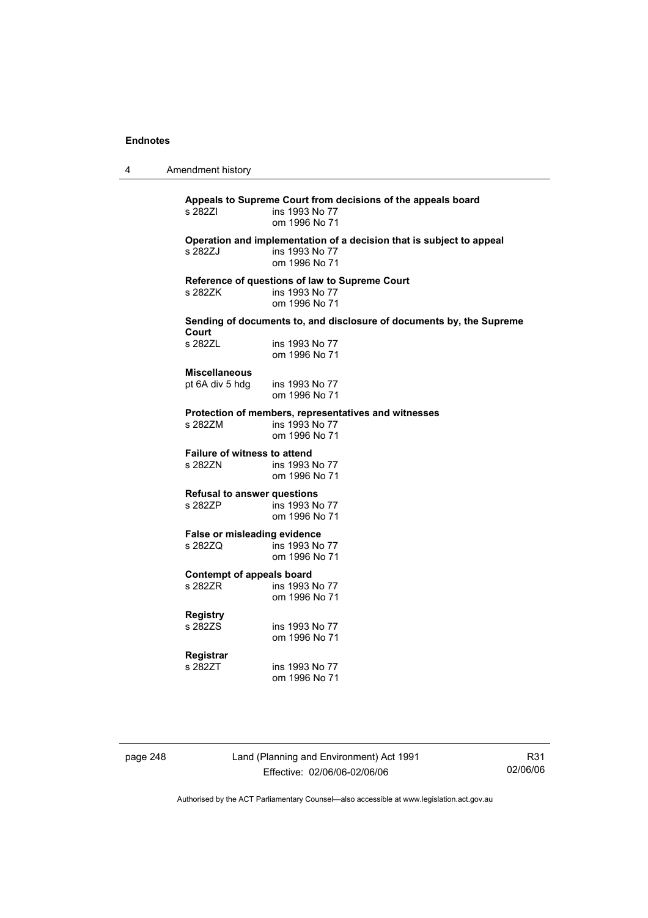**Appeals to Supreme Court from decisions of the appeals board**
s 282ZI ins 1993 No 77
om 1996 No 71

**Operation and implementation of a decision that is subject to appeal**
s 282ZJ ins 1993 No 77
om 1996 No 71

**Reference of questions of law to Supreme Court**
s 282ZK ins 1993 No 77
om 1996 No 71

**Sending of documents to, and disclosure of documents by, the Supreme Court**
s 282ZL ins 1993 No 77
om 1996 No 71

**Miscellaneous**
pt 6A div 5 hdg ins 1993 No 77
om 1996 No 71

**Protection of members, representatives and witnesses**
s 282ZM ins 1993 No 77
om 1996 No 71

**Failure of witness to attend**
s 282ZN ins 1993 No 77
om 1996 No 71

**Refusal to answer questions**
s 282ZP ins 1993 No 77
om 1996 No 71

**False or misleading evidence**
s 282ZQ ins 1993 No 77
om 1996 No 71

**Contempt of appeals board**
s 282ZR ins 1993 No 77
om 1996 No 71

**Registry**
s 282ZS ins 1993 No 77
om 1996 No 71

**Registrar**
s 282ZT ins 1993 No 77
om 1996 No 71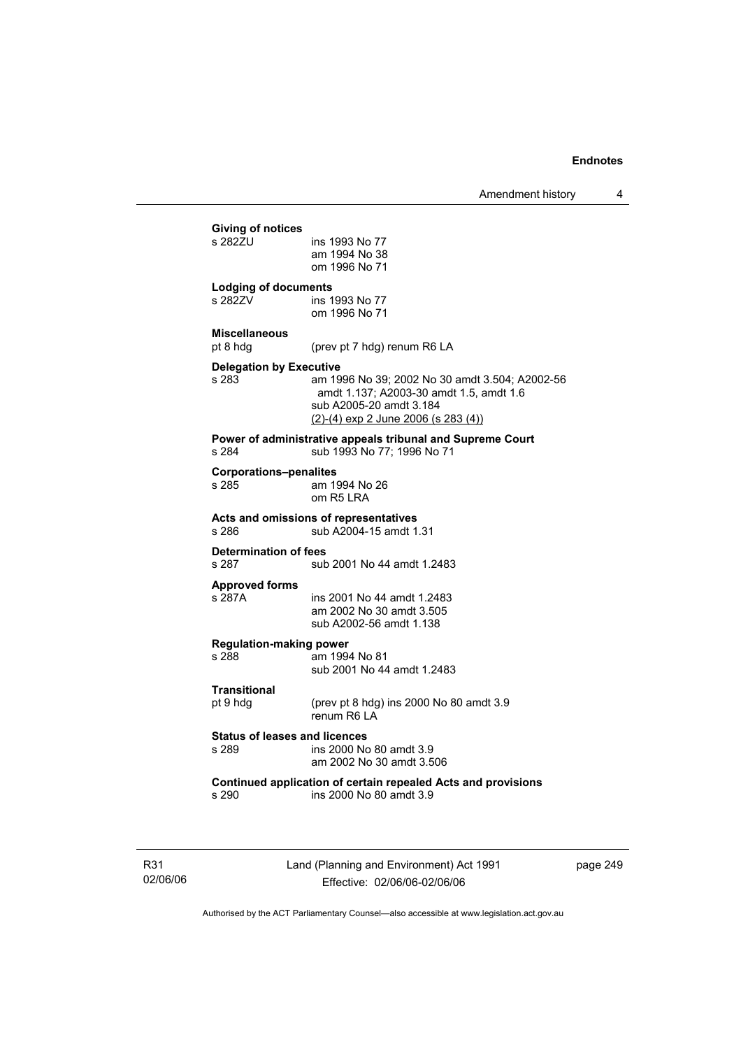**Giving of notices**

s 282ZU ins 1993 No 77
am 1994 No 38
om 1996 No 71

**Lodging of documents**

s 282ZV ins 1993 No 77
om 1996 No 71

**Miscellaneous**

pt 8 hdg (prev pt 7 hdg) renum R6 LA

**Delegation by Executive**

s 283 am 1996 No 39; 2002 No 30 amdt 3.504; A2002-56 amdt 1.137; A2003-30 amdt 1.5, amdt 1.6
sub A2005-20 amdt 3.184
(2)-(4) exp 2 June 2006 (s 283 (4))

**Power of administrative appeals tribunal and Supreme Court**

s 284 sub 1993 No 77; 1996 No 71

**Corporations–penalites**

s 285 am 1994 No 26
om R5 LRA

**Acts and omissions of representatives**

s 286 sub A2004-15 amdt 1.31

**Determination of fees**

s 287 sub 2001 No 44 amdt 1.2483

**Approved forms**

s 287A ins 2001 No 44 amdt 1.2483
am 2002 No 30 amdt 3.505
sub A2002-56 amdt 1.138

**Regulation-making power**

s 288 am 1994 No 81
sub 2001 No 44 amdt 1.2483

**Transitional**

pt 9 hdg (prev pt 8 hdg) ins 2000 No 80 amdt 3.9
renum R6 LA

**Status of leases and licences**

s 289 ins 2000 No 80 amdt 3.9
am 2002 No 30 amdt 3.506

**Continued application of certain repealed Acts and provisions**

s 290 ins 2000 No 80 amdt 3.9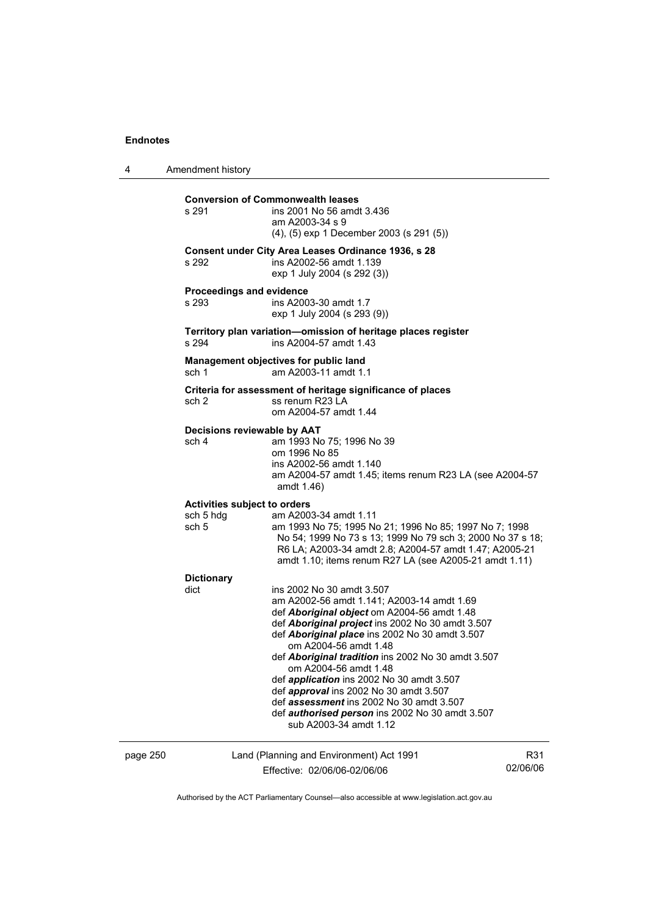**Conversion of Commonwealth leases**

s 291 ins 2001 No 56 amdt 3.436
am A2003-34 s 9
(4), (5) exp 1 December 2003 (s 291 (5))

**Consent under City Area Leases Ordinance 1936, s 28**

s 292 ins A2002-56 amdt 1.139
exp 1 July 2004 (s 292 (3))

**Proceedings and evidence**

s 293 ins A2003-30 amdt 1.7
exp 1 July 2004 (s 293 (9))

**Territory plan variation—omission of heritage places register**

s 294 ins A2004-57 amdt 1.43

**Management objectives for public land**

sch 1 am A2003-11 amdt 1.1

**Criteria for assessment of heritage significance of places**

sch 2 ss renum R23 LA
om A2004-57 amdt 1.44

**Decisions reviewable by AAT**

sch 4 am 1993 No 75; 1996 No 39
om 1996 No 85
ins A2002-56 amdt 1.140
am A2004-57 amdt 1.45; items renum R23 LA (see A2004-57 amdt 1.46)

**Activities subject to orders**

sch 5 hdg am A2003-34 amdt 1.11

sch 5 am 1993 No 75; 1995 No 21; 1996 No 85; 1997 No 7; 1998 No 54; 1999 No 73 s 13; 1999 No 79 sch 3; 2000 No 37 s 18; R6 LA; A2003-34 amdt 2.8; A2004-57 amdt 1.47; A2005-21 amdt 1.10; items renum R27 LA (see A2005-21 amdt 1.11)

**Dictionary**

dict ins 2002 No 30 amdt 3.507
am A2002-56 amdt 1.141; A2003-14 amdt 1.69
def ***Aboriginal object*** om A2004-56 amdt 1.48
def ***Aboriginal project*** ins 2002 No 30 amdt 3.507
def ***Aboriginal place*** ins 2002 No 30 amdt 3.507
om A2004-56 amdt 1.48
def ***Aboriginal tradition*** ins 2002 No 30 amdt 3.507
om A2004-56 amdt 1.48
def ***application*** ins 2002 No 30 amdt 3.507
def ***approval*** ins 2002 No 30 amdt 3.507
def ***assessment*** ins 2002 No 30 amdt 3.507
def ***authorised person*** ins 2002 No 30 amdt 3.507
sub A2003-34 amdt 1.12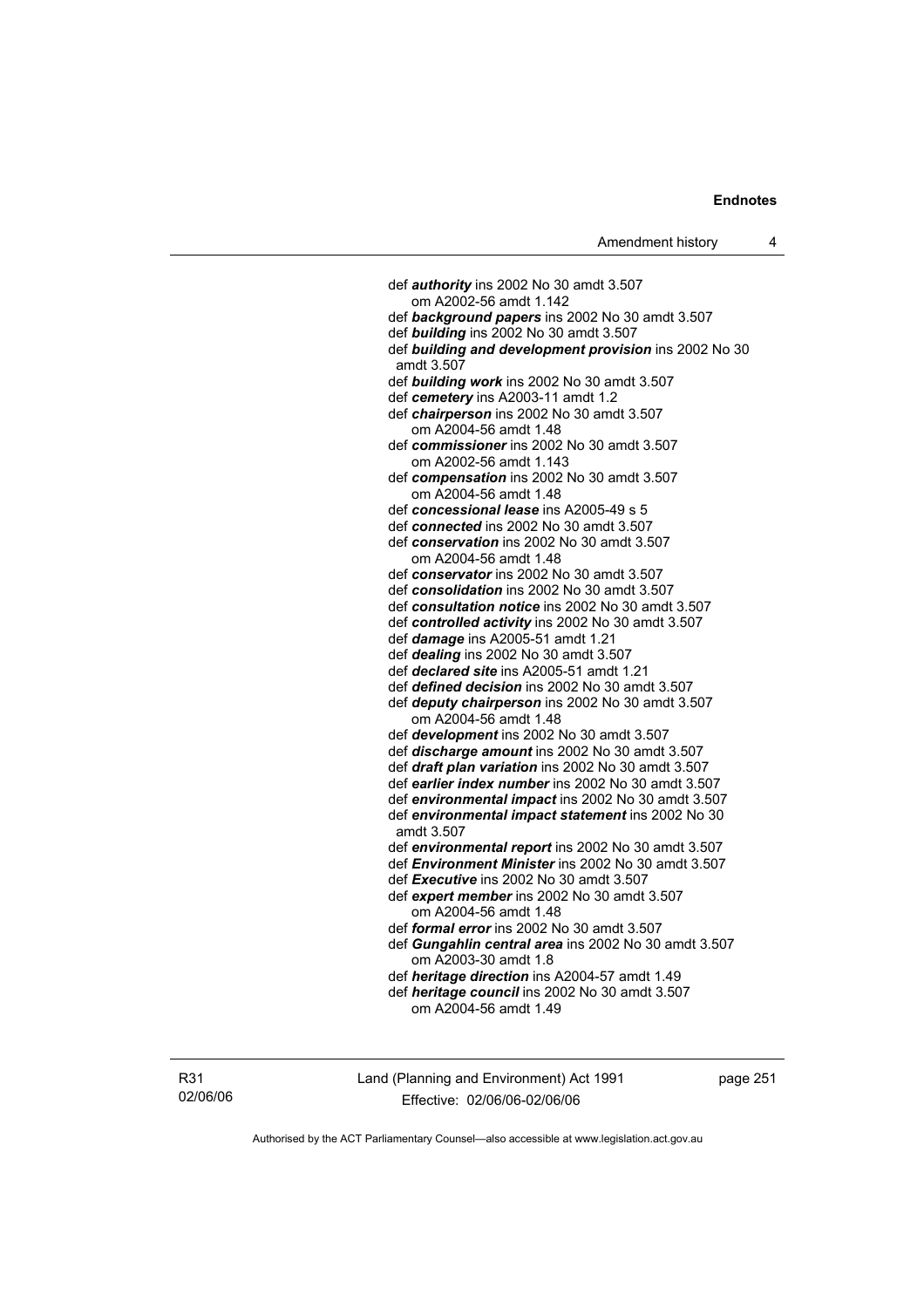def ***authority*** ins 2002 No 30 amdt 3.507
om A2002-56 amdt 1.142
def ***background papers*** ins 2002 No 30 amdt 3.507
def ***building*** ins 2002 No 30 amdt 3.507
def ***building and development provision*** ins 2002 No 30 amdt 3.507
def ***building work*** ins 2002 No 30 amdt 3.507
def ***cemetery*** ins A2003-11 amdt 1.2
def ***chairperson*** ins 2002 No 30 amdt 3.507
om A2004-56 amdt 1.48
def ***commissioner*** ins 2002 No 30 amdt 3.507
om A2002-56 amdt 1.143
def ***compensation*** ins 2002 No 30 amdt 3.507
om A2004-56 amdt 1.48
def ***concessional lease*** ins A2005-49 s 5
def ***connected*** ins 2002 No 30 amdt 3.507
def ***conservation*** ins 2002 No 30 amdt 3.507
om A2004-56 amdt 1.48
def ***conservator*** ins 2002 No 30 amdt 3.507
def ***consolidation*** ins 2002 No 30 amdt 3.507
def ***consultation notice*** ins 2002 No 30 amdt 3.507
def ***controlled activity*** ins 2002 No 30 amdt 3.507
def ***damage*** ins A2005-51 amdt 1.21
def ***dealing*** ins 2002 No 30 amdt 3.507
def ***declared site*** ins A2005-51 amdt 1.21
def ***defined decision*** ins 2002 No 30 amdt 3.507
def ***deputy chairperson*** ins 2002 No 30 amdt 3.507
om A2004-56 amdt 1.48
def ***development*** ins 2002 No 30 amdt 3.507
def ***discharge amount*** ins 2002 No 30 amdt 3.507
def ***draft plan variation*** ins 2002 No 30 amdt 3.507
def ***earlier index number*** ins 2002 No 30 amdt 3.507
def ***environmental impact*** ins 2002 No 30 amdt 3.507
def ***environmental impact statement*** ins 2002 No 30 amdt 3.507
def ***environmental report*** ins 2002 No 30 amdt 3.507
def ***Environment Minister*** ins 2002 No 30 amdt 3.507
def ***Executive*** ins 2002 No 30 amdt 3.507
def ***expert member*** ins 2002 No 30 amdt 3.507
om A2004-56 amdt 1.48
def ***formal error*** ins 2002 No 30 amdt 3.507
def ***Gungahlin central area*** ins 2002 No 30 amdt 3.507
om A2003-30 amdt 1.8
def ***heritage direction*** ins A2004-57 amdt 1.49
def ***heritage council*** ins 2002 No 30 amdt 3.507
om A2004-56 amdt 1.49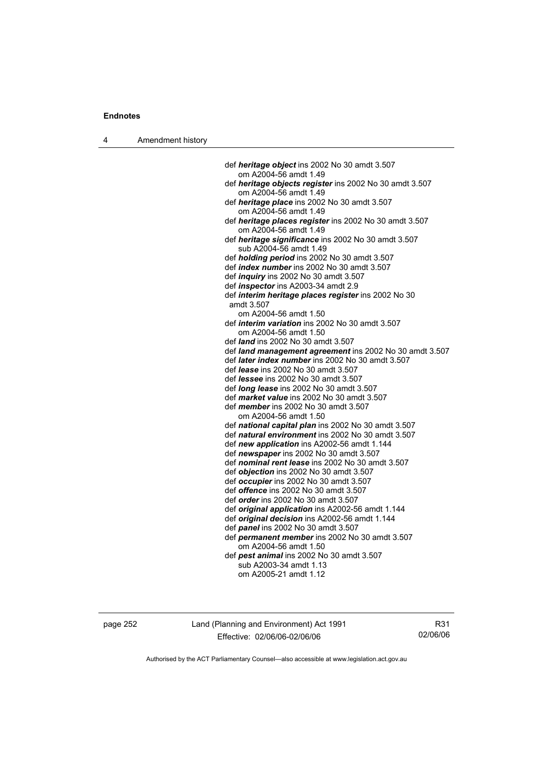def ***heritage object*** ins 2002 No 30 amdt 3.507
om A2004-56 amdt 1.49

def ***heritage objects register*** ins 2002 No 30 amdt 3.507
om A2004-56 amdt 1.49

def ***heritage place*** ins 2002 No 30 amdt 3.507
om A2004-56 amdt 1.49

def ***heritage places register*** ins 2002 No 30 amdt 3.507
om A2004-56 amdt 1.49

def ***heritage significance*** ins 2002 No 30 amdt 3.507
sub A2004-56 amdt 1.49

def ***holding period*** ins 2002 No 30 amdt 3.507

def ***index number*** ins 2002 No 30 amdt 3.507

def ***inquiry*** ins 2002 No 30 amdt 3.507

def ***inspector*** ins A2003-34 amdt 2.9

def ***interim heritage places register*** ins 2002 No 30 amdt 3.507
om A2004-56 amdt 1.50

def ***interim variation*** ins 2002 No 30 amdt 3.507
om A2004-56 amdt 1.50

def ***land*** ins 2002 No 30 amdt 3.507

def ***land management agreement*** ins 2002 No 30 amdt 3.507

def ***later index number*** ins 2002 No 30 amdt 3.507

def ***lease*** ins 2002 No 30 amdt 3.507

def ***lessee*** ins 2002 No 30 amdt 3.507

def ***long lease*** ins 2002 No 30 amdt 3.507

def ***market value*** ins 2002 No 30 amdt 3.507

def ***member*** ins 2002 No 30 amdt 3.507
om A2004-56 amdt 1.50

def ***national capital plan*** ins 2002 No 30 amdt 3.507

def ***natural environment*** ins 2002 No 30 amdt 3.507

def ***new application*** ins A2002-56 amdt 1.144

def ***newspaper*** ins 2002 No 30 amdt 3.507

def ***nominal rent lease*** ins 2002 No 30 amdt 3.507

def ***objection*** ins 2002 No 30 amdt 3.507

def ***occupier*** ins 2002 No 30 amdt 3.507

def ***offence*** ins 2002 No 30 amdt 3.507

def ***order*** ins 2002 No 30 amdt 3.507

def ***original application*** ins A2002-56 amdt 1.144

def ***original decision*** ins A2002-56 amdt 1.144

def ***panel*** ins 2002 No 30 amdt 3.507

def ***permanent member*** ins 2002 No 30 amdt 3.507
om A2004-56 amdt 1.50

def ***pest animal*** ins 2002 No 30 amdt 3.507
sub A2003-34 amdt 1.13
om A2005-21 amdt 1.12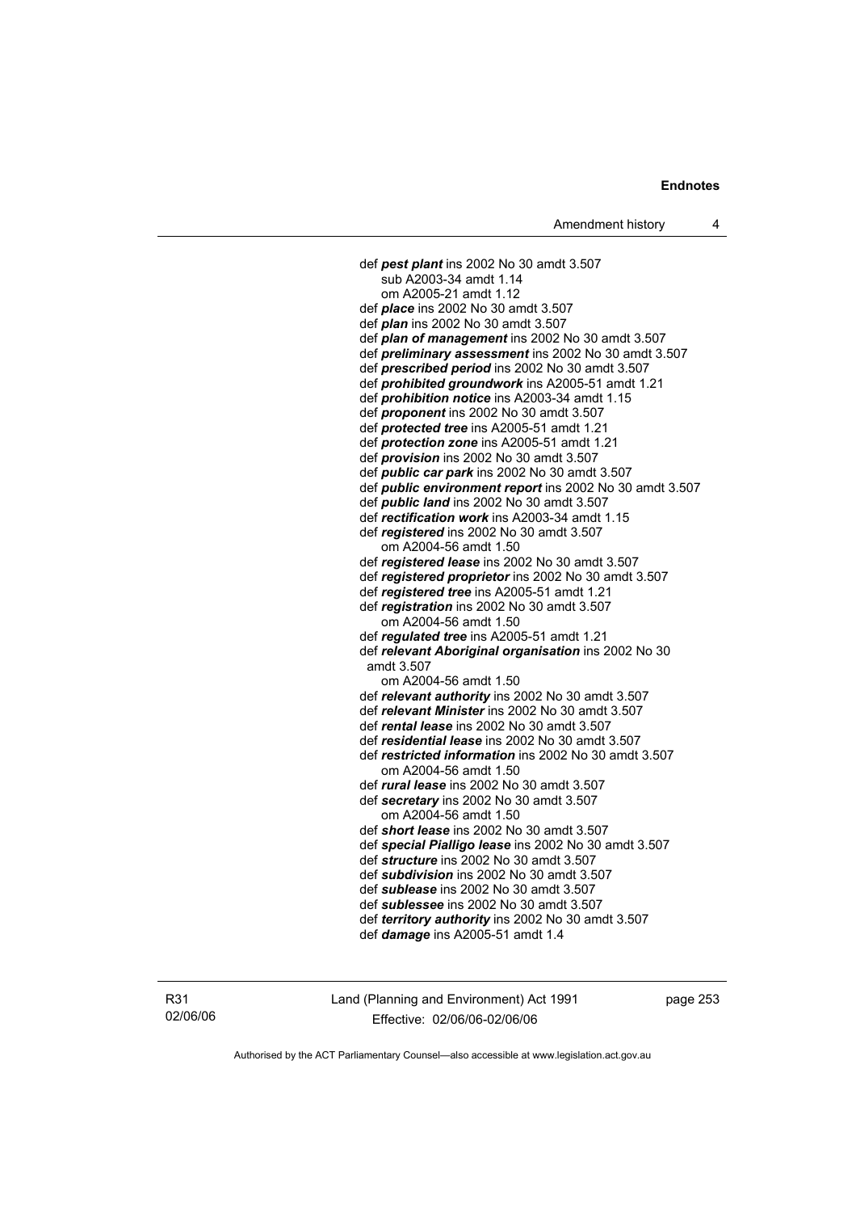def ***pest plant*** ins 2002 No 30 amdt 3.507
  sub A2003-34 amdt 1.14
  om A2005-21 amdt 1.12
def ***place*** ins 2002 No 30 amdt 3.507
def ***plan*** ins 2002 No 30 amdt 3.507
def ***plan of management*** ins 2002 No 30 amdt 3.507
def ***preliminary assessment*** ins 2002 No 30 amdt 3.507
def ***prescribed period*** ins 2002 No 30 amdt 3.507
def ***prohibited groundwork*** ins A2005-51 amdt 1.21
def ***prohibition notice*** ins A2003-34 amdt 1.15
def ***proponent*** ins 2002 No 30 amdt 3.507
def ***protected tree*** ins A2005-51 amdt 1.21
def ***protection zone*** ins A2005-51 amdt 1.21
def ***provision*** ins 2002 No 30 amdt 3.507
def ***public car park*** ins 2002 No 30 amdt 3.507
def ***public environment report*** ins 2002 No 30 amdt 3.507
def ***public land*** ins 2002 No 30 amdt 3.507
def ***rectification work*** ins A2003-34 amdt 1.15
def ***registered*** ins 2002 No 30 amdt 3.507
  om A2004-56 amdt 1.50
def ***registered lease*** ins 2002 No 30 amdt 3.507
def ***registered proprietor*** ins 2002 No 30 amdt 3.507
def ***registered tree*** ins A2005-51 amdt 1.21
def ***registration*** ins 2002 No 30 amdt 3.507
  om A2004-56 amdt 1.50
def ***regulated tree*** ins A2005-51 amdt 1.21
def ***relevant Aboriginal organisation*** ins 2002 No 30 amdt 3.507
  om A2004-56 amdt 1.50
def ***relevant authority*** ins 2002 No 30 amdt 3.507
def ***relevant Minister*** ins 2002 No 30 amdt 3.507
def ***rental lease*** ins 2002 No 30 amdt 3.507
def ***residential lease*** ins 2002 No 30 amdt 3.507
def ***restricted information*** ins 2002 No 30 amdt 3.507
  om A2004-56 amdt 1.50
def ***rural lease*** ins 2002 No 30 amdt 3.507
def ***secretary*** ins 2002 No 30 amdt 3.507
  om A2004-56 amdt 1.50
def ***short lease*** ins 2002 No 30 amdt 3.507
def ***special Pialligo lease*** ins 2002 No 30 amdt 3.507
def ***structure*** ins 2002 No 30 amdt 3.507
def ***subdivision*** ins 2002 No 30 amdt 3.507
def ***sublease*** ins 2002 No 30 amdt 3.507
def ***sublessee*** ins 2002 No 30 amdt 3.507
def ***territory authority*** ins 2002 No 30 amdt 3.507
def ***damage*** ins A2005-51 amdt 1.4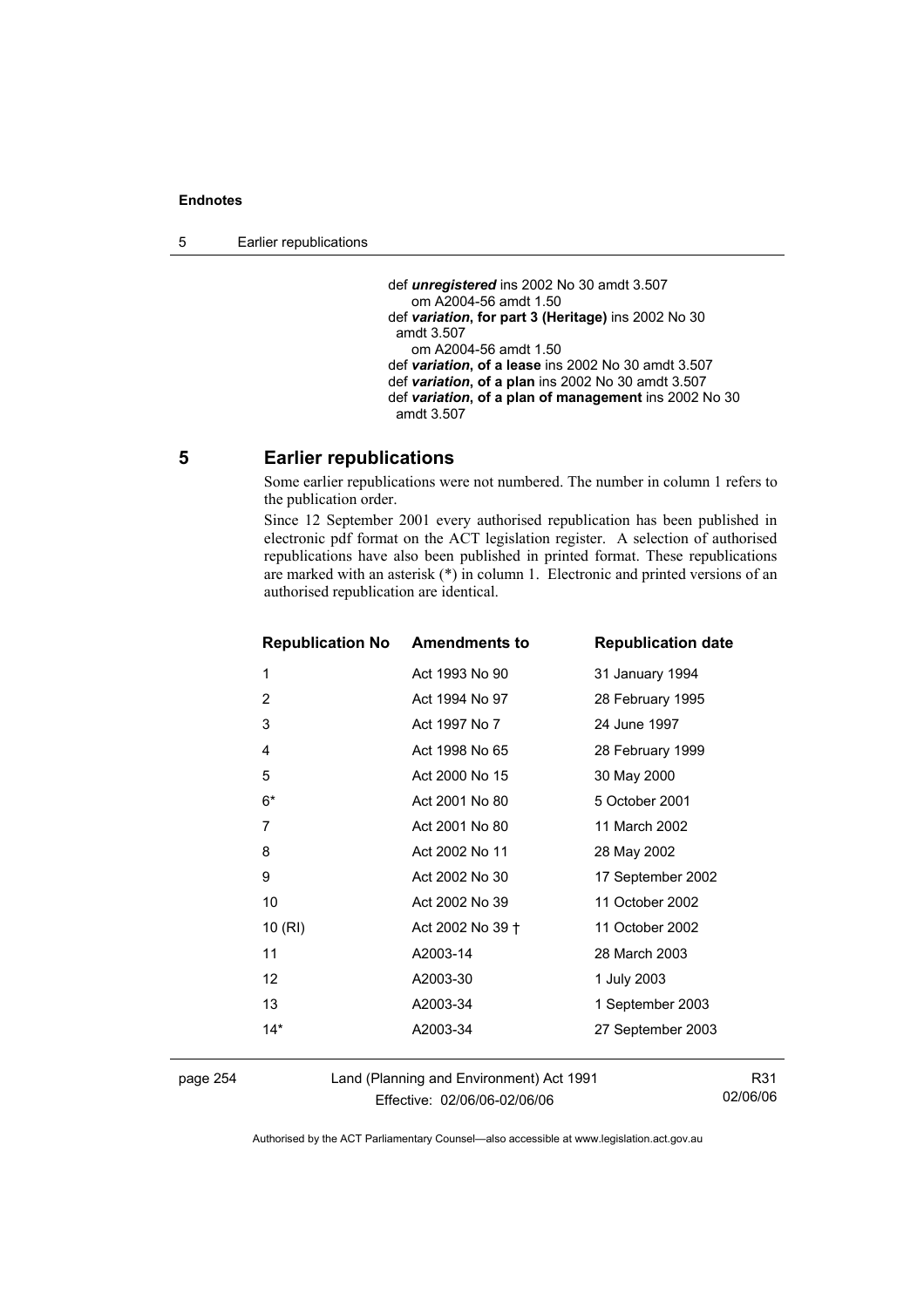def ***unregistered*** ins 2002 No 30 amdt 3.507
om A2004-56 amdt 1.50
def ***variation*, for part 3 (Heritage)** ins 2002 No 30 amdt 3.507
om A2004-56 amdt 1.50
def ***variation*, of a lease** ins 2002 No 30 amdt 3.507
def ***variation*, of a plan** ins 2002 No 30 amdt 3.507
def ***variation*, of a plan of management** ins 2002 No 30 amdt 3.507

## 5 Earlier republications

Some earlier republications were not numbered. The number in column 1 refers to the publication order.

Since 12 September 2001 every authorised republication has been published in electronic pdf format on the ACT legislation register. A selection of authorised republications have also been published in printed format. These republications are marked with an asterisk (*) in column 1. Electronic and printed versions of an authorised republication are identical.

| Republication No | Amendments to | Republication date |
|---|---|---|
| 1 | Act 1993 No 90 | 31 January 1994 |
| 2 | Act 1994 No 97 | 28 February 1995 |
| 3 | Act 1997 No 7 | 24 June 1997 |
| 4 | Act 1998 No 65 | 28 February 1999 |
| 5 | Act 2000 No 15 | 30 May 2000 |
| 6* | Act 2001 No 80 | 5 October 2001 |
| 7 | Act 2001 No 80 | 11 March 2002 |
| 8 | Act 2002 No 11 | 28 May 2002 |
| 9 | Act 2002 No 30 | 17 September 2002 |
| 10 | Act 2002 No 39 | 11 October 2002 |
| 10 (RI) | Act 2002 No 39 † | 11 October 2002 |
| 11 | A2003-14 | 28 March 2003 |
| 12 | A2003-30 | 1 July 2003 |
| 13 | A2003-34 | 1 September 2003 |
| 14* | A2003-34 | 27 September 2003 |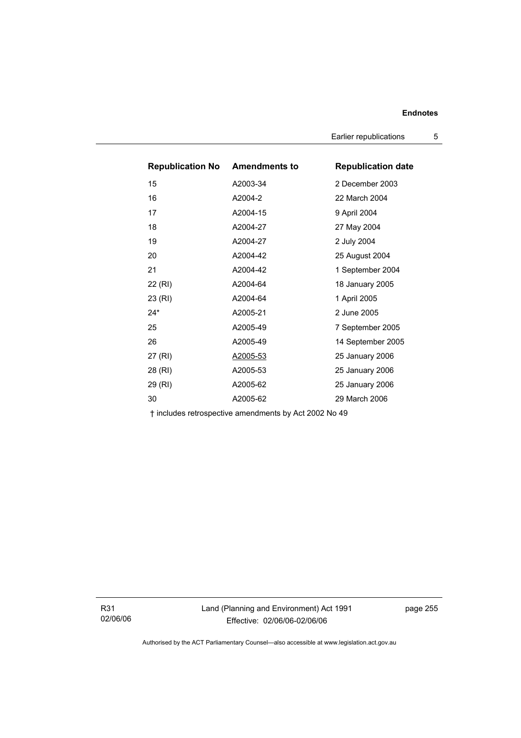| Republication No | Amendments to | Republication date |
| --- | --- | --- |
| 15 | A2003-34 | 2 December 2003 |
| 16 | A2004-2 | 22 March 2004 |
| 17 | A2004-15 | 9 April 2004 |
| 18 | A2004-27 | 27 May 2004 |
| 19 | A2004-27 | 2 July 2004 |
| 20 | A2004-42 | 25 August 2004 |
| 21 | A2004-42 | 1 September 2004 |
| 22 (RI) | A2004-64 | 18 January 2005 |
| 23 (RI) | A2004-64 | 1 April 2005 |
| 24* | A2005-21 | 2 June 2005 |
| 25 | A2005-49 | 7 September 2005 |
| 26 | A2005-49 | 14 September 2005 |
| 27 (RI) | A2005-53 | 25 January 2006 |
| 28 (RI) | A2005-53 | 25 January 2006 |
| 29 (RI) | A2005-62 | 25 January 2006 |
| 30 | A2005-62 | 29 March 2006 |

† includes retrospective amendments by Act 2002 No 49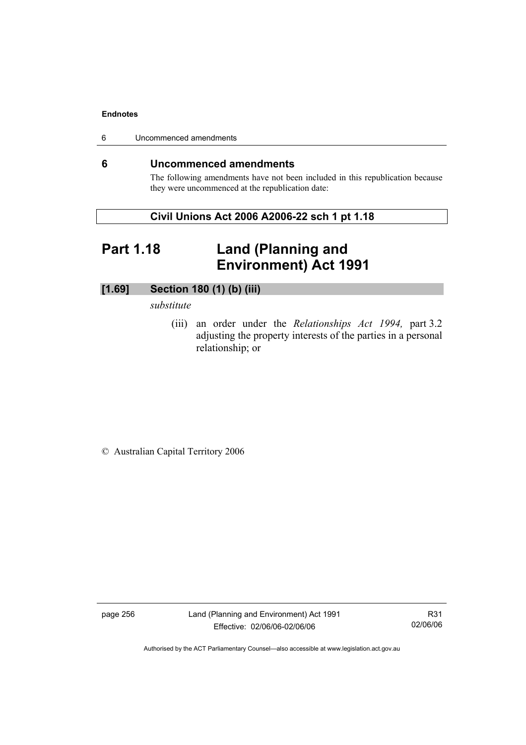## 6 Uncommenced amendments

The following amendments have not been included in this republication because they were uncommenced at the republication date:

**Civil Unions Act 2006 A2006-22 sch 1 pt 1.18**

# Part 1.18 Land (Planning and Environment) Act 1991

### [1.69] Section 180 (1) (b) (iii)

*substitute*

(iii) an order under the *Relationships Act 1994,* part 3.2 adjusting the property interests of the parties in a personal relationship; or

© Australian Capital Territory 2006